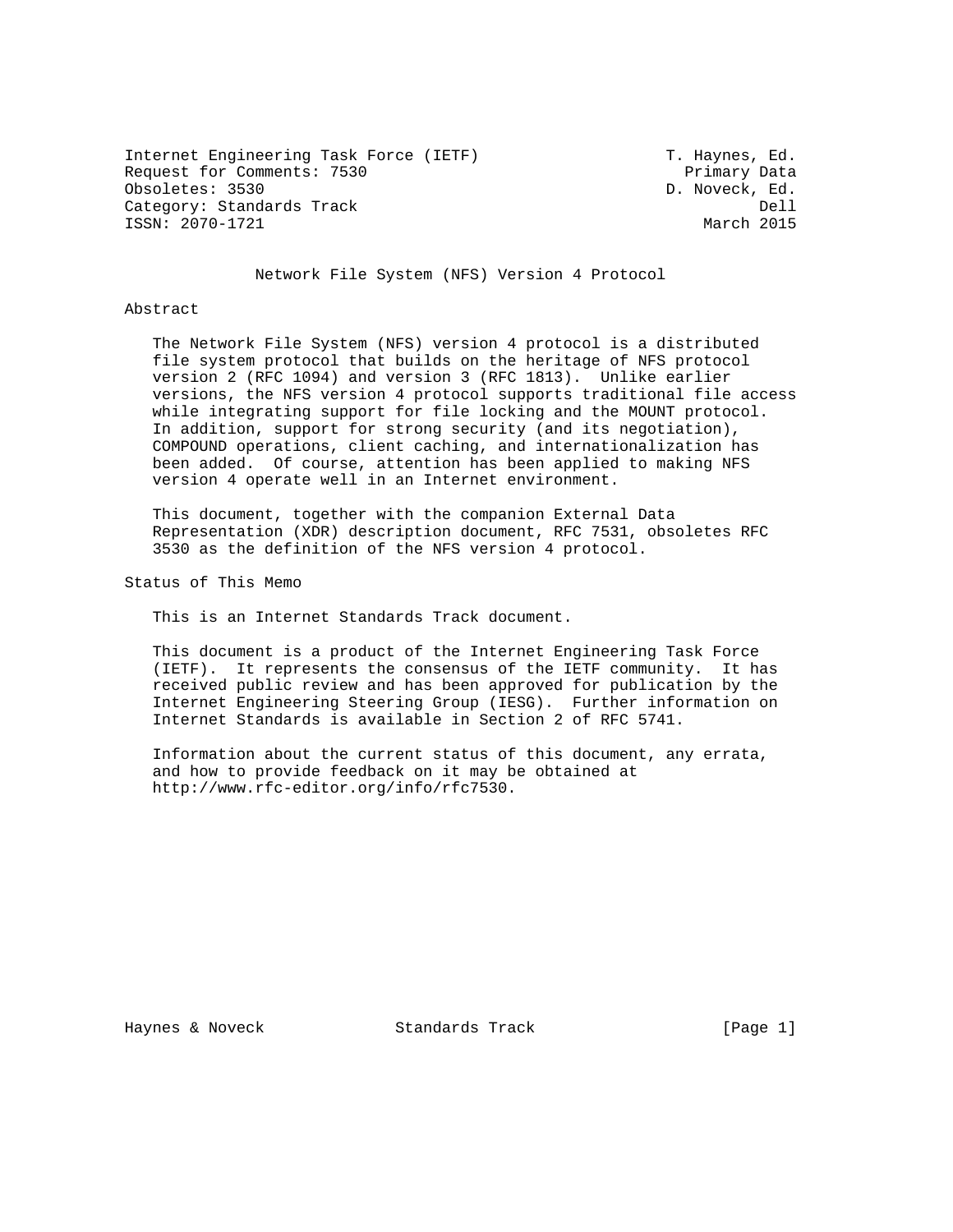Internet Engineering Task Force (IETF) T. Haynes, Ed.
Request for Comments: 7530 Primary Data
Obsoletes: 3530 D. Noveck, Ed.
Category: Standards Track Dell
ISSN: 2070-1721 March 2015

# Network File System (NFS) Version 4 Protocol

## Abstract

The Network File System (NFS) version 4 protocol is a distributed file system protocol that builds on the heritage of NFS protocol version 2 (RFC 1094) and version 3 (RFC 1813). Unlike earlier versions, the NFS version 4 protocol supports traditional file access while integrating support for file locking and the MOUNT protocol. In addition, support for strong security (and its negotiation), COMPOUND operations, client caching, and internationalization has been added. Of course, attention has been applied to making NFS version 4 operate well in an Internet environment.

This document, together with the companion External Data Representation (XDR) description document, RFC 7531, obsoletes RFC 3530 as the definition of the NFS version 4 protocol.

## Status of This Memo

This is an Internet Standards Track document.

This document is a product of the Internet Engineering Task Force (IETF). It represents the consensus of the IETF community. It has received public review and has been approved for publication by the Internet Engineering Steering Group (IESG). Further information on Internet Standards is available in Section 2 of RFC 5741.

Information about the current status of this document, any errata, and how to provide feedback on it may be obtained at http://www.rfc-editor.org/info/rfc7530.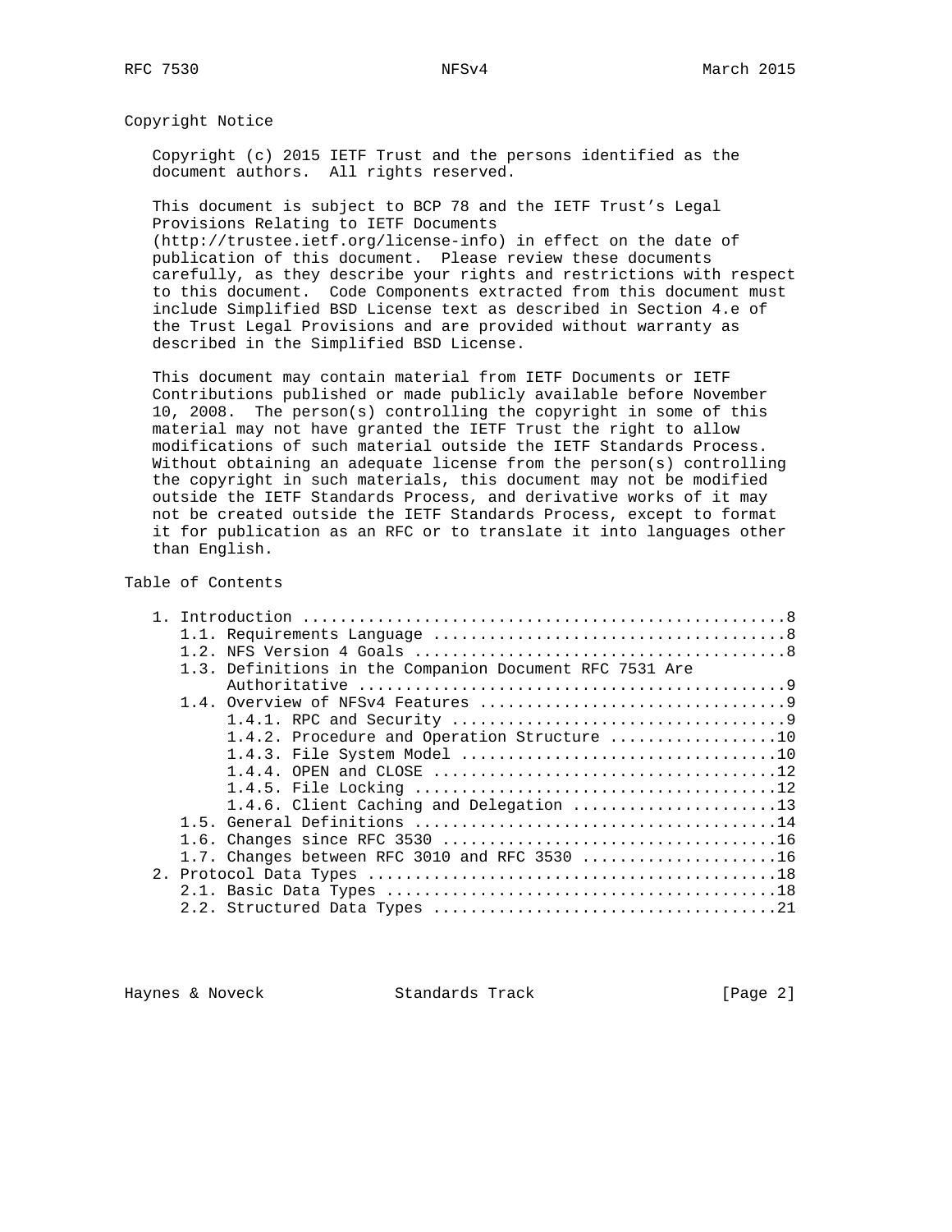## Copyright Notice

Copyright (c) 2015 IETF Trust and the persons identified as the document authors. All rights reserved.

This document is subject to BCP 78 and the IETF Trust's Legal Provisions Relating to IETF Documents (http://trustee.ietf.org/license-info) in effect on the date of publication of this document. Please review these documents carefully, as they describe your rights and restrictions with respect to this document. Code Components extracted from this document must include Simplified BSD License text as described in Section 4.e of the Trust Legal Provisions and are provided without warranty as described in the Simplified BSD License.

This document may contain material from IETF Documents or IETF Contributions published or made publicly available before November 10, 2008. The person(s) controlling the copyright in some of this material may not have granted the IETF Trust the right to allow modifications of such material outside the IETF Standards Process. Without obtaining an adequate license from the person(s) controlling the copyright in such materials, this document may not be modified outside the IETF Standards Process, and derivative works of it may not be created outside the IETF Standards Process, except to format it for publication as an RFC or to translate it into languages other than English.

## Table of Contents

```
   1. Introduction ....................................................8
      1.1. Requirements Language ......................................8
      1.2. NFS Version 4 Goals ........................................8
      1.3. Definitions in the Companion Document RFC 7531 Are
           Authoritative ..............................................9
      1.4. Overview of NFSv4 Features .................................9
           1.4.1. RPC and Security ....................................9
           1.4.2. Procedure and Operation Structure ..................10
           1.4.3. File System Model ..................................10
           1.4.4. OPEN and CLOSE .....................................12
           1.4.5. File Locking .......................................12
           1.4.6. Client Caching and Delegation ......................13
      1.5. General Definitions .......................................14
      1.6. Changes since RFC 3530 ....................................16
      1.7. Changes between RFC 3010 and RFC 3530 .....................16
   2. Protocol Data Types ............................................18
      2.1. Basic Data Types ..........................................18
      2.2. Structured Data Types .....................................21
```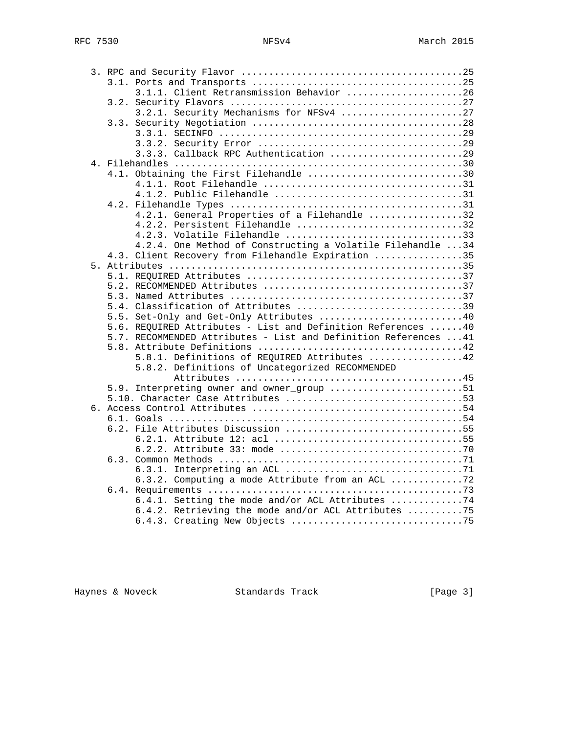```
   3. RPC and Security Flavor .......................................25
      3.1. Ports and Transports .....................................25
           3.1.1. Client Retransmission Behavior .....................26
      3.2. Security Flavors .........................................27
           3.2.1. Security Mechanisms for NFSv4 ......................27
      3.3. Security Negotiation .....................................28
           3.3.1. SECINFO ............................................29
           3.3.2. Security Error .....................................29
           3.3.3. Callback RPC Authentication ........................29
   4. Filehandles ...................................................30
      4.1. Obtaining the First Filehandle ...........................30
           4.1.1. Root Filehandle ....................................31
           4.1.2. Public Filehandle ..................................31
      4.2. Filehandle Types .........................................31
           4.2.1. General Properties of a Filehandle .................32
           4.2.2. Persistent Filehandle ..............................32
           4.2.3. Volatile Filehandle ................................33
           4.2.4. One Method of Constructing a Volatile Filehandle ...34
      4.3. Client Recovery from Filehandle Expiration ................35
   5. Attributes ....................................................35
      5.1. REQUIRED Attributes ......................................37
      5.2. RECOMMENDED Attributes ...................................37
      5.3. Named Attributes .........................................37
      5.4. Classification of Attributes .............................39
      5.5. Set-Only and Get-Only Attributes .........................40
      5.6. REQUIRED Attributes - List and Definition References ......40
      5.7. RECOMMENDED Attributes - List and Definition References ...41
      5.8. Attribute Definitions ....................................42
           5.8.1. Definitions of REQUIRED Attributes .................42
           5.8.2. Definitions of Uncategorized RECOMMENDED
                  Attributes .........................................45
      5.9. Interpreting owner and owner_group ........................51
      5.10. Character Case Attributes ................................53
   6. Access Control Attributes .....................................54
      6.1. Goals ....................................................54
      6.2. File Attributes Discussion ...............................55
           6.2.1. Attribute 12: acl ..................................55
           6.2.2. Attribute 33: mode .................................70
      6.3. Common Methods ...........................................71
           6.3.1. Interpreting an ACL ................................71
           6.3.2. Computing a mode Attribute from an ACL .............72
      6.4. Requirements .............................................73
           6.4.1. Setting the mode and/or ACL Attributes .............74
           6.4.2. Retrieving the mode and/or ACL Attributes ..........75
           6.4.3. Creating New Objects ...............................75
```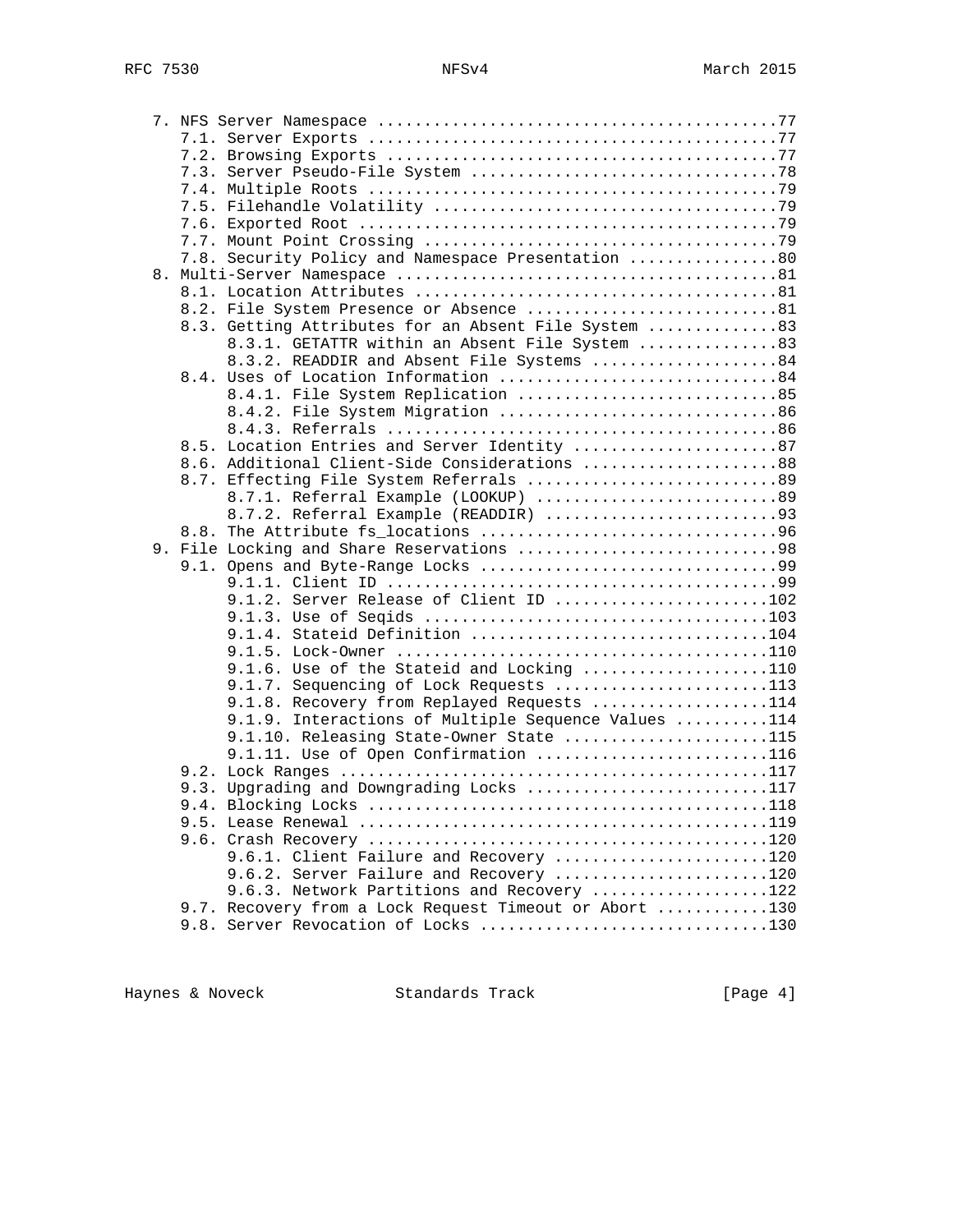```
   7. NFS Server Namespace ..........................................77
      7.1. Server Exports ...........................................77
      7.2. Browsing Exports .........................................77
      7.3. Server Pseudo-File System ................................78
      7.4. Multiple Roots ...........................................79
      7.5. Filehandle Volatility ....................................79
      7.6. Exported Root ............................................79
      7.7. Mount Point Crossing .....................................79
      7.8. Security Policy and Namespace Presentation ...............80
   8. Multi-Server Namespace ........................................81
      8.1. Location Attributes ......................................81
      8.2. File System Presence or Absence ..........................81
      8.3. Getting Attributes for an Absent File System .............83
           8.3.1. GETATTR within an Absent File System ..............83
           8.3.2. READDIR and Absent File Systems ...................84
      8.4. Uses of Location Information .............................84
           8.4.1. File System Replication ...........................85
           8.4.2. File System Migration .............................86
           8.4.3. Referrals .........................................86
      8.5. Location Entries and Server Identity .....................87
      8.6. Additional Client-Side Considerations ....................88
      8.7. Effecting File System Referrals ..........................89
           8.7.1. Referral Example (LOOKUP) .........................89
           8.7.2. Referral Example (READDIR) ........................93
      8.8. The Attribute fs_locations ...............................96
   9. File Locking and Share Reservations ...........................98
      9.1. Opens and Byte-Range Locks ...............................99
           9.1.1. Client ID .........................................99
           9.1.2. Server Release of Client ID ......................102
           9.1.3. Use of Seqids ....................................103
           9.1.4. Stateid Definition ...............................104
           9.1.5. Lock-Owner .......................................110
           9.1.6. Use of the Stateid and Locking ...................110
           9.1.7. Sequencing of Lock Requests ......................113
           9.1.8. Recovery from Replayed Requests ..................114
           9.1.9. Interactions of Multiple Sequence Values .........114
           9.1.10. Releasing State-Owner State .....................115
           9.1.11. Use of Open Confirmation ........................116
      9.2. Lock Ranges .............................................117
      9.3. Upgrading and Downgrading Locks .........................117
      9.4. Blocking Locks ..........................................118
      9.5. Lease Renewal ...........................................119
      9.6. Crash Recovery ..........................................120
           9.6.1. Client Failure and Recovery ......................120
           9.6.2. Server Failure and Recovery ......................120
           9.6.3. Network Partitions and Recovery ..................122
      9.7. Recovery from a Lock Request Timeout or Abort ...........130
      9.8. Server Revocation of Locks ..............................130
```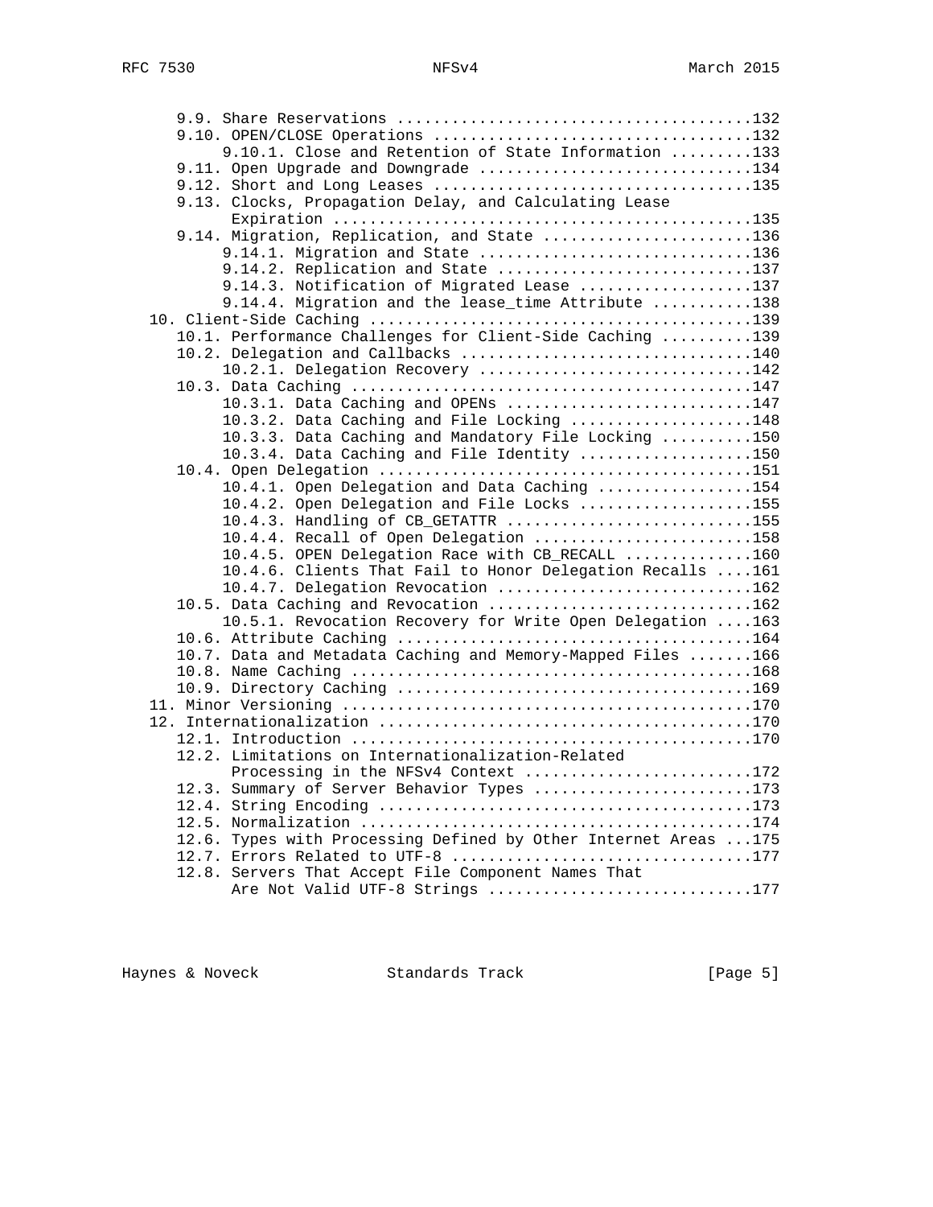```
      9.9. Share Reservations ......................................132
      9.10. OPEN/CLOSE Operations ..................................132
           9.10.1. Close and Retention of State Information .........133
      9.11. Open Upgrade and Downgrade .............................134
      9.12. Short and Long Leases ..................................135
      9.13. Clocks, Propagation Delay, and Calculating Lease
            Expiration .............................................135
      9.14. Migration, Replication, and State ......................136
           9.14.1. Migration and State .............................136
           9.14.2. Replication and State ...........................137
           9.14.3. Notification of Migrated Lease ..................137
           9.14.4. Migration and the lease_time Attribute ..........138
   10. Client-Side Caching .........................................139
      10.1. Performance Challenges for Client-Side Caching .........139
      10.2. Delegation and Callbacks ...............................140
           10.2.1. Delegation Recovery .............................142
      10.3. Data Caching ...........................................147
           10.3.1. Data Caching and OPENs ..........................147
           10.3.2. Data Caching and File Locking ...................148
           10.3.3. Data Caching and Mandatory File Locking .........150
           10.3.4. Data Caching and File Identity ..................150
      10.4. Open Delegation ........................................151
           10.4.1. Open Delegation and Data Caching ................154
           10.4.2. Open Delegation and File Locks ..................155
           10.4.3. Handling of CB_GETATTR ..........................155
           10.4.4. Recall of Open Delegation .......................158
           10.4.5. OPEN Delegation Race with CB_RECALL .............160
           10.4.6. Clients That Fail to Honor Delegation Recalls ....161
           10.4.7. Delegation Revocation ...........................162
      10.5. Data Caching and Revocation ............................162
           10.5.1. Revocation Recovery for Write Open Delegation ....163
      10.6. Attribute Caching ......................................164
      10.7. Data and Metadata Caching and Memory-Mapped Files .......166
      10.8. Name Caching ...........................................168
      10.9. Directory Caching ......................................169
   11. Minor Versioning ............................................170
   12. Internationalization ........................................170
      12.1. Introduction ...........................................170
      12.2. Limitations on Internationalization-Related
            Processing in the NFSv4 Context ........................172
      12.3. Summary of Server Behavior Types .......................173
      12.4. String Encoding ........................................173
      12.5. Normalization ..........................................174
      12.6. Types with Processing Defined by Other Internet Areas ...175
      12.7. Errors Related to UTF-8 ................................177
      12.8. Servers That Accept File Component Names That
            Are Not Valid UTF-8 Strings ............................177
```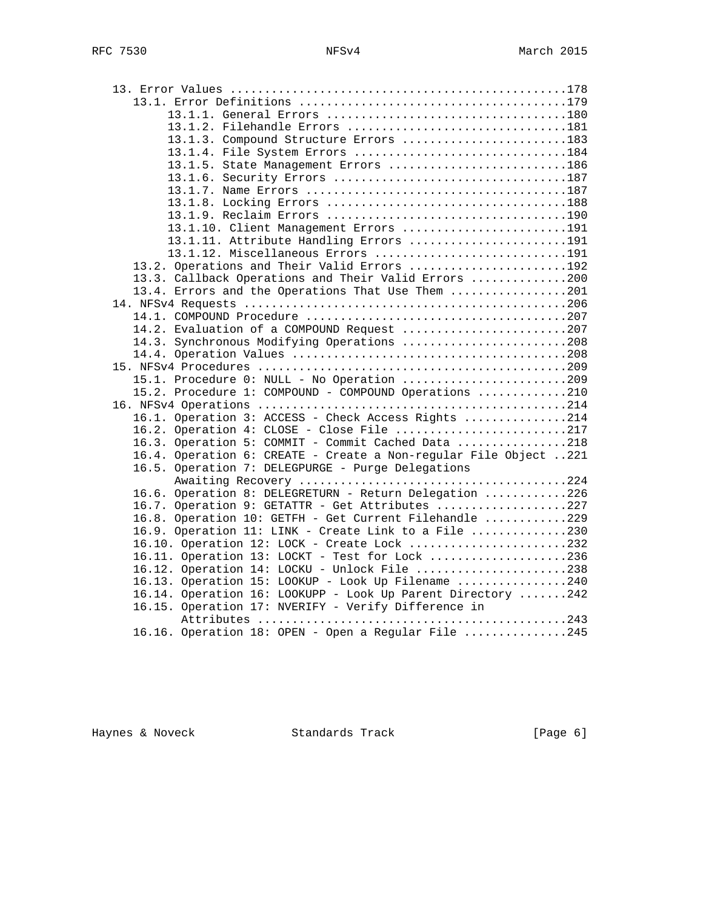```
   13. Error Values ................................................178
      13.1. Error Definitions ......................................179
           13.1.1. General Errors ..................................180
           13.1.2. Filehandle Errors ...............................181
           13.1.3. Compound Structure Errors .......................183
           13.1.4. File System Errors ..............................184
           13.1.5. State Management Errors .........................186
           13.1.6. Security Errors .................................187
           13.1.7. Name Errors .....................................187
           13.1.8. Locking Errors ..................................188
           13.1.9. Reclaim Errors ..................................190
           13.1.10. Client Management Errors .......................191
           13.1.11. Attribute Handling Errors ......................191
           13.1.12. Miscellaneous Errors ...........................191
      13.2. Operations and Their Valid Errors ......................192
      13.3. Callback Operations and Their Valid Errors .............200
      13.4. Errors and the Operations That Use Them ................201
   14. NFSv4 Requests ..............................................206
      14.1. COMPOUND Procedure .....................................207
      14.2. Evaluation of a COMPOUND Request .......................207
      14.3. Synchronous Modifying Operations .......................208
      14.4. Operation Values .......................................208
   15. NFSv4 Procedures ............................................209
      15.1. Procedure 0: NULL - No Operation .......................209
      15.2. Procedure 1: COMPOUND - COMPOUND Operations ............210
   16. NFSv4 Operations ............................................214
      16.1. Operation 3: ACCESS - Check Access Rights ..............214
      16.2. Operation 4: CLOSE - Close File ........................217
      16.3. Operation 5: COMMIT - Commit Cached Data ...............218
      16.4. Operation 6: CREATE - Create a Non-regular File Object ..221
      16.5. Operation 7: DELEGPURGE - Purge Delegations
            Awaiting Recovery ......................................224
      16.6. Operation 8: DELEGRETURN - Return Delegation ...........226
      16.7. Operation 9: GETATTR - Get Attributes ..................227
      16.8. Operation 10: GETFH - Get Current Filehandle ...........229
      16.9. Operation 11: LINK - Create Link to a File .............230
      16.10. Operation 12: LOCK - Create Lock ......................232
      16.11. Operation 13: LOCKT - Test for Lock ...................236
      16.12. Operation 14: LOCKU - Unlock File .....................238
      16.13. Operation 15: LOOKUP - Look Up Filename ...............240
      16.14. Operation 16: LOOKUPP - Look Up Parent Directory .......242
      16.15. Operation 17: NVERIFY - Verify Difference in
             Attributes ............................................243
      16.16. Operation 18: OPEN - Open a Regular File ..............245
```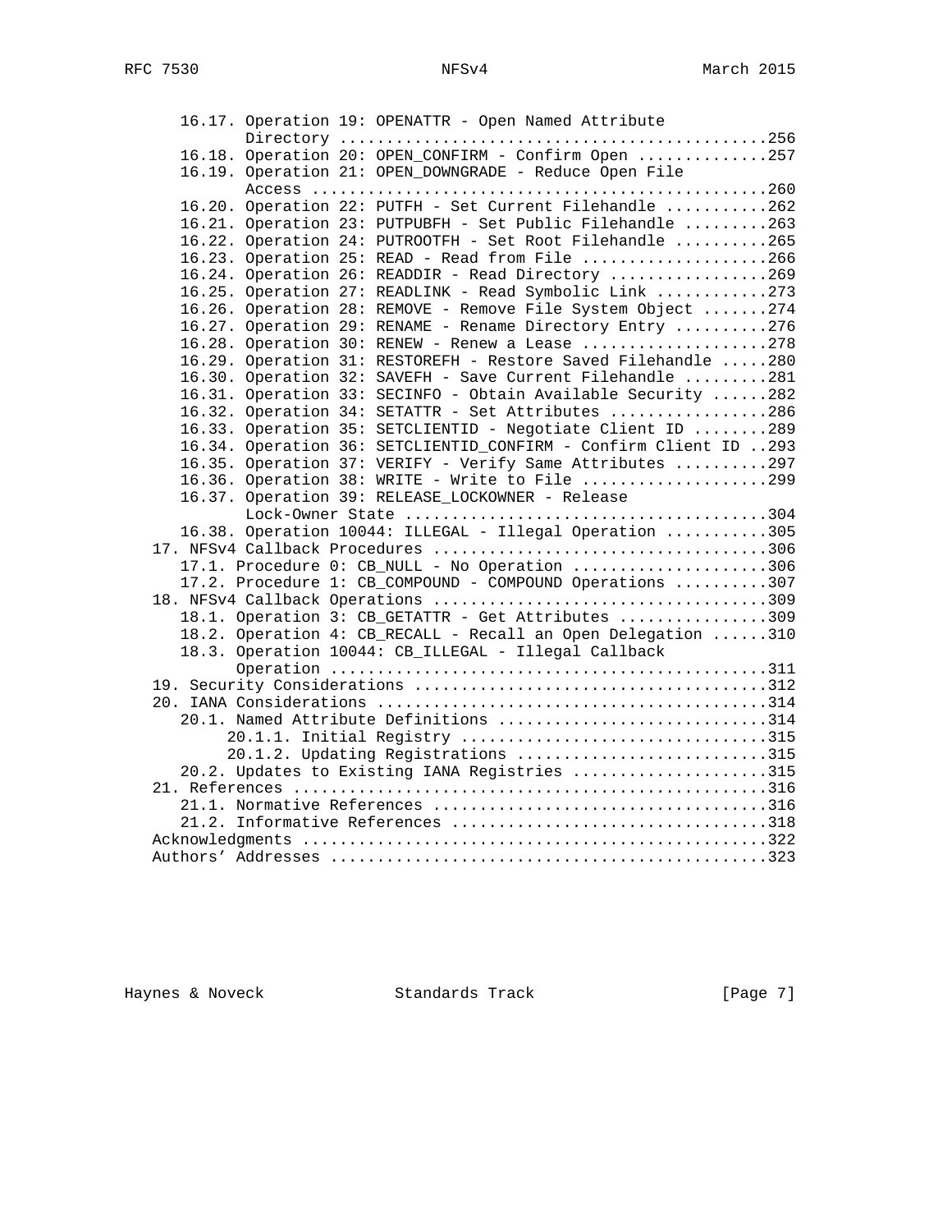```
      16.17. Operation 19: OPENATTR - Open Named Attribute
             Directory ...............................................256
      16.18. Operation 20: OPEN_CONFIRM - Confirm Open .............257
      16.19. Operation 21: OPEN_DOWNGRADE - Reduce Open File
             Access ..................................................260
      16.20. Operation 22: PUTFH - Set Current Filehandle ...........262
      16.21. Operation 23: PUTPUBFH - Set Public Filehandle .........263
      16.22. Operation 24: PUTROOTFH - Set Root Filehandle ..........265
      16.23. Operation 25: READ - Read from File ....................266
      16.24. Operation 26: READDIR - Read Directory .................269
      16.25. Operation 27: READLINK - Read Symbolic Link ............273
      16.26. Operation 28: REMOVE - Remove File System Object .......274
      16.27. Operation 29: RENAME - Rename Directory Entry ..........276
      16.28. Operation 30: RENEW - Renew a Lease ....................278
      16.29. Operation 31: RESTOREFH - Restore Saved Filehandle .....280
      16.30. Operation 32: SAVEFH - Save Current Filehandle .........281
      16.31. Operation 33: SECINFO - Obtain Available Security ......282
      16.32. Operation 34: SETATTR - Set Attributes .................286
      16.33. Operation 35: SETCLIENTID - Negotiate Client ID ........289
      16.34. Operation 36: SETCLIENTID_CONFIRM - Confirm Client ID ..293
      16.35. Operation 37: VERIFY - Verify Same Attributes ..........297
      16.36. Operation 38: WRITE - Write to File ....................299
      16.37. Operation 39: RELEASE_LOCKOWNER - Release
             Lock-Owner State ........................................304
      16.38. Operation 10044: ILLEGAL - Illegal Operation ...........305
   17. NFSv4 Callback Procedures ...................................306
      17.1. Procedure 0: CB_NULL - No Operation .....................306
      17.2. Procedure 1: CB_COMPOUND - COMPOUND Operations ..........307
   18. NFSv4 Callback Operations ...................................309
      18.1. Operation 3: CB_GETATTR - Get Attributes ................309
      18.2. Operation 4: CB_RECALL - Recall an Open Delegation ......310
      18.3. Operation 10044: CB_ILLEGAL - Illegal Callback
            Operation ...............................................311
   19. Security Considerations .....................................312
   20. IANA Considerations .........................................314
      20.1. Named Attribute Definitions .............................314
           20.1.1. Initial Registry .................................315
           20.1.2. Updating Registrations ...........................315
      20.2. Updates to Existing IANA Registries .....................315
   21. References ..................................................316
      21.1. Normative References ....................................316
      21.2. Informative References ..................................318
   Acknowledgments .................................................322
   Authors' Addresses ..............................................323
```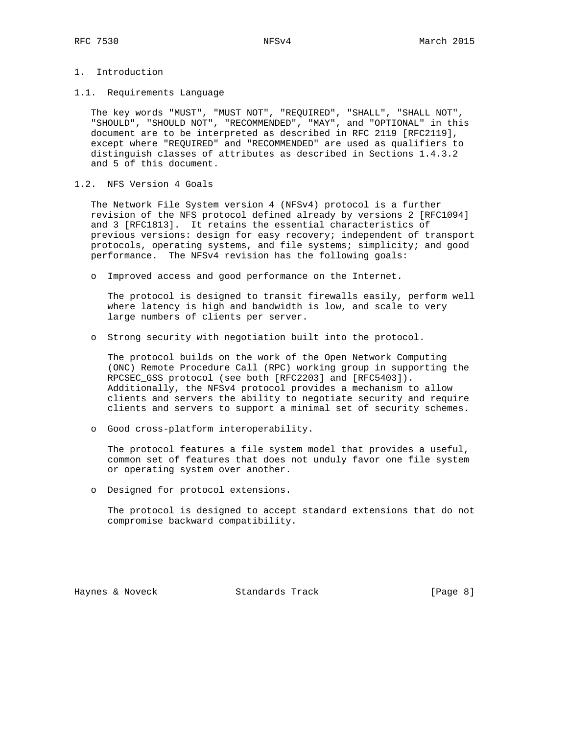# 1. Introduction

## 1.1. Requirements Language

The key words "MUST", "MUST NOT", "REQUIRED", "SHALL", "SHALL NOT", "SHOULD", "SHOULD NOT", "RECOMMENDED", "MAY", and "OPTIONAL" in this document are to be interpreted as described in RFC 2119 [RFC2119], except where "REQUIRED" and "RECOMMENDED" are used as qualifiers to distinguish classes of attributes as described in Sections 1.4.3.2 and 5 of this document.

## 1.2. NFS Version 4 Goals

The Network File System version 4 (NFSv4) protocol is a further revision of the NFS protocol defined already by versions 2 [RFC1094] and 3 [RFC1813]. It retains the essential characteristics of previous versions: design for easy recovery; independent of transport protocols, operating systems, and file systems; simplicity; and good performance. The NFSv4 revision has the following goals:

- Improved access and good performance on the Internet.

  The protocol is designed to transit firewalls easily, perform well where latency is high and bandwidth is low, and scale to very large numbers of clients per server.

- Strong security with negotiation built into the protocol.

  The protocol builds on the work of the Open Network Computing (ONC) Remote Procedure Call (RPC) working group in supporting the RPCSEC_GSS protocol (see both [RFC2203] and [RFC5403]). Additionally, the NFSv4 protocol provides a mechanism to allow clients and servers the ability to negotiate security and require clients and servers to support a minimal set of security schemes.

- Good cross-platform interoperability.

  The protocol features a file system model that provides a useful, common set of features that does not unduly favor one file system or operating system over another.

- Designed for protocol extensions.

  The protocol is designed to accept standard extensions that do not compromise backward compatibility.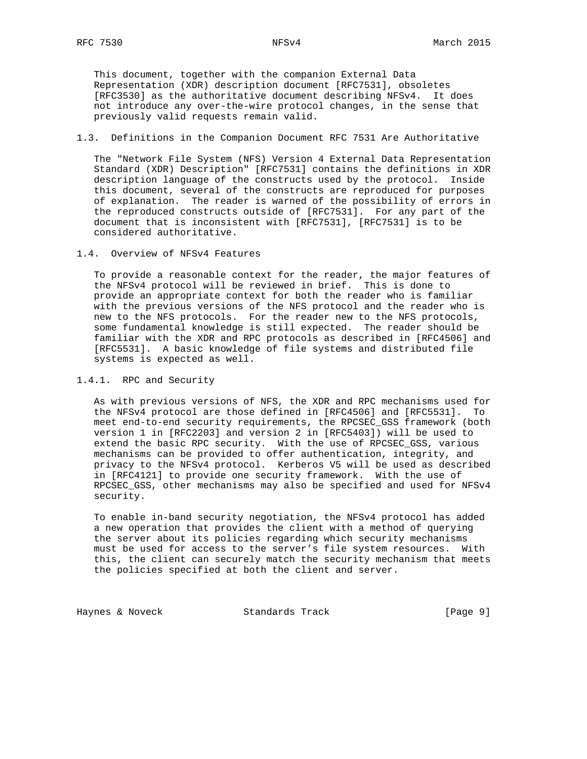This document, together with the companion External Data Representation (XDR) description document [RFC7531], obsoletes [RFC3530] as the authoritative document describing NFSv4. It does not introduce any over-the-wire protocol changes, in the sense that previously valid requests remain valid.

### 1.3. Definitions in the Companion Document RFC 7531 Are Authoritative

The "Network File System (NFS) Version 4 External Data Representation Standard (XDR) Description" [RFC7531] contains the definitions in XDR description language of the constructs used by the protocol. Inside this document, several of the constructs are reproduced for purposes of explanation. The reader is warned of the possibility of errors in the reproduced constructs outside of [RFC7531]. For any part of the document that is inconsistent with [RFC7531], [RFC7531] is to be considered authoritative.

### 1.4. Overview of NFSv4 Features

To provide a reasonable context for the reader, the major features of the NFSv4 protocol will be reviewed in brief. This is done to provide an appropriate context for both the reader who is familiar with the previous versions of the NFS protocol and the reader who is new to the NFS protocols. For the reader new to the NFS protocols, some fundamental knowledge is still expected. The reader should be familiar with the XDR and RPC protocols as described in [RFC4506] and [RFC5531]. A basic knowledge of file systems and distributed file systems is expected as well.

#### 1.4.1. RPC and Security

As with previous versions of NFS, the XDR and RPC mechanisms used for the NFSv4 protocol are those defined in [RFC4506] and [RFC5531]. To meet end-to-end security requirements, the RPCSEC_GSS framework (both version 1 in [RFC2203] and version 2 in [RFC5403]) will be used to extend the basic RPC security. With the use of RPCSEC_GSS, various mechanisms can be provided to offer authentication, integrity, and privacy to the NFSv4 protocol. Kerberos V5 will be used as described in [RFC4121] to provide one security framework. With the use of RPCSEC_GSS, other mechanisms may also be specified and used for NFSv4 security.

To enable in-band security negotiation, the NFSv4 protocol has added a new operation that provides the client with a method of querying the server about its policies regarding which security mechanisms must be used for access to the server's file system resources. With this, the client can securely match the security mechanism that meets the policies specified at both the client and server.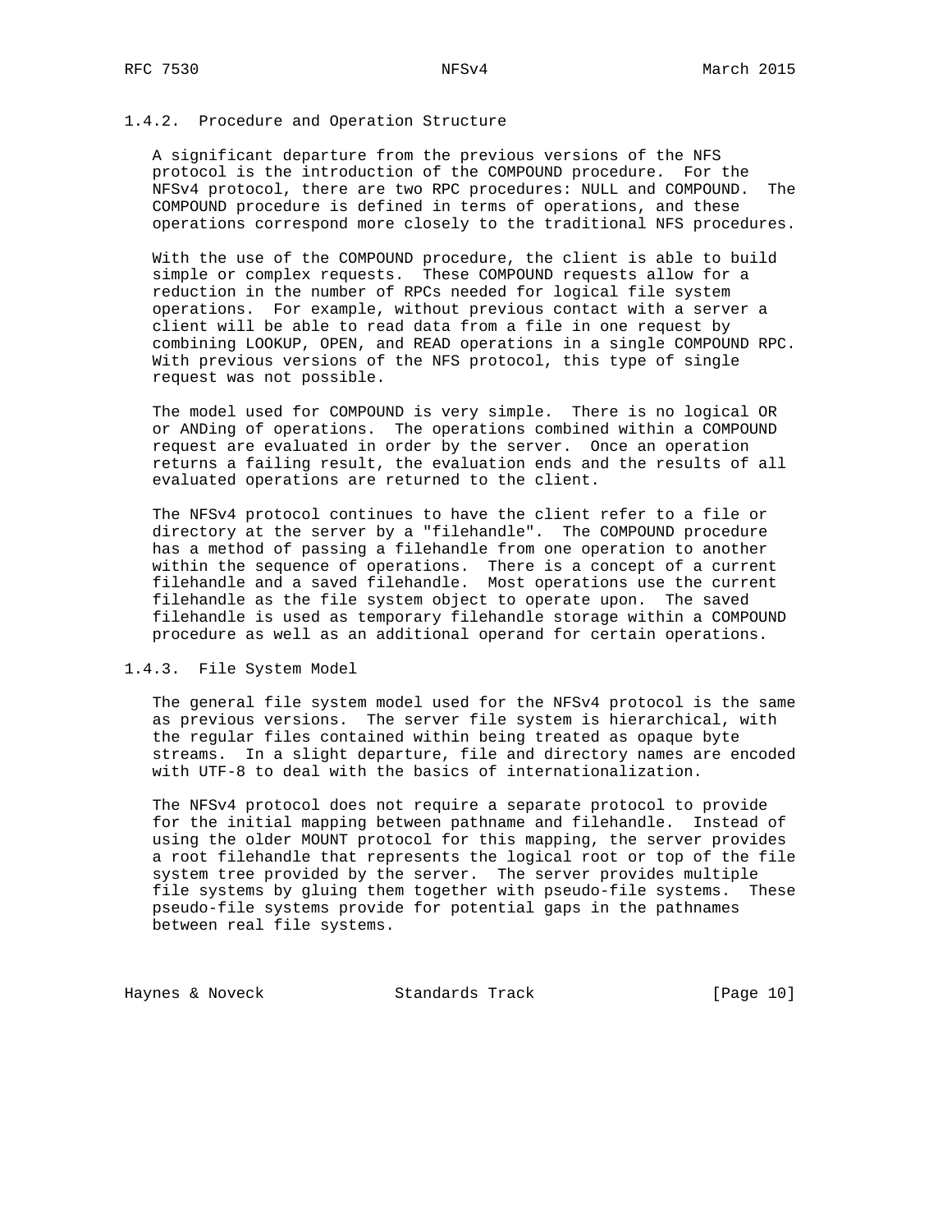### 1.4.2. Procedure and Operation Structure

A significant departure from the previous versions of the NFS protocol is the introduction of the COMPOUND procedure. For the NFSv4 protocol, there are two RPC procedures: NULL and COMPOUND. The COMPOUND procedure is defined in terms of operations, and these operations correspond more closely to the traditional NFS procedures.

With the use of the COMPOUND procedure, the client is able to build simple or complex requests. These COMPOUND requests allow for a reduction in the number of RPCs needed for logical file system operations. For example, without previous contact with a server a client will be able to read data from a file in one request by combining LOOKUP, OPEN, and READ operations in a single COMPOUND RPC. With previous versions of the NFS protocol, this type of single request was not possible.

The model used for COMPOUND is very simple. There is no logical OR or ANDing of operations. The operations combined within a COMPOUND request are evaluated in order by the server. Once an operation returns a failing result, the evaluation ends and the results of all evaluated operations are returned to the client.

The NFSv4 protocol continues to have the client refer to a file or directory at the server by a "filehandle". The COMPOUND procedure has a method of passing a filehandle from one operation to another within the sequence of operations. There is a concept of a current filehandle and a saved filehandle. Most operations use the current filehandle as the file system object to operate upon. The saved filehandle is used as temporary filehandle storage within a COMPOUND procedure as well as an additional operand for certain operations.

### 1.4.3. File System Model

The general file system model used for the NFSv4 protocol is the same as previous versions. The server file system is hierarchical, with the regular files contained within being treated as opaque byte streams. In a slight departure, file and directory names are encoded with UTF-8 to deal with the basics of internationalization.

The NFSv4 protocol does not require a separate protocol to provide for the initial mapping between pathname and filehandle. Instead of using the older MOUNT protocol for this mapping, the server provides a root filehandle that represents the logical root or top of the file system tree provided by the server. The server provides multiple file systems by gluing them together with pseudo-file systems. These pseudo-file systems provide for potential gaps in the pathnames between real file systems.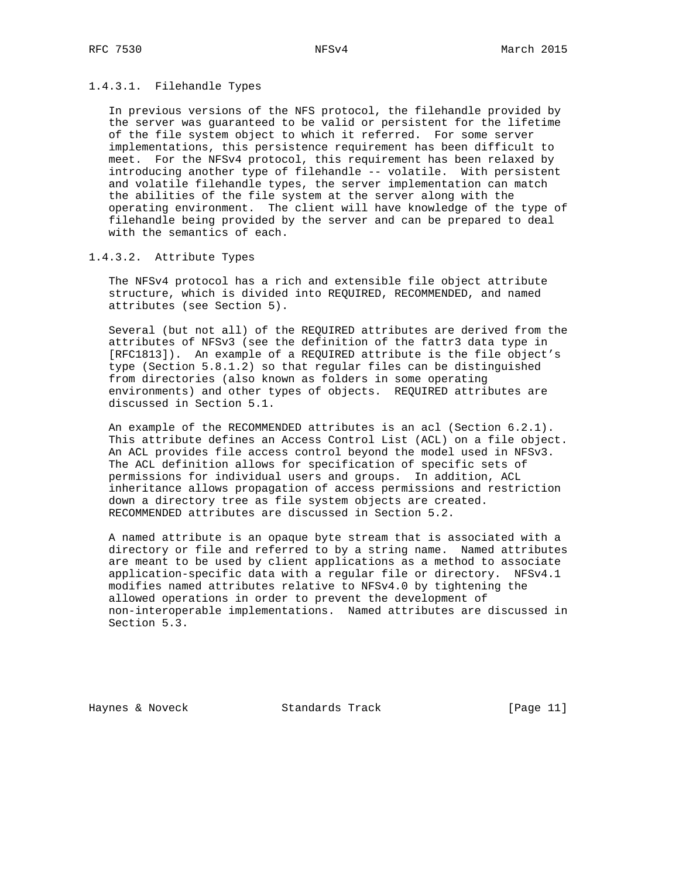#### 1.4.3.1. Filehandle Types

In previous versions of the NFS protocol, the filehandle provided by the server was guaranteed to be valid or persistent for the lifetime of the file system object to which it referred. For some server implementations, this persistence requirement has been difficult to meet. For the NFSv4 protocol, this requirement has been relaxed by introducing another type of filehandle -- volatile. With persistent and volatile filehandle types, the server implementation can match the abilities of the file system at the server along with the operating environment. The client will have knowledge of the type of filehandle being provided by the server and can be prepared to deal with the semantics of each.

#### 1.4.3.2. Attribute Types

The NFSv4 protocol has a rich and extensible file object attribute structure, which is divided into REQUIRED, RECOMMENDED, and named attributes (see Section 5).

Several (but not all) of the REQUIRED attributes are derived from the attributes of NFSv3 (see the definition of the fattr3 data type in [RFC1813]). An example of a REQUIRED attribute is the file object's type (Section 5.8.1.2) so that regular files can be distinguished from directories (also known as folders in some operating environments) and other types of objects. REQUIRED attributes are discussed in Section 5.1.

An example of the RECOMMENDED attributes is an acl (Section 6.2.1). This attribute defines an Access Control List (ACL) on a file object. An ACL provides file access control beyond the model used in NFSv3. The ACL definition allows for specification of specific sets of permissions for individual users and groups. In addition, ACL inheritance allows propagation of access permissions and restriction down a directory tree as file system objects are created. RECOMMENDED attributes are discussed in Section 5.2.

A named attribute is an opaque byte stream that is associated with a directory or file and referred to by a string name. Named attributes are meant to be used by client applications as a method to associate application-specific data with a regular file or directory. NFSv4.1 modifies named attributes relative to NFSv4.0 by tightening the allowed operations in order to prevent the development of non-interoperable implementations. Named attributes are discussed in Section 5.3.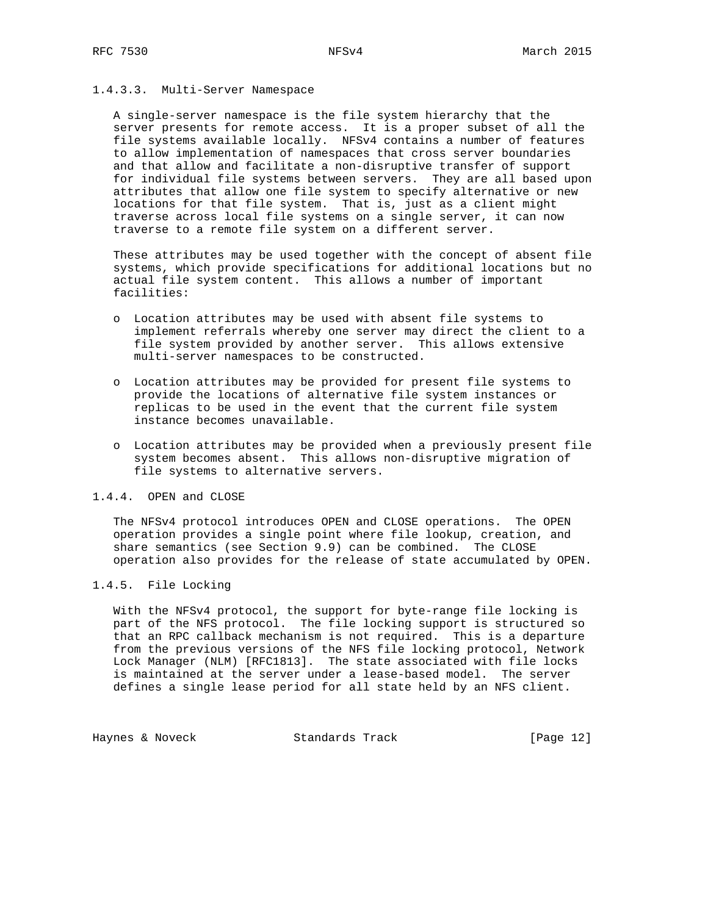#### 1.4.3.3. Multi-Server Namespace

A single-server namespace is the file system hierarchy that the server presents for remote access. It is a proper subset of all the file systems available locally. NFSv4 contains a number of features to allow implementation of namespaces that cross server boundaries and that allow and facilitate a non-disruptive transfer of support for individual file systems between servers. They are all based upon attributes that allow one file system to specify alternative or new locations for that file system. That is, just as a client might traverse across local file systems on a single server, it can now traverse to a remote file system on a different server.

These attributes may be used together with the concept of absent file systems, which provide specifications for additional locations but no actual file system content. This allows a number of important facilities:

- Location attributes may be used with absent file systems to implement referrals whereby one server may direct the client to a file system provided by another server. This allows extensive multi-server namespaces to be constructed.

- Location attributes may be provided for present file systems to provide the locations of alternative file system instances or replicas to be used in the event that the current file system instance becomes unavailable.

- Location attributes may be provided when a previously present file system becomes absent. This allows non-disruptive migration of file systems to alternative servers.

### 1.4.4. OPEN and CLOSE

The NFSv4 protocol introduces OPEN and CLOSE operations. The OPEN operation provides a single point where file lookup, creation, and share semantics (see Section 9.9) can be combined. The CLOSE operation also provides for the release of state accumulated by OPEN.

### 1.4.5. File Locking

With the NFSv4 protocol, the support for byte-range file locking is part of the NFS protocol. The file locking support is structured so that an RPC callback mechanism is not required. This is a departure from the previous versions of the NFS file locking protocol, Network Lock Manager (NLM) [RFC1813]. The state associated with file locks is maintained at the server under a lease-based model. The server defines a single lease period for all state held by an NFS client.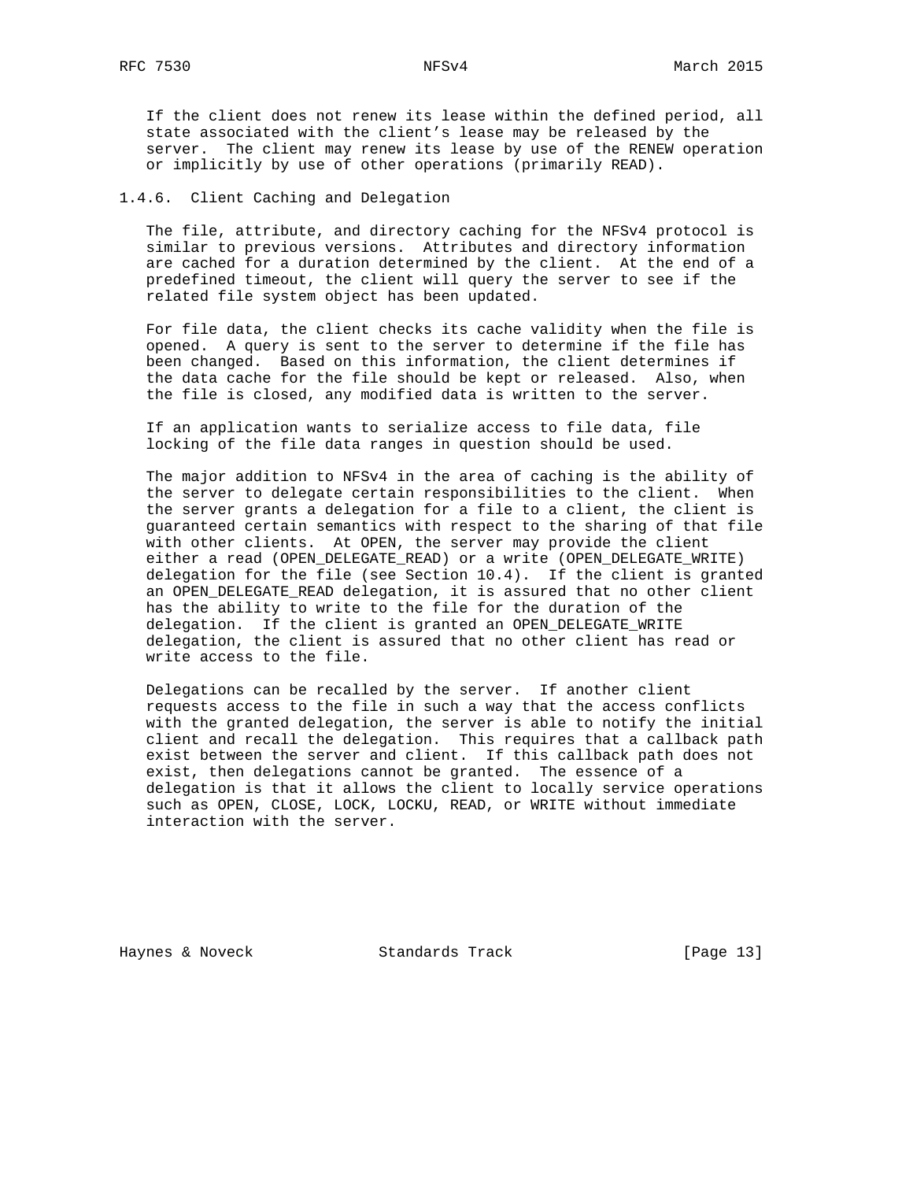If the client does not renew its lease within the defined period, all state associated with the client's lease may be released by the server. The client may renew its lease by use of the RENEW operation or implicitly by use of other operations (primarily READ).

### 1.4.6. Client Caching and Delegation

The file, attribute, and directory caching for the NFSv4 protocol is similar to previous versions. Attributes and directory information are cached for a duration determined by the client. At the end of a predefined timeout, the client will query the server to see if the related file system object has been updated.

For file data, the client checks its cache validity when the file is opened. A query is sent to the server to determine if the file has been changed. Based on this information, the client determines if the data cache for the file should be kept or released. Also, when the file is closed, any modified data is written to the server.

If an application wants to serialize access to file data, file locking of the file data ranges in question should be used.

The major addition to NFSv4 in the area of caching is the ability of the server to delegate certain responsibilities to the client. When the server grants a delegation for a file to a client, the client is guaranteed certain semantics with respect to the sharing of that file with other clients. At OPEN, the server may provide the client either a read (OPEN_DELEGATE_READ) or a write (OPEN_DELEGATE_WRITE) delegation for the file (see Section 10.4). If the client is granted an OPEN_DELEGATE_READ delegation, it is assured that no other client has the ability to write to the file for the duration of the delegation. If the client is granted an OPEN_DELEGATE_WRITE delegation, the client is assured that no other client has read or write access to the file.

Delegations can be recalled by the server. If another client requests access to the file in such a way that the access conflicts with the granted delegation, the server is able to notify the initial client and recall the delegation. This requires that a callback path exist between the server and client. If this callback path does not exist, then delegations cannot be granted. The essence of a delegation is that it allows the client to locally service operations such as OPEN, CLOSE, LOCK, LOCKU, READ, or WRITE without immediate interaction with the server.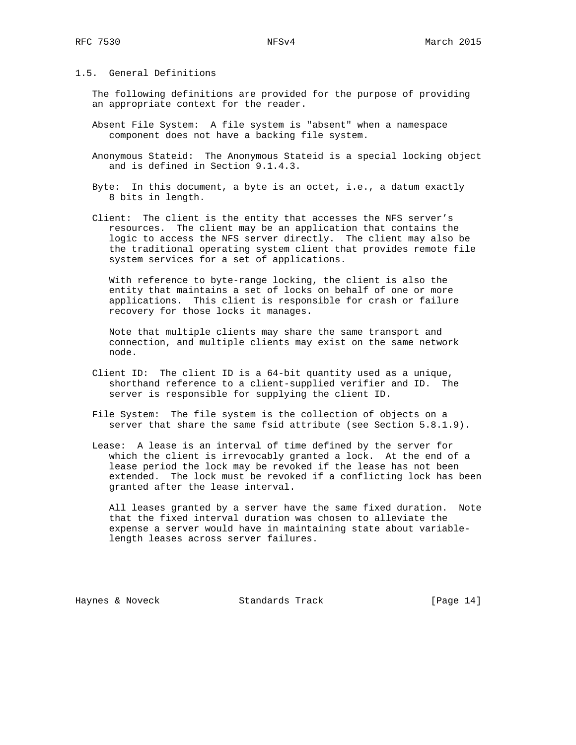## 1.5. General Definitions

The following definitions are provided for the purpose of providing an appropriate context for the reader.

**Absent File System:** A file system is "absent" when a namespace component does not have a backing file system.

**Anonymous Stateid:** The Anonymous Stateid is a special locking object and is defined in Section 9.1.4.3.

**Byte:** In this document, a byte is an octet, i.e., a datum exactly 8 bits in length.

**Client:** The client is the entity that accesses the NFS server's resources. The client may be an application that contains the logic to access the NFS server directly. The client may also be the traditional operating system client that provides remote file system services for a set of applications.

With reference to byte-range locking, the client is also the entity that maintains a set of locks on behalf of one or more applications. This client is responsible for crash or failure recovery for those locks it manages.

Note that multiple clients may share the same transport and connection, and multiple clients may exist on the same network node.

**Client ID:** The client ID is a 64-bit quantity used as a unique, shorthand reference to a client-supplied verifier and ID. The server is responsible for supplying the client ID.

**File System:** The file system is the collection of objects on a server that share the same fsid attribute (see Section 5.8.1.9).

**Lease:** A lease is an interval of time defined by the server for which the client is irrevocably granted a lock. At the end of a lease period the lock may be revoked if the lease has not been extended. The lock must be revoked if a conflicting lock has been granted after the lease interval.

All leases granted by a server have the same fixed duration. Note that the fixed interval duration was chosen to alleviate the expense a server would have in maintaining state about variable-length leases across server failures.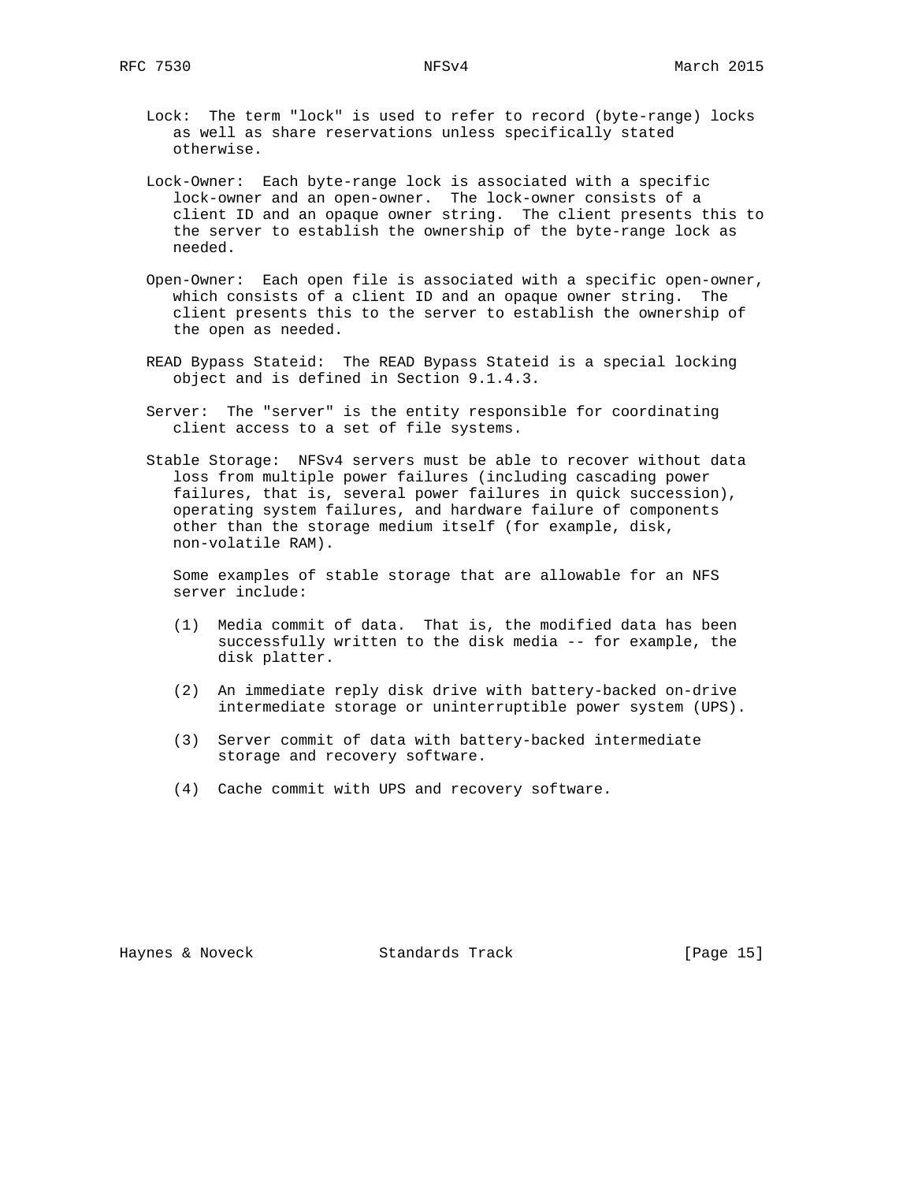Lock: The term "lock" is used to refer to record (byte-range) locks as well as share reservations unless specifically stated otherwise.

Lock-Owner: Each byte-range lock is associated with a specific lock-owner and an open-owner. The lock-owner consists of a client ID and an opaque owner string. The client presents this to the server to establish the ownership of the byte-range lock as needed.

Open-Owner: Each open file is associated with a specific open-owner, which consists of a client ID and an opaque owner string. The client presents this to the server to establish the ownership of the open as needed.

READ Bypass Stateid: The READ Bypass Stateid is a special locking object and is defined in Section 9.1.4.3.

Server: The "server" is the entity responsible for coordinating client access to a set of file systems.

Stable Storage: NFSv4 servers must be able to recover without data loss from multiple power failures (including cascading power failures, that is, several power failures in quick succession), operating system failures, and hardware failure of components other than the storage medium itself (for example, disk, non-volatile RAM).

Some examples of stable storage that are allowable for an NFS server include:

(1) Media commit of data. That is, the modified data has been successfully written to the disk media -- for example, the disk platter.

(2) An immediate reply disk drive with battery-backed on-drive intermediate storage or uninterruptible power system (UPS).

(3) Server commit of data with battery-backed intermediate storage and recovery software.

(4) Cache commit with UPS and recovery software.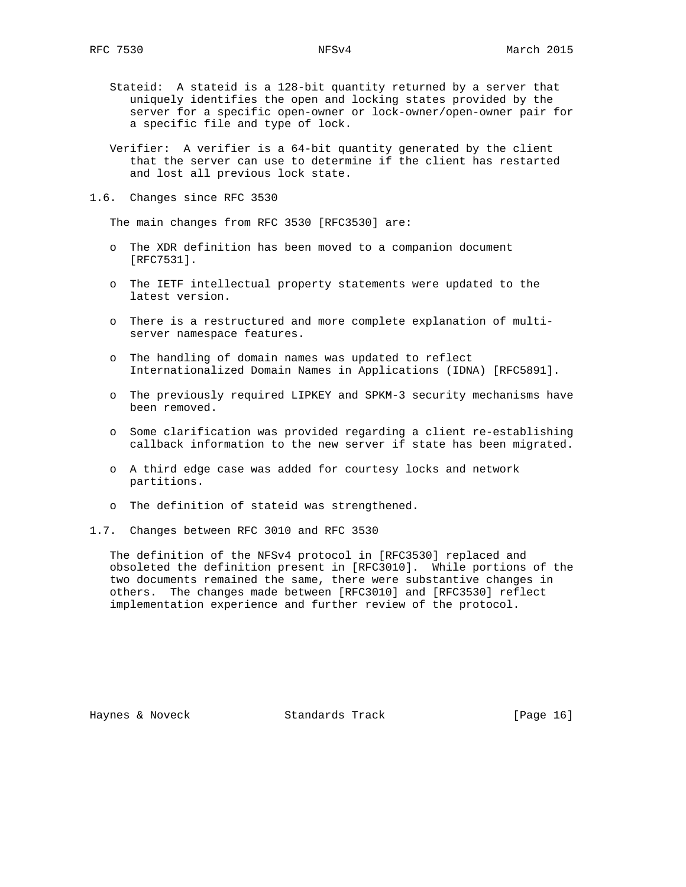Stateid: A stateid is a 128-bit quantity returned by a server that uniquely identifies the open and locking states provided by the server for a specific open-owner or lock-owner/open-owner pair for a specific file and type of lock.

Verifier: A verifier is a 64-bit quantity generated by the client that the server can use to determine if the client has restarted and lost all previous lock state.

## 1.6. Changes since RFC 3530

The main changes from RFC 3530 [RFC3530] are:

- The XDR definition has been moved to a companion document [RFC7531].
- The IETF intellectual property statements were updated to the latest version.
- There is a restructured and more complete explanation of multi-server namespace features.
- The handling of domain names was updated to reflect Internationalized Domain Names in Applications (IDNA) [RFC5891].
- The previously required LIPKEY and SPKM-3 security mechanisms have been removed.
- Some clarification was provided regarding a client re-establishing callback information to the new server if state has been migrated.
- A third edge case was added for courtesy locks and network partitions.
- The definition of stateid was strengthened.

## 1.7. Changes between RFC 3010 and RFC 3530

The definition of the NFSv4 protocol in [RFC3530] replaced and obsoleted the definition present in [RFC3010]. While portions of the two documents remained the same, there were substantive changes in others. The changes made between [RFC3010] and [RFC3530] reflect implementation experience and further review of the protocol.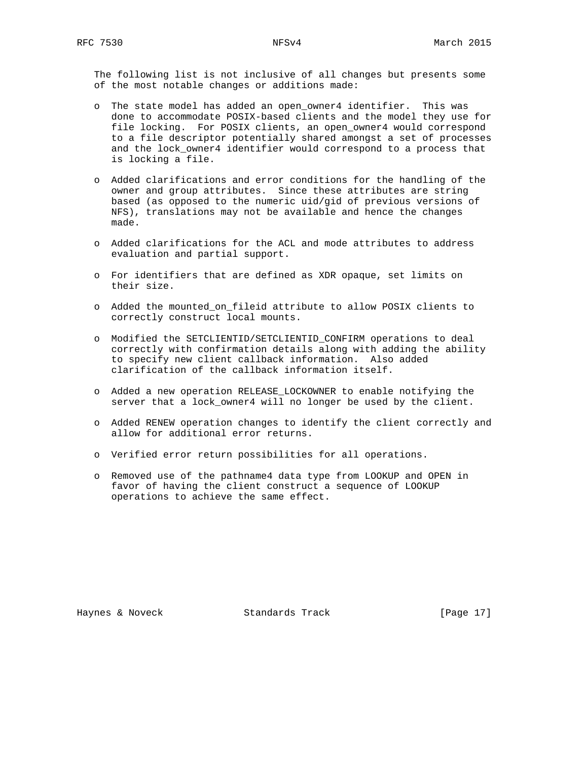The following list is not inclusive of all changes but presents some of the most notable changes or additions made:

- The state model has added an open_owner4 identifier. This was done to accommodate POSIX-based clients and the model they use for file locking. For POSIX clients, an open_owner4 would correspond to a file descriptor potentially shared amongst a set of processes and the lock_owner4 identifier would correspond to a process that is locking a file.

- Added clarifications and error conditions for the handling of the owner and group attributes. Since these attributes are string based (as opposed to the numeric uid/gid of previous versions of NFS), translations may not be available and hence the changes made.

- Added clarifications for the ACL and mode attributes to address evaluation and partial support.

- For identifiers that are defined as XDR opaque, set limits on their size.

- Added the mounted_on_fileid attribute to allow POSIX clients to correctly construct local mounts.

- Modified the SETCLIENTID/SETCLIENTID_CONFIRM operations to deal correctly with confirmation details along with adding the ability to specify new client callback information. Also added clarification of the callback information itself.

- Added a new operation RELEASE_LOCKOWNER to enable notifying the server that a lock_owner4 will no longer be used by the client.

- Added RENEW operation changes to identify the client correctly and allow for additional error returns.

- Verified error return possibilities for all operations.

- Removed use of the pathname4 data type from LOOKUP and OPEN in favor of having the client construct a sequence of LOOKUP operations to achieve the same effect.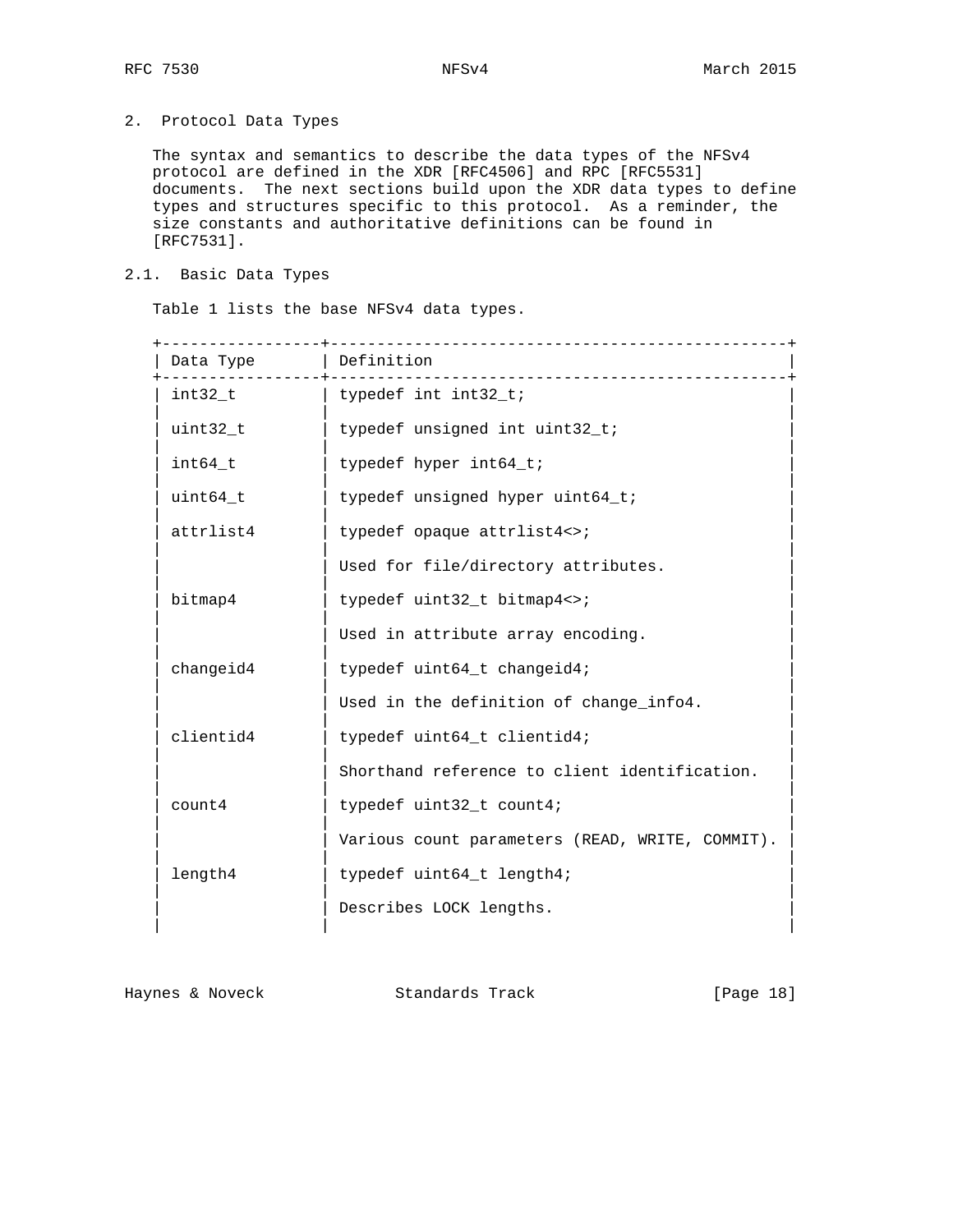## 2. Protocol Data Types

The syntax and semantics to describe the data types of the NFSv4 protocol are defined in the XDR [RFC4506] and RPC [RFC5531] documents. The next sections build upon the XDR data types to define types and structures specific to this protocol. As a reminder, the size constants and authoritative definitions can be found in [RFC7531].

### 2.1. Basic Data Types

Table 1 lists the base NFSv4 data types.

| Data Type | Definition |
|---|---|
| int32_t | typedef int int32_t; |
| uint32_t | typedef unsigned int uint32_t; |
| int64_t | typedef hyper int64_t; |
| uint64_t | typedef unsigned hyper uint64_t; |
| attrlist4 | typedef opaque attrlist4<>;<br><br>Used for file/directory attributes. |
| bitmap4 | typedef uint32_t bitmap4<>;<br><br>Used in attribute array encoding. |
| changeid4 | typedef uint64_t changeid4;<br><br>Used in the definition of change_info4. |
| clientid4 | typedef uint64_t clientid4;<br><br>Shorthand reference to client identification. |
| count4 | typedef uint32_t count4;<br><br>Various count parameters (READ, WRITE, COMMIT). |
| length4 | typedef uint64_t length4;<br><br>Describes LOCK lengths. |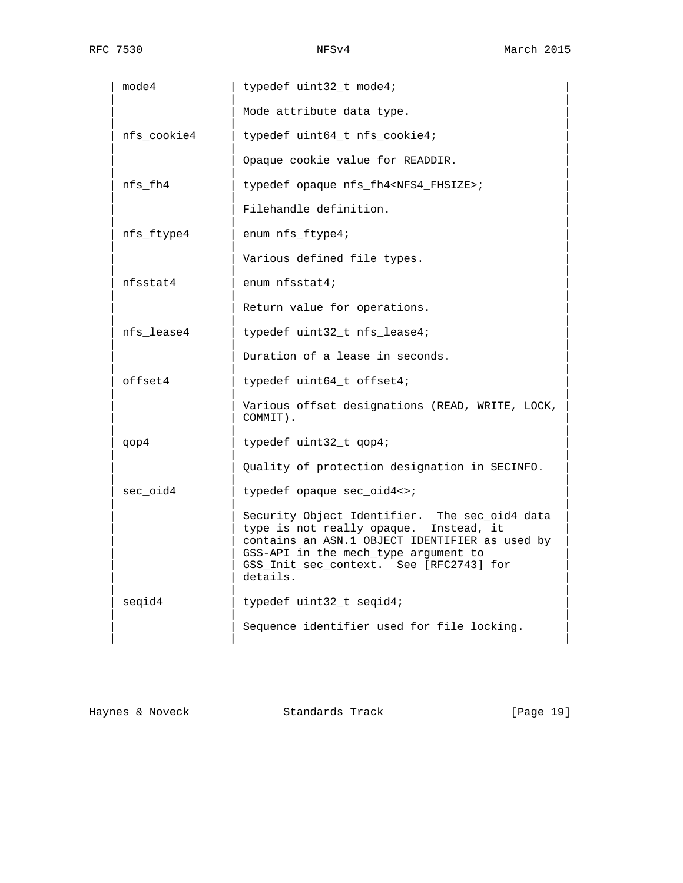| | |
|---|---|
| mode4 | typedef uint32_t mode4;<br><br>Mode attribute data type. |
| nfs_cookie4 | typedef uint64_t nfs_cookie4;<br><br>Opaque cookie value for READDIR. |
| nfs_fh4 | typedef opaque nfs_fh4<NFS4_FHSIZE>;<br><br>Filehandle definition. |
| nfs_ftype4 | enum nfs_ftype4;<br><br>Various defined file types. |
| nfsstat4 | enum nfsstat4;<br><br>Return value for operations. |
| nfs_lease4 | typedef uint32_t nfs_lease4;<br><br>Duration of a lease in seconds. |
| offset4 | typedef uint64_t offset4;<br><br>Various offset designations (READ, WRITE, LOCK, COMMIT). |
| qop4 | typedef uint32_t qop4;<br><br>Quality of protection designation in SECINFO. |
| sec_oid4 | typedef opaque sec_oid4<>;<br><br>Security Object Identifier. The sec_oid4 data type is not really opaque. Instead, it contains an ASN.1 OBJECT IDENTIFIER as used by GSS-API in the mech_type argument to GSS_Init_sec_context. See [RFC2743] for details. |
| seqid4 | typedef uint32_t seqid4;<br><br>Sequence identifier used for file locking. |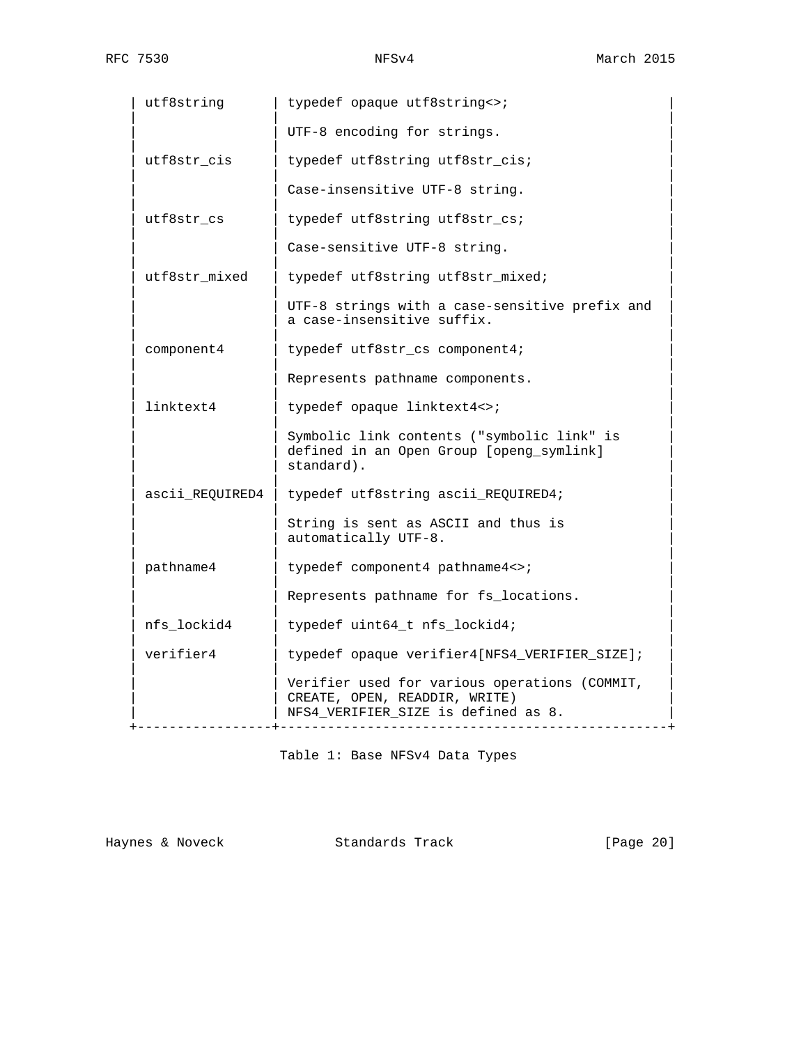| Data Type | Definition |
|---|---|
| utf8string | typedef opaque utf8string<>; UTF-8 encoding for strings. |
| utf8str_cis | typedef utf8string utf8str_cis; Case-insensitive UTF-8 string. |
| utf8str_cs | typedef utf8string utf8str_cs; Case-sensitive UTF-8 string. |
| utf8str_mixed | typedef utf8string utf8str_mixed; UTF-8 strings with a case-sensitive prefix and a case-insensitive suffix. |
| component4 | typedef utf8str_cs component4; Represents pathname components. |
| linktext4 | typedef opaque linktext4<>; Symbolic link contents ("symbolic link" is defined in an Open Group [openg_symlink] standard). |
| ascii_REQUIRED4 | typedef utf8string ascii_REQUIRED4; String is sent as ASCII and thus is automatically UTF-8. |
| pathname4 | typedef component4 pathname4<>; Represents pathname for fs_locations. |
| nfs_lockid4 | typedef uint64_t nfs_lockid4; |
| verifier4 | typedef opaque verifier4[NFS4_VERIFIER_SIZE]; Verifier used for various operations (COMMIT, CREATE, OPEN, READDIR, WRITE) NFS4_VERIFIER_SIZE is defined as 8. |

Table 1: Base NFSv4 Data Types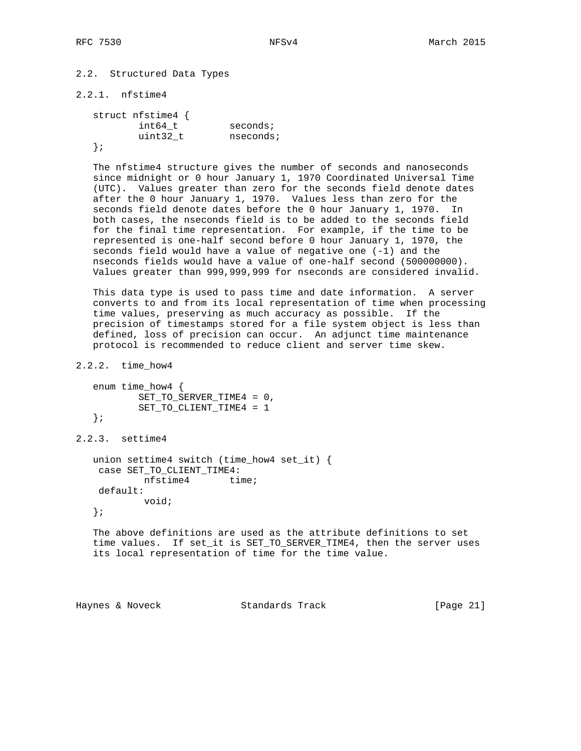## 2.2. Structured Data Types

### 2.2.1. nfstime4

```
struct nfstime4 {
        int64_t         seconds;
        uint32_t        nseconds;
};
```

The nfstime4 structure gives the number of seconds and nanoseconds since midnight or 0 hour January 1, 1970 Coordinated Universal Time (UTC). Values greater than zero for the seconds field denote dates after the 0 hour January 1, 1970. Values less than zero for the seconds field denote dates before the 0 hour January 1, 1970. In both cases, the nseconds field is to be added to the seconds field for the final time representation. For example, if the time to be represented is one-half second before 0 hour January 1, 1970, the seconds field would have a value of negative one (-1) and the nseconds fields would have a value of one-half second (500000000). Values greater than 999,999,999 for nseconds are considered invalid.

This data type is used to pass time and date information. A server converts to and from its local representation of time when processing time values, preserving as much accuracy as possible. If the precision of timestamps stored for a file system object is less than defined, loss of precision can occur. An adjunct time maintenance protocol is recommended to reduce client and server time skew.

### 2.2.2. time_how4

```
enum time_how4 {
        SET_TO_SERVER_TIME4 = 0,
        SET_TO_CLIENT_TIME4 = 1
};
```

### 2.2.3. settime4

```
union settime4 switch (time_how4 set_it) {
 case SET_TO_CLIENT_TIME4:
         nfstime4       time;
 default:
         void;
};
```

The above definitions are used as the attribute definitions to set time values. If set_it is SET_TO_SERVER_TIME4, then the server uses its local representation of time for the time value.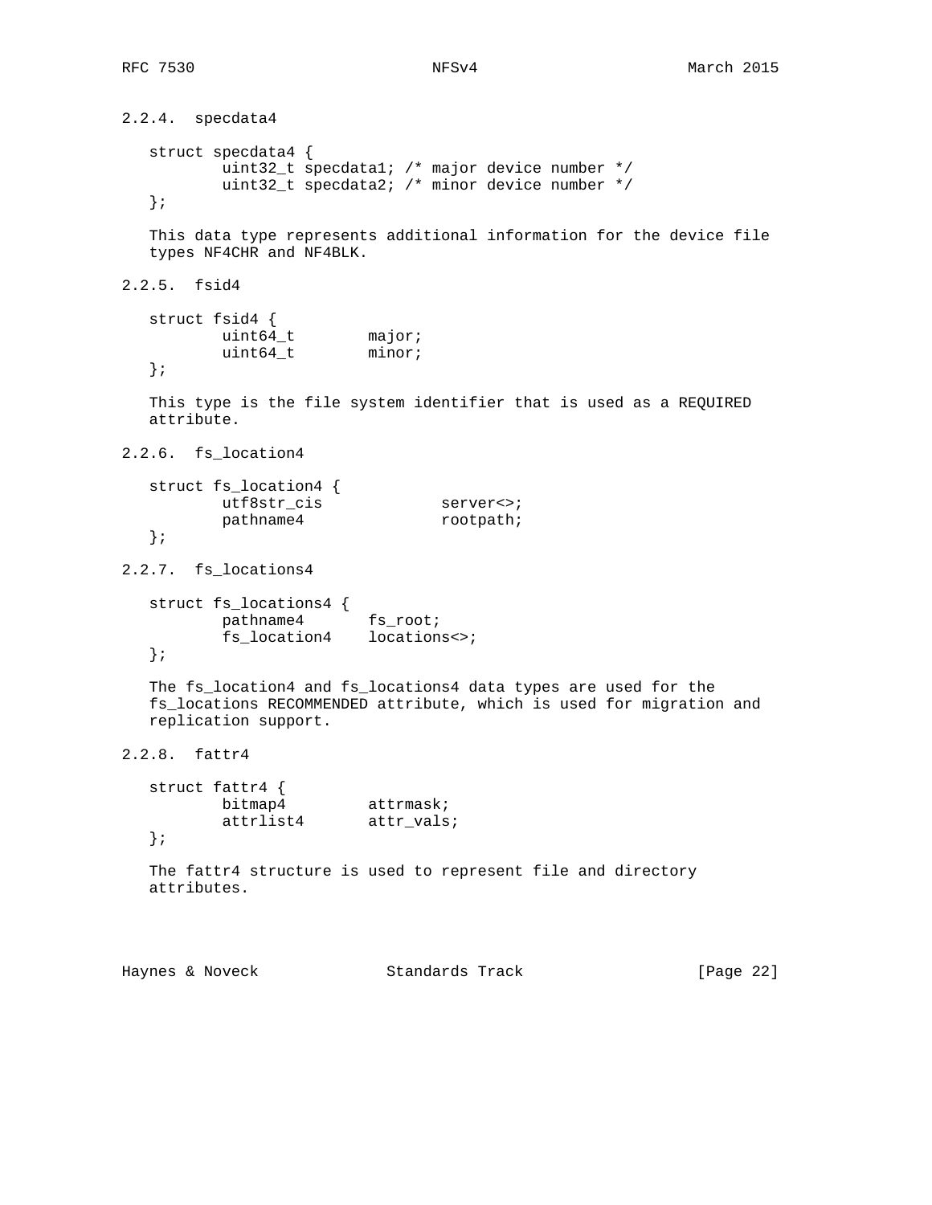### 2.2.4. specdata4

```
struct specdata4 {
        uint32_t specdata1; /* major device number */
        uint32_t specdata2; /* minor device number */
};
```

This data type represents additional information for the device file types NF4CHR and NF4BLK.

### 2.2.5. fsid4

```
struct fsid4 {
        uint64_t        major;
        uint64_t        minor;
};
```

This type is the file system identifier that is used as a REQUIRED attribute.

### 2.2.6. fs_location4

```
struct fs_location4 {
        utf8str_cis             server<>;
        pathname4               rootpath;
};
```

### 2.2.7. fs_locations4

```
struct fs_locations4 {
        pathname4       fs_root;
        fs_location4    locations<>;
};
```

The fs_location4 and fs_locations4 data types are used for the fs_locations RECOMMENDED attribute, which is used for migration and replication support.

### 2.2.8. fattr4

```
struct fattr4 {
        bitmap4         attrmask;
        attrlist4       attr_vals;
};
```

The fattr4 structure is used to represent file and directory attributes.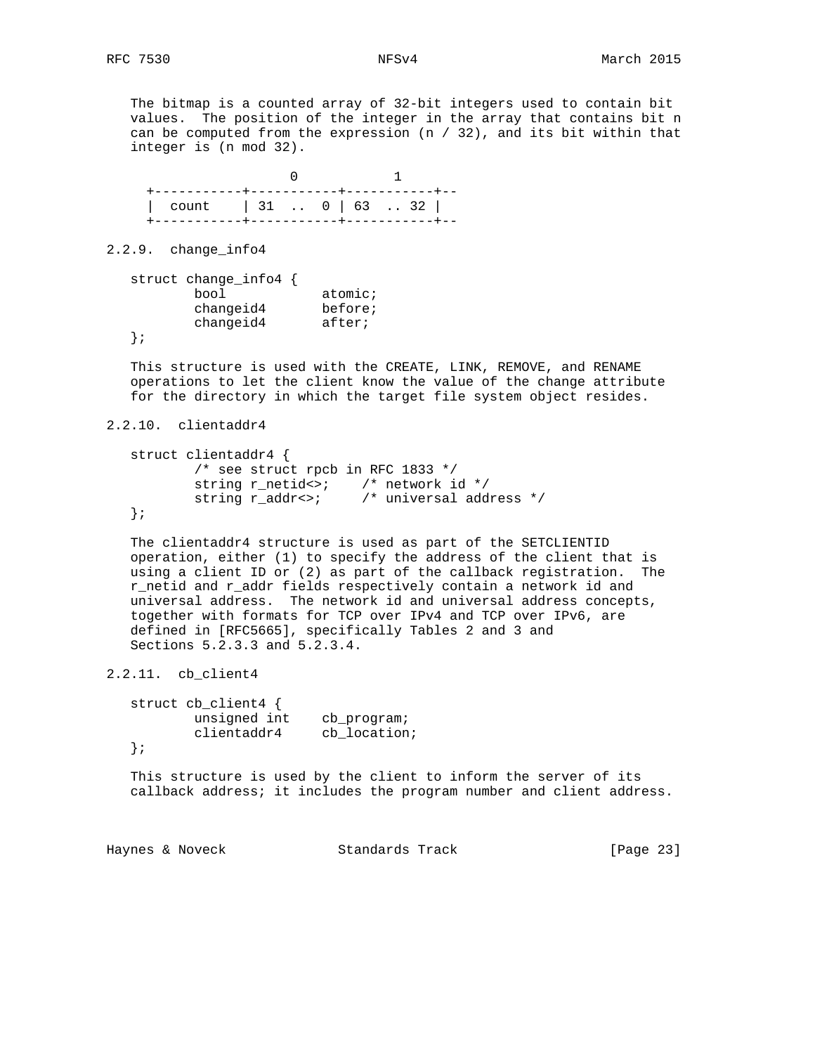The bitmap is a counted array of 32-bit integers used to contain bit values. The position of the integer in the array that contains bit n can be computed from the expression (n / 32), and its bit within that integer is (n mod 32).

```
                  0           1
  +-----------+-----------+-----------+--
  |  count    | 31  ..  0 | 63  .. 32 |
  +-----------+-----------+-----------+--
```

### 2.2.9. change_info4

```
struct change_info4 {
        bool            atomic;
        changeid4       before;
        changeid4       after;
};
```

This structure is used with the CREATE, LINK, REMOVE, and RENAME operations to let the client know the value of the change attribute for the directory in which the target file system object resides.

### 2.2.10. clientaddr4

```
struct clientaddr4 {
        /* see struct rpcb in RFC 1833 */
        string r_netid<>;    /* network id */
        string r_addr<>;     /* universal address */
};
```

The clientaddr4 structure is used as part of the SETCLIENTID operation, either (1) to specify the address of the client that is using a client ID or (2) as part of the callback registration. The r_netid and r_addr fields respectively contain a network id and universal address. The network id and universal address concepts, together with formats for TCP over IPv4 and TCP over IPv6, are defined in [RFC5665], specifically Tables 2 and 3 and Sections 5.2.3.3 and 5.2.3.4.

### 2.2.11. cb_client4

```
struct cb_client4 {
        unsigned int    cb_program;
        clientaddr4     cb_location;
};
```

This structure is used by the client to inform the server of its callback address; it includes the program number and client address.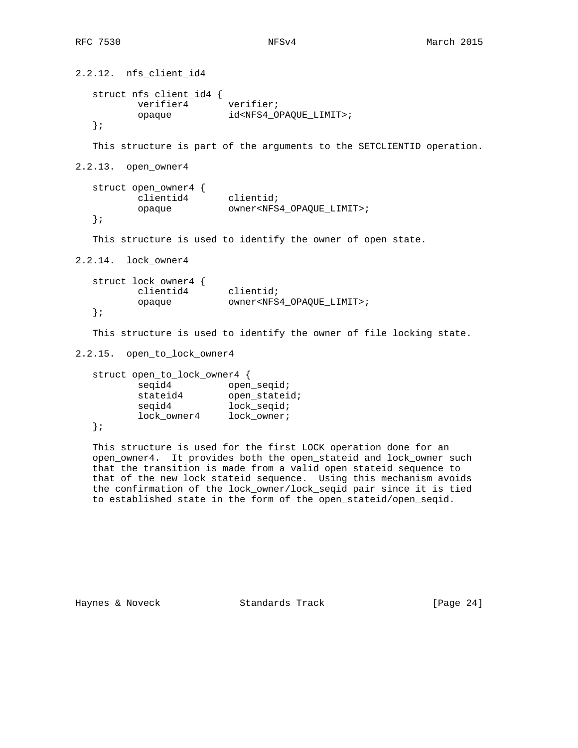### 2.2.12. nfs_client_id4

```
struct nfs_client_id4 {
        verifier4       verifier;
        opaque          id<NFS4_OPAQUE_LIMIT>;
};
```

This structure is part of the arguments to the SETCLIENTID operation.

### 2.2.13. open_owner4

```
struct open_owner4 {
        clientid4       clientid;
        opaque          owner<NFS4_OPAQUE_LIMIT>;
};
```

This structure is used to identify the owner of open state.

### 2.2.14. lock_owner4

```
struct lock_owner4 {
        clientid4       clientid;
        opaque          owner<NFS4_OPAQUE_LIMIT>;
};
```

This structure is used to identify the owner of file locking state.

### 2.2.15. open_to_lock_owner4

```
struct open_to_lock_owner4 {
        seqid4          open_seqid;
        stateid4        open_stateid;
        seqid4          lock_seqid;
        lock_owner4     lock_owner;
};
```

This structure is used for the first LOCK operation done for an open_owner4. It provides both the open_stateid and lock_owner such that the transition is made from a valid open_stateid sequence to that of the new lock_stateid sequence. Using this mechanism avoids the confirmation of the lock_owner/lock_seqid pair since it is tied to established state in the form of the open_stateid/open_seqid.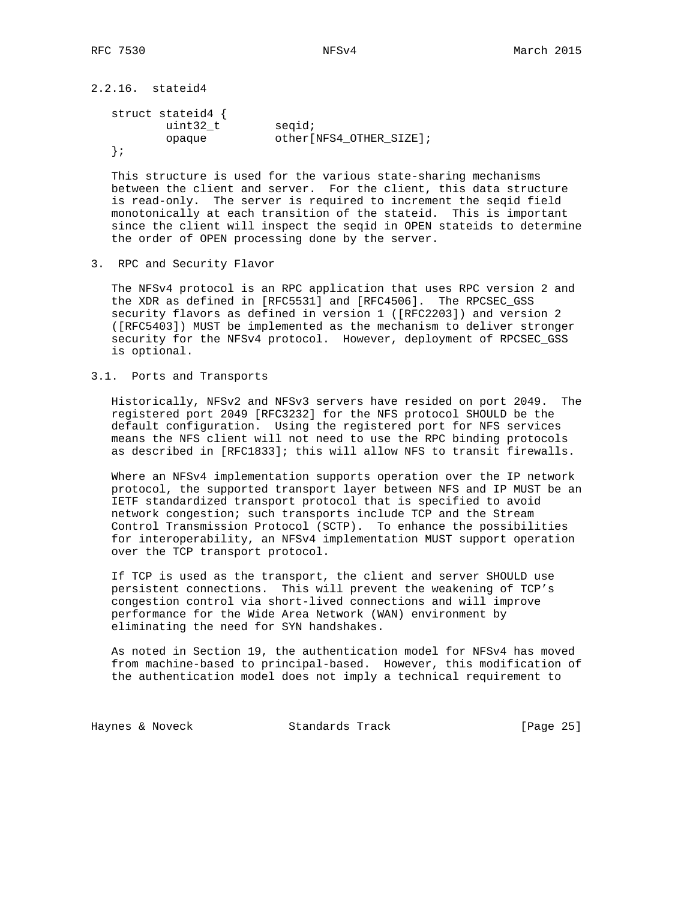### 2.2.16. stateid4

```
struct stateid4 {
        uint32_t        seqid;
        opaque          other[NFS4_OTHER_SIZE];
};
```

This structure is used for the various state-sharing mechanisms between the client and server. For the client, this data structure is read-only. The server is required to increment the seqid field monotonically at each transition of the stateid. This is important since the client will inspect the seqid in OPEN stateids to determine the order of OPEN processing done by the server.

## 3. RPC and Security Flavor

The NFSv4 protocol is an RPC application that uses RPC version 2 and the XDR as defined in [RFC5531] and [RFC4506]. The RPCSEC_GSS security flavors as defined in version 1 ([RFC2203]) and version 2 ([RFC5403]) MUST be implemented as the mechanism to deliver stronger security for the NFSv4 protocol. However, deployment of RPCSEC_GSS is optional.

### 3.1. Ports and Transports

Historically, NFSv2 and NFSv3 servers have resided on port 2049. The registered port 2049 [RFC3232] for the NFS protocol SHOULD be the default configuration. Using the registered port for NFS services means the NFS client will not need to use the RPC binding protocols as described in [RFC1833]; this will allow NFS to transit firewalls.

Where an NFSv4 implementation supports operation over the IP network protocol, the supported transport layer between NFS and IP MUST be an IETF standardized transport protocol that is specified to avoid network congestion; such transports include TCP and the Stream Control Transmission Protocol (SCTP). To enhance the possibilities for interoperability, an NFSv4 implementation MUST support operation over the TCP transport protocol.

If TCP is used as the transport, the client and server SHOULD use persistent connections. This will prevent the weakening of TCP's congestion control via short-lived connections and will improve performance for the Wide Area Network (WAN) environment by eliminating the need for SYN handshakes.

As noted in Section 19, the authentication model for NFSv4 has moved from machine-based to principal-based. However, this modification of the authentication model does not imply a technical requirement to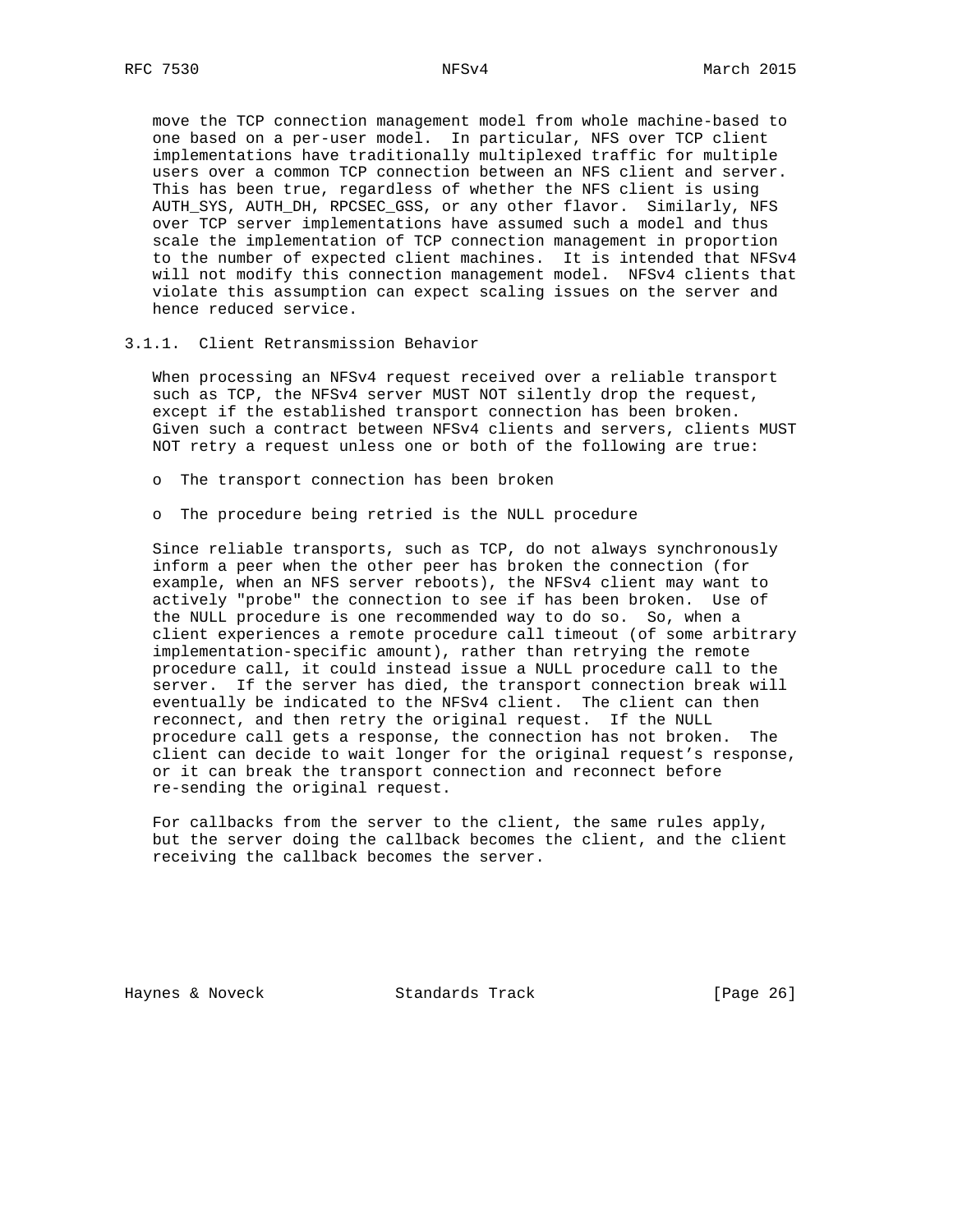move the TCP connection management model from whole machine-based to one based on a per-user model. In particular, NFS over TCP client implementations have traditionally multiplexed traffic for multiple users over a common TCP connection between an NFS client and server. This has been true, regardless of whether the NFS client is using AUTH_SYS, AUTH_DH, RPCSEC_GSS, or any other flavor. Similarly, NFS over TCP server implementations have assumed such a model and thus scale the implementation of TCP connection management in proportion to the number of expected client machines. It is intended that NFSv4 will not modify this connection management model. NFSv4 clients that violate this assumption can expect scaling issues on the server and hence reduced service.

### 3.1.1. Client Retransmission Behavior

When processing an NFSv4 request received over a reliable transport such as TCP, the NFSv4 server MUST NOT silently drop the request, except if the established transport connection has been broken. Given such a contract between NFSv4 clients and servers, clients MUST NOT retry a request unless one or both of the following are true:

- The transport connection has been broken
- The procedure being retried is the NULL procedure

Since reliable transports, such as TCP, do not always synchronously inform a peer when the other peer has broken the connection (for example, when an NFS server reboots), the NFSv4 client may want to actively "probe" the connection to see if has been broken. Use of the NULL procedure is one recommended way to do so. So, when a client experiences a remote procedure call timeout (of some arbitrary implementation-specific amount), rather than retrying the remote procedure call, it could instead issue a NULL procedure call to the server. If the server has died, the transport connection break will eventually be indicated to the NFSv4 client. The client can then reconnect, and then retry the original request. If the NULL procedure call gets a response, the connection has not broken. The client can decide to wait longer for the original request's response, or it can break the transport connection and reconnect before re-sending the original request.

For callbacks from the server to the client, the same rules apply, but the server doing the callback becomes the client, and the client receiving the callback becomes the server.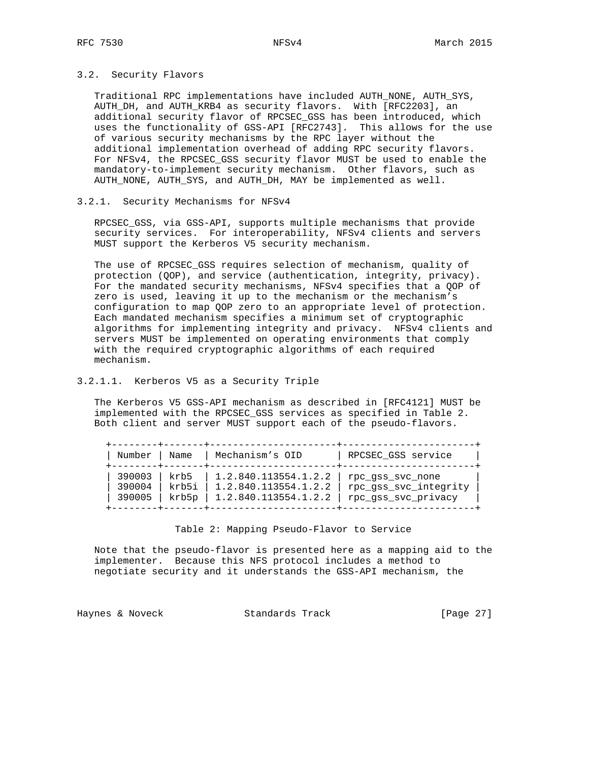### 3.2. Security Flavors

Traditional RPC implementations have included AUTH_NONE, AUTH_SYS, AUTH_DH, and AUTH_KRB4 as security flavors. With [RFC2203], an additional security flavor of RPCSEC_GSS has been introduced, which uses the functionality of GSS-API [RFC2743]. This allows for the use of various security mechanisms by the RPC layer without the additional implementation overhead of adding RPC security flavors. For NFSv4, the RPCSEC_GSS security flavor MUST be used to enable the mandatory-to-implement security mechanism. Other flavors, such as AUTH_NONE, AUTH_SYS, and AUTH_DH, MAY be implemented as well.

#### 3.2.1. Security Mechanisms for NFSv4

RPCSEC_GSS, via GSS-API, supports multiple mechanisms that provide security services. For interoperability, NFSv4 clients and servers MUST support the Kerberos V5 security mechanism.

The use of RPCSEC_GSS requires selection of mechanism, quality of protection (QOP), and service (authentication, integrity, privacy). For the mandated security mechanisms, NFSv4 specifies that a QOP of zero is used, leaving it up to the mechanism or the mechanism's configuration to map QOP zero to an appropriate level of protection. Each mandated mechanism specifies a minimum set of cryptographic algorithms for implementing integrity and privacy. NFSv4 clients and servers MUST be implemented on operating environments that comply with the required cryptographic algorithms of each required mechanism.

##### 3.2.1.1. Kerberos V5 as a Security Triple

The Kerberos V5 GSS-API mechanism as described in [RFC4121] MUST be implemented with the RPCSEC_GSS services as specified in Table 2. Both client and server MUST support each of the pseudo-flavors.

| Number | Name | Mechanism's OID | RPCSEC_GSS service |
|---|---|---|---|
| 390003 | krb5 | 1.2.840.113554.1.2.2 | rpc_gss_svc_none |
| 390004 | krb5i | 1.2.840.113554.1.2.2 | rpc_gss_svc_integrity |
| 390005 | krb5p | 1.2.840.113554.1.2.2 | rpc_gss_svc_privacy |

Table 2: Mapping Pseudo-Flavor to Service

Note that the pseudo-flavor is presented here as a mapping aid to the implementer. Because this NFS protocol includes a method to negotiate security and it understands the GSS-API mechanism, the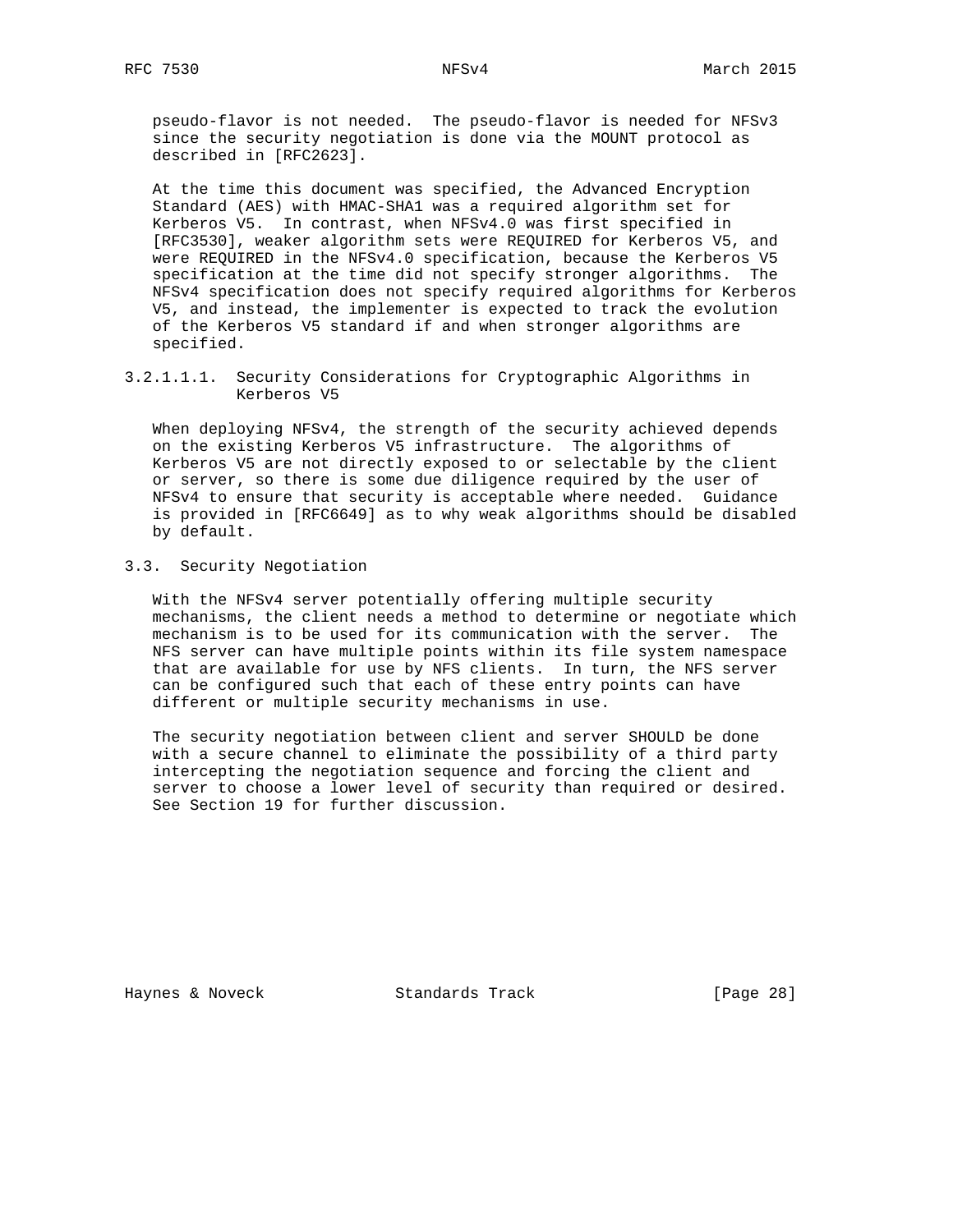pseudo-flavor is not needed. The pseudo-flavor is needed for NFSv3 since the security negotiation is done via the MOUNT protocol as described in [RFC2623].

At the time this document was specified, the Advanced Encryption Standard (AES) with HMAC-SHA1 was a required algorithm set for Kerberos V5. In contrast, when NFSv4.0 was first specified in [RFC3530], weaker algorithm sets were REQUIRED for Kerberos V5, and were REQUIRED in the NFSv4.0 specification, because the Kerberos V5 specification at the time did not specify stronger algorithms. The NFSv4 specification does not specify required algorithms for Kerberos V5, and instead, the implementer is expected to track the evolution of the Kerberos V5 standard if and when stronger algorithms are specified.

###### 3.2.1.1.1. Security Considerations for Cryptographic Algorithms in Kerberos V5

When deploying NFSv4, the strength of the security achieved depends on the existing Kerberos V5 infrastructure. The algorithms of Kerberos V5 are not directly exposed to or selectable by the client or server, so there is some due diligence required by the user of NFSv4 to ensure that security is acceptable where needed. Guidance is provided in [RFC6649] as to why weak algorithms should be disabled by default.

## 3.3. Security Negotiation

With the NFSv4 server potentially offering multiple security mechanisms, the client needs a method to determine or negotiate which mechanism is to be used for its communication with the server. The NFS server can have multiple points within its file system namespace that are available for use by NFS clients. In turn, the NFS server can be configured such that each of these entry points can have different or multiple security mechanisms in use.

The security negotiation between client and server SHOULD be done with a secure channel to eliminate the possibility of a third party intercepting the negotiation sequence and forcing the client and server to choose a lower level of security than required or desired. See Section 19 for further discussion.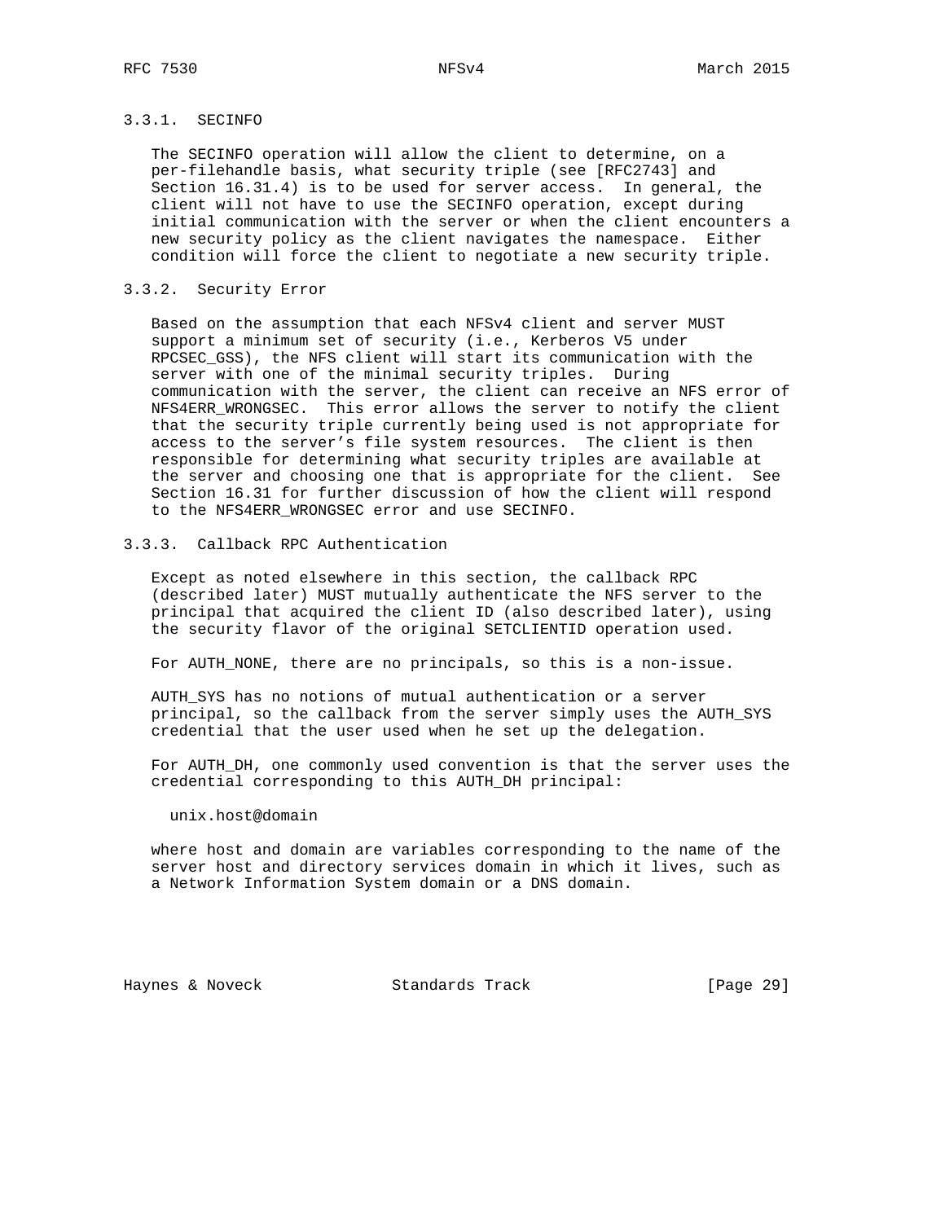### 3.3.1. SECINFO

The SECINFO operation will allow the client to determine, on a per-filehandle basis, what security triple (see [RFC2743] and Section 16.31.4) is to be used for server access. In general, the client will not have to use the SECINFO operation, except during initial communication with the server or when the client encounters a new security policy as the client navigates the namespace. Either condition will force the client to negotiate a new security triple.

### 3.3.2. Security Error

Based on the assumption that each NFSv4 client and server MUST support a minimum set of security (i.e., Kerberos V5 under RPCSEC_GSS), the NFS client will start its communication with the server with one of the minimal security triples. During communication with the server, the client can receive an NFS error of NFS4ERR_WRONGSEC. This error allows the server to notify the client that the security triple currently being used is not appropriate for access to the server's file system resources. The client is then responsible for determining what security triples are available at the server and choosing one that is appropriate for the client. See Section 16.31 for further discussion of how the client will respond to the NFS4ERR_WRONGSEC error and use SECINFO.

### 3.3.3. Callback RPC Authentication

Except as noted elsewhere in this section, the callback RPC (described later) MUST mutually authenticate the NFS server to the principal that acquired the client ID (also described later), using the security flavor of the original SETCLIENTID operation used.

For AUTH_NONE, there are no principals, so this is a non-issue.

AUTH_SYS has no notions of mutual authentication or a server principal, so the callback from the server simply uses the AUTH_SYS credential that the user used when he set up the delegation.

For AUTH_DH, one commonly used convention is that the server uses the credential corresponding to this AUTH_DH principal:

```
unix.host@domain
```

where host and domain are variables corresponding to the name of the server host and directory services domain in which it lives, such as a Network Information System domain or a DNS domain.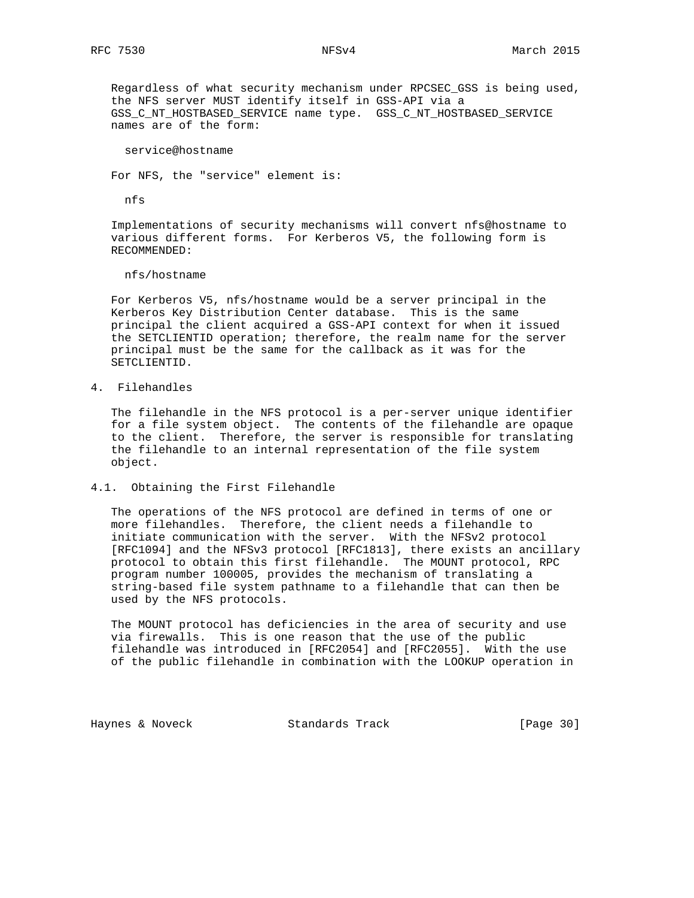Regardless of what security mechanism under RPCSEC_GSS is being used, the NFS server MUST identify itself in GSS-API via a GSS_C_NT_HOSTBASED_SERVICE name type. GSS_C_NT_HOSTBASED_SERVICE names are of the form:

```
service@hostname
```

For NFS, the "service" element is:

```
nfs
```

Implementations of security mechanisms will convert nfs@hostname to various different forms. For Kerberos V5, the following form is RECOMMENDED:

```
nfs/hostname
```

For Kerberos V5, nfs/hostname would be a server principal in the Kerberos Key Distribution Center database. This is the same principal the client acquired a GSS-API context for when it issued the SETCLIENTID operation; therefore, the realm name for the server principal must be the same for the callback as it was for the SETCLIENTID.

# 4. Filehandles

The filehandle in the NFS protocol is a per-server unique identifier for a file system object. The contents of the filehandle are opaque to the client. Therefore, the server is responsible for translating the filehandle to an internal representation of the file system object.

## 4.1. Obtaining the First Filehandle

The operations of the NFS protocol are defined in terms of one or more filehandles. Therefore, the client needs a filehandle to initiate communication with the server. With the NFSv2 protocol [RFC1094] and the NFSv3 protocol [RFC1813], there exists an ancillary protocol to obtain this first filehandle. The MOUNT protocol, RPC program number 100005, provides the mechanism of translating a string-based file system pathname to a filehandle that can then be used by the NFS protocols.

The MOUNT protocol has deficiencies in the area of security and use via firewalls. This is one reason that the use of the public filehandle was introduced in [RFC2054] and [RFC2055]. With the use of the public filehandle in combination with the LOOKUP operation in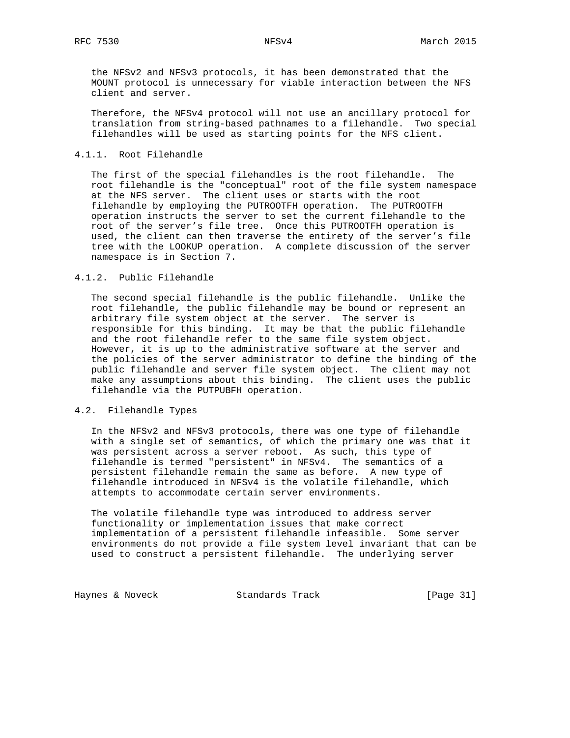the NFSv2 and NFSv3 protocols, it has been demonstrated that the MOUNT protocol is unnecessary for viable interaction between the NFS client and server.

Therefore, the NFSv4 protocol will not use an ancillary protocol for translation from string-based pathnames to a filehandle. Two special filehandles will be used as starting points for the NFS client.

### 4.1.1. Root Filehandle

The first of the special filehandles is the root filehandle. The root filehandle is the "conceptual" root of the file system namespace at the NFS server. The client uses or starts with the root filehandle by employing the PUTROOTFH operation. The PUTROOTFH operation instructs the server to set the current filehandle to the root of the server's file tree. Once this PUTROOTFH operation is used, the client can then traverse the entirety of the server's file tree with the LOOKUP operation. A complete discussion of the server namespace is in Section 7.

### 4.1.2. Public Filehandle

The second special filehandle is the public filehandle. Unlike the root filehandle, the public filehandle may be bound or represent an arbitrary file system object at the server. The server is responsible for this binding. It may be that the public filehandle and the root filehandle refer to the same file system object. However, it is up to the administrative software at the server and the policies of the server administrator to define the binding of the public filehandle and server file system object. The client may not make any assumptions about this binding. The client uses the public filehandle via the PUTPUBFH operation.

## 4.2. Filehandle Types

In the NFSv2 and NFSv3 protocols, there was one type of filehandle with a single set of semantics, of which the primary one was that it was persistent across a server reboot. As such, this type of filehandle is termed "persistent" in NFSv4. The semantics of a persistent filehandle remain the same as before. A new type of filehandle introduced in NFSv4 is the volatile filehandle, which attempts to accommodate certain server environments.

The volatile filehandle type was introduced to address server functionality or implementation issues that make correct implementation of a persistent filehandle infeasible. Some server environments do not provide a file system level invariant that can be used to construct a persistent filehandle. The underlying server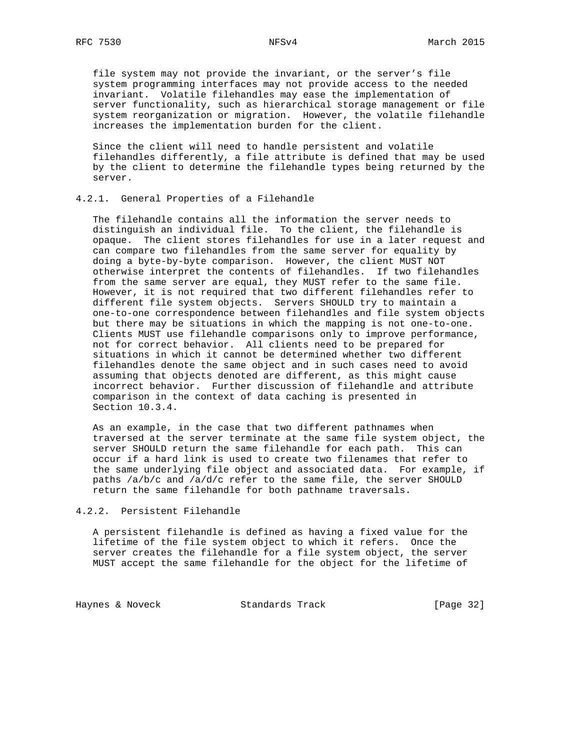file system may not provide the invariant, or the server's file system programming interfaces may not provide access to the needed invariant. Volatile filehandles may ease the implementation of server functionality, such as hierarchical storage management or file system reorganization or migration. However, the volatile filehandle increases the implementation burden for the client.

Since the client will need to handle persistent and volatile filehandles differently, a file attribute is defined that may be used by the client to determine the filehandle types being returned by the server.

### 4.2.1. General Properties of a Filehandle

The filehandle contains all the information the server needs to distinguish an individual file. To the client, the filehandle is opaque. The client stores filehandles for use in a later request and can compare two filehandles from the same server for equality by doing a byte-by-byte comparison. However, the client MUST NOT otherwise interpret the contents of filehandles. If two filehandles from the same server are equal, they MUST refer to the same file. However, it is not required that two different filehandles refer to different file system objects. Servers SHOULD try to maintain a one-to-one correspondence between filehandles and file system objects but there may be situations in which the mapping is not one-to-one. Clients MUST use filehandle comparisons only to improve performance, not for correct behavior. All clients need to be prepared for situations in which it cannot be determined whether two different filehandles denote the same object and in such cases need to avoid assuming that objects denoted are different, as this might cause incorrect behavior. Further discussion of filehandle and attribute comparison in the context of data caching is presented in Section 10.3.4.

As an example, in the case that two different pathnames when traversed at the server terminate at the same file system object, the server SHOULD return the same filehandle for each path. This can occur if a hard link is used to create two filenames that refer to the same underlying file object and associated data. For example, if paths /a/b/c and /a/d/c refer to the same file, the server SHOULD return the same filehandle for both pathname traversals.

### 4.2.2. Persistent Filehandle

A persistent filehandle is defined as having a fixed value for the lifetime of the file system object to which it refers. Once the server creates the filehandle for a file system object, the server MUST accept the same filehandle for the object for the lifetime of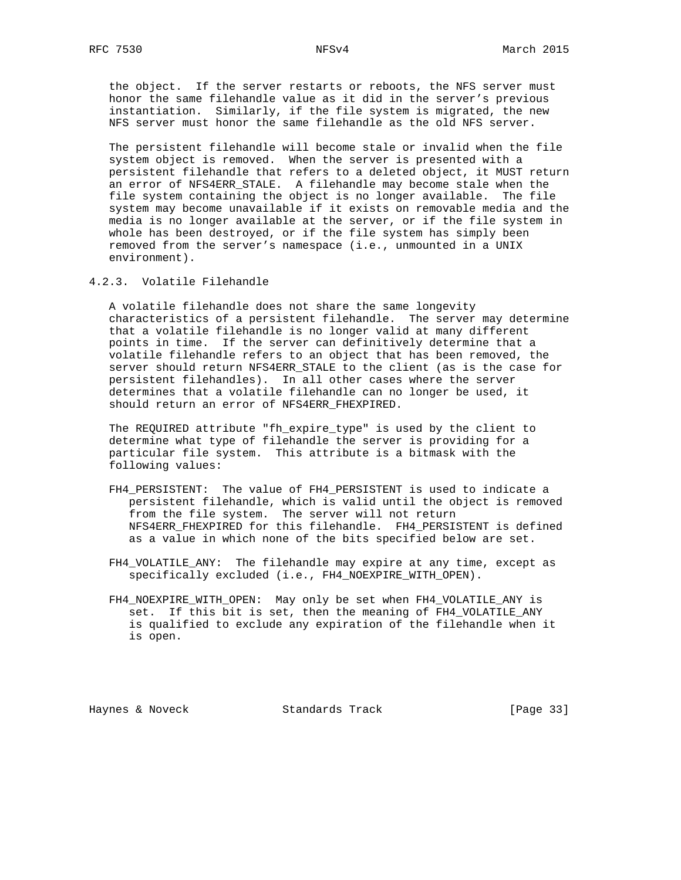the object. If the server restarts or reboots, the NFS server must honor the same filehandle value as it did in the server's previous instantiation. Similarly, if the file system is migrated, the new NFS server must honor the same filehandle as the old NFS server.

The persistent filehandle will become stale or invalid when the file system object is removed. When the server is presented with a persistent filehandle that refers to a deleted object, it MUST return an error of NFS4ERR_STALE. A filehandle may become stale when the file system containing the object is no longer available. The file system may become unavailable if it exists on removable media and the media is no longer available at the server, or if the file system in whole has been destroyed, or if the file system has simply been removed from the server's namespace (i.e., unmounted in a UNIX environment).

### 4.2.3. Volatile Filehandle

A volatile filehandle does not share the same longevity characteristics of a persistent filehandle. The server may determine that a volatile filehandle is no longer valid at many different points in time. If the server can definitively determine that a volatile filehandle refers to an object that has been removed, the server should return NFS4ERR_STALE to the client (as is the case for persistent filehandles). In all other cases where the server determines that a volatile filehandle can no longer be used, it should return an error of NFS4ERR_FHEXPIRED.

The REQUIRED attribute "fh_expire_type" is used by the client to determine what type of filehandle the server is providing for a particular file system. This attribute is a bitmask with the following values:

FH4_PERSISTENT: The value of FH4_PERSISTENT is used to indicate a persistent filehandle, which is valid until the object is removed from the file system. The server will not return NFS4ERR_FHEXPIRED for this filehandle. FH4_PERSISTENT is defined as a value in which none of the bits specified below are set.

FH4_VOLATILE_ANY: The filehandle may expire at any time, except as specifically excluded (i.e., FH4_NOEXPIRE_WITH_OPEN).

FH4_NOEXPIRE_WITH_OPEN: May only be set when FH4_VOLATILE_ANY is set. If this bit is set, then the meaning of FH4_VOLATILE_ANY is qualified to exclude any expiration of the filehandle when it is open.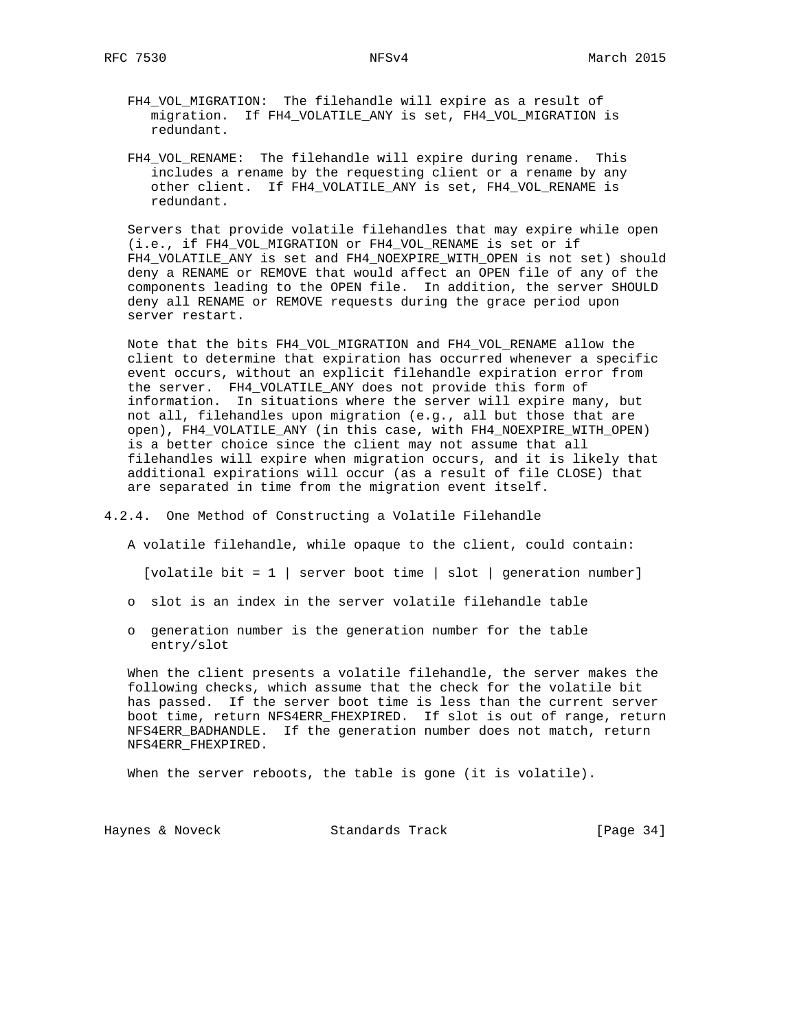FH4_VOL_MIGRATION: The filehandle will expire as a result of migration. If FH4_VOLATILE_ANY is set, FH4_VOL_MIGRATION is redundant.

FH4_VOL_RENAME: The filehandle will expire during rename. This includes a rename by the requesting client or a rename by any other client. If FH4_VOLATILE_ANY is set, FH4_VOL_RENAME is redundant.

Servers that provide volatile filehandles that may expire while open (i.e., if FH4_VOL_MIGRATION or FH4_VOL_RENAME is set or if FH4_VOLATILE_ANY is set and FH4_NOEXPIRE_WITH_OPEN is not set) should deny a RENAME or REMOVE that would affect an OPEN file of any of the components leading to the OPEN file. In addition, the server SHOULD deny all RENAME or REMOVE requests during the grace period upon server restart.

Note that the bits FH4_VOL_MIGRATION and FH4_VOL_RENAME allow the client to determine that expiration has occurred whenever a specific event occurs, without an explicit filehandle expiration error from the server. FH4_VOLATILE_ANY does not provide this form of information. In situations where the server will expire many, but not all, filehandles upon migration (e.g., all but those that are open), FH4_VOLATILE_ANY (in this case, with FH4_NOEXPIRE_WITH_OPEN) is a better choice since the client may not assume that all filehandles will expire when migration occurs, and it is likely that additional expirations will occur (as a result of file CLOSE) that are separated in time from the migration event itself.

### 4.2.4. One Method of Constructing a Volatile Filehandle

A volatile filehandle, while opaque to the client, could contain:

```
[volatile bit = 1 | server boot time | slot | generation number]
```

- slot is an index in the server volatile filehandle table
- generation number is the generation number for the table entry/slot

When the client presents a volatile filehandle, the server makes the following checks, which assume that the check for the volatile bit has passed. If the server boot time is less than the current server boot time, return NFS4ERR_FHEXPIRED. If slot is out of range, return NFS4ERR_BADHANDLE. If the generation number does not match, return NFS4ERR_FHEXPIRED.

When the server reboots, the table is gone (it is volatile).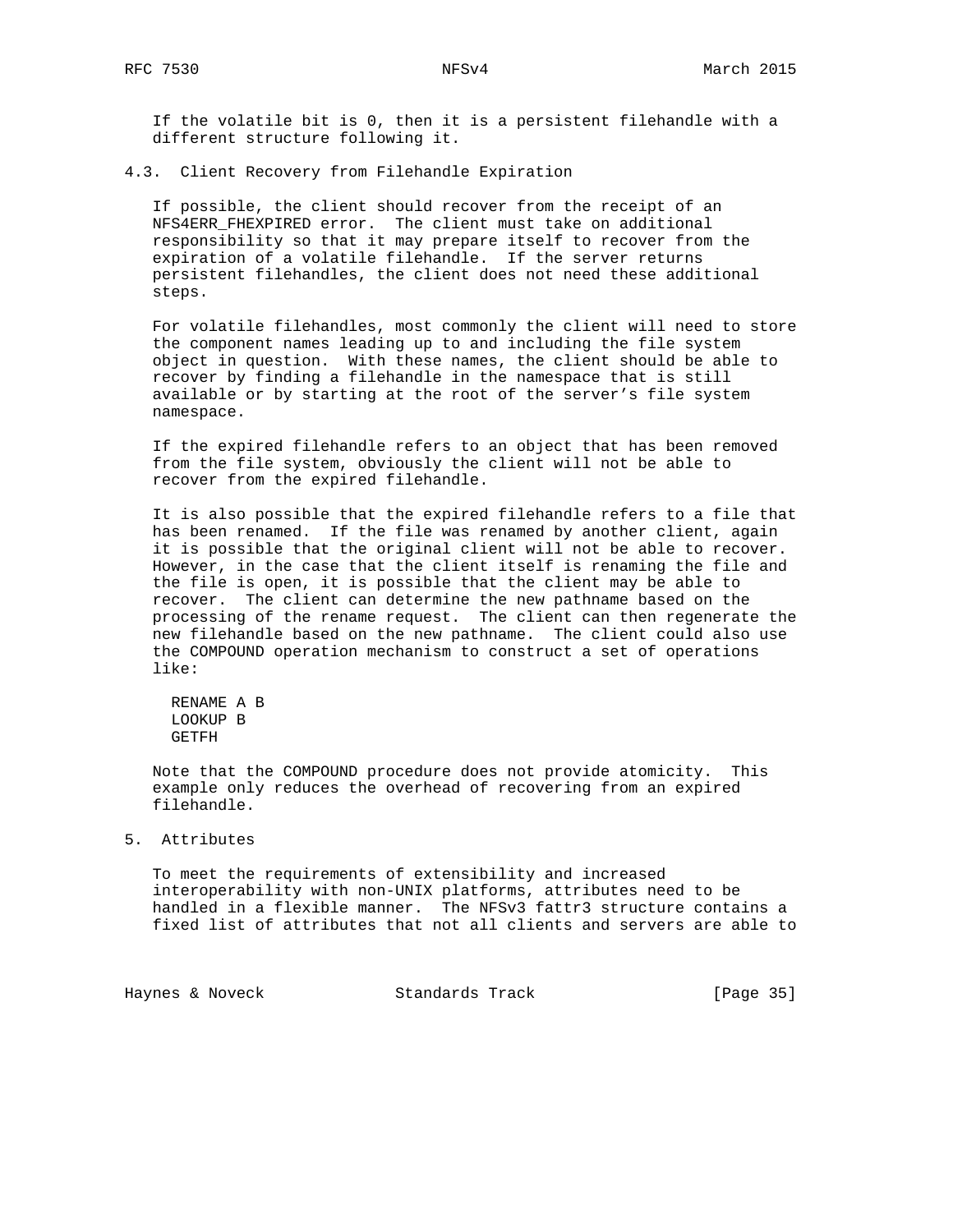If the volatile bit is 0, then it is a persistent filehandle with a different structure following it.

### 4.3. Client Recovery from Filehandle Expiration

If possible, the client should recover from the receipt of an NFS4ERR_FHEXPIRED error. The client must take on additional responsibility so that it may prepare itself to recover from the expiration of a volatile filehandle. If the server returns persistent filehandles, the client does not need these additional steps.

For volatile filehandles, most commonly the client will need to store the component names leading up to and including the file system object in question. With these names, the client should be able to recover by finding a filehandle in the namespace that is still available or by starting at the root of the server's file system namespace.

If the expired filehandle refers to an object that has been removed from the file system, obviously the client will not be able to recover from the expired filehandle.

It is also possible that the expired filehandle refers to a file that has been renamed. If the file was renamed by another client, again it is possible that the original client will not be able to recover. However, in the case that the client itself is renaming the file and the file is open, it is possible that the client may be able to recover. The client can determine the new pathname based on the processing of the rename request. The client can then regenerate the new filehandle based on the new pathname. The client could also use the COMPOUND operation mechanism to construct a set of operations like:

```
RENAME A B
LOOKUP B
GETFH
```

Note that the COMPOUND procedure does not provide atomicity. This example only reduces the overhead of recovering from an expired filehandle.

## 5. Attributes

To meet the requirements of extensibility and increased interoperability with non-UNIX platforms, attributes need to be handled in a flexible manner. The NFSv3 fattr3 structure contains a fixed list of attributes that not all clients and servers are able to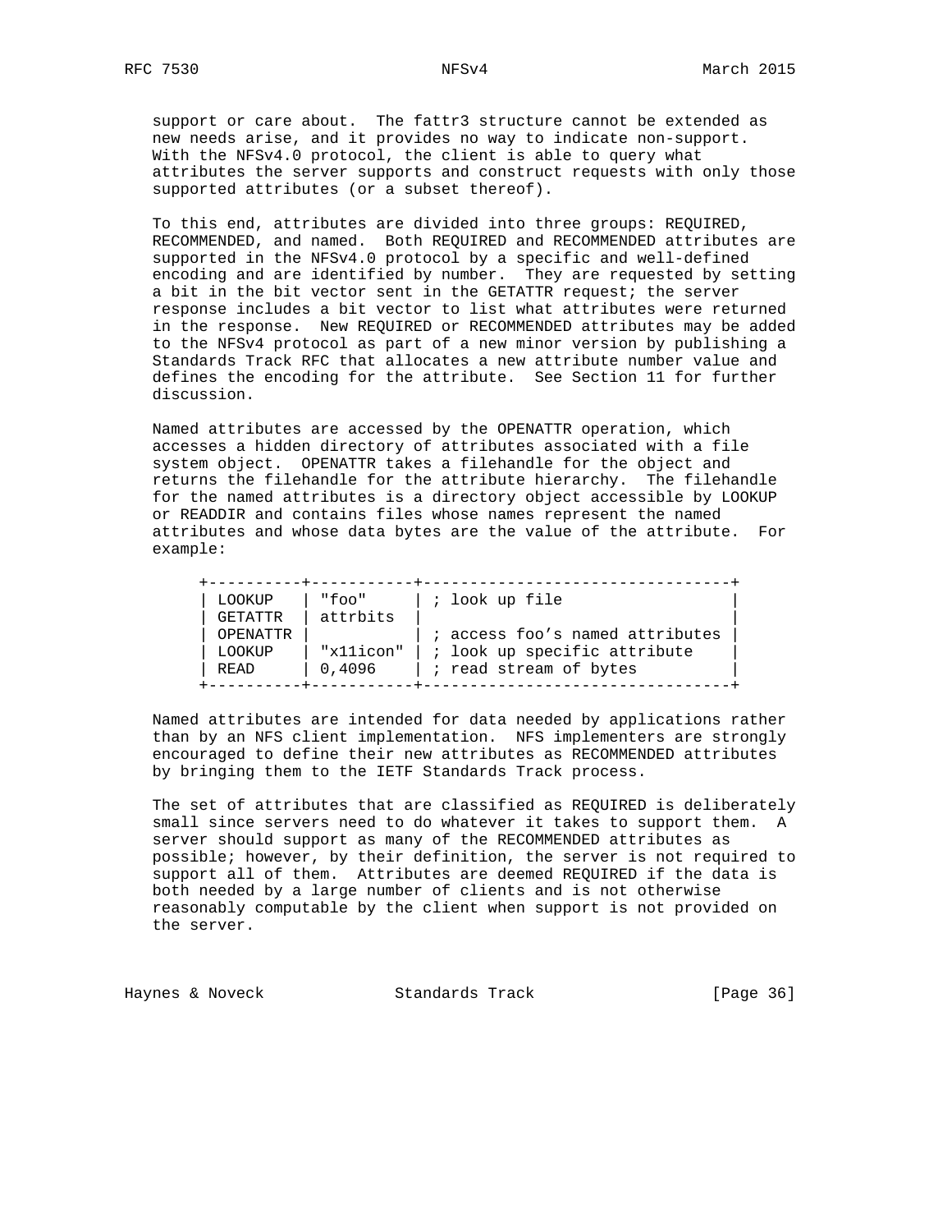support or care about. The fattr3 structure cannot be extended as new needs arise, and it provides no way to indicate non-support. With the NFSv4.0 protocol, the client is able to query what attributes the server supports and construct requests with only those supported attributes (or a subset thereof).

To this end, attributes are divided into three groups: REQUIRED, RECOMMENDED, and named. Both REQUIRED and RECOMMENDED attributes are supported in the NFSv4.0 protocol by a specific and well-defined encoding and are identified by number. They are requested by setting a bit in the bit vector sent in the GETATTR request; the server response includes a bit vector to list what attributes were returned in the response. New REQUIRED or RECOMMENDED attributes may be added to the NFSv4 protocol as part of a new minor version by publishing a Standards Track RFC that allocates a new attribute number value and defines the encoding for the attribute. See Section 11 for further discussion.

Named attributes are accessed by the OPENATTR operation, which accesses a hidden directory of attributes associated with a file system object. OPENATTR takes a filehandle for the object and returns the filehandle for the attribute hierarchy. The filehandle for the named attributes is a directory object accessible by LOOKUP or READDIR and contains files whose names represent the named attributes and whose data bytes are the value of the attribute. For example:

| | | |
|---|---|---|
| LOOKUP | "foo" | ; look up file |
| GETATTR | attrbits | |
| OPENATTR | | ; access foo's named attributes |
| LOOKUP | "x11icon" | ; look up specific attribute |
| READ | 0,4096 | ; read stream of bytes |

Named attributes are intended for data needed by applications rather than by an NFS client implementation. NFS implementers are strongly encouraged to define their new attributes as RECOMMENDED attributes by bringing them to the IETF Standards Track process.

The set of attributes that are classified as REQUIRED is deliberately small since servers need to do whatever it takes to support them. A server should support as many of the RECOMMENDED attributes as possible; however, by their definition, the server is not required to support all of them. Attributes are deemed REQUIRED if the data is both needed by a large number of clients and is not otherwise reasonably computable by the client when support is not provided on the server.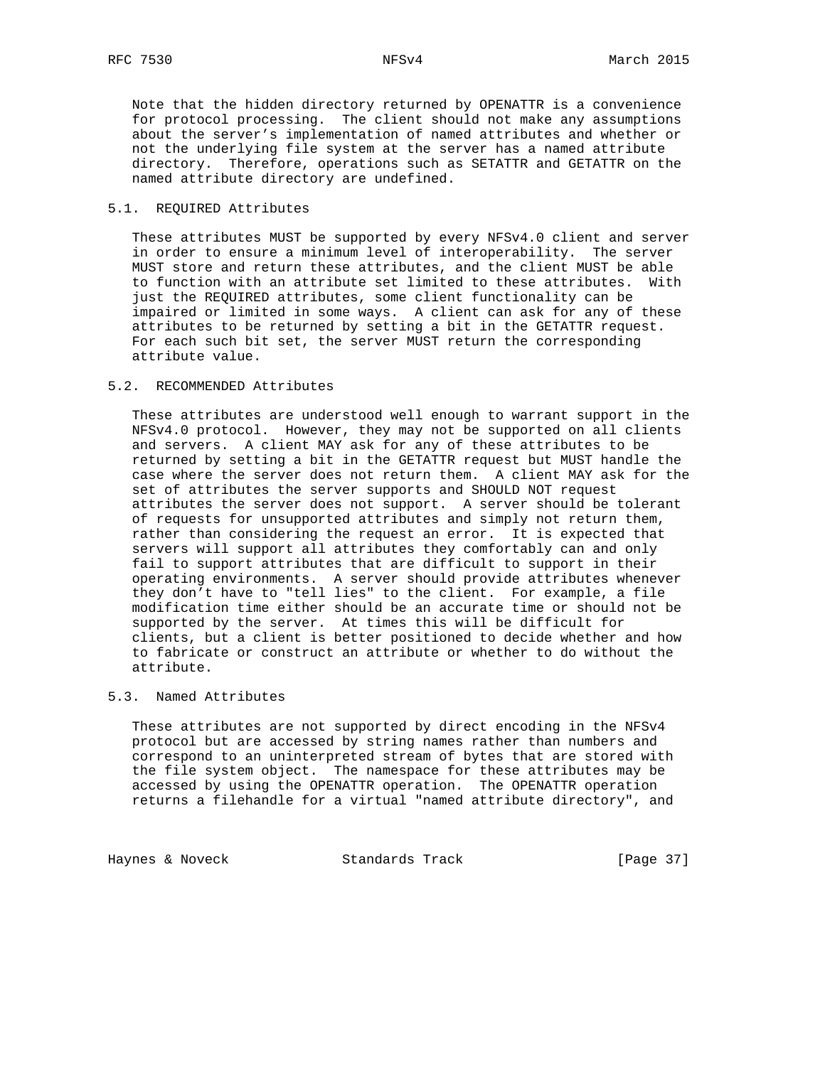Note that the hidden directory returned by OPENATTR is a convenience for protocol processing. The client should not make any assumptions about the server's implementation of named attributes and whether or not the underlying file system at the server has a named attribute directory. Therefore, operations such as SETATTR and GETATTR on the named attribute directory are undefined.

## 5.1. REQUIRED Attributes

These attributes MUST be supported by every NFSv4.0 client and server in order to ensure a minimum level of interoperability. The server MUST store and return these attributes, and the client MUST be able to function with an attribute set limited to these attributes. With just the REQUIRED attributes, some client functionality can be impaired or limited in some ways. A client can ask for any of these attributes to be returned by setting a bit in the GETATTR request. For each such bit set, the server MUST return the corresponding attribute value.

## 5.2. RECOMMENDED Attributes

These attributes are understood well enough to warrant support in the NFSv4.0 protocol. However, they may not be supported on all clients and servers. A client MAY ask for any of these attributes to be returned by setting a bit in the GETATTR request but MUST handle the case where the server does not return them. A client MAY ask for the set of attributes the server supports and SHOULD NOT request attributes the server does not support. A server should be tolerant of requests for unsupported attributes and simply not return them, rather than considering the request an error. It is expected that servers will support all attributes they comfortably can and only fail to support attributes that are difficult to support in their operating environments. A server should provide attributes whenever they don't have to "tell lies" to the client. For example, a file modification time either should be an accurate time or should not be supported by the server. At times this will be difficult for clients, but a client is better positioned to decide whether and how to fabricate or construct an attribute or whether to do without the attribute.

## 5.3. Named Attributes

These attributes are not supported by direct encoding in the NFSv4 protocol but are accessed by string names rather than numbers and correspond to an uninterpreted stream of bytes that are stored with the file system object. The namespace for these attributes may be accessed by using the OPENATTR operation. The OPENATTR operation returns a filehandle for a virtual "named attribute directory", and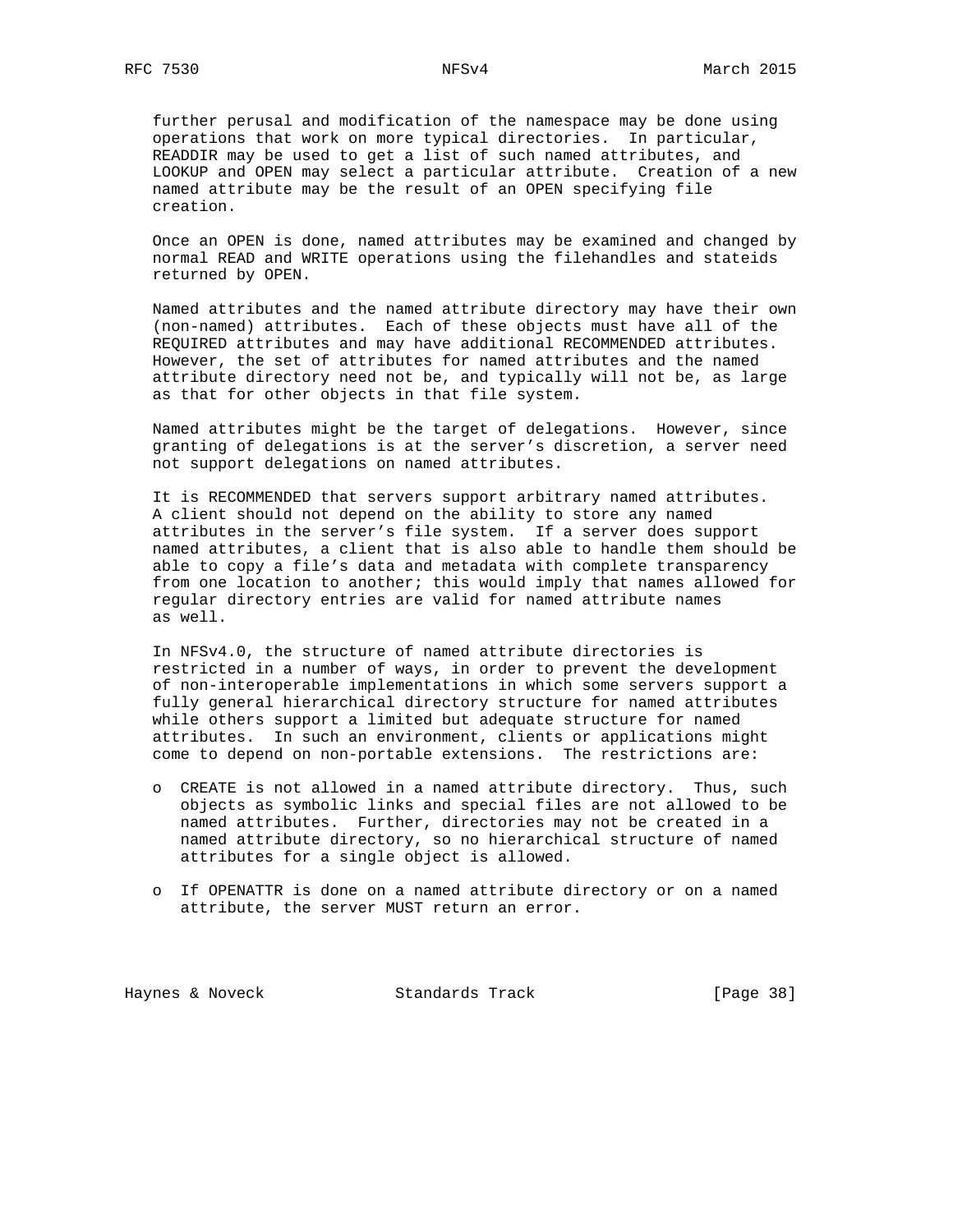further perusal and modification of the namespace may be done using operations that work on more typical directories. In particular, READDIR may be used to get a list of such named attributes, and LOOKUP and OPEN may select a particular attribute. Creation of a new named attribute may be the result of an OPEN specifying file creation.

Once an OPEN is done, named attributes may be examined and changed by normal READ and WRITE operations using the filehandles and stateids returned by OPEN.

Named attributes and the named attribute directory may have their own (non-named) attributes. Each of these objects must have all of the REQUIRED attributes and may have additional RECOMMENDED attributes. However, the set of attributes for named attributes and the named attribute directory need not be, and typically will not be, as large as that for other objects in that file system.

Named attributes might be the target of delegations. However, since granting of delegations is at the server's discretion, a server need not support delegations on named attributes.

It is RECOMMENDED that servers support arbitrary named attributes. A client should not depend on the ability to store any named attributes in the server's file system. If a server does support named attributes, a client that is also able to handle them should be able to copy a file's data and metadata with complete transparency from one location to another; this would imply that names allowed for regular directory entries are valid for named attribute names as well.

In NFSv4.0, the structure of named attribute directories is restricted in a number of ways, in order to prevent the development of non-interoperable implementations in which some servers support a fully general hierarchical directory structure for named attributes while others support a limited but adequate structure for named attributes. In such an environment, clients or applications might come to depend on non-portable extensions. The restrictions are:

- CREATE is not allowed in a named attribute directory. Thus, such objects as symbolic links and special files are not allowed to be named attributes. Further, directories may not be created in a named attribute directory, so no hierarchical structure of named attributes for a single object is allowed.

- If OPENATTR is done on a named attribute directory or on a named attribute, the server MUST return an error.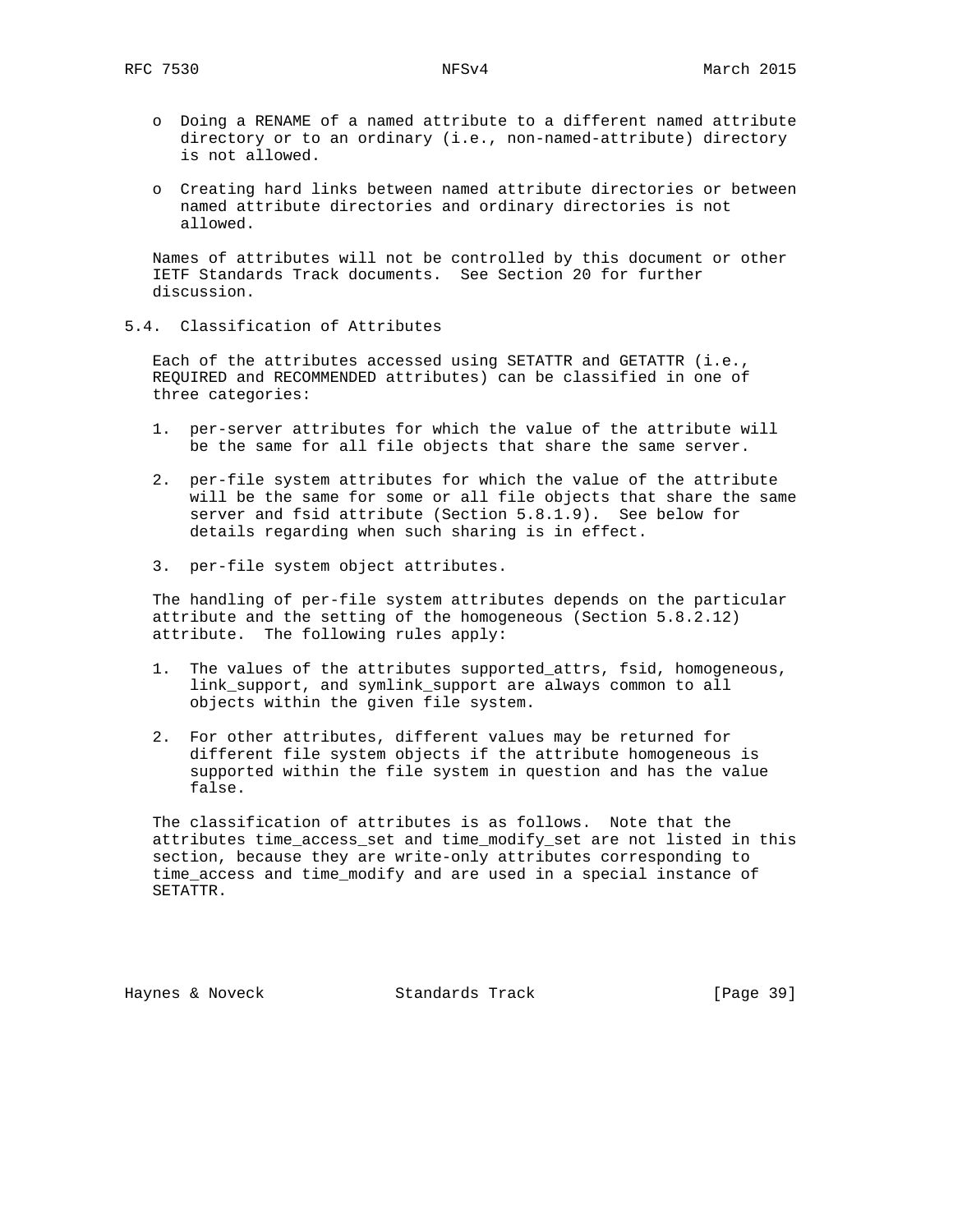- Doing a RENAME of a named attribute to a different named attribute directory or to an ordinary (i.e., non-named-attribute) directory is not allowed.

- Creating hard links between named attribute directories or between named attribute directories and ordinary directories is not allowed.

Names of attributes will not be controlled by this document or other IETF Standards Track documents. See Section 20 for further discussion.

### 5.4. Classification of Attributes

Each of the attributes accessed using SETATTR and GETATTR (i.e., REQUIRED and RECOMMENDED attributes) can be classified in one of three categories:

1. per-server attributes for which the value of the attribute will be the same for all file objects that share the same server.

2. per-file system attributes for which the value of the attribute will be the same for some or all file objects that share the same server and fsid attribute (Section 5.8.1.9). See below for details regarding when such sharing is in effect.

3. per-file system object attributes.

The handling of per-file system attributes depends on the particular attribute and the setting of the homogeneous (Section 5.8.2.12) attribute. The following rules apply:

1. The values of the attributes supported_attrs, fsid, homogeneous, link_support, and symlink_support are always common to all objects within the given file system.

2. For other attributes, different values may be returned for different file system objects if the attribute homogeneous is supported within the file system in question and has the value false.

The classification of attributes is as follows. Note that the attributes time_access_set and time_modify_set are not listed in this section, because they are write-only attributes corresponding to time_access and time_modify and are used in a special instance of SETATTR.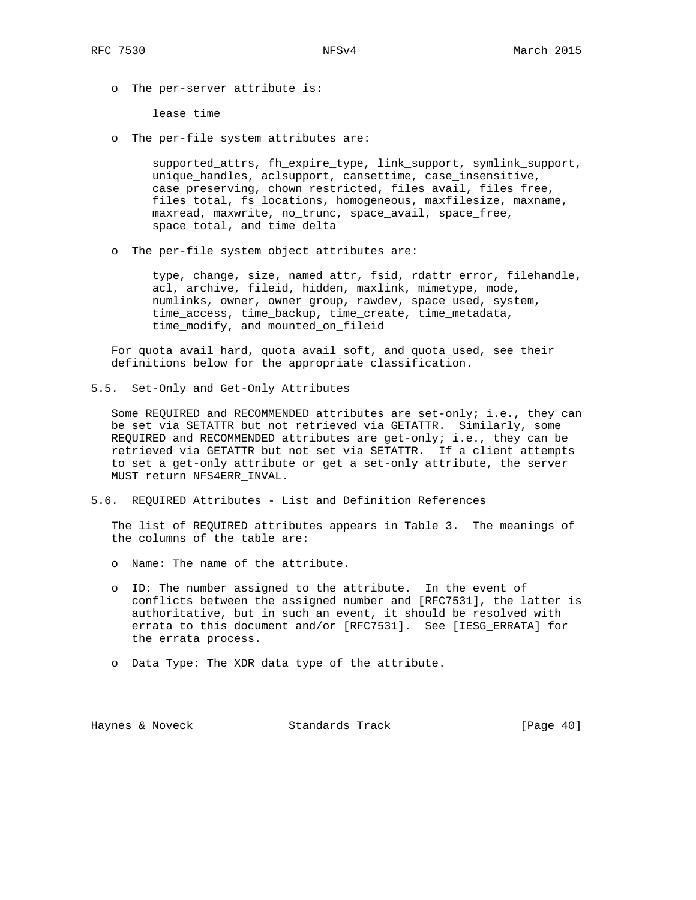- The per-server attribute is:

  lease_time

- The per-file system attributes are:

  supported_attrs, fh_expire_type, link_support, symlink_support, unique_handles, aclsupport, cansettime, case_insensitive, case_preserving, chown_restricted, files_avail, files_free, files_total, fs_locations, homogeneous, maxfilesize, maxname, maxread, maxwrite, no_trunc, space_avail, space_free, space_total, and time_delta

- The per-file system object attributes are:

  type, change, size, named_attr, fsid, rdattr_error, filehandle, acl, archive, fileid, hidden, maxlink, mimetype, mode, numlinks, owner, owner_group, rawdev, space_used, system, time_access, time_backup, time_create, time_metadata, time_modify, and mounted_on_fileid

For quota_avail_hard, quota_avail_soft, and quota_used, see their definitions below for the appropriate classification.

## 5.5. Set-Only and Get-Only Attributes

Some REQUIRED and RECOMMENDED attributes are set-only; i.e., they can be set via SETATTR but not retrieved via GETATTR. Similarly, some REQUIRED and RECOMMENDED attributes are get-only; i.e., they can be retrieved via GETATTR but not set via SETATTR. If a client attempts to set a get-only attribute or get a set-only attribute, the server MUST return NFS4ERR_INVAL.

## 5.6. REQUIRED Attributes - List and Definition References

The list of REQUIRED attributes appears in Table 3. The meanings of the columns of the table are:

- Name: The name of the attribute.

- ID: The number assigned to the attribute. In the event of conflicts between the assigned number and [RFC7531], the latter is authoritative, but in such an event, it should be resolved with errata to this document and/or [RFC7531]. See [IESG_ERRATA] for the errata process.

- Data Type: The XDR data type of the attribute.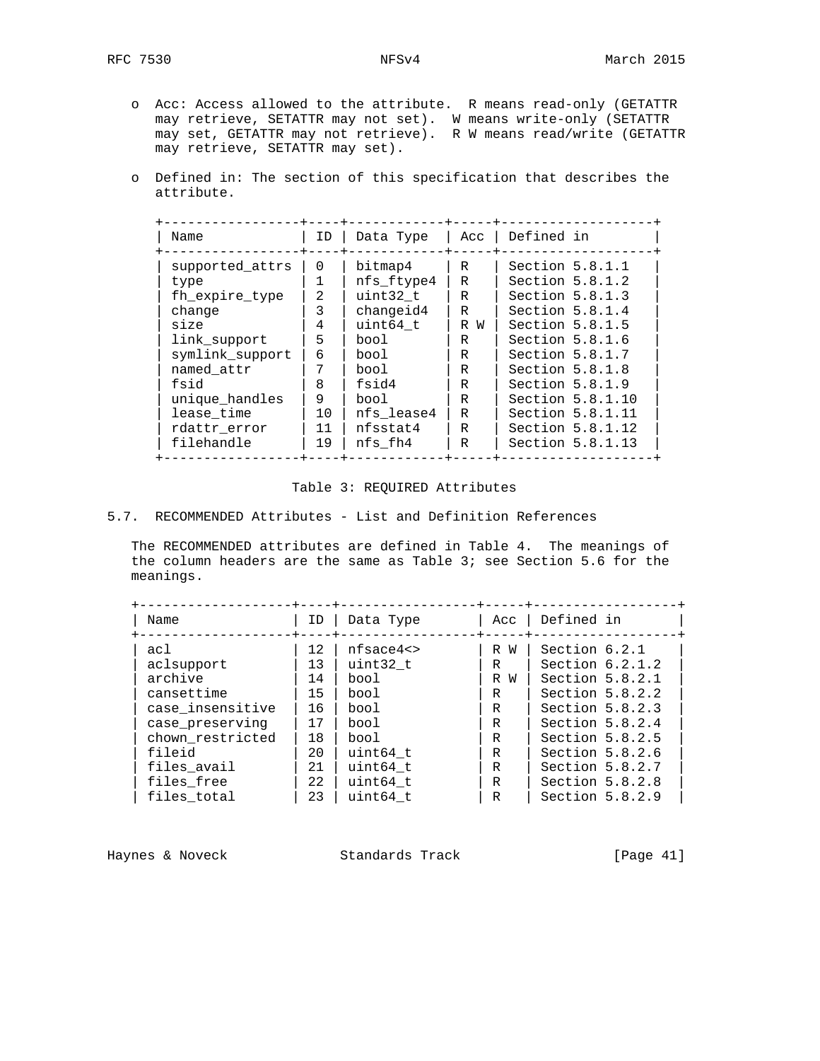- Acc: Access allowed to the attribute. R means read-only (GETATTR may retrieve, SETATTR may not set). W means write-only (SETATTR may set, GETATTR may not retrieve). R W means read/write (GETATTR may retrieve, SETATTR may set).

- Defined in: The section of this specification that describes the attribute.

| Name | ID | Data Type | Acc | Defined in |
|---|---|---|---|---|
| supported_attrs | 0 | bitmap4 | R | Section 5.8.1.1 |
| type | 1 | nfs_ftype4 | R | Section 5.8.1.2 |
| fh_expire_type | 2 | uint32_t | R | Section 5.8.1.3 |
| change | 3 | changeid4 | R | Section 5.8.1.4 |
| size | 4 | uint64_t | R W | Section 5.8.1.5 |
| link_support | 5 | bool | R | Section 5.8.1.6 |
| symlink_support | 6 | bool | R | Section 5.8.1.7 |
| named_attr | 7 | bool | R | Section 5.8.1.8 |
| fsid | 8 | fsid4 | R | Section 5.8.1.9 |
| unique_handles | 9 | bool | R | Section 5.8.1.10 |
| lease_time | 10 | nfs_lease4 | R | Section 5.8.1.11 |
| rdattr_error | 11 | nfsstat4 | R | Section 5.8.1.12 |
| filehandle | 19 | nfs_fh4 | R | Section 5.8.1.13 |

Table 3: REQUIRED Attributes

## 5.7. RECOMMENDED Attributes - List and Definition References

The RECOMMENDED attributes are defined in Table 4. The meanings of the column headers are the same as Table 3; see Section 5.6 for the meanings.

| Name | ID | Data Type | Acc | Defined in |
|---|---|---|---|---|
| acl | 12 | nfsace4<> | R W | Section 6.2.1 |
| aclsupport | 13 | uint32_t | R | Section 6.2.1.2 |
| archive | 14 | bool | R W | Section 5.8.2.1 |
| cansettime | 15 | bool | R | Section 5.8.2.2 |
| case_insensitive | 16 | bool | R | Section 5.8.2.3 |
| case_preserving | 17 | bool | R | Section 5.8.2.4 |
| chown_restricted | 18 | bool | R | Section 5.8.2.5 |
| fileid | 20 | uint64_t | R | Section 5.8.2.6 |
| files_avail | 21 | uint64_t | R | Section 5.8.2.7 |
| files_free | 22 | uint64_t | R | Section 5.8.2.8 |
| files_total | 23 | uint64_t | R | Section 5.8.2.9 |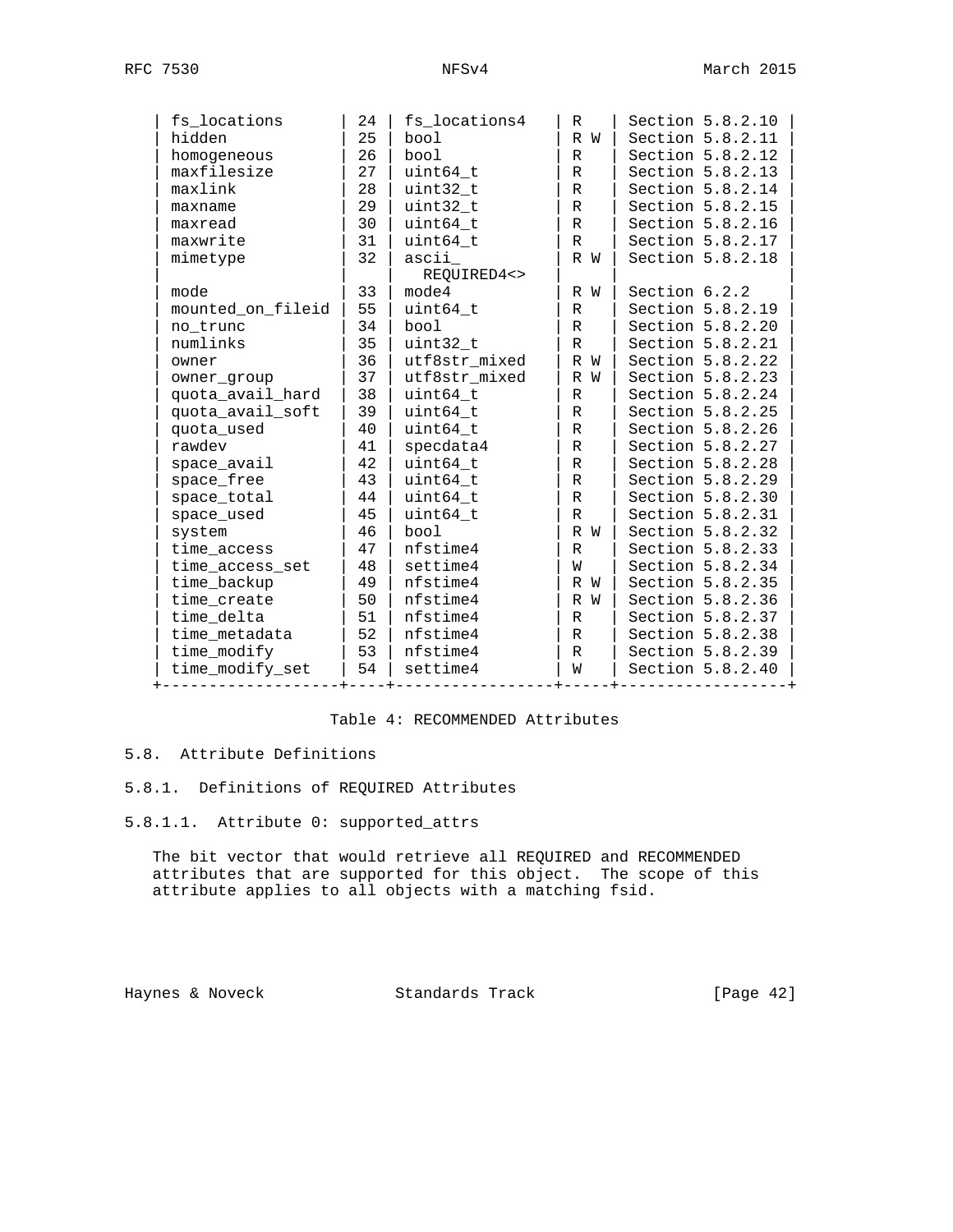| fs_locations | 24 | fs_locations4 | R | Section 5.8.2.10 |
|---|---|---|---|---|
| hidden | 25 | bool | R W | Section 5.8.2.11 |
| homogeneous | 26 | bool | R | Section 5.8.2.12 |
| maxfilesize | 27 | uint64_t | R | Section 5.8.2.13 |
| maxlink | 28 | uint32_t | R | Section 5.8.2.14 |
| maxname | 29 | uint32_t | R | Section 5.8.2.15 |
| maxread | 30 | uint64_t | R | Section 5.8.2.16 |
| maxwrite | 31 | uint64_t | R | Section 5.8.2.17 |
| mimetype | 32 | ascii_ REQUIRED4<> | R W | Section 5.8.2.18 |
| mode | 33 | mode4 | R W | Section 6.2.2 |
| mounted_on_fileid | 55 | uint64_t | R | Section 5.8.2.19 |
| no_trunc | 34 | bool | R | Section 5.8.2.20 |
| numlinks | 35 | uint32_t | R | Section 5.8.2.21 |
| owner | 36 | utf8str_mixed | R W | Section 5.8.2.22 |
| owner_group | 37 | utf8str_mixed | R W | Section 5.8.2.23 |
| quota_avail_hard | 38 | uint64_t | R | Section 5.8.2.24 |
| quota_avail_soft | 39 | uint64_t | R | Section 5.8.2.25 |
| quota_used | 40 | uint64_t | R | Section 5.8.2.26 |
| rawdev | 41 | specdata4 | R | Section 5.8.2.27 |
| space_avail | 42 | uint64_t | R | Section 5.8.2.28 |
| space_free | 43 | uint64_t | R | Section 5.8.2.29 |
| space_total | 44 | uint64_t | R | Section 5.8.2.30 |
| space_used | 45 | uint64_t | R | Section 5.8.2.31 |
| system | 46 | bool | R W | Section 5.8.2.32 |
| time_access | 47 | nfstime4 | R | Section 5.8.2.33 |
| time_access_set | 48 | settime4 | W | Section 5.8.2.34 |
| time_backup | 49 | nfstime4 | R W | Section 5.8.2.35 |
| time_create | 50 | nfstime4 | R W | Section 5.8.2.36 |
| time_delta | 51 | nfstime4 | R | Section 5.8.2.37 |
| time_metadata | 52 | nfstime4 | R | Section 5.8.2.38 |
| time_modify | 53 | nfstime4 | R | Section 5.8.2.39 |
| time_modify_set | 54 | settime4 | W | Section 5.8.2.40 |

Table 4: RECOMMENDED Attributes

## 5.8. Attribute Definitions

### 5.8.1. Definitions of REQUIRED Attributes

#### 5.8.1.1. Attribute 0: supported_attrs

The bit vector that would retrieve all REQUIRED and RECOMMENDED attributes that are supported for this object. The scope of this attribute applies to all objects with a matching fsid.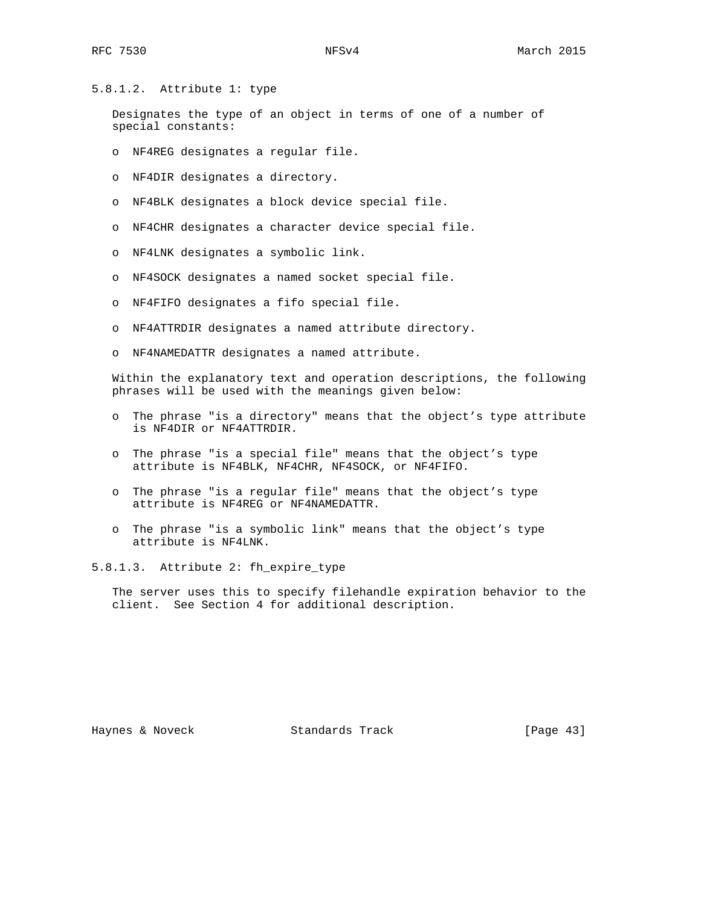#### 5.8.1.2. Attribute 1: type

Designates the type of an object in terms of one of a number of special constants:

- NF4REG designates a regular file.
- NF4DIR designates a directory.
- NF4BLK designates a block device special file.
- NF4CHR designates a character device special file.
- NF4LNK designates a symbolic link.
- NF4SOCK designates a named socket special file.
- NF4FIFO designates a fifo special file.
- NF4ATTRDIR designates a named attribute directory.
- NF4NAMEDATTR designates a named attribute.

Within the explanatory text and operation descriptions, the following phrases will be used with the meanings given below:

- The phrase "is a directory" means that the object's type attribute is NF4DIR or NF4ATTRDIR.
- The phrase "is a special file" means that the object's type attribute is NF4BLK, NF4CHR, NF4SOCK, or NF4FIFO.
- The phrase "is a regular file" means that the object's type attribute is NF4REG or NF4NAMEDATTR.
- The phrase "is a symbolic link" means that the object's type attribute is NF4LNK.

#### 5.8.1.3. Attribute 2: fh_expire_type

The server uses this to specify filehandle expiration behavior to the client. See Section 4 for additional description.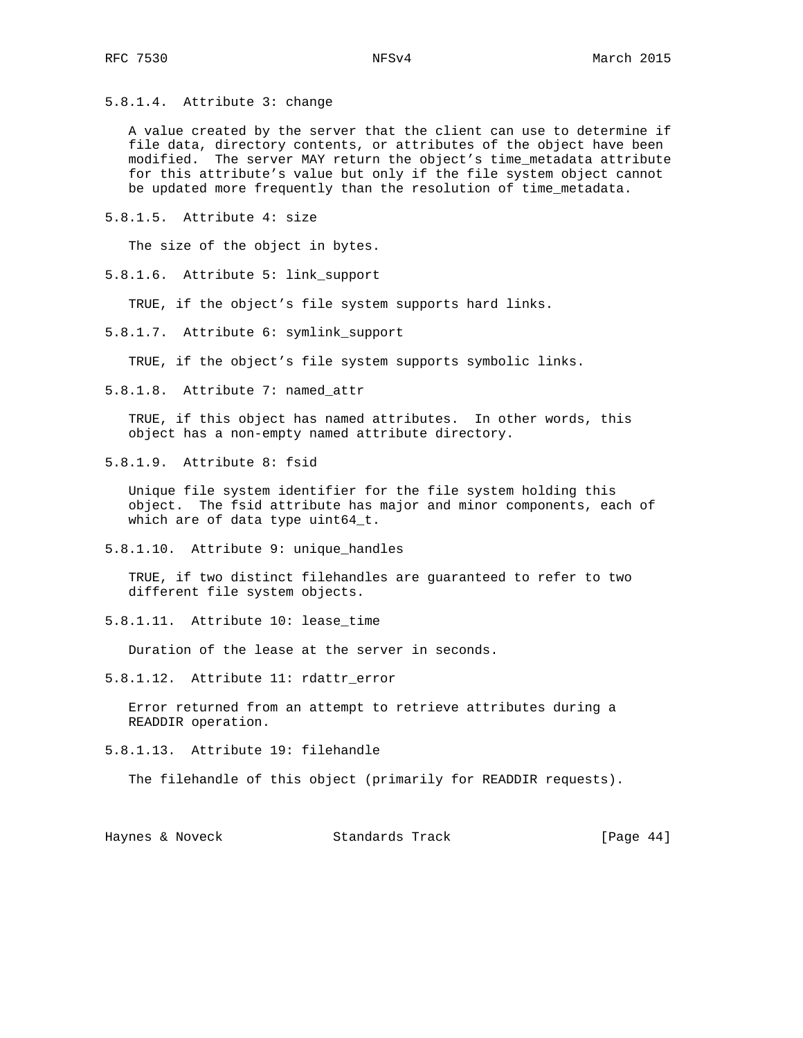#### 5.8.1.4. Attribute 3: change

A value created by the server that the client can use to determine if file data, directory contents, or attributes of the object have been modified. The server MAY return the object's time_metadata attribute for this attribute's value but only if the file system object cannot be updated more frequently than the resolution of time_metadata.

#### 5.8.1.5. Attribute 4: size

The size of the object in bytes.

#### 5.8.1.6. Attribute 5: link_support

TRUE, if the object's file system supports hard links.

#### 5.8.1.7. Attribute 6: symlink_support

TRUE, if the object's file system supports symbolic links.

#### 5.8.1.8. Attribute 7: named_attr

TRUE, if this object has named attributes. In other words, this object has a non-empty named attribute directory.

#### 5.8.1.9. Attribute 8: fsid

Unique file system identifier for the file system holding this object. The fsid attribute has major and minor components, each of which are of data type uint64_t.

#### 5.8.1.10. Attribute 9: unique_handles

TRUE, if two distinct filehandles are guaranteed to refer to two different file system objects.

#### 5.8.1.11. Attribute 10: lease_time

Duration of the lease at the server in seconds.

#### 5.8.1.12. Attribute 11: rdattr_error

Error returned from an attempt to retrieve attributes during a READDIR operation.

#### 5.8.1.13. Attribute 19: filehandle

The filehandle of this object (primarily for READDIR requests).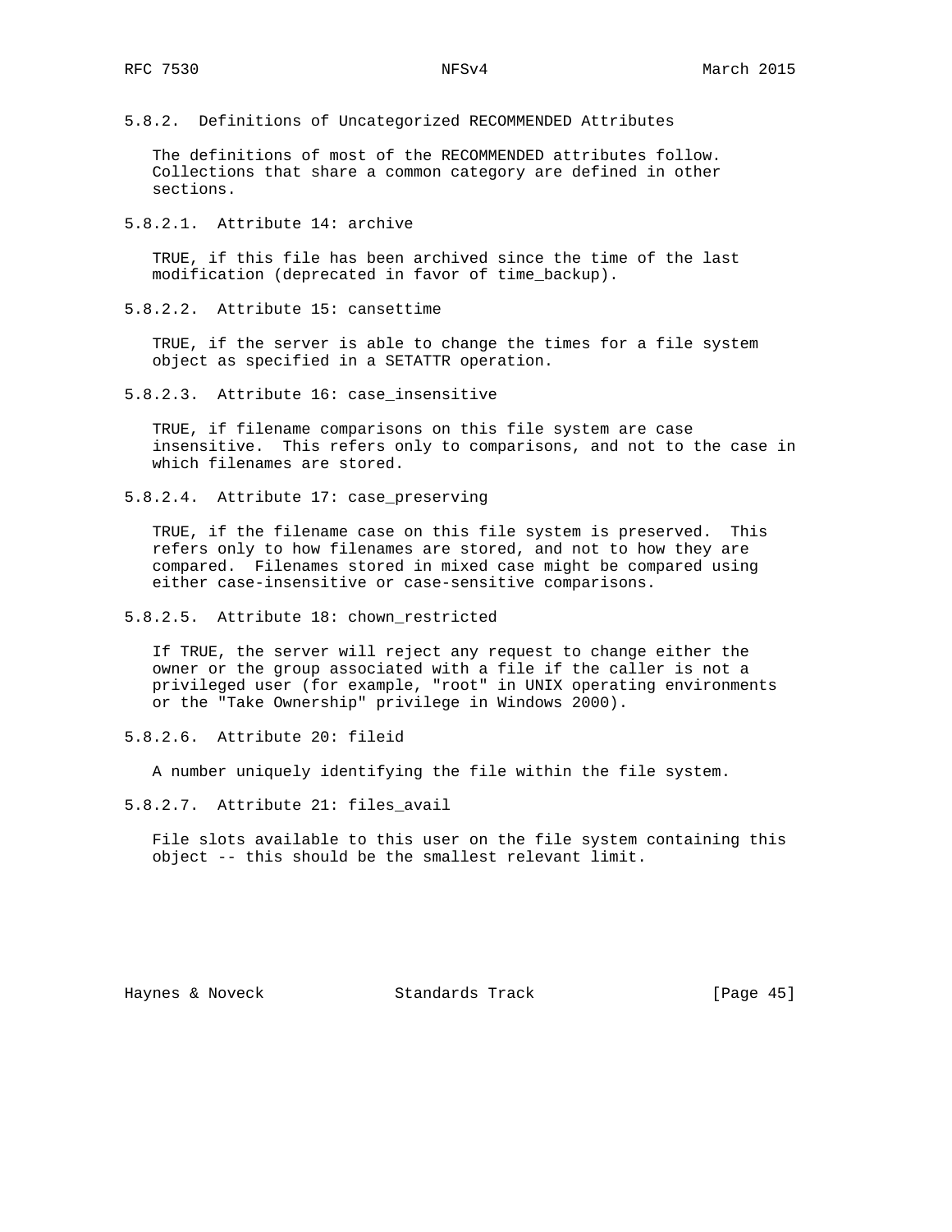### 5.8.2. Definitions of Uncategorized RECOMMENDED Attributes

The definitions of most of the RECOMMENDED attributes follow. Collections that share a common category are defined in other sections.

#### 5.8.2.1. Attribute 14: archive

TRUE, if this file has been archived since the time of the last modification (deprecated in favor of time_backup).

#### 5.8.2.2. Attribute 15: cansettime

TRUE, if the server is able to change the times for a file system object as specified in a SETATTR operation.

#### 5.8.2.3. Attribute 16: case_insensitive

TRUE, if filename comparisons on this file system are case insensitive. This refers only to comparisons, and not to the case in which filenames are stored.

#### 5.8.2.4. Attribute 17: case_preserving

TRUE, if the filename case on this file system is preserved. This refers only to how filenames are stored, and not to how they are compared. Filenames stored in mixed case might be compared using either case-insensitive or case-sensitive comparisons.

#### 5.8.2.5. Attribute 18: chown_restricted

If TRUE, the server will reject any request to change either the owner or the group associated with a file if the caller is not a privileged user (for example, "root" in UNIX operating environments or the "Take Ownership" privilege in Windows 2000).

#### 5.8.2.6. Attribute 20: fileid

A number uniquely identifying the file within the file system.

#### 5.8.2.7. Attribute 21: files_avail

File slots available to this user on the file system containing this object -- this should be the smallest relevant limit.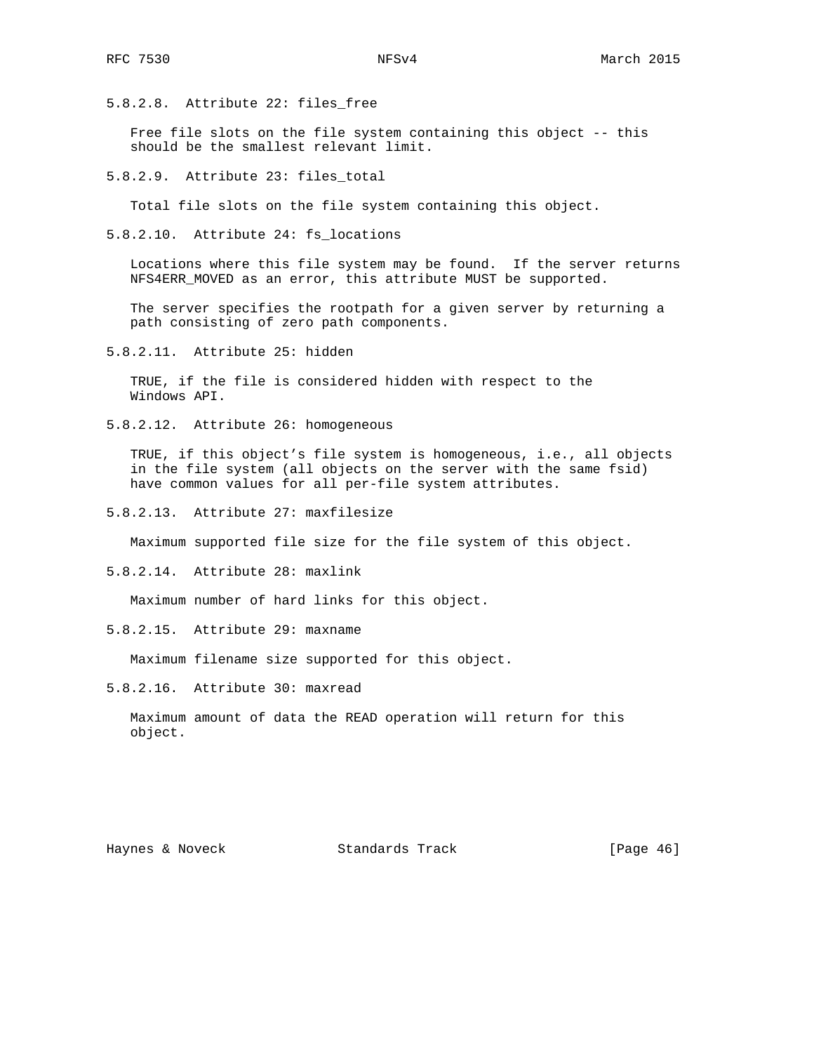#### 5.8.2.8. Attribute 22: files_free

Free file slots on the file system containing this object -- this should be the smallest relevant limit.

#### 5.8.2.9. Attribute 23: files_total

Total file slots on the file system containing this object.

#### 5.8.2.10. Attribute 24: fs_locations

Locations where this file system may be found. If the server returns NFS4ERR_MOVED as an error, this attribute MUST be supported.

The server specifies the rootpath for a given server by returning a path consisting of zero path components.

#### 5.8.2.11. Attribute 25: hidden

TRUE, if the file is considered hidden with respect to the Windows API.

#### 5.8.2.12. Attribute 26: homogeneous

TRUE, if this object's file system is homogeneous, i.e., all objects in the file system (all objects on the server with the same fsid) have common values for all per-file system attributes.

#### 5.8.2.13. Attribute 27: maxfilesize

Maximum supported file size for the file system of this object.

#### 5.8.2.14. Attribute 28: maxlink

Maximum number of hard links for this object.

#### 5.8.2.15. Attribute 29: maxname

Maximum filename size supported for this object.

#### 5.8.2.16. Attribute 30: maxread

Maximum amount of data the READ operation will return for this object.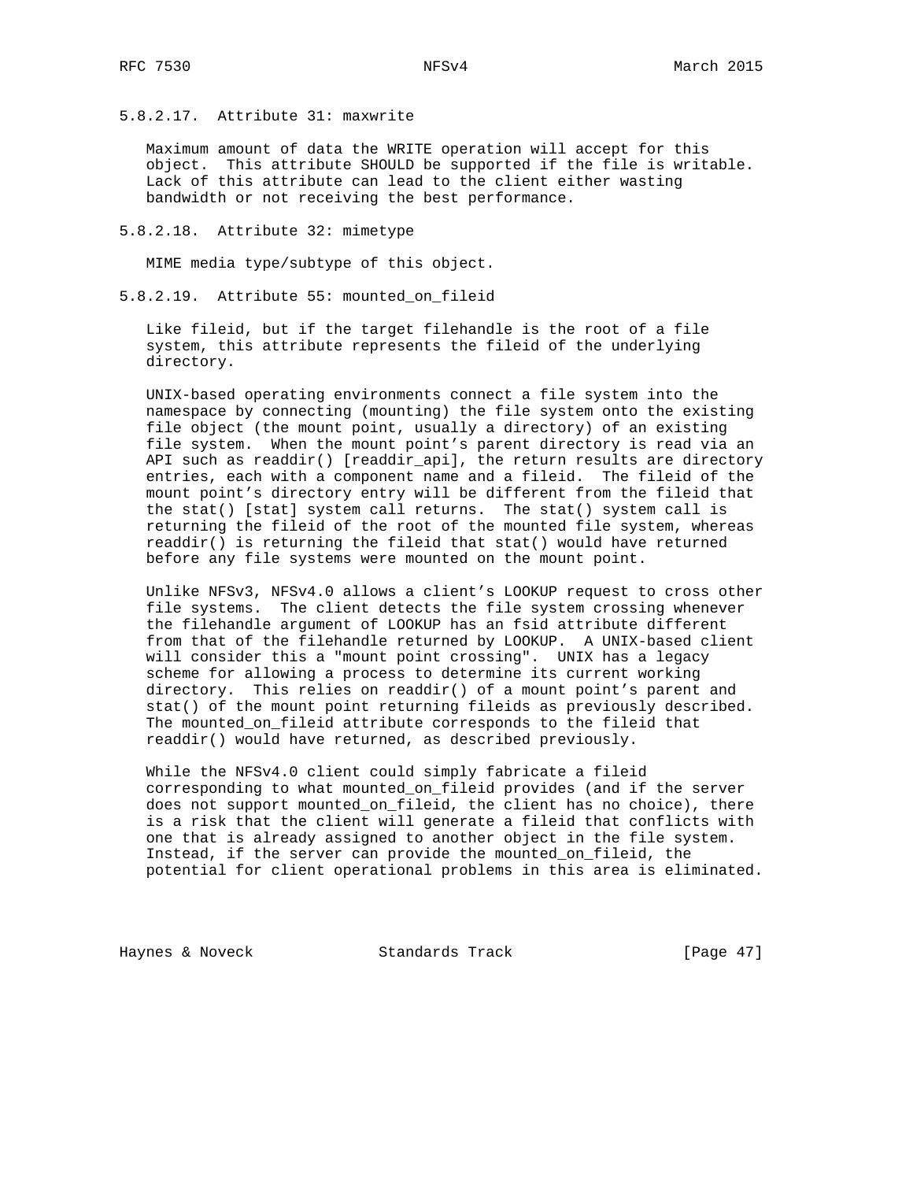#### 5.8.2.17. Attribute 31: maxwrite

Maximum amount of data the WRITE operation will accept for this object. This attribute SHOULD be supported if the file is writable. Lack of this attribute can lead to the client either wasting bandwidth or not receiving the best performance.

#### 5.8.2.18. Attribute 32: mimetype

MIME media type/subtype of this object.

#### 5.8.2.19. Attribute 55: mounted_on_fileid

Like fileid, but if the target filehandle is the root of a file system, this attribute represents the fileid of the underlying directory.

UNIX-based operating environments connect a file system into the namespace by connecting (mounting) the file system onto the existing file object (the mount point, usually a directory) of an existing file system. When the mount point's parent directory is read via an API such as readdir() [readdir_api], the return results are directory entries, each with a component name and a fileid. The fileid of the mount point's directory entry will be different from the fileid that the stat() [stat] system call returns. The stat() system call is returning the fileid of the root of the mounted file system, whereas readdir() is returning the fileid that stat() would have returned before any file systems were mounted on the mount point.

Unlike NFSv3, NFSv4.0 allows a client's LOOKUP request to cross other file systems. The client detects the file system crossing whenever the filehandle argument of LOOKUP has an fsid attribute different from that of the filehandle returned by LOOKUP. A UNIX-based client will consider this a "mount point crossing". UNIX has a legacy scheme for allowing a process to determine its current working directory. This relies on readdir() of a mount point's parent and stat() of the mount point returning fileids as previously described. The mounted_on_fileid attribute corresponds to the fileid that readdir() would have returned, as described previously.

While the NFSv4.0 client could simply fabricate a fileid corresponding to what mounted_on_fileid provides (and if the server does not support mounted_on_fileid, the client has no choice), there is a risk that the client will generate a fileid that conflicts with one that is already assigned to another object in the file system. Instead, if the server can provide the mounted_on_fileid, the potential for client operational problems in this area is eliminated.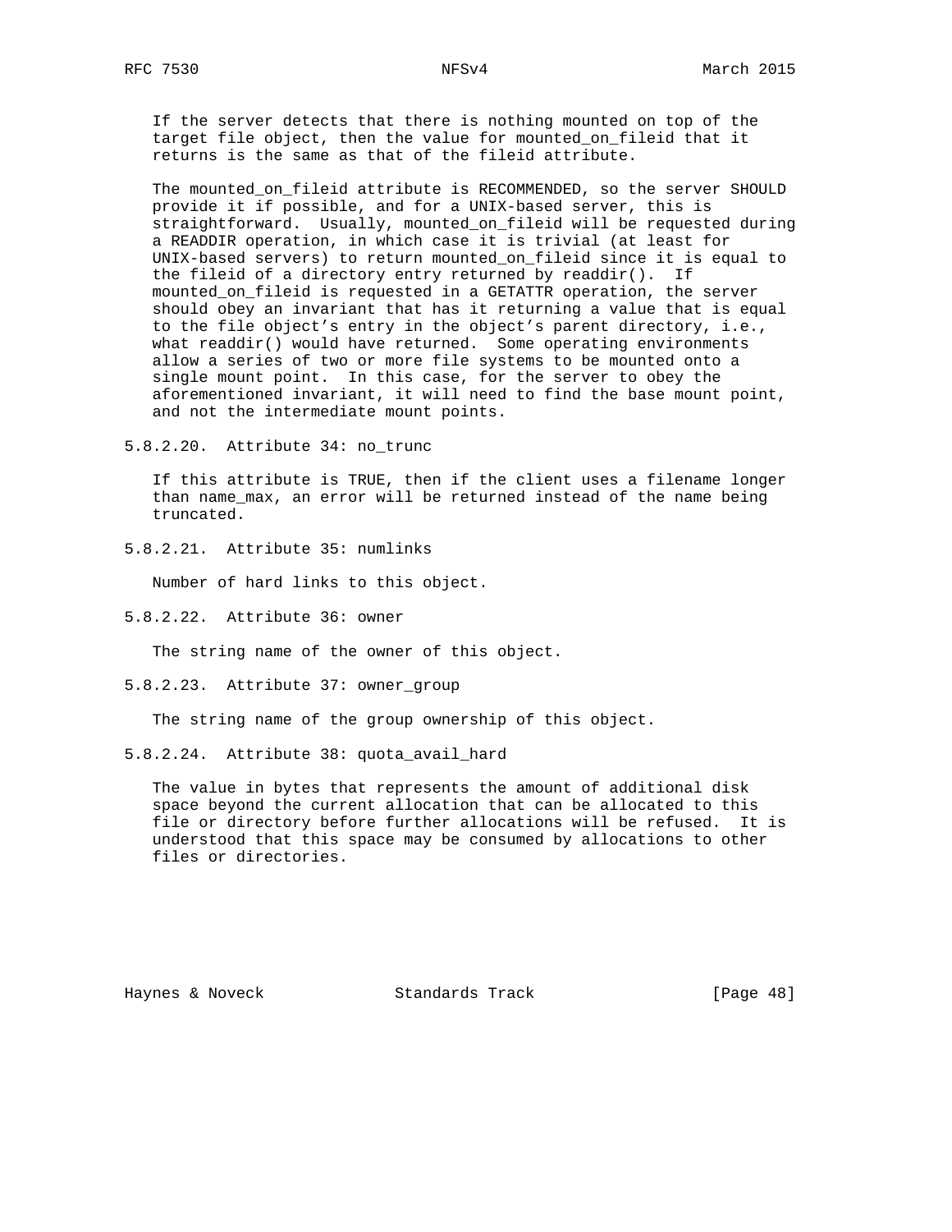If the server detects that there is nothing mounted on top of the target file object, then the value for mounted_on_fileid that it returns is the same as that of the fileid attribute.

The mounted_on_fileid attribute is RECOMMENDED, so the server SHOULD provide it if possible, and for a UNIX-based server, this is straightforward. Usually, mounted_on_fileid will be requested during a READDIR operation, in which case it is trivial (at least for UNIX-based servers) to return mounted_on_fileid since it is equal to the fileid of a directory entry returned by readdir(). If mounted_on_fileid is requested in a GETATTR operation, the server should obey an invariant that has it returning a value that is equal to the file object's entry in the object's parent directory, i.e., what readdir() would have returned. Some operating environments allow a series of two or more file systems to be mounted onto a single mount point. In this case, for the server to obey the aforementioned invariant, it will need to find the base mount point, and not the intermediate mount points.

#### 5.8.2.20. Attribute 34: no_trunc

If this attribute is TRUE, then if the client uses a filename longer than name_max, an error will be returned instead of the name being truncated.

#### 5.8.2.21. Attribute 35: numlinks

Number of hard links to this object.

#### 5.8.2.22. Attribute 36: owner

The string name of the owner of this object.

#### 5.8.2.23. Attribute 37: owner_group

The string name of the group ownership of this object.

#### 5.8.2.24. Attribute 38: quota_avail_hard

The value in bytes that represents the amount of additional disk space beyond the current allocation that can be allocated to this file or directory before further allocations will be refused. It is understood that this space may be consumed by allocations to other files or directories.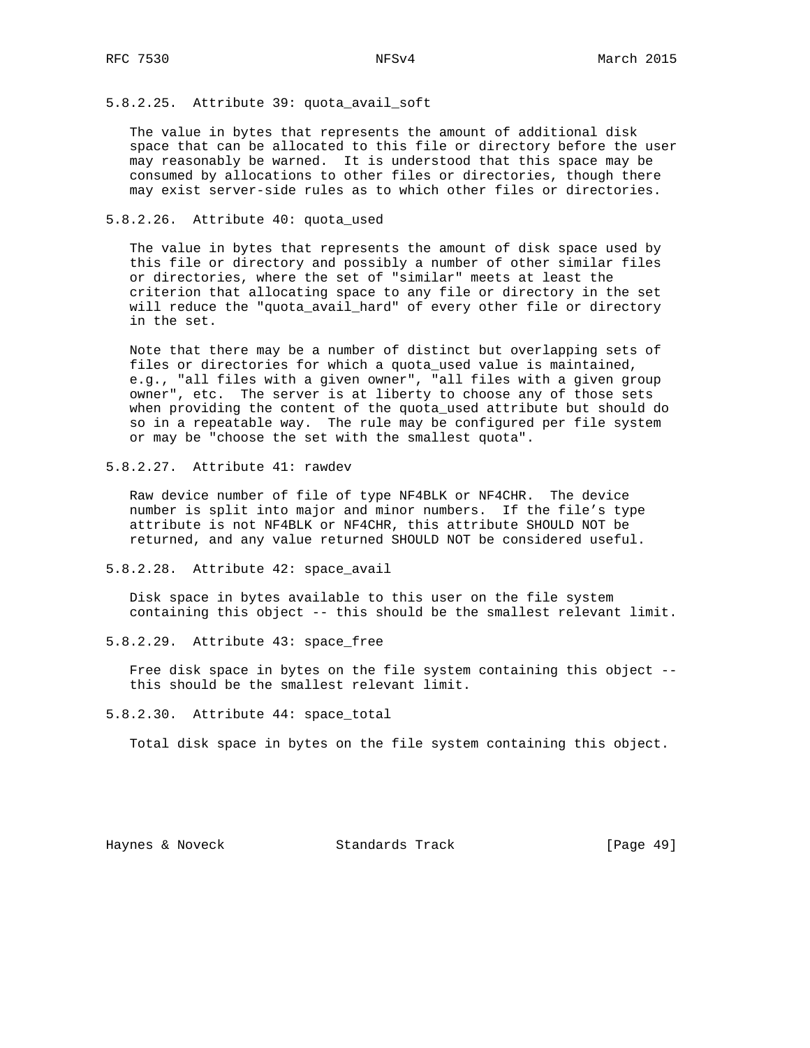#### 5.8.2.25. Attribute 39: quota_avail_soft

The value in bytes that represents the amount of additional disk space that can be allocated to this file or directory before the user may reasonably be warned. It is understood that this space may be consumed by allocations to other files or directories, though there may exist server-side rules as to which other files or directories.

#### 5.8.2.26. Attribute 40: quota_used

The value in bytes that represents the amount of disk space used by this file or directory and possibly a number of other similar files or directories, where the set of "similar" meets at least the criterion that allocating space to any file or directory in the set will reduce the "quota_avail_hard" of every other file or directory in the set.

Note that there may be a number of distinct but overlapping sets of files or directories for which a quota_used value is maintained, e.g., "all files with a given owner", "all files with a given group owner", etc. The server is at liberty to choose any of those sets when providing the content of the quota_used attribute but should do so in a repeatable way. The rule may be configured per file system or may be "choose the set with the smallest quota".

#### 5.8.2.27. Attribute 41: rawdev

Raw device number of file of type NF4BLK or NF4CHR. The device number is split into major and minor numbers. If the file's type attribute is not NF4BLK or NF4CHR, this attribute SHOULD NOT be returned, and any value returned SHOULD NOT be considered useful.

#### 5.8.2.28. Attribute 42: space_avail

Disk space in bytes available to this user on the file system containing this object -- this should be the smallest relevant limit.

#### 5.8.2.29. Attribute 43: space_free

Free disk space in bytes on the file system containing this object -- this should be the smallest relevant limit.

#### 5.8.2.30. Attribute 44: space_total

Total disk space in bytes on the file system containing this object.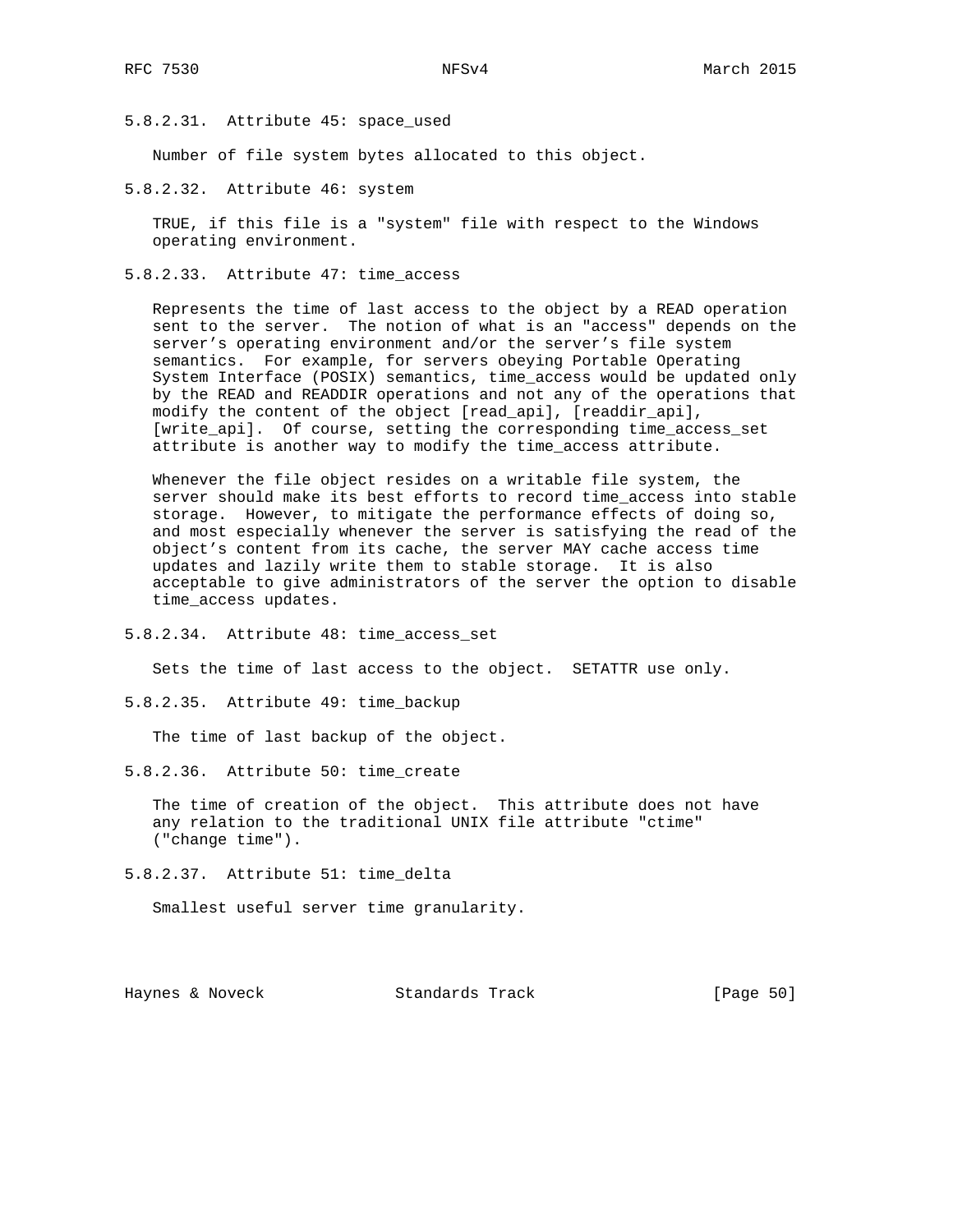### 5.8.2.31. Attribute 45: space_used

Number of file system bytes allocated to this object.

### 5.8.2.32. Attribute 46: system

TRUE, if this file is a "system" file with respect to the Windows operating environment.

### 5.8.2.33. Attribute 47: time_access

Represents the time of last access to the object by a READ operation sent to the server. The notion of what is an "access" depends on the server's operating environment and/or the server's file system semantics. For example, for servers obeying Portable Operating System Interface (POSIX) semantics, time_access would be updated only by the READ and READDIR operations and not any of the operations that modify the content of the object [read_api], [readdir_api], [write_api]. Of course, setting the corresponding time_access_set attribute is another way to modify the time_access attribute.

Whenever the file object resides on a writable file system, the server should make its best efforts to record time_access into stable storage. However, to mitigate the performance effects of doing so, and most especially whenever the server is satisfying the read of the object's content from its cache, the server MAY cache access time updates and lazily write them to stable storage. It is also acceptable to give administrators of the server the option to disable time_access updates.

### 5.8.2.34. Attribute 48: time_access_set

Sets the time of last access to the object. SETATTR use only.

### 5.8.2.35. Attribute 49: time_backup

The time of last backup of the object.

### 5.8.2.36. Attribute 50: time_create

The time of creation of the object. This attribute does not have any relation to the traditional UNIX file attribute "ctime" ("change time").

### 5.8.2.37. Attribute 51: time_delta

Smallest useful server time granularity.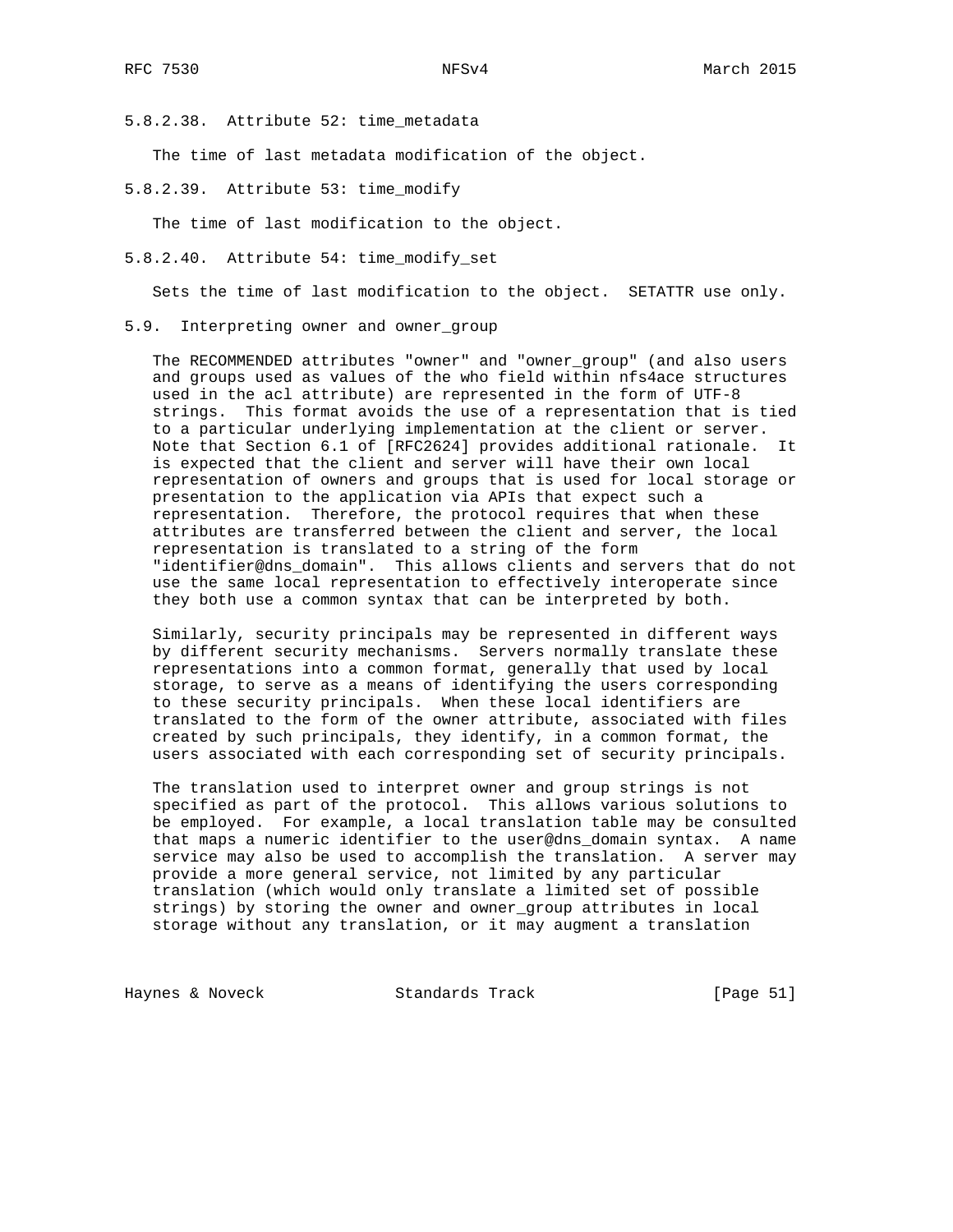#### 5.8.2.38. Attribute 52: time_metadata

The time of last metadata modification of the object.

#### 5.8.2.39. Attribute 53: time_modify

The time of last modification to the object.

#### 5.8.2.40. Attribute 54: time_modify_set

Sets the time of last modification to the object. SETATTR use only.

### 5.9. Interpreting owner and owner_group

The RECOMMENDED attributes "owner" and "owner_group" (and also users and groups used as values of the who field within nfs4ace structures used in the acl attribute) are represented in the form of UTF-8 strings. This format avoids the use of a representation that is tied to a particular underlying implementation at the client or server. Note that Section 6.1 of [RFC2624] provides additional rationale. It is expected that the client and server will have their own local representation of owners and groups that is used for local storage or presentation to the application via APIs that expect such a representation. Therefore, the protocol requires that when these attributes are transferred between the client and server, the local representation is translated to a string of the form "identifier@dns_domain". This allows clients and servers that do not use the same local representation to effectively interoperate since they both use a common syntax that can be interpreted by both.

Similarly, security principals may be represented in different ways by different security mechanisms. Servers normally translate these representations into a common format, generally that used by local storage, to serve as a means of identifying the users corresponding to these security principals. When these local identifiers are translated to the form of the owner attribute, associated with files created by such principals, they identify, in a common format, the users associated with each corresponding set of security principals.

The translation used to interpret owner and group strings is not specified as part of the protocol. This allows various solutions to be employed. For example, a local translation table may be consulted that maps a numeric identifier to the user@dns_domain syntax. A name service may also be used to accomplish the translation. A server may provide a more general service, not limited by any particular translation (which would only translate a limited set of possible strings) by storing the owner and owner_group attributes in local storage without any translation, or it may augment a translation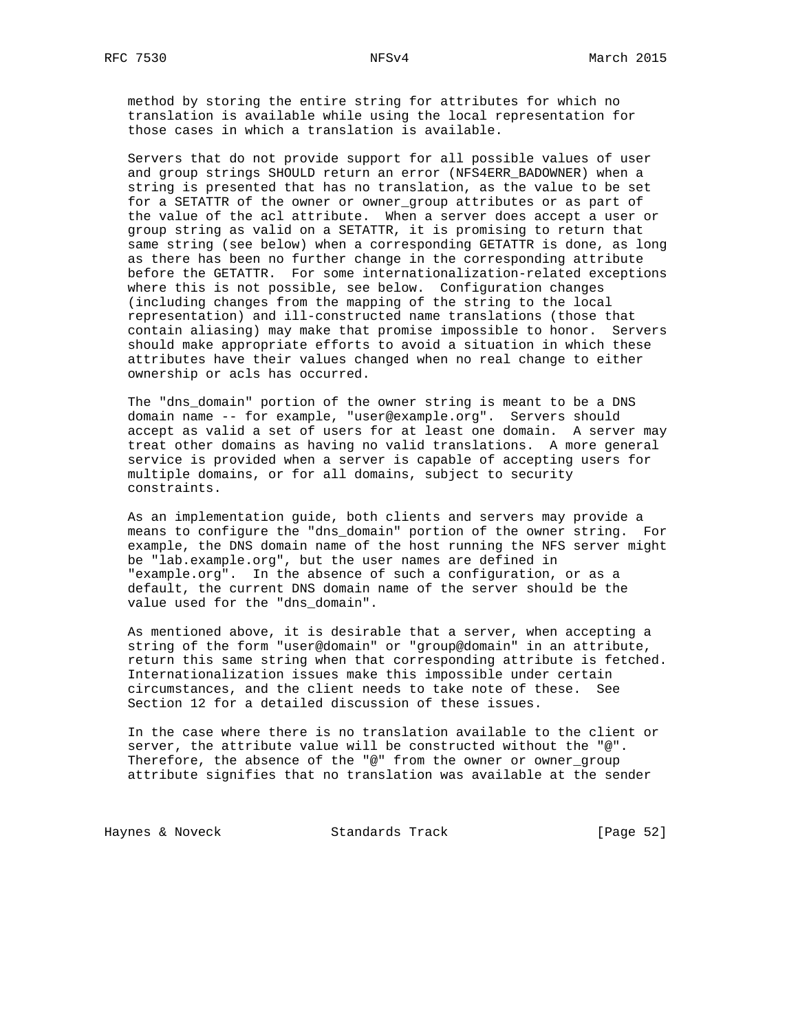method by storing the entire string for attributes for which no translation is available while using the local representation for those cases in which a translation is available.

Servers that do not provide support for all possible values of user and group strings SHOULD return an error (NFS4ERR_BADOWNER) when a string is presented that has no translation, as the value to be set for a SETATTR of the owner or owner_group attributes or as part of the value of the acl attribute. When a server does accept a user or group string as valid on a SETATTR, it is promising to return that same string (see below) when a corresponding GETATTR is done, as long as there has been no further change in the corresponding attribute before the GETATTR. For some internationalization-related exceptions where this is not possible, see below. Configuration changes (including changes from the mapping of the string to the local representation) and ill-constructed name translations (those that contain aliasing) may make that promise impossible to honor. Servers should make appropriate efforts to avoid a situation in which these attributes have their values changed when no real change to either ownership or acls has occurred.

The "dns_domain" portion of the owner string is meant to be a DNS domain name -- for example, "user@example.org". Servers should accept as valid a set of users for at least one domain. A server may treat other domains as having no valid translations. A more general service is provided when a server is capable of accepting users for multiple domains, or for all domains, subject to security constraints.

As an implementation guide, both clients and servers may provide a means to configure the "dns_domain" portion of the owner string. For example, the DNS domain name of the host running the NFS server might be "lab.example.org", but the user names are defined in "example.org". In the absence of such a configuration, or as a default, the current DNS domain name of the server should be the value used for the "dns_domain".

As mentioned above, it is desirable that a server, when accepting a string of the form "user@domain" or "group@domain" in an attribute, return this same string when that corresponding attribute is fetched. Internationalization issues make this impossible under certain circumstances, and the client needs to take note of these. See Section 12 for a detailed discussion of these issues.

In the case where there is no translation available to the client or server, the attribute value will be constructed without the "@". Therefore, the absence of the "@" from the owner or owner_group attribute signifies that no translation was available at the sender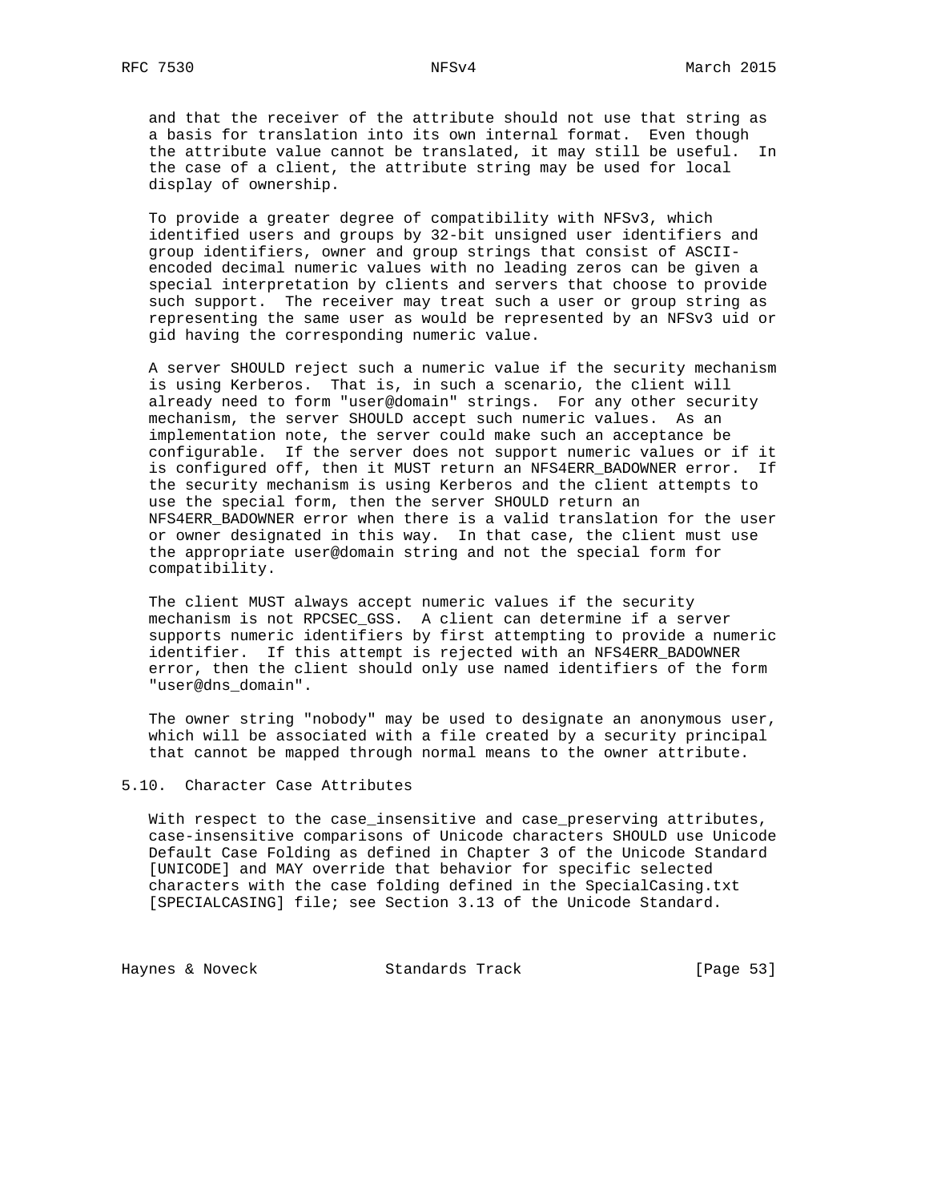and that the receiver of the attribute should not use that string as a basis for translation into its own internal format. Even though the attribute value cannot be translated, it may still be useful. In the case of a client, the attribute string may be used for local display of ownership.

To provide a greater degree of compatibility with NFSv3, which identified users and groups by 32-bit unsigned user identifiers and group identifiers, owner and group strings that consist of ASCII-encoded decimal numeric values with no leading zeros can be given a special interpretation by clients and servers that choose to provide such support. The receiver may treat such a user or group string as representing the same user as would be represented by an NFSv3 uid or gid having the corresponding numeric value.

A server SHOULD reject such a numeric value if the security mechanism is using Kerberos. That is, in such a scenario, the client will already need to form "user@domain" strings. For any other security mechanism, the server SHOULD accept such numeric values. As an implementation note, the server could make such an acceptance be configurable. If the server does not support numeric values or if it is configured off, then it MUST return an NFS4ERR_BADOWNER error. If the security mechanism is using Kerberos and the client attempts to use the special form, then the server SHOULD return an NFS4ERR_BADOWNER error when there is a valid translation for the user or owner designated in this way. In that case, the client must use the appropriate user@domain string and not the special form for compatibility.

The client MUST always accept numeric values if the security mechanism is not RPCSEC_GSS. A client can determine if a server supports numeric identifiers by first attempting to provide a numeric identifier. If this attempt is rejected with an NFS4ERR_BADOWNER error, then the client should only use named identifiers of the form "user@dns_domain".

The owner string "nobody" may be used to designate an anonymous user, which will be associated with a file created by a security principal that cannot be mapped through normal means to the owner attribute.

## 5.10. Character Case Attributes

With respect to the case_insensitive and case_preserving attributes, case-insensitive comparisons of Unicode characters SHOULD use Unicode Default Case Folding as defined in Chapter 3 of the Unicode Standard [UNICODE] and MAY override that behavior for specific selected characters with the case folding defined in the SpecialCasing.txt [SPECIALCASING] file; see Section 3.13 of the Unicode Standard.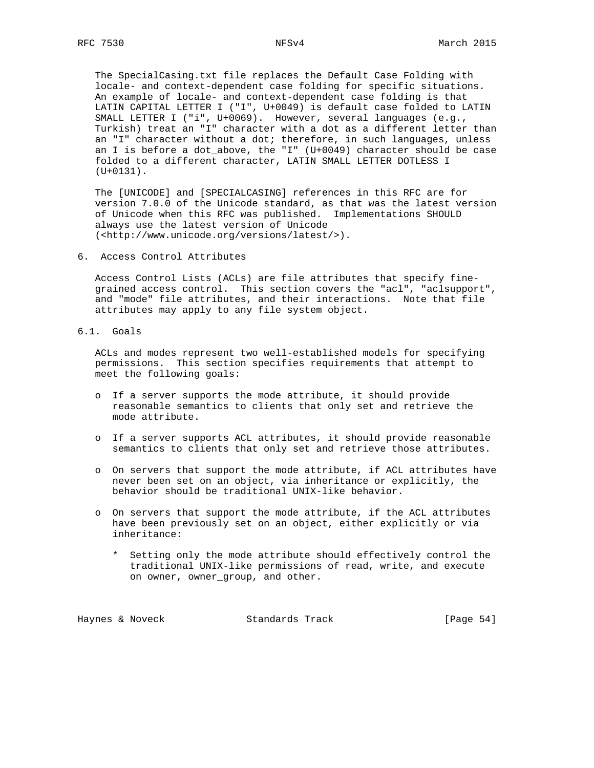The SpecialCasing.txt file replaces the Default Case Folding with locale- and context-dependent case folding for specific situations. An example of locale- and context-dependent case folding is that LATIN CAPITAL LETTER I ("I", U+0049) is default case folded to LATIN SMALL LETTER I ("i", U+0069). However, several languages (e.g., Turkish) treat an "I" character with a dot as a different letter than an "I" character without a dot; therefore, in such languages, unless an I is before a dot_above, the "I" (U+0049) character should be case folded to a different character, LATIN SMALL LETTER DOTLESS I (U+0131).

The [UNICODE] and [SPECIALCASING] references in this RFC are for version 7.0.0 of the Unicode standard, as that was the latest version of Unicode when this RFC was published. Implementations SHOULD always use the latest version of Unicode (<http://www.unicode.org/versions/latest/>).

## 6. Access Control Attributes

Access Control Lists (ACLs) are file attributes that specify fine-grained access control. This section covers the "acl", "aclsupport", and "mode" file attributes, and their interactions. Note that file attributes may apply to any file system object.

### 6.1. Goals

ACLs and modes represent two well-established models for specifying permissions. This section specifies requirements that attempt to meet the following goals:

- If a server supports the mode attribute, it should provide reasonable semantics to clients that only set and retrieve the mode attribute.

- If a server supports ACL attributes, it should provide reasonable semantics to clients that only set and retrieve those attributes.

- On servers that support the mode attribute, if ACL attributes have never been set on an object, via inheritance or explicitly, the behavior should be traditional UNIX-like behavior.

- On servers that support the mode attribute, if the ACL attributes have been previously set on an object, either explicitly or via inheritance:

  * Setting only the mode attribute should effectively control the traditional UNIX-like permissions of read, write, and execute on owner, owner_group, and other.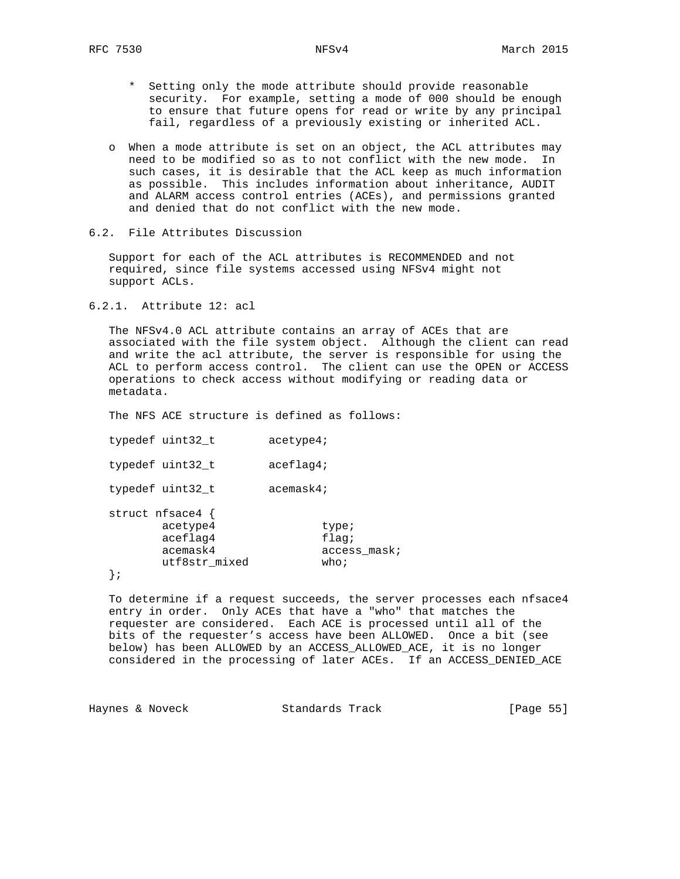* Setting only the mode attribute should provide reasonable security. For example, setting a mode of 000 should be enough to ensure that future opens for read or write by any principal fail, regardless of a previously existing or inherited ACL.

- When a mode attribute is set on an object, the ACL attributes may need to be modified so as to not conflict with the new mode. In such cases, it is desirable that the ACL keep as much information as possible. This includes information about inheritance, AUDIT and ALARM access control entries (ACEs), and permissions granted and denied that do not conflict with the new mode.

## 6.2. File Attributes Discussion

Support for each of the ACL attributes is RECOMMENDED and not required, since file systems accessed using NFSv4 might not support ACLs.

### 6.2.1. Attribute 12: acl

The NFSv4.0 ACL attribute contains an array of ACEs that are associated with the file system object. Although the client can read and write the acl attribute, the server is responsible for using the ACL to perform access control. The client can use the OPEN or ACCESS operations to check access without modifying or reading data or metadata.

The NFS ACE structure is defined as follows:

```
typedef uint32_t        acetype4;

typedef uint32_t        aceflag4;

typedef uint32_t        acemask4;

struct nfsace4 {
        acetype4                type;
        aceflag4                flag;
        acemask4                access_mask;
        utf8str_mixed           who;
};
```

To determine if a request succeeds, the server processes each nfsace4 entry in order. Only ACEs that have a "who" that matches the requester are considered. Each ACE is processed until all of the bits of the requester's access have been ALLOWED. Once a bit (see below) has been ALLOWED by an ACCESS_ALLOWED_ACE, it is no longer considered in the processing of later ACEs. If an ACCESS_DENIED_ACE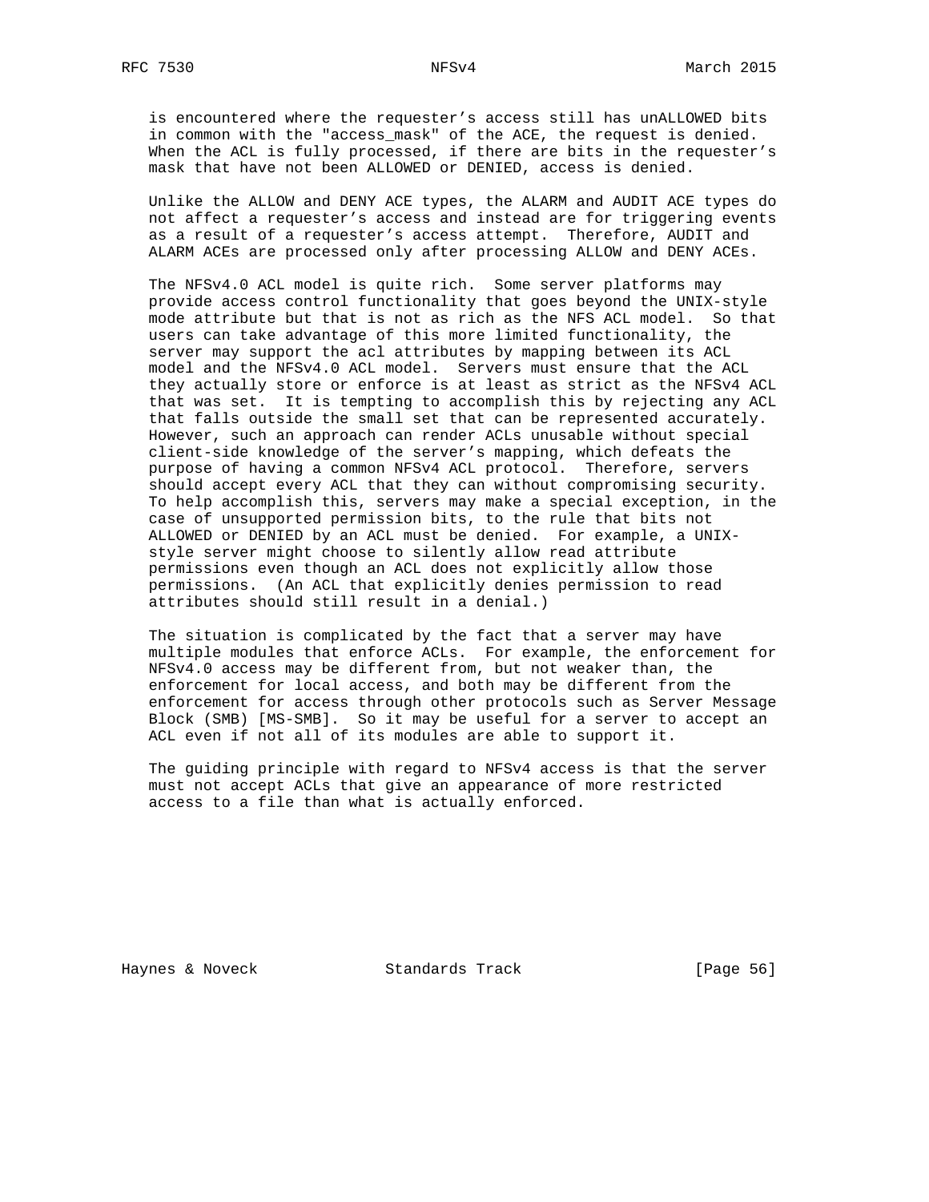is encountered where the requester's access still has unALLOWED bits in common with the "access_mask" of the ACE, the request is denied. When the ACL is fully processed, if there are bits in the requester's mask that have not been ALLOWED or DENIED, access is denied.

Unlike the ALLOW and DENY ACE types, the ALARM and AUDIT ACE types do not affect a requester's access and instead are for triggering events as a result of a requester's access attempt. Therefore, AUDIT and ALARM ACEs are processed only after processing ALLOW and DENY ACEs.

The NFSv4.0 ACL model is quite rich. Some server platforms may provide access control functionality that goes beyond the UNIX-style mode attribute but that is not as rich as the NFS ACL model. So that users can take advantage of this more limited functionality, the server may support the acl attributes by mapping between its ACL model and the NFSv4.0 ACL model. Servers must ensure that the ACL they actually store or enforce is at least as strict as the NFSv4 ACL that was set. It is tempting to accomplish this by rejecting any ACL that falls outside the small set that can be represented accurately. However, such an approach can render ACLs unusable without special client-side knowledge of the server's mapping, which defeats the purpose of having a common NFSv4 ACL protocol. Therefore, servers should accept every ACL that they can without compromising security. To help accomplish this, servers may make a special exception, in the case of unsupported permission bits, to the rule that bits not ALLOWED or DENIED by an ACL must be denied. For example, a UNIX-style server might choose to silently allow read attribute permissions even though an ACL does not explicitly allow those permissions. (An ACL that explicitly denies permission to read attributes should still result in a denial.)

The situation is complicated by the fact that a server may have multiple modules that enforce ACLs. For example, the enforcement for NFSv4.0 access may be different from, but not weaker than, the enforcement for local access, and both may be different from the enforcement for access through other protocols such as Server Message Block (SMB) [MS-SMB]. So it may be useful for a server to accept an ACL even if not all of its modules are able to support it.

The guiding principle with regard to NFSv4 access is that the server must not accept ACLs that give an appearance of more restricted access to a file than what is actually enforced.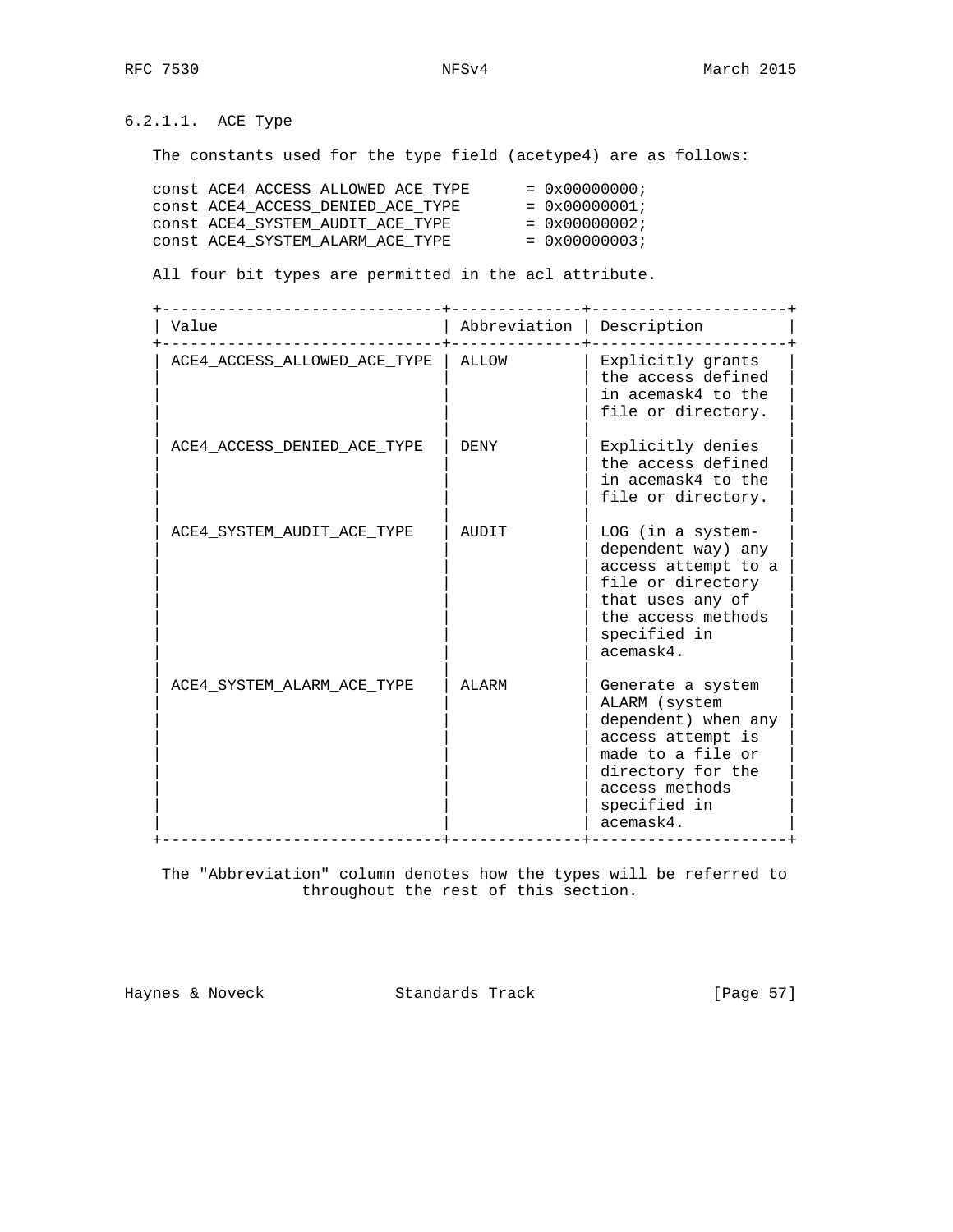#### 6.2.1.1. ACE Type

The constants used for the type field (acetype4) are as follows:

```
const ACE4_ACCESS_ALLOWED_ACE_TYPE      = 0x00000000;
const ACE4_ACCESS_DENIED_ACE_TYPE       = 0x00000001;
const ACE4_SYSTEM_AUDIT_ACE_TYPE        = 0x00000002;
const ACE4_SYSTEM_ALARM_ACE_TYPE        = 0x00000003;
```

All four bit types are permitted in the acl attribute.

| Value | Abbreviation | Description |
| --- | --- | --- |
| ACE4_ACCESS_ALLOWED_ACE_TYPE | ALLOW | Explicitly grants the access defined in acemask4 to the file or directory. |
| ACE4_ACCESS_DENIED_ACE_TYPE | DENY | Explicitly denies the access defined in acemask4 to the file or directory. |
| ACE4_SYSTEM_AUDIT_ACE_TYPE | AUDIT | LOG (in a system-dependent way) any access attempt to a file or directory that uses any of the access methods specified in acemask4. |
| ACE4_SYSTEM_ALARM_ACE_TYPE | ALARM | Generate a system ALARM (system dependent) when any access attempt is made to a file or directory for the access methods specified in acemask4. |

The "Abbreviation" column denotes how the types will be referred to throughout the rest of this section.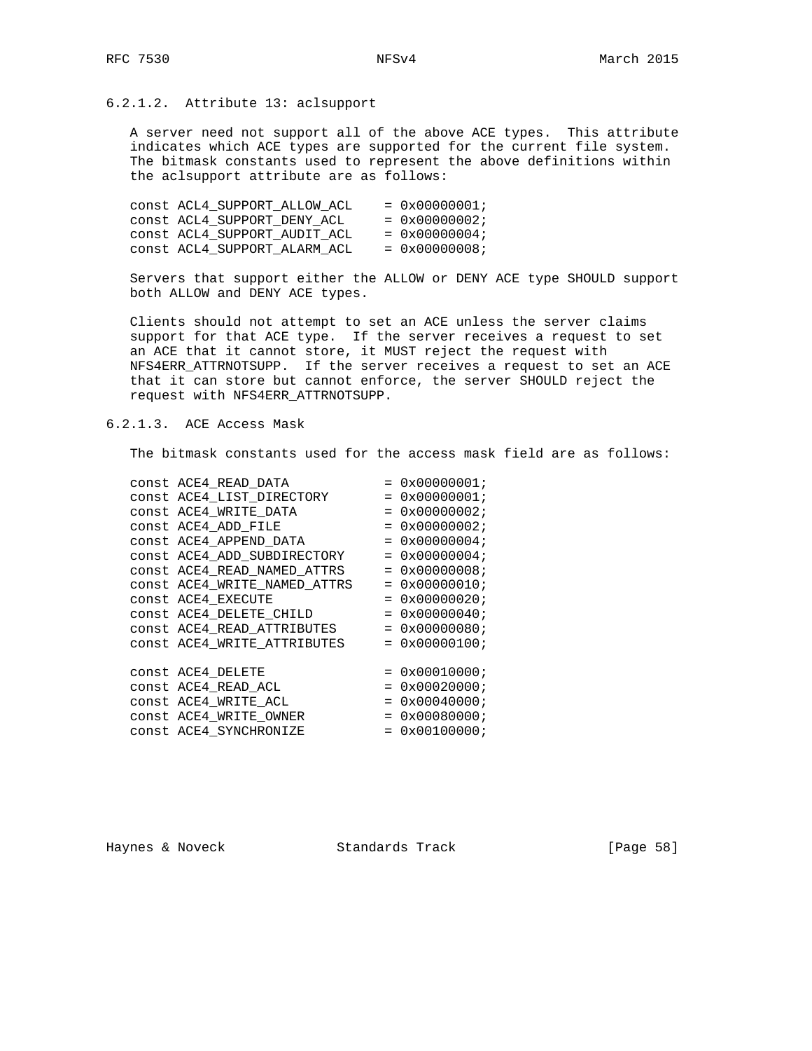#### 6.2.1.2. Attribute 13: aclsupport

A server need not support all of the above ACE types. This attribute indicates which ACE types are supported for the current file system. The bitmask constants used to represent the above definitions within the aclsupport attribute are as follows:

```
const ACL4_SUPPORT_ALLOW_ACL    = 0x00000001;
const ACL4_SUPPORT_DENY_ACL     = 0x00000002;
const ACL4_SUPPORT_AUDIT_ACL    = 0x00000004;
const ACL4_SUPPORT_ALARM_ACL    = 0x00000008;
```

Servers that support either the ALLOW or DENY ACE type SHOULD support both ALLOW and DENY ACE types.

Clients should not attempt to set an ACE unless the server claims support for that ACE type. If the server receives a request to set an ACE that it cannot store, it MUST reject the request with NFS4ERR_ATTRNOTSUPP. If the server receives a request to set an ACE that it can store but cannot enforce, the server SHOULD reject the request with NFS4ERR_ATTRNOTSUPP.

#### 6.2.1.3. ACE Access Mask

The bitmask constants used for the access mask field are as follows:

```
const ACE4_READ_DATA            = 0x00000001;
const ACE4_LIST_DIRECTORY       = 0x00000001;
const ACE4_WRITE_DATA           = 0x00000002;
const ACE4_ADD_FILE             = 0x00000002;
const ACE4_APPEND_DATA          = 0x00000004;
const ACE4_ADD_SUBDIRECTORY     = 0x00000004;
const ACE4_READ_NAMED_ATTRS     = 0x00000008;
const ACE4_WRITE_NAMED_ATTRS    = 0x00000010;
const ACE4_EXECUTE              = 0x00000020;
const ACE4_DELETE_CHILD         = 0x00000040;
const ACE4_READ_ATTRIBUTES      = 0x00000080;
const ACE4_WRITE_ATTRIBUTES     = 0x00000100;

const ACE4_DELETE               = 0x00010000;
const ACE4_READ_ACL             = 0x00020000;
const ACE4_WRITE_ACL            = 0x00040000;
const ACE4_WRITE_OWNER          = 0x00080000;
const ACE4_SYNCHRONIZE          = 0x00100000;
```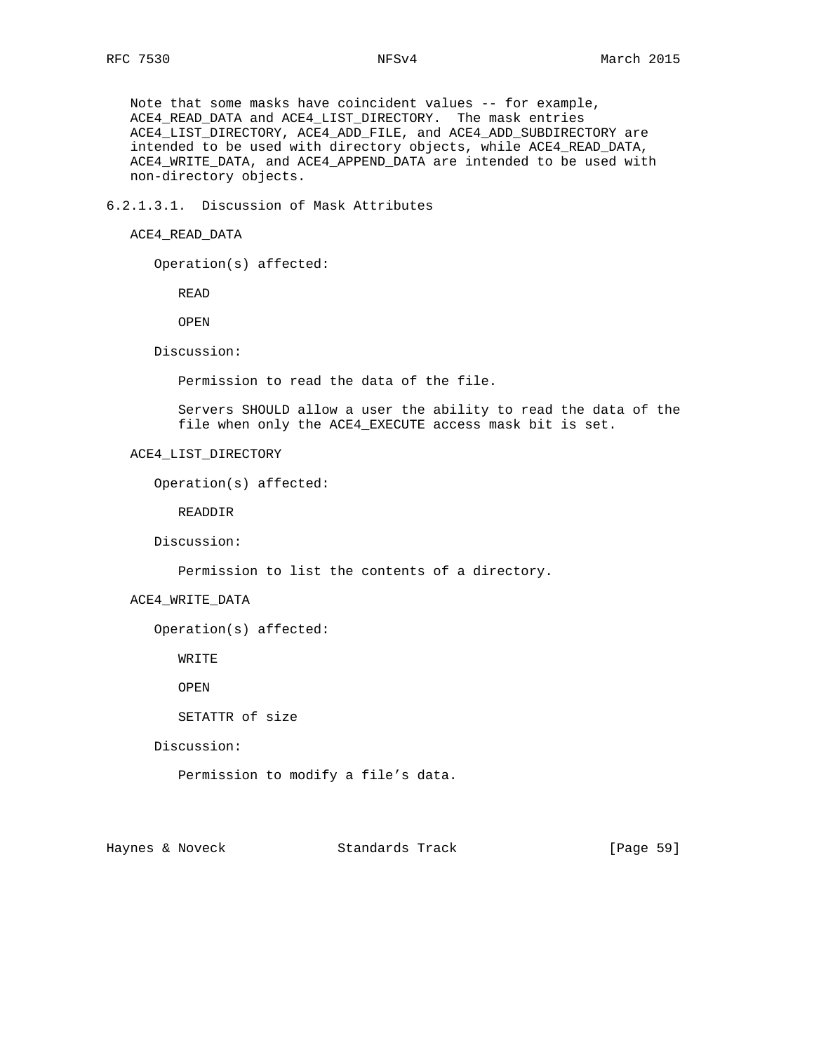Note that some masks have coincident values -- for example, ACE4_READ_DATA and ACE4_LIST_DIRECTORY. The mask entries ACE4_LIST_DIRECTORY, ACE4_ADD_FILE, and ACE4_ADD_SUBDIRECTORY are intended to be used with directory objects, while ACE4_READ_DATA, ACE4_WRITE_DATA, and ACE4_APPEND_DATA are intended to be used with non-directory objects.

#### 6.2.1.3.1. Discussion of Mask Attributes

ACE4_READ_DATA

Operation(s) affected:

READ

OPEN

Discussion:

Permission to read the data of the file.

Servers SHOULD allow a user the ability to read the data of the file when only the ACE4_EXECUTE access mask bit is set.

ACE4_LIST_DIRECTORY

Operation(s) affected:

READDIR

Discussion:

Permission to list the contents of a directory.

ACE4_WRITE_DATA

Operation(s) affected:

WRITE

OPEN

SETATTR of size

Discussion:

Permission to modify a file’s data.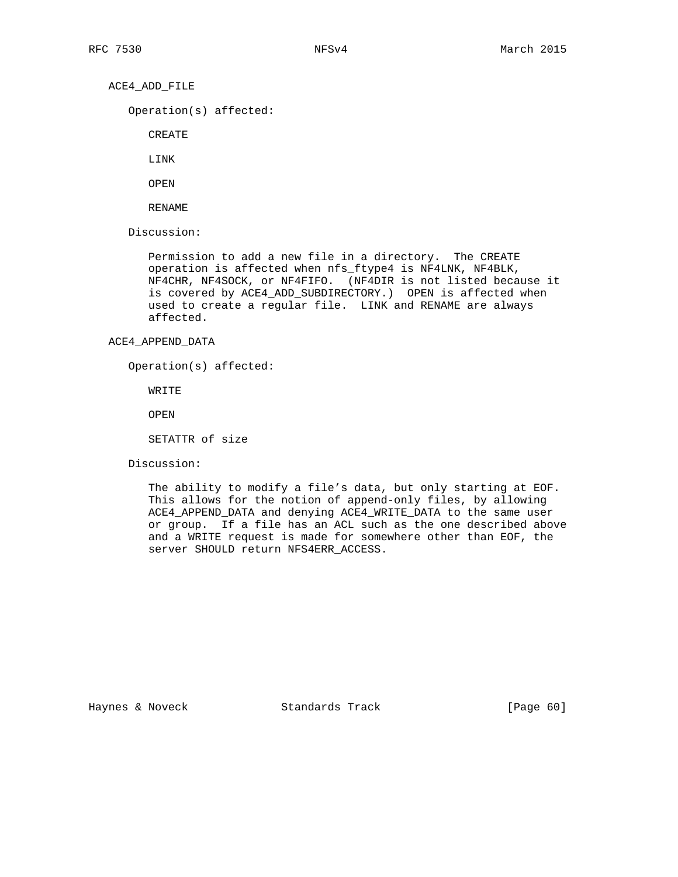ACE4_ADD_FILE

Operation(s) affected:

CREATE

LINK

OPEN

RENAME

Discussion:

Permission to add a new file in a directory. The CREATE operation is affected when nfs_ftype4 is NF4LNK, NF4BLK, NF4CHR, NF4SOCK, or NF4FIFO. (NF4DIR is not listed because it is covered by ACE4_ADD_SUBDIRECTORY.) OPEN is affected when used to create a regular file. LINK and RENAME are always affected.

ACE4_APPEND_DATA

Operation(s) affected:

WRITE

OPEN

SETATTR of size

Discussion:

The ability to modify a file's data, but only starting at EOF. This allows for the notion of append-only files, by allowing ACE4_APPEND_DATA and denying ACE4_WRITE_DATA to the same user or group. If a file has an ACL such as the one described above and a WRITE request is made for somewhere other than EOF, the server SHOULD return NFS4ERR_ACCESS.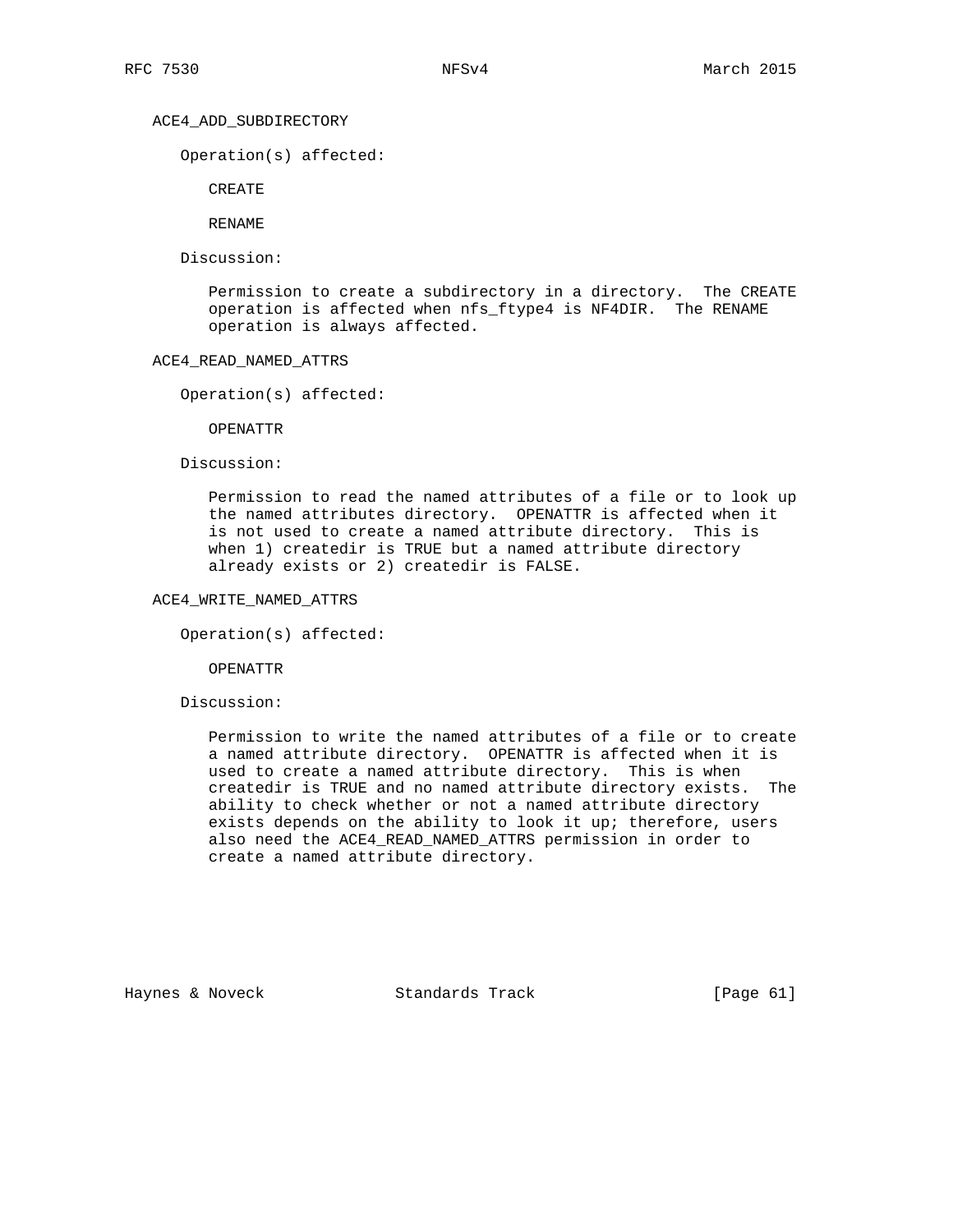ACE4_ADD_SUBDIRECTORY

Operation(s) affected:

CREATE

RENAME

Discussion:

Permission to create a subdirectory in a directory. The CREATE operation is affected when nfs_ftype4 is NF4DIR. The RENAME operation is always affected.

ACE4_READ_NAMED_ATTRS

Operation(s) affected:

OPENATTR

Discussion:

Permission to read the named attributes of a file or to look up the named attributes directory. OPENATTR is affected when it is not used to create a named attribute directory. This is when 1) createdir is TRUE but a named attribute directory already exists or 2) createdir is FALSE.

ACE4_WRITE_NAMED_ATTRS

Operation(s) affected:

OPENATTR

Discussion:

Permission to write the named attributes of a file or to create a named attribute directory. OPENATTR is affected when it is used to create a named attribute directory. This is when createdir is TRUE and no named attribute directory exists. The ability to check whether or not a named attribute directory exists depends on the ability to look it up; therefore, users also need the ACE4_READ_NAMED_ATTRS permission in order to create a named attribute directory.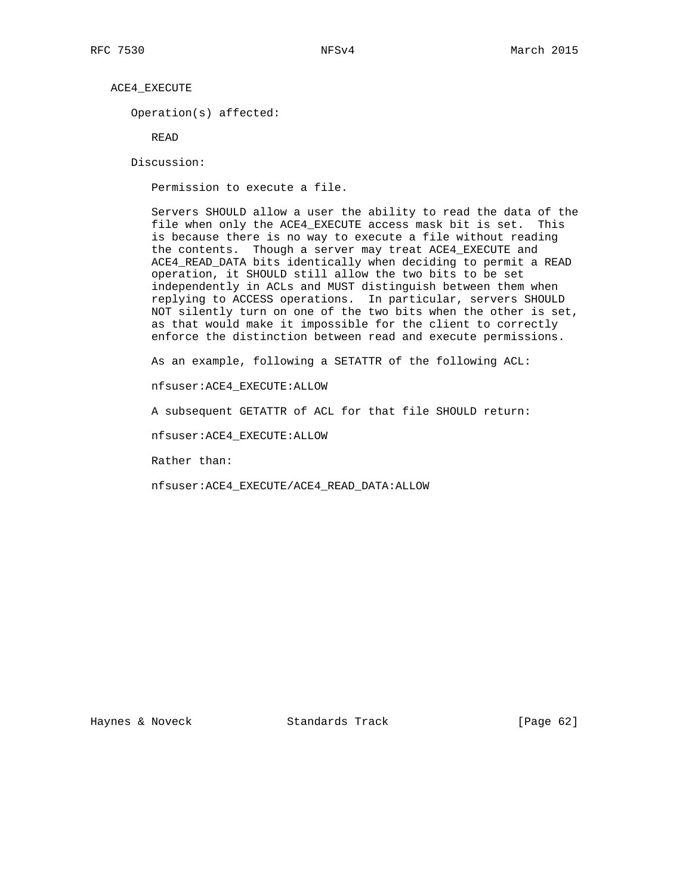ACE4_EXECUTE

Operation(s) affected:

READ

Discussion:

Permission to execute a file.

Servers SHOULD allow a user the ability to read the data of the file when only the ACE4_EXECUTE access mask bit is set. This is because there is no way to execute a file without reading the contents. Though a server may treat ACE4_EXECUTE and ACE4_READ_DATA bits identically when deciding to permit a READ operation, it SHOULD still allow the two bits to be set independently in ACLs and MUST distinguish between them when replying to ACCESS operations. In particular, servers SHOULD NOT silently turn on one of the two bits when the other is set, as that would make it impossible for the client to correctly enforce the distinction between read and execute permissions.

As an example, following a SETATTR of the following ACL:

nfsuser:ACE4_EXECUTE:ALLOW

A subsequent GETATTR of ACL for that file SHOULD return:

nfsuser:ACE4_EXECUTE:ALLOW

Rather than:

nfsuser:ACE4_EXECUTE/ACE4_READ_DATA:ALLOW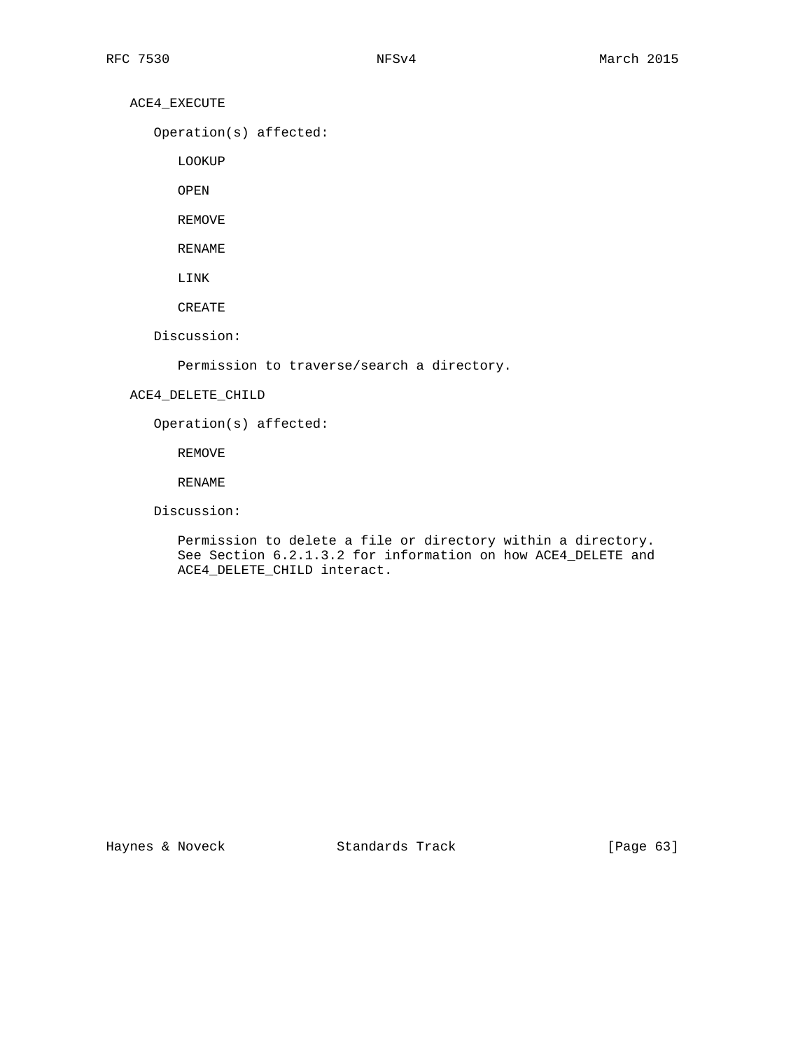ACE4_EXECUTE

Operation(s) affected:

LOOKUP

OPEN

REMOVE

RENAME

LINK

CREATE

Discussion:

Permission to traverse/search a directory.

ACE4_DELETE_CHILD

Operation(s) affected:

REMOVE

RENAME

Discussion:

Permission to delete a file or directory within a directory. See Section 6.2.1.3.2 for information on how ACE4_DELETE and ACE4_DELETE_CHILD interact.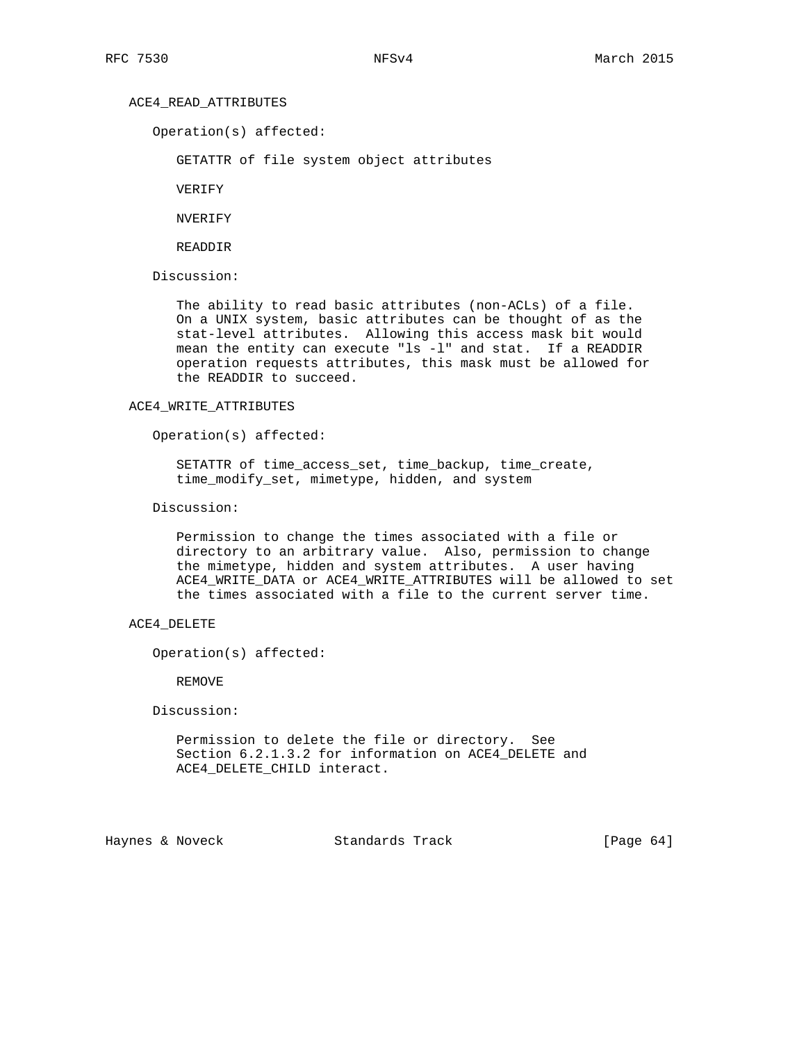ACE4_READ_ATTRIBUTES

Operation(s) affected:

GETATTR of file system object attributes

VERIFY

NVERIFY

READDIR

Discussion:

The ability to read basic attributes (non-ACLs) of a file. On a UNIX system, basic attributes can be thought of as the stat-level attributes. Allowing this access mask bit would mean the entity can execute "ls -l" and stat. If a READDIR operation requests attributes, this mask must be allowed for the READDIR to succeed.

ACE4_WRITE_ATTRIBUTES

Operation(s) affected:

SETATTR of time_access_set, time_backup, time_create, time_modify_set, mimetype, hidden, and system

Discussion:

Permission to change the times associated with a file or directory to an arbitrary value. Also, permission to change the mimetype, hidden and system attributes. A user having ACE4_WRITE_DATA or ACE4_WRITE_ATTRIBUTES will be allowed to set the times associated with a file to the current server time.

ACE4_DELETE

Operation(s) affected:

REMOVE

Discussion:

Permission to delete the file or directory. See Section 6.2.1.3.2 for information on ACE4_DELETE and ACE4_DELETE_CHILD interact.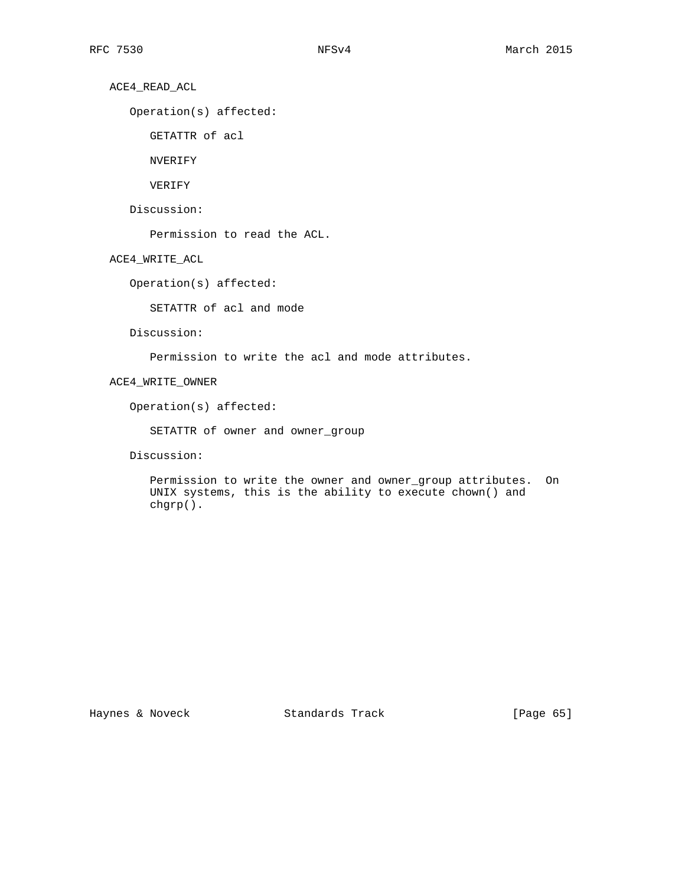ACE4_READ_ACL

Operation(s) affected:

GETATTR of acl

NVERIFY

VERIFY

Discussion:

Permission to read the ACL.

ACE4_WRITE_ACL

Operation(s) affected:

SETATTR of acl and mode

Discussion:

Permission to write the acl and mode attributes.

ACE4_WRITE_OWNER

Operation(s) affected:

SETATTR of owner and owner_group

Discussion:

Permission to write the owner and owner_group attributes.  On UNIX systems, this is the ability to execute chown() and chgrp().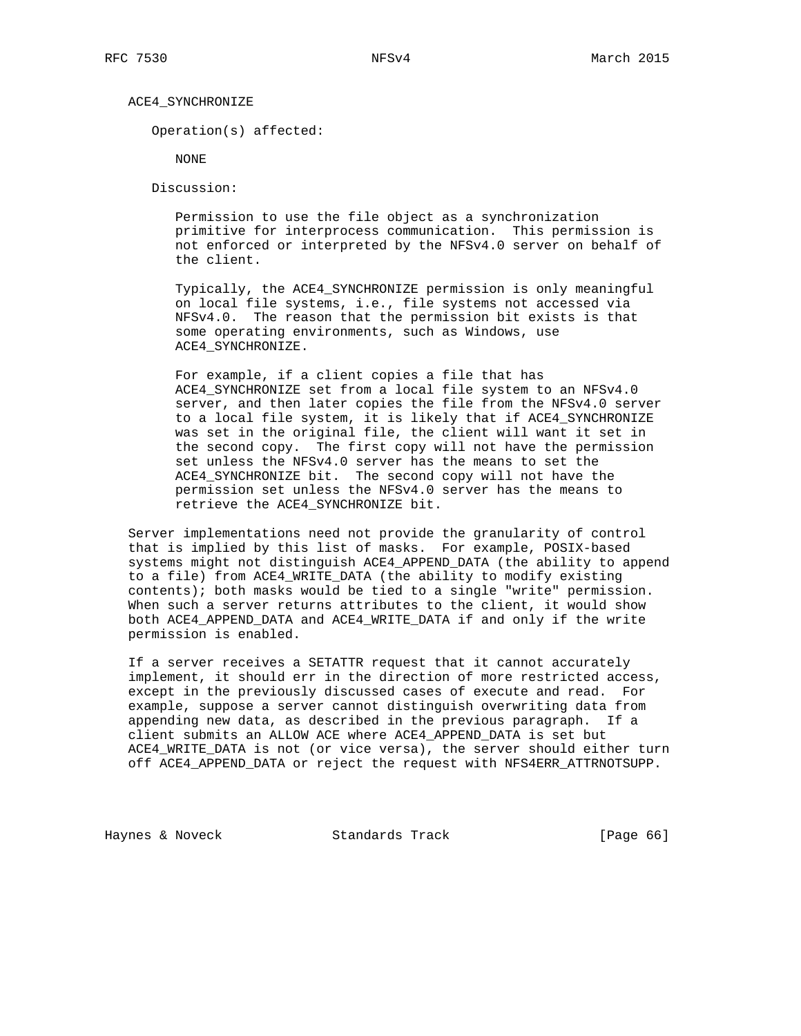ACE4_SYNCHRONIZE

Operation(s) affected:

NONE

Discussion:

Permission to use the file object as a synchronization primitive for interprocess communication. This permission is not enforced or interpreted by the NFSv4.0 server on behalf of the client.

Typically, the ACE4_SYNCHRONIZE permission is only meaningful on local file systems, i.e., file systems not accessed via NFSv4.0. The reason that the permission bit exists is that some operating environments, such as Windows, use ACE4_SYNCHRONIZE.

For example, if a client copies a file that has ACE4_SYNCHRONIZE set from a local file system to an NFSv4.0 server, and then later copies the file from the NFSv4.0 server to a local file system, it is likely that if ACE4_SYNCHRONIZE was set in the original file, the client will want it set in the second copy. The first copy will not have the permission set unless the NFSv4.0 server has the means to set the ACE4_SYNCHRONIZE bit. The second copy will not have the permission set unless the NFSv4.0 server has the means to retrieve the ACE4_SYNCHRONIZE bit.

Server implementations need not provide the granularity of control that is implied by this list of masks. For example, POSIX-based systems might not distinguish ACE4_APPEND_DATA (the ability to append to a file) from ACE4_WRITE_DATA (the ability to modify existing contents); both masks would be tied to a single "write" permission. When such a server returns attributes to the client, it would show both ACE4_APPEND_DATA and ACE4_WRITE_DATA if and only if the write permission is enabled.

If a server receives a SETATTR request that it cannot accurately implement, it should err in the direction of more restricted access, except in the previously discussed cases of execute and read. For example, suppose a server cannot distinguish overwriting data from appending new data, as described in the previous paragraph. If a client submits an ALLOW ACE where ACE4_APPEND_DATA is set but ACE4_WRITE_DATA is not (or vice versa), the server should either turn off ACE4_APPEND_DATA or reject the request with NFS4ERR_ATTRNOTSUPP.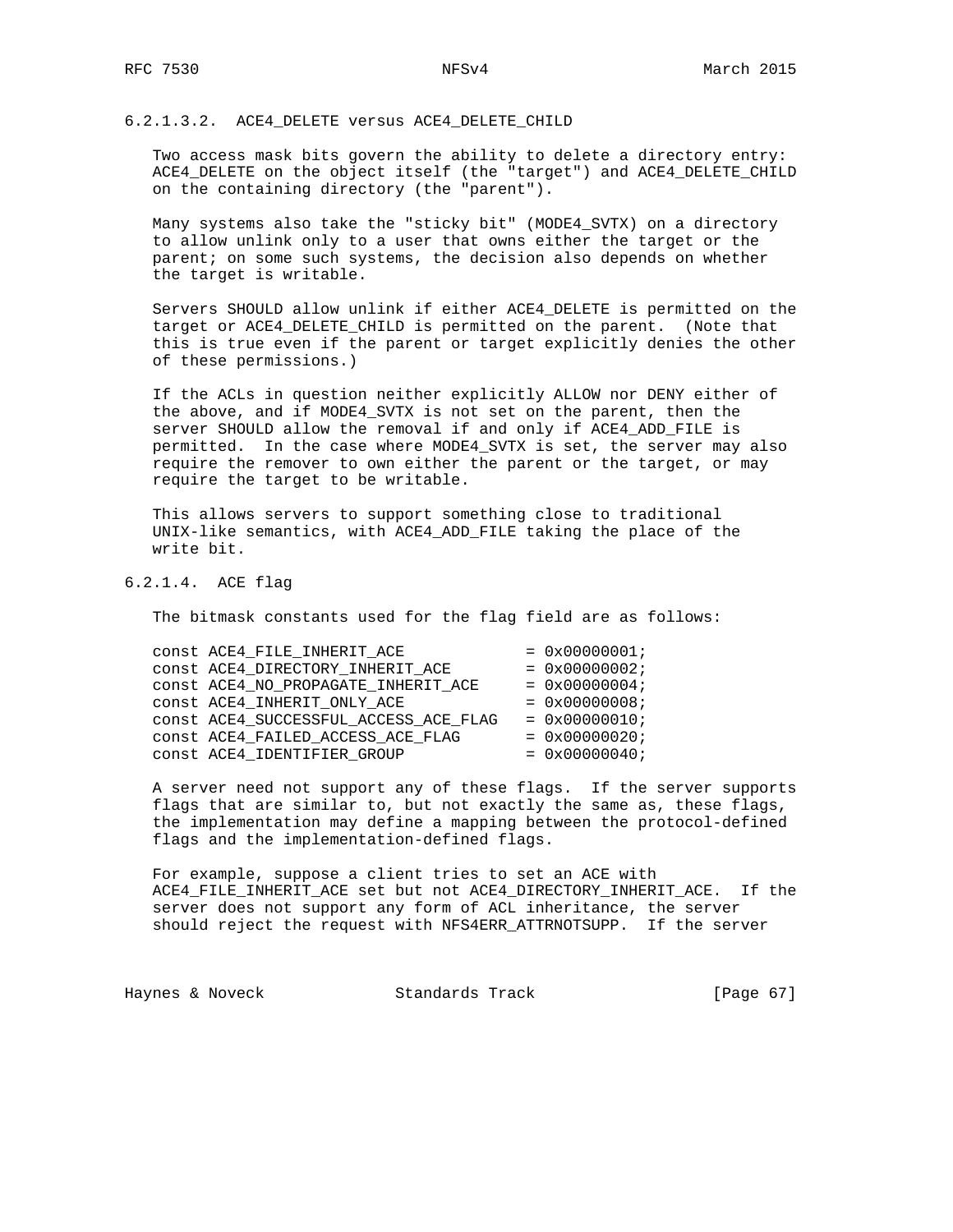#### 6.2.1.3.2. ACE4_DELETE versus ACE4_DELETE_CHILD

Two access mask bits govern the ability to delete a directory entry: ACE4_DELETE on the object itself (the "target") and ACE4_DELETE_CHILD on the containing directory (the "parent").

Many systems also take the "sticky bit" (MODE4_SVTX) on a directory to allow unlink only to a user that owns either the target or the parent; on some such systems, the decision also depends on whether the target is writable.

Servers SHOULD allow unlink if either ACE4_DELETE is permitted on the target or ACE4_DELETE_CHILD is permitted on the parent. (Note that this is true even if the parent or target explicitly denies the other of these permissions.)

If the ACLs in question neither explicitly ALLOW nor DENY either of the above, and if MODE4_SVTX is not set on the parent, then the server SHOULD allow the removal if and only if ACE4_ADD_FILE is permitted. In the case where MODE4_SVTX is set, the server may also require the remover to own either the parent or the target, or may require the target to be writable.

This allows servers to support something close to traditional UNIX-like semantics, with ACE4_ADD_FILE taking the place of the write bit.

#### 6.2.1.4. ACE flag

The bitmask constants used for the flag field are as follows:

```
const ACE4_FILE_INHERIT_ACE             = 0x00000001;
const ACE4_DIRECTORY_INHERIT_ACE        = 0x00000002;
const ACE4_NO_PROPAGATE_INHERIT_ACE     = 0x00000004;
const ACE4_INHERIT_ONLY_ACE             = 0x00000008;
const ACE4_SUCCESSFUL_ACCESS_ACE_FLAG   = 0x00000010;
const ACE4_FAILED_ACCESS_ACE_FLAG       = 0x00000020;
const ACE4_IDENTIFIER_GROUP             = 0x00000040;
```

A server need not support any of these flags. If the server supports flags that are similar to, but not exactly the same as, these flags, the implementation may define a mapping between the protocol-defined flags and the implementation-defined flags.

For example, suppose a client tries to set an ACE with ACE4_FILE_INHERIT_ACE set but not ACE4_DIRECTORY_INHERIT_ACE. If the server does not support any form of ACL inheritance, the server should reject the request with NFS4ERR_ATTRNOTSUPP. If the server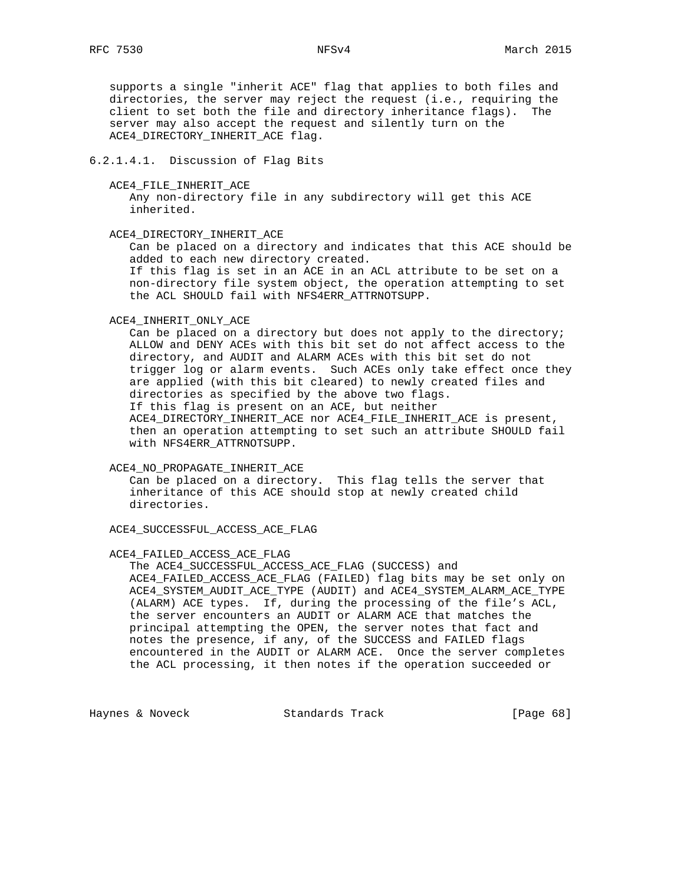supports a single "inherit ACE" flag that applies to both files and directories, the server may reject the request (i.e., requiring the client to set both the file and directory inheritance flags). The server may also accept the request and silently turn on the ACE4_DIRECTORY_INHERIT_ACE flag.

###### 6.2.1.4.1. Discussion of Flag Bits

ACE4_FILE_INHERIT_ACE
: Any non-directory file in any subdirectory will get this ACE inherited.

ACE4_DIRECTORY_INHERIT_ACE
: Can be placed on a directory and indicates that this ACE should be added to each new directory created.
: If this flag is set in an ACE in an ACL attribute to be set on a non-directory file system object, the operation attempting to set the ACL SHOULD fail with NFS4ERR_ATTRNOTSUPP.

ACE4_INHERIT_ONLY_ACE
: Can be placed on a directory but does not apply to the directory; ALLOW and DENY ACEs with this bit set do not affect access to the directory, and AUDIT and ALARM ACEs with this bit set do not trigger log or alarm events. Such ACEs only take effect once they are applied (with this bit cleared) to newly created files and directories as specified by the above two flags.
: If this flag is present on an ACE, but neither ACE4_DIRECTORY_INHERIT_ACE nor ACE4_FILE_INHERIT_ACE is present, then an operation attempting to set such an attribute SHOULD fail with NFS4ERR_ATTRNOTSUPP.

ACE4_NO_PROPAGATE_INHERIT_ACE
: Can be placed on a directory. This flag tells the server that inheritance of this ACE should stop at newly created child directories.

ACE4_SUCCESSFUL_ACCESS_ACE_FLAG

ACE4_FAILED_ACCESS_ACE_FLAG
: The ACE4_SUCCESSFUL_ACCESS_ACE_FLAG (SUCCESS) and ACE4_FAILED_ACCESS_ACE_FLAG (FAILED) flag bits may be set only on ACE4_SYSTEM_AUDIT_ACE_TYPE (AUDIT) and ACE4_SYSTEM_ALARM_ACE_TYPE (ALARM) ACE types. If, during the processing of the file's ACL, the server encounters an AUDIT or ALARM ACE that matches the principal attempting the OPEN, the server notes that fact and notes the presence, if any, of the SUCCESS and FAILED flags encountered in the AUDIT or ALARM ACE. Once the server completes the ACL processing, it then notes if the operation succeeded or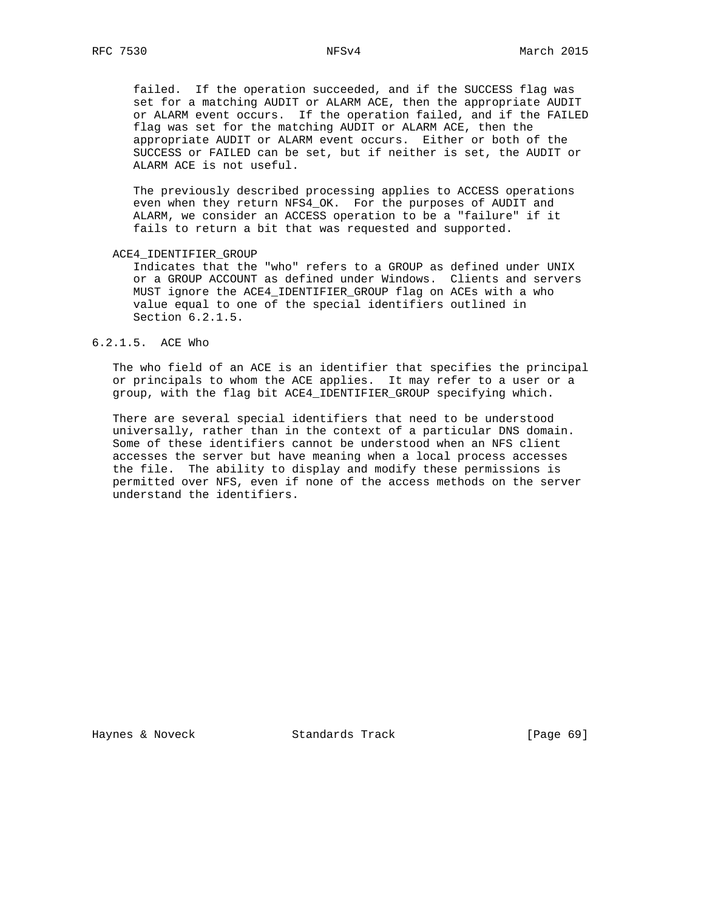failed. If the operation succeeded, and if the SUCCESS flag was set for a matching AUDIT or ALARM ACE, then the appropriate AUDIT or ALARM event occurs. If the operation failed, and if the FAILED flag was set for the matching AUDIT or ALARM ACE, then the appropriate AUDIT or ALARM event occurs. Either or both of the SUCCESS or FAILED can be set, but if neither is set, the AUDIT or ALARM ACE is not useful.

The previously described processing applies to ACCESS operations even when they return NFS4_OK. For the purposes of AUDIT and ALARM, we consider an ACCESS operation to be a "failure" if it fails to return a bit that was requested and supported.

ACE4_IDENTIFIER_GROUP
: Indicates that the "who" refers to a GROUP as defined under UNIX or a GROUP ACCOUNT as defined under Windows. Clients and servers MUST ignore the ACE4_IDENTIFIER_GROUP flag on ACEs with a who value equal to one of the special identifiers outlined in Section 6.2.1.5.

#### 6.2.1.5. ACE Who

The who field of an ACE is an identifier that specifies the principal or principals to whom the ACE applies. It may refer to a user or a group, with the flag bit ACE4_IDENTIFIER_GROUP specifying which.

There are several special identifiers that need to be understood universally, rather than in the context of a particular DNS domain. Some of these identifiers cannot be understood when an NFS client accesses the server but have meaning when a local process accesses the file. The ability to display and modify these permissions is permitted over NFS, even if none of the access methods on the server understand the identifiers.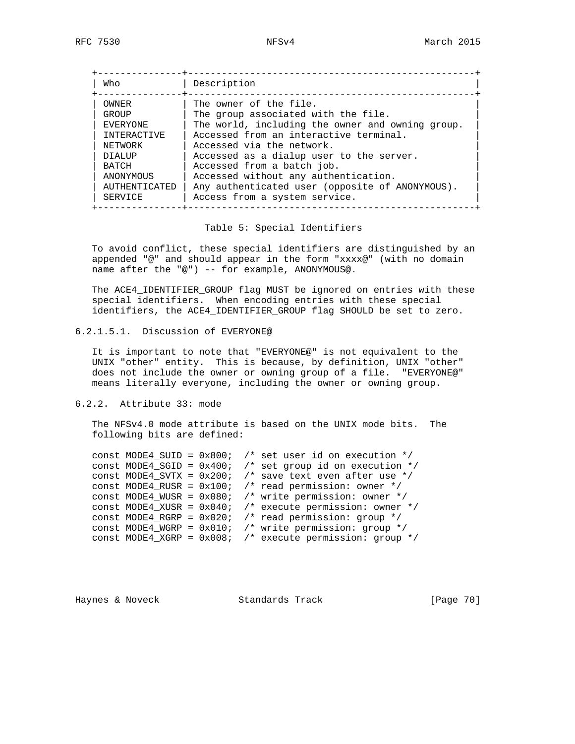| Who | Description |
|---|---|
| OWNER | The owner of the file. |
| GROUP | The group associated with the file. |
| EVERYONE | The world, including the owner and owning group. |
| INTERACTIVE | Accessed from an interactive terminal. |
| NETWORK | Accessed via the network. |
| DIALUP | Accessed as a dialup user to the server. |
| BATCH | Accessed from a batch job. |
| ANONYMOUS | Accessed without any authentication. |
| AUTHENTICATED | Any authenticated user (opposite of ANONYMOUS). |
| SERVICE | Access from a system service. |

Table 5: Special Identifiers

To avoid conflict, these special identifiers are distinguished by an appended "@" and should appear in the form "xxxx@" (with no domain name after the "@") -- for example, ANONYMOUS@.

The ACE4_IDENTIFIER_GROUP flag MUST be ignored on entries with these special identifiers. When encoding entries with these special identifiers, the ACE4_IDENTIFIER_GROUP flag SHOULD be set to zero.

###### 6.2.1.5.1. Discussion of EVERYONE@

It is important to note that "EVERYONE@" is not equivalent to the UNIX "other" entity. This is because, by definition, UNIX "other" does not include the owner or owning group of a file. "EVERYONE@" means literally everyone, including the owner or owning group.

### 6.2.2. Attribute 33: mode

The NFSv4.0 mode attribute is based on the UNIX mode bits. The following bits are defined:

```
const MODE4_SUID = 0x800;  /* set user id on execution */
const MODE4_SGID = 0x400;  /* set group id on execution */
const MODE4_SVTX = 0x200;  /* save text even after use */
const MODE4_RUSR = 0x100;  /* read permission: owner */
const MODE4_WUSR = 0x080;  /* write permission: owner */
const MODE4_XUSR = 0x040;  /* execute permission: owner */
const MODE4_RGRP = 0x020;  /* read permission: group */
const MODE4_WGRP = 0x010;  /* write permission: group */
const MODE4_XGRP = 0x008;  /* execute permission: group */
```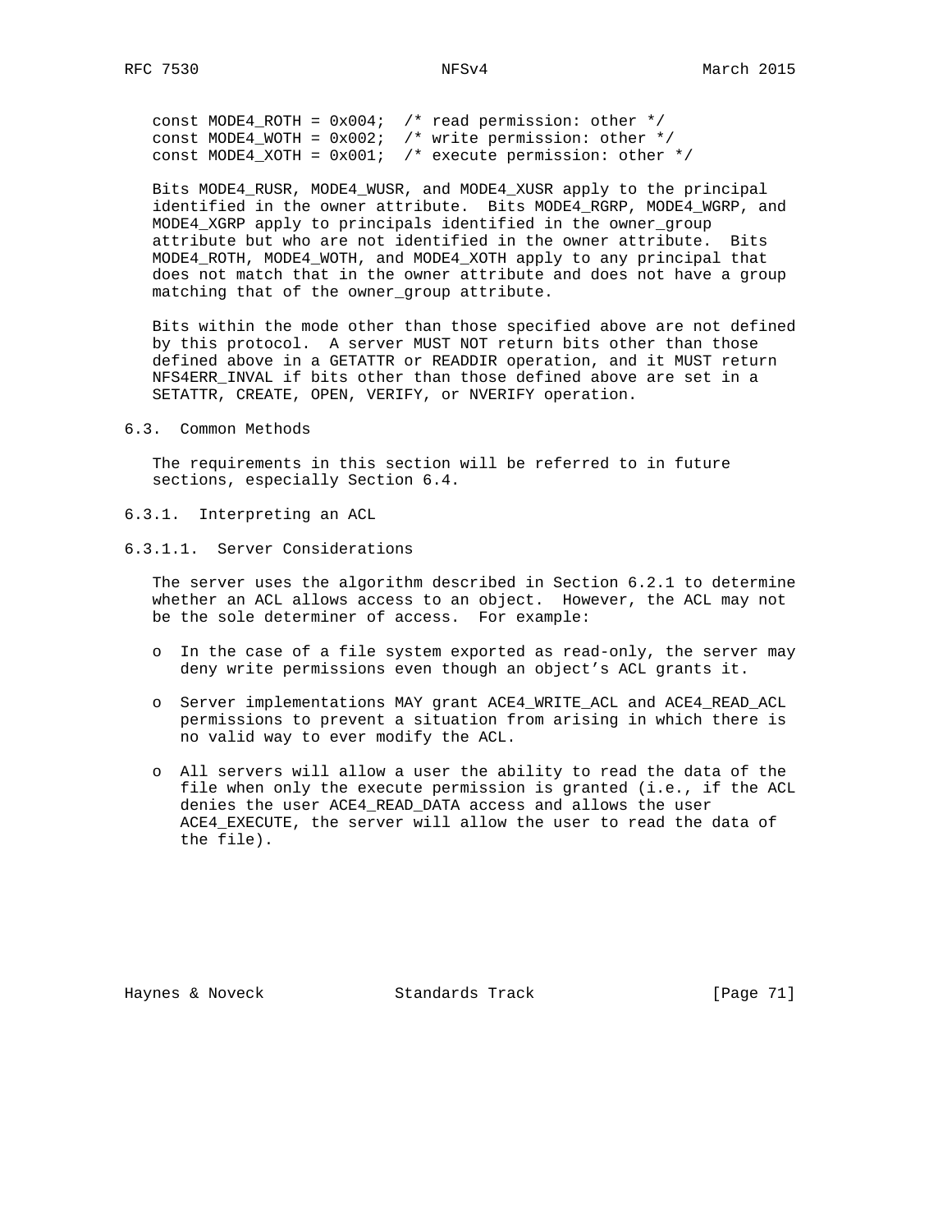```
const MODE4_ROTH = 0x004;  /* read permission: other */
const MODE4_WOTH = 0x002;  /* write permission: other */
const MODE4_XOTH = 0x001;  /* execute permission: other */
```

Bits MODE4_RUSR, MODE4_WUSR, and MODE4_XUSR apply to the principal identified in the owner attribute. Bits MODE4_RGRP, MODE4_WGRP, and MODE4_XGRP apply to principals identified in the owner_group attribute but who are not identified in the owner attribute. Bits MODE4_ROTH, MODE4_WOTH, and MODE4_XOTH apply to any principal that does not match that in the owner attribute and does not have a group matching that of the owner_group attribute.

Bits within the mode other than those specified above are not defined by this protocol. A server MUST NOT return bits other than those defined above in a GETATTR or READDIR operation, and it MUST return NFS4ERR_INVAL if bits other than those defined above are set in a SETATTR, CREATE, OPEN, VERIFY, or NVERIFY operation.

## 6.3. Common Methods

The requirements in this section will be referred to in future sections, especially Section 6.4.

### 6.3.1. Interpreting an ACL

#### 6.3.1.1. Server Considerations

The server uses the algorithm described in Section 6.2.1 to determine whether an ACL allows access to an object. However, the ACL may not be the sole determiner of access. For example:

- In the case of a file system exported as read-only, the server may deny write permissions even though an object's ACL grants it.

- Server implementations MAY grant ACE4_WRITE_ACL and ACE4_READ_ACL permissions to prevent a situation from arising in which there is no valid way to ever modify the ACL.

- All servers will allow a user the ability to read the data of the file when only the execute permission is granted (i.e., if the ACL denies the user ACE4_READ_DATA access and allows the user ACE4_EXECUTE, the server will allow the user to read the data of the file).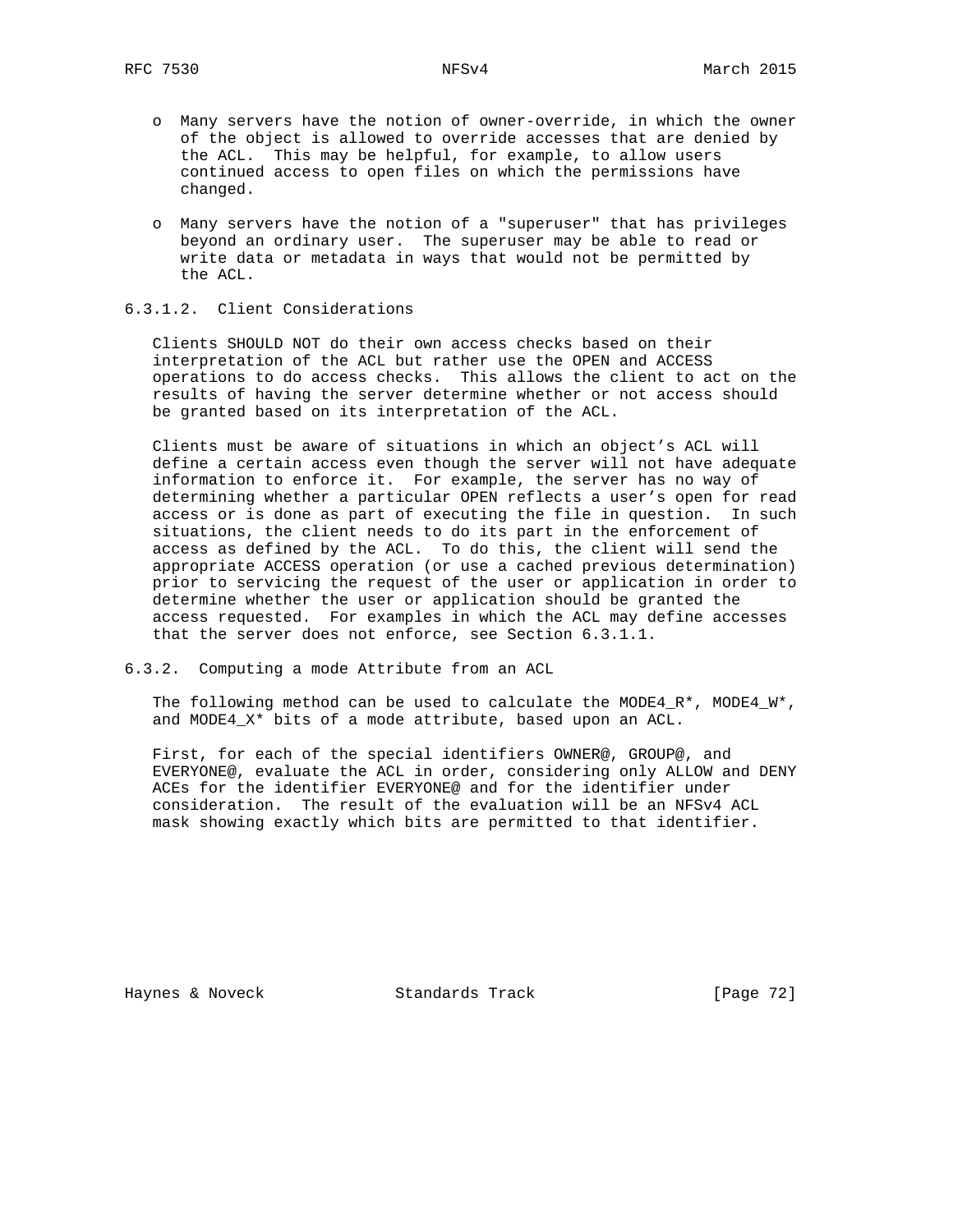- Many servers have the notion of owner-override, in which the owner of the object is allowed to override accesses that are denied by the ACL. This may be helpful, for example, to allow users continued access to open files on which the permissions have changed.

- Many servers have the notion of a "superuser" that has privileges beyond an ordinary user. The superuser may be able to read or write data or metadata in ways that would not be permitted by the ACL.

#### 6.3.1.2. Client Considerations

Clients SHOULD NOT do their own access checks based on their interpretation of the ACL but rather use the OPEN and ACCESS operations to do access checks. This allows the client to act on the results of having the server determine whether or not access should be granted based on its interpretation of the ACL.

Clients must be aware of situations in which an object's ACL will define a certain access even though the server will not have adequate information to enforce it. For example, the server has no way of determining whether a particular OPEN reflects a user's open for read access or is done as part of executing the file in question. In such situations, the client needs to do its part in the enforcement of access as defined by the ACL. To do this, the client will send the appropriate ACCESS operation (or use a cached previous determination) prior to servicing the request of the user or application in order to determine whether the user or application should be granted the access requested. For examples in which the ACL may define accesses that the server does not enforce, see Section 6.3.1.1.

### 6.3.2. Computing a mode Attribute from an ACL

The following method can be used to calculate the MODE4_R*, MODE4_W*, and MODE4_X* bits of a mode attribute, based upon an ACL.

First, for each of the special identifiers OWNER@, GROUP@, and EVERYONE@, evaluate the ACL in order, considering only ALLOW and DENY ACEs for the identifier EVERYONE@ and for the identifier under consideration. The result of the evaluation will be an NFSv4 ACL mask showing exactly which bits are permitted to that identifier.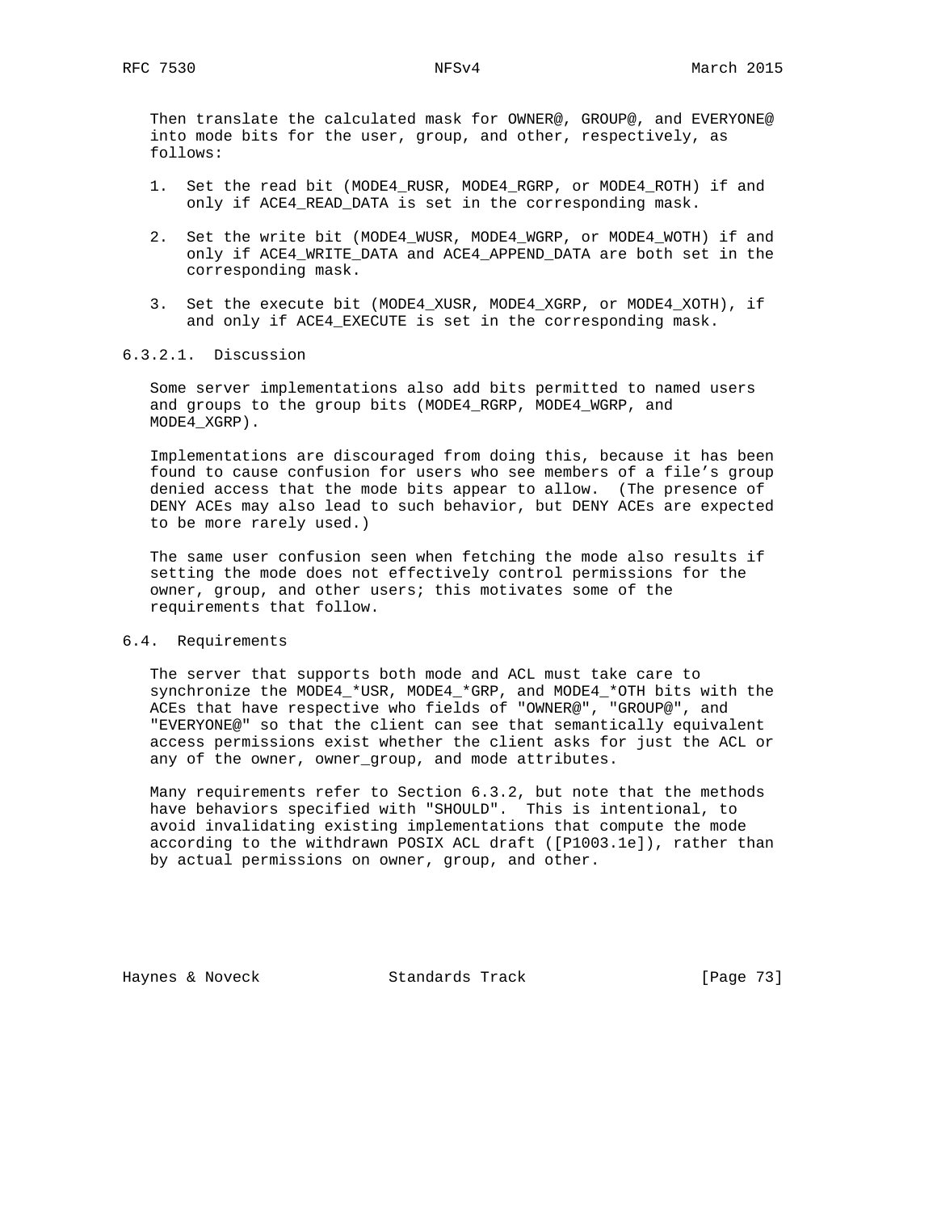Then translate the calculated mask for OWNER@, GROUP@, and EVERYONE@ into mode bits for the user, group, and other, respectively, as follows:

1. Set the read bit (MODE4_RUSR, MODE4_RGRP, or MODE4_ROTH) if and only if ACE4_READ_DATA is set in the corresponding mask.

2. Set the write bit (MODE4_WUSR, MODE4_WGRP, or MODE4_WOTH) if and only if ACE4_WRITE_DATA and ACE4_APPEND_DATA are both set in the corresponding mask.

3. Set the execute bit (MODE4_XUSR, MODE4_XGRP, or MODE4_XOTH), if and only if ACE4_EXECUTE is set in the corresponding mask.

#### 6.3.2.1. Discussion

Some server implementations also add bits permitted to named users and groups to the group bits (MODE4_RGRP, MODE4_WGRP, and MODE4_XGRP).

Implementations are discouraged from doing this, because it has been found to cause confusion for users who see members of a file's group denied access that the mode bits appear to allow. (The presence of DENY ACEs may also lead to such behavior, but DENY ACEs are expected to be more rarely used.)

The same user confusion seen when fetching the mode also results if setting the mode does not effectively control permissions for the owner, group, and other users; this motivates some of the requirements that follow.

### 6.4. Requirements

The server that supports both mode and ACL must take care to synchronize the MODE4_*USR, MODE4_*GRP, and MODE4_*OTH bits with the ACEs that have respective who fields of "OWNER@", "GROUP@", and "EVERYONE@" so that the client can see that semantically equivalent access permissions exist whether the client asks for just the ACL or any of the owner, owner_group, and mode attributes.

Many requirements refer to Section 6.3.2, but note that the methods have behaviors specified with "SHOULD". This is intentional, to avoid invalidating existing implementations that compute the mode according to the withdrawn POSIX ACL draft ([P1003.1e]), rather than by actual permissions on owner, group, and other.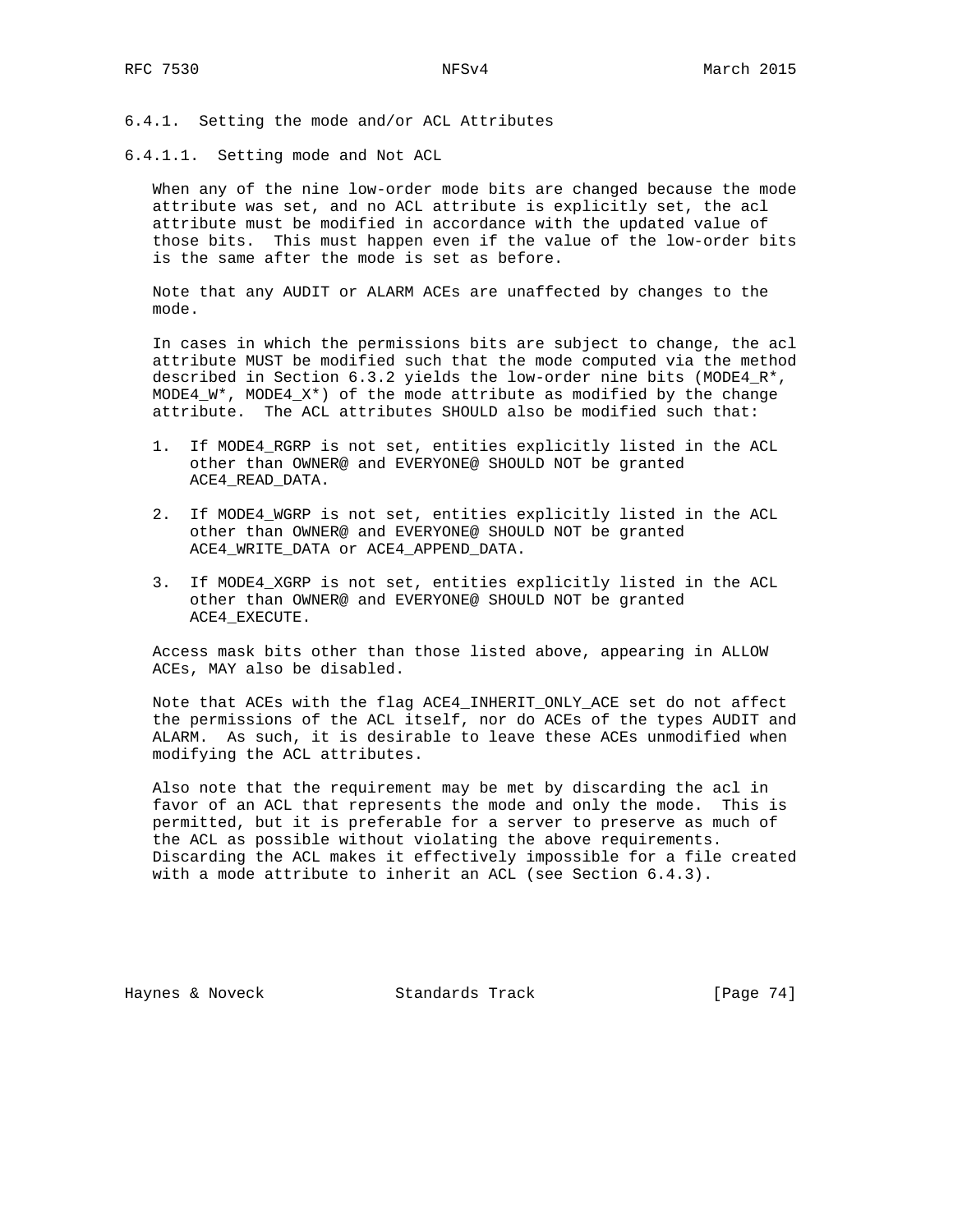### 6.4.1. Setting the mode and/or ACL Attributes

#### 6.4.1.1. Setting mode and Not ACL

When any of the nine low-order mode bits are changed because the mode attribute was set, and no ACL attribute is explicitly set, the acl attribute must be modified in accordance with the updated value of those bits. This must happen even if the value of the low-order bits is the same after the mode is set as before.

Note that any AUDIT or ALARM ACEs are unaffected by changes to the mode.

In cases in which the permissions bits are subject to change, the acl attribute MUST be modified such that the mode computed via the method described in Section 6.3.2 yields the low-order nine bits (MODE4_R*, MODE4_W*, MODE4_X*) of the mode attribute as modified by the change attribute. The ACL attributes SHOULD also be modified such that:

1. If MODE4_RGRP is not set, entities explicitly listed in the ACL other than OWNER@ and EVERYONE@ SHOULD NOT be granted ACE4_READ_DATA.

2. If MODE4_WGRP is not set, entities explicitly listed in the ACL other than OWNER@ and EVERYONE@ SHOULD NOT be granted ACE4_WRITE_DATA or ACE4_APPEND_DATA.

3. If MODE4_XGRP is not set, entities explicitly listed in the ACL other than OWNER@ and EVERYONE@ SHOULD NOT be granted ACE4_EXECUTE.

Access mask bits other than those listed above, appearing in ALLOW ACEs, MAY also be disabled.

Note that ACEs with the flag ACE4_INHERIT_ONLY_ACE set do not affect the permissions of the ACL itself, nor do ACEs of the types AUDIT and ALARM. As such, it is desirable to leave these ACEs unmodified when modifying the ACL attributes.

Also note that the requirement may be met by discarding the acl in favor of an ACL that represents the mode and only the mode. This is permitted, but it is preferable for a server to preserve as much of the ACL as possible without violating the above requirements. Discarding the ACL makes it effectively impossible for a file created with a mode attribute to inherit an ACL (see Section 6.4.3).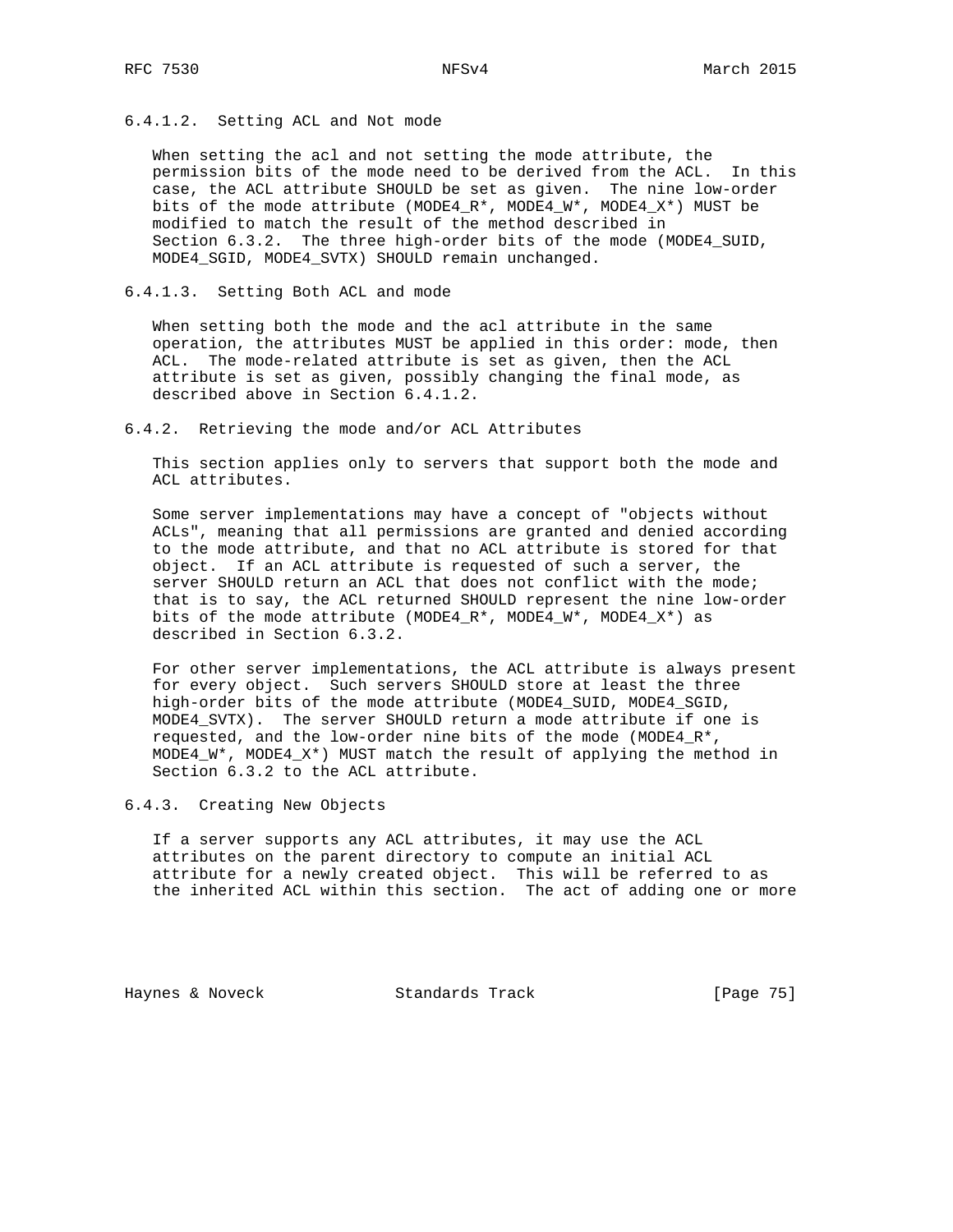#### 6.4.1.2. Setting ACL and Not mode

When setting the acl and not setting the mode attribute, the permission bits of the mode need to be derived from the ACL. In this case, the ACL attribute SHOULD be set as given. The nine low-order bits of the mode attribute (MODE4_R*, MODE4_W*, MODE4_X*) MUST be modified to match the result of the method described in Section 6.3.2. The three high-order bits of the mode (MODE4_SUID, MODE4_SGID, MODE4_SVTX) SHOULD remain unchanged.

#### 6.4.1.3. Setting Both ACL and mode

When setting both the mode and the acl attribute in the same operation, the attributes MUST be applied in this order: mode, then ACL. The mode-related attribute is set as given, then the ACL attribute is set as given, possibly changing the final mode, as described above in Section 6.4.1.2.

### 6.4.2. Retrieving the mode and/or ACL Attributes

This section applies only to servers that support both the mode and ACL attributes.

Some server implementations may have a concept of "objects without ACLs", meaning that all permissions are granted and denied according to the mode attribute, and that no ACL attribute is stored for that object. If an ACL attribute is requested of such a server, the server SHOULD return an ACL that does not conflict with the mode; that is to say, the ACL returned SHOULD represent the nine low-order bits of the mode attribute (MODE4_R*, MODE4_W*, MODE4_X*) as described in Section 6.3.2.

For other server implementations, the ACL attribute is always present for every object. Such servers SHOULD store at least the three high-order bits of the mode attribute (MODE4_SUID, MODE4_SGID, MODE4_SVTX). The server SHOULD return a mode attribute if one is requested, and the low-order nine bits of the mode (MODE4_R*, MODE4_W*, MODE4_X*) MUST match the result of applying the method in Section 6.3.2 to the ACL attribute.

### 6.4.3. Creating New Objects

If a server supports any ACL attributes, it may use the ACL attributes on the parent directory to compute an initial ACL attribute for a newly created object. This will be referred to as the inherited ACL within this section. The act of adding one or more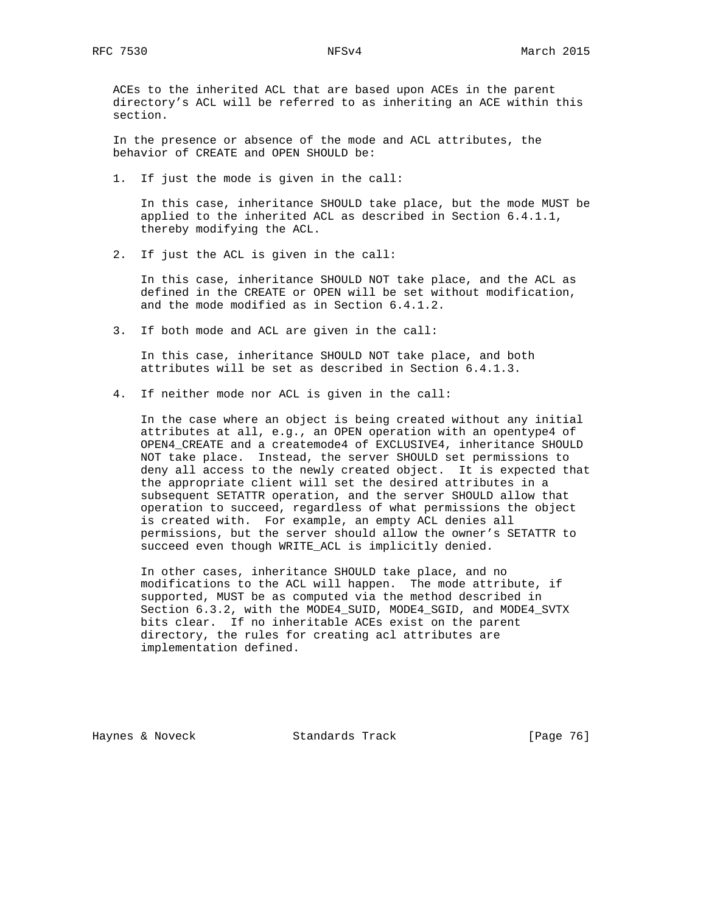ACEs to the inherited ACL that are based upon ACEs in the parent directory's ACL will be referred to as inheriting an ACE within this section.

In the presence or absence of the mode and ACL attributes, the behavior of CREATE and OPEN SHOULD be:

1. If just the mode is given in the call:

   In this case, inheritance SHOULD take place, but the mode MUST be applied to the inherited ACL as described in Section 6.4.1.1, thereby modifying the ACL.

2. If just the ACL is given in the call:

   In this case, inheritance SHOULD NOT take place, and the ACL as defined in the CREATE or OPEN will be set without modification, and the mode modified as in Section 6.4.1.2.

3. If both mode and ACL are given in the call:

   In this case, inheritance SHOULD NOT take place, and both attributes will be set as described in Section 6.4.1.3.

4. If neither mode nor ACL is given in the call:

   In the case where an object is being created without any initial attributes at all, e.g., an OPEN operation with an opentype4 of OPEN4_CREATE and a createmode4 of EXCLUSIVE4, inheritance SHOULD NOT take place. Instead, the server SHOULD set permissions to deny all access to the newly created object. It is expected that the appropriate client will set the desired attributes in a subsequent SETATTR operation, and the server SHOULD allow that operation to succeed, regardless of what permissions the object is created with. For example, an empty ACL denies all permissions, but the server should allow the owner's SETATTR to succeed even though WRITE_ACL is implicitly denied.

   In other cases, inheritance SHOULD take place, and no modifications to the ACL will happen. The mode attribute, if supported, MUST be as computed via the method described in Section 6.3.2, with the MODE4_SUID, MODE4_SGID, and MODE4_SVTX bits clear. If no inheritable ACEs exist on the parent directory, the rules for creating acl attributes are implementation defined.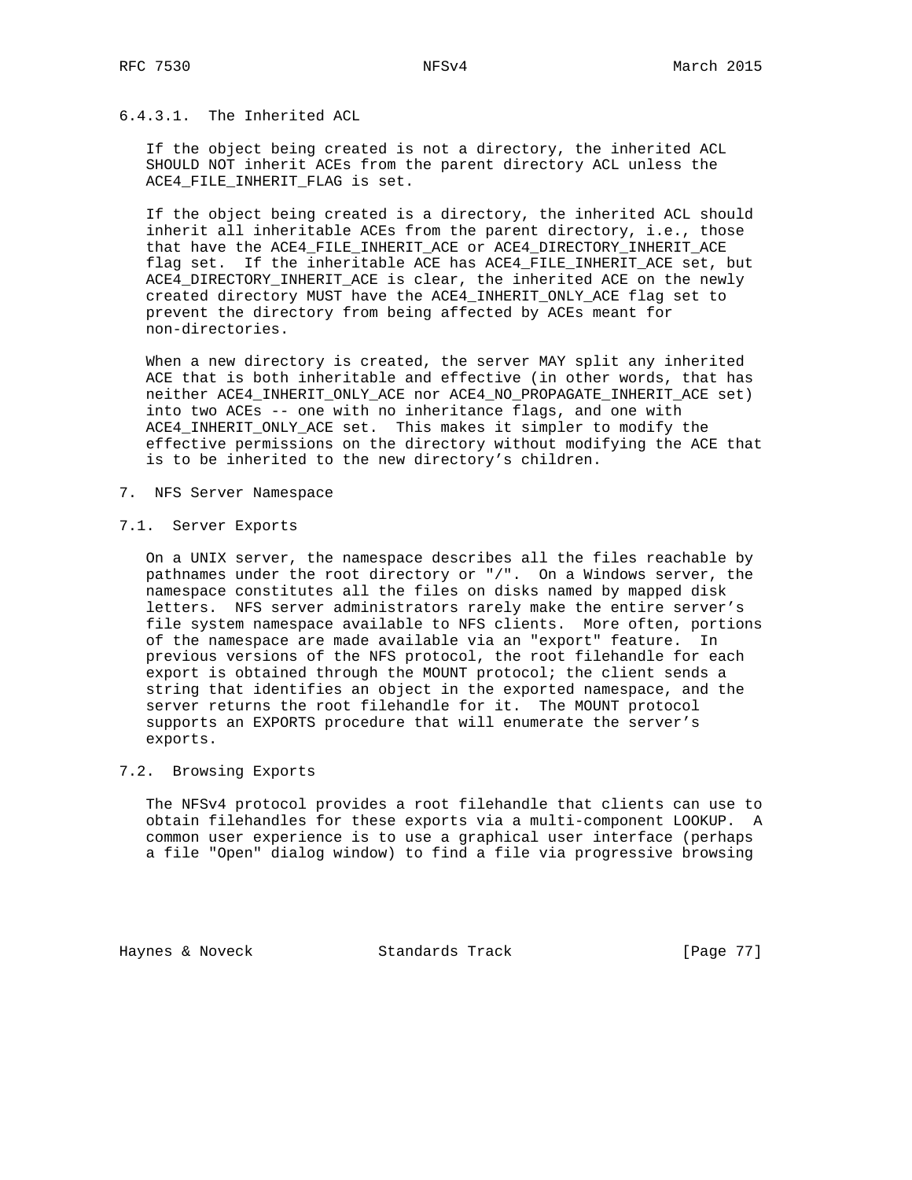#### 6.4.3.1. The Inherited ACL

If the object being created is not a directory, the inherited ACL SHOULD NOT inherit ACEs from the parent directory ACL unless the ACE4_FILE_INHERIT_FLAG is set.

If the object being created is a directory, the inherited ACL should inherit all inheritable ACEs from the parent directory, i.e., those that have the ACE4_FILE_INHERIT_ACE or ACE4_DIRECTORY_INHERIT_ACE flag set. If the inheritable ACE has ACE4_FILE_INHERIT_ACE set, but ACE4_DIRECTORY_INHERIT_ACE is clear, the inherited ACE on the newly created directory MUST have the ACE4_INHERIT_ONLY_ACE flag set to prevent the directory from being affected by ACEs meant for non-directories.

When a new directory is created, the server MAY split any inherited ACE that is both inheritable and effective (in other words, that has neither ACE4_INHERIT_ONLY_ACE nor ACE4_NO_PROPAGATE_INHERIT_ACE set) into two ACEs -- one with no inheritance flags, and one with ACE4_INHERIT_ONLY_ACE set. This makes it simpler to modify the effective permissions on the directory without modifying the ACE that is to be inherited to the new directory's children.

# 7. NFS Server Namespace

## 7.1. Server Exports

On a UNIX server, the namespace describes all the files reachable by pathnames under the root directory or "/". On a Windows server, the namespace constitutes all the files on disks named by mapped disk letters. NFS server administrators rarely make the entire server's file system namespace available to NFS clients. More often, portions of the namespace are made available via an "export" feature. In previous versions of the NFS protocol, the root filehandle for each export is obtained through the MOUNT protocol; the client sends a string that identifies an object in the exported namespace, and the server returns the root filehandle for it. The MOUNT protocol supports an EXPORTS procedure that will enumerate the server's exports.

## 7.2. Browsing Exports

The NFSv4 protocol provides a root filehandle that clients can use to obtain filehandles for these exports via a multi-component LOOKUP. A common user experience is to use a graphical user interface (perhaps a file "Open" dialog window) to find a file via progressive browsing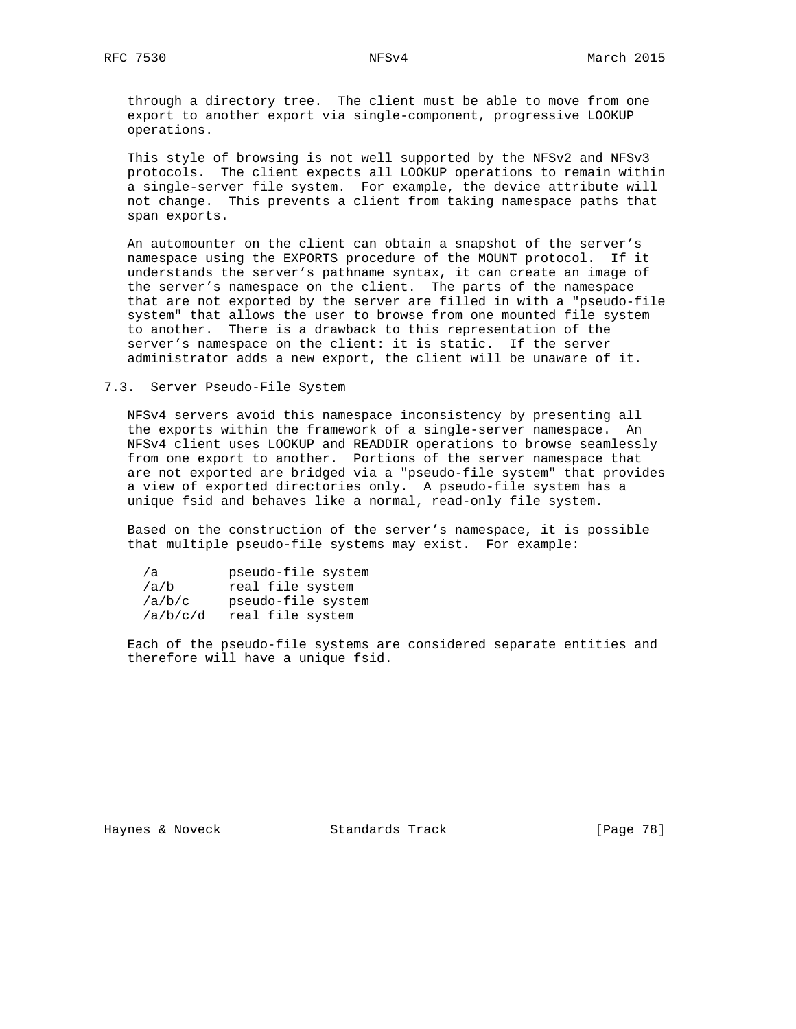through a directory tree. The client must be able to move from one export to another export via single-component, progressive LOOKUP operations.

This style of browsing is not well supported by the NFSv2 and NFSv3 protocols. The client expects all LOOKUP operations to remain within a single-server file system. For example, the device attribute will not change. This prevents a client from taking namespace paths that span exports.

An automounter on the client can obtain a snapshot of the server's namespace using the EXPORTS procedure of the MOUNT protocol. If it understands the server's pathname syntax, it can create an image of the server's namespace on the client. The parts of the namespace that are not exported by the server are filled in with a "pseudo-file system" that allows the user to browse from one mounted file system to another. There is a drawback to this representation of the server's namespace on the client: it is static. If the server administrator adds a new export, the client will be unaware of it.

### 7.3. Server Pseudo-File System

NFSv4 servers avoid this namespace inconsistency by presenting all the exports within the framework of a single-server namespace. An NFSv4 client uses LOOKUP and READDIR operations to browse seamlessly from one export to another. Portions of the server namespace that are not exported are bridged via a "pseudo-file system" that provides a view of exported directories only. A pseudo-file system has a unique fsid and behaves like a normal, read-only file system.

Based on the construction of the server's namespace, it is possible that multiple pseudo-file systems may exist. For example:

```
/a         pseudo-file system
/a/b       real file system
/a/b/c     pseudo-file system
/a/b/c/d   real file system
```

Each of the pseudo-file systems are considered separate entities and therefore will have a unique fsid.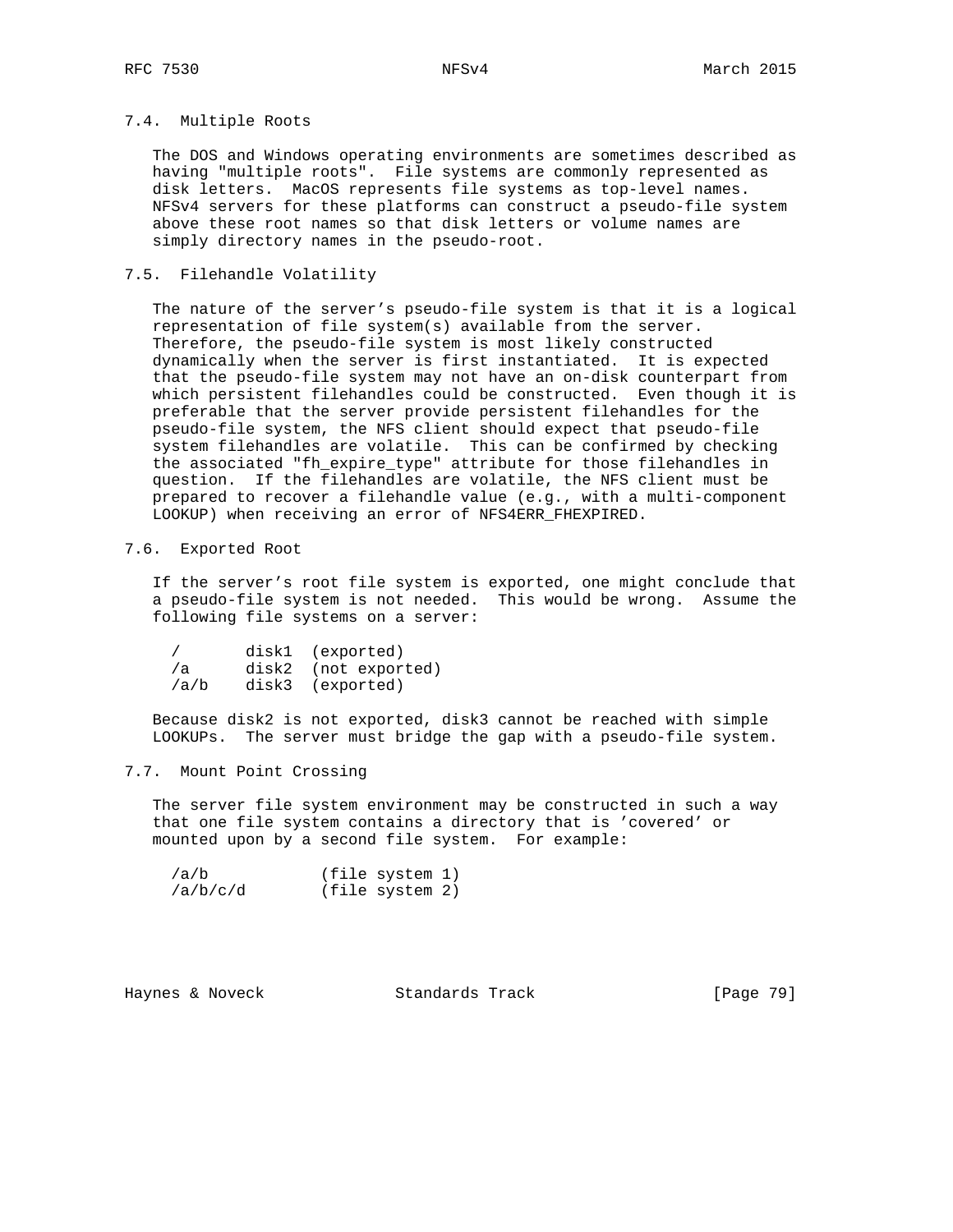### 7.4. Multiple Roots

The DOS and Windows operating environments are sometimes described as having "multiple roots". File systems are commonly represented as disk letters. MacOS represents file systems as top-level names. NFSv4 servers for these platforms can construct a pseudo-file system above these root names so that disk letters or volume names are simply directory names in the pseudo-root.

### 7.5. Filehandle Volatility

The nature of the server's pseudo-file system is that it is a logical representation of file system(s) available from the server. Therefore, the pseudo-file system is most likely constructed dynamically when the server is first instantiated. It is expected that the pseudo-file system may not have an on-disk counterpart from which persistent filehandles could be constructed. Even though it is preferable that the server provide persistent filehandles for the pseudo-file system, the NFS client should expect that pseudo-file system filehandles are volatile. This can be confirmed by checking the associated "fh_expire_type" attribute for those filehandles in question. If the filehandles are volatile, the NFS client must be prepared to recover a filehandle value (e.g., with a multi-component LOOKUP) when receiving an error of NFS4ERR_FHEXPIRED.

### 7.6. Exported Root

If the server's root file system is exported, one might conclude that a pseudo-file system is not needed. This would be wrong. Assume the following file systems on a server:

```
/       disk1  (exported)
/a      disk2  (not exported)
/a/b    disk3  (exported)
```

Because disk2 is not exported, disk3 cannot be reached with simple LOOKUPs. The server must bridge the gap with a pseudo-file system.

### 7.7. Mount Point Crossing

The server file system environment may be constructed in such a way that one file system contains a directory that is 'covered' or mounted upon by a second file system. For example:

```
/a/b            (file system 1)
/a/b/c/d        (file system 2)
```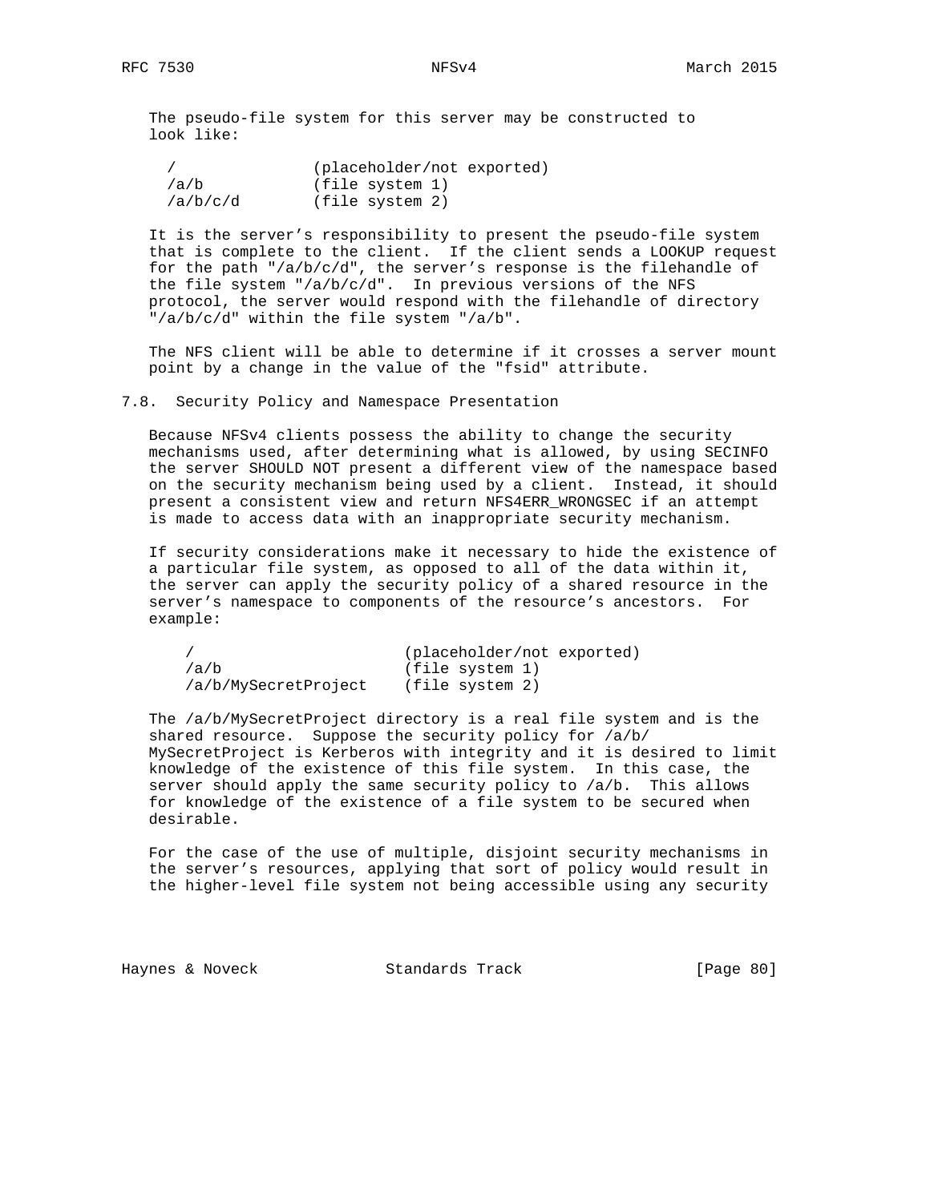The pseudo-file system for this server may be constructed to look like:

```
/               (placeholder/not exported)
/a/b            (file system 1)
/a/b/c/d        (file system 2)
```

It is the server's responsibility to present the pseudo-file system that is complete to the client. If the client sends a LOOKUP request for the path "/a/b/c/d", the server's response is the filehandle of the file system "/a/b/c/d". In previous versions of the NFS protocol, the server would respond with the filehandle of directory "/a/b/c/d" within the file system "/a/b".

The NFS client will be able to determine if it crosses a server mount point by a change in the value of the "fsid" attribute.

## 7.8. Security Policy and Namespace Presentation

Because NFSv4 clients possess the ability to change the security mechanisms used, after determining what is allowed, by using SECINFO the server SHOULD NOT present a different view of the namespace based on the security mechanism being used by a client. Instead, it should present a consistent view and return NFS4ERR_WRONGSEC if an attempt is made to access data with an inappropriate security mechanism.

If security considerations make it necessary to hide the existence of a particular file system, as opposed to all of the data within it, the server can apply the security policy of a shared resource in the server's namespace to components of the resource's ancestors. For example:

```
/                       (placeholder/not exported)
/a/b                    (file system 1)
/a/b/MySecretProject    (file system 2)
```

The /a/b/MySecretProject directory is a real file system and is the shared resource. Suppose the security policy for /a/b/MySecretProject is Kerberos with integrity and it is desired to limit knowledge of the existence of this file system. In this case, the server should apply the same security policy to /a/b. This allows for knowledge of the existence of a file system to be secured when desirable.

For the case of the use of multiple, disjoint security mechanisms in the server's resources, applying that sort of policy would result in the higher-level file system not being accessible using any security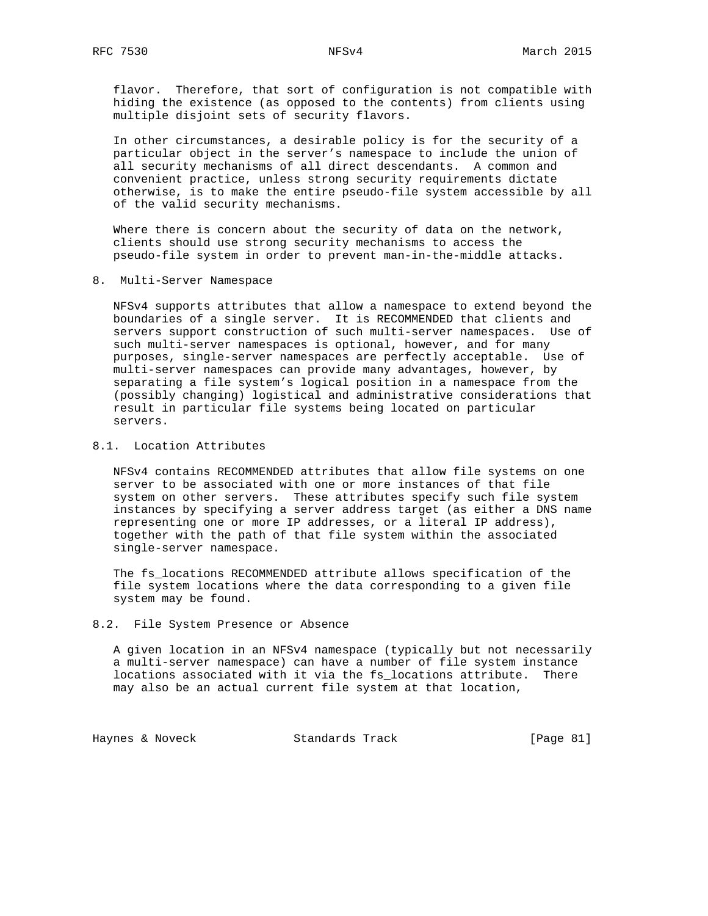flavor. Therefore, that sort of configuration is not compatible with hiding the existence (as opposed to the contents) from clients using multiple disjoint sets of security flavors.

In other circumstances, a desirable policy is for the security of a particular object in the server's namespace to include the union of all security mechanisms of all direct descendants. A common and convenient practice, unless strong security requirements dictate otherwise, is to make the entire pseudo-file system accessible by all of the valid security mechanisms.

Where there is concern about the security of data on the network, clients should use strong security mechanisms to access the pseudo-file system in order to prevent man-in-the-middle attacks.

## 8. Multi-Server Namespace

NFSv4 supports attributes that allow a namespace to extend beyond the boundaries of a single server. It is RECOMMENDED that clients and servers support construction of such multi-server namespaces. Use of such multi-server namespaces is optional, however, and for many purposes, single-server namespaces are perfectly acceptable. Use of multi-server namespaces can provide many advantages, however, by separating a file system's logical position in a namespace from the (possibly changing) logistical and administrative considerations that result in particular file systems being located on particular servers.

### 8.1. Location Attributes

NFSv4 contains RECOMMENDED attributes that allow file systems on one server to be associated with one or more instances of that file system on other servers. These attributes specify such file system instances by specifying a server address target (as either a DNS name representing one or more IP addresses, or a literal IP address), together with the path of that file system within the associated single-server namespace.

The fs_locations RECOMMENDED attribute allows specification of the file system locations where the data corresponding to a given file system may be found.

### 8.2. File System Presence or Absence

A given location in an NFSv4 namespace (typically but not necessarily a multi-server namespace) can have a number of file system instance locations associated with it via the fs_locations attribute. There may also be an actual current file system at that location,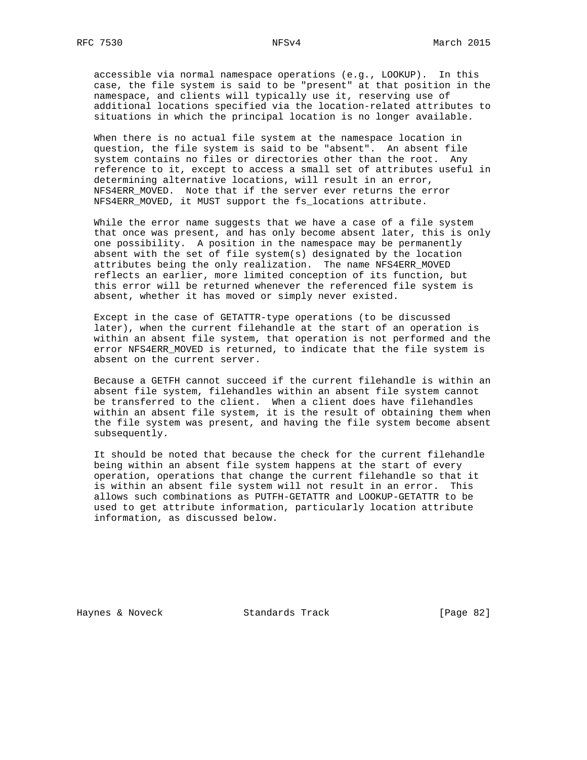accessible via normal namespace operations (e.g., LOOKUP). In this case, the file system is said to be "present" at that position in the namespace, and clients will typically use it, reserving use of additional locations specified via the location-related attributes to situations in which the principal location is no longer available.

When there is no actual file system at the namespace location in question, the file system is said to be "absent". An absent file system contains no files or directories other than the root. Any reference to it, except to access a small set of attributes useful in determining alternative locations, will result in an error, NFS4ERR_MOVED. Note that if the server ever returns the error NFS4ERR_MOVED, it MUST support the fs_locations attribute.

While the error name suggests that we have a case of a file system that once was present, and has only become absent later, this is only one possibility. A position in the namespace may be permanently absent with the set of file system(s) designated by the location attributes being the only realization. The name NFS4ERR_MOVED reflects an earlier, more limited conception of its function, but this error will be returned whenever the referenced file system is absent, whether it has moved or simply never existed.

Except in the case of GETATTR-type operations (to be discussed later), when the current filehandle at the start of an operation is within an absent file system, that operation is not performed and the error NFS4ERR_MOVED is returned, to indicate that the file system is absent on the current server.

Because a GETFH cannot succeed if the current filehandle is within an absent file system, filehandles within an absent file system cannot be transferred to the client. When a client does have filehandles within an absent file system, it is the result of obtaining them when the file system was present, and having the file system become absent subsequently.

It should be noted that because the check for the current filehandle being within an absent file system happens at the start of every operation, operations that change the current filehandle so that it is within an absent file system will not result in an error. This allows such combinations as PUTFH-GETATTR and LOOKUP-GETATTR to be used to get attribute information, particularly location attribute information, as discussed below.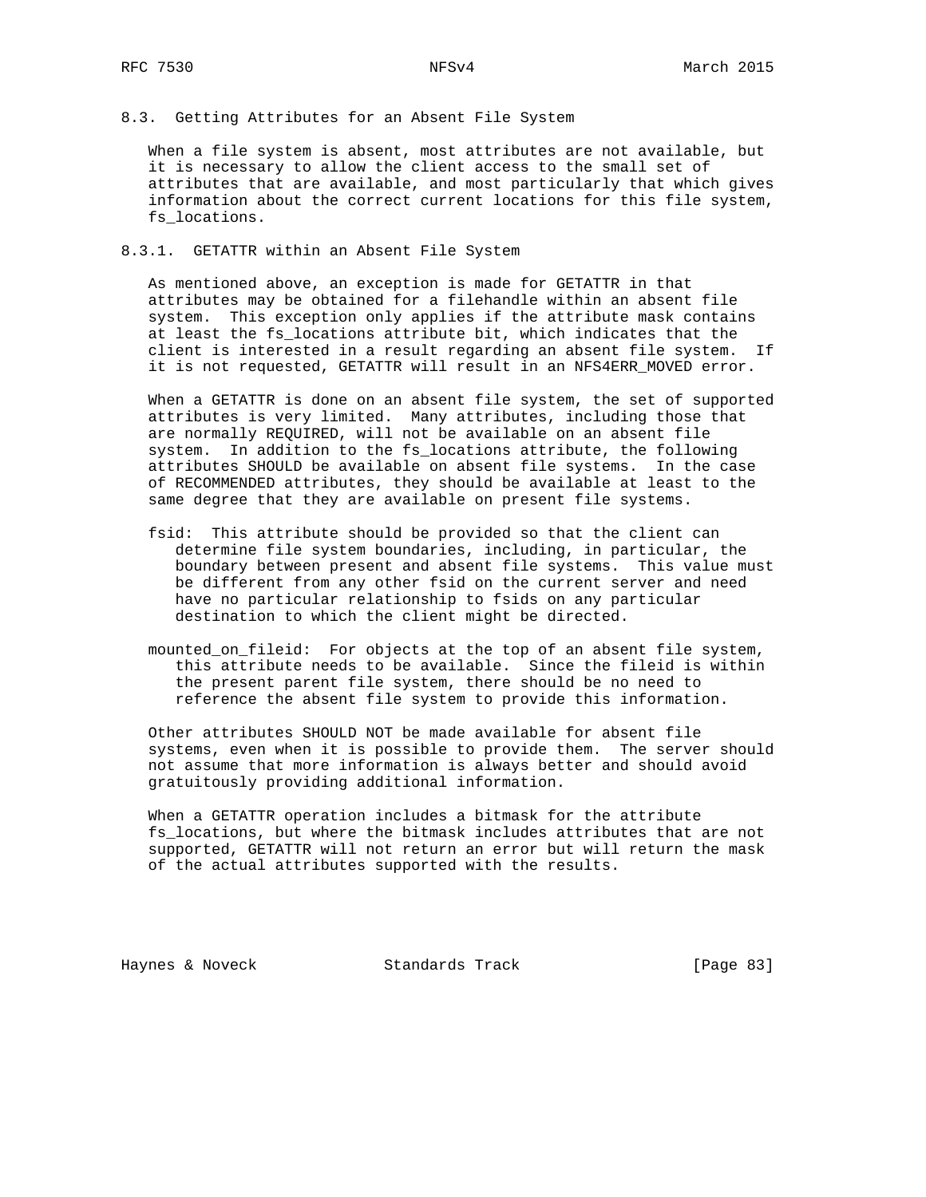### 8.3. Getting Attributes for an Absent File System

When a file system is absent, most attributes are not available, but it is necessary to allow the client access to the small set of attributes that are available, and most particularly that which gives information about the correct current locations for this file system, fs_locations.

#### 8.3.1. GETATTR within an Absent File System

As mentioned above, an exception is made for GETATTR in that attributes may be obtained for a filehandle within an absent file system. This exception only applies if the attribute mask contains at least the fs_locations attribute bit, which indicates that the client is interested in a result regarding an absent file system. If it is not requested, GETATTR will result in an NFS4ERR_MOVED error.

When a GETATTR is done on an absent file system, the set of supported attributes is very limited. Many attributes, including those that are normally REQUIRED, will not be available on an absent file system. In addition to the fs_locations attribute, the following attributes SHOULD be available on absent file systems. In the case of RECOMMENDED attributes, they should be available at least to the same degree that they are available on present file systems.

fsid: This attribute should be provided so that the client can determine file system boundaries, including, in particular, the boundary between present and absent file systems. This value must be different from any other fsid on the current server and need have no particular relationship to fsids on any particular destination to which the client might be directed.

mounted_on_fileid: For objects at the top of an absent file system, this attribute needs to be available. Since the fileid is within the present parent file system, there should be no need to reference the absent file system to provide this information.

Other attributes SHOULD NOT be made available for absent file systems, even when it is possible to provide them. The server should not assume that more information is always better and should avoid gratuitously providing additional information.

When a GETATTR operation includes a bitmask for the attribute fs_locations, but where the bitmask includes attributes that are not supported, GETATTR will not return an error but will return the mask of the actual attributes supported with the results.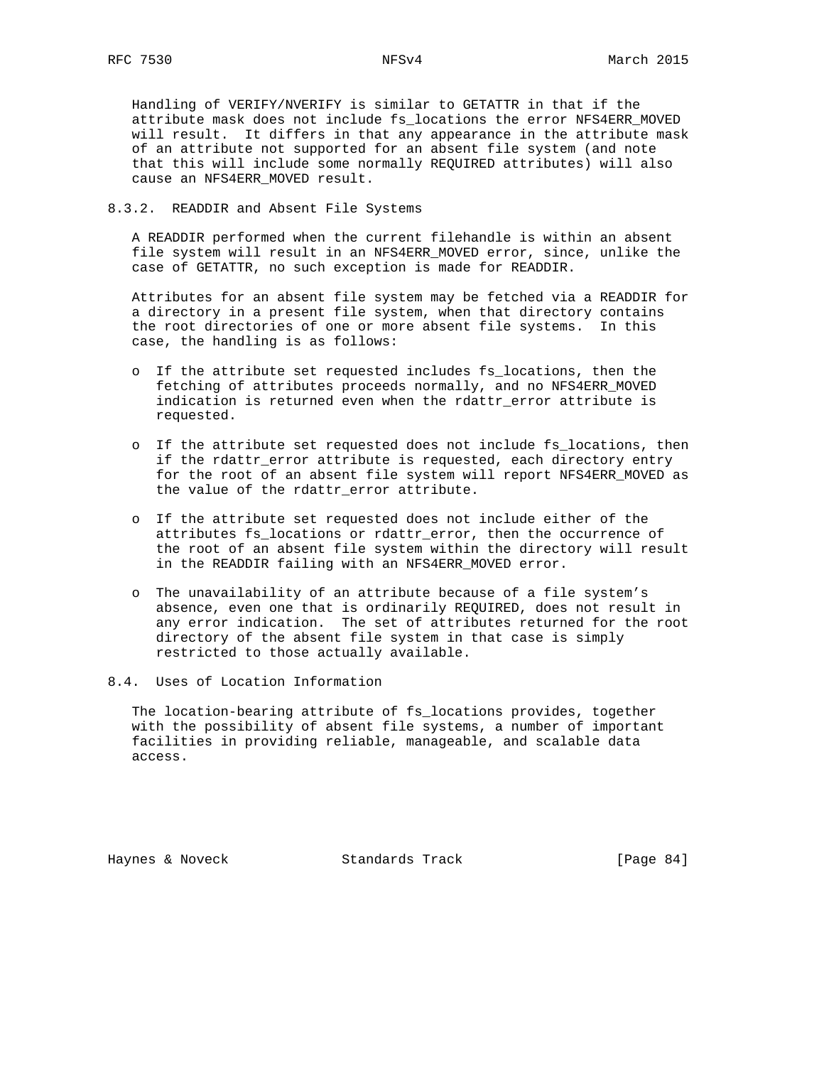Handling of VERIFY/NVERIFY is similar to GETATTR in that if the attribute mask does not include fs_locations the error NFS4ERR_MOVED will result. It differs in that any appearance in the attribute mask of an attribute not supported for an absent file system (and note that this will include some normally REQUIRED attributes) will also cause an NFS4ERR_MOVED result.

### 8.3.2. READDIR and Absent File Systems

A READDIR performed when the current filehandle is within an absent file system will result in an NFS4ERR_MOVED error, since, unlike the case of GETATTR, no such exception is made for READDIR.

Attributes for an absent file system may be fetched via a READDIR for a directory in a present file system, when that directory contains the root directories of one or more absent file systems. In this case, the handling is as follows:

- If the attribute set requested includes fs_locations, then the fetching of attributes proceeds normally, and no NFS4ERR_MOVED indication is returned even when the rdattr_error attribute is requested.

- If the attribute set requested does not include fs_locations, then if the rdattr_error attribute is requested, each directory entry for the root of an absent file system will report NFS4ERR_MOVED as the value of the rdattr_error attribute.

- If the attribute set requested does not include either of the attributes fs_locations or rdattr_error, then the occurrence of the root of an absent file system within the directory will result in the READDIR failing with an NFS4ERR_MOVED error.

- The unavailability of an attribute because of a file system's absence, even one that is ordinarily REQUIRED, does not result in any error indication. The set of attributes returned for the root directory of the absent file system in that case is simply restricted to those actually available.

## 8.4. Uses of Location Information

The location-bearing attribute of fs_locations provides, together with the possibility of absent file systems, a number of important facilities in providing reliable, manageable, and scalable data access.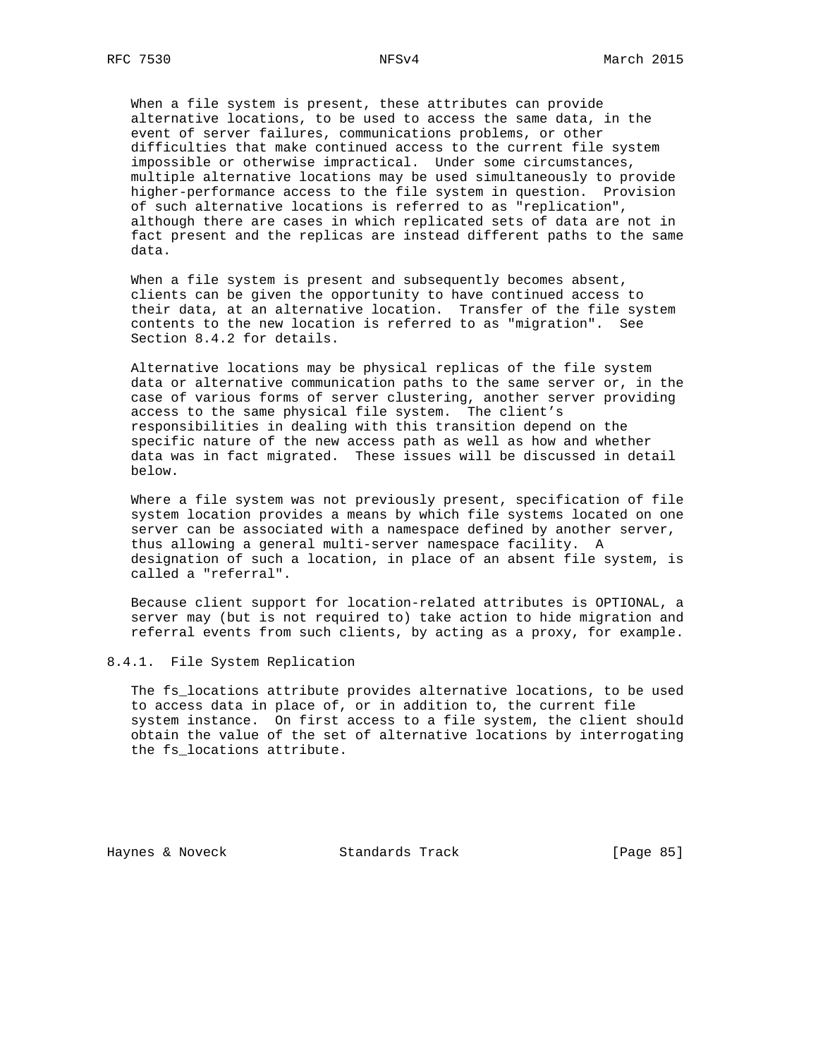When a file system is present, these attributes can provide alternative locations, to be used to access the same data, in the event of server failures, communications problems, or other difficulties that make continued access to the current file system impossible or otherwise impractical. Under some circumstances, multiple alternative locations may be used simultaneously to provide higher-performance access to the file system in question. Provision of such alternative locations is referred to as "replication", although there are cases in which replicated sets of data are not in fact present and the replicas are instead different paths to the same data.

When a file system is present and subsequently becomes absent, clients can be given the opportunity to have continued access to their data, at an alternative location. Transfer of the file system contents to the new location is referred to as "migration". See Section 8.4.2 for details.

Alternative locations may be physical replicas of the file system data or alternative communication paths to the same server or, in the case of various forms of server clustering, another server providing access to the same physical file system. The client's responsibilities in dealing with this transition depend on the specific nature of the new access path as well as how and whether data was in fact migrated. These issues will be discussed in detail below.

Where a file system was not previously present, specification of file system location provides a means by which file systems located on one server can be associated with a namespace defined by another server, thus allowing a general multi-server namespace facility. A designation of such a location, in place of an absent file system, is called a "referral".

Because client support for location-related attributes is OPTIONAL, a server may (but is not required to) take action to hide migration and referral events from such clients, by acting as a proxy, for example.

### 8.4.1. File System Replication

The fs_locations attribute provides alternative locations, to be used to access data in place of, or in addition to, the current file system instance. On first access to a file system, the client should obtain the value of the set of alternative locations by interrogating the fs_locations attribute.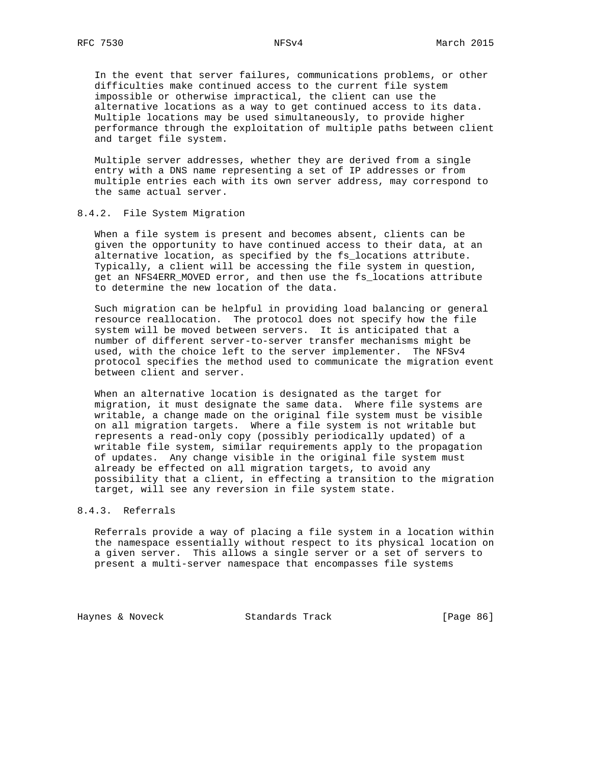In the event that server failures, communications problems, or other difficulties make continued access to the current file system impossible or otherwise impractical, the client can use the alternative locations as a way to get continued access to its data. Multiple locations may be used simultaneously, to provide higher performance through the exploitation of multiple paths between client and target file system.

Multiple server addresses, whether they are derived from a single entry with a DNS name representing a set of IP addresses or from multiple entries each with its own server address, may correspond to the same actual server.

### 8.4.2. File System Migration

When a file system is present and becomes absent, clients can be given the opportunity to have continued access to their data, at an alternative location, as specified by the fs_locations attribute. Typically, a client will be accessing the file system in question, get an NFS4ERR_MOVED error, and then use the fs_locations attribute to determine the new location of the data.

Such migration can be helpful in providing load balancing or general resource reallocation. The protocol does not specify how the file system will be moved between servers. It is anticipated that a number of different server-to-server transfer mechanisms might be used, with the choice left to the server implementer. The NFSv4 protocol specifies the method used to communicate the migration event between client and server.

When an alternative location is designated as the target for migration, it must designate the same data. Where file systems are writable, a change made on the original file system must be visible on all migration targets. Where a file system is not writable but represents a read-only copy (possibly periodically updated) of a writable file system, similar requirements apply to the propagation of updates. Any change visible in the original file system must already be effected on all migration targets, to avoid any possibility that a client, in effecting a transition to the migration target, will see any reversion in file system state.

### 8.4.3. Referrals

Referrals provide a way of placing a file system in a location within the namespace essentially without respect to its physical location on a given server. This allows a single server or a set of servers to present a multi-server namespace that encompasses file systems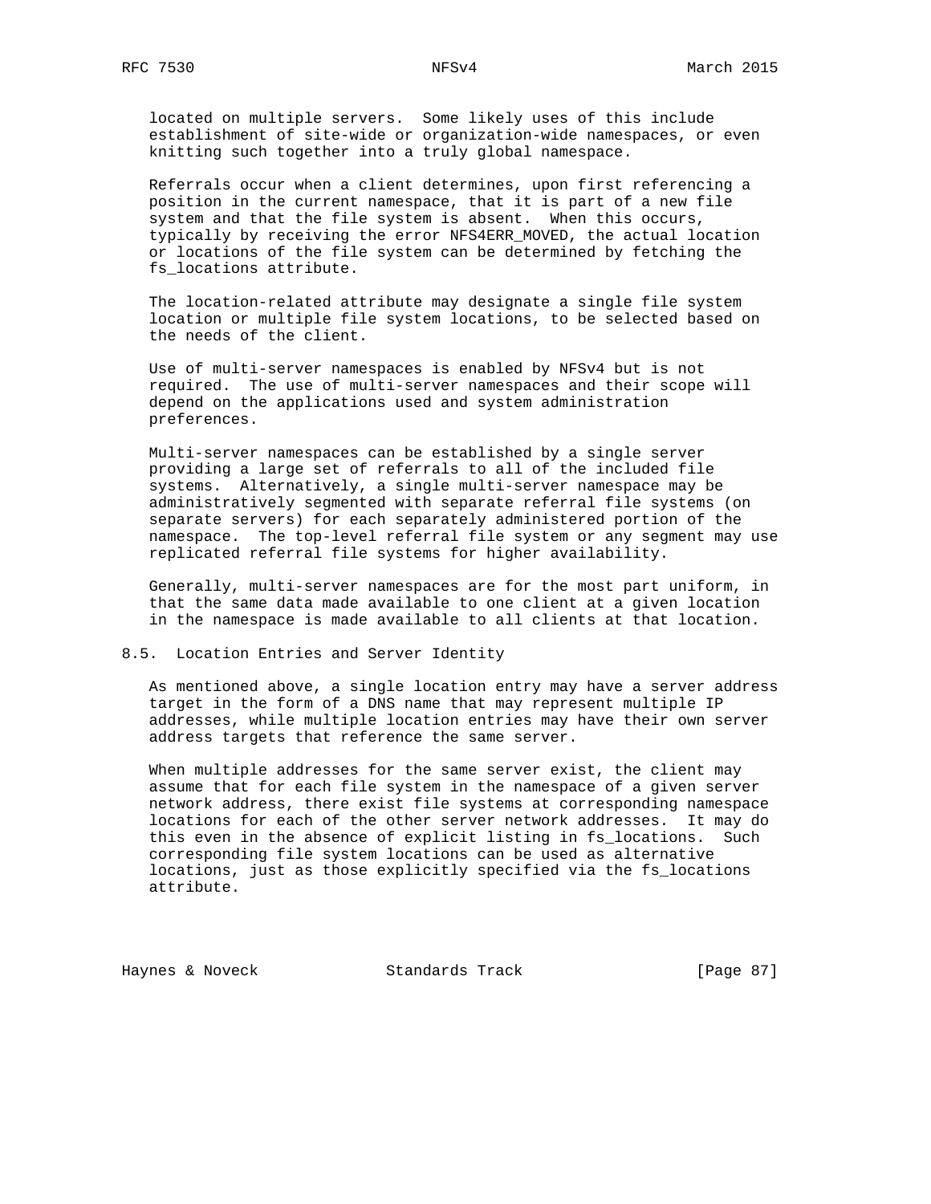located on multiple servers. Some likely uses of this include establishment of site-wide or organization-wide namespaces, or even knitting such together into a truly global namespace.

Referrals occur when a client determines, upon first referencing a position in the current namespace, that it is part of a new file system and that the file system is absent. When this occurs, typically by receiving the error NFS4ERR_MOVED, the actual location or locations of the file system can be determined by fetching the fs_locations attribute.

The location-related attribute may designate a single file system location or multiple file system locations, to be selected based on the needs of the client.

Use of multi-server namespaces is enabled by NFSv4 but is not required. The use of multi-server namespaces and their scope will depend on the applications used and system administration preferences.

Multi-server namespaces can be established by a single server providing a large set of referrals to all of the included file systems. Alternatively, a single multi-server namespace may be administratively segmented with separate referral file systems (on separate servers) for each separately administered portion of the namespace. The top-level referral file system or any segment may use replicated referral file systems for higher availability.

Generally, multi-server namespaces are for the most part uniform, in that the same data made available to one client at a given location in the namespace is made available to all clients at that location.

## 8.5. Location Entries and Server Identity

As mentioned above, a single location entry may have a server address target in the form of a DNS name that may represent multiple IP addresses, while multiple location entries may have their own server address targets that reference the same server.

When multiple addresses for the same server exist, the client may assume that for each file system in the namespace of a given server network address, there exist file systems at corresponding namespace locations for each of the other server network addresses. It may do this even in the absence of explicit listing in fs_locations. Such corresponding file system locations can be used as alternative locations, just as those explicitly specified via the fs_locations attribute.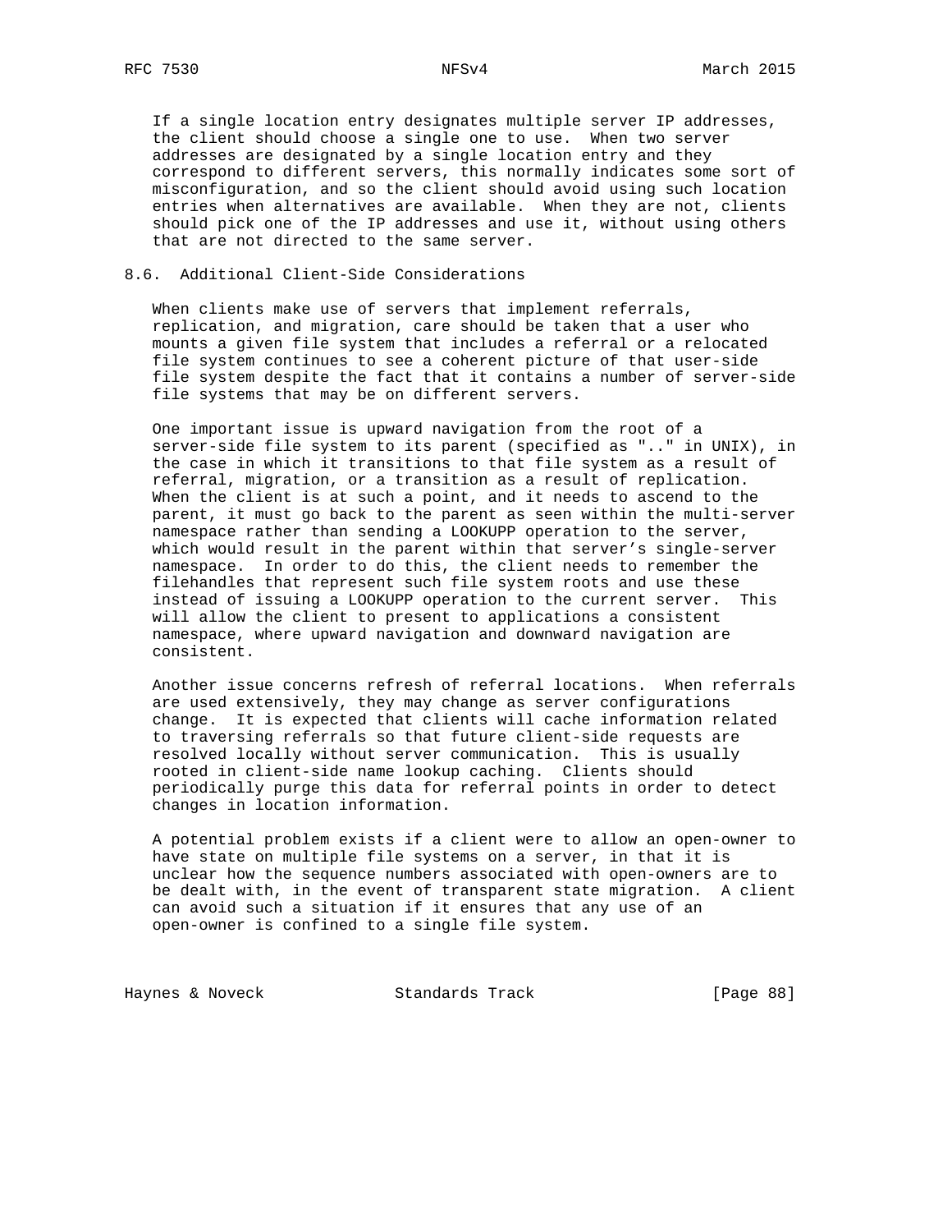If a single location entry designates multiple server IP addresses, the client should choose a single one to use. When two server addresses are designated by a single location entry and they correspond to different servers, this normally indicates some sort of misconfiguration, and so the client should avoid using such location entries when alternatives are available. When they are not, clients should pick one of the IP addresses and use it, without using others that are not directed to the same server.

### 8.6. Additional Client-Side Considerations

When clients make use of servers that implement referrals, replication, and migration, care should be taken that a user who mounts a given file system that includes a referral or a relocated file system continues to see a coherent picture of that user-side file system despite the fact that it contains a number of server-side file systems that may be on different servers.

One important issue is upward navigation from the root of a server-side file system to its parent (specified as ".." in UNIX), in the case in which it transitions to that file system as a result of referral, migration, or a transition as a result of replication. When the client is at such a point, and it needs to ascend to the parent, it must go back to the parent as seen within the multi-server namespace rather than sending a LOOKUPP operation to the server, which would result in the parent within that server's single-server namespace. In order to do this, the client needs to remember the filehandles that represent such file system roots and use these instead of issuing a LOOKUPP operation to the current server. This will allow the client to present to applications a consistent namespace, where upward navigation and downward navigation are consistent.

Another issue concerns refresh of referral locations. When referrals are used extensively, they may change as server configurations change. It is expected that clients will cache information related to traversing referrals so that future client-side requests are resolved locally without server communication. This is usually rooted in client-side name lookup caching. Clients should periodically purge this data for referral points in order to detect changes in location information.

A potential problem exists if a client were to allow an open-owner to have state on multiple file systems on a server, in that it is unclear how the sequence numbers associated with open-owners are to be dealt with, in the event of transparent state migration. A client can avoid such a situation if it ensures that any use of an open-owner is confined to a single file system.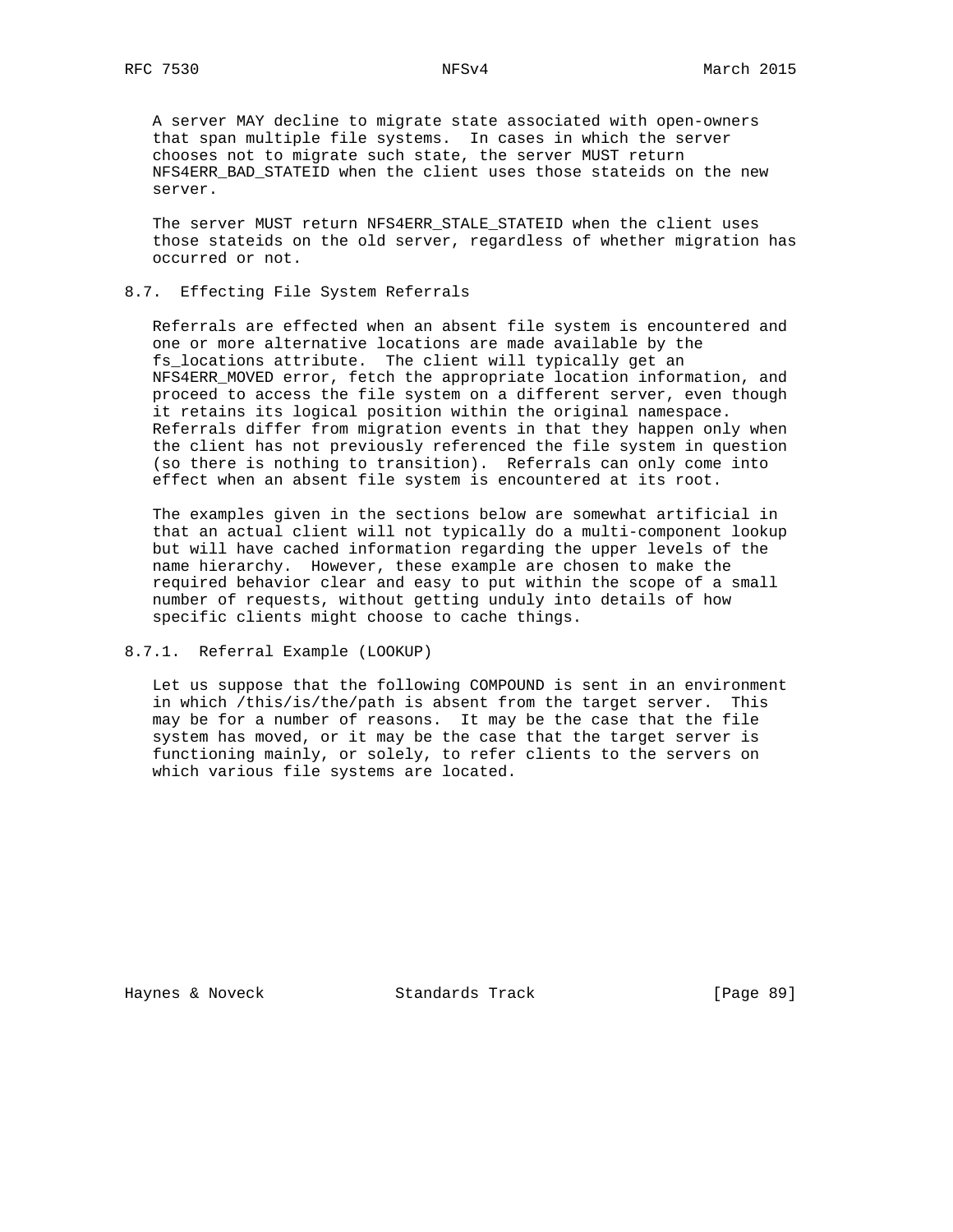A server MAY decline to migrate state associated with open-owners that span multiple file systems. In cases in which the server chooses not to migrate such state, the server MUST return NFS4ERR_BAD_STATEID when the client uses those stateids on the new server.

The server MUST return NFS4ERR_STALE_STATEID when the client uses those stateids on the old server, regardless of whether migration has occurred or not.

## 8.7. Effecting File System Referrals

Referrals are effected when an absent file system is encountered and one or more alternative locations are made available by the fs_locations attribute. The client will typically get an NFS4ERR_MOVED error, fetch the appropriate location information, and proceed to access the file system on a different server, even though it retains its logical position within the original namespace. Referrals differ from migration events in that they happen only when the client has not previously referenced the file system in question (so there is nothing to transition). Referrals can only come into effect when an absent file system is encountered at its root.

The examples given in the sections below are somewhat artificial in that an actual client will not typically do a multi-component lookup but will have cached information regarding the upper levels of the name hierarchy. However, these example are chosen to make the required behavior clear and easy to put within the scope of a small number of requests, without getting unduly into details of how specific clients might choose to cache things.

### 8.7.1. Referral Example (LOOKUP)

Let us suppose that the following COMPOUND is sent in an environment in which /this/is/the/path is absent from the target server. This may be for a number of reasons. It may be the case that the file system has moved, or it may be the case that the target server is functioning mainly, or solely, to refer clients to the servers on which various file systems are located.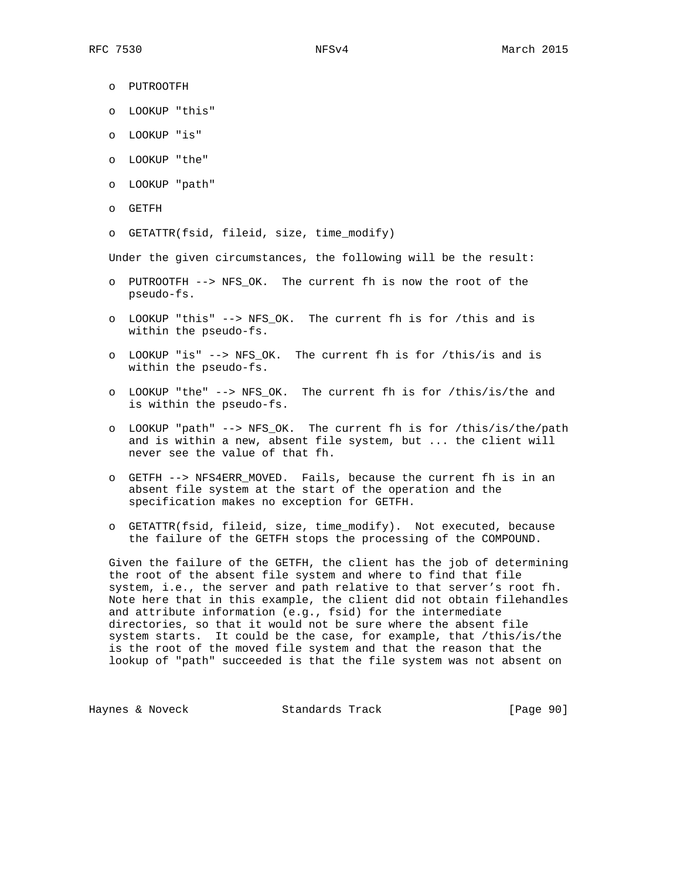- PUTROOTFH
- LOOKUP "this"
- LOOKUP "is"
- LOOKUP "the"
- LOOKUP "path"
- GETFH
- GETATTR(fsid, fileid, size, time_modify)

Under the given circumstances, the following will be the result:

- PUTROOTFH --> NFS_OK. The current fh is now the root of the pseudo-fs.
- LOOKUP "this" --> NFS_OK. The current fh is for /this and is within the pseudo-fs.
- LOOKUP "is" --> NFS_OK. The current fh is for /this/is and is within the pseudo-fs.
- LOOKUP "the" --> NFS_OK. The current fh is for /this/is/the and is within the pseudo-fs.
- LOOKUP "path" --> NFS_OK. The current fh is for /this/is/the/path and is within a new, absent file system, but ... the client will never see the value of that fh.
- GETFH --> NFS4ERR_MOVED. Fails, because the current fh is in an absent file system at the start of the operation and the specification makes no exception for GETFH.
- GETATTR(fsid, fileid, size, time_modify). Not executed, because the failure of the GETFH stops the processing of the COMPOUND.

Given the failure of the GETFH, the client has the job of determining the root of the absent file system and where to find that file system, i.e., the server and path relative to that server's root fh. Note here that in this example, the client did not obtain filehandles and attribute information (e.g., fsid) for the intermediate directories, so that it would not be sure where the absent file system starts. It could be the case, for example, that /this/is/the is the root of the moved file system and that the reason that the lookup of "path" succeeded is that the file system was not absent on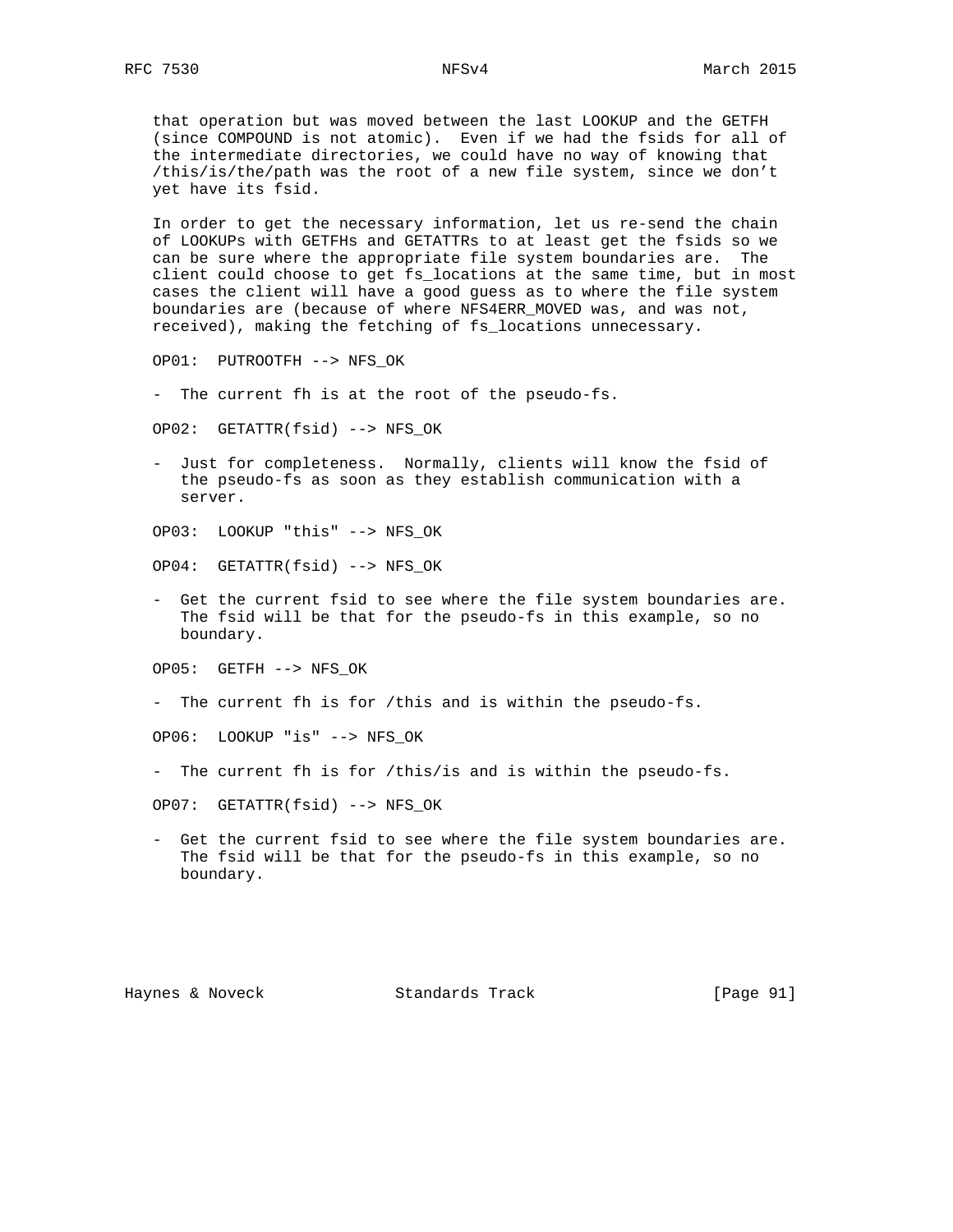that operation but was moved between the last LOOKUP and the GETFH (since COMPOUND is not atomic). Even if we had the fsids for all of the intermediate directories, we could have no way of knowing that /this/is/the/path was the root of a new file system, since we don't yet have its fsid.

In order to get the necessary information, let us re-send the chain of LOOKUPs with GETFHs and GETATTRs to at least get the fsids so we can be sure where the appropriate file system boundaries are. The client could choose to get fs_locations at the same time, but in most cases the client will have a good guess as to where the file system boundaries are (because of where NFS4ERR_MOVED was, and was not, received), making the fetching of fs_locations unnecessary.

OP01: PUTROOTFH --> NFS_OK

- The current fh is at the root of the pseudo-fs.

OP02: GETATTR(fsid) --> NFS_OK

- Just for completeness. Normally, clients will know the fsid of the pseudo-fs as soon as they establish communication with a server.

OP03: LOOKUP "this" --> NFS_OK

OP04: GETATTR(fsid) --> NFS_OK

- Get the current fsid to see where the file system boundaries are. The fsid will be that for the pseudo-fs in this example, so no boundary.

OP05: GETFH --> NFS_OK

- The current fh is for /this and is within the pseudo-fs.

OP06: LOOKUP "is" --> NFS_OK

- The current fh is for /this/is and is within the pseudo-fs.

OP07: GETATTR(fsid) --> NFS_OK

- Get the current fsid to see where the file system boundaries are. The fsid will be that for the pseudo-fs in this example, so no boundary.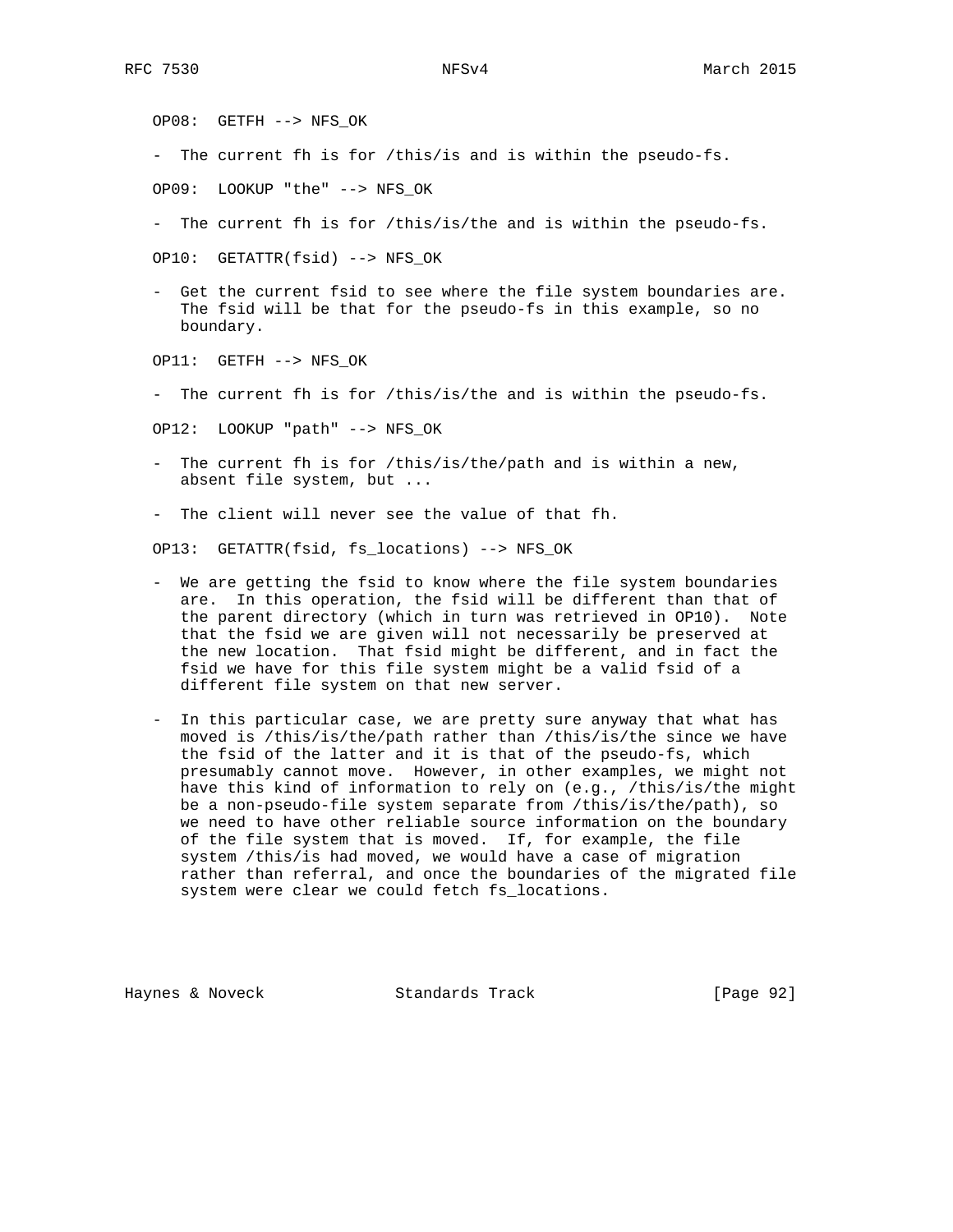OP08: GETFH --> NFS_OK

- The current fh is for /this/is and is within the pseudo-fs.

OP09: LOOKUP "the" --> NFS_OK

- The current fh is for /this/is/the and is within the pseudo-fs.

OP10: GETATTR(fsid) --> NFS_OK

- Get the current fsid to see where the file system boundaries are. The fsid will be that for the pseudo-fs in this example, so no boundary.

OP11: GETFH --> NFS_OK

- The current fh is for /this/is/the and is within the pseudo-fs.

OP12: LOOKUP "path" --> NFS_OK

- The current fh is for /this/is/the/path and is within a new, absent file system, but ...

- The client will never see the value of that fh.

OP13: GETATTR(fsid, fs_locations) --> NFS_OK

- We are getting the fsid to know where the file system boundaries are. In this operation, the fsid will be different than that of the parent directory (which in turn was retrieved in OP10). Note that the fsid we are given will not necessarily be preserved at the new location. That fsid might be different, and in fact the fsid we have for this file system might be a valid fsid of a different file system on that new server.

- In this particular case, we are pretty sure anyway that what has moved is /this/is/the/path rather than /this/is/the since we have the fsid of the latter and it is that of the pseudo-fs, which presumably cannot move. However, in other examples, we might not have this kind of information to rely on (e.g., /this/is/the might be a non-pseudo-file system separate from /this/is/the/path), so we need to have other reliable source information on the boundary of the file system that is moved. If, for example, the file system /this/is had moved, we would have a case of migration rather than referral, and once the boundaries of the migrated file system were clear we could fetch fs_locations.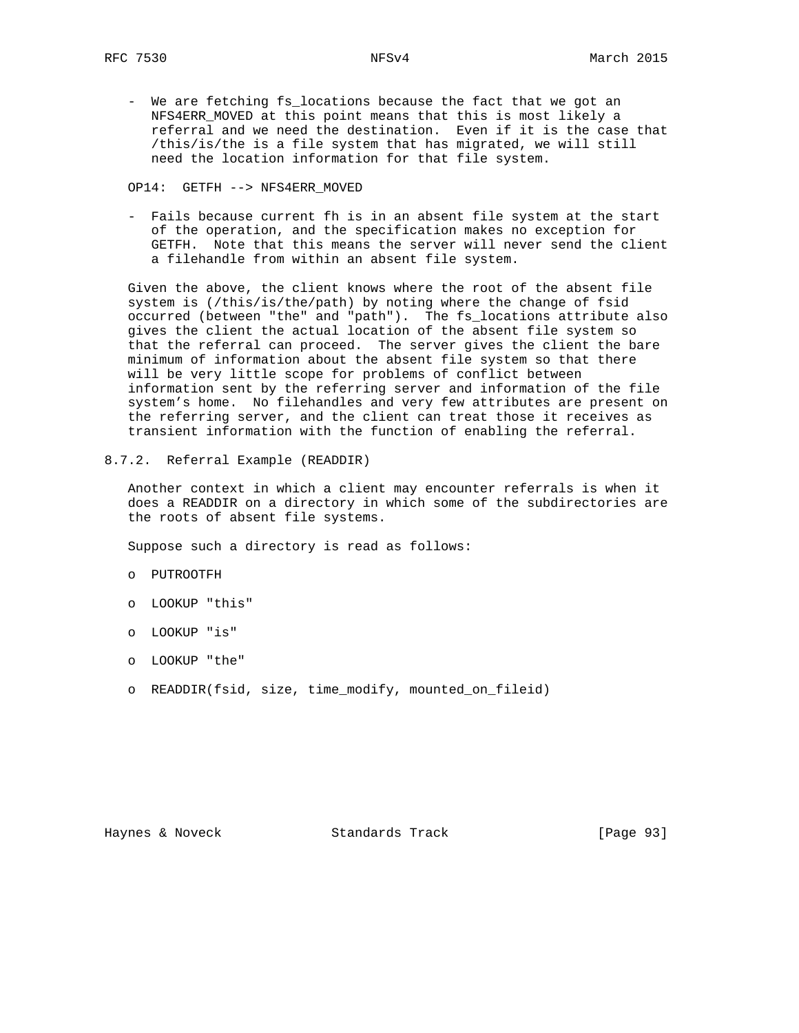- We are fetching fs_locations because the fact that we got an NFS4ERR_MOVED at this point means that this is most likely a referral and we need the destination. Even if it is the case that /this/is/the is a file system that has migrated, we will still need the location information for that file system.

OP14: GETFH --> NFS4ERR_MOVED

- Fails because current fh is in an absent file system at the start of the operation, and the specification makes no exception for GETFH. Note that this means the server will never send the client a filehandle from within an absent file system.

Given the above, the client knows where the root of the absent file system is (/this/is/the/path) by noting where the change of fsid occurred (between "the" and "path"). The fs_locations attribute also gives the client the actual location of the absent file system so that the referral can proceed. The server gives the client the bare minimum of information about the absent file system so that there will be very little scope for problems of conflict between information sent by the referring server and information of the file system's home. No filehandles and very few attributes are present on the referring server, and the client can treat those it receives as transient information with the function of enabling the referral.

### 8.7.2. Referral Example (READDIR)

Another context in which a client may encounter referrals is when it does a READDIR on a directory in which some of the subdirectories are the roots of absent file systems.

Suppose such a directory is read as follows:

- PUTROOTFH
- LOOKUP "this"
- LOOKUP "is"
- LOOKUP "the"
- READDIR(fsid, size, time_modify, mounted_on_fileid)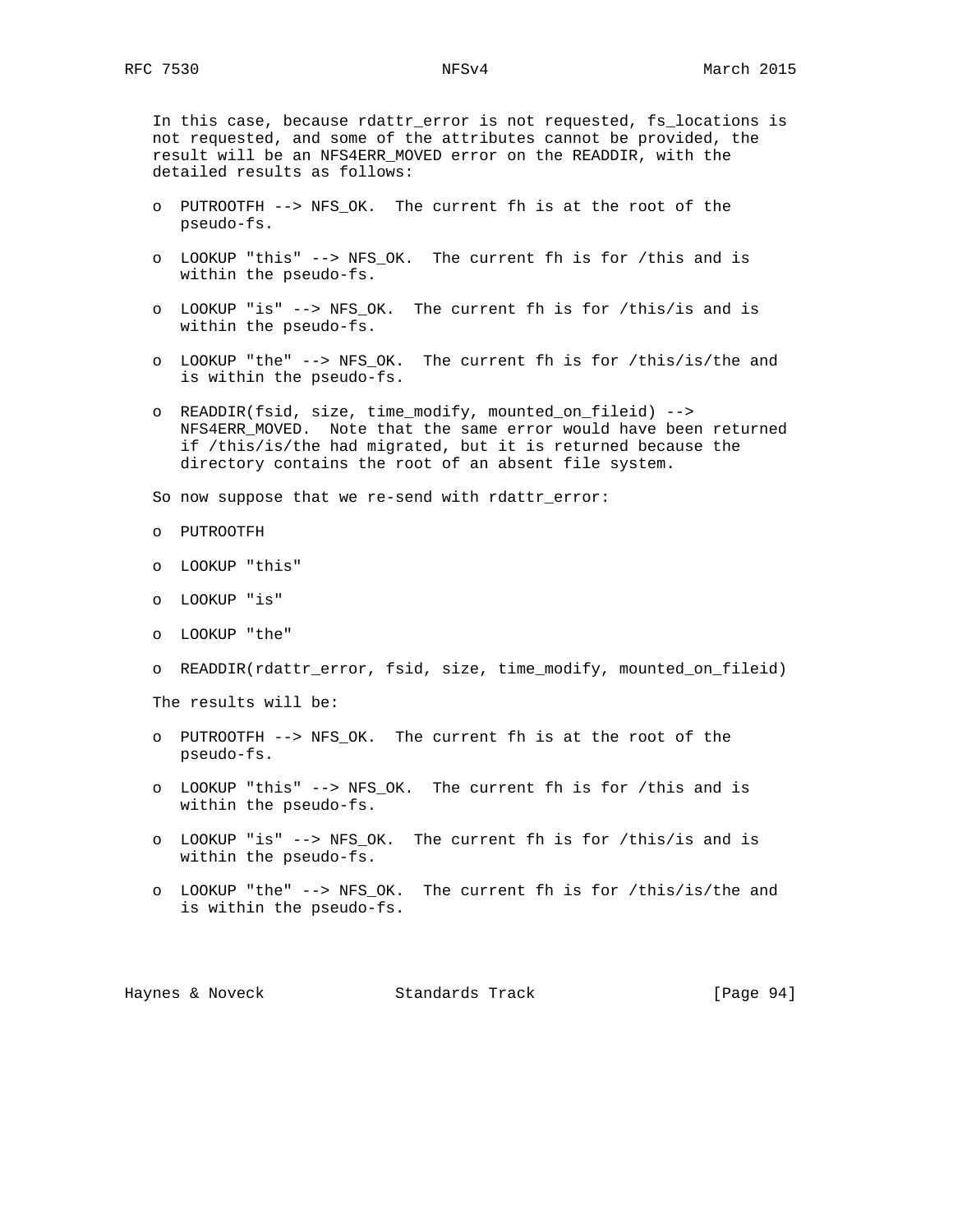In this case, because rdattr_error is not requested, fs_locations is not requested, and some of the attributes cannot be provided, the result will be an NFS4ERR_MOVED error on the READDIR, with the detailed results as follows:

- PUTROOTFH --> NFS_OK. The current fh is at the root of the pseudo-fs.

- LOOKUP "this" --> NFS_OK. The current fh is for /this and is within the pseudo-fs.

- LOOKUP "is" --> NFS_OK. The current fh is for /this/is and is within the pseudo-fs.

- LOOKUP "the" --> NFS_OK. The current fh is for /this/is/the and is within the pseudo-fs.

- READDIR(fsid, size, time_modify, mounted_on_fileid) --> NFS4ERR_MOVED. Note that the same error would have been returned if /this/is/the had migrated, but it is returned because the directory contains the root of an absent file system.

So now suppose that we re-send with rdattr_error:

- PUTROOTFH

- LOOKUP "this"

- LOOKUP "is"

- LOOKUP "the"

- READDIR(rdattr_error, fsid, size, time_modify, mounted_on_fileid)

The results will be:

- PUTROOTFH --> NFS_OK. The current fh is at the root of the pseudo-fs.

- LOOKUP "this" --> NFS_OK. The current fh is for /this and is within the pseudo-fs.

- LOOKUP "is" --> NFS_OK. The current fh is for /this/is and is within the pseudo-fs.

- LOOKUP "the" --> NFS_OK. The current fh is for /this/is/the and is within the pseudo-fs.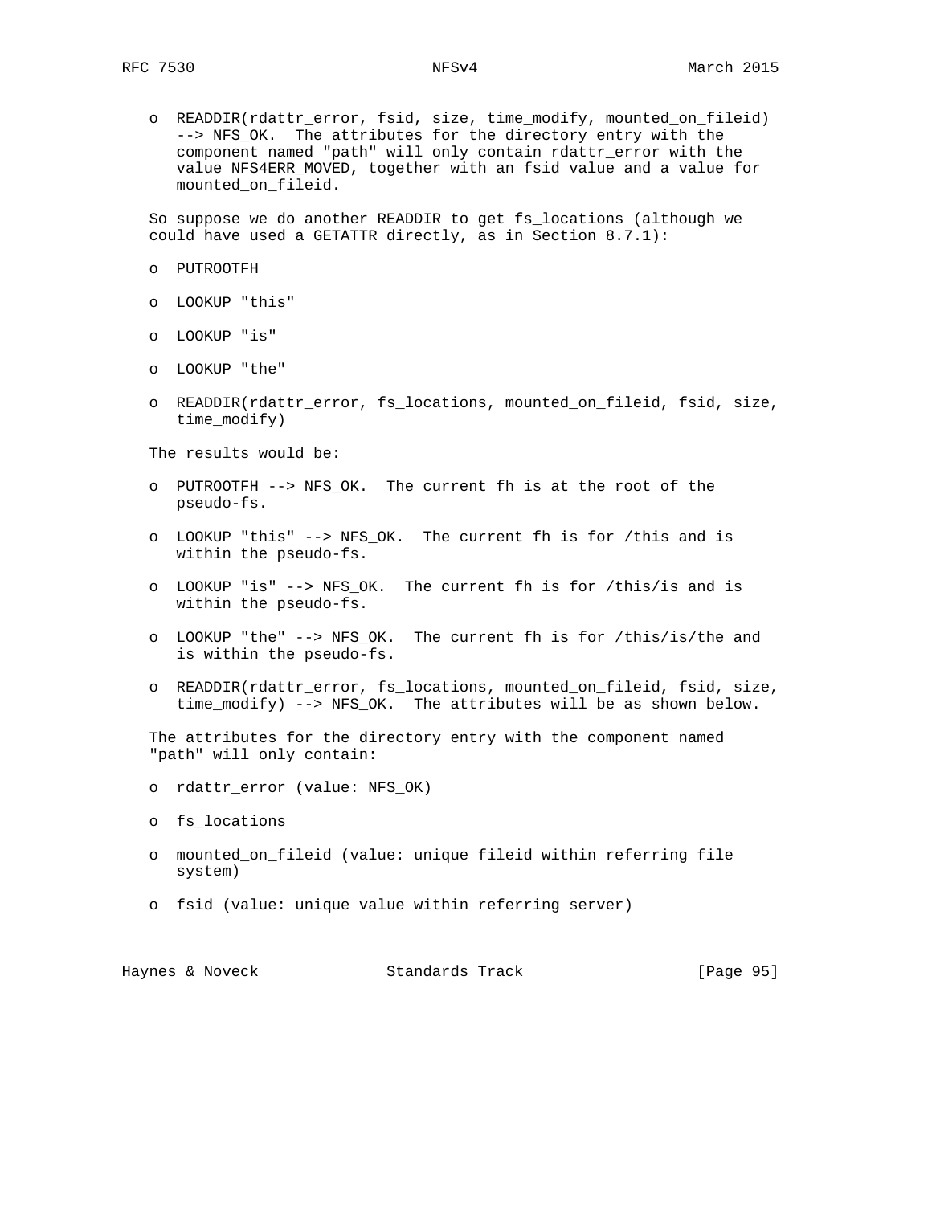- READDIR(rdattr_error, fsid, size, time_modify, mounted_on_fileid) --> NFS_OK. The attributes for the directory entry with the component named "path" will only contain rdattr_error with the value NFS4ERR_MOVED, together with an fsid value and a value for mounted_on_fileid.

So suppose we do another READDIR to get fs_locations (although we could have used a GETATTR directly, as in Section 8.7.1):

- PUTROOTFH
- LOOKUP "this"
- LOOKUP "is"
- LOOKUP "the"
- READDIR(rdattr_error, fs_locations, mounted_on_fileid, fsid, size, time_modify)

The results would be:

- PUTROOTFH --> NFS_OK. The current fh is at the root of the pseudo-fs.
- LOOKUP "this" --> NFS_OK. The current fh is for /this and is within the pseudo-fs.
- LOOKUP "is" --> NFS_OK. The current fh is for /this/is and is within the pseudo-fs.
- LOOKUP "the" --> NFS_OK. The current fh is for /this/is/the and is within the pseudo-fs.
- READDIR(rdattr_error, fs_locations, mounted_on_fileid, fsid, size, time_modify) --> NFS_OK. The attributes will be as shown below.

The attributes for the directory entry with the component named "path" will only contain:

- rdattr_error (value: NFS_OK)
- fs_locations
- mounted_on_fileid (value: unique fileid within referring file system)
- fsid (value: unique value within referring server)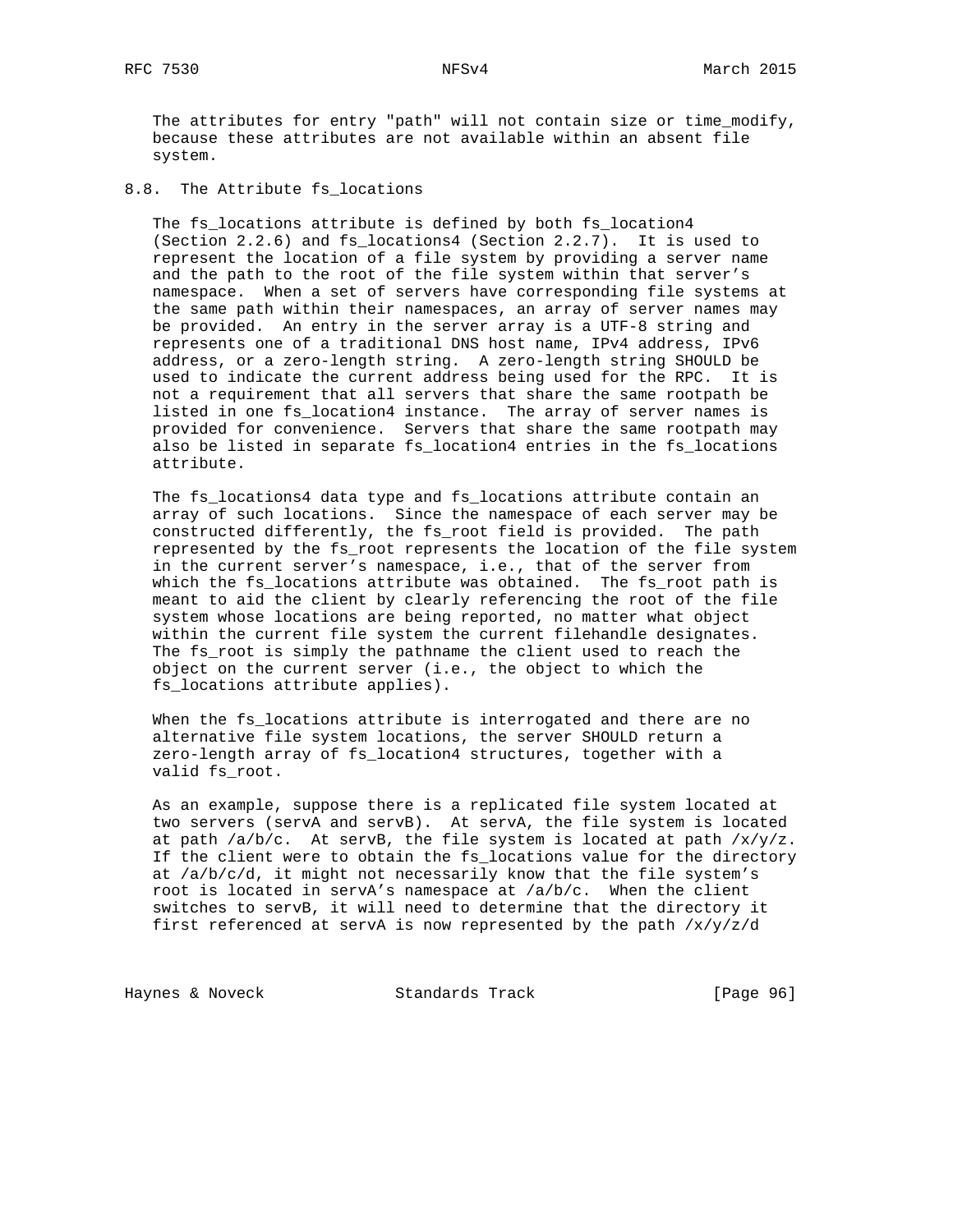The attributes for entry "path" will not contain size or time_modify, because these attributes are not available within an absent file system.

## 8.8. The Attribute fs_locations

The fs_locations attribute is defined by both fs_location4 (Section 2.2.6) and fs_locations4 (Section 2.2.7). It is used to represent the location of a file system by providing a server name and the path to the root of the file system within that server's namespace. When a set of servers have corresponding file systems at the same path within their namespaces, an array of server names may be provided. An entry in the server array is a UTF-8 string and represents one of a traditional DNS host name, IPv4 address, IPv6 address, or a zero-length string. A zero-length string SHOULD be used to indicate the current address being used for the RPC. It is not a requirement that all servers that share the same rootpath be listed in one fs_location4 instance. The array of server names is provided for convenience. Servers that share the same rootpath may also be listed in separate fs_location4 entries in the fs_locations attribute.

The fs_locations4 data type and fs_locations attribute contain an array of such locations. Since the namespace of each server may be constructed differently, the fs_root field is provided. The path represented by the fs_root represents the location of the file system in the current server's namespace, i.e., that of the server from which the fs_locations attribute was obtained. The fs_root path is meant to aid the client by clearly referencing the root of the file system whose locations are being reported, no matter what object within the current file system the current filehandle designates. The fs_root is simply the pathname the client used to reach the object on the current server (i.e., the object to which the fs_locations attribute applies).

When the fs_locations attribute is interrogated and there are no alternative file system locations, the server SHOULD return a zero-length array of fs_location4 structures, together with a valid fs_root.

As an example, suppose there is a replicated file system located at two servers (servA and servB). At servA, the file system is located at path /a/b/c. At servB, the file system is located at path /x/y/z. If the client were to obtain the fs_locations value for the directory at /a/b/c/d, it might not necessarily know that the file system's root is located in servA's namespace at /a/b/c. When the client switches to servB, it will need to determine that the directory it first referenced at servA is now represented by the path /x/y/z/d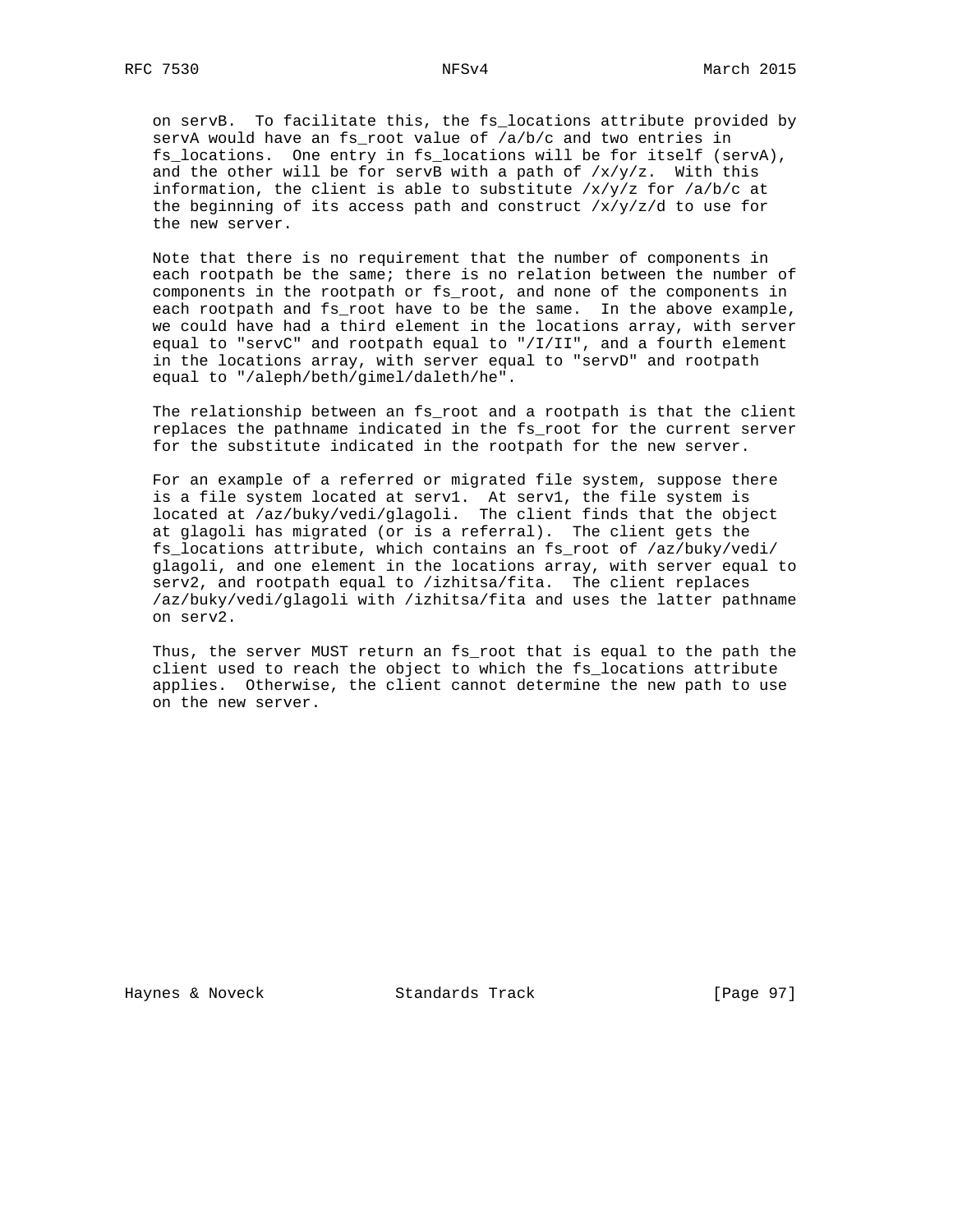on servB. To facilitate this, the fs_locations attribute provided by servA would have an fs_root value of /a/b/c and two entries in fs_locations. One entry in fs_locations will be for itself (servA), and the other will be for servB with a path of /x/y/z. With this information, the client is able to substitute /x/y/z for /a/b/c at the beginning of its access path and construct /x/y/z/d to use for the new server.

Note that there is no requirement that the number of components in each rootpath be the same; there is no relation between the number of components in the rootpath or fs_root, and none of the components in each rootpath and fs_root have to be the same. In the above example, we could have had a third element in the locations array, with server equal to "servC" and rootpath equal to "/I/II", and a fourth element in the locations array, with server equal to "servD" and rootpath equal to "/aleph/beth/gimel/daleth/he".

The relationship between an fs_root and a rootpath is that the client replaces the pathname indicated in the fs_root for the current server for the substitute indicated in the rootpath for the new server.

For an example of a referred or migrated file system, suppose there is a file system located at serv1. At serv1, the file system is located at /az/buky/vedi/glagoli. The client finds that the object at glagoli has migrated (or is a referral). The client gets the fs_locations attribute, which contains an fs_root of /az/buky/vedi/glagoli, and one element in the locations array, with server equal to serv2, and rootpath equal to /izhitsa/fita. The client replaces /az/buky/vedi/glagoli with /izhitsa/fita and uses the latter pathname on serv2.

Thus, the server MUST return an fs_root that is equal to the path the client used to reach the object to which the fs_locations attribute applies. Otherwise, the client cannot determine the new path to use on the new server.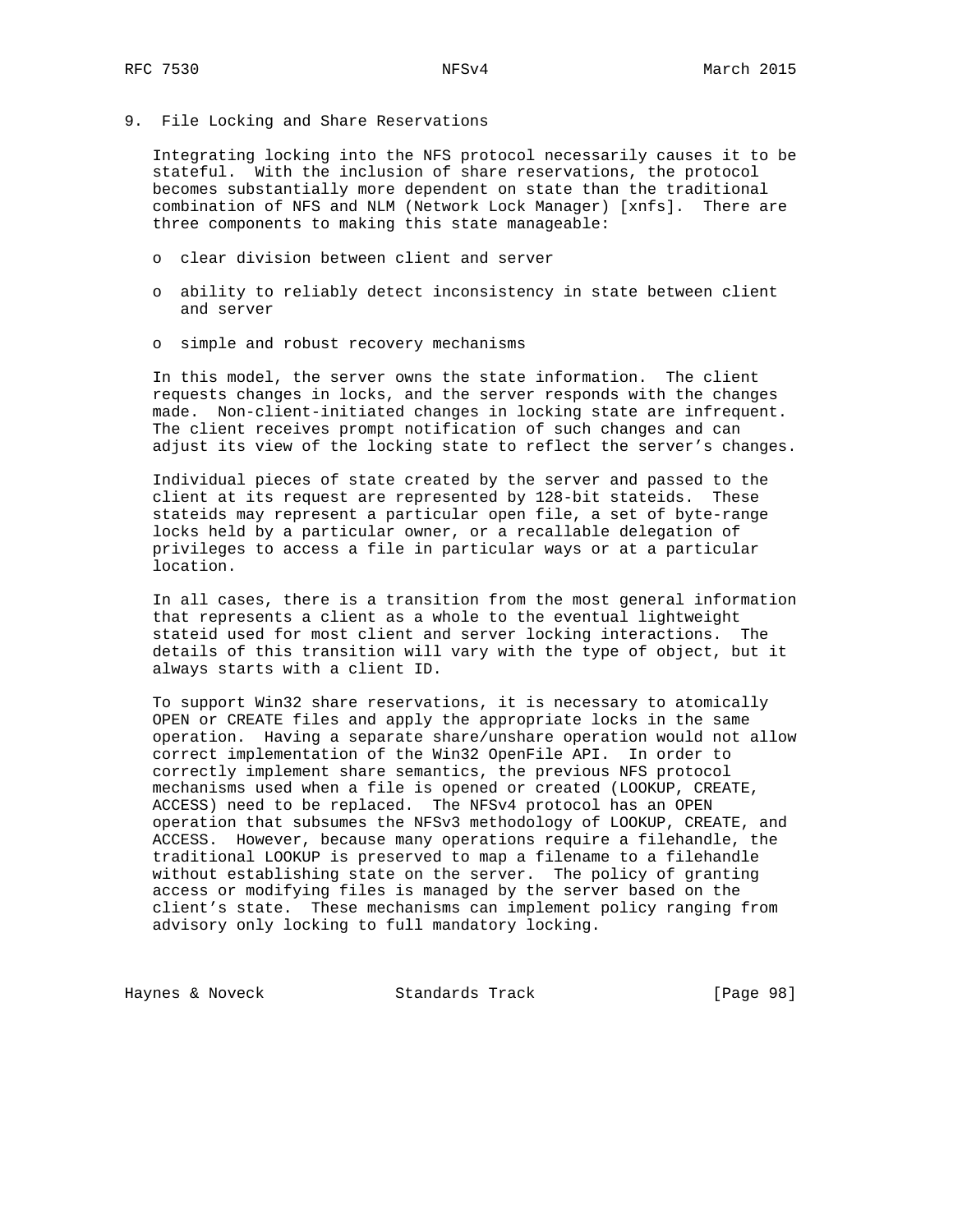# 9. File Locking and Share Reservations

Integrating locking into the NFS protocol necessarily causes it to be stateful. With the inclusion of share reservations, the protocol becomes substantially more dependent on state than the traditional combination of NFS and NLM (Network Lock Manager) [xnfs]. There are three components to making this state manageable:

- clear division between client and server
- ability to reliably detect inconsistency in state between client and server
- simple and robust recovery mechanisms

In this model, the server owns the state information. The client requests changes in locks, and the server responds with the changes made. Non-client-initiated changes in locking state are infrequent. The client receives prompt notification of such changes and can adjust its view of the locking state to reflect the server's changes.

Individual pieces of state created by the server and passed to the client at its request are represented by 128-bit stateids. These stateids may represent a particular open file, a set of byte-range locks held by a particular owner, or a recallable delegation of privileges to access a file in particular ways or at a particular location.

In all cases, there is a transition from the most general information that represents a client as a whole to the eventual lightweight stateid used for most client and server locking interactions. The details of this transition will vary with the type of object, but it always starts with a client ID.

To support Win32 share reservations, it is necessary to atomically OPEN or CREATE files and apply the appropriate locks in the same operation. Having a separate share/unshare operation would not allow correct implementation of the Win32 OpenFile API. In order to correctly implement share semantics, the previous NFS protocol mechanisms used when a file is opened or created (LOOKUP, CREATE, ACCESS) need to be replaced. The NFSv4 protocol has an OPEN operation that subsumes the NFSv3 methodology of LOOKUP, CREATE, and ACCESS. However, because many operations require a filehandle, the traditional LOOKUP is preserved to map a filename to a filehandle without establishing state on the server. The policy of granting access or modifying files is managed by the server based on the client's state. These mechanisms can implement policy ranging from advisory only locking to full mandatory locking.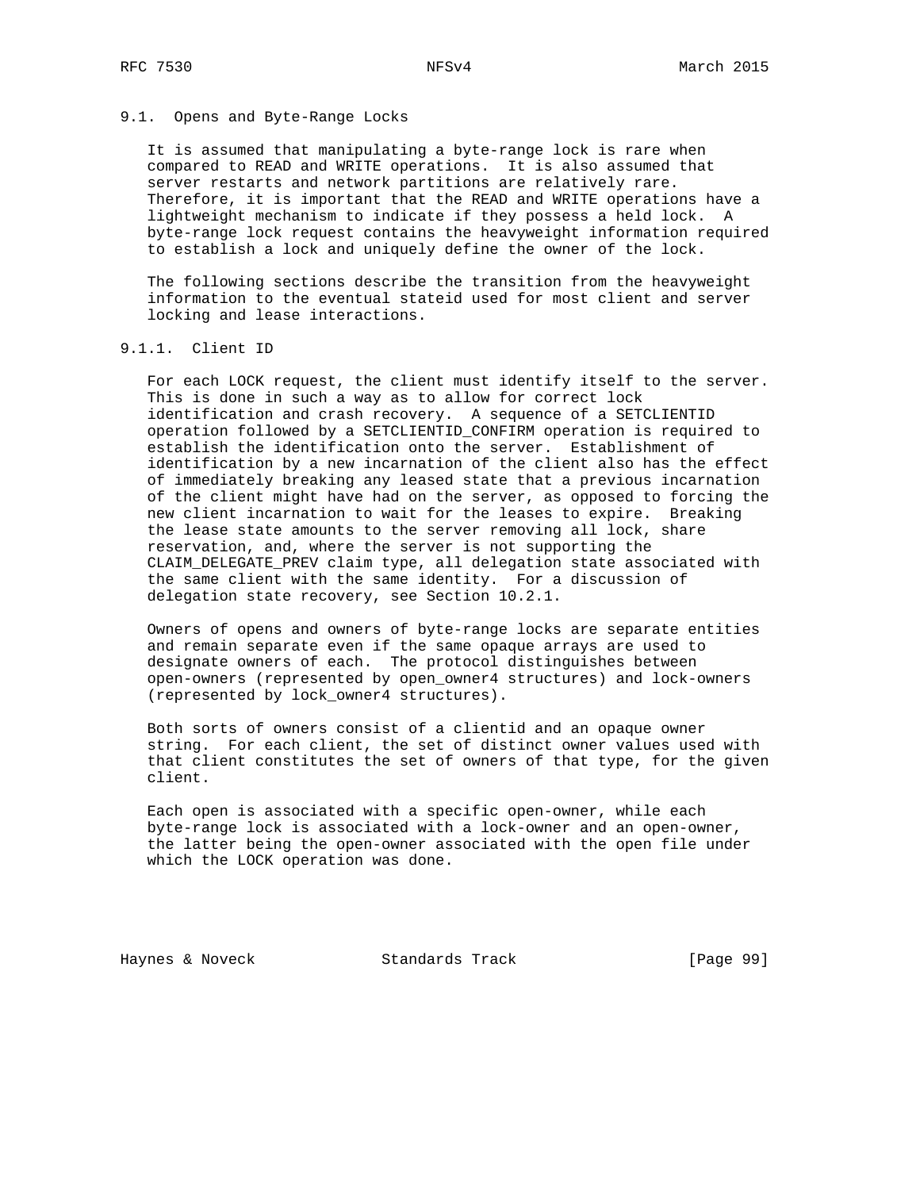## 9.1. Opens and Byte-Range Locks

It is assumed that manipulating a byte-range lock is rare when compared to READ and WRITE operations. It is also assumed that server restarts and network partitions are relatively rare. Therefore, it is important that the READ and WRITE operations have a lightweight mechanism to indicate if they possess a held lock. A byte-range lock request contains the heavyweight information required to establish a lock and uniquely define the owner of the lock.

The following sections describe the transition from the heavyweight information to the eventual stateid used for most client and server locking and lease interactions.

### 9.1.1. Client ID

For each LOCK request, the client must identify itself to the server. This is done in such a way as to allow for correct lock identification and crash recovery. A sequence of a SETCLIENTID operation followed by a SETCLIENTID_CONFIRM operation is required to establish the identification onto the server. Establishment of identification by a new incarnation of the client also has the effect of immediately breaking any leased state that a previous incarnation of the client might have had on the server, as opposed to forcing the new client incarnation to wait for the leases to expire. Breaking the lease state amounts to the server removing all lock, share reservation, and, where the server is not supporting the CLAIM_DELEGATE_PREV claim type, all delegation state associated with the same client with the same identity. For a discussion of delegation state recovery, see Section 10.2.1.

Owners of opens and owners of byte-range locks are separate entities and remain separate even if the same opaque arrays are used to designate owners of each. The protocol distinguishes between open-owners (represented by open_owner4 structures) and lock-owners (represented by lock_owner4 structures).

Both sorts of owners consist of a clientid and an opaque owner string. For each client, the set of distinct owner values used with that client constitutes the set of owners of that type, for the given client.

Each open is associated with a specific open-owner, while each byte-range lock is associated with a lock-owner and an open-owner, the latter being the open-owner associated with the open file under which the LOCK operation was done.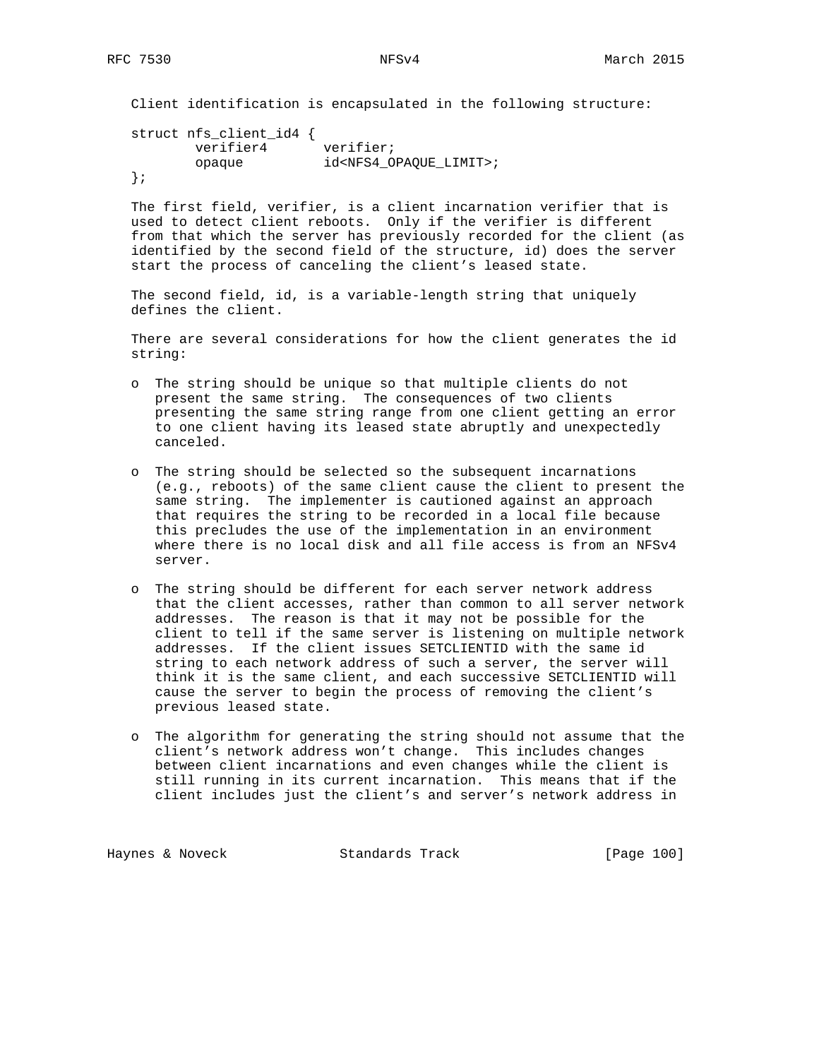Client identification is encapsulated in the following structure:

```
struct nfs_client_id4 {
        verifier4       verifier;
        opaque          id<NFS4_OPAQUE_LIMIT>;
};
```

The first field, verifier, is a client incarnation verifier that is used to detect client reboots. Only if the verifier is different from that which the server has previously recorded for the client (as identified by the second field of the structure, id) does the server start the process of canceling the client's leased state.

The second field, id, is a variable-length string that uniquely defines the client.

There are several considerations for how the client generates the id string:

- The string should be unique so that multiple clients do not present the same string. The consequences of two clients presenting the same string range from one client getting an error to one client having its leased state abruptly and unexpectedly canceled.

- The string should be selected so the subsequent incarnations (e.g., reboots) of the same client cause the client to present the same string. The implementer is cautioned against an approach that requires the string to be recorded in a local file because this precludes the use of the implementation in an environment where there is no local disk and all file access is from an NFSv4 server.

- The string should be different for each server network address that the client accesses, rather than common to all server network addresses. The reason is that it may not be possible for the client to tell if the same server is listening on multiple network addresses. If the client issues SETCLIENTID with the same id string to each network address of such a server, the server will think it is the same client, and each successive SETCLIENTID will cause the server to begin the process of removing the client's previous leased state.

- The algorithm for generating the string should not assume that the client's network address won't change. This includes changes between client incarnations and even changes while the client is still running in its current incarnation. This means that if the client includes just the client's and server's network address in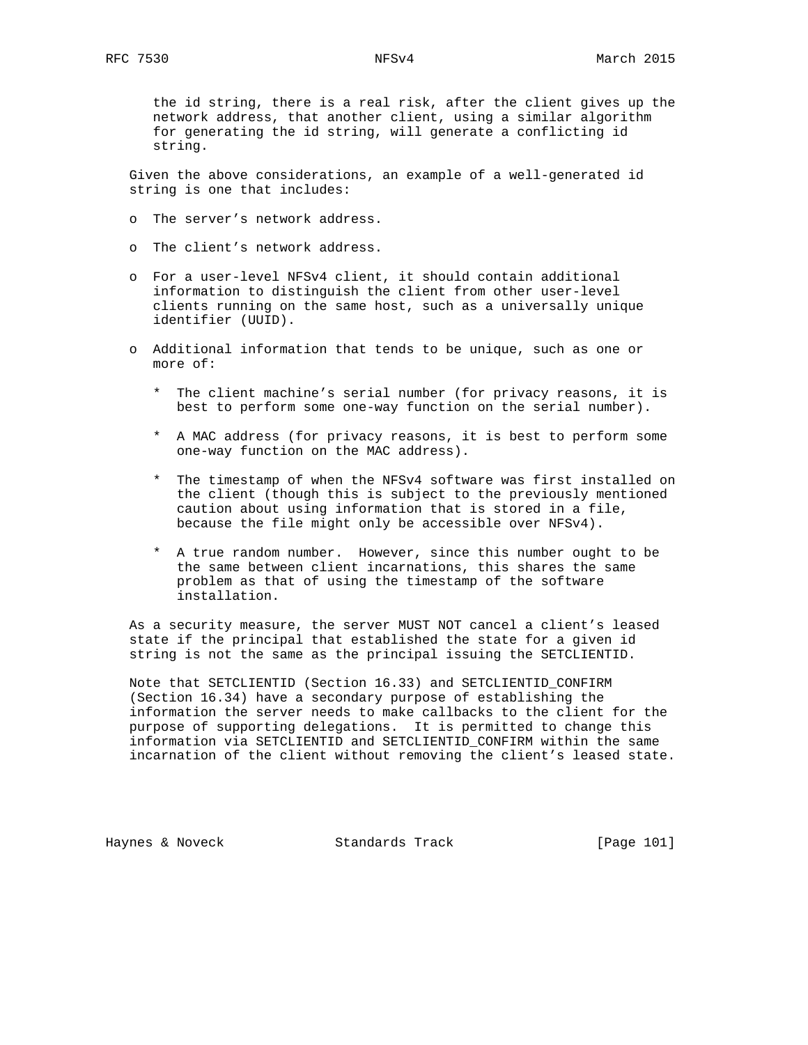the id string, there is a real risk, after the client gives up the network address, that another client, using a similar algorithm for generating the id string, will generate a conflicting id string.

Given the above considerations, an example of a well-generated id string is one that includes:

- The server's network address.
- The client's network address.
- For a user-level NFSv4 client, it should contain additional information to distinguish the client from other user-level clients running on the same host, such as a universally unique identifier (UUID).
- Additional information that tends to be unique, such as one or more of:
  - The client machine's serial number (for privacy reasons, it is best to perform some one-way function on the serial number).
  - A MAC address (for privacy reasons, it is best to perform some one-way function on the MAC address).
  - The timestamp of when the NFSv4 software was first installed on the client (though this is subject to the previously mentioned caution about using information that is stored in a file, because the file might only be accessible over NFSv4).
  - A true random number. However, since this number ought to be the same between client incarnations, this shares the same problem as that of using the timestamp of the software installation.

As a security measure, the server MUST NOT cancel a client's leased state if the principal that established the state for a given id string is not the same as the principal issuing the SETCLIENTID.

Note that SETCLIENTID (Section 16.33) and SETCLIENTID_CONFIRM (Section 16.34) have a secondary purpose of establishing the information the server needs to make callbacks to the client for the purpose of supporting delegations. It is permitted to change this information via SETCLIENTID and SETCLIENTID_CONFIRM within the same incarnation of the client without removing the client's leased state.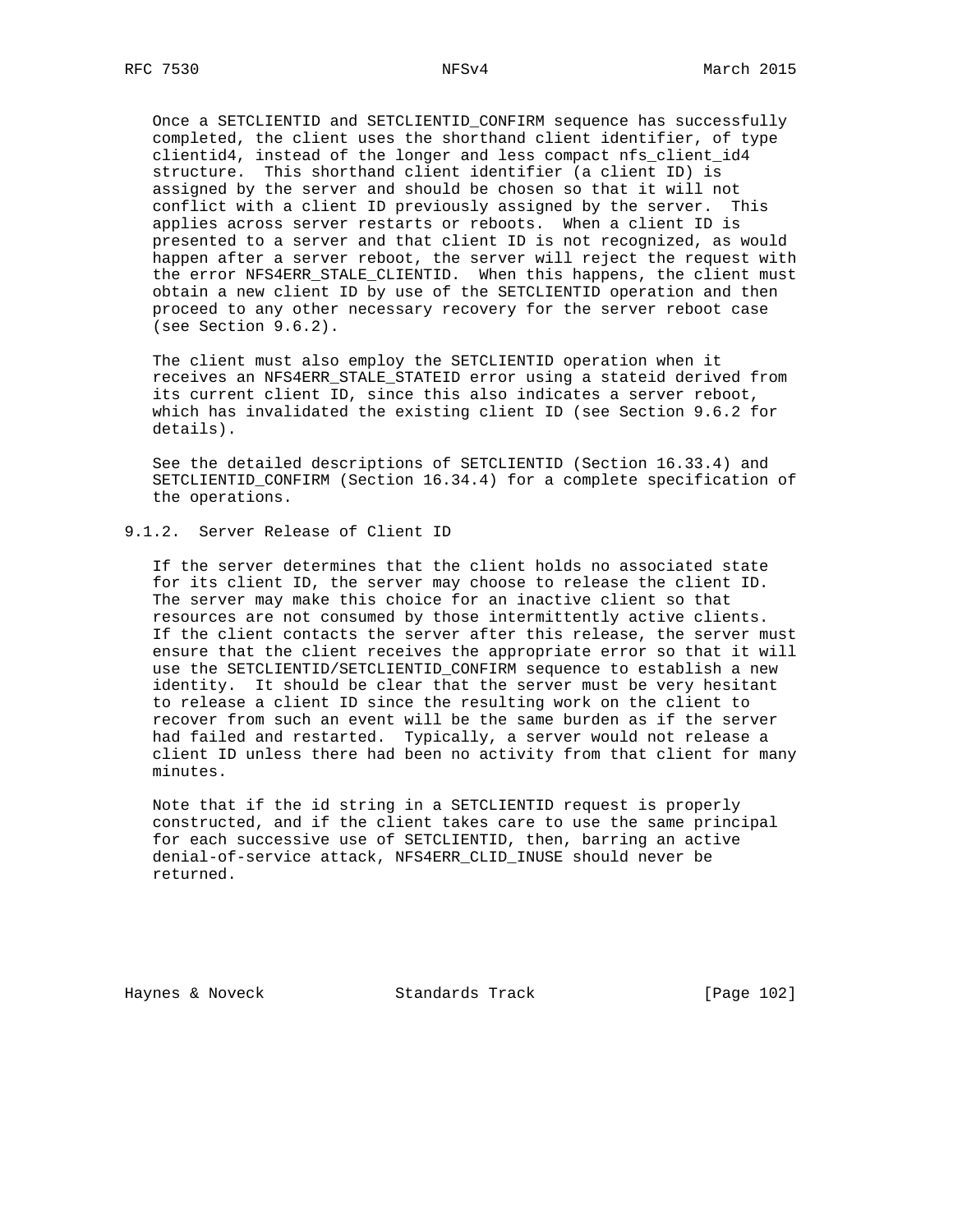Once a SETCLIENTID and SETCLIENTID_CONFIRM sequence has successfully completed, the client uses the shorthand client identifier, of type clientid4, instead of the longer and less compact nfs_client_id4 structure. This shorthand client identifier (a client ID) is assigned by the server and should be chosen so that it will not conflict with a client ID previously assigned by the server. This applies across server restarts or reboots. When a client ID is presented to a server and that client ID is not recognized, as would happen after a server reboot, the server will reject the request with the error NFS4ERR_STALE_CLIENTID. When this happens, the client must obtain a new client ID by use of the SETCLIENTID operation and then proceed to any other necessary recovery for the server reboot case (see Section 9.6.2).

The client must also employ the SETCLIENTID operation when it receives an NFS4ERR_STALE_STATEID error using a stateid derived from its current client ID, since this also indicates a server reboot, which has invalidated the existing client ID (see Section 9.6.2 for details).

See the detailed descriptions of SETCLIENTID (Section 16.33.4) and SETCLIENTID_CONFIRM (Section 16.34.4) for a complete specification of the operations.

### 9.1.2. Server Release of Client ID

If the server determines that the client holds no associated state for its client ID, the server may choose to release the client ID. The server may make this choice for an inactive client so that resources are not consumed by those intermittently active clients. If the client contacts the server after this release, the server must ensure that the client receives the appropriate error so that it will use the SETCLIENTID/SETCLIENTID_CONFIRM sequence to establish a new identity. It should be clear that the server must be very hesitant to release a client ID since the resulting work on the client to recover from such an event will be the same burden as if the server had failed and restarted. Typically, a server would not release a client ID unless there had been no activity from that client for many minutes.

Note that if the id string in a SETCLIENTID request is properly constructed, and if the client takes care to use the same principal for each successive use of SETCLIENTID, then, barring an active denial-of-service attack, NFS4ERR_CLID_INUSE should never be returned.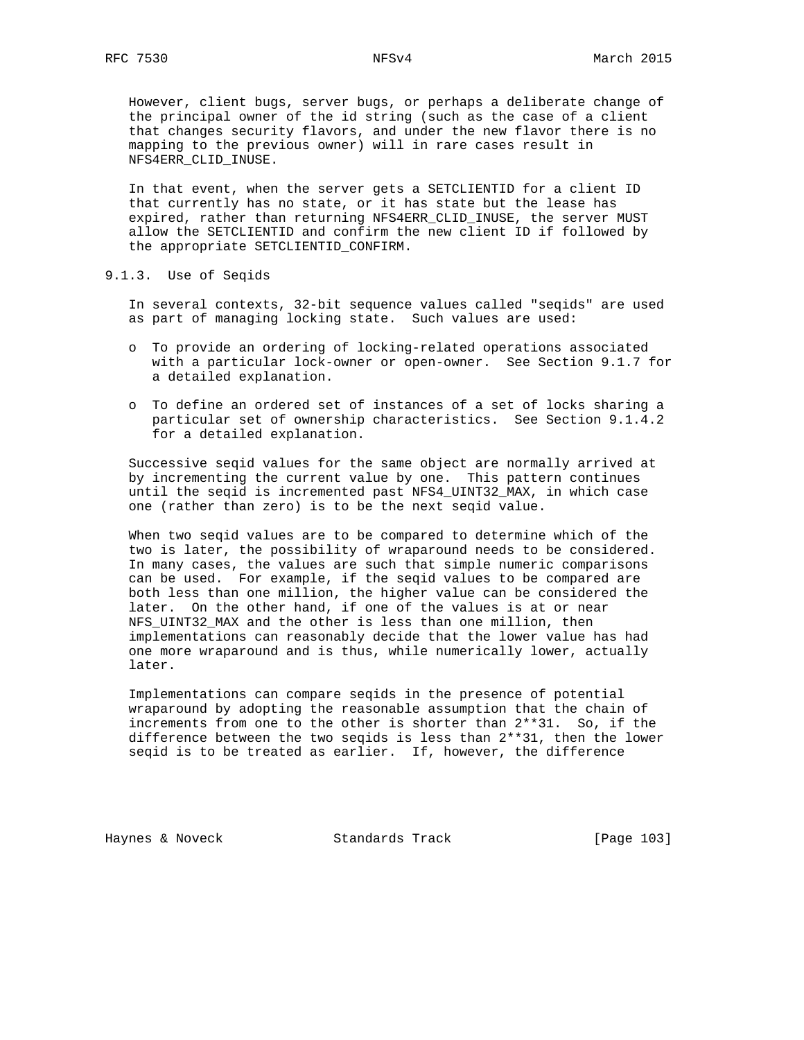However, client bugs, server bugs, or perhaps a deliberate change of the principal owner of the id string (such as the case of a client that changes security flavors, and under the new flavor there is no mapping to the previous owner) will in rare cases result in NFS4ERR_CLID_INUSE.

In that event, when the server gets a SETCLIENTID for a client ID that currently has no state, or it has state but the lease has expired, rather than returning NFS4ERR_CLID_INUSE, the server MUST allow the SETCLIENTID and confirm the new client ID if followed by the appropriate SETCLIENTID_CONFIRM.

### 9.1.3. Use of Seqids

In several contexts, 32-bit sequence values called "seqids" are used as part of managing locking state. Such values are used:

- To provide an ordering of locking-related operations associated with a particular lock-owner or open-owner. See Section 9.1.7 for a detailed explanation.

- To define an ordered set of instances of a set of locks sharing a particular set of ownership characteristics. See Section 9.1.4.2 for a detailed explanation.

Successive seqid values for the same object are normally arrived at by incrementing the current value by one. This pattern continues until the seqid is incremented past NFS4_UINT32_MAX, in which case one (rather than zero) is to be the next seqid value.

When two seqid values are to be compared to determine which of the two is later, the possibility of wraparound needs to be considered. In many cases, the values are such that simple numeric comparisons can be used. For example, if the seqid values to be compared are both less than one million, the higher value can be considered the later. On the other hand, if one of the values is at or near NFS_UINT32_MAX and the other is less than one million, then implementations can reasonably decide that the lower value has had one more wraparound and is thus, while numerically lower, actually later.

Implementations can compare seqids in the presence of potential wraparound by adopting the reasonable assumption that the chain of increments from one to the other is shorter than 2**31. So, if the difference between the two seqids is less than 2**31, then the lower seqid is to be treated as earlier. If, however, the difference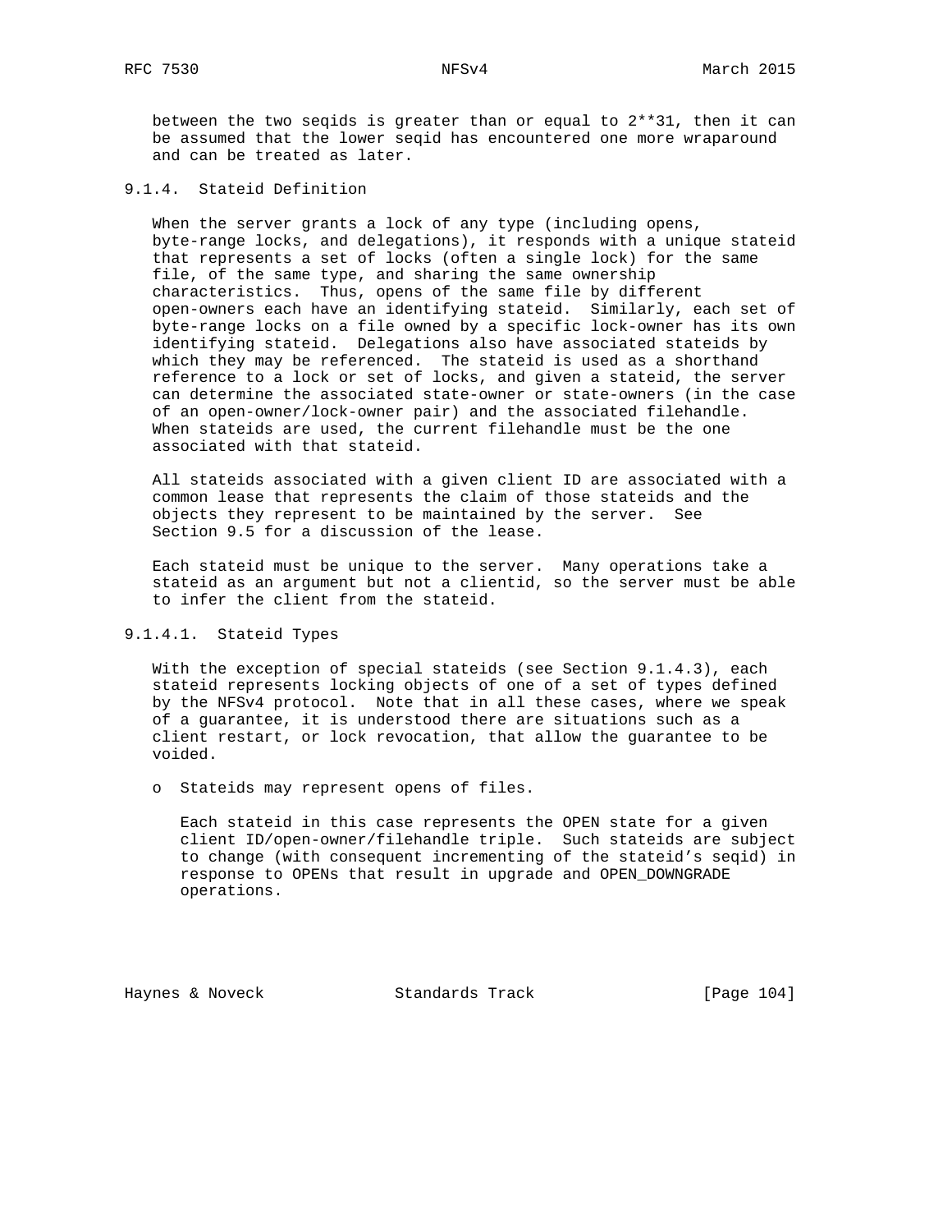between the two seqids is greater than or equal to $2^{31}$, then it can be assumed that the lower seqid has encountered one more wraparound and can be treated as later.

### 9.1.4. Stateid Definition

When the server grants a lock of any type (including opens, byte-range locks, and delegations), it responds with a unique stateid that represents a set of locks (often a single lock) for the same file, of the same type, and sharing the same ownership characteristics. Thus, opens of the same file by different open-owners each have an identifying stateid. Similarly, each set of byte-range locks on a file owned by a specific lock-owner has its own identifying stateid. Delegations also have associated stateids by which they may be referenced. The stateid is used as a shorthand reference to a lock or set of locks, and given a stateid, the server can determine the associated state-owner or state-owners (in the case of an open-owner/lock-owner pair) and the associated filehandle. When stateids are used, the current filehandle must be the one associated with that stateid.

All stateids associated with a given client ID are associated with a common lease that represents the claim of those stateids and the objects they represent to be maintained by the server. See Section 9.5 for a discussion of the lease.

Each stateid must be unique to the server. Many operations take a stateid as an argument but not a clientid, so the server must be able to infer the client from the stateid.

#### 9.1.4.1. Stateid Types

With the exception of special stateids (see Section 9.1.4.3), each stateid represents locking objects of one of a set of types defined by the NFSv4 protocol. Note that in all these cases, where we speak of a guarantee, it is understood there are situations such as a client restart, or lock revocation, that allow the guarantee to be voided.

- Stateids may represent opens of files.

  Each stateid in this case represents the OPEN state for a given client ID/open-owner/filehandle triple. Such stateids are subject to change (with consequent incrementing of the stateid's seqid) in response to OPENs that result in upgrade and OPEN_DOWNGRADE operations.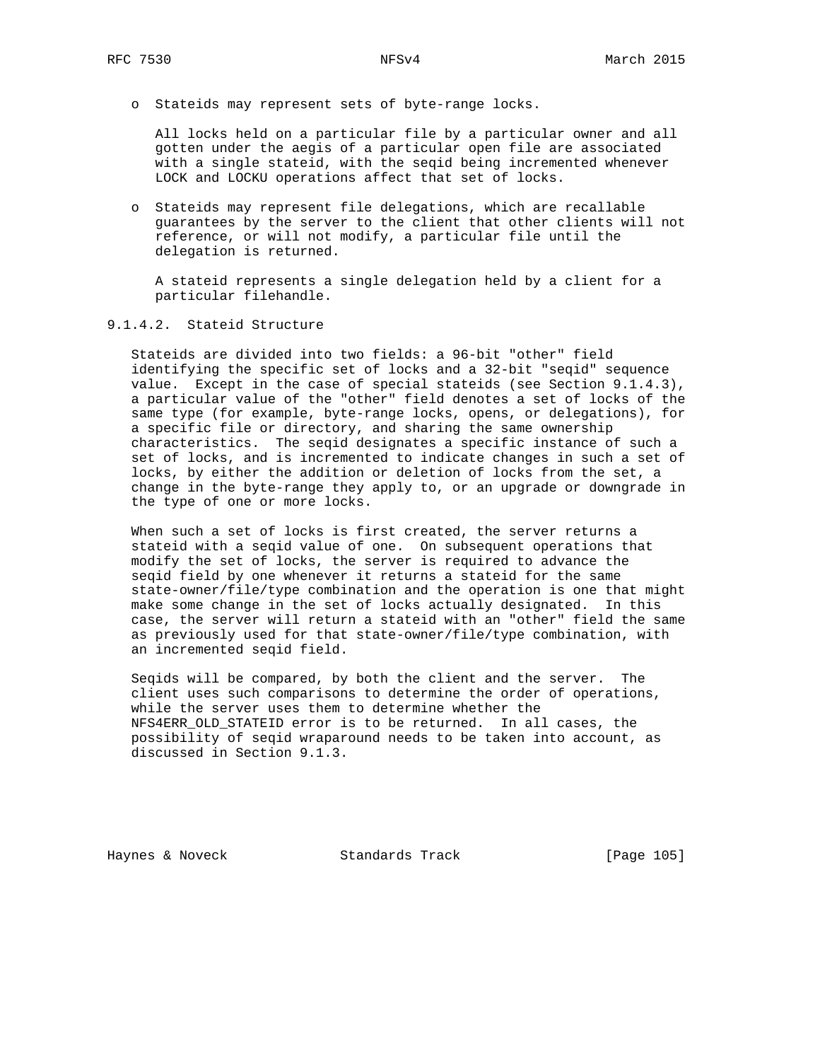- Stateids may represent sets of byte-range locks.

  All locks held on a particular file by a particular owner and all gotten under the aegis of a particular open file are associated with a single stateid, with the seqid being incremented whenever LOCK and LOCKU operations affect that set of locks.

- Stateids may represent file delegations, which are recallable guarantees by the server to the client that other clients will not reference, or will not modify, a particular file until the delegation is returned.

  A stateid represents a single delegation held by a client for a particular filehandle.

#### 9.1.4.2. Stateid Structure

Stateids are divided into two fields: a 96-bit "other" field identifying the specific set of locks and a 32-bit "seqid" sequence value. Except in the case of special stateids (see Section 9.1.4.3), a particular value of the "other" field denotes a set of locks of the same type (for example, byte-range locks, opens, or delegations), for a specific file or directory, and sharing the same ownership characteristics. The seqid designates a specific instance of such a set of locks, and is incremented to indicate changes in such a set of locks, by either the addition or deletion of locks from the set, a change in the byte-range they apply to, or an upgrade or downgrade in the type of one or more locks.

When such a set of locks is first created, the server returns a stateid with a seqid value of one. On subsequent operations that modify the set of locks, the server is required to advance the seqid field by one whenever it returns a stateid for the same state-owner/file/type combination and the operation is one that might make some change in the set of locks actually designated. In this case, the server will return a stateid with an "other" field the same as previously used for that state-owner/file/type combination, with an incremented seqid field.

Seqids will be compared, by both the client and the server. The client uses such comparisons to determine the order of operations, while the server uses them to determine whether the NFS4ERR_OLD_STATEID error is to be returned. In all cases, the possibility of seqid wraparound needs to be taken into account, as discussed in Section 9.1.3.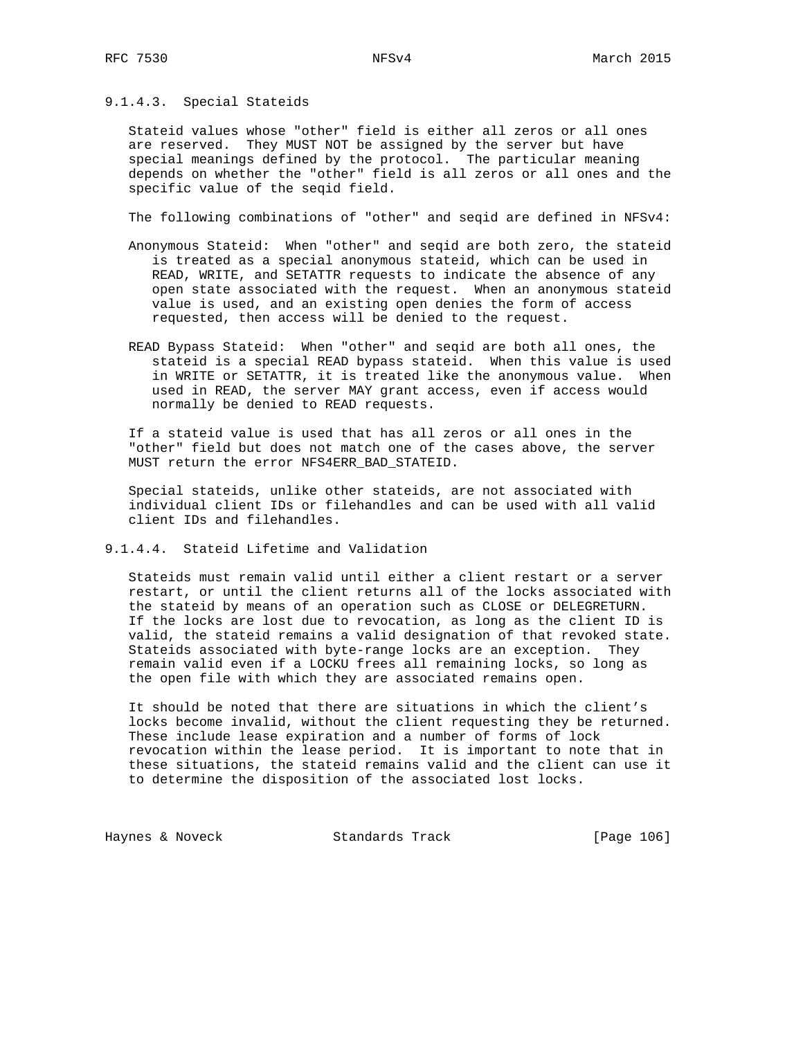#### 9.1.4.3. Special Stateids

Stateid values whose "other" field is either all zeros or all ones are reserved. They MUST NOT be assigned by the server but have special meanings defined by the protocol. The particular meaning depends on whether the "other" field is all zeros or all ones and the specific value of the seqid field.

The following combinations of "other" and seqid are defined in NFSv4:

Anonymous Stateid: When "other" and seqid are both zero, the stateid is treated as a special anonymous stateid, which can be used in READ, WRITE, and SETATTR requests to indicate the absence of any open state associated with the request. When an anonymous stateid value is used, and an existing open denies the form of access requested, then access will be denied to the request.

READ Bypass Stateid: When "other" and seqid are both all ones, the stateid is a special READ bypass stateid. When this value is used in WRITE or SETATTR, it is treated like the anonymous value. When used in READ, the server MAY grant access, even if access would normally be denied to READ requests.

If a stateid value is used that has all zeros or all ones in the "other" field but does not match one of the cases above, the server MUST return the error NFS4ERR_BAD_STATEID.

Special stateids, unlike other stateids, are not associated with individual client IDs or filehandles and can be used with all valid client IDs and filehandles.

#### 9.1.4.4. Stateid Lifetime and Validation

Stateids must remain valid until either a client restart or a server restart, or until the client returns all of the locks associated with the stateid by means of an operation such as CLOSE or DELEGRETURN. If the locks are lost due to revocation, as long as the client ID is valid, the stateid remains a valid designation of that revoked state. Stateids associated with byte-range locks are an exception. They remain valid even if a LOCKU frees all remaining locks, so long as the open file with which they are associated remains open.

It should be noted that there are situations in which the client's locks become invalid, without the client requesting they be returned. These include lease expiration and a number of forms of lock revocation within the lease period. It is important to note that in these situations, the stateid remains valid and the client can use it to determine the disposition of the associated lost locks.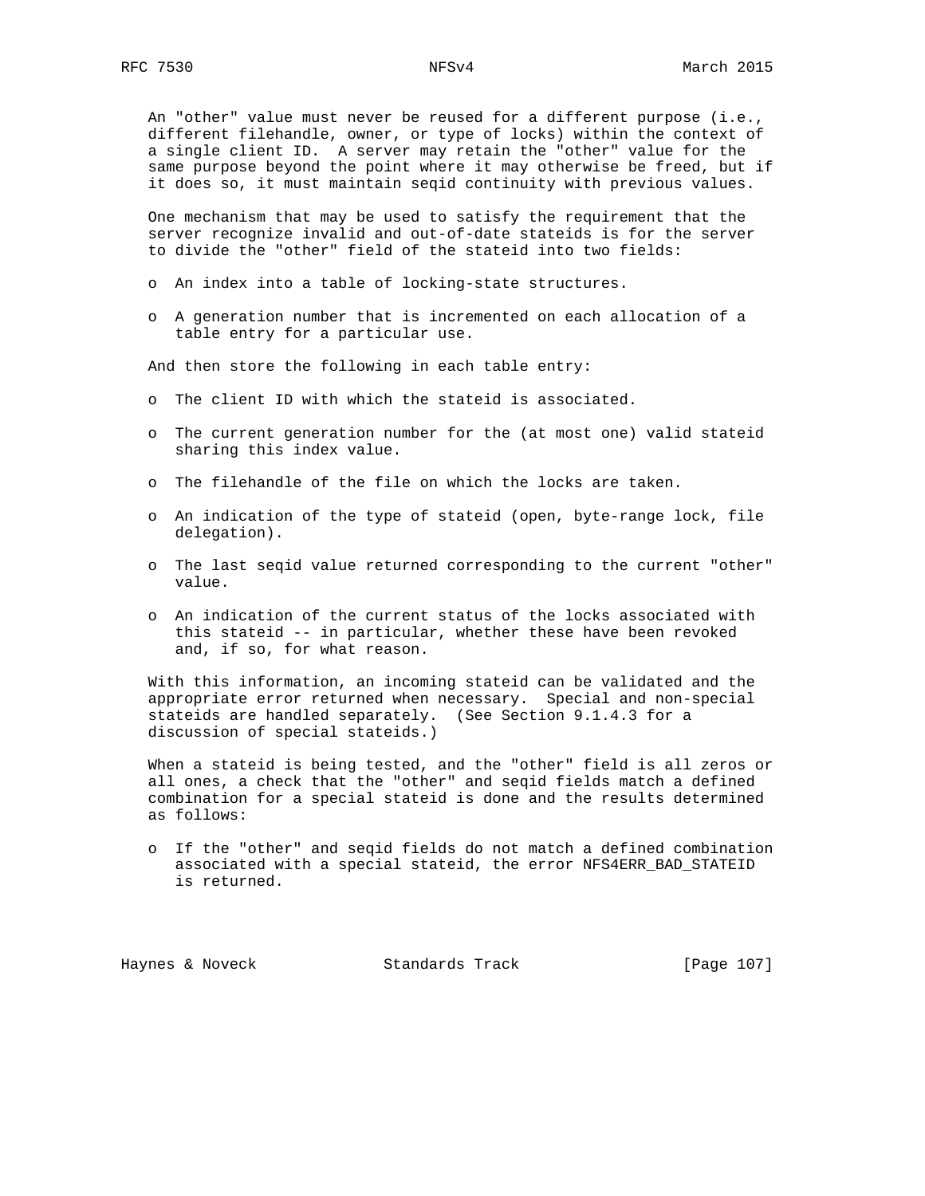An "other" value must never be reused for a different purpose (i.e., different filehandle, owner, or type of locks) within the context of a single client ID. A server may retain the "other" value for the same purpose beyond the point where it may otherwise be freed, but if it does so, it must maintain seqid continuity with previous values.

One mechanism that may be used to satisfy the requirement that the server recognize invalid and out-of-date stateids is for the server to divide the "other" field of the stateid into two fields:

- An index into a table of locking-state structures.
- A generation number that is incremented on each allocation of a table entry for a particular use.

And then store the following in each table entry:

- The client ID with which the stateid is associated.
- The current generation number for the (at most one) valid stateid sharing this index value.
- The filehandle of the file on which the locks are taken.
- An indication of the type of stateid (open, byte-range lock, file delegation).
- The last seqid value returned corresponding to the current "other" value.
- An indication of the current status of the locks associated with this stateid -- in particular, whether these have been revoked and, if so, for what reason.

With this information, an incoming stateid can be validated and the appropriate error returned when necessary. Special and non-special stateids are handled separately. (See Section 9.1.4.3 for a discussion of special stateids.)

When a stateid is being tested, and the "other" field is all zeros or all ones, a check that the "other" and seqid fields match a defined combination for a special stateid is done and the results determined as follows:

- If the "other" and seqid fields do not match a defined combination associated with a special stateid, the error NFS4ERR_BAD_STATEID is returned.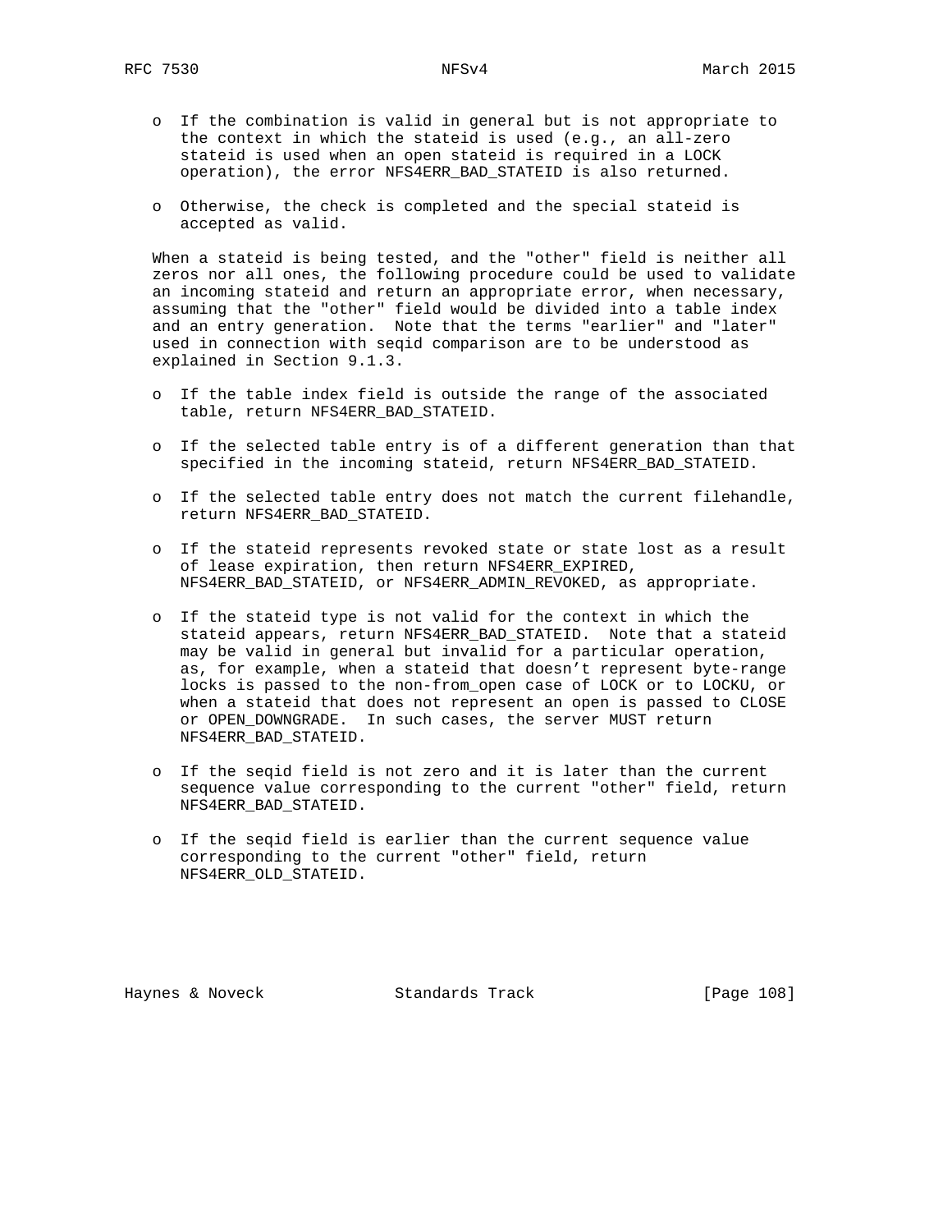- If the combination is valid in general but is not appropriate to the context in which the stateid is used (e.g., an all-zero stateid is used when an open stateid is required in a LOCK operation), the error NFS4ERR_BAD_STATEID is also returned.

- Otherwise, the check is completed and the special stateid is accepted as valid.

When a stateid is being tested, and the "other" field is neither all zeros nor all ones, the following procedure could be used to validate an incoming stateid and return an appropriate error, when necessary, assuming that the "other" field would be divided into a table index and an entry generation. Note that the terms "earlier" and "later" used in connection with seqid comparison are to be understood as explained in Section 9.1.3.

- If the table index field is outside the range of the associated table, return NFS4ERR_BAD_STATEID.

- If the selected table entry is of a different generation than that specified in the incoming stateid, return NFS4ERR_BAD_STATEID.

- If the selected table entry does not match the current filehandle, return NFS4ERR_BAD_STATEID.

- If the stateid represents revoked state or state lost as a result of lease expiration, then return NFS4ERR_EXPIRED, NFS4ERR_BAD_STATEID, or NFS4ERR_ADMIN_REVOKED, as appropriate.

- If the stateid type is not valid for the context in which the stateid appears, return NFS4ERR_BAD_STATEID. Note that a stateid may be valid in general but invalid for a particular operation, as, for example, when a stateid that doesn't represent byte-range locks is passed to the non-from_open case of LOCK or to LOCKU, or when a stateid that does not represent an open is passed to CLOSE or OPEN_DOWNGRADE. In such cases, the server MUST return NFS4ERR_BAD_STATEID.

- If the seqid field is not zero and it is later than the current sequence value corresponding to the current "other" field, return NFS4ERR_BAD_STATEID.

- If the seqid field is earlier than the current sequence value corresponding to the current "other" field, return NFS4ERR_OLD_STATEID.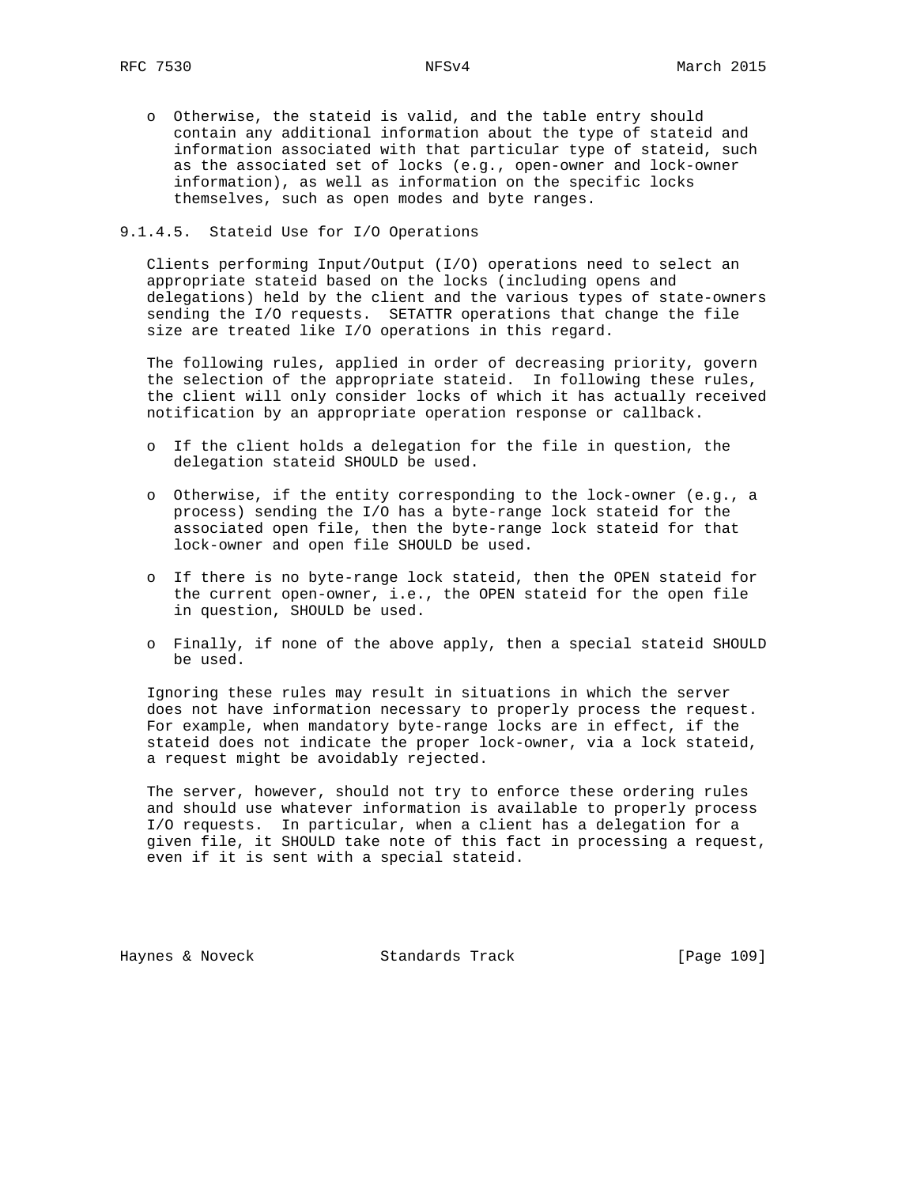- Otherwise, the stateid is valid, and the table entry should contain any additional information about the type of stateid and information associated with that particular type of stateid, such as the associated set of locks (e.g., open-owner and lock-owner information), as well as information on the specific locks themselves, such as open modes and byte ranges.

#### 9.1.4.5. Stateid Use for I/O Operations

Clients performing Input/Output (I/O) operations need to select an appropriate stateid based on the locks (including opens and delegations) held by the client and the various types of state-owners sending the I/O requests. SETATTR operations that change the file size are treated like I/O operations in this regard.

The following rules, applied in order of decreasing priority, govern the selection of the appropriate stateid. In following these rules, the client will only consider locks of which it has actually received notification by an appropriate operation response or callback.

- If the client holds a delegation for the file in question, the delegation stateid SHOULD be used.

- Otherwise, if the entity corresponding to the lock-owner (e.g., a process) sending the I/O has a byte-range lock stateid for the associated open file, then the byte-range lock stateid for that lock-owner and open file SHOULD be used.

- If there is no byte-range lock stateid, then the OPEN stateid for the current open-owner, i.e., the OPEN stateid for the open file in question, SHOULD be used.

- Finally, if none of the above apply, then a special stateid SHOULD be used.

Ignoring these rules may result in situations in which the server does not have information necessary to properly process the request. For example, when mandatory byte-range locks are in effect, if the stateid does not indicate the proper lock-owner, via a lock stateid, a request might be avoidably rejected.

The server, however, should not try to enforce these ordering rules and should use whatever information is available to properly process I/O requests. In particular, when a client has a delegation for a given file, it SHOULD take note of this fact in processing a request, even if it is sent with a special stateid.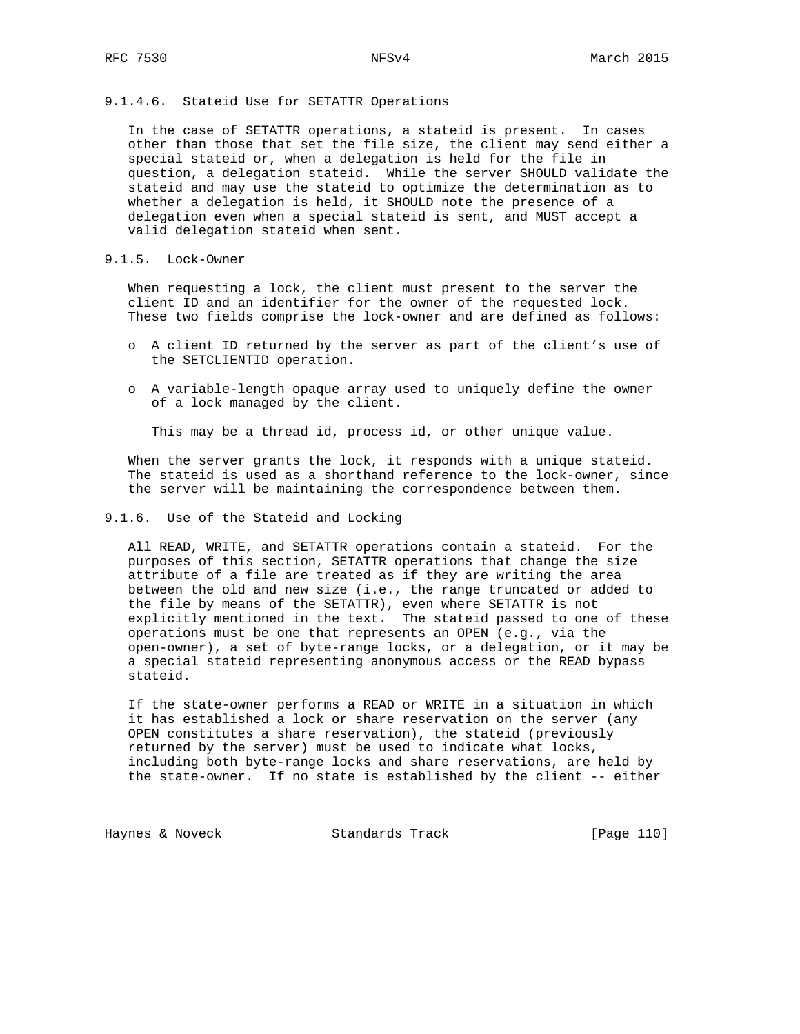#### 9.1.4.6. Stateid Use for SETATTR Operations

In the case of SETATTR operations, a stateid is present. In cases other than those that set the file size, the client may send either a special stateid or, when a delegation is held for the file in question, a delegation stateid. While the server SHOULD validate the stateid and may use the stateid to optimize the determination as to whether a delegation is held, it SHOULD note the presence of a delegation even when a special stateid is sent, and MUST accept a valid delegation stateid when sent.

### 9.1.5. Lock-Owner

When requesting a lock, the client must present to the server the client ID and an identifier for the owner of the requested lock. These two fields comprise the lock-owner and are defined as follows:

- A client ID returned by the server as part of the client's use of the SETCLIENTID operation.

- A variable-length opaque array used to uniquely define the owner of a lock managed by the client.

  This may be a thread id, process id, or other unique value.

When the server grants the lock, it responds with a unique stateid. The stateid is used as a shorthand reference to the lock-owner, since the server will be maintaining the correspondence between them.

### 9.1.6. Use of the Stateid and Locking

All READ, WRITE, and SETATTR operations contain a stateid. For the purposes of this section, SETATTR operations that change the size attribute of a file are treated as if they are writing the area between the old and new size (i.e., the range truncated or added to the file by means of the SETATTR), even where SETATTR is not explicitly mentioned in the text. The stateid passed to one of these operations must be one that represents an OPEN (e.g., via the open-owner), a set of byte-range locks, or a delegation, or it may be a special stateid representing anonymous access or the READ bypass stateid.

If the state-owner performs a READ or WRITE in a situation in which it has established a lock or share reservation on the server (any OPEN constitutes a share reservation), the stateid (previously returned by the server) must be used to indicate what locks, including both byte-range locks and share reservations, are held by the state-owner. If no state is established by the client -- either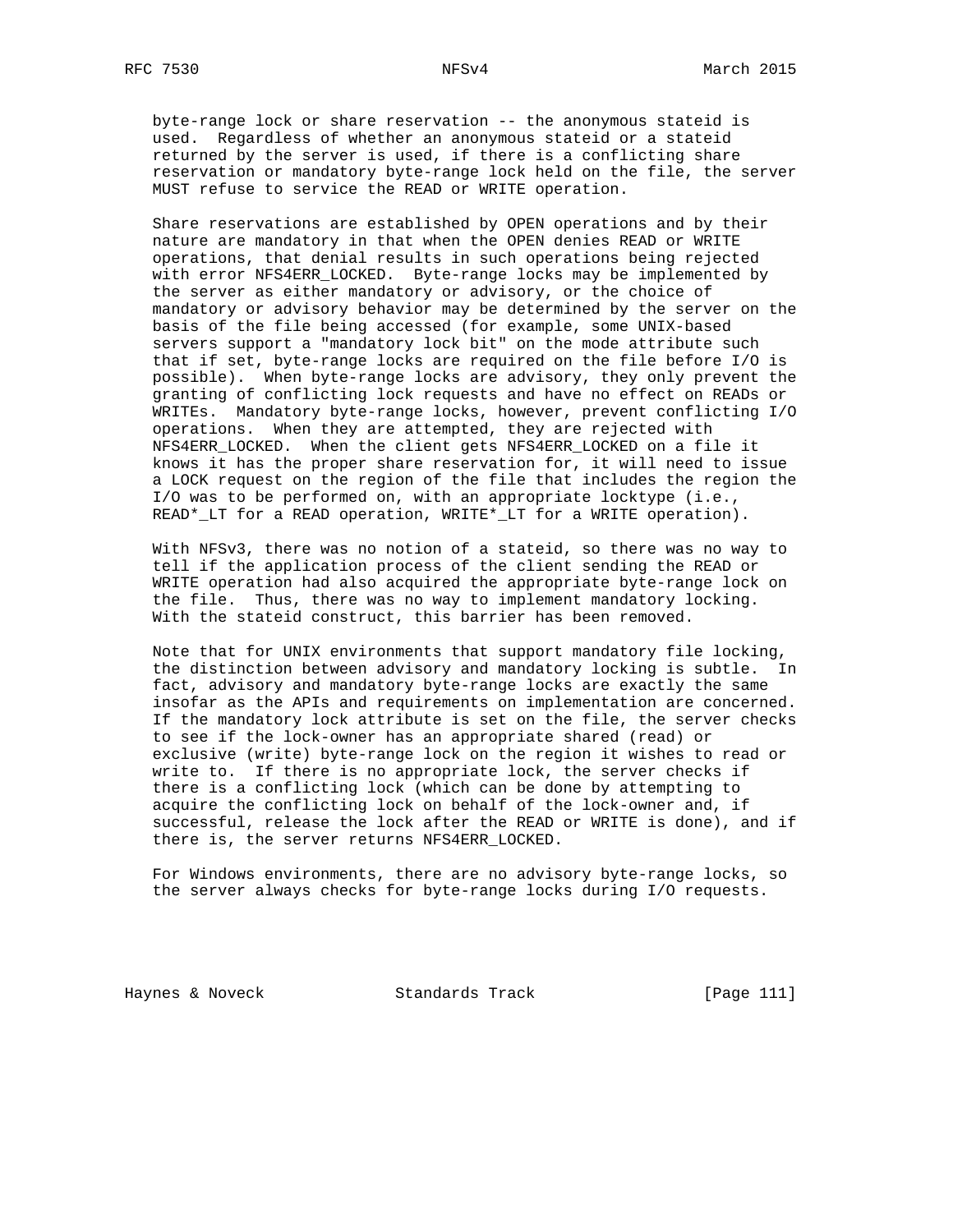byte-range lock or share reservation -- the anonymous stateid is used. Regardless of whether an anonymous stateid or a stateid returned by the server is used, if there is a conflicting share reservation or mandatory byte-range lock held on the file, the server MUST refuse to service the READ or WRITE operation.

Share reservations are established by OPEN operations and by their nature are mandatory in that when the OPEN denies READ or WRITE operations, that denial results in such operations being rejected with error NFS4ERR_LOCKED. Byte-range locks may be implemented by the server as either mandatory or advisory, or the choice of mandatory or advisory behavior may be determined by the server on the basis of the file being accessed (for example, some UNIX-based servers support a "mandatory lock bit" on the mode attribute such that if set, byte-range locks are required on the file before I/O is possible). When byte-range locks are advisory, they only prevent the granting of conflicting lock requests and have no effect on READs or WRITEs. Mandatory byte-range locks, however, prevent conflicting I/O operations. When they are attempted, they are rejected with NFS4ERR_LOCKED. When the client gets NFS4ERR_LOCKED on a file it knows it has the proper share reservation for, it will need to issue a LOCK request on the region of the file that includes the region the I/O was to be performed on, with an appropriate locktype (i.e., READ*_LT for a READ operation, WRITE*_LT for a WRITE operation).

With NFSv3, there was no notion of a stateid, so there was no way to tell if the application process of the client sending the READ or WRITE operation had also acquired the appropriate byte-range lock on the file. Thus, there was no way to implement mandatory locking. With the stateid construct, this barrier has been removed.

Note that for UNIX environments that support mandatory file locking, the distinction between advisory and mandatory locking is subtle. In fact, advisory and mandatory byte-range locks are exactly the same insofar as the APIs and requirements on implementation are concerned. If the mandatory lock attribute is set on the file, the server checks to see if the lock-owner has an appropriate shared (read) or exclusive (write) byte-range lock on the region it wishes to read or write to. If there is no appropriate lock, the server checks if there is a conflicting lock (which can be done by attempting to acquire the conflicting lock on behalf of the lock-owner and, if successful, release the lock after the READ or WRITE is done), and if there is, the server returns NFS4ERR_LOCKED.

For Windows environments, there are no advisory byte-range locks, so the server always checks for byte-range locks during I/O requests.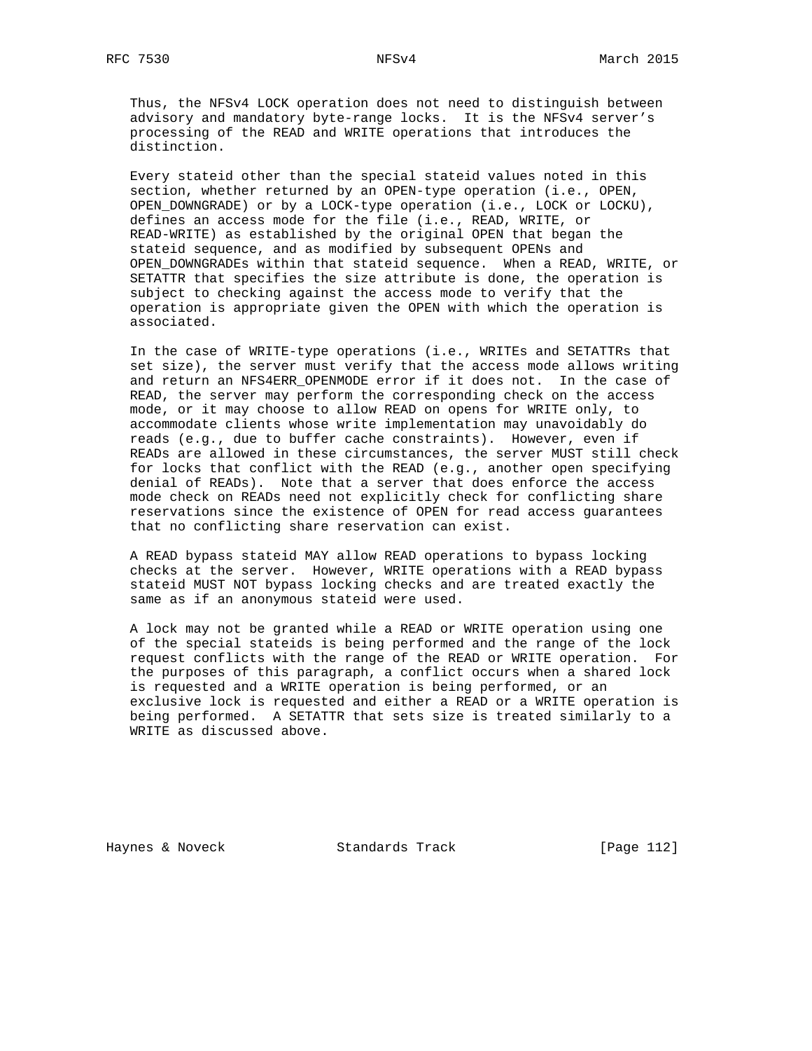Thus, the NFSv4 LOCK operation does not need to distinguish between advisory and mandatory byte-range locks. It is the NFSv4 server's processing of the READ and WRITE operations that introduces the distinction.

Every stateid other than the special stateid values noted in this section, whether returned by an OPEN-type operation (i.e., OPEN, OPEN_DOWNGRADE) or by a LOCK-type operation (i.e., LOCK or LOCKU), defines an access mode for the file (i.e., READ, WRITE, or READ-WRITE) as established by the original OPEN that began the stateid sequence, and as modified by subsequent OPENs and OPEN_DOWNGRADEs within that stateid sequence. When a READ, WRITE, or SETATTR that specifies the size attribute is done, the operation is subject to checking against the access mode to verify that the operation is appropriate given the OPEN with which the operation is associated.

In the case of WRITE-type operations (i.e., WRITEs and SETATTRs that set size), the server must verify that the access mode allows writing and return an NFS4ERR_OPENMODE error if it does not. In the case of READ, the server may perform the corresponding check on the access mode, or it may choose to allow READ on opens for WRITE only, to accommodate clients whose write implementation may unavoidably do reads (e.g., due to buffer cache constraints). However, even if READs are allowed in these circumstances, the server MUST still check for locks that conflict with the READ (e.g., another open specifying denial of READs). Note that a server that does enforce the access mode check on READs need not explicitly check for conflicting share reservations since the existence of OPEN for read access guarantees that no conflicting share reservation can exist.

A READ bypass stateid MAY allow READ operations to bypass locking checks at the server. However, WRITE operations with a READ bypass stateid MUST NOT bypass locking checks and are treated exactly the same as if an anonymous stateid were used.

A lock may not be granted while a READ or WRITE operation using one of the special stateids is being performed and the range of the lock request conflicts with the range of the READ or WRITE operation. For the purposes of this paragraph, a conflict occurs when a shared lock is requested and a WRITE operation is being performed, or an exclusive lock is requested and either a READ or a WRITE operation is being performed. A SETATTR that sets size is treated similarly to a WRITE as discussed above.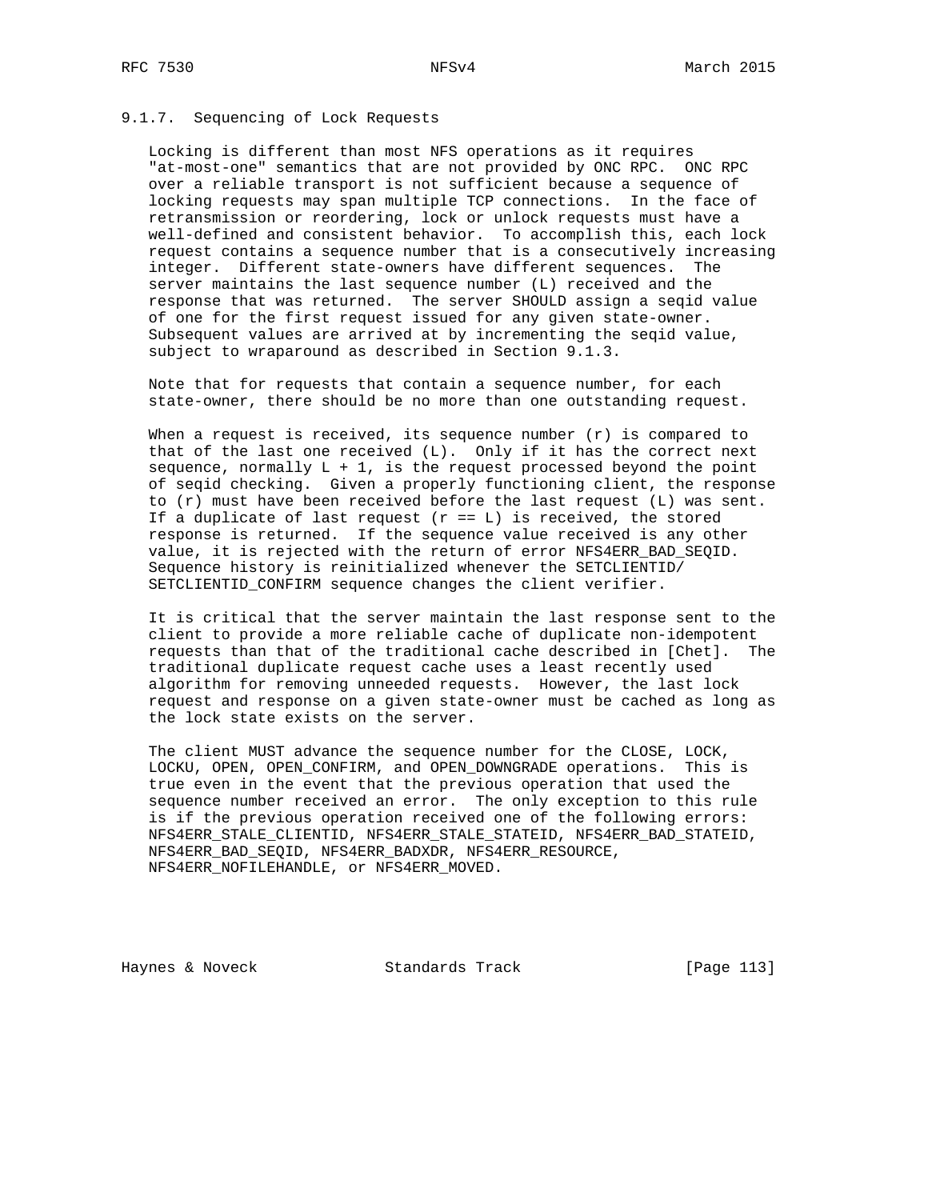### 9.1.7. Sequencing of Lock Requests

Locking is different than most NFS operations as it requires "at-most-one" semantics that are not provided by ONC RPC. ONC RPC over a reliable transport is not sufficient because a sequence of locking requests may span multiple TCP connections. In the face of retransmission or reordering, lock or unlock requests must have a well-defined and consistent behavior. To accomplish this, each lock request contains a sequence number that is a consecutively increasing integer. Different state-owners have different sequences. The server maintains the last sequence number (L) received and the response that was returned. The server SHOULD assign a seqid value of one for the first request issued for any given state-owner. Subsequent values are arrived at by incrementing the seqid value, subject to wraparound as described in Section 9.1.3.

Note that for requests that contain a sequence number, for each state-owner, there should be no more than one outstanding request.

When a request is received, its sequence number (r) is compared to that of the last one received (L). Only if it has the correct next sequence, normally L + 1, is the request processed beyond the point of seqid checking. Given a properly functioning client, the response to (r) must have been received before the last request (L) was sent. If a duplicate of last request (r == L) is received, the stored response is returned. If the sequence value received is any other value, it is rejected with the return of error NFS4ERR_BAD_SEQID. Sequence history is reinitialized whenever the SETCLIENTID/SETCLIENTID_CONFIRM sequence changes the client verifier.

It is critical that the server maintain the last response sent to the client to provide a more reliable cache of duplicate non-idempotent requests than that of the traditional cache described in [Chet]. The traditional duplicate request cache uses a least recently used algorithm for removing unneeded requests. However, the last lock request and response on a given state-owner must be cached as long as the lock state exists on the server.

The client MUST advance the sequence number for the CLOSE, LOCK, LOCKU, OPEN, OPEN_CONFIRM, and OPEN_DOWNGRADE operations. This is true even in the event that the previous operation that used the sequence number received an error. The only exception to this rule is if the previous operation received one of the following errors: NFS4ERR_STALE_CLIENTID, NFS4ERR_STALE_STATEID, NFS4ERR_BAD_STATEID, NFS4ERR_BAD_SEQID, NFS4ERR_BADXDR, NFS4ERR_RESOURCE, NFS4ERR_NOFILEHANDLE, or NFS4ERR_MOVED.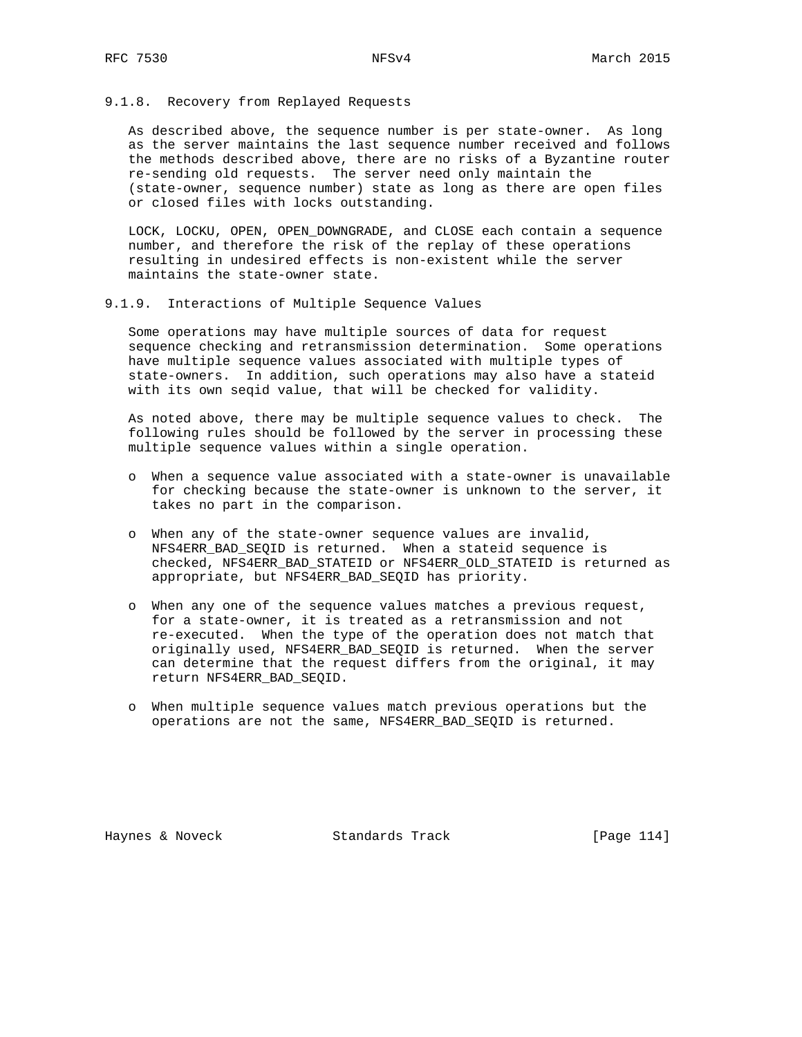### 9.1.8. Recovery from Replayed Requests

As described above, the sequence number is per state-owner. As long as the server maintains the last sequence number received and follows the methods described above, there are no risks of a Byzantine router re-sending old requests. The server need only maintain the (state-owner, sequence number) state as long as there are open files or closed files with locks outstanding.

LOCK, LOCKU, OPEN, OPEN_DOWNGRADE, and CLOSE each contain a sequence number, and therefore the risk of the replay of these operations resulting in undesired effects is non-existent while the server maintains the state-owner state.

### 9.1.9. Interactions of Multiple Sequence Values

Some operations may have multiple sources of data for request sequence checking and retransmission determination. Some operations have multiple sequence values associated with multiple types of state-owners. In addition, such operations may also have a stateid with its own seqid value, that will be checked for validity.

As noted above, there may be multiple sequence values to check. The following rules should be followed by the server in processing these multiple sequence values within a single operation.

- When a sequence value associated with a state-owner is unavailable for checking because the state-owner is unknown to the server, it takes no part in the comparison.
- When any of the state-owner sequence values are invalid, NFS4ERR_BAD_SEQID is returned. When a stateid sequence is checked, NFS4ERR_BAD_STATEID or NFS4ERR_OLD_STATEID is returned as appropriate, but NFS4ERR_BAD_SEQID has priority.
- When any one of the sequence values matches a previous request, for a state-owner, it is treated as a retransmission and not re-executed. When the type of the operation does not match that originally used, NFS4ERR_BAD_SEQID is returned. When the server can determine that the request differs from the original, it may return NFS4ERR_BAD_SEQID.
- When multiple sequence values match previous operations but the operations are not the same, NFS4ERR_BAD_SEQID is returned.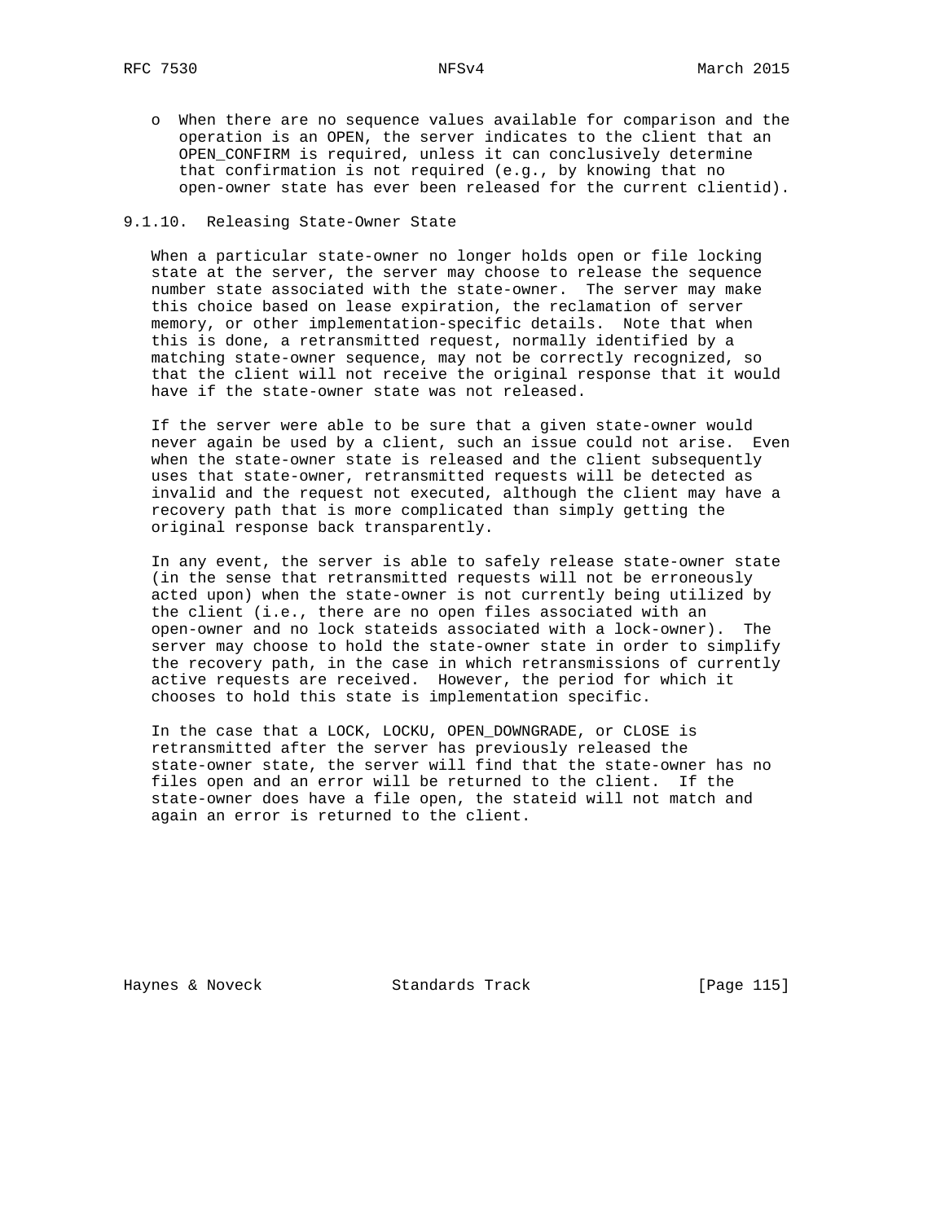- When there are no sequence values available for comparison and the operation is an OPEN, the server indicates to the client that an OPEN_CONFIRM is required, unless it can conclusively determine that confirmation is not required (e.g., by knowing that no open-owner state has ever been released for the current clientid).

#### 9.1.10. Releasing State-Owner State

When a particular state-owner no longer holds open or file locking state at the server, the server may choose to release the sequence number state associated with the state-owner. The server may make this choice based on lease expiration, the reclamation of server memory, or other implementation-specific details. Note that when this is done, a retransmitted request, normally identified by a matching state-owner sequence, may not be correctly recognized, so that the client will not receive the original response that it would have if the state-owner state was not released.

If the server were able to be sure that a given state-owner would never again be used by a client, such an issue could not arise. Even when the state-owner state is released and the client subsequently uses that state-owner, retransmitted requests will be detected as invalid and the request not executed, although the client may have a recovery path that is more complicated than simply getting the original response back transparently.

In any event, the server is able to safely release state-owner state (in the sense that retransmitted requests will not be erroneously acted upon) when the state-owner is not currently being utilized by the client (i.e., there are no open files associated with an open-owner and no lock stateids associated with a lock-owner). The server may choose to hold the state-owner state in order to simplify the recovery path, in the case in which retransmissions of currently active requests are received. However, the period for which it chooses to hold this state is implementation specific.

In the case that a LOCK, LOCKU, OPEN_DOWNGRADE, or CLOSE is retransmitted after the server has previously released the state-owner state, the server will find that the state-owner has no files open and an error will be returned to the client. If the state-owner does have a file open, the stateid will not match and again an error is returned to the client.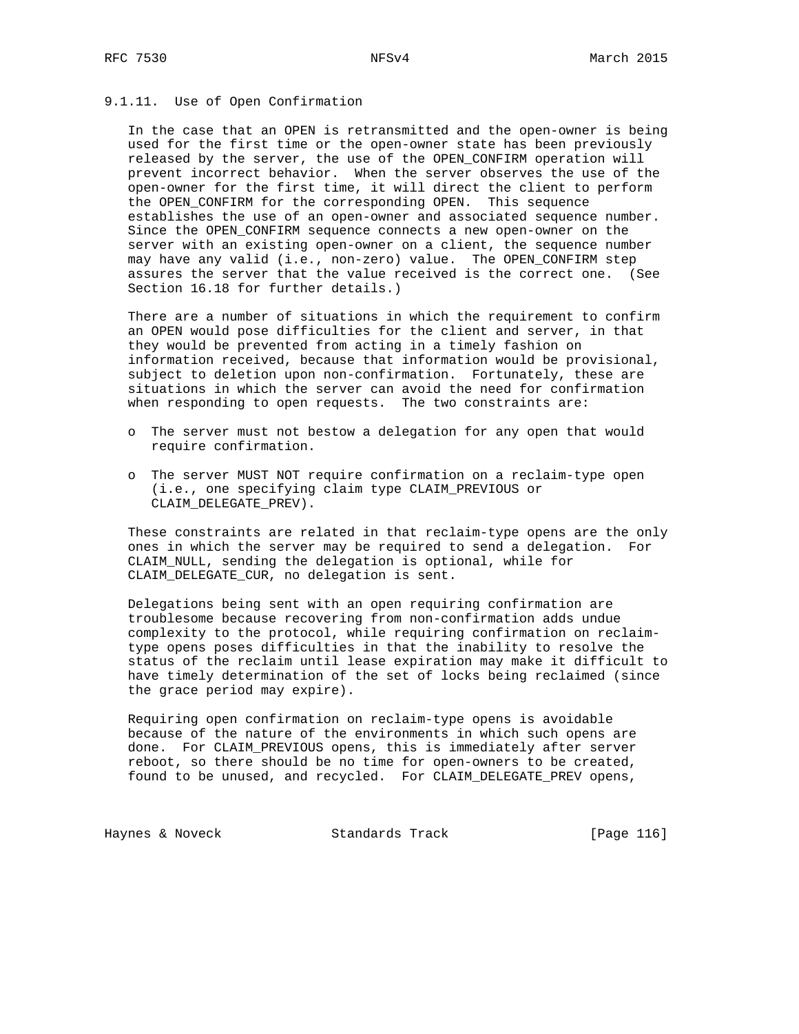### 9.1.11. Use of Open Confirmation

In the case that an OPEN is retransmitted and the open-owner is being used for the first time or the open-owner state has been previously released by the server, the use of the OPEN_CONFIRM operation will prevent incorrect behavior. When the server observes the use of the open-owner for the first time, it will direct the client to perform the OPEN_CONFIRM for the corresponding OPEN. This sequence establishes the use of an open-owner and associated sequence number. Since the OPEN_CONFIRM sequence connects a new open-owner on the server with an existing open-owner on a client, the sequence number may have any valid (i.e., non-zero) value. The OPEN_CONFIRM step assures the server that the value received is the correct one. (See Section 16.18 for further details.)

There are a number of situations in which the requirement to confirm an OPEN would pose difficulties for the client and server, in that they would be prevented from acting in a timely fashion on information received, because that information would be provisional, subject to deletion upon non-confirmation. Fortunately, these are situations in which the server can avoid the need for confirmation when responding to open requests. The two constraints are:

- The server must not bestow a delegation for any open that would require confirmation.
- The server MUST NOT require confirmation on a reclaim-type open (i.e., one specifying claim type CLAIM_PREVIOUS or CLAIM_DELEGATE_PREV).

These constraints are related in that reclaim-type opens are the only ones in which the server may be required to send a delegation. For CLAIM_NULL, sending the delegation is optional, while for CLAIM_DELEGATE_CUR, no delegation is sent.

Delegations being sent with an open requiring confirmation are troublesome because recovering from non-confirmation adds undue complexity to the protocol, while requiring confirmation on reclaim-type opens poses difficulties in that the inability to resolve the status of the reclaim until lease expiration may make it difficult to have timely determination of the set of locks being reclaimed (since the grace period may expire).

Requiring open confirmation on reclaim-type opens is avoidable because of the nature of the environments in which such opens are done. For CLAIM_PREVIOUS opens, this is immediately after server reboot, so there should be no time for open-owners to be created, found to be unused, and recycled. For CLAIM_DELEGATE_PREV opens,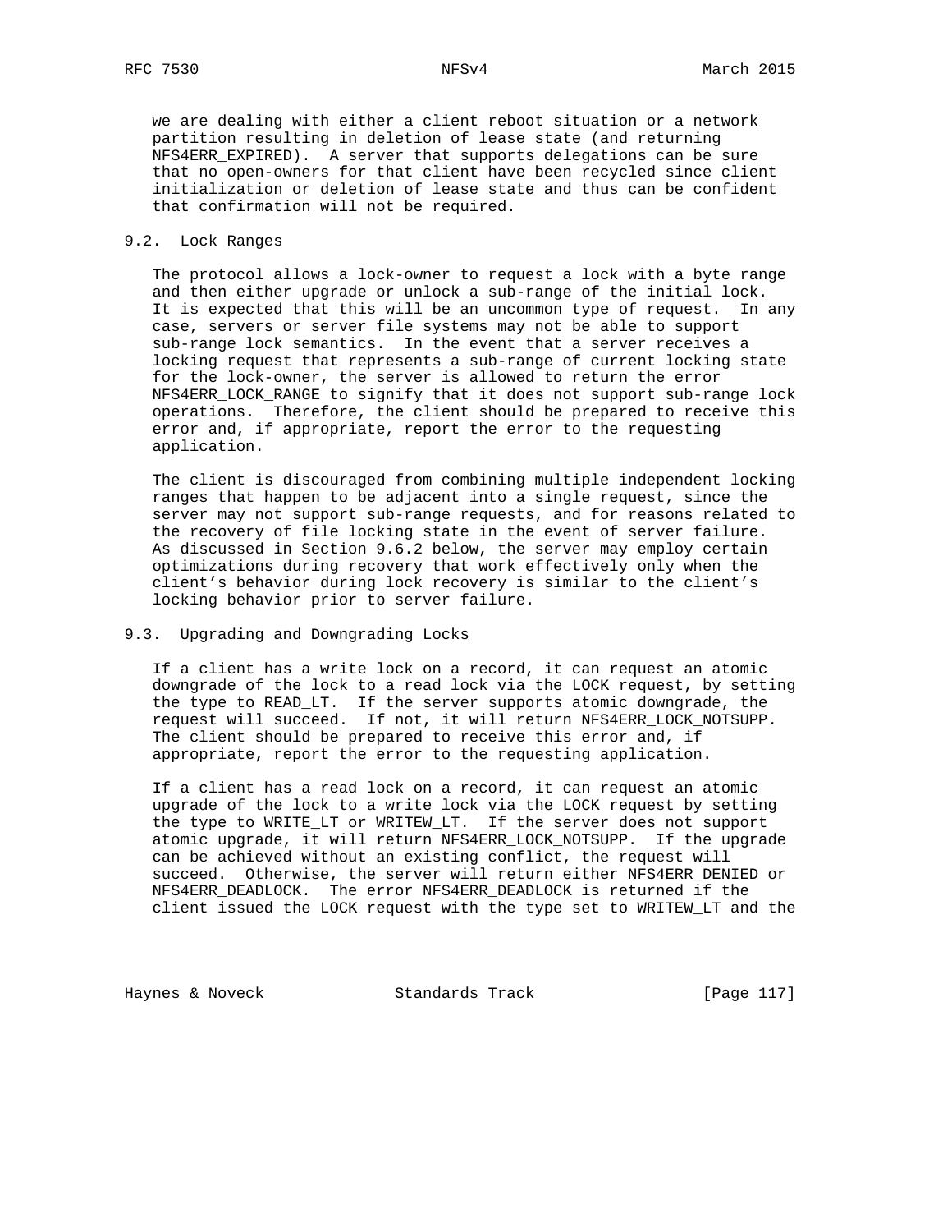we are dealing with either a client reboot situation or a network partition resulting in deletion of lease state (and returning NFS4ERR_EXPIRED). A server that supports delegations can be sure that no open-owners for that client have been recycled since client initialization or deletion of lease state and thus can be confident that confirmation will not be required.

## 9.2. Lock Ranges

The protocol allows a lock-owner to request a lock with a byte range and then either upgrade or unlock a sub-range of the initial lock. It is expected that this will be an uncommon type of request. In any case, servers or server file systems may not be able to support sub-range lock semantics. In the event that a server receives a locking request that represents a sub-range of current locking state for the lock-owner, the server is allowed to return the error NFS4ERR_LOCK_RANGE to signify that it does not support sub-range lock operations. Therefore, the client should be prepared to receive this error and, if appropriate, report the error to the requesting application.

The client is discouraged from combining multiple independent locking ranges that happen to be adjacent into a single request, since the server may not support sub-range requests, and for reasons related to the recovery of file locking state in the event of server failure. As discussed in Section 9.6.2 below, the server may employ certain optimizations during recovery that work effectively only when the client's behavior during lock recovery is similar to the client's locking behavior prior to server failure.

## 9.3. Upgrading and Downgrading Locks

If a client has a write lock on a record, it can request an atomic downgrade of the lock to a read lock via the LOCK request, by setting the type to READ_LT. If the server supports atomic downgrade, the request will succeed. If not, it will return NFS4ERR_LOCK_NOTSUPP. The client should be prepared to receive this error and, if appropriate, report the error to the requesting application.

If a client has a read lock on a record, it can request an atomic upgrade of the lock to a write lock via the LOCK request by setting the type to WRITE_LT or WRITEW_LT. If the server does not support atomic upgrade, it will return NFS4ERR_LOCK_NOTSUPP. If the upgrade can be achieved without an existing conflict, the request will succeed. Otherwise, the server will return either NFS4ERR_DENIED or NFS4ERR_DEADLOCK. The error NFS4ERR_DEADLOCK is returned if the client issued the LOCK request with the type set to WRITEW_LT and the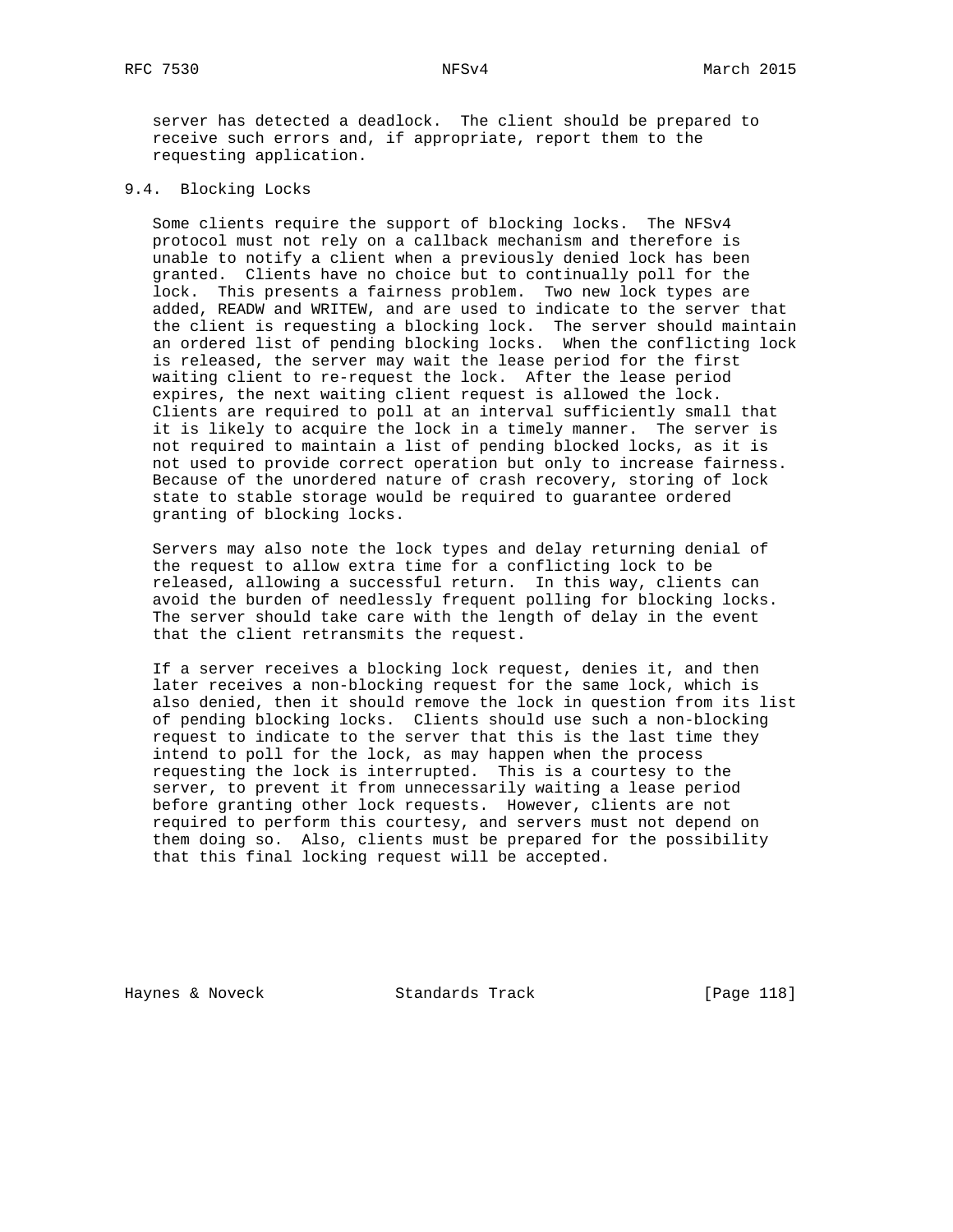server has detected a deadlock. The client should be prepared to receive such errors and, if appropriate, report them to the requesting application.

### 9.4. Blocking Locks

Some clients require the support of blocking locks. The NFSv4 protocol must not rely on a callback mechanism and therefore is unable to notify a client when a previously denied lock has been granted. Clients have no choice but to continually poll for the lock. This presents a fairness problem. Two new lock types are added, READW and WRITEW, and are used to indicate to the server that the client is requesting a blocking lock. The server should maintain an ordered list of pending blocking locks. When the conflicting lock is released, the server may wait the lease period for the first waiting client to re-request the lock. After the lease period expires, the next waiting client request is allowed the lock. Clients are required to poll at an interval sufficiently small that it is likely to acquire the lock in a timely manner. The server is not required to maintain a list of pending blocked locks, as it is not used to provide correct operation but only to increase fairness. Because of the unordered nature of crash recovery, storing of lock state to stable storage would be required to guarantee ordered granting of blocking locks.

Servers may also note the lock types and delay returning denial of the request to allow extra time for a conflicting lock to be released, allowing a successful return. In this way, clients can avoid the burden of needlessly frequent polling for blocking locks. The server should take care with the length of delay in the event that the client retransmits the request.

If a server receives a blocking lock request, denies it, and then later receives a non-blocking request for the same lock, which is also denied, then it should remove the lock in question from its list of pending blocking locks. Clients should use such a non-blocking request to indicate to the server that this is the last time they intend to poll for the lock, as may happen when the process requesting the lock is interrupted. This is a courtesy to the server, to prevent it from unnecessarily waiting a lease period before granting other lock requests. However, clients are not required to perform this courtesy, and servers must not depend on them doing so. Also, clients must be prepared for the possibility that this final locking request will be accepted.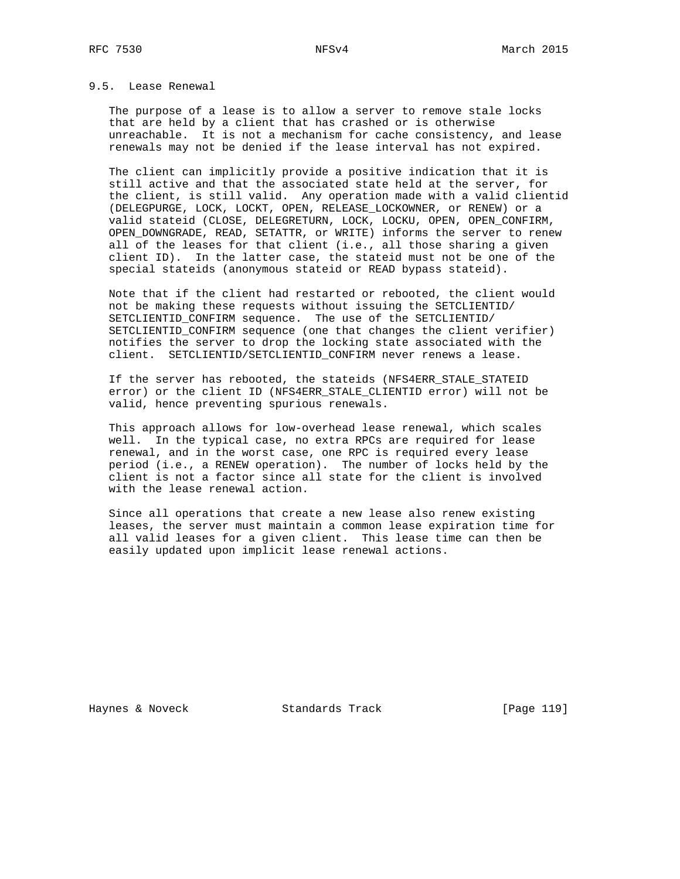## 9.5. Lease Renewal

The purpose of a lease is to allow a server to remove stale locks that are held by a client that has crashed or is otherwise unreachable. It is not a mechanism for cache consistency, and lease renewals may not be denied if the lease interval has not expired.

The client can implicitly provide a positive indication that it is still active and that the associated state held at the server, for the client, is still valid. Any operation made with a valid clientid (DELEGPURGE, LOCK, LOCKT, OPEN, RELEASE_LOCKOWNER, or RENEW) or a valid stateid (CLOSE, DELEGRETURN, LOCK, LOCKU, OPEN, OPEN_CONFIRM, OPEN_DOWNGRADE, READ, SETATTR, or WRITE) informs the server to renew all of the leases for that client (i.e., all those sharing a given client ID). In the latter case, the stateid must not be one of the special stateids (anonymous stateid or READ bypass stateid).

Note that if the client had restarted or rebooted, the client would not be making these requests without issuing the SETCLIENTID/SETCLIENTID_CONFIRM sequence. The use of the SETCLIENTID/SETCLIENTID_CONFIRM sequence (one that changes the client verifier) notifies the server to drop the locking state associated with the client. SETCLIENTID/SETCLIENTID_CONFIRM never renews a lease.

If the server has rebooted, the stateids (NFS4ERR_STALE_STATEID error) or the client ID (NFS4ERR_STALE_CLIENTID error) will not be valid, hence preventing spurious renewals.

This approach allows for low-overhead lease renewal, which scales well. In the typical case, no extra RPCs are required for lease renewal, and in the worst case, one RPC is required every lease period (i.e., a RENEW operation). The number of locks held by the client is not a factor since all state for the client is involved with the lease renewal action.

Since all operations that create a new lease also renew existing leases, the server must maintain a common lease expiration time for all valid leases for a given client. This lease time can then be easily updated upon implicit lease renewal actions.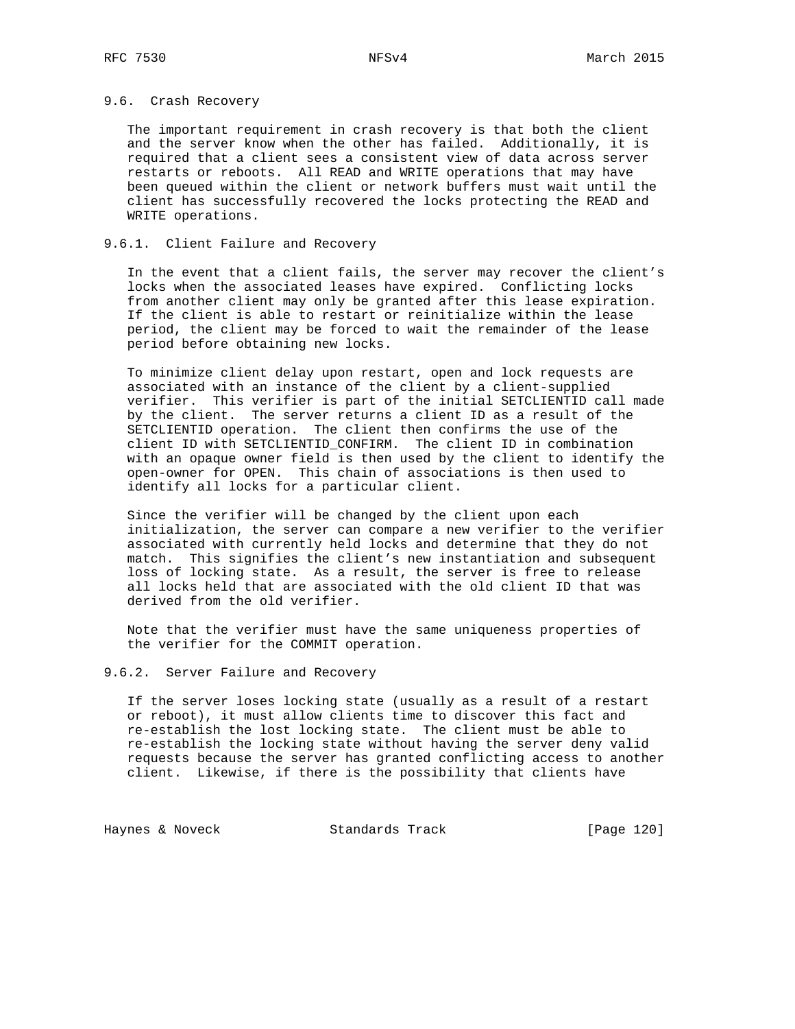### 9.6. Crash Recovery

The important requirement in crash recovery is that both the client and the server know when the other has failed. Additionally, it is required that a client sees a consistent view of data across server restarts or reboots. All READ and WRITE operations that may have been queued within the client or network buffers must wait until the client has successfully recovered the locks protecting the READ and WRITE operations.

#### 9.6.1. Client Failure and Recovery

In the event that a client fails, the server may recover the client's locks when the associated leases have expired. Conflicting locks from another client may only be granted after this lease expiration. If the client is able to restart or reinitialize within the lease period, the client may be forced to wait the remainder of the lease period before obtaining new locks.

To minimize client delay upon restart, open and lock requests are associated with an instance of the client by a client-supplied verifier. This verifier is part of the initial SETCLIENTID call made by the client. The server returns a client ID as a result of the SETCLIENTID operation. The client then confirms the use of the client ID with SETCLIENTID_CONFIRM. The client ID in combination with an opaque owner field is then used by the client to identify the open-owner for OPEN. This chain of associations is then used to identify all locks for a particular client.

Since the verifier will be changed by the client upon each initialization, the server can compare a new verifier to the verifier associated with currently held locks and determine that they do not match. This signifies the client's new instantiation and subsequent loss of locking state. As a result, the server is free to release all locks held that are associated with the old client ID that was derived from the old verifier.

Note that the verifier must have the same uniqueness properties of the verifier for the COMMIT operation.

#### 9.6.2. Server Failure and Recovery

If the server loses locking state (usually as a result of a restart or reboot), it must allow clients time to discover this fact and re-establish the lost locking state. The client must be able to re-establish the locking state without having the server deny valid requests because the server has granted conflicting access to another client. Likewise, if there is the possibility that clients have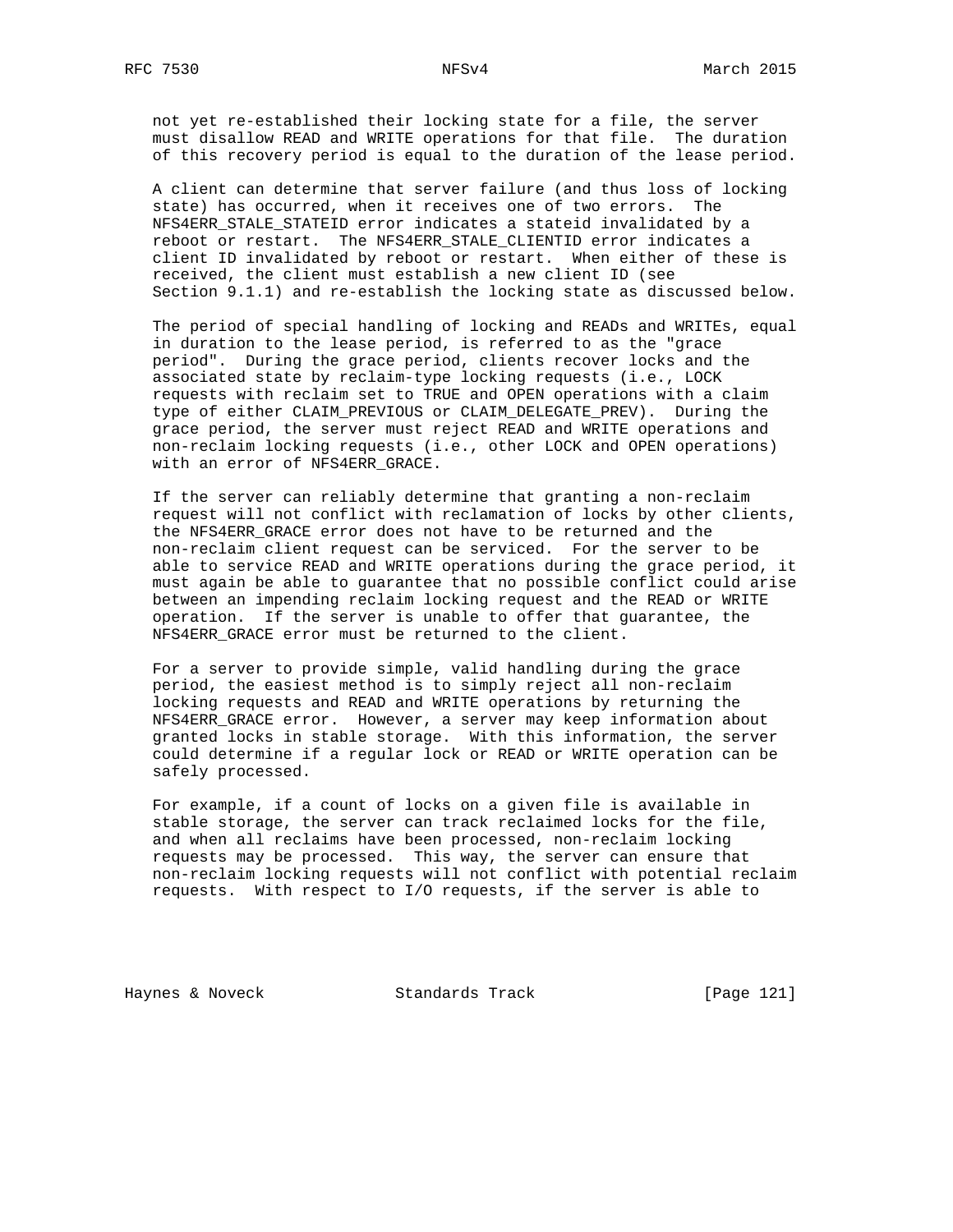not yet re-established their locking state for a file, the server must disallow READ and WRITE operations for that file. The duration of this recovery period is equal to the duration of the lease period.

A client can determine that server failure (and thus loss of locking state) has occurred, when it receives one of two errors. The NFS4ERR_STALE_STATEID error indicates a stateid invalidated by a reboot or restart. The NFS4ERR_STALE_CLIENTID error indicates a client ID invalidated by reboot or restart. When either of these is received, the client must establish a new client ID (see Section 9.1.1) and re-establish the locking state as discussed below.

The period of special handling of locking and READs and WRITEs, equal in duration to the lease period, is referred to as the "grace period". During the grace period, clients recover locks and the associated state by reclaim-type locking requests (i.e., LOCK requests with reclaim set to TRUE and OPEN operations with a claim type of either CLAIM_PREVIOUS or CLAIM_DELEGATE_PREV). During the grace period, the server must reject READ and WRITE operations and non-reclaim locking requests (i.e., other LOCK and OPEN operations) with an error of NFS4ERR_GRACE.

If the server can reliably determine that granting a non-reclaim request will not conflict with reclamation of locks by other clients, the NFS4ERR_GRACE error does not have to be returned and the non-reclaim client request can be serviced. For the server to be able to service READ and WRITE operations during the grace period, it must again be able to guarantee that no possible conflict could arise between an impending reclaim locking request and the READ or WRITE operation. If the server is unable to offer that guarantee, the NFS4ERR_GRACE error must be returned to the client.

For a server to provide simple, valid handling during the grace period, the easiest method is to simply reject all non-reclaim locking requests and READ and WRITE operations by returning the NFS4ERR_GRACE error. However, a server may keep information about granted locks in stable storage. With this information, the server could determine if a regular lock or READ or WRITE operation can be safely processed.

For example, if a count of locks on a given file is available in stable storage, the server can track reclaimed locks for the file, and when all reclaims have been processed, non-reclaim locking requests may be processed. This way, the server can ensure that non-reclaim locking requests will not conflict with potential reclaim requests. With respect to I/O requests, if the server is able to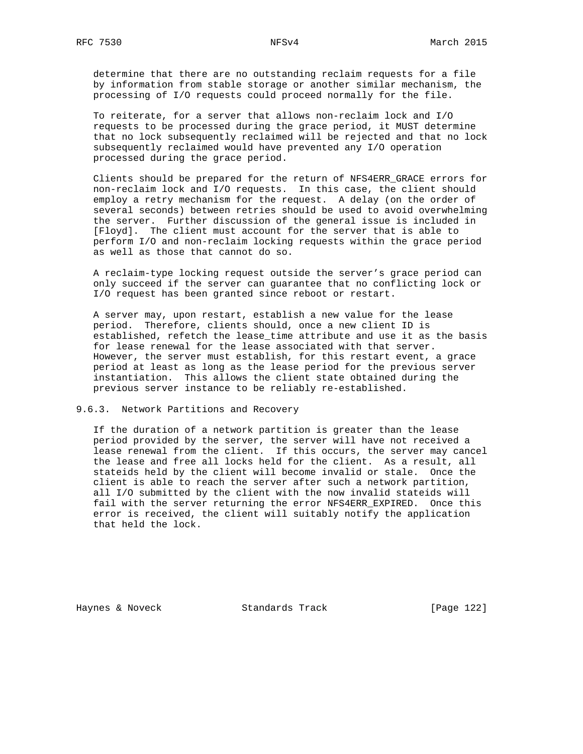determine that there are no outstanding reclaim requests for a file by information from stable storage or another similar mechanism, the processing of I/O requests could proceed normally for the file.

To reiterate, for a server that allows non-reclaim lock and I/O requests to be processed during the grace period, it MUST determine that no lock subsequently reclaimed will be rejected and that no lock subsequently reclaimed would have prevented any I/O operation processed during the grace period.

Clients should be prepared for the return of NFS4ERR_GRACE errors for non-reclaim lock and I/O requests. In this case, the client should employ a retry mechanism for the request. A delay (on the order of several seconds) between retries should be used to avoid overwhelming the server. Further discussion of the general issue is included in [Floyd]. The client must account for the server that is able to perform I/O and non-reclaim locking requests within the grace period as well as those that cannot do so.

A reclaim-type locking request outside the server's grace period can only succeed if the server can guarantee that no conflicting lock or I/O request has been granted since reboot or restart.

A server may, upon restart, establish a new value for the lease period. Therefore, clients should, once a new client ID is established, refetch the lease_time attribute and use it as the basis for lease renewal for the lease associated with that server. However, the server must establish, for this restart event, a grace period at least as long as the lease period for the previous server instantiation. This allows the client state obtained during the previous server instance to be reliably re-established.

### 9.6.3. Network Partitions and Recovery

If the duration of a network partition is greater than the lease period provided by the server, the server will have not received a lease renewal from the client. If this occurs, the server may cancel the lease and free all locks held for the client. As a result, all stateids held by the client will become invalid or stale. Once the client is able to reach the server after such a network partition, all I/O submitted by the client with the now invalid stateids will fail with the server returning the error NFS4ERR_EXPIRED. Once this error is received, the client will suitably notify the application that held the lock.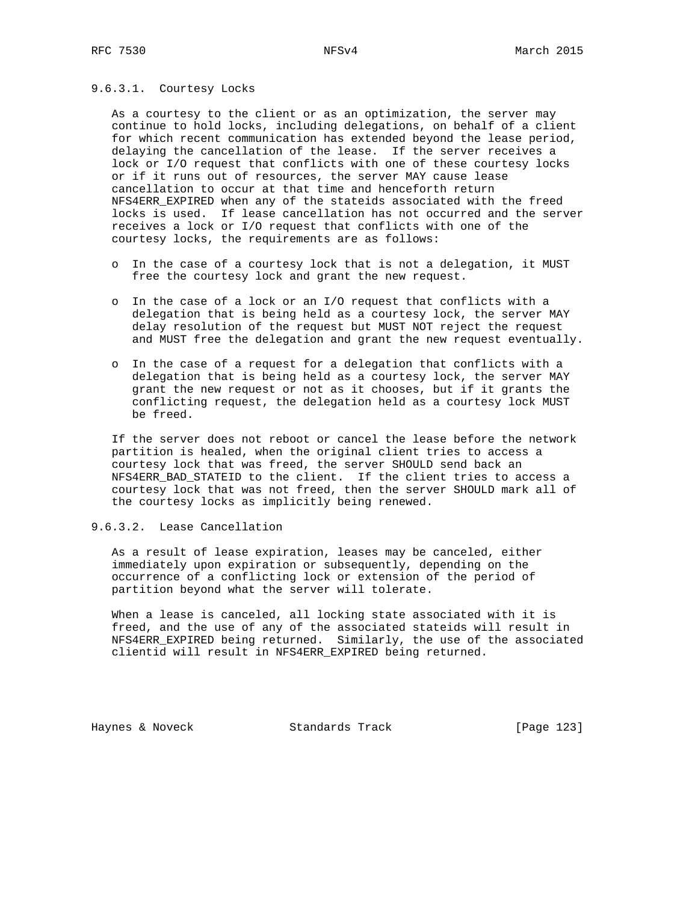#### 9.6.3.1. Courtesy Locks

As a courtesy to the client or as an optimization, the server may continue to hold locks, including delegations, on behalf of a client for which recent communication has extended beyond the lease period, delaying the cancellation of the lease. If the server receives a lock or I/O request that conflicts with one of these courtesy locks or if it runs out of resources, the server MAY cause lease cancellation to occur at that time and henceforth return NFS4ERR_EXPIRED when any of the stateids associated with the freed locks is used. If lease cancellation has not occurred and the server receives a lock or I/O request that conflicts with one of the courtesy locks, the requirements are as follows:

- In the case of a courtesy lock that is not a delegation, it MUST free the courtesy lock and grant the new request.
- In the case of a lock or an I/O request that conflicts with a delegation that is being held as a courtesy lock, the server MAY delay resolution of the request but MUST NOT reject the request and MUST free the delegation and grant the new request eventually.
- In the case of a request for a delegation that conflicts with a delegation that is being held as a courtesy lock, the server MAY grant the new request or not as it chooses, but if it grants the conflicting request, the delegation held as a courtesy lock MUST be freed.

If the server does not reboot or cancel the lease before the network partition is healed, when the original client tries to access a courtesy lock that was freed, the server SHOULD send back an NFS4ERR_BAD_STATEID to the client. If the client tries to access a courtesy lock that was not freed, then the server SHOULD mark all of the courtesy locks as implicitly being renewed.

#### 9.6.3.2. Lease Cancellation

As a result of lease expiration, leases may be canceled, either immediately upon expiration or subsequently, depending on the occurrence of a conflicting lock or extension of the period of partition beyond what the server will tolerate.

When a lease is canceled, all locking state associated with it is freed, and the use of any of the associated stateids will result in NFS4ERR_EXPIRED being returned. Similarly, the use of the associated clientid will result in NFS4ERR_EXPIRED being returned.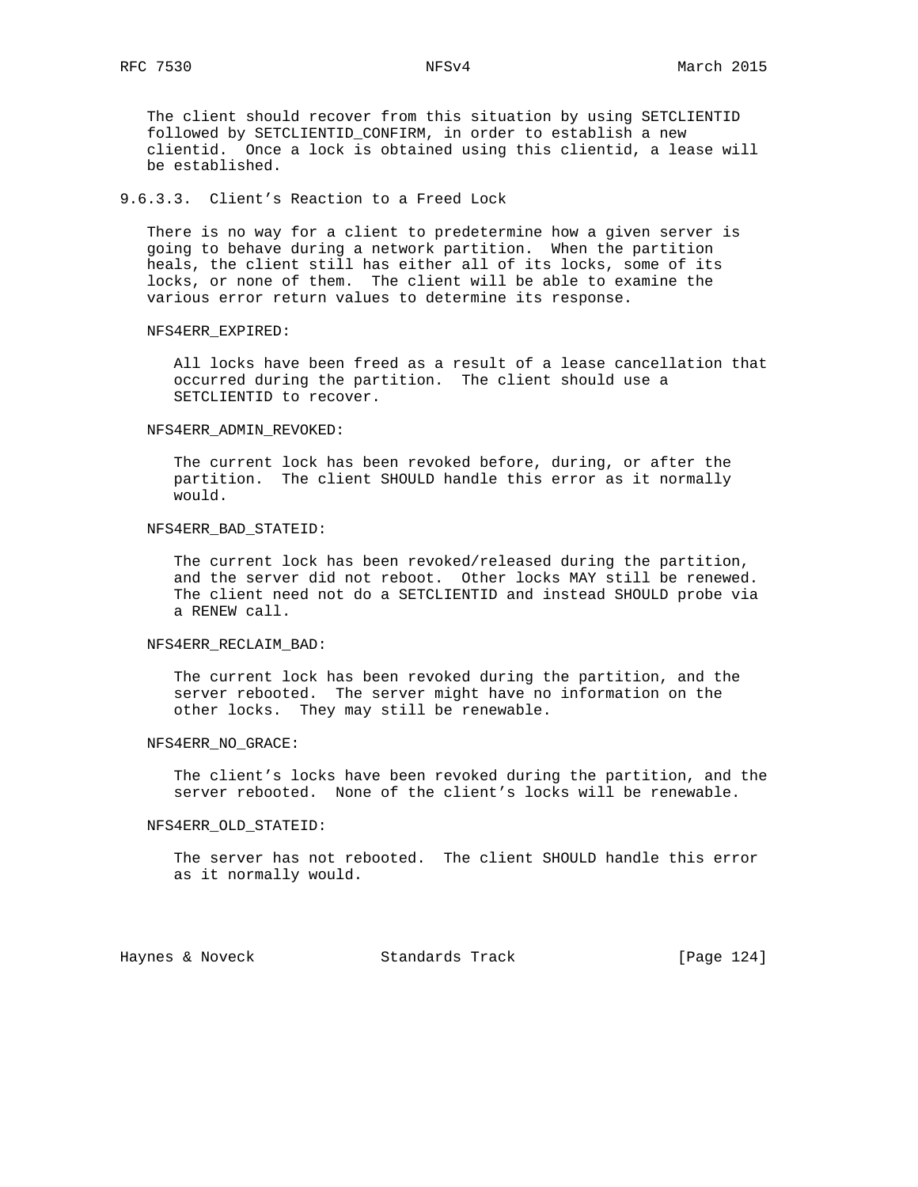The client should recover from this situation by using SETCLIENTID followed by SETCLIENTID_CONFIRM, in order to establish a new clientid. Once a lock is obtained using this clientid, a lease will be established.

#### 9.6.3.3. Client's Reaction to a Freed Lock

There is no way for a client to predetermine how a given server is going to behave during a network partition. When the partition heals, the client still has either all of its locks, some of its locks, or none of them. The client will be able to examine the various error return values to determine its response.

NFS4ERR_EXPIRED:

> All locks have been freed as a result of a lease cancellation that occurred during the partition. The client should use a SETCLIENTID to recover.

NFS4ERR_ADMIN_REVOKED:

> The current lock has been revoked before, during, or after the partition. The client SHOULD handle this error as it normally would.

NFS4ERR_BAD_STATEID:

> The current lock has been revoked/released during the partition, and the server did not reboot. Other locks MAY still be renewed. The client need not do a SETCLIENTID and instead SHOULD probe via a RENEW call.

NFS4ERR_RECLAIM_BAD:

> The current lock has been revoked during the partition, and the server rebooted. The server might have no information on the other locks. They may still be renewable.

NFS4ERR_NO_GRACE:

> The client's locks have been revoked during the partition, and the server rebooted. None of the client's locks will be renewable.

NFS4ERR_OLD_STATEID:

> The server has not rebooted. The client SHOULD handle this error as it normally would.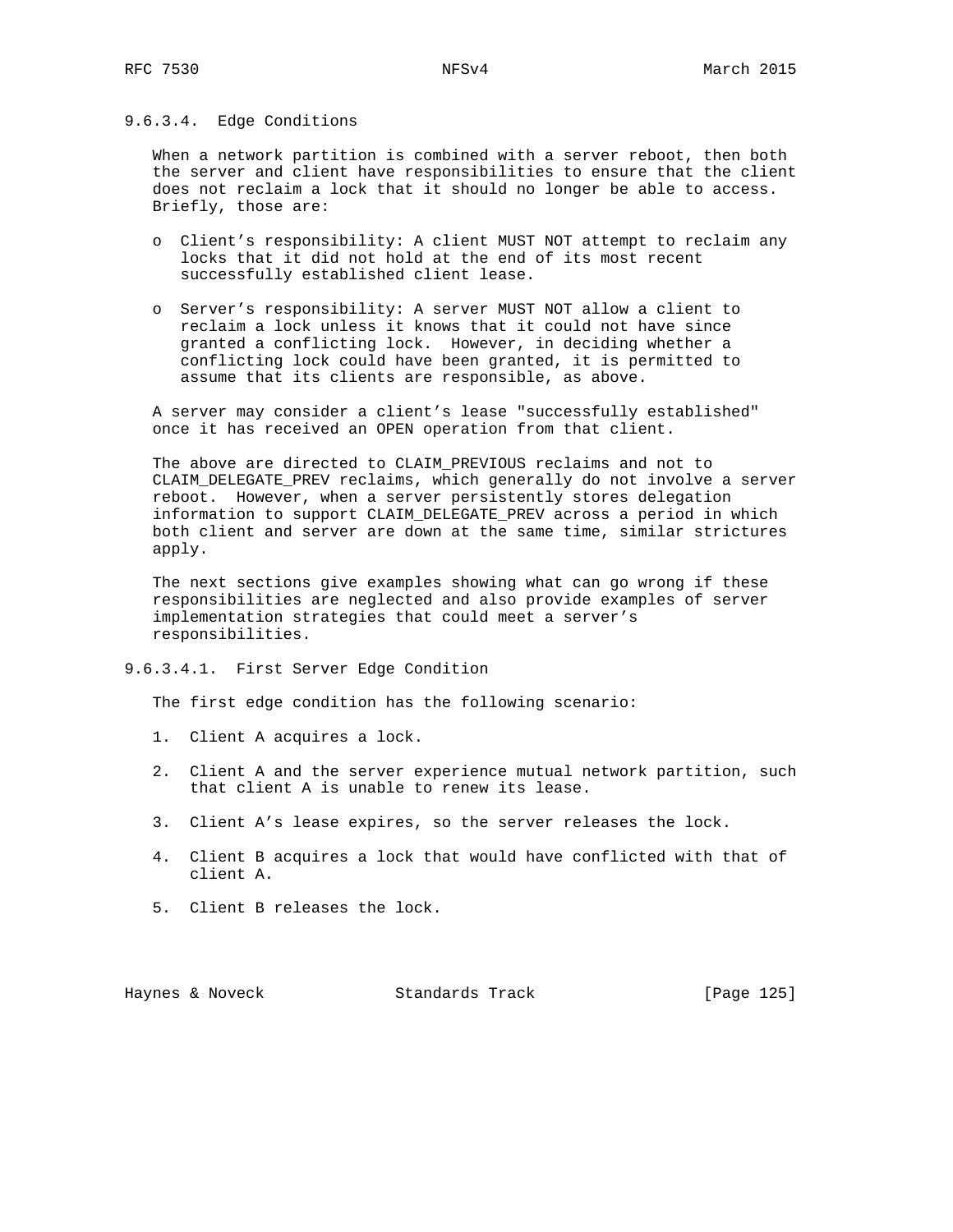#### 9.6.3.4. Edge Conditions

When a network partition is combined with a server reboot, then both the server and client have responsibilities to ensure that the client does not reclaim a lock that it should no longer be able to access. Briefly, those are:

- Client's responsibility: A client MUST NOT attempt to reclaim any locks that it did not hold at the end of its most recent successfully established client lease.

- Server's responsibility: A server MUST NOT allow a client to reclaim a lock unless it knows that it could not have since granted a conflicting lock. However, in deciding whether a conflicting lock could have been granted, it is permitted to assume that its clients are responsible, as above.

A server may consider a client's lease "successfully established" once it has received an OPEN operation from that client.

The above are directed to CLAIM_PREVIOUS reclaims and not to CLAIM_DELEGATE_PREV reclaims, which generally do not involve a server reboot. However, when a server persistently stores delegation information to support CLAIM_DELEGATE_PREV across a period in which both client and server are down at the same time, similar strictures apply.

The next sections give examples showing what can go wrong if these responsibilities are neglected and also provide examples of server implementation strategies that could meet a server's responsibilities.

##### 9.6.3.4.1. First Server Edge Condition

The first edge condition has the following scenario:

1. Client A acquires a lock.

2. Client A and the server experience mutual network partition, such that client A is unable to renew its lease.

3. Client A's lease expires, so the server releases the lock.

4. Client B acquires a lock that would have conflicted with that of client A.

5. Client B releases the lock.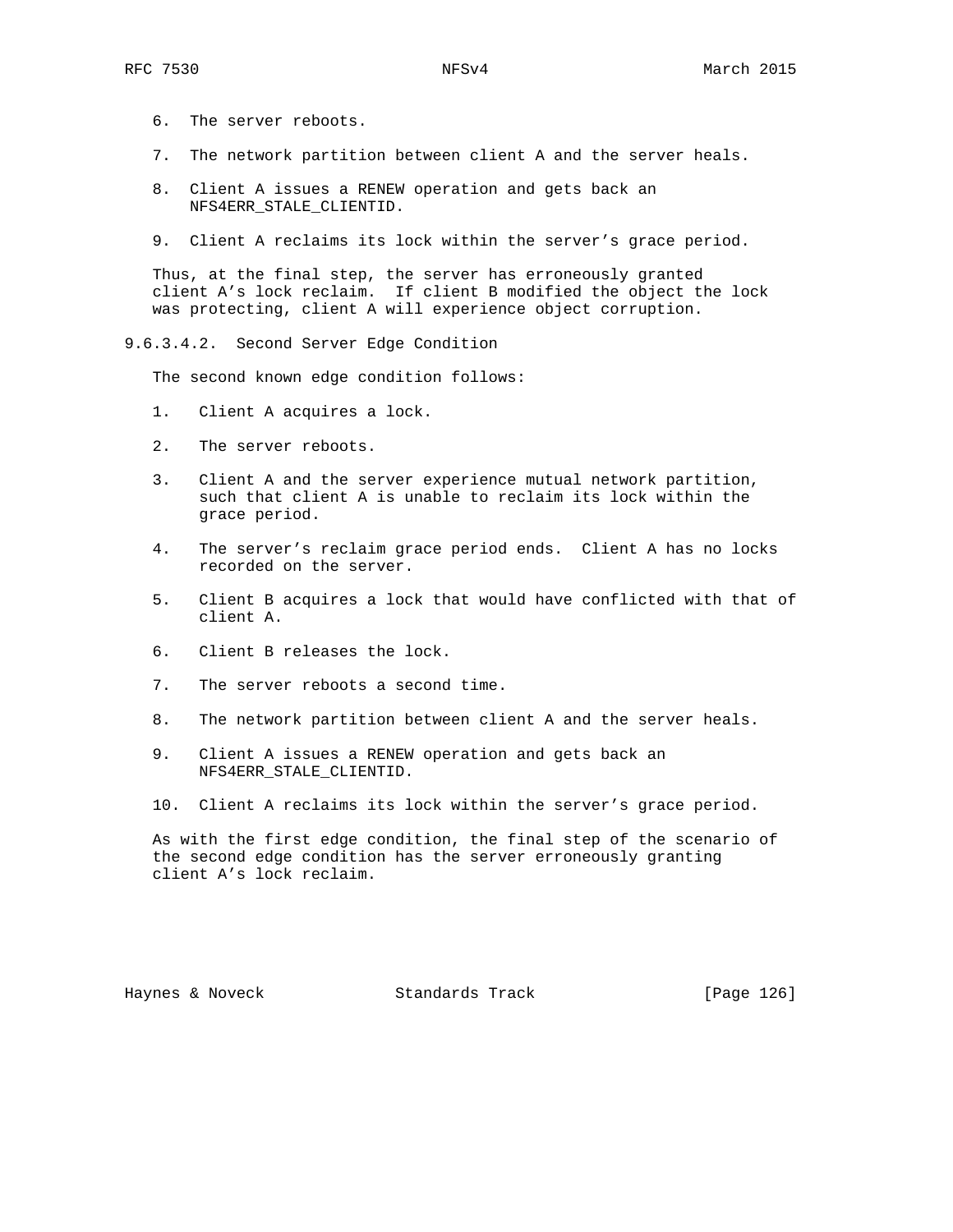6. The server reboots.

7. The network partition between client A and the server heals.

8. Client A issues a RENEW operation and gets back an NFS4ERR_STALE_CLIENTID.

9. Client A reclaims its lock within the server's grace period.

Thus, at the final step, the server has erroneously granted client A's lock reclaim. If client B modified the object the lock was protecting, client A will experience object corruption.

#### 9.6.3.4.2. Second Server Edge Condition

The second known edge condition follows:

1. Client A acquires a lock.

2. The server reboots.

3. Client A and the server experience mutual network partition, such that client A is unable to reclaim its lock within the grace period.

4. The server's reclaim grace period ends. Client A has no locks recorded on the server.

5. Client B acquires a lock that would have conflicted with that of client A.

6. Client B releases the lock.

7. The server reboots a second time.

8. The network partition between client A and the server heals.

9. Client A issues a RENEW operation and gets back an NFS4ERR_STALE_CLIENTID.

10. Client A reclaims its lock within the server's grace period.

As with the first edge condition, the final step of the scenario of the second edge condition has the server erroneously granting client A's lock reclaim.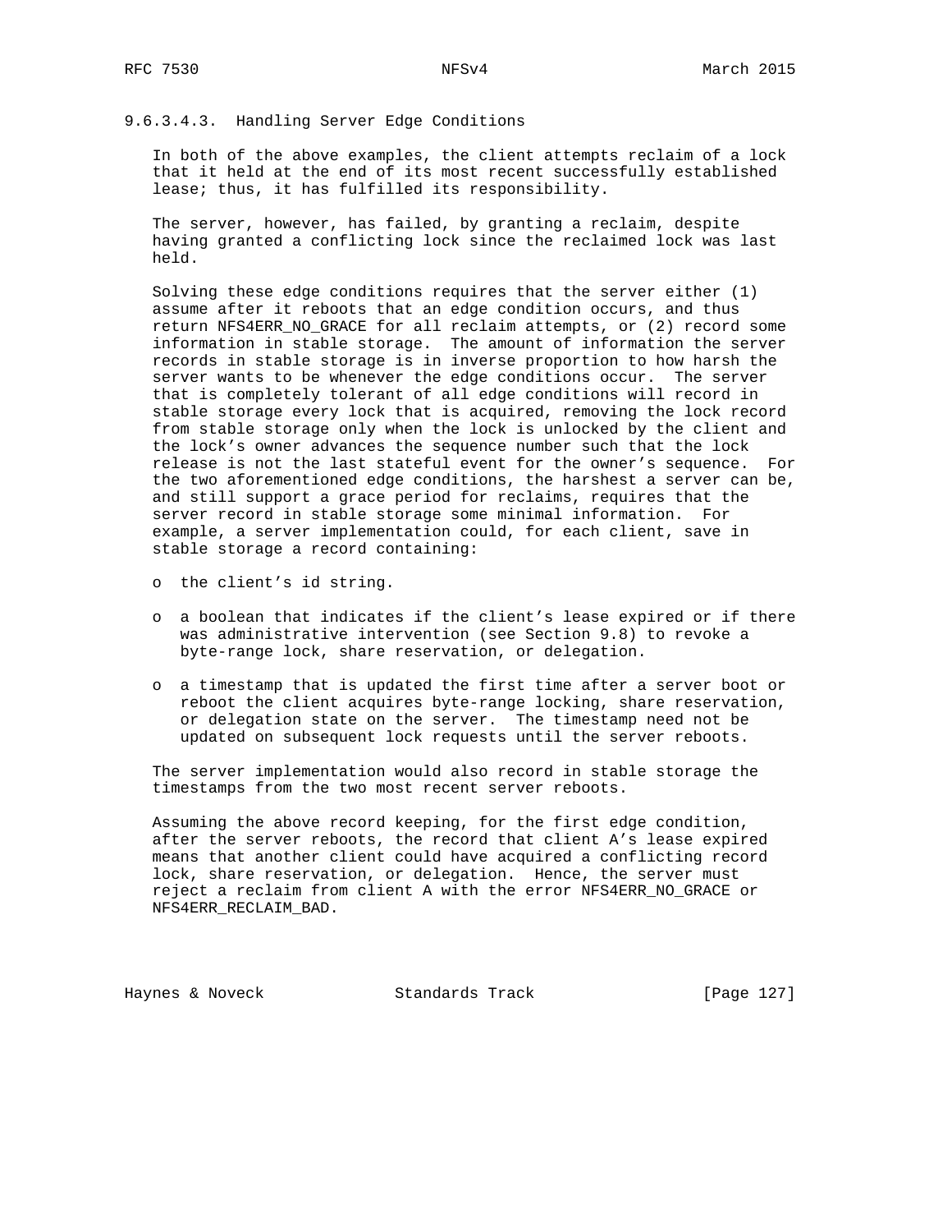#### 9.6.3.4.3. Handling Server Edge Conditions

In both of the above examples, the client attempts reclaim of a lock that it held at the end of its most recent successfully established lease; thus, it has fulfilled its responsibility.

The server, however, has failed, by granting a reclaim, despite having granted a conflicting lock since the reclaimed lock was last held.

Solving these edge conditions requires that the server either (1) assume after it reboots that an edge condition occurs, and thus return NFS4ERR_NO_GRACE for all reclaim attempts, or (2) record some information in stable storage. The amount of information the server records in stable storage is in inverse proportion to how harsh the server wants to be whenever the edge conditions occur. The server that is completely tolerant of all edge conditions will record in stable storage every lock that is acquired, removing the lock record from stable storage only when the lock is unlocked by the client and the lock's owner advances the sequence number such that the lock release is not the last stateful event for the owner's sequence. For the two aforementioned edge conditions, the harshest a server can be, and still support a grace period for reclaims, requires that the server record in stable storage some minimal information. For example, a server implementation could, for each client, save in stable storage a record containing:

- the client's id string.
- a boolean that indicates if the client's lease expired or if there was administrative intervention (see Section 9.8) to revoke a byte-range lock, share reservation, or delegation.
- a timestamp that is updated the first time after a server boot or reboot the client acquires byte-range locking, share reservation, or delegation state on the server. The timestamp need not be updated on subsequent lock requests until the server reboots.

The server implementation would also record in stable storage the timestamps from the two most recent server reboots.

Assuming the above record keeping, for the first edge condition, after the server reboots, the record that client A's lease expired means that another client could have acquired a conflicting record lock, share reservation, or delegation. Hence, the server must reject a reclaim from client A with the error NFS4ERR_NO_GRACE or NFS4ERR_RECLAIM_BAD.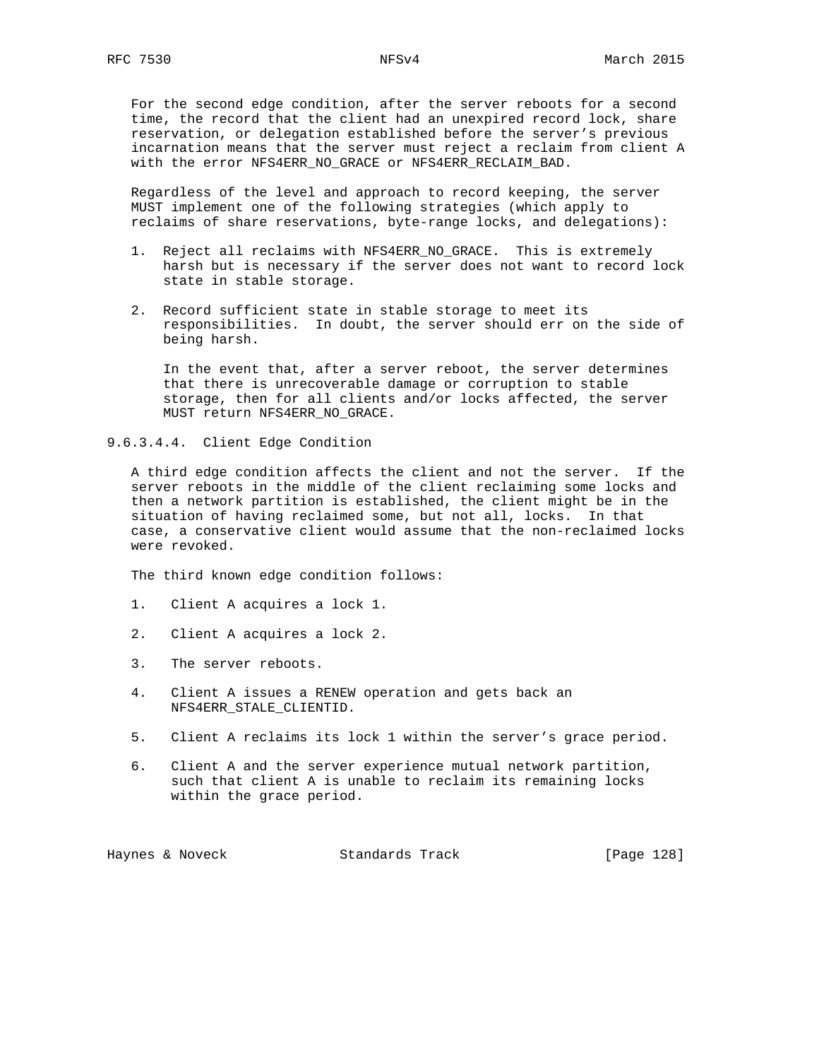For the second edge condition, after the server reboots for a second time, the record that the client had an unexpired record lock, share reservation, or delegation established before the server's previous incarnation means that the server must reject a reclaim from client A with the error NFS4ERR_NO_GRACE or NFS4ERR_RECLAIM_BAD.

Regardless of the level and approach to record keeping, the server MUST implement one of the following strategies (which apply to reclaims of share reservations, byte-range locks, and delegations):

1. Reject all reclaims with NFS4ERR_NO_GRACE. This is extremely harsh but is necessary if the server does not want to record lock state in stable storage.

2. Record sufficient state in stable storage to meet its responsibilities. In doubt, the server should err on the side of being harsh.

   In the event that, after a server reboot, the server determines that there is unrecoverable damage or corruption to stable storage, then for all clients and/or locks affected, the server MUST return NFS4ERR_NO_GRACE.

#### 9.6.3.4.4. Client Edge Condition

A third edge condition affects the client and not the server. If the server reboots in the middle of the client reclaiming some locks and then a network partition is established, the client might be in the situation of having reclaimed some, but not all, locks. In that case, a conservative client would assume that the non-reclaimed locks were revoked.

The third known edge condition follows:

1. Client A acquires a lock 1.

2. Client A acquires a lock 2.

3. The server reboots.

4. Client A issues a RENEW operation and gets back an NFS4ERR_STALE_CLIENTID.

5. Client A reclaims its lock 1 within the server's grace period.

6. Client A and the server experience mutual network partition, such that client A is unable to reclaim its remaining locks within the grace period.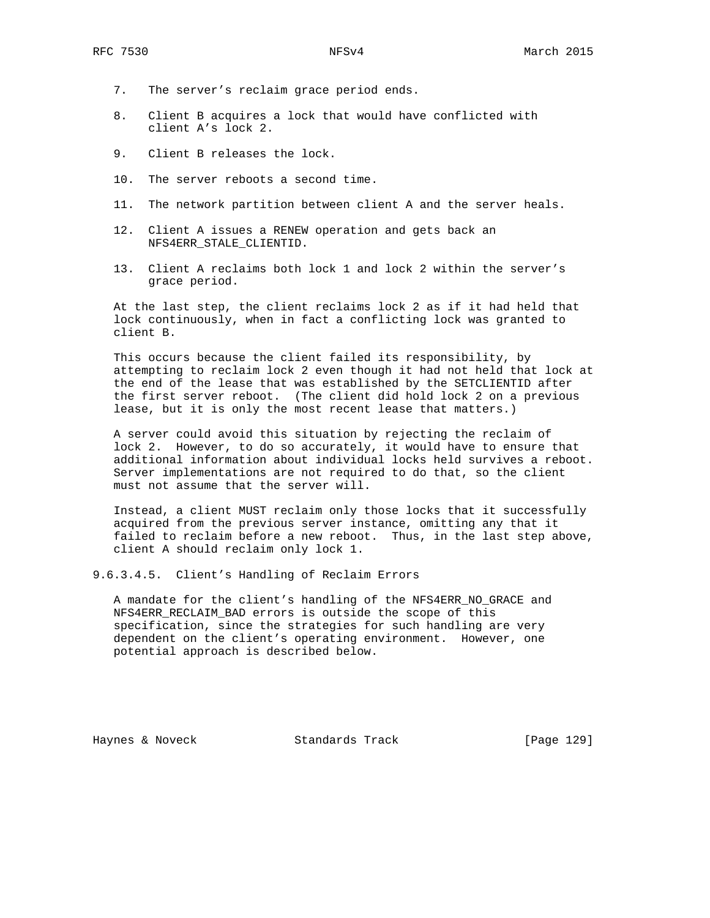7. The server's reclaim grace period ends.

8. Client B acquires a lock that would have conflicted with client A's lock 2.

9. Client B releases the lock.

10. The server reboots a second time.

11. The network partition between client A and the server heals.

12. Client A issues a RENEW operation and gets back an NFS4ERR_STALE_CLIENTID.

13. Client A reclaims both lock 1 and lock 2 within the server's grace period.

At the last step, the client reclaims lock 2 as if it had held that lock continuously, when in fact a conflicting lock was granted to client B.

This occurs because the client failed its responsibility, by attempting to reclaim lock 2 even though it had not held that lock at the end of the lease that was established by the SETCLIENTID after the first server reboot. (The client did hold lock 2 on a previous lease, but it is only the most recent lease that matters.)

A server could avoid this situation by rejecting the reclaim of lock 2. However, to do so accurately, it would have to ensure that additional information about individual locks held survives a reboot. Server implementations are not required to do that, so the client must not assume that the server will.

Instead, a client MUST reclaim only those locks that it successfully acquired from the previous server instance, omitting any that it failed to reclaim before a new reboot. Thus, in the last step above, client A should reclaim only lock 1.

#### 9.6.3.4.5. Client's Handling of Reclaim Errors

A mandate for the client's handling of the NFS4ERR_NO_GRACE and NFS4ERR_RECLAIM_BAD errors is outside the scope of this specification, since the strategies for such handling are very dependent on the client's operating environment. However, one potential approach is described below.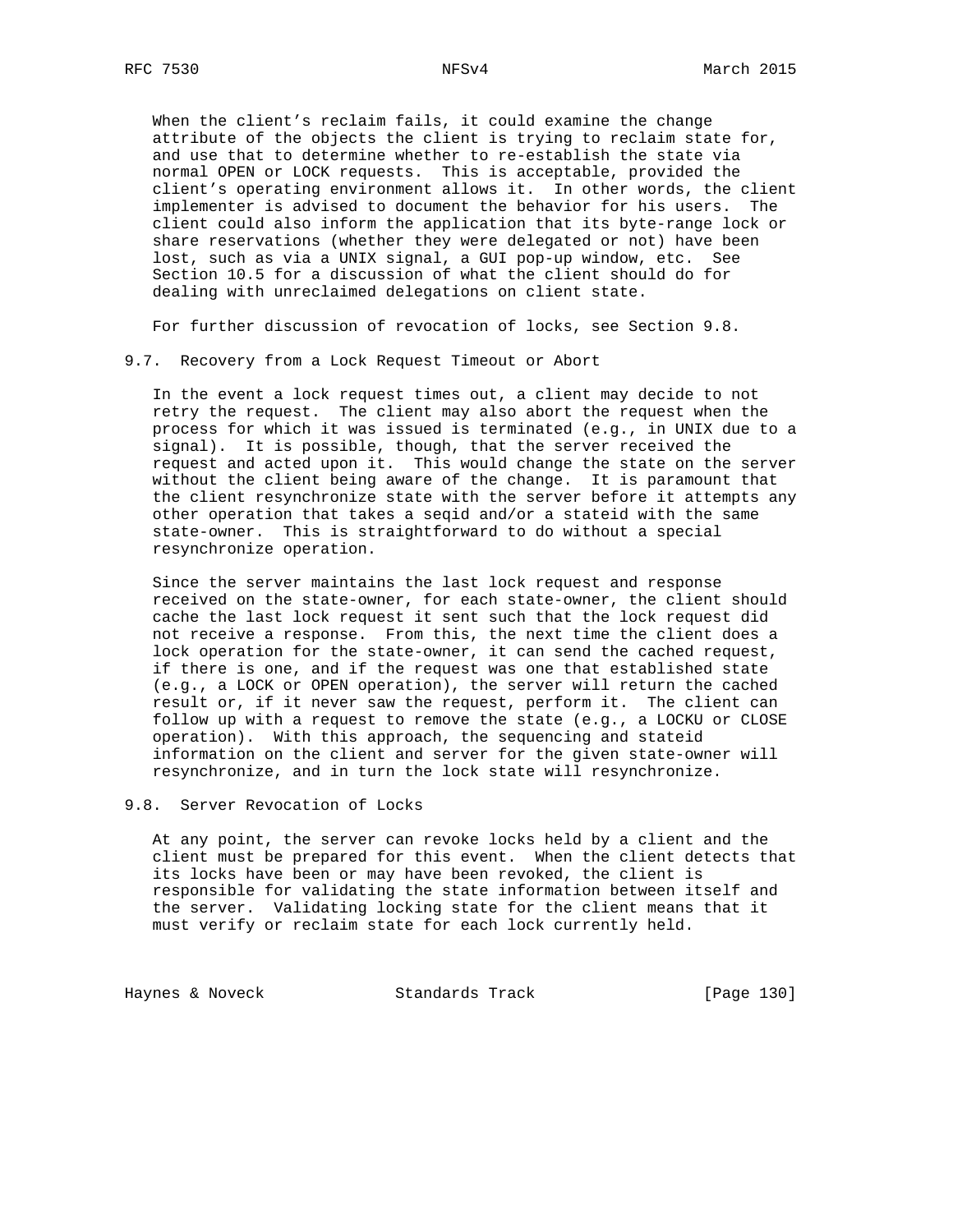When the client's reclaim fails, it could examine the change attribute of the objects the client is trying to reclaim state for, and use that to determine whether to re-establish the state via normal OPEN or LOCK requests. This is acceptable, provided the client's operating environment allows it. In other words, the client implementer is advised to document the behavior for his users. The client could also inform the application that its byte-range lock or share reservations (whether they were delegated or not) have been lost, such as via a UNIX signal, a GUI pop-up window, etc. See Section 10.5 for a discussion of what the client should do for dealing with unreclaimed delegations on client state.

For further discussion of revocation of locks, see Section 9.8.

## 9.7. Recovery from a Lock Request Timeout or Abort

In the event a lock request times out, a client may decide to not retry the request. The client may also abort the request when the process for which it was issued is terminated (e.g., in UNIX due to a signal). It is possible, though, that the server received the request and acted upon it. This would change the state on the server without the client being aware of the change. It is paramount that the client resynchronize state with the server before it attempts any other operation that takes a seqid and/or a stateid with the same state-owner. This is straightforward to do without a special resynchronize operation.

Since the server maintains the last lock request and response received on the state-owner, for each state-owner, the client should cache the last lock request it sent such that the lock request did not receive a response. From this, the next time the client does a lock operation for the state-owner, it can send the cached request, if there is one, and if the request was one that established state (e.g., a LOCK or OPEN operation), the server will return the cached result or, if it never saw the request, perform it. The client can follow up with a request to remove the state (e.g., a LOCKU or CLOSE operation). With this approach, the sequencing and stateid information on the client and server for the given state-owner will resynchronize, and in turn the lock state will resynchronize.

## 9.8. Server Revocation of Locks

At any point, the server can revoke locks held by a client and the client must be prepared for this event. When the client detects that its locks have been or may have been revoked, the client is responsible for validating the state information between itself and the server. Validating locking state for the client means that it must verify or reclaim state for each lock currently held.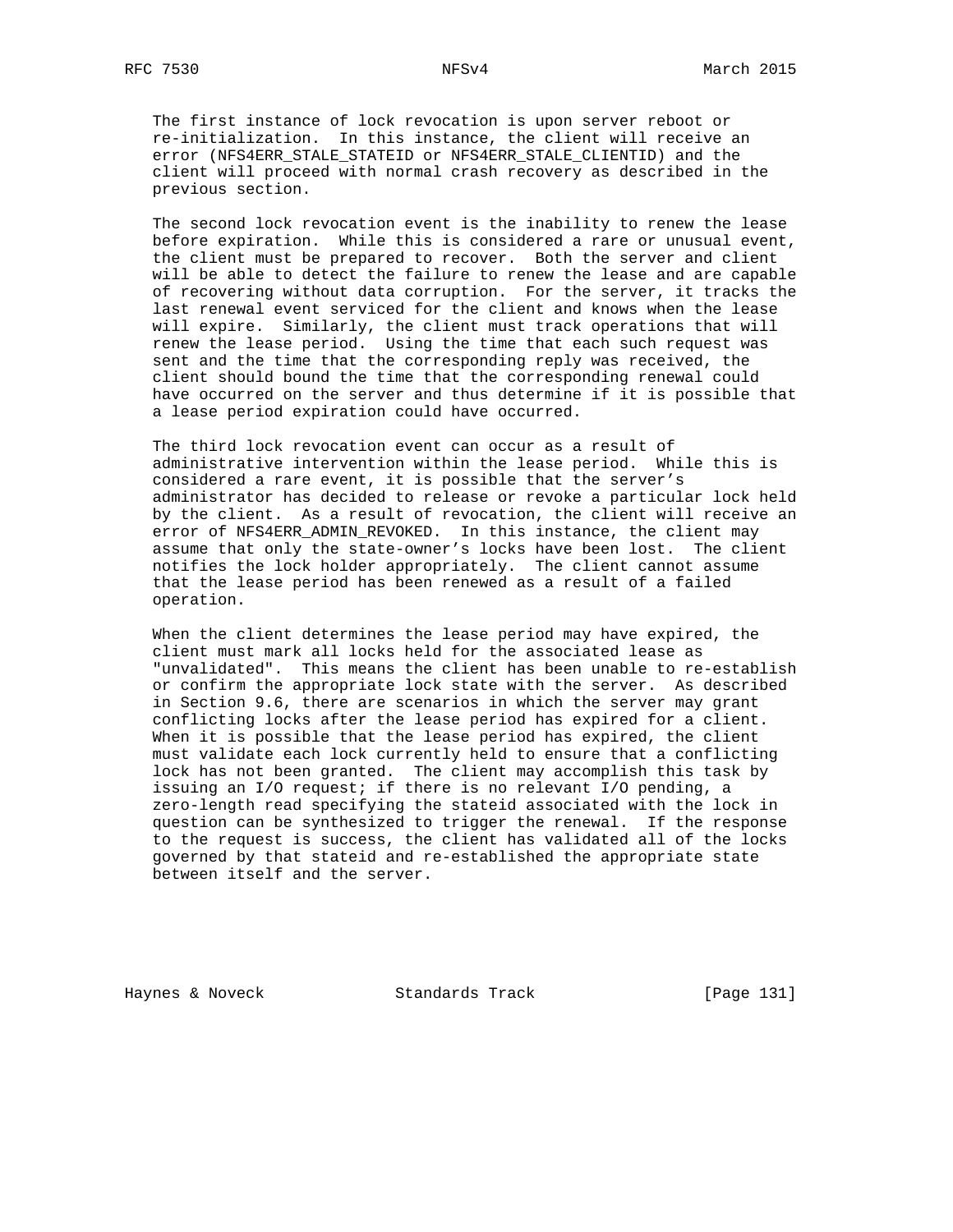The first instance of lock revocation is upon server reboot or re-initialization. In this instance, the client will receive an error (NFS4ERR_STALE_STATEID or NFS4ERR_STALE_CLIENTID) and the client will proceed with normal crash recovery as described in the previous section.

The second lock revocation event is the inability to renew the lease before expiration. While this is considered a rare or unusual event, the client must be prepared to recover. Both the server and client will be able to detect the failure to renew the lease and are capable of recovering without data corruption. For the server, it tracks the last renewal event serviced for the client and knows when the lease will expire. Similarly, the client must track operations that will renew the lease period. Using the time that each such request was sent and the time that the corresponding reply was received, the client should bound the time that the corresponding renewal could have occurred on the server and thus determine if it is possible that a lease period expiration could have occurred.

The third lock revocation event can occur as a result of administrative intervention within the lease period. While this is considered a rare event, it is possible that the server's administrator has decided to release or revoke a particular lock held by the client. As a result of revocation, the client will receive an error of NFS4ERR_ADMIN_REVOKED. In this instance, the client may assume that only the state-owner's locks have been lost. The client notifies the lock holder appropriately. The client cannot assume that the lease period has been renewed as a result of a failed operation.

When the client determines the lease period may have expired, the client must mark all locks held for the associated lease as "unvalidated". This means the client has been unable to re-establish or confirm the appropriate lock state with the server. As described in Section 9.6, there are scenarios in which the server may grant conflicting locks after the lease period has expired for a client. When it is possible that the lease period has expired, the client must validate each lock currently held to ensure that a conflicting lock has not been granted. The client may accomplish this task by issuing an I/O request; if there is no relevant I/O pending, a zero-length read specifying the stateid associated with the lock in question can be synthesized to trigger the renewal. If the response to the request is success, the client has validated all of the locks governed by that stateid and re-established the appropriate state between itself and the server.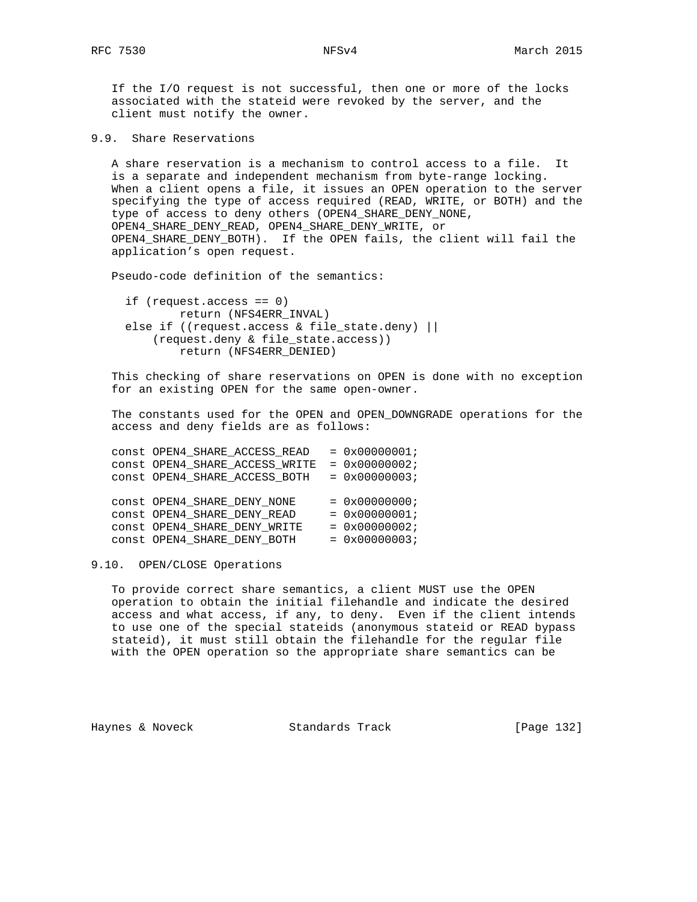If the I/O request is not successful, then one or more of the locks associated with the stateid were revoked by the server, and the client must notify the owner.

## 9.9. Share Reservations

A share reservation is a mechanism to control access to a file. It is a separate and independent mechanism from byte-range locking. When a client opens a file, it issues an OPEN operation to the server specifying the type of access required (READ, WRITE, or BOTH) and the type of access to deny others (OPEN4_SHARE_DENY_NONE, OPEN4_SHARE_DENY_READ, OPEN4_SHARE_DENY_WRITE, or OPEN4_SHARE_DENY_BOTH). If the OPEN fails, the client will fail the application's open request.

Pseudo-code definition of the semantics:

```
  if (request.access == 0)
          return (NFS4ERR_INVAL)
  else if ((request.access & file_state.deny) ||
      (request.deny & file_state.access))
          return (NFS4ERR_DENIED)
```

This checking of share reservations on OPEN is done with no exception for an existing OPEN for the same open-owner.

The constants used for the OPEN and OPEN_DOWNGRADE operations for the access and deny fields are as follows:

```
const OPEN4_SHARE_ACCESS_READ   = 0x00000001;
const OPEN4_SHARE_ACCESS_WRITE  = 0x00000002;
const OPEN4_SHARE_ACCESS_BOTH   = 0x00000003;

const OPEN4_SHARE_DENY_NONE     = 0x00000000;
const OPEN4_SHARE_DENY_READ     = 0x00000001;
const OPEN4_SHARE_DENY_WRITE    = 0x00000002;
const OPEN4_SHARE_DENY_BOTH     = 0x00000003;
```

## 9.10. OPEN/CLOSE Operations

To provide correct share semantics, a client MUST use the OPEN operation to obtain the initial filehandle and indicate the desired access and what access, if any, to deny. Even if the client intends to use one of the special stateids (anonymous stateid or READ bypass stateid), it must still obtain the filehandle for the regular file with the OPEN operation so the appropriate share semantics can be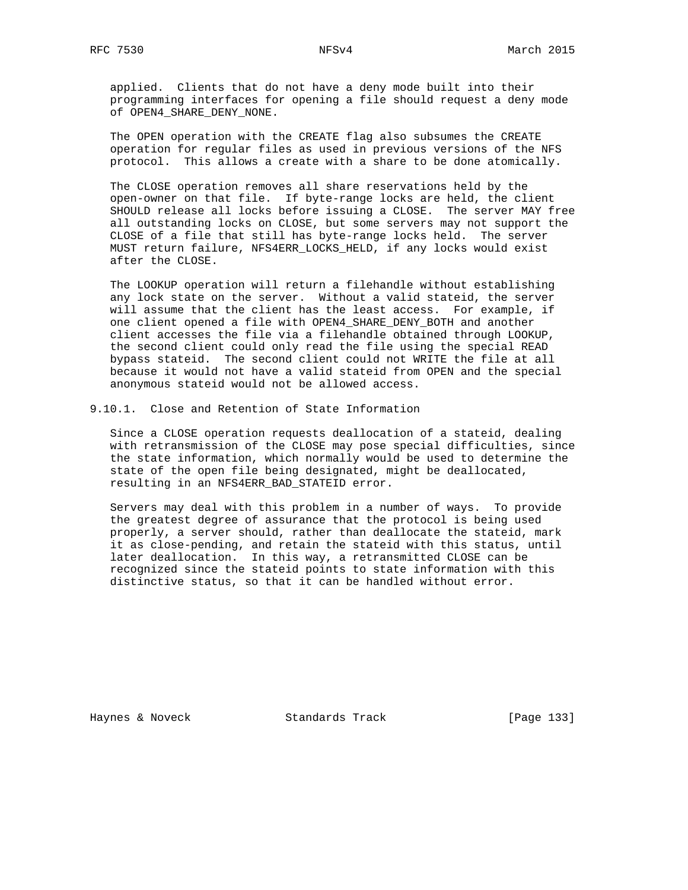applied. Clients that do not have a deny mode built into their programming interfaces for opening a file should request a deny mode of OPEN4_SHARE_DENY_NONE.

The OPEN operation with the CREATE flag also subsumes the CREATE operation for regular files as used in previous versions of the NFS protocol. This allows a create with a share to be done atomically.

The CLOSE operation removes all share reservations held by the open-owner on that file. If byte-range locks are held, the client SHOULD release all locks before issuing a CLOSE. The server MAY free all outstanding locks on CLOSE, but some servers may not support the CLOSE of a file that still has byte-range locks held. The server MUST return failure, NFS4ERR_LOCKS_HELD, if any locks would exist after the CLOSE.

The LOOKUP operation will return a filehandle without establishing any lock state on the server. Without a valid stateid, the server will assume that the client has the least access. For example, if one client opened a file with OPEN4_SHARE_DENY_BOTH and another client accesses the file via a filehandle obtained through LOOKUP, the second client could only read the file using the special READ bypass stateid. The second client could not WRITE the file at all because it would not have a valid stateid from OPEN and the special anonymous stateid would not be allowed access.

### 9.10.1. Close and Retention of State Information

Since a CLOSE operation requests deallocation of a stateid, dealing with retransmission of the CLOSE may pose special difficulties, since the state information, which normally would be used to determine the state of the open file being designated, might be deallocated, resulting in an NFS4ERR_BAD_STATEID error.

Servers may deal with this problem in a number of ways. To provide the greatest degree of assurance that the protocol is being used properly, a server should, rather than deallocate the stateid, mark it as close-pending, and retain the stateid with this status, until later deallocation. In this way, a retransmitted CLOSE can be recognized since the stateid points to state information with this distinctive status, so that it can be handled without error.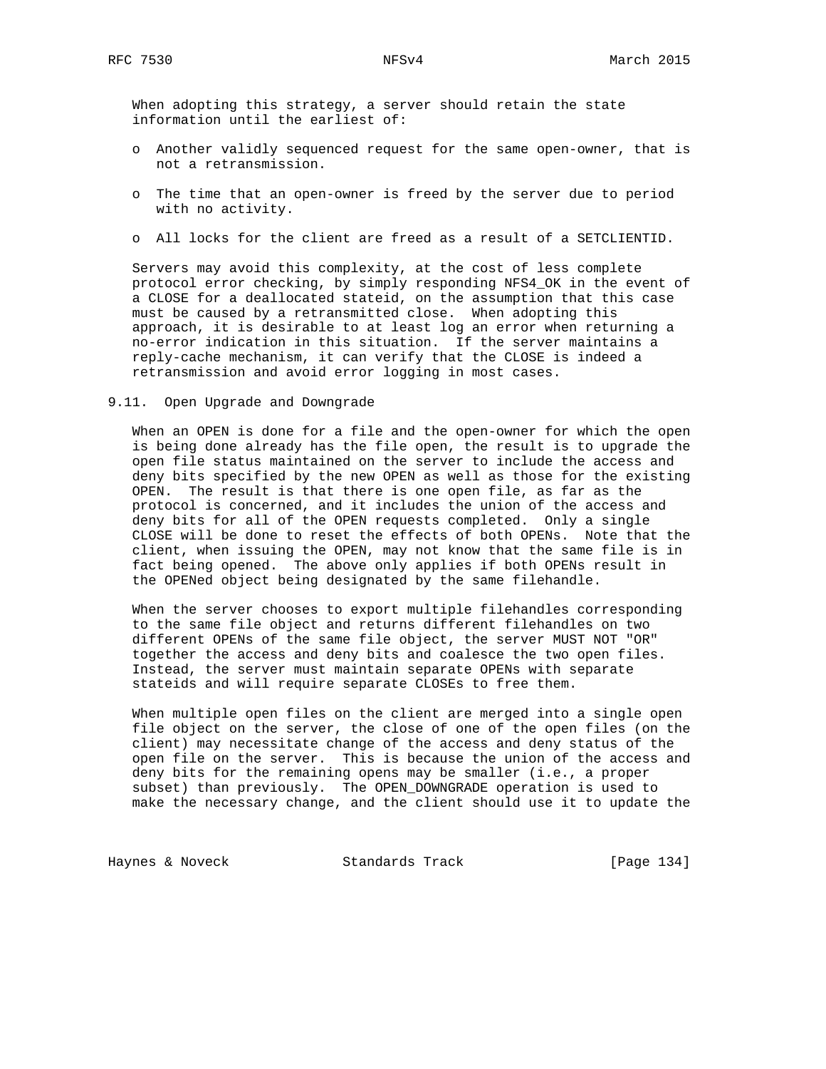When adopting this strategy, a server should retain the state information until the earliest of:

- Another validly sequenced request for the same open-owner, that is not a retransmission.
- The time that an open-owner is freed by the server due to period with no activity.
- All locks for the client are freed as a result of a SETCLIENTID.

Servers may avoid this complexity, at the cost of less complete protocol error checking, by simply responding NFS4_OK in the event of a CLOSE for a deallocated stateid, on the assumption that this case must be caused by a retransmitted close. When adopting this approach, it is desirable to at least log an error when returning a no-error indication in this situation. If the server maintains a reply-cache mechanism, it can verify that the CLOSE is indeed a retransmission and avoid error logging in most cases.

### 9.11. Open Upgrade and Downgrade

When an OPEN is done for a file and the open-owner for which the open is being done already has the file open, the result is to upgrade the open file status maintained on the server to include the access and deny bits specified by the new OPEN as well as those for the existing OPEN. The result is that there is one open file, as far as the protocol is concerned, and it includes the union of the access and deny bits for all of the OPEN requests completed. Only a single CLOSE will be done to reset the effects of both OPENs. Note that the client, when issuing the OPEN, may not know that the same file is in fact being opened. The above only applies if both OPENs result in the OPENed object being designated by the same filehandle.

When the server chooses to export multiple filehandles corresponding to the same file object and returns different filehandles on two different OPENs of the same file object, the server MUST NOT "OR" together the access and deny bits and coalesce the two open files. Instead, the server must maintain separate OPENs with separate stateids and will require separate CLOSEs to free them.

When multiple open files on the client are merged into a single open file object on the server, the close of one of the open files (on the client) may necessitate change of the access and deny status of the open file on the server. This is because the union of the access and deny bits for the remaining opens may be smaller (i.e., a proper subset) than previously. The OPEN_DOWNGRADE operation is used to make the necessary change, and the client should use it to update the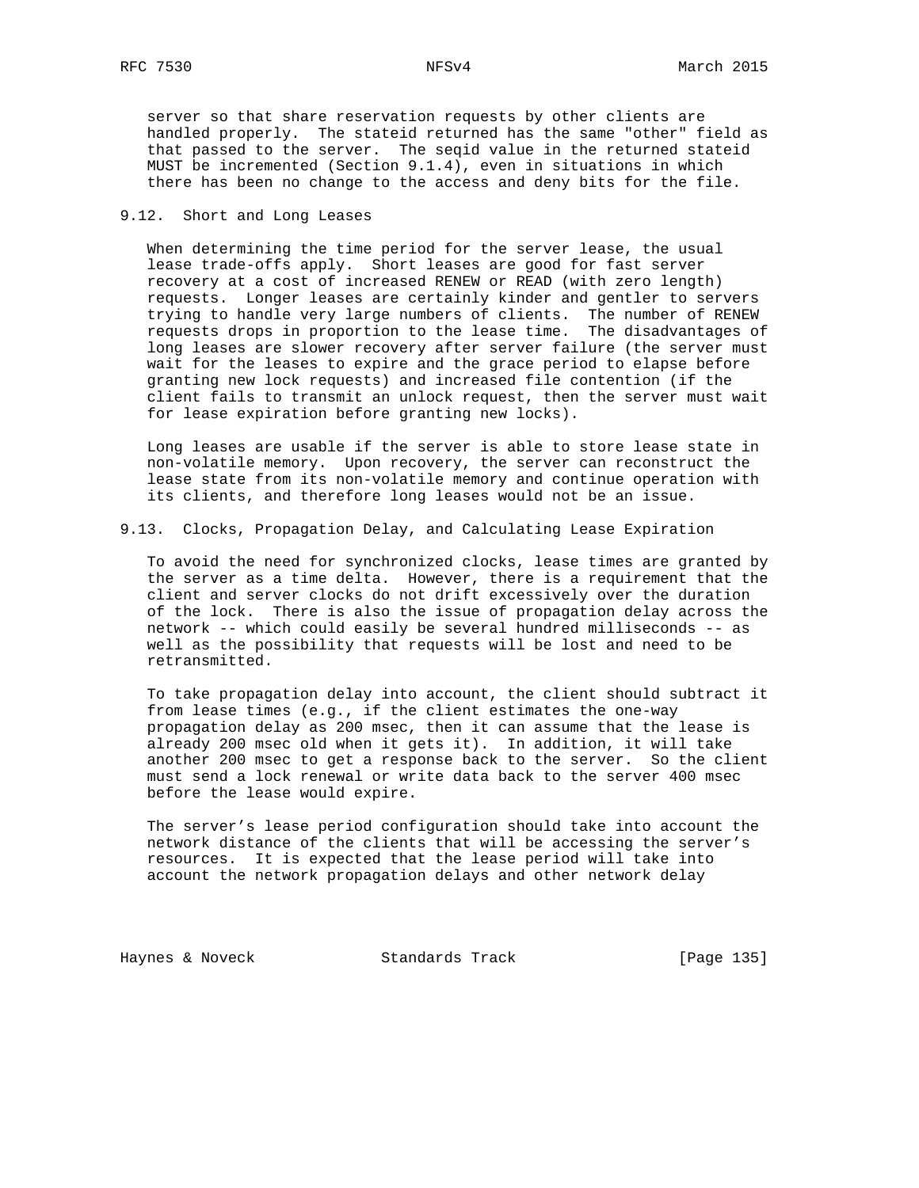server so that share reservation requests by other clients are handled properly. The stateid returned has the same "other" field as that passed to the server. The seqid value in the returned stateid MUST be incremented (Section 9.1.4), even in situations in which there has been no change to the access and deny bits for the file.

## 9.12. Short and Long Leases

When determining the time period for the server lease, the usual lease trade-offs apply. Short leases are good for fast server recovery at a cost of increased RENEW or READ (with zero length) requests. Longer leases are certainly kinder and gentler to servers trying to handle very large numbers of clients. The number of RENEW requests drops in proportion to the lease time. The disadvantages of long leases are slower recovery after server failure (the server must wait for the leases to expire and the grace period to elapse before granting new lock requests) and increased file contention (if the client fails to transmit an unlock request, then the server must wait for lease expiration before granting new locks).

Long leases are usable if the server is able to store lease state in non-volatile memory. Upon recovery, the server can reconstruct the lease state from its non-volatile memory and continue operation with its clients, and therefore long leases would not be an issue.

## 9.13. Clocks, Propagation Delay, and Calculating Lease Expiration

To avoid the need for synchronized clocks, lease times are granted by the server as a time delta. However, there is a requirement that the client and server clocks do not drift excessively over the duration of the lock. There is also the issue of propagation delay across the network -- which could easily be several hundred milliseconds -- as well as the possibility that requests will be lost and need to be retransmitted.

To take propagation delay into account, the client should subtract it from lease times (e.g., if the client estimates the one-way propagation delay as 200 msec, then it can assume that the lease is already 200 msec old when it gets it). In addition, it will take another 200 msec to get a response back to the server. So the client must send a lock renewal or write data back to the server 400 msec before the lease would expire.

The server's lease period configuration should take into account the network distance of the clients that will be accessing the server's resources. It is expected that the lease period will take into account the network propagation delays and other network delay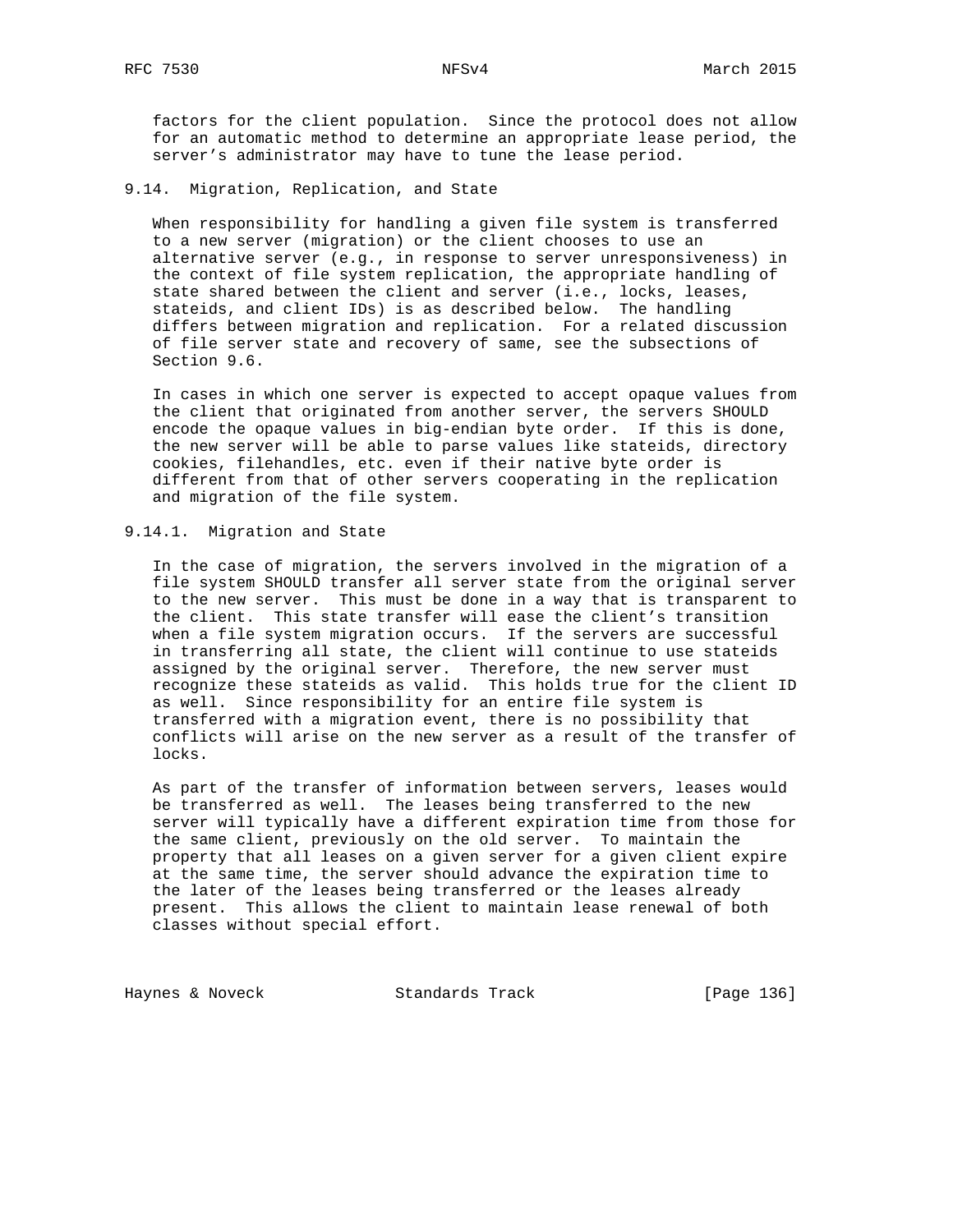factors for the client population. Since the protocol does not allow for an automatic method to determine an appropriate lease period, the server's administrator may have to tune the lease period.

### 9.14. Migration, Replication, and State

When responsibility for handling a given file system is transferred to a new server (migration) or the client chooses to use an alternative server (e.g., in response to server unresponsiveness) in the context of file system replication, the appropriate handling of state shared between the client and server (i.e., locks, leases, stateids, and client IDs) is as described below. The handling differs between migration and replication. For a related discussion of file server state and recovery of same, see the subsections of Section 9.6.

In cases in which one server is expected to accept opaque values from the client that originated from another server, the servers SHOULD encode the opaque values in big-endian byte order. If this is done, the new server will be able to parse values like stateids, directory cookies, filehandles, etc. even if their native byte order is different from that of other servers cooperating in the replication and migration of the file system.

#### 9.14.1. Migration and State

In the case of migration, the servers involved in the migration of a file system SHOULD transfer all server state from the original server to the new server. This must be done in a way that is transparent to the client. This state transfer will ease the client's transition when a file system migration occurs. If the servers are successful in transferring all state, the client will continue to use stateids assigned by the original server. Therefore, the new server must recognize these stateids as valid. This holds true for the client ID as well. Since responsibility for an entire file system is transferred with a migration event, there is no possibility that conflicts will arise on the new server as a result of the transfer of locks.

As part of the transfer of information between servers, leases would be transferred as well. The leases being transferred to the new server will typically have a different expiration time from those for the same client, previously on the old server. To maintain the property that all leases on a given server for a given client expire at the same time, the server should advance the expiration time to the later of the leases being transferred or the leases already present. This allows the client to maintain lease renewal of both classes without special effort.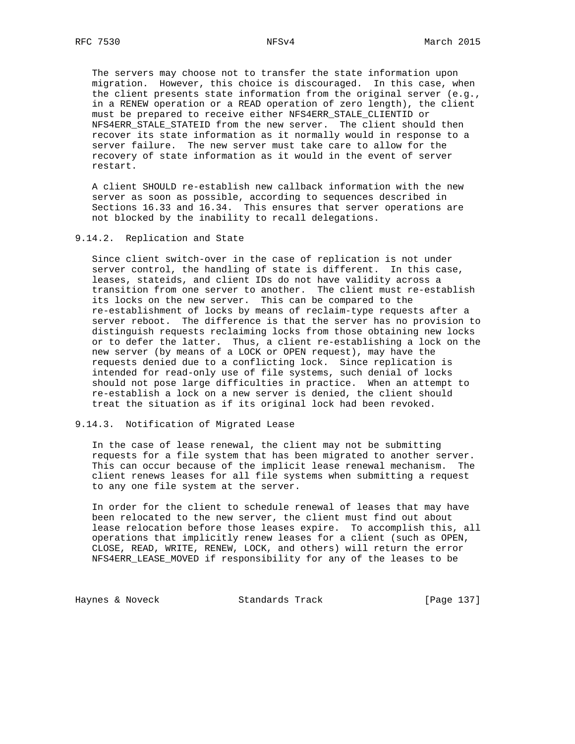The servers may choose not to transfer the state information upon migration. However, this choice is discouraged. In this case, when the client presents state information from the original server (e.g., in a RENEW operation or a READ operation of zero length), the client must be prepared to receive either NFS4ERR_STALE_CLIENTID or NFS4ERR_STALE_STATEID from the new server. The client should then recover its state information as it normally would in response to a server failure. The new server must take care to allow for the recovery of state information as it would in the event of server restart.

A client SHOULD re-establish new callback information with the new server as soon as possible, according to sequences described in Sections 16.33 and 16.34. This ensures that server operations are not blocked by the inability to recall delegations.

### 9.14.2. Replication and State

Since client switch-over in the case of replication is not under server control, the handling of state is different. In this case, leases, stateids, and client IDs do not have validity across a transition from one server to another. The client must re-establish its locks on the new server. This can be compared to the re-establishment of locks by means of reclaim-type requests after a server reboot. The difference is that the server has no provision to distinguish requests reclaiming locks from those obtaining new locks or to defer the latter. Thus, a client re-establishing a lock on the new server (by means of a LOCK or OPEN request), may have the requests denied due to a conflicting lock. Since replication is intended for read-only use of file systems, such denial of locks should not pose large difficulties in practice. When an attempt to re-establish a lock on a new server is denied, the client should treat the situation as if its original lock had been revoked.

### 9.14.3. Notification of Migrated Lease

In the case of lease renewal, the client may not be submitting requests for a file system that has been migrated to another server. This can occur because of the implicit lease renewal mechanism. The client renews leases for all file systems when submitting a request to any one file system at the server.

In order for the client to schedule renewal of leases that may have been relocated to the new server, the client must find out about lease relocation before those leases expire. To accomplish this, all operations that implicitly renew leases for a client (such as OPEN, CLOSE, READ, WRITE, RENEW, LOCK, and others) will return the error NFS4ERR_LEASE_MOVED if responsibility for any of the leases to be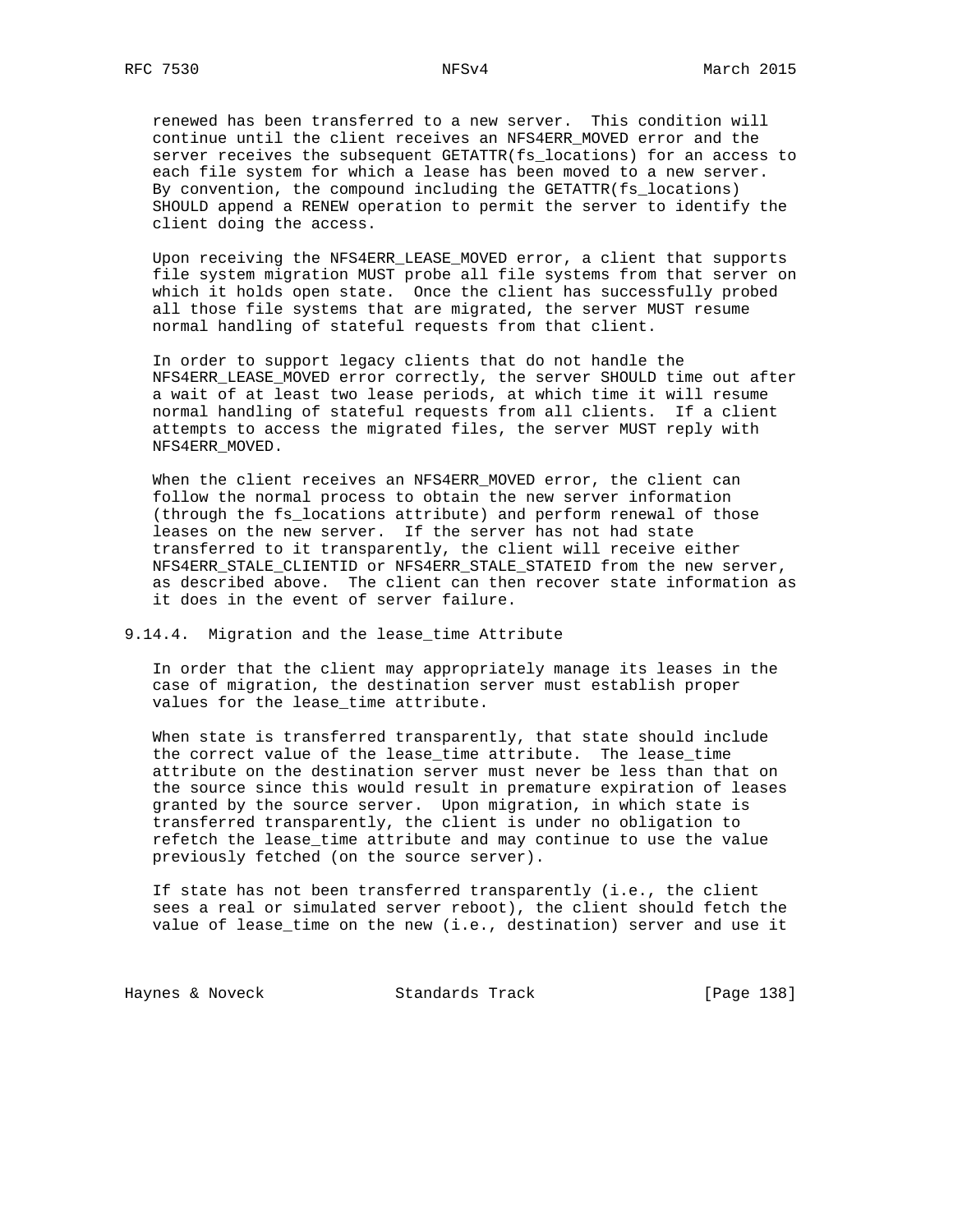renewed has been transferred to a new server. This condition will continue until the client receives an NFS4ERR_MOVED error and the server receives the subsequent GETATTR(fs_locations) for an access to each file system for which a lease has been moved to a new server. By convention, the compound including the GETATTR(fs_locations) SHOULD append a RENEW operation to permit the server to identify the client doing the access.

Upon receiving the NFS4ERR_LEASE_MOVED error, a client that supports file system migration MUST probe all file systems from that server on which it holds open state. Once the client has successfully probed all those file systems that are migrated, the server MUST resume normal handling of stateful requests from that client.

In order to support legacy clients that do not handle the NFS4ERR_LEASE_MOVED error correctly, the server SHOULD time out after a wait of at least two lease periods, at which time it will resume normal handling of stateful requests from all clients. If a client attempts to access the migrated files, the server MUST reply with NFS4ERR_MOVED.

When the client receives an NFS4ERR_MOVED error, the client can follow the normal process to obtain the new server information (through the fs_locations attribute) and perform renewal of those leases on the new server. If the server has not had state transferred to it transparently, the client will receive either NFS4ERR_STALE_CLIENTID or NFS4ERR_STALE_STATEID from the new server, as described above. The client can then recover state information as it does in the event of server failure.

### 9.14.4. Migration and the lease_time Attribute

In order that the client may appropriately manage its leases in the case of migration, the destination server must establish proper values for the lease_time attribute.

When state is transferred transparently, that state should include the correct value of the lease_time attribute. The lease_time attribute on the destination server must never be less than that on the source since this would result in premature expiration of leases granted by the source server. Upon migration, in which state is transferred transparently, the client is under no obligation to refetch the lease_time attribute and may continue to use the value previously fetched (on the source server).

If state has not been transferred transparently (i.e., the client sees a real or simulated server reboot), the client should fetch the value of lease_time on the new (i.e., destination) server and use it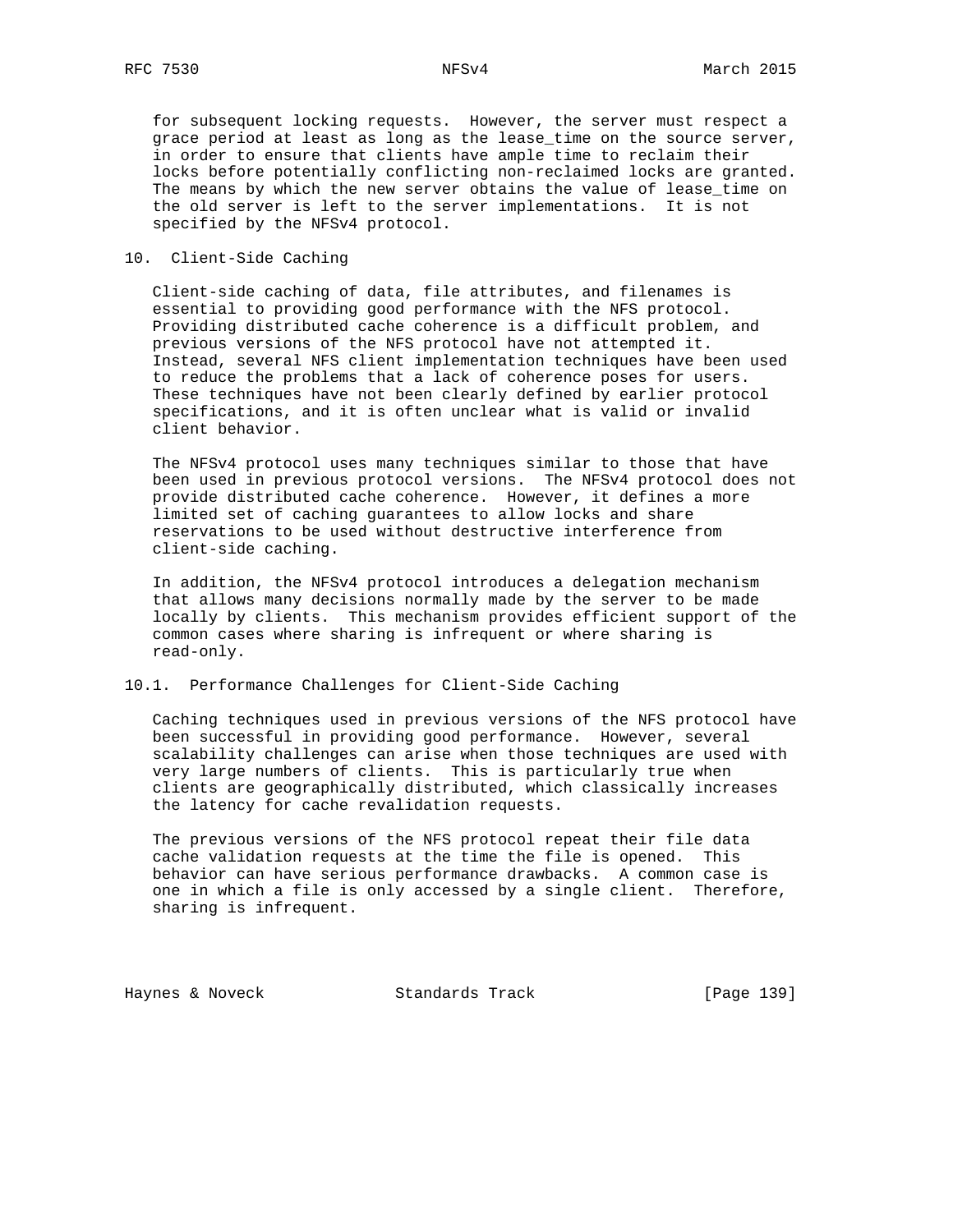for subsequent locking requests. However, the server must respect a grace period at least as long as the lease_time on the source server, in order to ensure that clients have ample time to reclaim their locks before potentially conflicting non-reclaimed locks are granted. The means by which the new server obtains the value of lease_time on the old server is left to the server implementations. It is not specified by the NFSv4 protocol.

## 10. Client-Side Caching

Client-side caching of data, file attributes, and filenames is essential to providing good performance with the NFS protocol. Providing distributed cache coherence is a difficult problem, and previous versions of the NFS protocol have not attempted it. Instead, several NFS client implementation techniques have been used to reduce the problems that a lack of coherence poses for users. These techniques have not been clearly defined by earlier protocol specifications, and it is often unclear what is valid or invalid client behavior.

The NFSv4 protocol uses many techniques similar to those that have been used in previous protocol versions. The NFSv4 protocol does not provide distributed cache coherence. However, it defines a more limited set of caching guarantees to allow locks and share reservations to be used without destructive interference from client-side caching.

In addition, the NFSv4 protocol introduces a delegation mechanism that allows many decisions normally made by the server to be made locally by clients. This mechanism provides efficient support of the common cases where sharing is infrequent or where sharing is read-only.

### 10.1. Performance Challenges for Client-Side Caching

Caching techniques used in previous versions of the NFS protocol have been successful in providing good performance. However, several scalability challenges can arise when those techniques are used with very large numbers of clients. This is particularly true when clients are geographically distributed, which classically increases the latency for cache revalidation requests.

The previous versions of the NFS protocol repeat their file data cache validation requests at the time the file is opened. This behavior can have serious performance drawbacks. A common case is one in which a file is only accessed by a single client. Therefore, sharing is infrequent.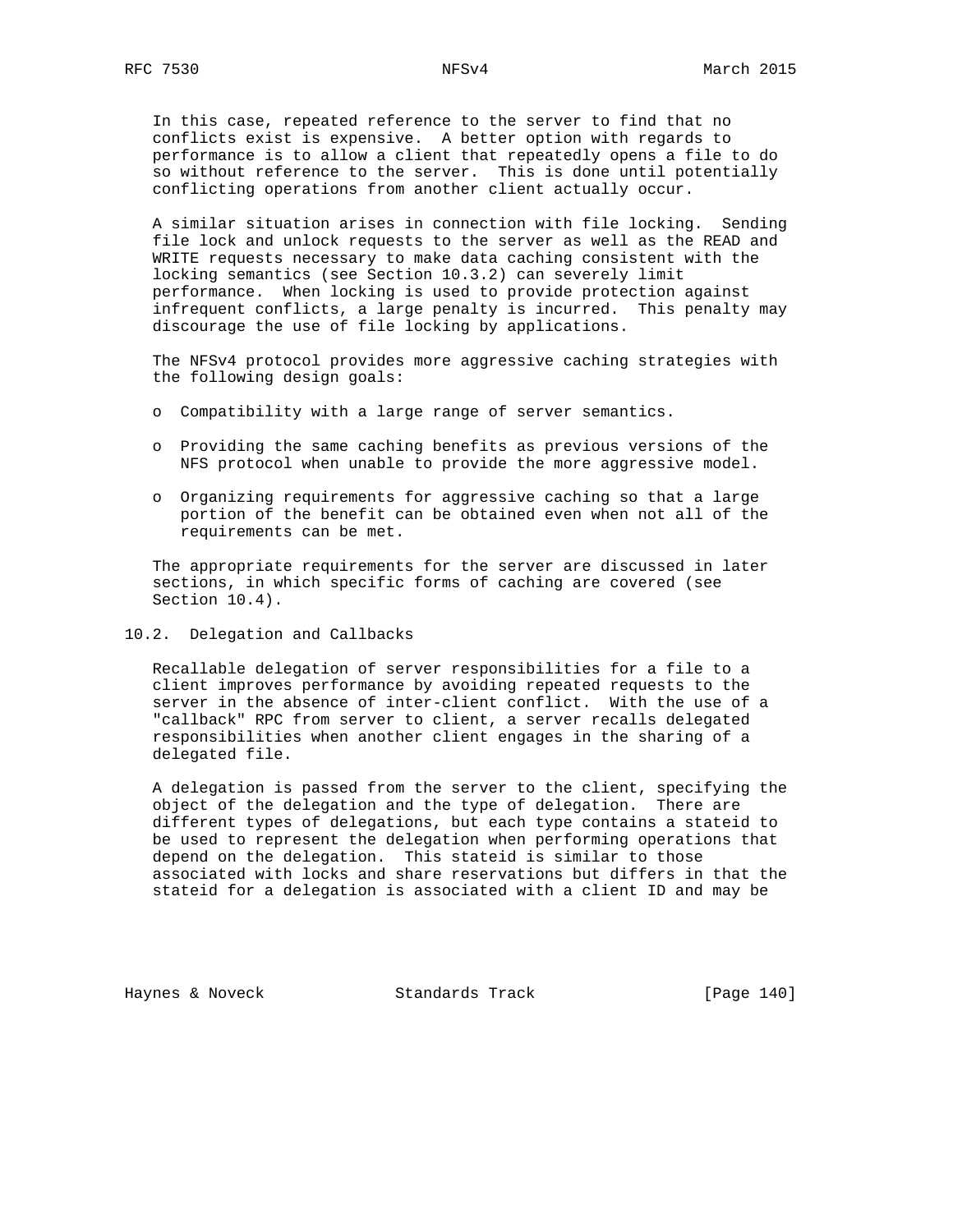In this case, repeated reference to the server to find that no conflicts exist is expensive. A better option with regards to performance is to allow a client that repeatedly opens a file to do so without reference to the server. This is done until potentially conflicting operations from another client actually occur.

A similar situation arises in connection with file locking. Sending file lock and unlock requests to the server as well as the READ and WRITE requests necessary to make data caching consistent with the locking semantics (see Section 10.3.2) can severely limit performance. When locking is used to provide protection against infrequent conflicts, a large penalty is incurred. This penalty may discourage the use of file locking by applications.

The NFSv4 protocol provides more aggressive caching strategies with the following design goals:

- Compatibility with a large range of server semantics.
- Providing the same caching benefits as previous versions of the NFS protocol when unable to provide the more aggressive model.
- Organizing requirements for aggressive caching so that a large portion of the benefit can be obtained even when not all of the requirements can be met.

The appropriate requirements for the server are discussed in later sections, in which specific forms of caching are covered (see Section 10.4).

## 10.2. Delegation and Callbacks

Recallable delegation of server responsibilities for a file to a client improves performance by avoiding repeated requests to the server in the absence of inter-client conflict. With the use of a "callback" RPC from server to client, a server recalls delegated responsibilities when another client engages in the sharing of a delegated file.

A delegation is passed from the server to the client, specifying the object of the delegation and the type of delegation. There are different types of delegations, but each type contains a stateid to be used to represent the delegation when performing operations that depend on the delegation. This stateid is similar to those associated with locks and share reservations but differs in that the stateid for a delegation is associated with a client ID and may be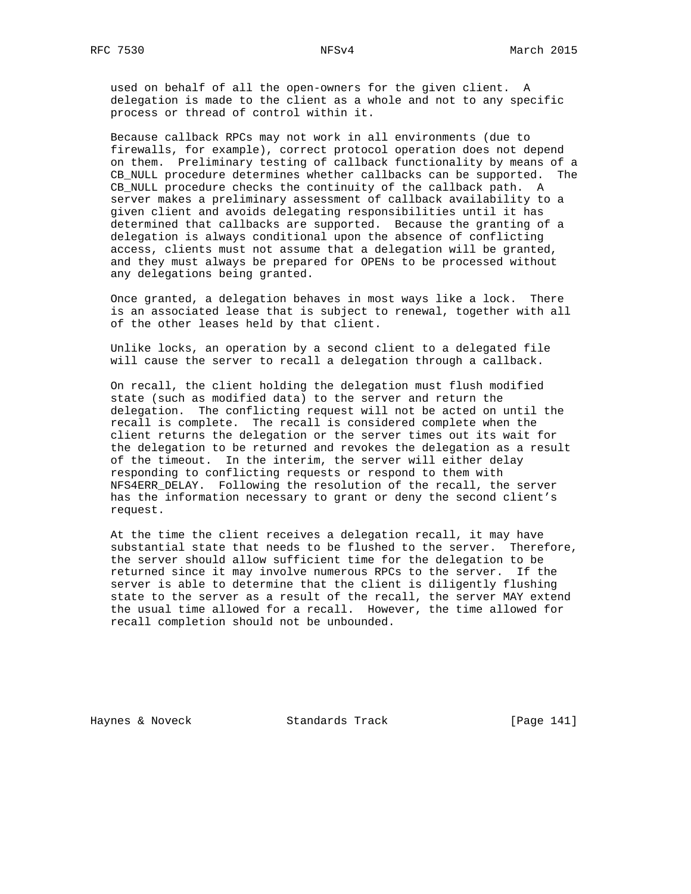used on behalf of all the open-owners for the given client. A delegation is made to the client as a whole and not to any specific process or thread of control within it.

Because callback RPCs may not work in all environments (due to firewalls, for example), correct protocol operation does not depend on them. Preliminary testing of callback functionality by means of a CB_NULL procedure determines whether callbacks can be supported. The CB_NULL procedure checks the continuity of the callback path. A server makes a preliminary assessment of callback availability to a given client and avoids delegating responsibilities until it has determined that callbacks are supported. Because the granting of a delegation is always conditional upon the absence of conflicting access, clients must not assume that a delegation will be granted, and they must always be prepared for OPENs to be processed without any delegations being granted.

Once granted, a delegation behaves in most ways like a lock. There is an associated lease that is subject to renewal, together with all of the other leases held by that client.

Unlike locks, an operation by a second client to a delegated file will cause the server to recall a delegation through a callback.

On recall, the client holding the delegation must flush modified state (such as modified data) to the server and return the delegation. The conflicting request will not be acted on until the recall is complete. The recall is considered complete when the client returns the delegation or the server times out its wait for the delegation to be returned and revokes the delegation as a result of the timeout. In the interim, the server will either delay responding to conflicting requests or respond to them with NFS4ERR_DELAY. Following the resolution of the recall, the server has the information necessary to grant or deny the second client's request.

At the time the client receives a delegation recall, it may have substantial state that needs to be flushed to the server. Therefore, the server should allow sufficient time for the delegation to be returned since it may involve numerous RPCs to the server. If the server is able to determine that the client is diligently flushing state to the server as a result of the recall, the server MAY extend the usual time allowed for a recall. However, the time allowed for recall completion should not be unbounded.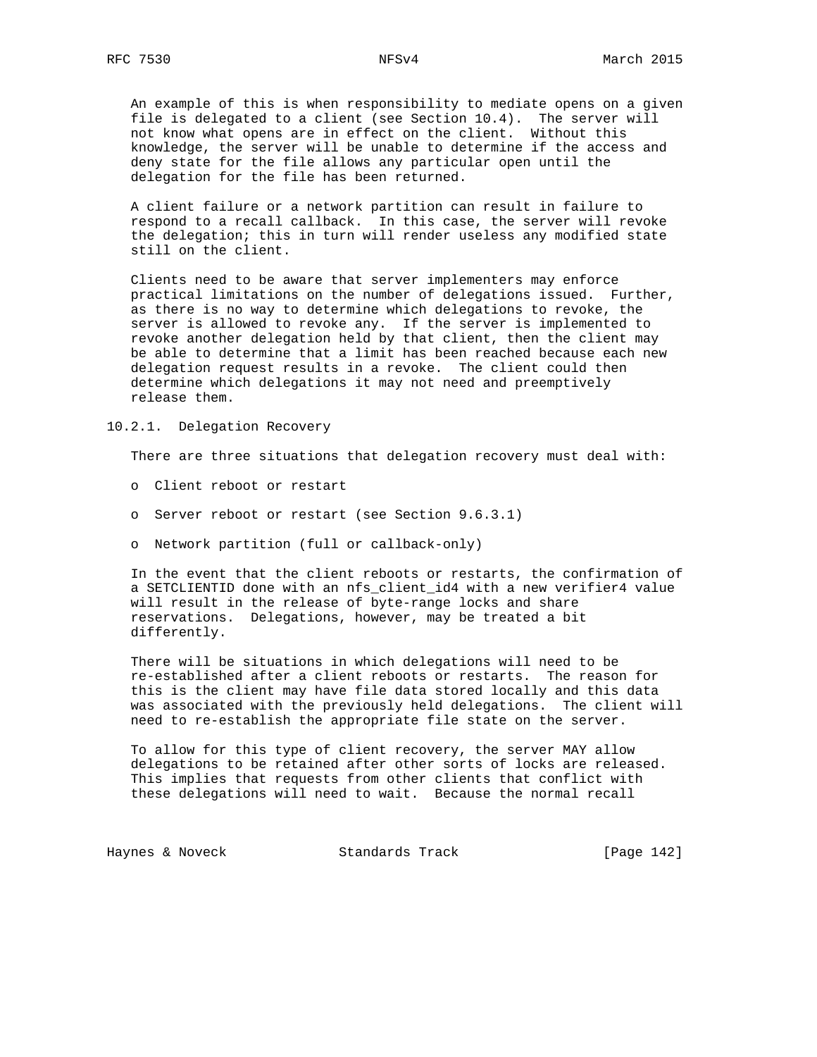An example of this is when responsibility to mediate opens on a given file is delegated to a client (see Section 10.4). The server will not know what opens are in effect on the client. Without this knowledge, the server will be unable to determine if the access and deny state for the file allows any particular open until the delegation for the file has been returned.

A client failure or a network partition can result in failure to respond to a recall callback. In this case, the server will revoke the delegation; this in turn will render useless any modified state still on the client.

Clients need to be aware that server implementers may enforce practical limitations on the number of delegations issued. Further, as there is no way to determine which delegations to revoke, the server is allowed to revoke any. If the server is implemented to revoke another delegation held by that client, then the client may be able to determine that a limit has been reached because each new delegation request results in a revoke. The client could then determine which delegations it may not need and preemptively release them.

### 10.2.1. Delegation Recovery

There are three situations that delegation recovery must deal with:

- Client reboot or restart
- Server reboot or restart (see Section 9.6.3.1)
- Network partition (full or callback-only)

In the event that the client reboots or restarts, the confirmation of a SETCLIENTID done with an nfs_client_id4 with a new verifier4 value will result in the release of byte-range locks and share reservations. Delegations, however, may be treated a bit differently.

There will be situations in which delegations will need to be re-established after a client reboots or restarts. The reason for this is the client may have file data stored locally and this data was associated with the previously held delegations. The client will need to re-establish the appropriate file state on the server.

To allow for this type of client recovery, the server MAY allow delegations to be retained after other sorts of locks are released. This implies that requests from other clients that conflict with these delegations will need to wait. Because the normal recall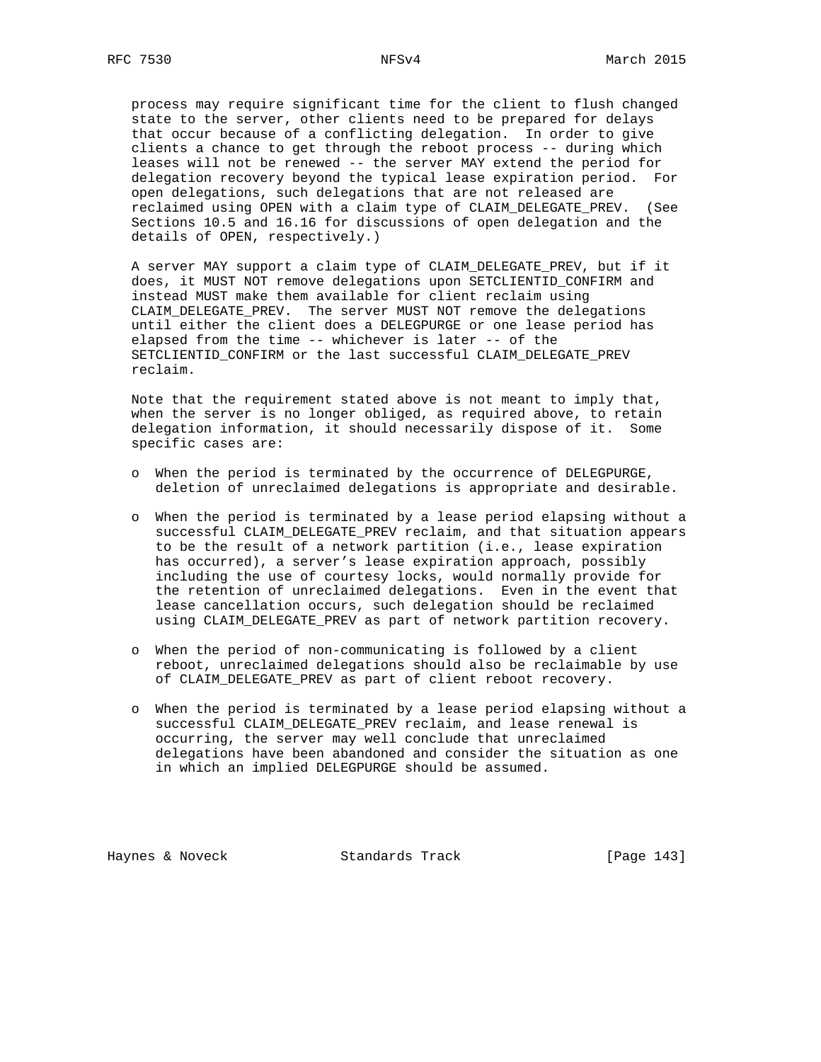process may require significant time for the client to flush changed state to the server, other clients need to be prepared for delays that occur because of a conflicting delegation. In order to give clients a chance to get through the reboot process -- during which leases will not be renewed -- the server MAY extend the period for delegation recovery beyond the typical lease expiration period. For open delegations, such delegations that are not released are reclaimed using OPEN with a claim type of CLAIM_DELEGATE_PREV. (See Sections 10.5 and 16.16 for discussions of open delegation and the details of OPEN, respectively.)

A server MAY support a claim type of CLAIM_DELEGATE_PREV, but if it does, it MUST NOT remove delegations upon SETCLIENTID_CONFIRM and instead MUST make them available for client reclaim using CLAIM_DELEGATE_PREV. The server MUST NOT remove the delegations until either the client does a DELEGPURGE or one lease period has elapsed from the time -- whichever is later -- of the SETCLIENTID_CONFIRM or the last successful CLAIM_DELEGATE_PREV reclaim.

Note that the requirement stated above is not meant to imply that, when the server is no longer obliged, as required above, to retain delegation information, it should necessarily dispose of it. Some specific cases are:

- When the period is terminated by the occurrence of DELEGPURGE, deletion of unreclaimed delegations is appropriate and desirable.

- When the period is terminated by a lease period elapsing without a successful CLAIM_DELEGATE_PREV reclaim, and that situation appears to be the result of a network partition (i.e., lease expiration has occurred), a server's lease expiration approach, possibly including the use of courtesy locks, would normally provide for the retention of unreclaimed delegations. Even in the event that lease cancellation occurs, such delegation should be reclaimed using CLAIM_DELEGATE_PREV as part of network partition recovery.

- When the period of non-communicating is followed by a client reboot, unreclaimed delegations should also be reclaimable by use of CLAIM_DELEGATE_PREV as part of client reboot recovery.

- When the period is terminated by a lease period elapsing without a successful CLAIM_DELEGATE_PREV reclaim, and lease renewal is occurring, the server may well conclude that unreclaimed delegations have been abandoned and consider the situation as one in which an implied DELEGPURGE should be assumed.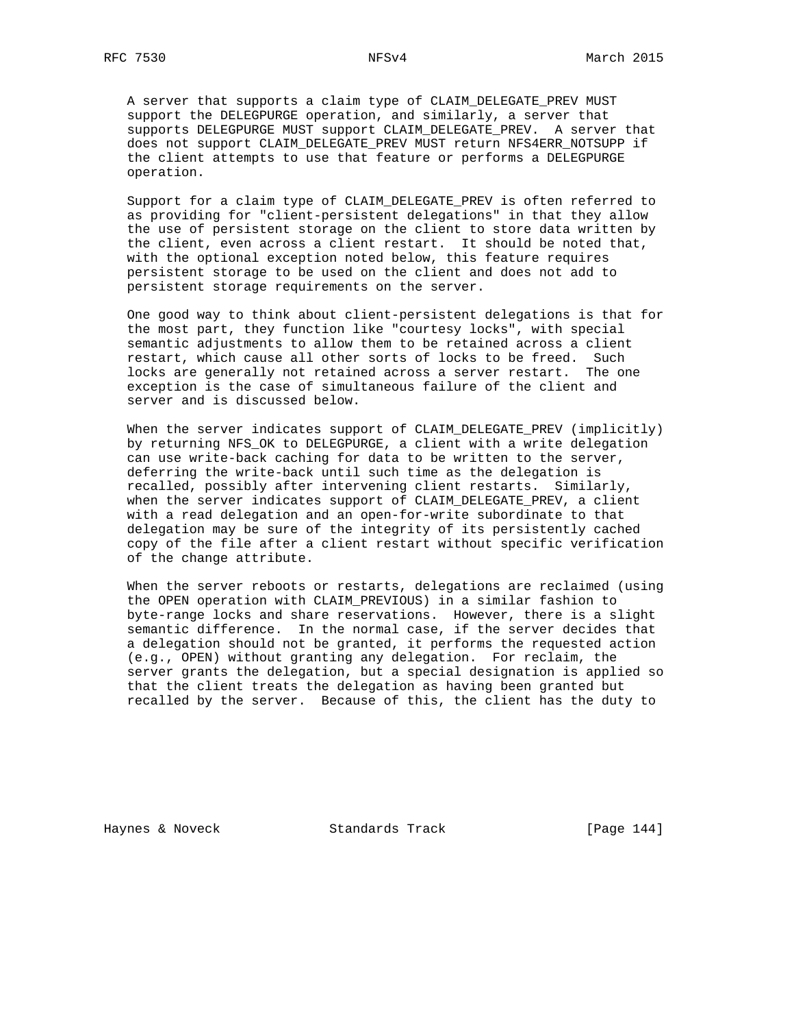A server that supports a claim type of CLAIM_DELEGATE_PREV MUST support the DELEGPURGE operation, and similarly, a server that supports DELEGPURGE MUST support CLAIM_DELEGATE_PREV. A server that does not support CLAIM_DELEGATE_PREV MUST return NFS4ERR_NOTSUPP if the client attempts to use that feature or performs a DELEGPURGE operation.

Support for a claim type of CLAIM_DELEGATE_PREV is often referred to as providing for "client-persistent delegations" in that they allow the use of persistent storage on the client to store data written by the client, even across a client restart. It should be noted that, with the optional exception noted below, this feature requires persistent storage to be used on the client and does not add to persistent storage requirements on the server.

One good way to think about client-persistent delegations is that for the most part, they function like "courtesy locks", with special semantic adjustments to allow them to be retained across a client restart, which cause all other sorts of locks to be freed. Such locks are generally not retained across a server restart. The one exception is the case of simultaneous failure of the client and server and is discussed below.

When the server indicates support of CLAIM_DELEGATE_PREV (implicitly) by returning NFS_OK to DELEGPURGE, a client with a write delegation can use write-back caching for data to be written to the server, deferring the write-back until such time as the delegation is recalled, possibly after intervening client restarts. Similarly, when the server indicates support of CLAIM_DELEGATE_PREV, a client with a read delegation and an open-for-write subordinate to that delegation may be sure of the integrity of its persistently cached copy of the file after a client restart without specific verification of the change attribute.

When the server reboots or restarts, delegations are reclaimed (using the OPEN operation with CLAIM_PREVIOUS) in a similar fashion to byte-range locks and share reservations. However, there is a slight semantic difference. In the normal case, if the server decides that a delegation should not be granted, it performs the requested action (e.g., OPEN) without granting any delegation. For reclaim, the server grants the delegation, but a special designation is applied so that the client treats the delegation as having been granted but recalled by the server. Because of this, the client has the duty to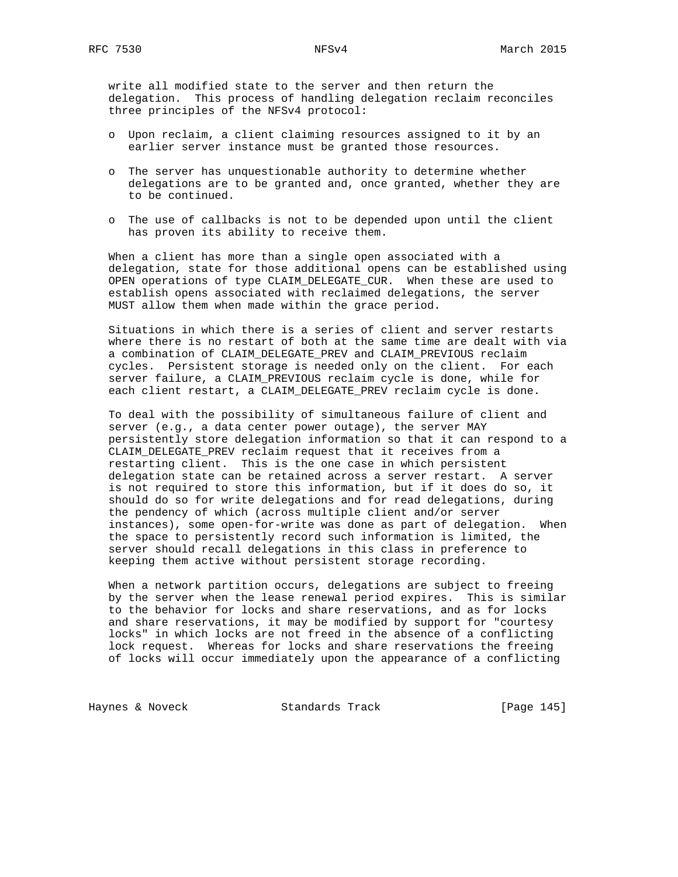write all modified state to the server and then return the delegation. This process of handling delegation reclaim reconciles three principles of the NFSv4 protocol:

- Upon reclaim, a client claiming resources assigned to it by an earlier server instance must be granted those resources.
- The server has unquestionable authority to determine whether delegations are to be granted and, once granted, whether they are to be continued.
- The use of callbacks is not to be depended upon until the client has proven its ability to receive them.

When a client has more than a single open associated with a delegation, state for those additional opens can be established using OPEN operations of type CLAIM_DELEGATE_CUR. When these are used to establish opens associated with reclaimed delegations, the server MUST allow them when made within the grace period.

Situations in which there is a series of client and server restarts where there is no restart of both at the same time are dealt with via a combination of CLAIM_DELEGATE_PREV and CLAIM_PREVIOUS reclaim cycles. Persistent storage is needed only on the client. For each server failure, a CLAIM_PREVIOUS reclaim cycle is done, while for each client restart, a CLAIM_DELEGATE_PREV reclaim cycle is done.

To deal with the possibility of simultaneous failure of client and server (e.g., a data center power outage), the server MAY persistently store delegation information so that it can respond to a CLAIM_DELEGATE_PREV reclaim request that it receives from a restarting client. This is the one case in which persistent delegation state can be retained across a server restart. A server is not required to store this information, but if it does do so, it should do so for write delegations and for read delegations, during the pendency of which (across multiple client and/or server instances), some open-for-write was done as part of delegation. When the space to persistently record such information is limited, the server should recall delegations in this class in preference to keeping them active without persistent storage recording.

When a network partition occurs, delegations are subject to freeing by the server when the lease renewal period expires. This is similar to the behavior for locks and share reservations, and as for locks and share reservations, it may be modified by support for "courtesy locks" in which locks are not freed in the absence of a conflicting lock request. Whereas for locks and share reservations the freeing of locks will occur immediately upon the appearance of a conflicting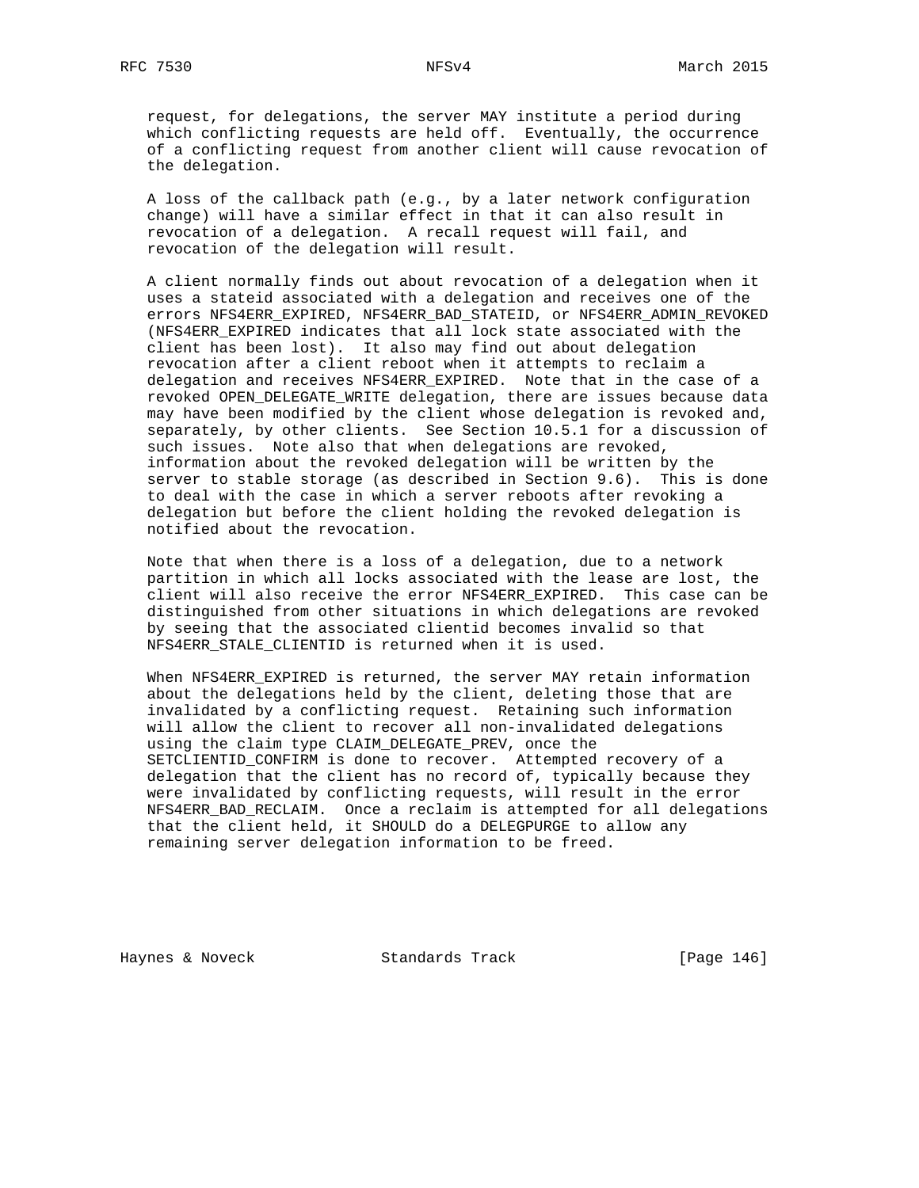request, for delegations, the server MAY institute a period during which conflicting requests are held off. Eventually, the occurrence of a conflicting request from another client will cause revocation of the delegation.

A loss of the callback path (e.g., by a later network configuration change) will have a similar effect in that it can also result in revocation of a delegation. A recall request will fail, and revocation of the delegation will result.

A client normally finds out about revocation of a delegation when it uses a stateid associated with a delegation and receives one of the errors NFS4ERR_EXPIRED, NFS4ERR_BAD_STATEID, or NFS4ERR_ADMIN_REVOKED (NFS4ERR_EXPIRED indicates that all lock state associated with the client has been lost). It also may find out about delegation revocation after a client reboot when it attempts to reclaim a delegation and receives NFS4ERR_EXPIRED. Note that in the case of a revoked OPEN_DELEGATE_WRITE delegation, there are issues because data may have been modified by the client whose delegation is revoked and, separately, by other clients. See Section 10.5.1 for a discussion of such issues. Note also that when delegations are revoked, information about the revoked delegation will be written by the server to stable storage (as described in Section 9.6). This is done to deal with the case in which a server reboots after revoking a delegation but before the client holding the revoked delegation is notified about the revocation.

Note that when there is a loss of a delegation, due to a network partition in which all locks associated with the lease are lost, the client will also receive the error NFS4ERR_EXPIRED. This case can be distinguished from other situations in which delegations are revoked by seeing that the associated clientid becomes invalid so that NFS4ERR_STALE_CLIENTID is returned when it is used.

When NFS4ERR_EXPIRED is returned, the server MAY retain information about the delegations held by the client, deleting those that are invalidated by a conflicting request. Retaining such information will allow the client to recover all non-invalidated delegations using the claim type CLAIM_DELEGATE_PREV, once the SETCLIENTID_CONFIRM is done to recover. Attempted recovery of a delegation that the client has no record of, typically because they were invalidated by conflicting requests, will result in the error NFS4ERR_BAD_RECLAIM. Once a reclaim is attempted for all delegations that the client held, it SHOULD do a DELEGPURGE to allow any remaining server delegation information to be freed.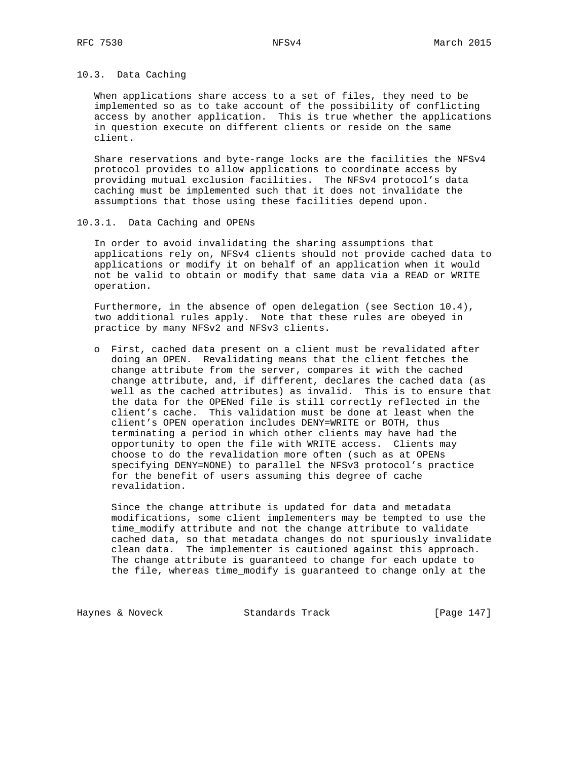## 10.3. Data Caching

When applications share access to a set of files, they need to be implemented so as to take account of the possibility of conflicting access by another application. This is true whether the applications in question execute on different clients or reside on the same client.

Share reservations and byte-range locks are the facilities the NFSv4 protocol provides to allow applications to coordinate access by providing mutual exclusion facilities. The NFSv4 protocol's data caching must be implemented such that it does not invalidate the assumptions that those using these facilities depend upon.

### 10.3.1. Data Caching and OPENs

In order to avoid invalidating the sharing assumptions that applications rely on, NFSv4 clients should not provide cached data to applications or modify it on behalf of an application when it would not be valid to obtain or modify that same data via a READ or WRITE operation.

Furthermore, in the absence of open delegation (see Section 10.4), two additional rules apply. Note that these rules are obeyed in practice by many NFSv2 and NFSv3 clients.

- First, cached data present on a client must be revalidated after doing an OPEN. Revalidating means that the client fetches the change attribute from the server, compares it with the cached change attribute, and, if different, declares the cached data (as well as the cached attributes) as invalid. This is to ensure that the data for the OPENed file is still correctly reflected in the client's cache. This validation must be done at least when the client's OPEN operation includes DENY=WRITE or BOTH, thus terminating a period in which other clients may have had the opportunity to open the file with WRITE access. Clients may choose to do the revalidation more often (such as at OPENs specifying DENY=NONE) to parallel the NFSv3 protocol's practice for the benefit of users assuming this degree of cache revalidation.

  Since the change attribute is updated for data and metadata modifications, some client implementers may be tempted to use the time_modify attribute and not the change attribute to validate cached data, so that metadata changes do not spuriously invalidate clean data. The implementer is cautioned against this approach. The change attribute is guaranteed to change for each update to the file, whereas time_modify is guaranteed to change only at the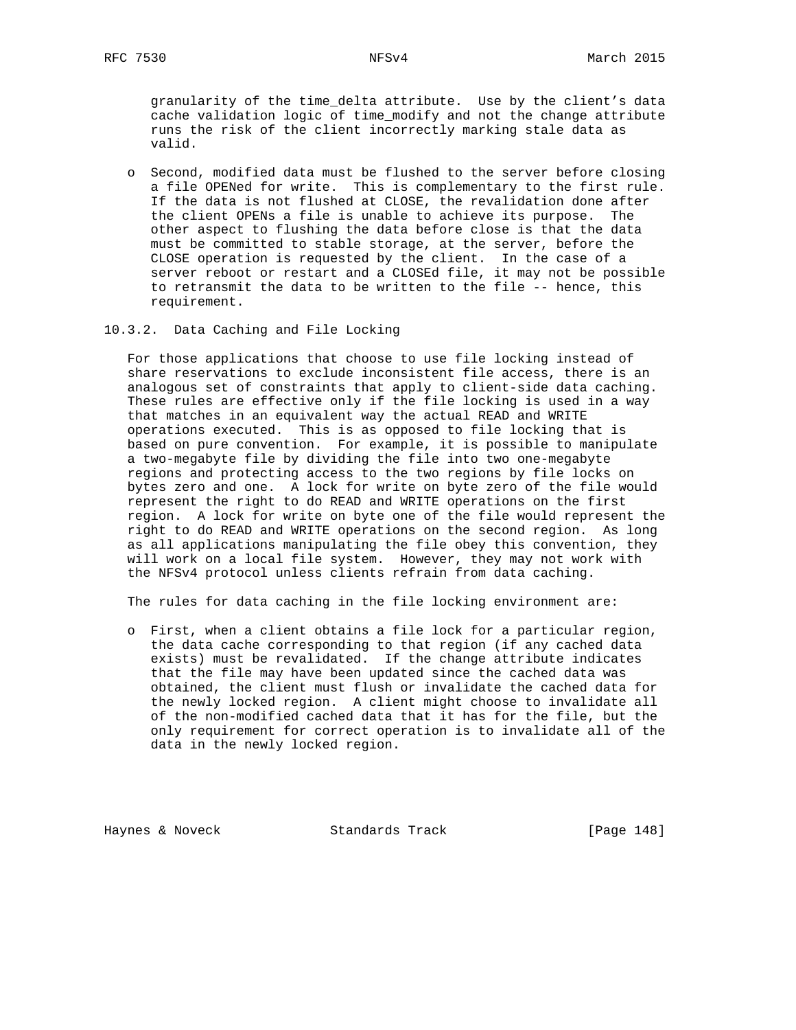granularity of the time_delta attribute. Use by the client's data cache validation logic of time_modify and not the change attribute runs the risk of the client incorrectly marking stale data as valid.

- Second, modified data must be flushed to the server before closing a file OPENed for write. This is complementary to the first rule. If the data is not flushed at CLOSE, the revalidation done after the client OPENs a file is unable to achieve its purpose. The other aspect to flushing the data before close is that the data must be committed to stable storage, at the server, before the CLOSE operation is requested by the client. In the case of a server reboot or restart and a CLOSEd file, it may not be possible to retransmit the data to be written to the file -- hence, this requirement.

### 10.3.2. Data Caching and File Locking

For those applications that choose to use file locking instead of share reservations to exclude inconsistent file access, there is an analogous set of constraints that apply to client-side data caching. These rules are effective only if the file locking is used in a way that matches in an equivalent way the actual READ and WRITE operations executed. This is as opposed to file locking that is based on pure convention. For example, it is possible to manipulate a two-megabyte file by dividing the file into two one-megabyte regions and protecting access to the two regions by file locks on bytes zero and one. A lock for write on byte zero of the file would represent the right to do READ and WRITE operations on the first region. A lock for write on byte one of the file would represent the right to do READ and WRITE operations on the second region. As long as all applications manipulating the file obey this convention, they will work on a local file system. However, they may not work with the NFSv4 protocol unless clients refrain from data caching.

The rules for data caching in the file locking environment are:

- First, when a client obtains a file lock for a particular region, the data cache corresponding to that region (if any cached data exists) must be revalidated. If the change attribute indicates that the file may have been updated since the cached data was obtained, the client must flush or invalidate the cached data for the newly locked region. A client might choose to invalidate all of the non-modified cached data that it has for the file, but the only requirement for correct operation is to invalidate all of the data in the newly locked region.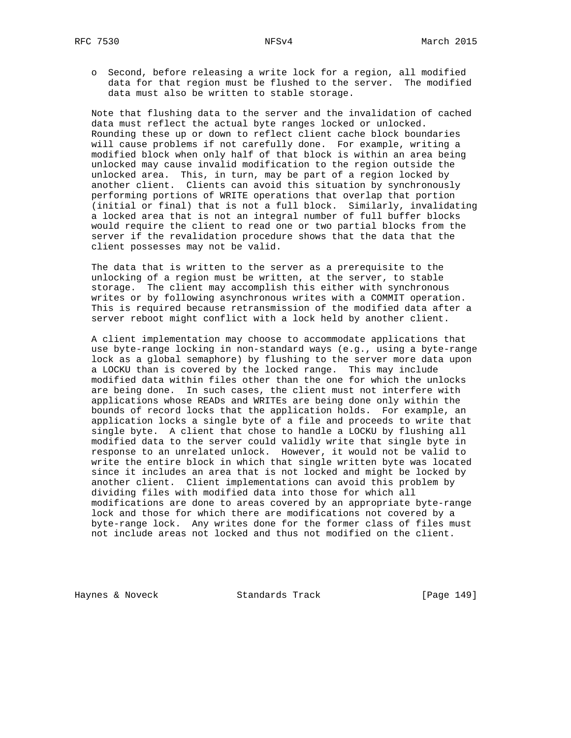- Second, before releasing a write lock for a region, all modified data for that region must be flushed to the server. The modified data must also be written to stable storage.

Note that flushing data to the server and the invalidation of cached data must reflect the actual byte ranges locked or unlocked. Rounding these up or down to reflect client cache block boundaries will cause problems if not carefully done. For example, writing a modified block when only half of that block is within an area being unlocked may cause invalid modification to the region outside the unlocked area. This, in turn, may be part of a region locked by another client. Clients can avoid this situation by synchronously performing portions of WRITE operations that overlap that portion (initial or final) that is not a full block. Similarly, invalidating a locked area that is not an integral number of full buffer blocks would require the client to read one or two partial blocks from the server if the revalidation procedure shows that the data that the client possesses may not be valid.

The data that is written to the server as a prerequisite to the unlocking of a region must be written, at the server, to stable storage. The client may accomplish this either with synchronous writes or by following asynchronous writes with a COMMIT operation. This is required because retransmission of the modified data after a server reboot might conflict with a lock held by another client.

A client implementation may choose to accommodate applications that use byte-range locking in non-standard ways (e.g., using a byte-range lock as a global semaphore) by flushing to the server more data upon a LOCKU than is covered by the locked range. This may include modified data within files other than the one for which the unlocks are being done. In such cases, the client must not interfere with applications whose READs and WRITEs are being done only within the bounds of record locks that the application holds. For example, an application locks a single byte of a file and proceeds to write that single byte. A client that chose to handle a LOCKU by flushing all modified data to the server could validly write that single byte in response to an unrelated unlock. However, it would not be valid to write the entire block in which that single written byte was located since it includes an area that is not locked and might be locked by another client. Client implementations can avoid this problem by dividing files with modified data into those for which all modifications are done to areas covered by an appropriate byte-range lock and those for which there are modifications not covered by a byte-range lock. Any writes done for the former class of files must not include areas not locked and thus not modified on the client.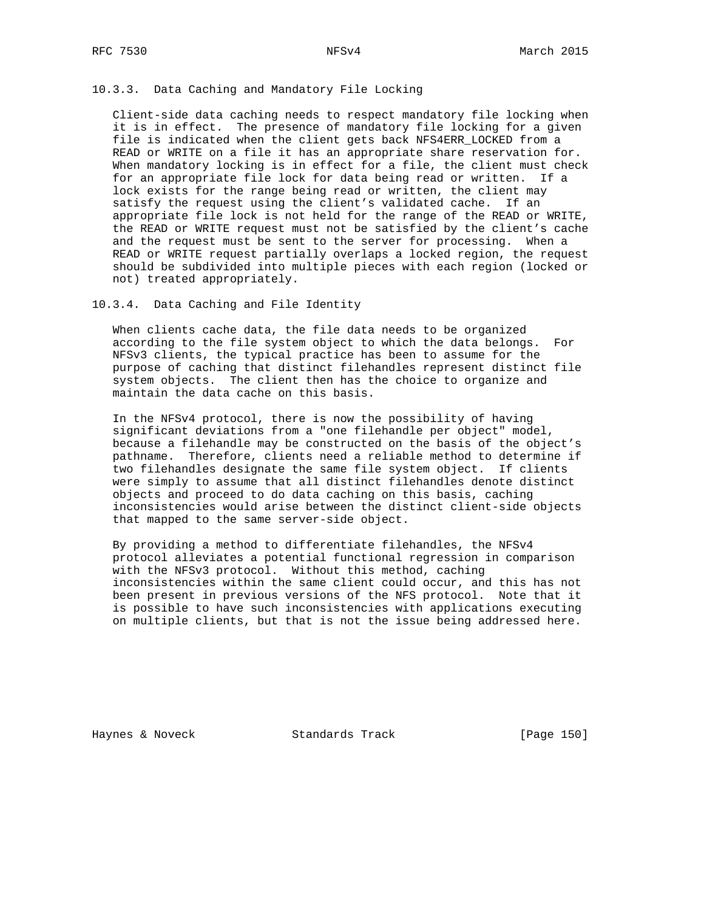### 10.3.3. Data Caching and Mandatory File Locking

Client-side data caching needs to respect mandatory file locking when it is in effect. The presence of mandatory file locking for a given file is indicated when the client gets back NFS4ERR_LOCKED from a READ or WRITE on a file it has an appropriate share reservation for. When mandatory locking is in effect for a file, the client must check for an appropriate file lock for data being read or written. If a lock exists for the range being read or written, the client may satisfy the request using the client's validated cache. If an appropriate file lock is not held for the range of the READ or WRITE, the READ or WRITE request must not be satisfied by the client's cache and the request must be sent to the server for processing. When a READ or WRITE request partially overlaps a locked region, the request should be subdivided into multiple pieces with each region (locked or not) treated appropriately.

### 10.3.4. Data Caching and File Identity

When clients cache data, the file data needs to be organized according to the file system object to which the data belongs. For NFSv3 clients, the typical practice has been to assume for the purpose of caching that distinct filehandles represent distinct file system objects. The client then has the choice to organize and maintain the data cache on this basis.

In the NFSv4 protocol, there is now the possibility of having significant deviations from a "one filehandle per object" model, because a filehandle may be constructed on the basis of the object's pathname. Therefore, clients need a reliable method to determine if two filehandles designate the same file system object. If clients were simply to assume that all distinct filehandles denote distinct objects and proceed to do data caching on this basis, caching inconsistencies would arise between the distinct client-side objects that mapped to the same server-side object.

By providing a method to differentiate filehandles, the NFSv4 protocol alleviates a potential functional regression in comparison with the NFSv3 protocol. Without this method, caching inconsistencies within the same client could occur, and this has not been present in previous versions of the NFS protocol. Note that it is possible to have such inconsistencies with applications executing on multiple clients, but that is not the issue being addressed here.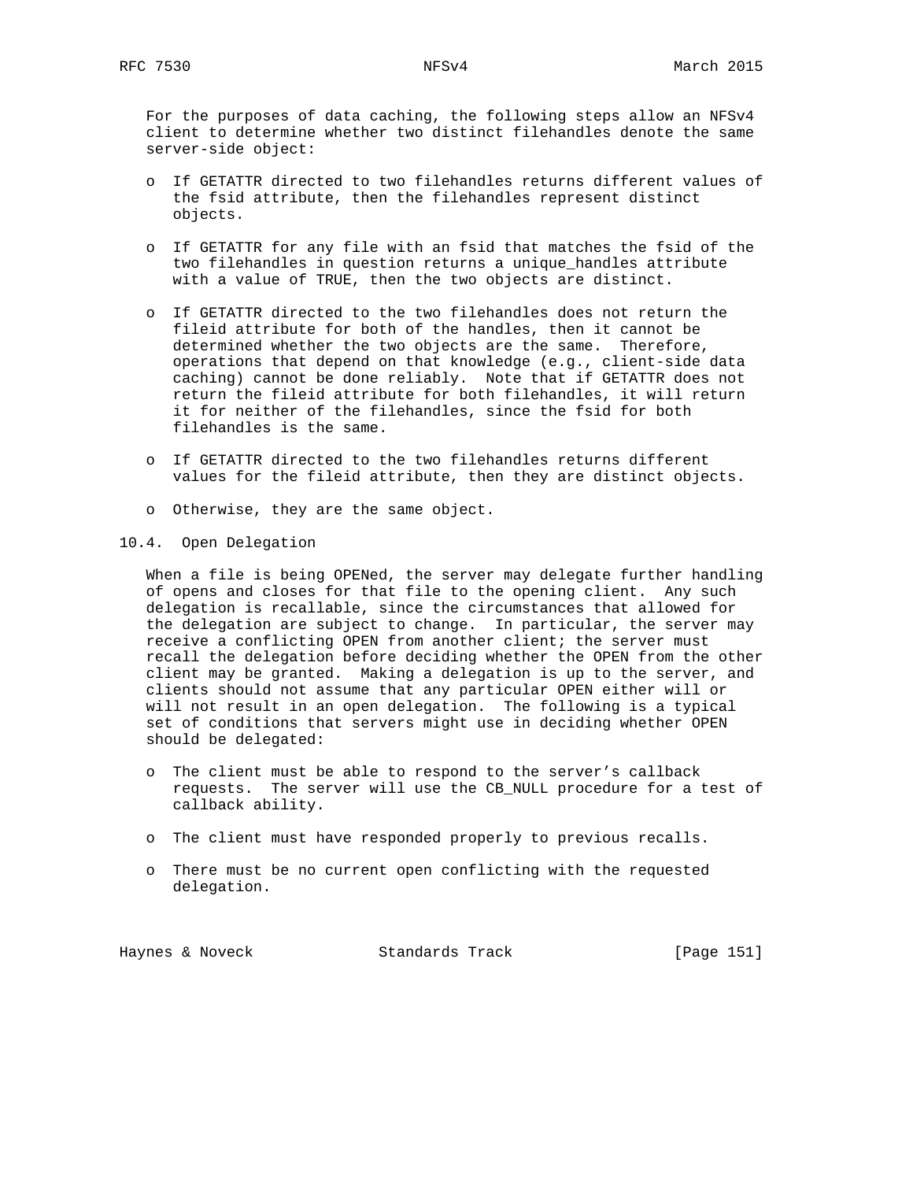For the purposes of data caching, the following steps allow an NFSv4 client to determine whether two distinct filehandles denote the same server-side object:

- If GETATTR directed to two filehandles returns different values of the fsid attribute, then the filehandles represent distinct objects.

- If GETATTR for any file with an fsid that matches the fsid of the two filehandles in question returns a unique_handles attribute with a value of TRUE, then the two objects are distinct.

- If GETATTR directed to the two filehandles does not return the fileid attribute for both of the handles, then it cannot be determined whether the two objects are the same. Therefore, operations that depend on that knowledge (e.g., client-side data caching) cannot be done reliably. Note that if GETATTR does not return the fileid attribute for both filehandles, it will return it for neither of the filehandles, since the fsid for both filehandles is the same.

- If GETATTR directed to the two filehandles returns different values for the fileid attribute, then they are distinct objects.

- Otherwise, they are the same object.

## 10.4. Open Delegation

When a file is being OPENed, the server may delegate further handling of opens and closes for that file to the opening client. Any such delegation is recallable, since the circumstances that allowed for the delegation are subject to change. In particular, the server may receive a conflicting OPEN from another client; the server must recall the delegation before deciding whether the OPEN from the other client may be granted. Making a delegation is up to the server, and clients should not assume that any particular OPEN either will or will not result in an open delegation. The following is a typical set of conditions that servers might use in deciding whether OPEN should be delegated:

- The client must be able to respond to the server's callback requests. The server will use the CB_NULL procedure for a test of callback ability.

- The client must have responded properly to previous recalls.

- There must be no current open conflicting with the requested delegation.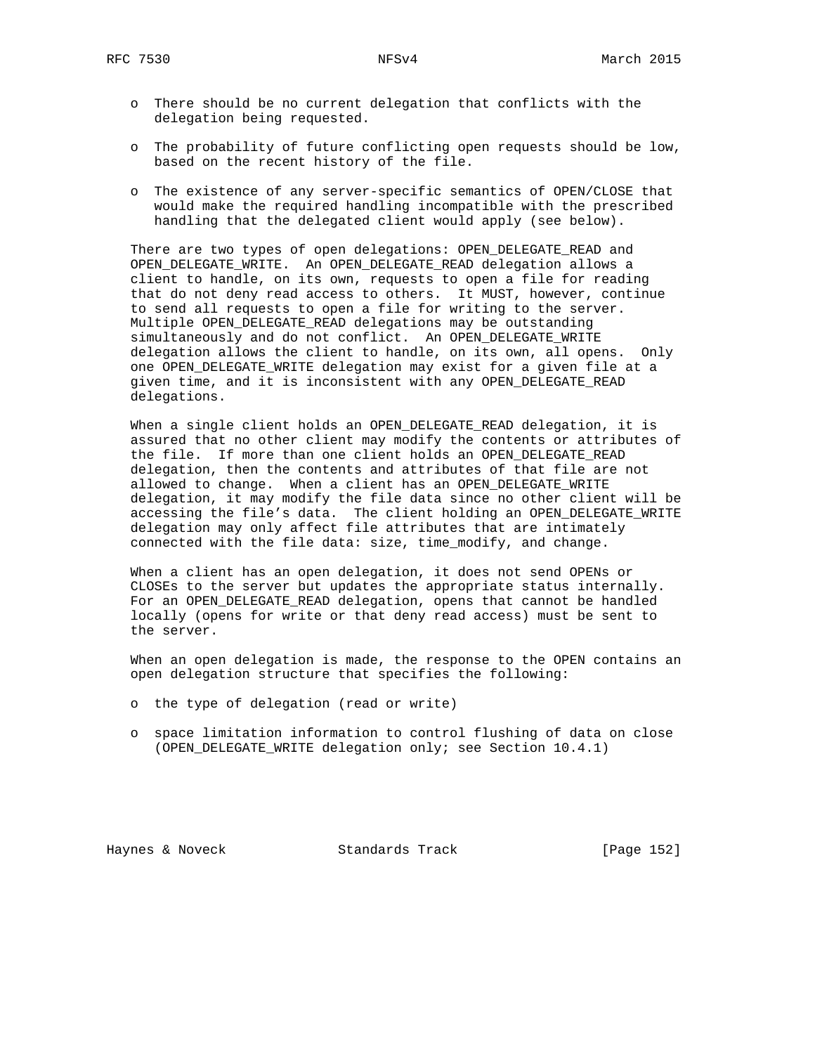- There should be no current delegation that conflicts with the delegation being requested.

- The probability of future conflicting open requests should be low, based on the recent history of the file.

- The existence of any server-specific semantics of OPEN/CLOSE that would make the required handling incompatible with the prescribed handling that the delegated client would apply (see below).

There are two types of open delegations: OPEN_DELEGATE_READ and OPEN_DELEGATE_WRITE. An OPEN_DELEGATE_READ delegation allows a client to handle, on its own, requests to open a file for reading that do not deny read access to others. It MUST, however, continue to send all requests to open a file for writing to the server. Multiple OPEN_DELEGATE_READ delegations may be outstanding simultaneously and do not conflict. An OPEN_DELEGATE_WRITE delegation allows the client to handle, on its own, all opens. Only one OPEN_DELEGATE_WRITE delegation may exist for a given file at a given time, and it is inconsistent with any OPEN_DELEGATE_READ delegations.

When a single client holds an OPEN_DELEGATE_READ delegation, it is assured that no other client may modify the contents or attributes of the file. If more than one client holds an OPEN_DELEGATE_READ delegation, then the contents and attributes of that file are not allowed to change. When a client has an OPEN_DELEGATE_WRITE delegation, it may modify the file data since no other client will be accessing the file's data. The client holding an OPEN_DELEGATE_WRITE delegation may only affect file attributes that are intimately connected with the file data: size, time_modify, and change.

When a client has an open delegation, it does not send OPENs or CLOSEs to the server but updates the appropriate status internally. For an OPEN_DELEGATE_READ delegation, opens that cannot be handled locally (opens for write or that deny read access) must be sent to the server.

When an open delegation is made, the response to the OPEN contains an open delegation structure that specifies the following:

- the type of delegation (read or write)

- space limitation information to control flushing of data on close (OPEN_DELEGATE_WRITE delegation only; see Section 10.4.1)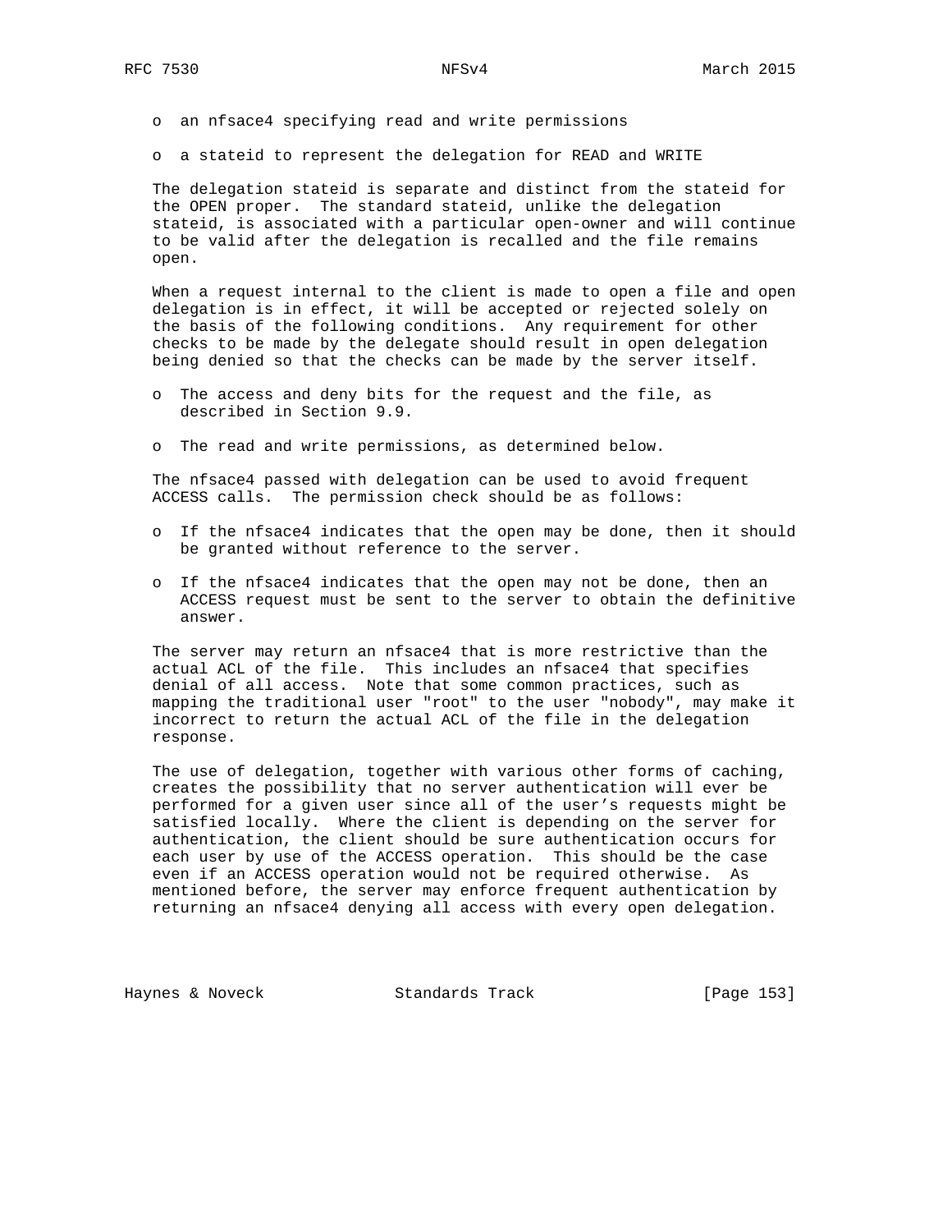- an nfsace4 specifying read and write permissions
- a stateid to represent the delegation for READ and WRITE

The delegation stateid is separate and distinct from the stateid for the OPEN proper. The standard stateid, unlike the delegation stateid, is associated with a particular open-owner and will continue to be valid after the delegation is recalled and the file remains open.

When a request internal to the client is made to open a file and open delegation is in effect, it will be accepted or rejected solely on the basis of the following conditions. Any requirement for other checks to be made by the delegate should result in open delegation being denied so that the checks can be made by the server itself.

- The access and deny bits for the request and the file, as described in Section 9.9.
- The read and write permissions, as determined below.

The nfsace4 passed with delegation can be used to avoid frequent ACCESS calls. The permission check should be as follows:

- If the nfsace4 indicates that the open may be done, then it should be granted without reference to the server.
- If the nfsace4 indicates that the open may not be done, then an ACCESS request must be sent to the server to obtain the definitive answer.

The server may return an nfsace4 that is more restrictive than the actual ACL of the file. This includes an nfsace4 that specifies denial of all access. Note that some common practices, such as mapping the traditional user "root" to the user "nobody", may make it incorrect to return the actual ACL of the file in the delegation response.

The use of delegation, together with various other forms of caching, creates the possibility that no server authentication will ever be performed for a given user since all of the user's requests might be satisfied locally. Where the client is depending on the server for authentication, the client should be sure authentication occurs for each user by use of the ACCESS operation. This should be the case even if an ACCESS operation would not be required otherwise. As mentioned before, the server may enforce frequent authentication by returning an nfsace4 denying all access with every open delegation.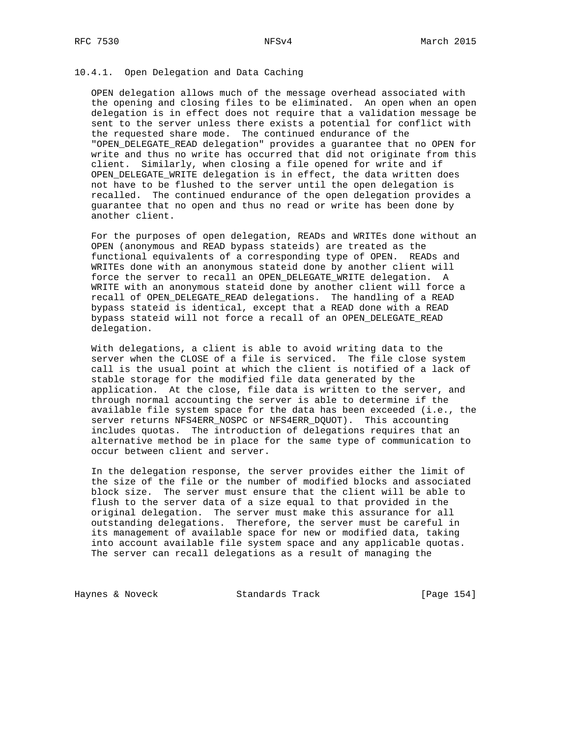### 10.4.1. Open Delegation and Data Caching

OPEN delegation allows much of the message overhead associated with the opening and closing files to be eliminated. An open when an open delegation is in effect does not require that a validation message be sent to the server unless there exists a potential for conflict with the requested share mode. The continued endurance of the "OPEN_DELEGATE_READ delegation" provides a guarantee that no OPEN for write and thus no write has occurred that did not originate from this client. Similarly, when closing a file opened for write and if OPEN_DELEGATE_WRITE delegation is in effect, the data written does not have to be flushed to the server until the open delegation is recalled. The continued endurance of the open delegation provides a guarantee that no open and thus no read or write has been done by another client.

For the purposes of open delegation, READs and WRITEs done without an OPEN (anonymous and READ bypass stateids) are treated as the functional equivalents of a corresponding type of OPEN. READs and WRITEs done with an anonymous stateid done by another client will force the server to recall an OPEN_DELEGATE_WRITE delegation. A WRITE with an anonymous stateid done by another client will force a recall of OPEN_DELEGATE_READ delegations. The handling of a READ bypass stateid is identical, except that a READ done with a READ bypass stateid will not force a recall of an OPEN_DELEGATE_READ delegation.

With delegations, a client is able to avoid writing data to the server when the CLOSE of a file is serviced. The file close system call is the usual point at which the client is notified of a lack of stable storage for the modified file data generated by the application. At the close, file data is written to the server, and through normal accounting the server is able to determine if the available file system space for the data has been exceeded (i.e., the server returns NFS4ERR_NOSPC or NFS4ERR_DQUOT). This accounting includes quotas. The introduction of delegations requires that an alternative method be in place for the same type of communication to occur between client and server.

In the delegation response, the server provides either the limit of the size of the file or the number of modified blocks and associated block size. The server must ensure that the client will be able to flush to the server data of a size equal to that provided in the original delegation. The server must make this assurance for all outstanding delegations. Therefore, the server must be careful in its management of available space for new or modified data, taking into account available file system space and any applicable quotas. The server can recall delegations as a result of managing the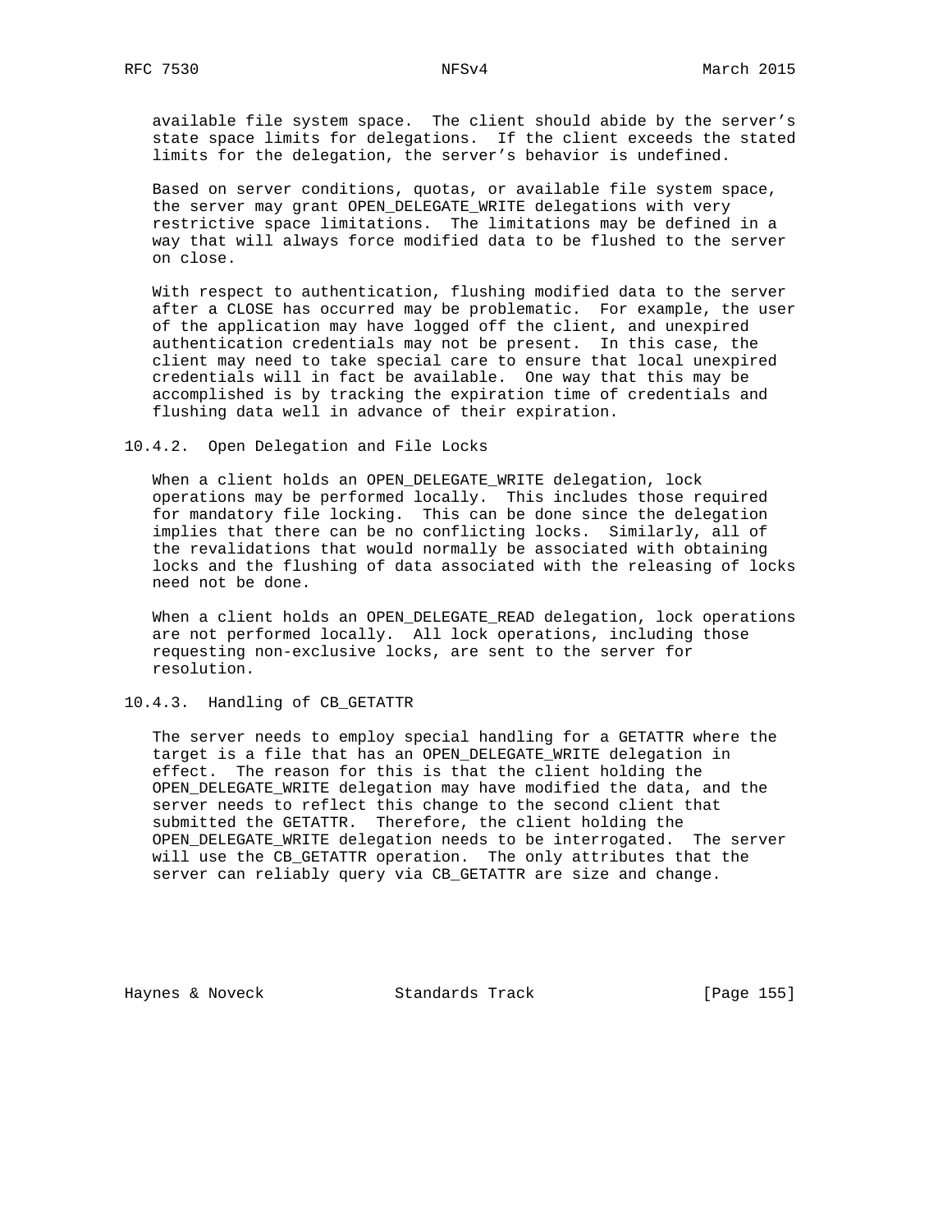available file system space. The client should abide by the server's state space limits for delegations. If the client exceeds the stated limits for the delegation, the server's behavior is undefined.

Based on server conditions, quotas, or available file system space, the server may grant OPEN_DELEGATE_WRITE delegations with very restrictive space limitations. The limitations may be defined in a way that will always force modified data to be flushed to the server on close.

With respect to authentication, flushing modified data to the server after a CLOSE has occurred may be problematic. For example, the user of the application may have logged off the client, and unexpired authentication credentials may not be present. In this case, the client may need to take special care to ensure that local unexpired credentials will in fact be available. One way that this may be accomplished is by tracking the expiration time of credentials and flushing data well in advance of their expiration.

### 10.4.2. Open Delegation and File Locks

When a client holds an OPEN_DELEGATE_WRITE delegation, lock operations may be performed locally. This includes those required for mandatory file locking. This can be done since the delegation implies that there can be no conflicting locks. Similarly, all of the revalidations that would normally be associated with obtaining locks and the flushing of data associated with the releasing of locks need not be done.

When a client holds an OPEN_DELEGATE_READ delegation, lock operations are not performed locally. All lock operations, including those requesting non-exclusive locks, are sent to the server for resolution.

### 10.4.3. Handling of CB_GETATTR

The server needs to employ special handling for a GETATTR where the target is a file that has an OPEN_DELEGATE_WRITE delegation in effect. The reason for this is that the client holding the OPEN_DELEGATE_WRITE delegation may have modified the data, and the server needs to reflect this change to the second client that submitted the GETATTR. Therefore, the client holding the OPEN_DELEGATE_WRITE delegation needs to be interrogated. The server will use the CB_GETATTR operation. The only attributes that the server can reliably query via CB_GETATTR are size and change.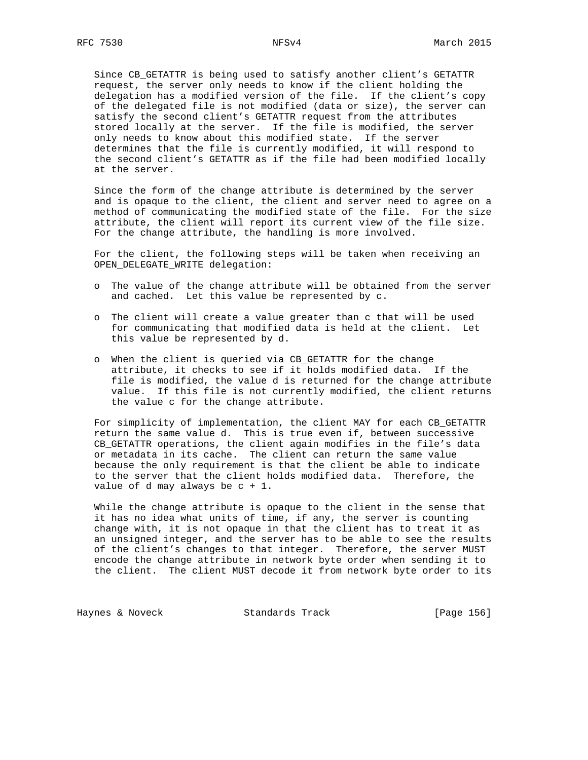Since CB_GETATTR is being used to satisfy another client's GETATTR request, the server only needs to know if the client holding the delegation has a modified version of the file. If the client's copy of the delegated file is not modified (data or size), the server can satisfy the second client's GETATTR request from the attributes stored locally at the server. If the file is modified, the server only needs to know about this modified state. If the server determines that the file is currently modified, it will respond to the second client's GETATTR as if the file had been modified locally at the server.

Since the form of the change attribute is determined by the server and is opaque to the client, the client and server need to agree on a method of communicating the modified state of the file. For the size attribute, the client will report its current view of the file size. For the change attribute, the handling is more involved.

For the client, the following steps will be taken when receiving an OPEN_DELEGATE_WRITE delegation:

- The value of the change attribute will be obtained from the server and cached. Let this value be represented by c.
- The client will create a value greater than c that will be used for communicating that modified data is held at the client. Let this value be represented by d.
- When the client is queried via CB_GETATTR for the change attribute, it checks to see if it holds modified data. If the file is modified, the value d is returned for the change attribute value. If this file is not currently modified, the client returns the value c for the change attribute.

For simplicity of implementation, the client MAY for each CB_GETATTR return the same value d. This is true even if, between successive CB_GETATTR operations, the client again modifies in the file's data or metadata in its cache. The client can return the same value because the only requirement is that the client be able to indicate to the server that the client holds modified data. Therefore, the value of d may always be c + 1.

While the change attribute is opaque to the client in the sense that it has no idea what units of time, if any, the server is counting change with, it is not opaque in that the client has to treat it as an unsigned integer, and the server has to be able to see the results of the client's changes to that integer. Therefore, the server MUST encode the change attribute in network byte order when sending it to the client. The client MUST decode it from network byte order to its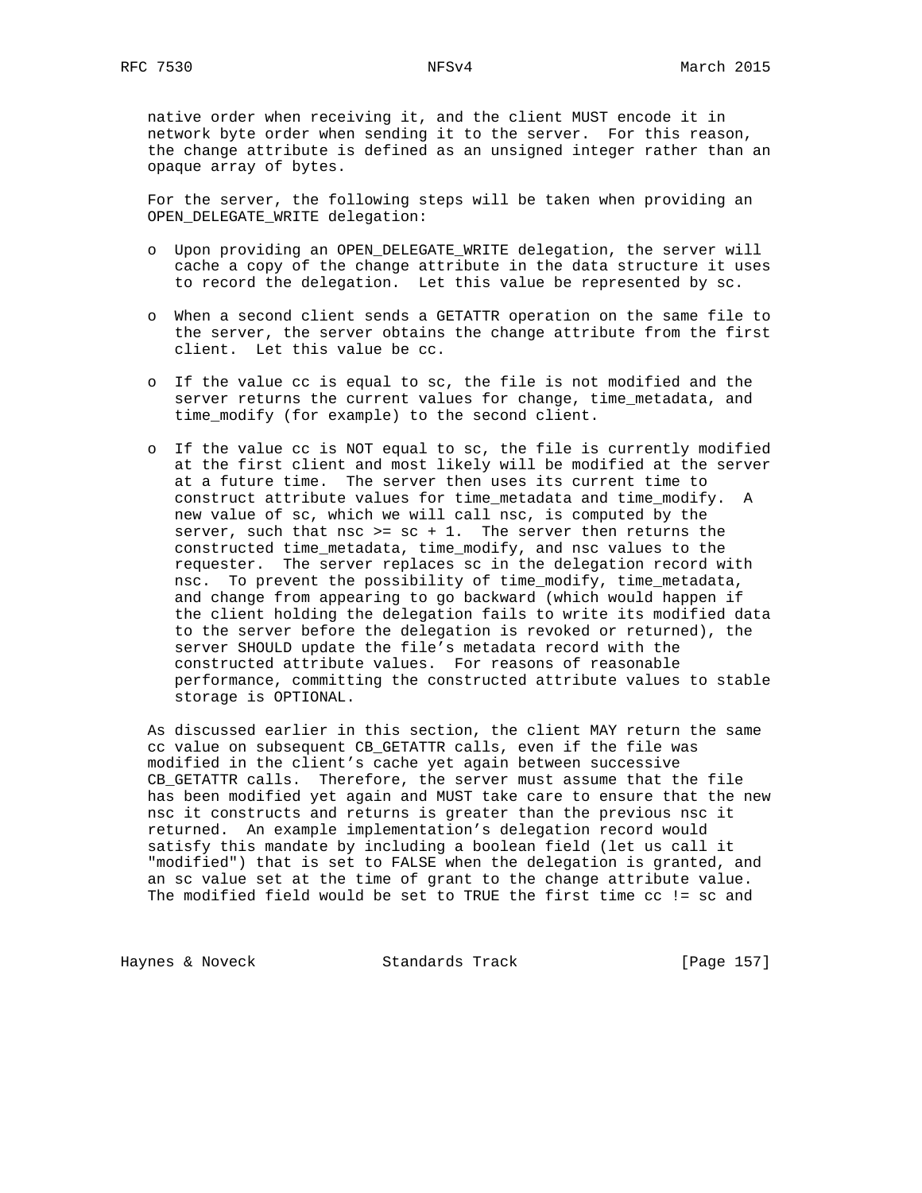native order when receiving it, and the client MUST encode it in network byte order when sending it to the server. For this reason, the change attribute is defined as an unsigned integer rather than an opaque array of bytes.

For the server, the following steps will be taken when providing an OPEN_DELEGATE_WRITE delegation:

- Upon providing an OPEN_DELEGATE_WRITE delegation, the server will cache a copy of the change attribute in the data structure it uses to record the delegation. Let this value be represented by sc.

- When a second client sends a GETATTR operation on the same file to the server, the server obtains the change attribute from the first client. Let this value be cc.

- If the value cc is equal to sc, the file is not modified and the server returns the current values for change, time_metadata, and time_modify (for example) to the second client.

- If the value cc is NOT equal to sc, the file is currently modified at the first client and most likely will be modified at the server at a future time. The server then uses its current time to construct attribute values for time_metadata and time_modify. A new value of sc, which we will call nsc, is computed by the server, such that nsc >= sc + 1. The server then returns the constructed time_metadata, time_modify, and nsc values to the requester. The server replaces sc in the delegation record with nsc. To prevent the possibility of time_modify, time_metadata, and change from appearing to go backward (which would happen if the client holding the delegation fails to write its modified data to the server before the delegation is revoked or returned), the server SHOULD update the file's metadata record with the constructed attribute values. For reasons of reasonable performance, committing the constructed attribute values to stable storage is OPTIONAL.

As discussed earlier in this section, the client MAY return the same cc value on subsequent CB_GETATTR calls, even if the file was modified in the client's cache yet again between successive CB_GETATTR calls. Therefore, the server must assume that the file has been modified yet again and MUST take care to ensure that the new nsc it constructs and returns is greater than the previous nsc it returned. An example implementation's delegation record would satisfy this mandate by including a boolean field (let us call it "modified") that is set to FALSE when the delegation is granted, and an sc value set at the time of grant to the change attribute value. The modified field would be set to TRUE the first time cc != sc and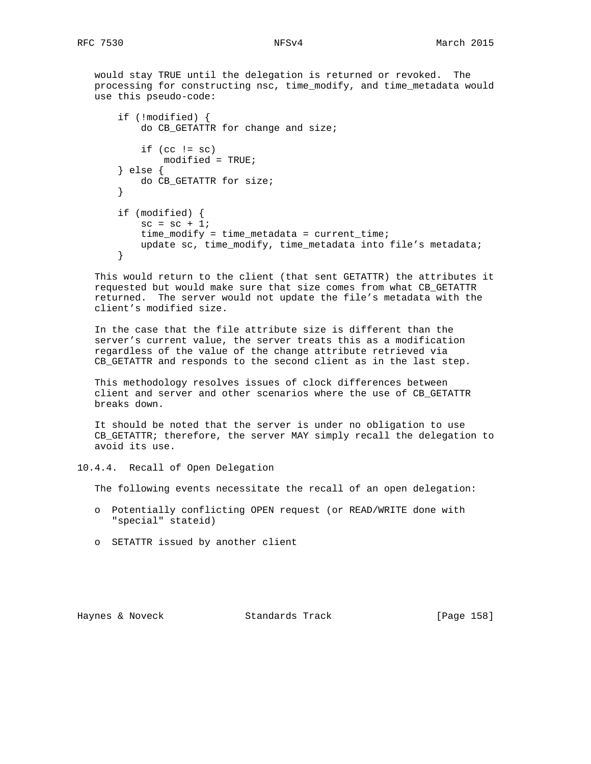would stay TRUE until the delegation is returned or revoked. The processing for constructing nsc, time_modify, and time_metadata would use this pseudo-code:

```
if (!modified) {
    do CB_GETATTR for change and size;

    if (cc != sc)
        modified = TRUE;
} else {
    do CB_GETATTR for size;
}

if (modified) {
    sc = sc + 1;
    time_modify = time_metadata = current_time;
    update sc, time_modify, time_metadata into file's metadata;
}
```

This would return to the client (that sent GETATTR) the attributes it requested but would make sure that size comes from what CB_GETATTR returned. The server would not update the file's metadata with the client's modified size.

In the case that the file attribute size is different than the server's current value, the server treats this as a modification regardless of the value of the change attribute retrieved via CB_GETATTR and responds to the second client as in the last step.

This methodology resolves issues of clock differences between client and server and other scenarios where the use of CB_GETATTR breaks down.

It should be noted that the server is under no obligation to use CB_GETATTR; therefore, the server MAY simply recall the delegation to avoid its use.

### 10.4.4. Recall of Open Delegation

The following events necessitate the recall of an open delegation:

- Potentially conflicting OPEN request (or READ/WRITE done with "special" stateid)
- SETATTR issued by another client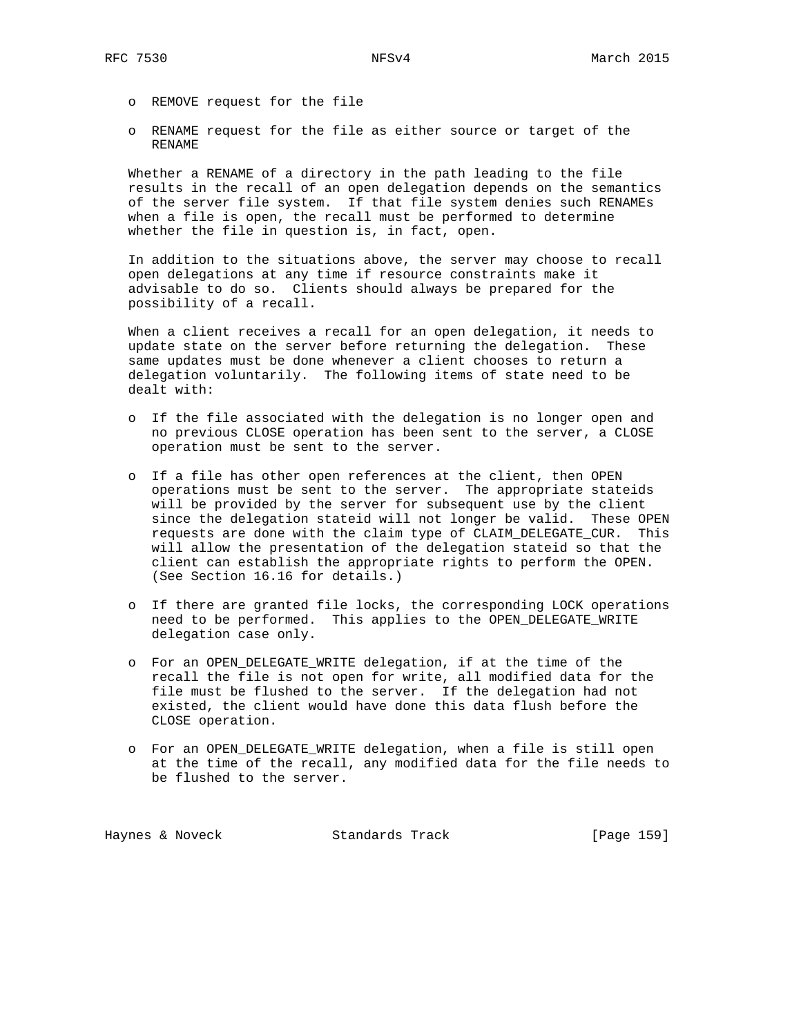- REMOVE request for the file

- RENAME request for the file as either source or target of the RENAME

Whether a RENAME of a directory in the path leading to the file results in the recall of an open delegation depends on the semantics of the server file system. If that file system denies such RENAMEs when a file is open, the recall must be performed to determine whether the file in question is, in fact, open.

In addition to the situations above, the server may choose to recall open delegations at any time if resource constraints make it advisable to do so. Clients should always be prepared for the possibility of a recall.

When a client receives a recall for an open delegation, it needs to update state on the server before returning the delegation. These same updates must be done whenever a client chooses to return a delegation voluntarily. The following items of state need to be dealt with:

- If the file associated with the delegation is no longer open and no previous CLOSE operation has been sent to the server, a CLOSE operation must be sent to the server.

- If a file has other open references at the client, then OPEN operations must be sent to the server. The appropriate stateids will be provided by the server for subsequent use by the client since the delegation stateid will not longer be valid. These OPEN requests are done with the claim type of CLAIM_DELEGATE_CUR. This will allow the presentation of the delegation stateid so that the client can establish the appropriate rights to perform the OPEN. (See Section 16.16 for details.)

- If there are granted file locks, the corresponding LOCK operations need to be performed. This applies to the OPEN_DELEGATE_WRITE delegation case only.

- For an OPEN_DELEGATE_WRITE delegation, if at the time of the recall the file is not open for write, all modified data for the file must be flushed to the server. If the delegation had not existed, the client would have done this data flush before the CLOSE operation.

- For an OPEN_DELEGATE_WRITE delegation, when a file is still open at the time of the recall, any modified data for the file needs to be flushed to the server.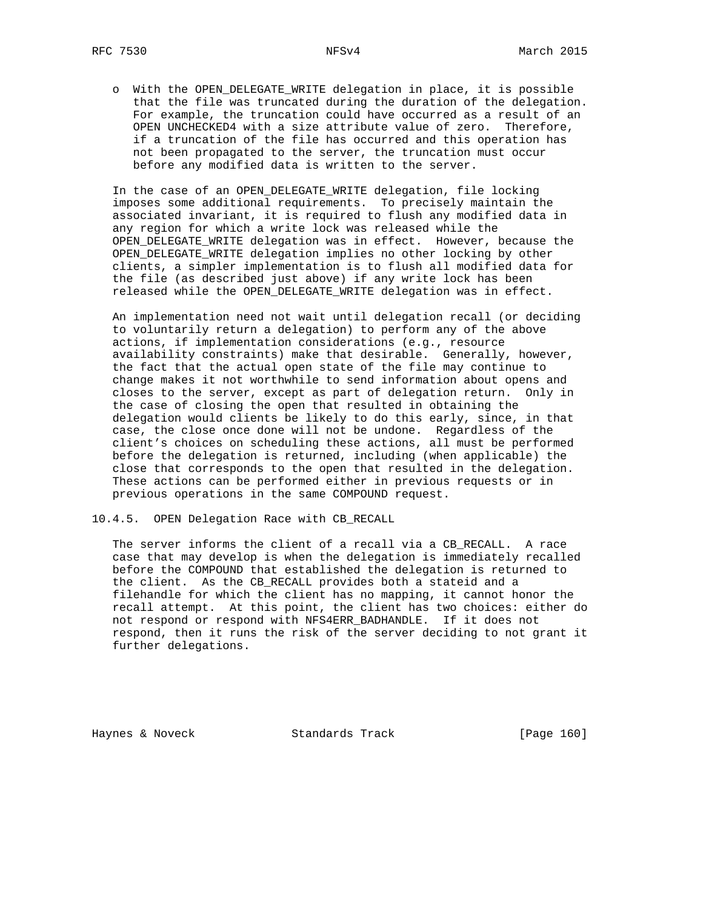- With the OPEN_DELEGATE_WRITE delegation in place, it is possible that the file was truncated during the duration of the delegation. For example, the truncation could have occurred as a result of an OPEN UNCHECKED4 with a size attribute value of zero. Therefore, if a truncation of the file has occurred and this operation has not been propagated to the server, the truncation must occur before any modified data is written to the server.

In the case of an OPEN_DELEGATE_WRITE delegation, file locking imposes some additional requirements. To precisely maintain the associated invariant, it is required to flush any modified data in any region for which a write lock was released while the OPEN_DELEGATE_WRITE delegation was in effect. However, because the OPEN_DELEGATE_WRITE delegation implies no other locking by other clients, a simpler implementation is to flush all modified data for the file (as described just above) if any write lock has been released while the OPEN_DELEGATE_WRITE delegation was in effect.

An implementation need not wait until delegation recall (or deciding to voluntarily return a delegation) to perform any of the above actions, if implementation considerations (e.g., resource availability constraints) make that desirable. Generally, however, the fact that the actual open state of the file may continue to change makes it not worthwhile to send information about opens and closes to the server, except as part of delegation return. Only in the case of closing the open that resulted in obtaining the delegation would clients be likely to do this early, since, in that case, the close once done will not be undone. Regardless of the client's choices on scheduling these actions, all must be performed before the delegation is returned, including (when applicable) the close that corresponds to the open that resulted in the delegation. These actions can be performed either in previous requests or in previous operations in the same COMPOUND request.

### 10.4.5. OPEN Delegation Race with CB_RECALL

The server informs the client of a recall via a CB_RECALL. A race case that may develop is when the delegation is immediately recalled before the COMPOUND that established the delegation is returned to the client. As the CB_RECALL provides both a stateid and a filehandle for which the client has no mapping, it cannot honor the recall attempt. At this point, the client has two choices: either do not respond or respond with NFS4ERR_BADHANDLE. If it does not respond, then it runs the risk of the server deciding to not grant it further delegations.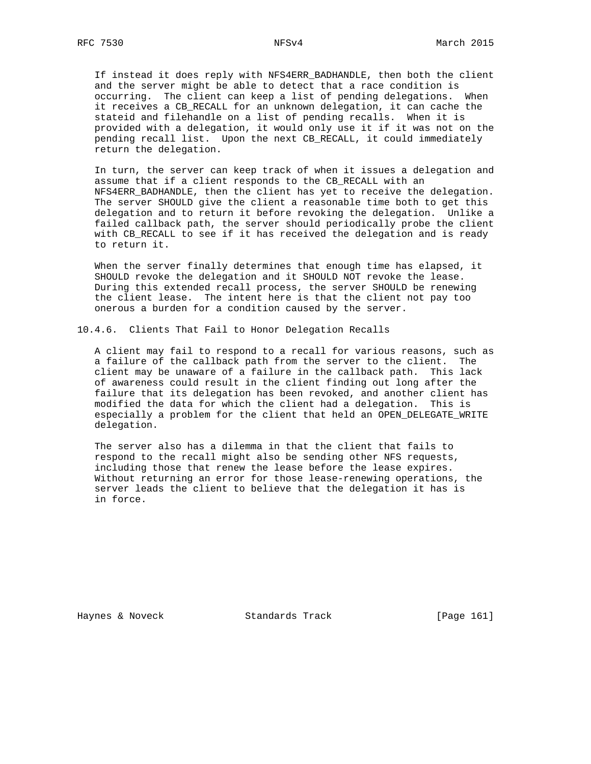If instead it does reply with NFS4ERR_BADHANDLE, then both the client and the server might be able to detect that a race condition is occurring. The client can keep a list of pending delegations. When it receives a CB_RECALL for an unknown delegation, it can cache the stateid and filehandle on a list of pending recalls. When it is provided with a delegation, it would only use it if it was not on the pending recall list. Upon the next CB_RECALL, it could immediately return the delegation.

In turn, the server can keep track of when it issues a delegation and assume that if a client responds to the CB_RECALL with an NFS4ERR_BADHANDLE, then the client has yet to receive the delegation. The server SHOULD give the client a reasonable time both to get this delegation and to return it before revoking the delegation. Unlike a failed callback path, the server should periodically probe the client with CB_RECALL to see if it has received the delegation and is ready to return it.

When the server finally determines that enough time has elapsed, it SHOULD revoke the delegation and it SHOULD NOT revoke the lease. During this extended recall process, the server SHOULD be renewing the client lease. The intent here is that the client not pay too onerous a burden for a condition caused by the server.

### 10.4.6. Clients That Fail to Honor Delegation Recalls

A client may fail to respond to a recall for various reasons, such as a failure of the callback path from the server to the client. The client may be unaware of a failure in the callback path. This lack of awareness could result in the client finding out long after the failure that its delegation has been revoked, and another client has modified the data for which the client had a delegation. This is especially a problem for the client that held an OPEN_DELEGATE_WRITE delegation.

The server also has a dilemma in that the client that fails to respond to the recall might also be sending other NFS requests, including those that renew the lease before the lease expires. Without returning an error for those lease-renewing operations, the server leads the client to believe that the delegation it has is in force.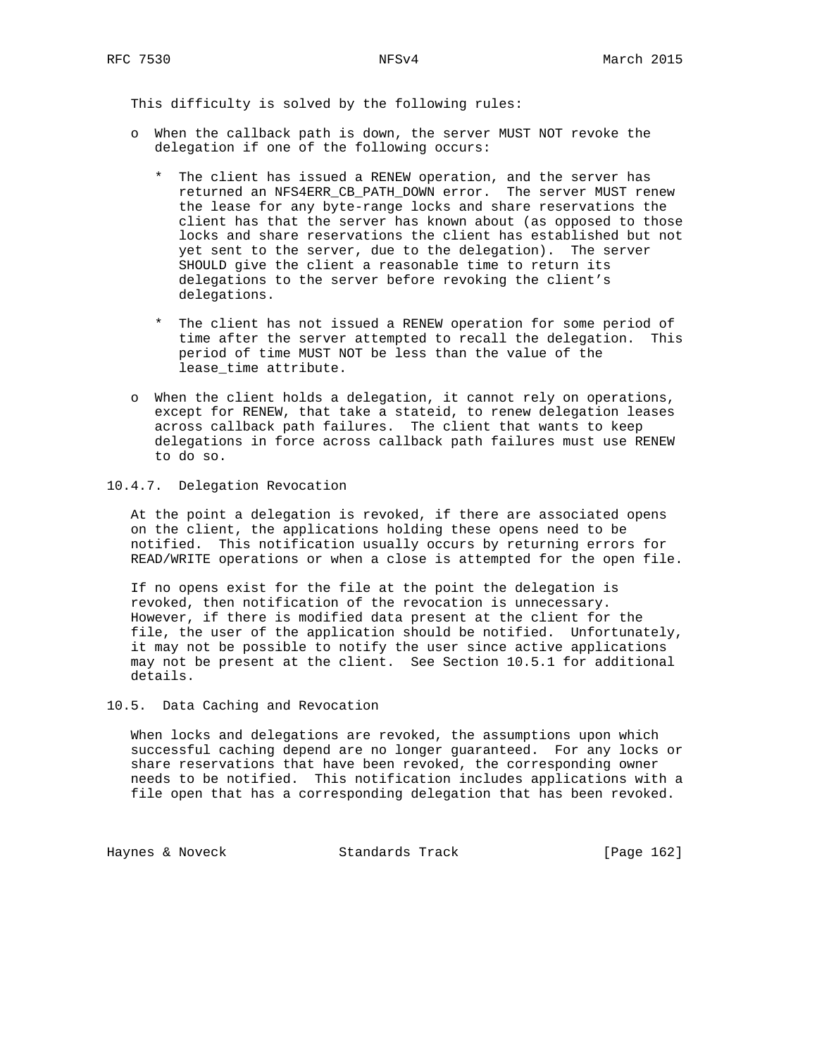This difficulty is solved by the following rules:

- When the callback path is down, the server MUST NOT revoke the delegation if one of the following occurs:

  * The client has issued a RENEW operation, and the server has returned an NFS4ERR_CB_PATH_DOWN error. The server MUST renew the lease for any byte-range locks and share reservations the client has that the server has known about (as opposed to those locks and share reservations the client has established but not yet sent to the server, due to the delegation). The server SHOULD give the client a reasonable time to return its delegations to the server before revoking the client's delegations.

  * The client has not issued a RENEW operation for some period of time after the server attempted to recall the delegation. This period of time MUST NOT be less than the value of the lease_time attribute.

- When the client holds a delegation, it cannot rely on operations, except for RENEW, that take a stateid, to renew delegation leases across callback path failures. The client that wants to keep delegations in force across callback path failures must use RENEW to do so.

### 10.4.7. Delegation Revocation

At the point a delegation is revoked, if there are associated opens on the client, the applications holding these opens need to be notified. This notification usually occurs by returning errors for READ/WRITE operations or when a close is attempted for the open file.

If no opens exist for the file at the point the delegation is revoked, then notification of the revocation is unnecessary. However, if there is modified data present at the client for the file, the user of the application should be notified. Unfortunately, it may not be possible to notify the user since active applications may not be present at the client. See Section 10.5.1 for additional details.

## 10.5. Data Caching and Revocation

When locks and delegations are revoked, the assumptions upon which successful caching depend are no longer guaranteed. For any locks or share reservations that have been revoked, the corresponding owner needs to be notified. This notification includes applications with a file open that has a corresponding delegation that has been revoked.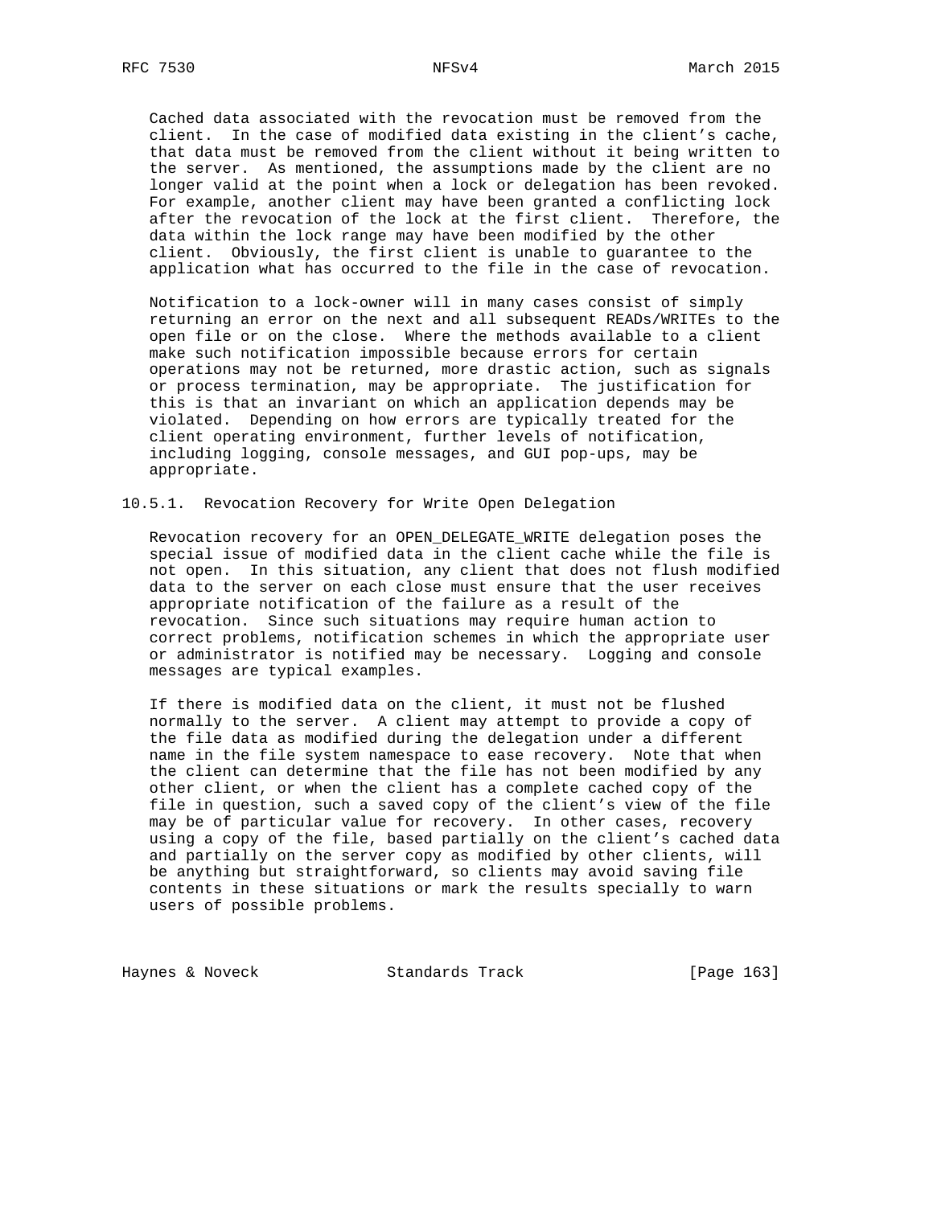Cached data associated with the revocation must be removed from the client. In the case of modified data existing in the client's cache, that data must be removed from the client without it being written to the server. As mentioned, the assumptions made by the client are no longer valid at the point when a lock or delegation has been revoked. For example, another client may have been granted a conflicting lock after the revocation of the lock at the first client. Therefore, the data within the lock range may have been modified by the other client. Obviously, the first client is unable to guarantee to the application what has occurred to the file in the case of revocation.

Notification to a lock-owner will in many cases consist of simply returning an error on the next and all subsequent READs/WRITEs to the open file or on the close. Where the methods available to a client make such notification impossible because errors for certain operations may not be returned, more drastic action, such as signals or process termination, may be appropriate. The justification for this is that an invariant on which an application depends may be violated. Depending on how errors are typically treated for the client operating environment, further levels of notification, including logging, console messages, and GUI pop-ups, may be appropriate.

### 10.5.1. Revocation Recovery for Write Open Delegation

Revocation recovery for an OPEN_DELEGATE_WRITE delegation poses the special issue of modified data in the client cache while the file is not open. In this situation, any client that does not flush modified data to the server on each close must ensure that the user receives appropriate notification of the failure as a result of the revocation. Since such situations may require human action to correct problems, notification schemes in which the appropriate user or administrator is notified may be necessary. Logging and console messages are typical examples.

If there is modified data on the client, it must not be flushed normally to the server. A client may attempt to provide a copy of the file data as modified during the delegation under a different name in the file system namespace to ease recovery. Note that when the client can determine that the file has not been modified by any other client, or when the client has a complete cached copy of the file in question, such a saved copy of the client's view of the file may be of particular value for recovery. In other cases, recovery using a copy of the file, based partially on the client's cached data and partially on the server copy as modified by other clients, will be anything but straightforward, so clients may avoid saving file contents in these situations or mark the results specially to warn users of possible problems.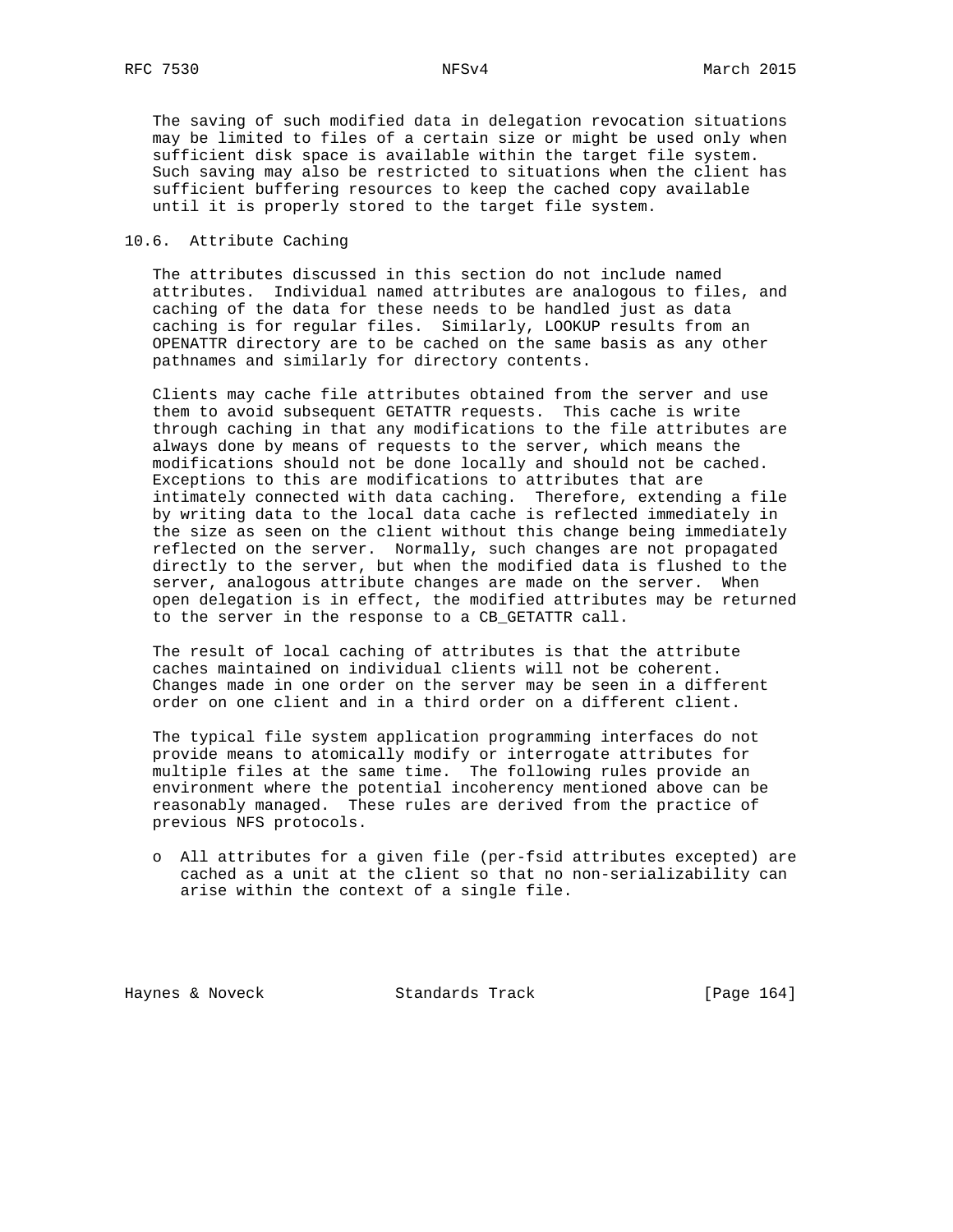The saving of such modified data in delegation revocation situations may be limited to files of a certain size or might be used only when sufficient disk space is available within the target file system. Such saving may also be restricted to situations when the client has sufficient buffering resources to keep the cached copy available until it is properly stored to the target file system.

## 10.6. Attribute Caching

The attributes discussed in this section do not include named attributes. Individual named attributes are analogous to files, and caching of the data for these needs to be handled just as data caching is for regular files. Similarly, LOOKUP results from an OPENATTR directory are to be cached on the same basis as any other pathnames and similarly for directory contents.

Clients may cache file attributes obtained from the server and use them to avoid subsequent GETATTR requests. This cache is write through caching in that any modifications to the file attributes are always done by means of requests to the server, which means the modifications should not be done locally and should not be cached. Exceptions to this are modifications to attributes that are intimately connected with data caching. Therefore, extending a file by writing data to the local data cache is reflected immediately in the size as seen on the client without this change being immediately reflected on the server. Normally, such changes are not propagated directly to the server, but when the modified data is flushed to the server, analogous attribute changes are made on the server. When open delegation is in effect, the modified attributes may be returned to the server in the response to a CB_GETATTR call.

The result of local caching of attributes is that the attribute caches maintained on individual clients will not be coherent. Changes made in one order on the server may be seen in a different order on one client and in a third order on a different client.

The typical file system application programming interfaces do not provide means to atomically modify or interrogate attributes for multiple files at the same time. The following rules provide an environment where the potential incoherency mentioned above can be reasonably managed. These rules are derived from the practice of previous NFS protocols.

- All attributes for a given file (per-fsid attributes excepted) are cached as a unit at the client so that no non-serializability can arise within the context of a single file.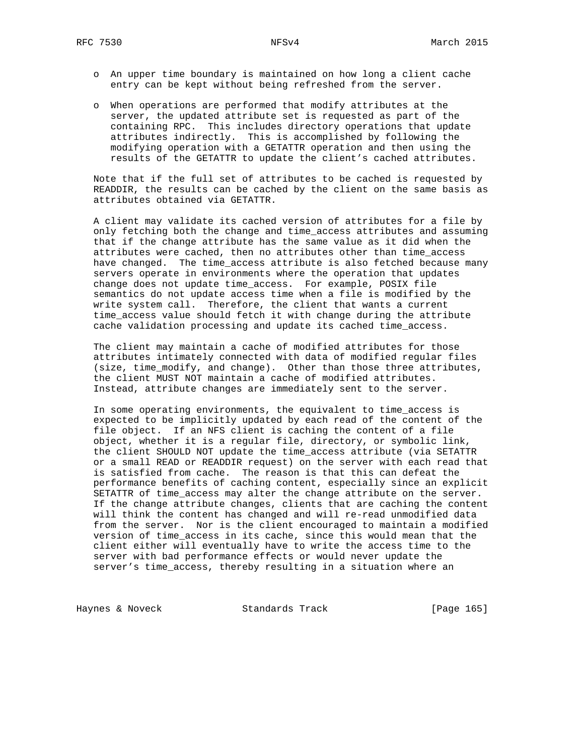- An upper time boundary is maintained on how long a client cache entry can be kept without being refreshed from the server.

- When operations are performed that modify attributes at the server, the updated attribute set is requested as part of the containing RPC. This includes directory operations that update attributes indirectly. This is accomplished by following the modifying operation with a GETATTR operation and then using the results of the GETATTR to update the client's cached attributes.

Note that if the full set of attributes to be cached is requested by READDIR, the results can be cached by the client on the same basis as attributes obtained via GETATTR.

A client may validate its cached version of attributes for a file by only fetching both the change and time_access attributes and assuming that if the change attribute has the same value as it did when the attributes were cached, then no attributes other than time_access have changed. The time_access attribute is also fetched because many servers operate in environments where the operation that updates change does not update time_access. For example, POSIX file semantics do not update access time when a file is modified by the write system call. Therefore, the client that wants a current time_access value should fetch it with change during the attribute cache validation processing and update its cached time_access.

The client may maintain a cache of modified attributes for those attributes intimately connected with data of modified regular files (size, time_modify, and change). Other than those three attributes, the client MUST NOT maintain a cache of modified attributes. Instead, attribute changes are immediately sent to the server.

In some operating environments, the equivalent to time_access is expected to be implicitly updated by each read of the content of the file object. If an NFS client is caching the content of a file object, whether it is a regular file, directory, or symbolic link, the client SHOULD NOT update the time_access attribute (via SETATTR or a small READ or READDIR request) on the server with each read that is satisfied from cache. The reason is that this can defeat the performance benefits of caching content, especially since an explicit SETATTR of time_access may alter the change attribute on the server. If the change attribute changes, clients that are caching the content will think the content has changed and will re-read unmodified data from the server. Nor is the client encouraged to maintain a modified version of time_access in its cache, since this would mean that the client either will eventually have to write the access time to the server with bad performance effects or would never update the server's time_access, thereby resulting in a situation where an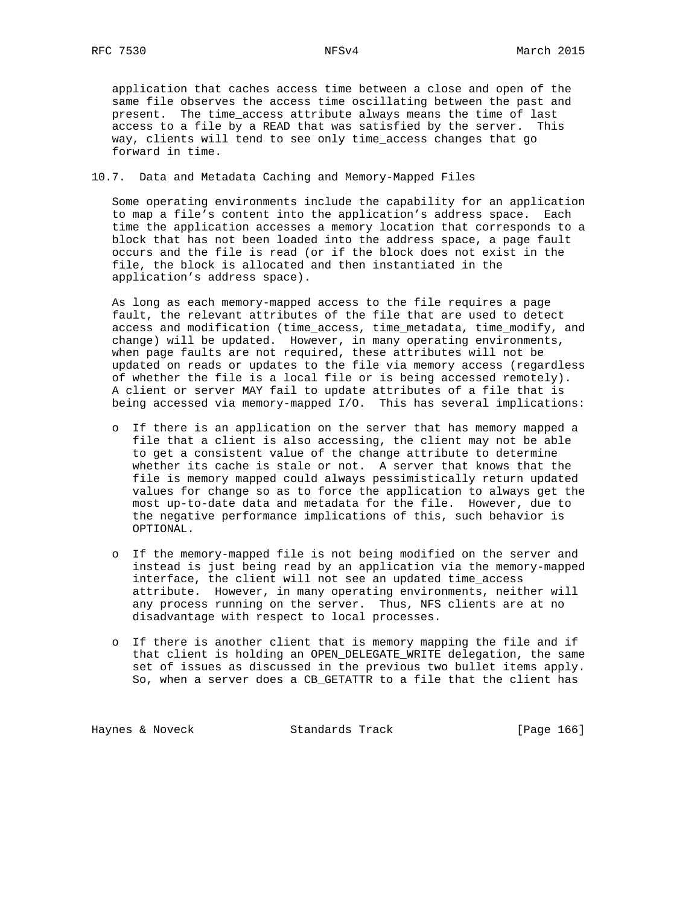application that caches access time between a close and open of the same file observes the access time oscillating between the past and present. The time_access attribute always means the time of last access to a file by a READ that was satisfied by the server. This way, clients will tend to see only time_access changes that go forward in time.

## 10.7. Data and Metadata Caching and Memory-Mapped Files

Some operating environments include the capability for an application to map a file's content into the application's address space. Each time the application accesses a memory location that corresponds to a block that has not been loaded into the address space, a page fault occurs and the file is read (or if the block does not exist in the file, the block is allocated and then instantiated in the application's address space).

As long as each memory-mapped access to the file requires a page fault, the relevant attributes of the file that are used to detect access and modification (time_access, time_metadata, time_modify, and change) will be updated. However, in many operating environments, when page faults are not required, these attributes will not be updated on reads or updates to the file via memory access (regardless of whether the file is a local file or is being accessed remotely). A client or server MAY fail to update attributes of a file that is being accessed via memory-mapped I/O. This has several implications:

- If there is an application on the server that has memory mapped a file that a client is also accessing, the client may not be able to get a consistent value of the change attribute to determine whether its cache is stale or not. A server that knows that the file is memory mapped could always pessimistically return updated values for change so as to force the application to always get the most up-to-date data and metadata for the file. However, due to the negative performance implications of this, such behavior is OPTIONAL.

- If the memory-mapped file is not being modified on the server and instead is just being read by an application via the memory-mapped interface, the client will not see an updated time_access attribute. However, in many operating environments, neither will any process running on the server. Thus, NFS clients are at no disadvantage with respect to local processes.

- If there is another client that is memory mapping the file and if that client is holding an OPEN_DELEGATE_WRITE delegation, the same set of issues as discussed in the previous two bullet items apply. So, when a server does a CB_GETATTR to a file that the client has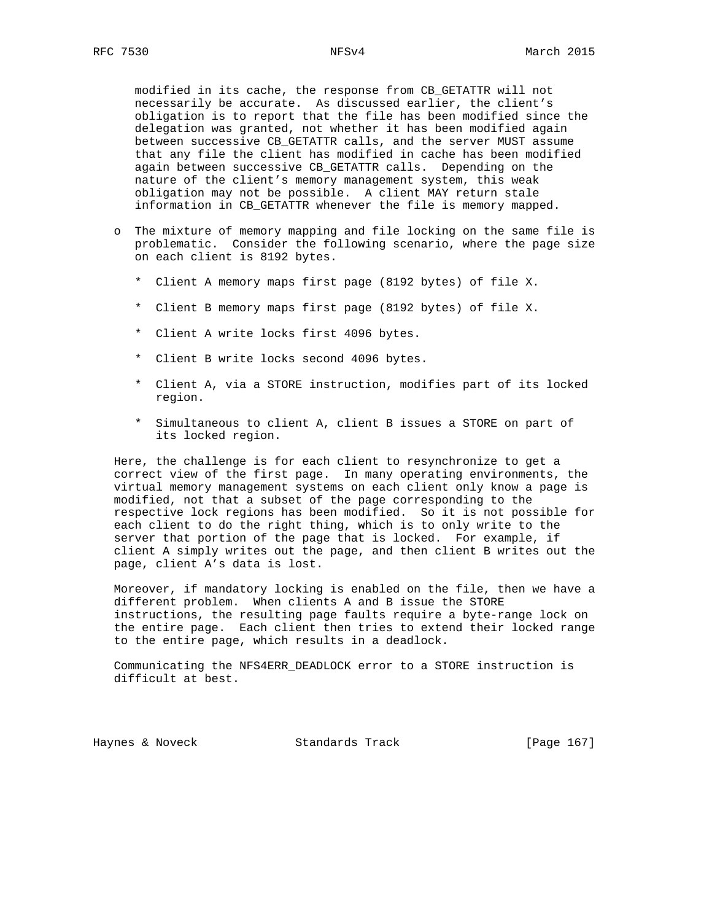modified in its cache, the response from CB_GETATTR will not necessarily be accurate. As discussed earlier, the client's obligation is to report that the file has been modified since the delegation was granted, not whether it has been modified again between successive CB_GETATTR calls, and the server MUST assume that any file the client has modified in cache has been modified again between successive CB_GETATTR calls. Depending on the nature of the client's memory management system, this weak obligation may not be possible. A client MAY return stale information in CB_GETATTR whenever the file is memory mapped.

- The mixture of memory mapping and file locking on the same file is problematic. Consider the following scenario, where the page size on each client is 8192 bytes.

  * Client A memory maps first page (8192 bytes) of file X.

  * Client B memory maps first page (8192 bytes) of file X.

  * Client A write locks first 4096 bytes.

  * Client B write locks second 4096 bytes.

  * Client A, via a STORE instruction, modifies part of its locked region.

  * Simultaneous to client A, client B issues a STORE on part of its locked region.

  Here, the challenge is for each client to resynchronize to get a correct view of the first page. In many operating environments, the virtual memory management systems on each client only know a page is modified, not that a subset of the page corresponding to the respective lock regions has been modified. So it is not possible for each client to do the right thing, which is to only write to the server that portion of the page that is locked. For example, if client A simply writes out the page, and then client B writes out the page, client A's data is lost.

  Moreover, if mandatory locking is enabled on the file, then we have a different problem. When clients A and B issue the STORE instructions, the resulting page faults require a byte-range lock on the entire page. Each client then tries to extend their locked range to the entire page, which results in a deadlock.

  Communicating the NFS4ERR_DEADLOCK error to a STORE instruction is difficult at best.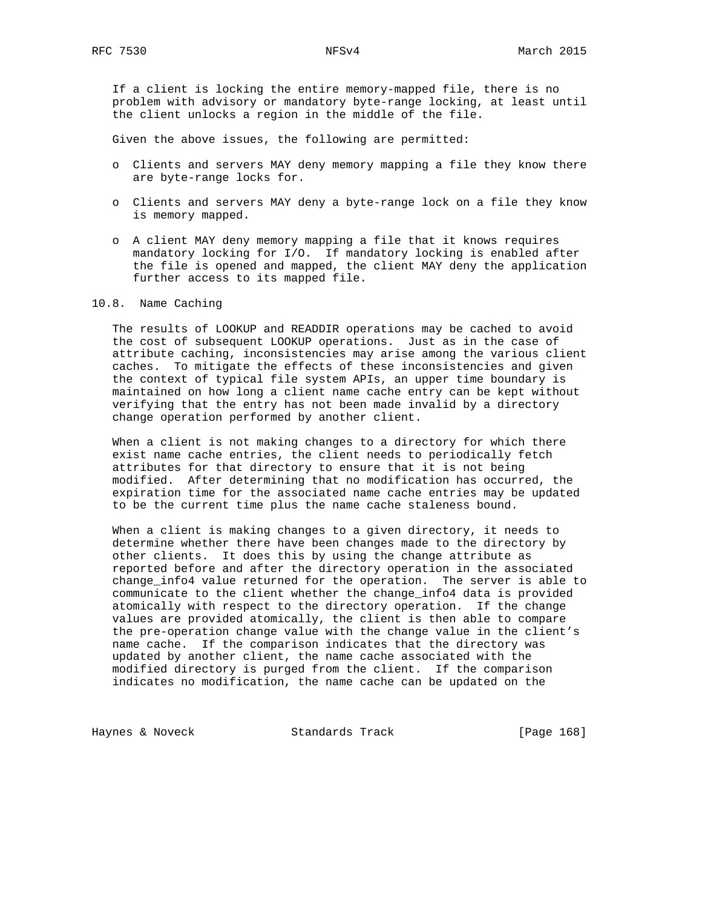If a client is locking the entire memory-mapped file, there is no problem with advisory or mandatory byte-range locking, at least until the client unlocks a region in the middle of the file.

Given the above issues, the following are permitted:

- Clients and servers MAY deny memory mapping a file they know there are byte-range locks for.
- Clients and servers MAY deny a byte-range lock on a file they know is memory mapped.
- A client MAY deny memory mapping a file that it knows requires mandatory locking for I/O. If mandatory locking is enabled after the file is opened and mapped, the client MAY deny the application further access to its mapped file.

## 10.8. Name Caching

The results of LOOKUP and READDIR operations may be cached to avoid the cost of subsequent LOOKUP operations. Just as in the case of attribute caching, inconsistencies may arise among the various client caches. To mitigate the effects of these inconsistencies and given the context of typical file system APIs, an upper time boundary is maintained on how long a client name cache entry can be kept without verifying that the entry has not been made invalid by a directory change operation performed by another client.

When a client is not making changes to a directory for which there exist name cache entries, the client needs to periodically fetch attributes for that directory to ensure that it is not being modified. After determining that no modification has occurred, the expiration time for the associated name cache entries may be updated to be the current time plus the name cache staleness bound.

When a client is making changes to a given directory, it needs to determine whether there have been changes made to the directory by other clients. It does this by using the change attribute as reported before and after the directory operation in the associated change_info4 value returned for the operation. The server is able to communicate to the client whether the change_info4 data is provided atomically with respect to the directory operation. If the change values are provided atomically, the client is then able to compare the pre-operation change value with the change value in the client's name cache. If the comparison indicates that the directory was updated by another client, the name cache associated with the modified directory is purged from the client. If the comparison indicates no modification, the name cache can be updated on the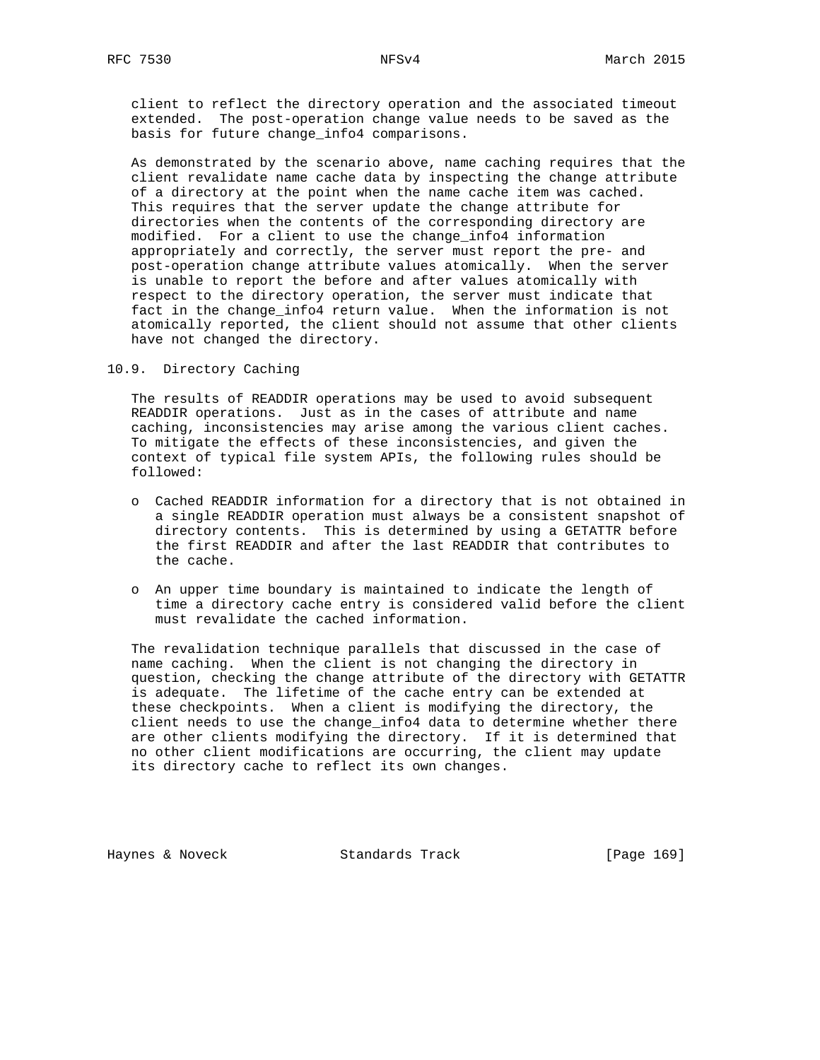client to reflect the directory operation and the associated timeout extended. The post-operation change value needs to be saved as the basis for future change_info4 comparisons.

As demonstrated by the scenario above, name caching requires that the client revalidate name cache data by inspecting the change attribute of a directory at the point when the name cache item was cached. This requires that the server update the change attribute for directories when the contents of the corresponding directory are modified. For a client to use the change_info4 information appropriately and correctly, the server must report the pre- and post-operation change attribute values atomically. When the server is unable to report the before and after values atomically with respect to the directory operation, the server must indicate that fact in the change_info4 return value. When the information is not atomically reported, the client should not assume that other clients have not changed the directory.

## 10.9. Directory Caching

The results of READDIR operations may be used to avoid subsequent READDIR operations. Just as in the cases of attribute and name caching, inconsistencies may arise among the various client caches. To mitigate the effects of these inconsistencies, and given the context of typical file system APIs, the following rules should be followed:

- Cached READDIR information for a directory that is not obtained in a single READDIR operation must always be a consistent snapshot of directory contents. This is determined by using a GETATTR before the first READDIR and after the last READDIR that contributes to the cache.

- An upper time boundary is maintained to indicate the length of time a directory cache entry is considered valid before the client must revalidate the cached information.

The revalidation technique parallels that discussed in the case of name caching. When the client is not changing the directory in question, checking the change attribute of the directory with GETATTR is adequate. The lifetime of the cache entry can be extended at these checkpoints. When a client is modifying the directory, the client needs to use the change_info4 data to determine whether there are other clients modifying the directory. If it is determined that no other client modifications are occurring, the client may update its directory cache to reflect its own changes.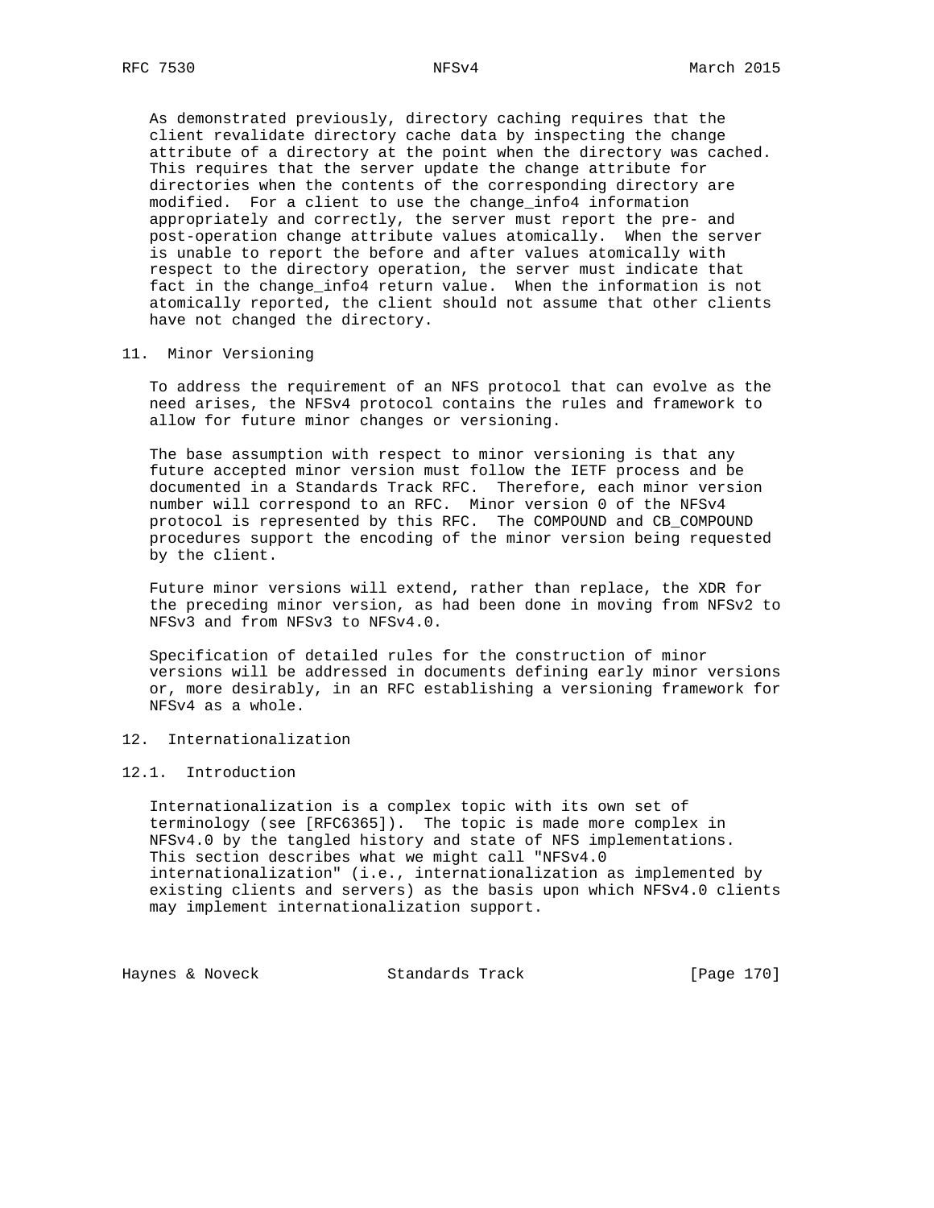As demonstrated previously, directory caching requires that the client revalidate directory cache data by inspecting the change attribute of a directory at the point when the directory was cached. This requires that the server update the change attribute for directories when the contents of the corresponding directory are modified. For a client to use the change_info4 information appropriately and correctly, the server must report the pre- and post-operation change attribute values atomically. When the server is unable to report the before and after values atomically with respect to the directory operation, the server must indicate that fact in the change_info4 return value. When the information is not atomically reported, the client should not assume that other clients have not changed the directory.

## 11. Minor Versioning

To address the requirement of an NFS protocol that can evolve as the need arises, the NFSv4 protocol contains the rules and framework to allow for future minor changes or versioning.

The base assumption with respect to minor versioning is that any future accepted minor version must follow the IETF process and be documented in a Standards Track RFC. Therefore, each minor version number will correspond to an RFC. Minor version 0 of the NFSv4 protocol is represented by this RFC. The COMPOUND and CB_COMPOUND procedures support the encoding of the minor version being requested by the client.

Future minor versions will extend, rather than replace, the XDR for the preceding minor version, as had been done in moving from NFSv2 to NFSv3 and from NFSv3 to NFSv4.0.

Specification of detailed rules for the construction of minor versions will be addressed in documents defining early minor versions or, more desirably, in an RFC establishing a versioning framework for NFSv4 as a whole.

## 12. Internationalization

### 12.1. Introduction

Internationalization is a complex topic with its own set of terminology (see [RFC6365]). The topic is made more complex in NFSv4.0 by the tangled history and state of NFS implementations. This section describes what we might call "NFSv4.0 internationalization" (i.e., internationalization as implemented by existing clients and servers) as the basis upon which NFSv4.0 clients may implement internationalization support.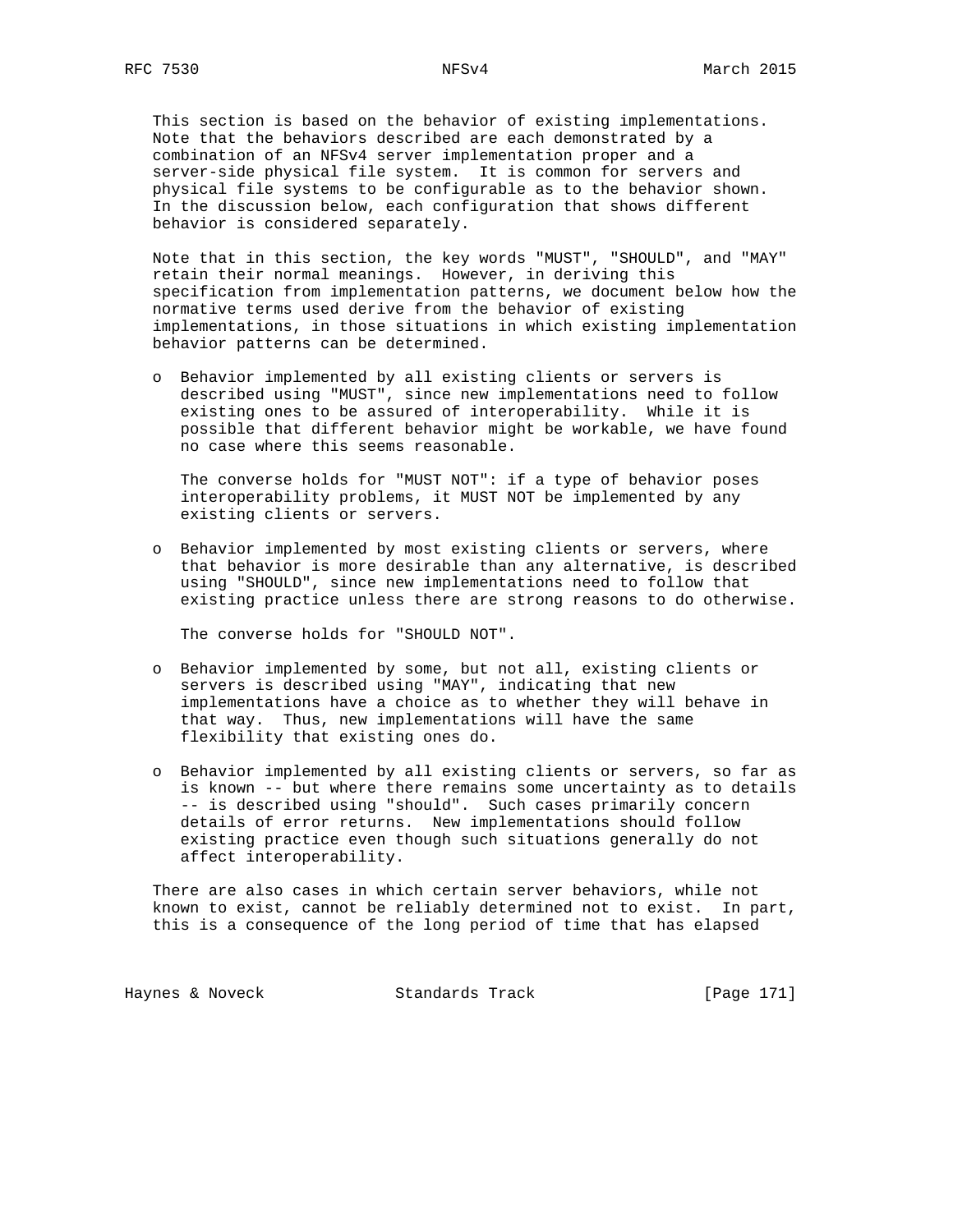This section is based on the behavior of existing implementations. Note that the behaviors described are each demonstrated by a combination of an NFSv4 server implementation proper and a server-side physical file system. It is common for servers and physical file systems to be configurable as to the behavior shown. In the discussion below, each configuration that shows different behavior is considered separately.

Note that in this section, the key words "MUST", "SHOULD", and "MAY" retain their normal meanings. However, in deriving this specification from implementation patterns, we document below how the normative terms used derive from the behavior of existing implementations, in those situations in which existing implementation behavior patterns can be determined.

- Behavior implemented by all existing clients or servers is described using "MUST", since new implementations need to follow existing ones to be assured of interoperability. While it is possible that different behavior might be workable, we have found no case where this seems reasonable.

  The converse holds for "MUST NOT": if a type of behavior poses interoperability problems, it MUST NOT be implemented by any existing clients or servers.

- Behavior implemented by most existing clients or servers, where that behavior is more desirable than any alternative, is described using "SHOULD", since new implementations need to follow that existing practice unless there are strong reasons to do otherwise.

  The converse holds for "SHOULD NOT".

- Behavior implemented by some, but not all, existing clients or servers is described using "MAY", indicating that new implementations have a choice as to whether they will behave in that way. Thus, new implementations will have the same flexibility that existing ones do.

- Behavior implemented by all existing clients or servers, so far as is known -- but where there remains some uncertainty as to details -- is described using "should". Such cases primarily concern details of error returns. New implementations should follow existing practice even though such situations generally do not affect interoperability.

There are also cases in which certain server behaviors, while not known to exist, cannot be reliably determined not to exist. In part, this is a consequence of the long period of time that has elapsed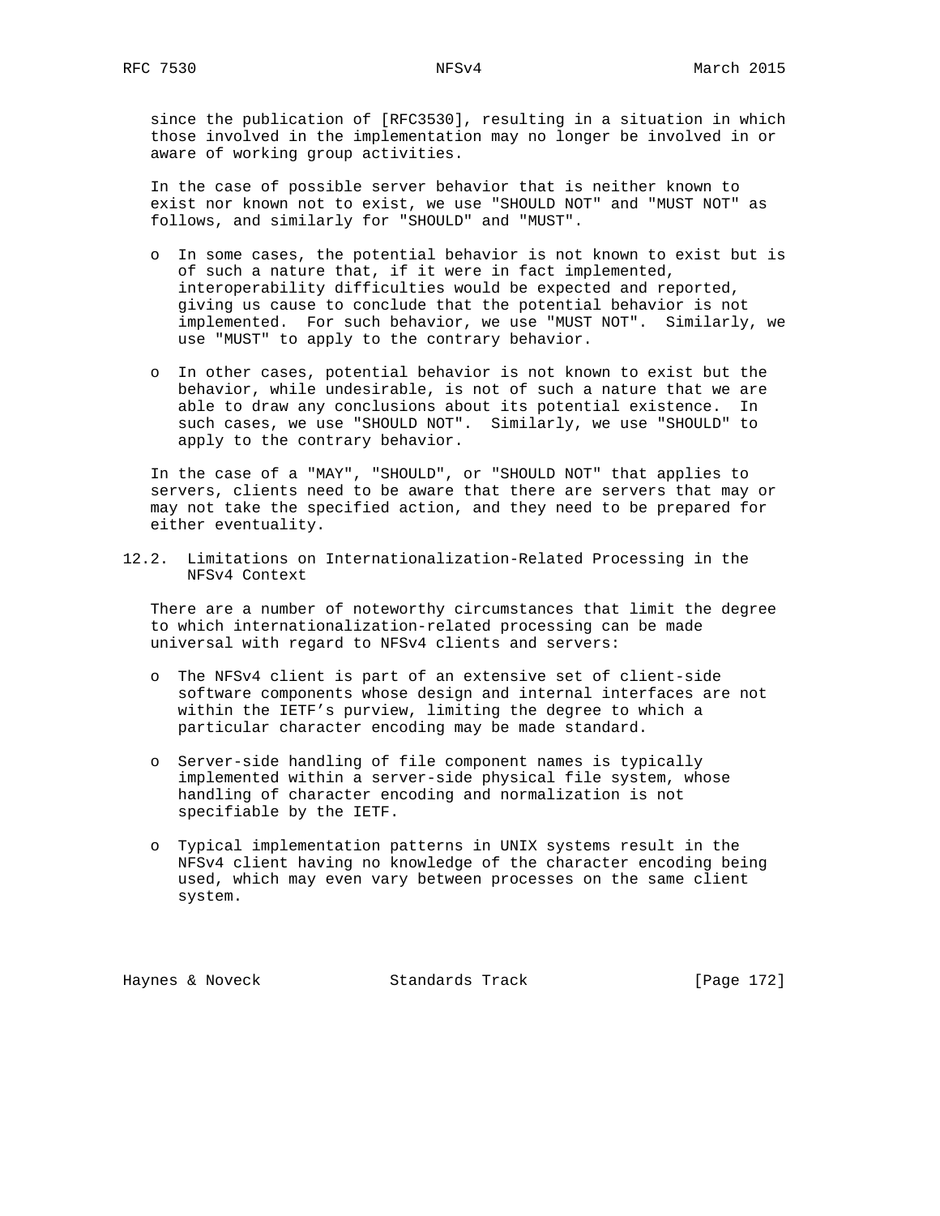since the publication of [RFC3530], resulting in a situation in which those involved in the implementation may no longer be involved in or aware of working group activities.

In the case of possible server behavior that is neither known to exist nor known not to exist, we use "SHOULD NOT" and "MUST NOT" as follows, and similarly for "SHOULD" and "MUST".

- In some cases, the potential behavior is not known to exist but is of such a nature that, if it were in fact implemented, interoperability difficulties would be expected and reported, giving us cause to conclude that the potential behavior is not implemented. For such behavior, we use "MUST NOT". Similarly, we use "MUST" to apply to the contrary behavior.

- In other cases, potential behavior is not known to exist but the behavior, while undesirable, is not of such a nature that we are able to draw any conclusions about its potential existence. In such cases, we use "SHOULD NOT". Similarly, we use "SHOULD" to apply to the contrary behavior.

In the case of a "MAY", "SHOULD", or "SHOULD NOT" that applies to servers, clients need to be aware that there are servers that may or may not take the specified action, and they need to be prepared for either eventuality.

## 12.2. Limitations on Internationalization-Related Processing in the NFSv4 Context

There are a number of noteworthy circumstances that limit the degree to which internationalization-related processing can be made universal with regard to NFSv4 clients and servers:

- The NFSv4 client is part of an extensive set of client-side software components whose design and internal interfaces are not within the IETF's purview, limiting the degree to which a particular character encoding may be made standard.

- Server-side handling of file component names is typically implemented within a server-side physical file system, whose handling of character encoding and normalization is not specifiable by the IETF.

- Typical implementation patterns in UNIX systems result in the NFSv4 client having no knowledge of the character encoding being used, which may even vary between processes on the same client system.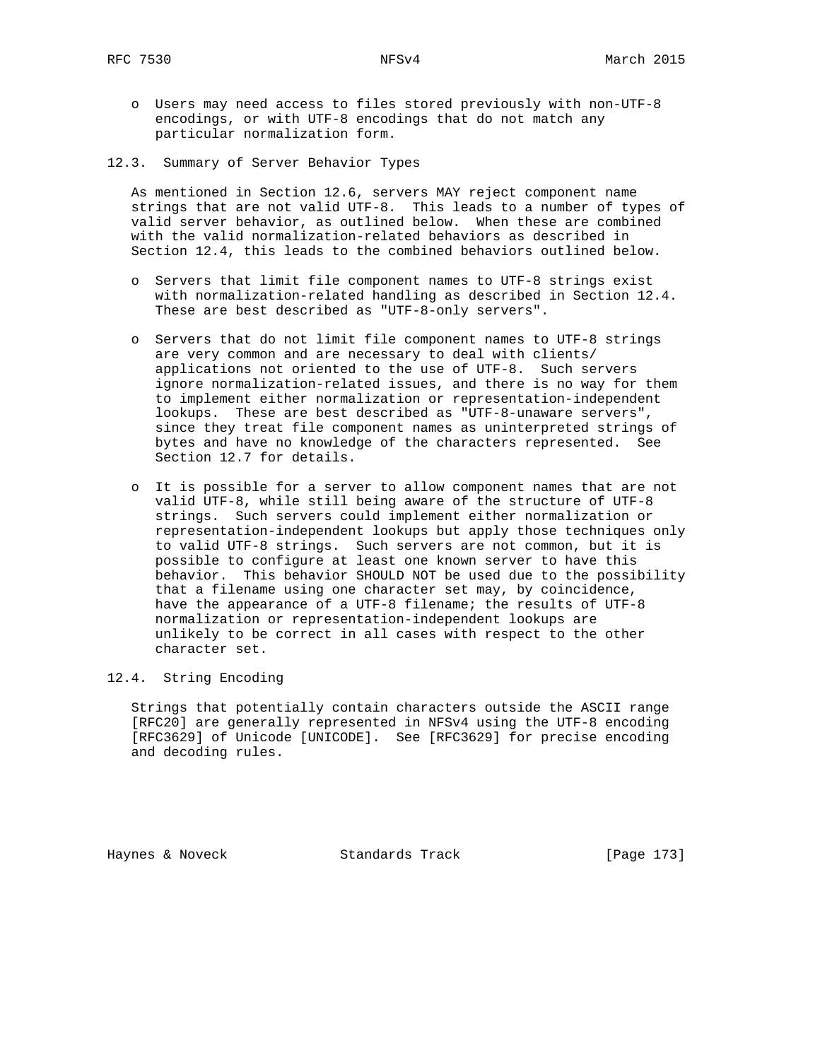- Users may need access to files stored previously with non-UTF-8 encodings, or with UTF-8 encodings that do not match any particular normalization form.

## 12.3. Summary of Server Behavior Types

As mentioned in Section 12.6, servers MAY reject component name strings that are not valid UTF-8. This leads to a number of types of valid server behavior, as outlined below. When these are combined with the valid normalization-related behaviors as described in Section 12.4, this leads to the combined behaviors outlined below.

- Servers that limit file component names to UTF-8 strings exist with normalization-related handling as described in Section 12.4. These are best described as "UTF-8-only servers".

- Servers that do not limit file component names to UTF-8 strings are very common and are necessary to deal with clients/ applications not oriented to the use of UTF-8. Such servers ignore normalization-related issues, and there is no way for them to implement either normalization or representation-independent lookups. These are best described as "UTF-8-unaware servers", since they treat file component names as uninterpreted strings of bytes and have no knowledge of the characters represented. See Section 12.7 for details.

- It is possible for a server to allow component names that are not valid UTF-8, while still being aware of the structure of UTF-8 strings. Such servers could implement either normalization or representation-independent lookups but apply those techniques only to valid UTF-8 strings. Such servers are not common, but it is possible to configure at least one known server to have this behavior. This behavior SHOULD NOT be used due to the possibility that a filename using one character set may, by coincidence, have the appearance of a UTF-8 filename; the results of UTF-8 normalization or representation-independent lookups are unlikely to be correct in all cases with respect to the other character set.

## 12.4. String Encoding

Strings that potentially contain characters outside the ASCII range [RFC20] are generally represented in NFSv4 using the UTF-8 encoding [RFC3629] of Unicode [UNICODE]. See [RFC3629] for precise encoding and decoding rules.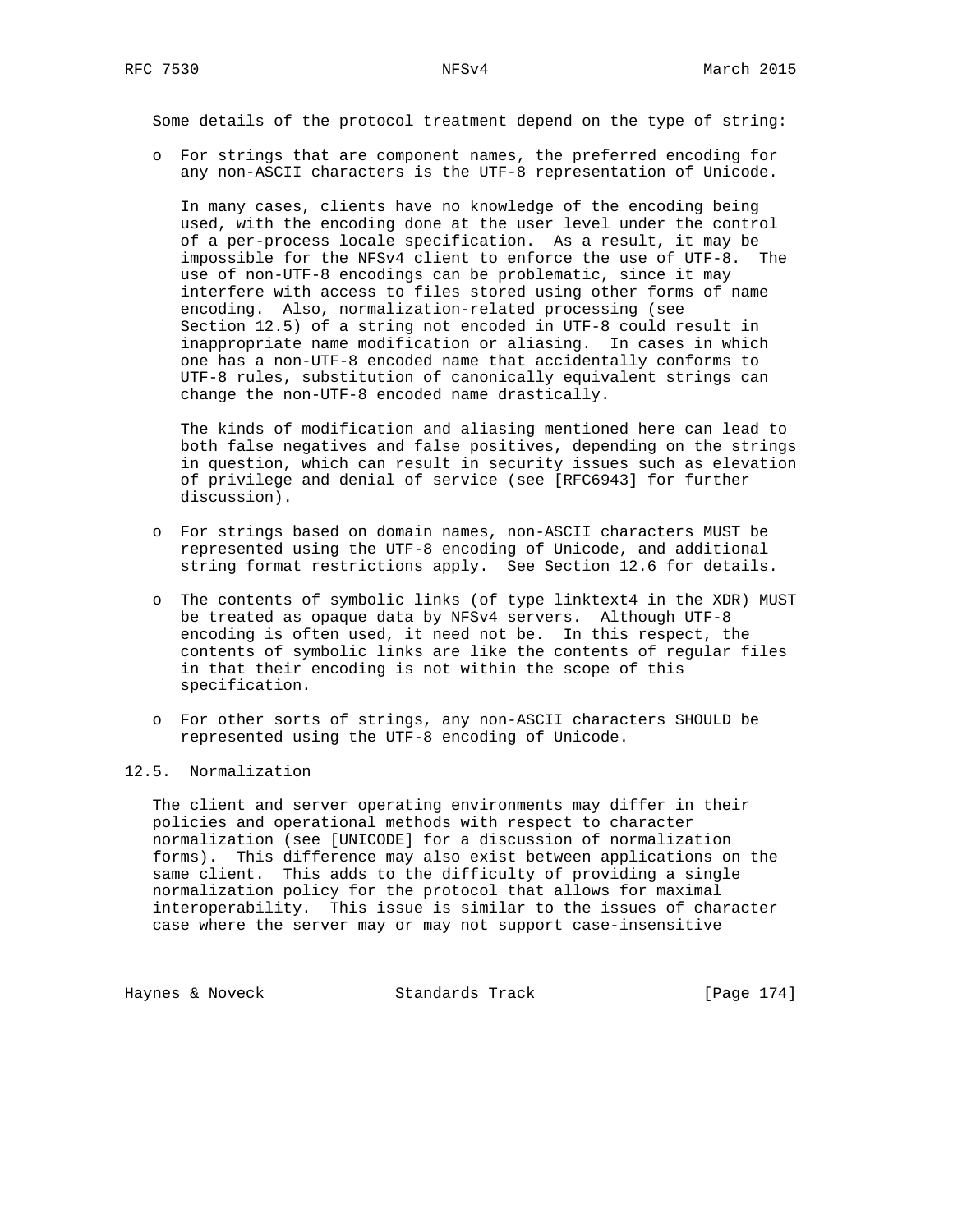Some details of the protocol treatment depend on the type of string:

- For strings that are component names, the preferred encoding for any non-ASCII characters is the UTF-8 representation of Unicode.

  In many cases, clients have no knowledge of the encoding being used, with the encoding done at the user level under the control of a per-process locale specification. As a result, it may be impossible for the NFSv4 client to enforce the use of UTF-8. The use of non-UTF-8 encodings can be problematic, since it may interfere with access to files stored using other forms of name encoding. Also, normalization-related processing (see Section 12.5) of a string not encoded in UTF-8 could result in inappropriate name modification or aliasing. In cases in which one has a non-UTF-8 encoded name that accidentally conforms to UTF-8 rules, substitution of canonically equivalent strings can change the non-UTF-8 encoded name drastically.

  The kinds of modification and aliasing mentioned here can lead to both false negatives and false positives, depending on the strings in question, which can result in security issues such as elevation of privilege and denial of service (see [RFC6943] for further discussion).

- For strings based on domain names, non-ASCII characters MUST be represented using the UTF-8 encoding of Unicode, and additional string format restrictions apply. See Section 12.6 for details.

- The contents of symbolic links (of type linktext4 in the XDR) MUST be treated as opaque data by NFSv4 servers. Although UTF-8 encoding is often used, it need not be. In this respect, the contents of symbolic links are like the contents of regular files in that their encoding is not within the scope of this specification.

- For other sorts of strings, any non-ASCII characters SHOULD be represented using the UTF-8 encoding of Unicode.

## 12.5. Normalization

The client and server operating environments may differ in their policies and operational methods with respect to character normalization (see [UNICODE] for a discussion of normalization forms). This difference may also exist between applications on the same client. This adds to the difficulty of providing a single normalization policy for the protocol that allows for maximal interoperability. This issue is similar to the issues of character case where the server may or may not support case-insensitive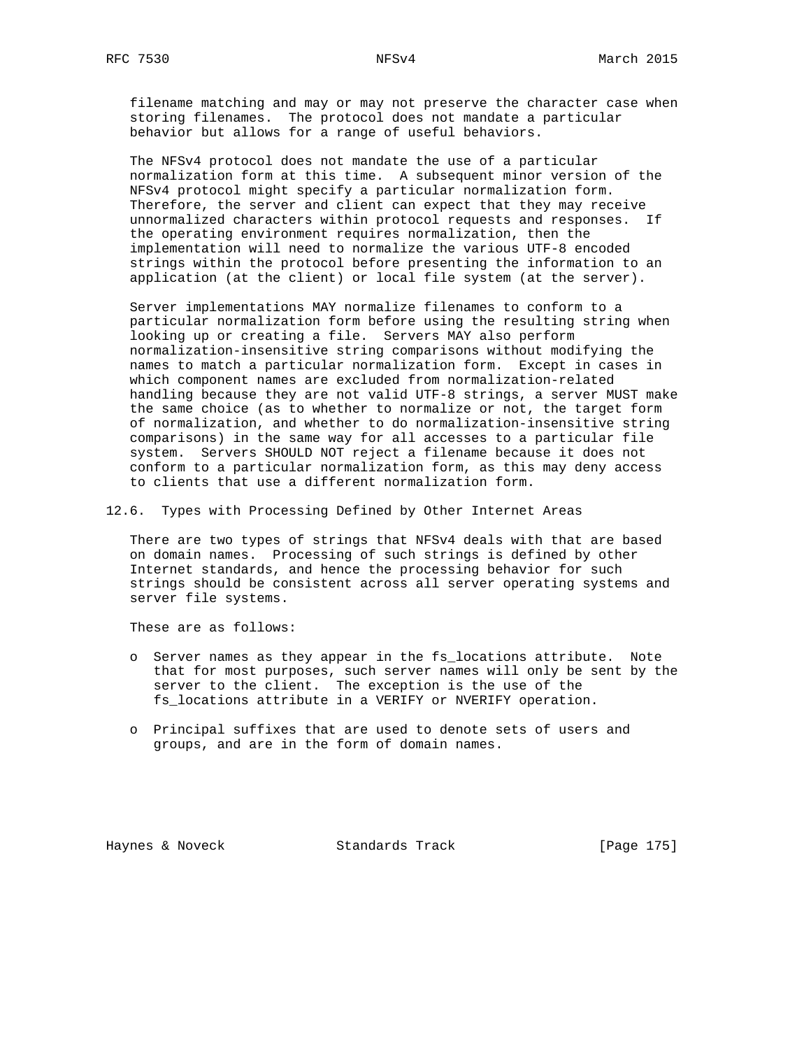filename matching and may or may not preserve the character case when storing filenames. The protocol does not mandate a particular behavior but allows for a range of useful behaviors.

The NFSv4 protocol does not mandate the use of a particular normalization form at this time. A subsequent minor version of the NFSv4 protocol might specify a particular normalization form. Therefore, the server and client can expect that they may receive unnormalized characters within protocol requests and responses. If the operating environment requires normalization, then the implementation will need to normalize the various UTF-8 encoded strings within the protocol before presenting the information to an application (at the client) or local file system (at the server).

Server implementations MAY normalize filenames to conform to a particular normalization form before using the resulting string when looking up or creating a file. Servers MAY also perform normalization-insensitive string comparisons without modifying the names to match a particular normalization form. Except in cases in which component names are excluded from normalization-related handling because they are not valid UTF-8 strings, a server MUST make the same choice (as to whether to normalize or not, the target form of normalization, and whether to do normalization-insensitive string comparisons) in the same way for all accesses to a particular file system. Servers SHOULD NOT reject a filename because it does not conform to a particular normalization form, as this may deny access to clients that use a different normalization form.

### 12.6. Types with Processing Defined by Other Internet Areas

There are two types of strings that NFSv4 deals with that are based on domain names. Processing of such strings is defined by other Internet standards, and hence the processing behavior for such strings should be consistent across all server operating systems and server file systems.

These are as follows:

- Server names as they appear in the fs_locations attribute. Note that for most purposes, such server names will only be sent by the server to the client. The exception is the use of the fs_locations attribute in a VERIFY or NVERIFY operation.

- Principal suffixes that are used to denote sets of users and groups, and are in the form of domain names.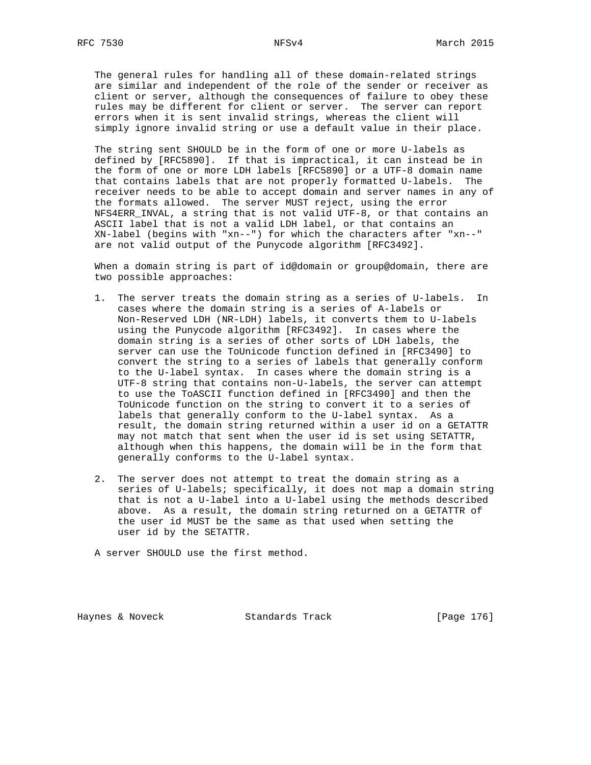The general rules for handling all of these domain-related strings are similar and independent of the role of the sender or receiver as client or server, although the consequences of failure to obey these rules may be different for client or server. The server can report errors when it is sent invalid strings, whereas the client will simply ignore invalid string or use a default value in their place.

The string sent SHOULD be in the form of one or more U-labels as defined by [RFC5890]. If that is impractical, it can instead be in the form of one or more LDH labels [RFC5890] or a UTF-8 domain name that contains labels that are not properly formatted U-labels. The receiver needs to be able to accept domain and server names in any of the formats allowed. The server MUST reject, using the error NFS4ERR_INVAL, a string that is not valid UTF-8, or that contains an ASCII label that is not a valid LDH label, or that contains an XN-label (begins with "xn--") for which the characters after "xn--" are not valid output of the Punycode algorithm [RFC3492].

When a domain string is part of id@domain or group@domain, there are two possible approaches:

1. The server treats the domain string as a series of U-labels. In cases where the domain string is a series of A-labels or Non-Reserved LDH (NR-LDH) labels, it converts them to U-labels using the Punycode algorithm [RFC3492]. In cases where the domain string is a series of other sorts of LDH labels, the server can use the ToUnicode function defined in [RFC3490] to convert the string to a series of labels that generally conform to the U-label syntax. In cases where the domain string is a UTF-8 string that contains non-U-labels, the server can attempt to use the ToASCII function defined in [RFC3490] and then the ToUnicode function on the string to convert it to a series of labels that generally conform to the U-label syntax. As a result, the domain string returned within a user id on a GETATTR may not match that sent when the user id is set using SETATTR, although when this happens, the domain will be in the form that generally conforms to the U-label syntax.

2. The server does not attempt to treat the domain string as a series of U-labels; specifically, it does not map a domain string that is not a U-label into a U-label using the methods described above. As a result, the domain string returned on a GETATTR of the user id MUST be the same as that used when setting the user id by the SETATTR.

A server SHOULD use the first method.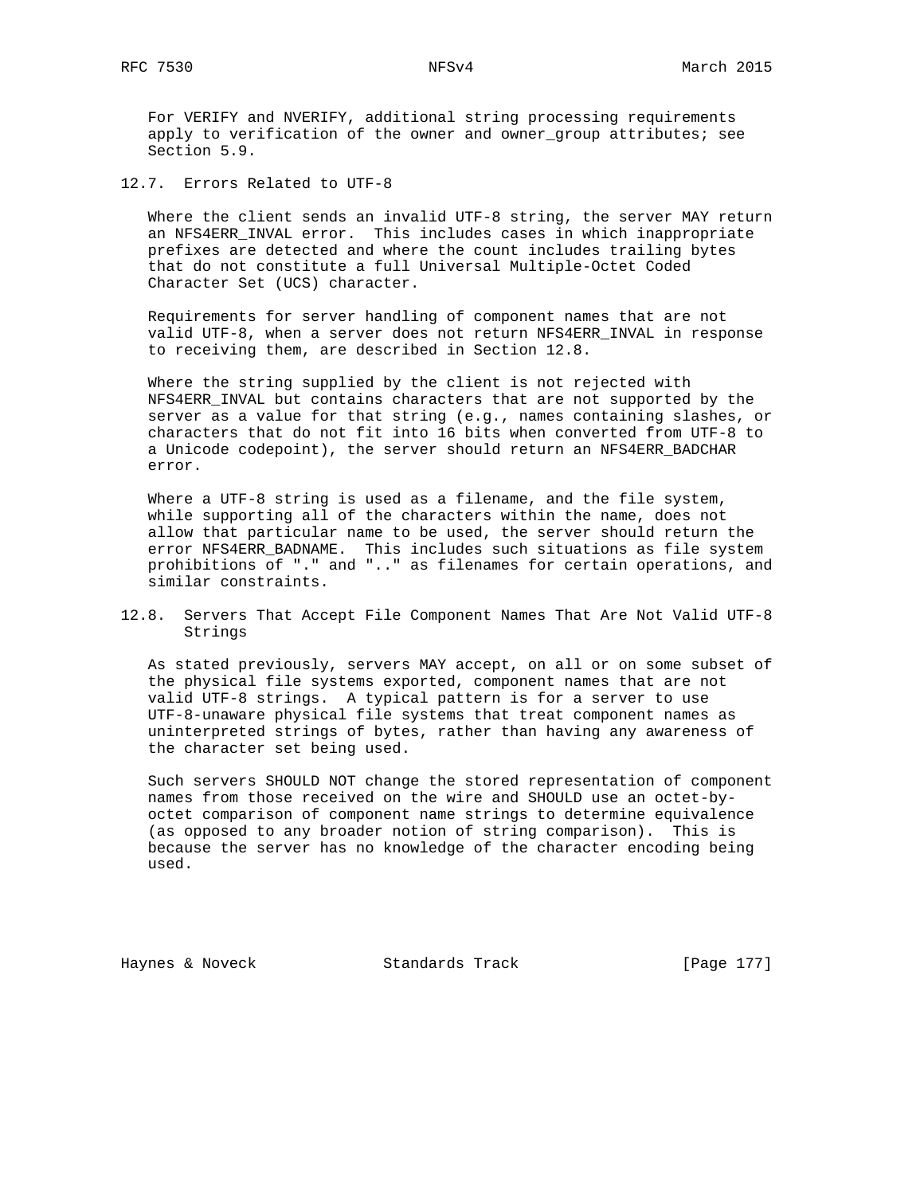For VERIFY and NVERIFY, additional string processing requirements apply to verification of the owner and owner_group attributes; see Section 5.9.

## 12.7. Errors Related to UTF-8

Where the client sends an invalid UTF-8 string, the server MAY return an NFS4ERR_INVAL error. This includes cases in which inappropriate prefixes are detected and where the count includes trailing bytes that do not constitute a full Universal Multiple-Octet Coded Character Set (UCS) character.

Requirements for server handling of component names that are not valid UTF-8, when a server does not return NFS4ERR_INVAL in response to receiving them, are described in Section 12.8.

Where the string supplied by the client is not rejected with NFS4ERR_INVAL but contains characters that are not supported by the server as a value for that string (e.g., names containing slashes, or characters that do not fit into 16 bits when converted from UTF-8 to a Unicode codepoint), the server should return an NFS4ERR_BADCHAR error.

Where a UTF-8 string is used as a filename, and the file system, while supporting all of the characters within the name, does not allow that particular name to be used, the server should return the error NFS4ERR_BADNAME. This includes such situations as file system prohibitions of "." and ".." as filenames for certain operations, and similar constraints.

## 12.8. Servers That Accept File Component Names That Are Not Valid UTF-8 Strings

As stated previously, servers MAY accept, on all or on some subset of the physical file systems exported, component names that are not valid UTF-8 strings. A typical pattern is for a server to use UTF-8-unaware physical file systems that treat component names as uninterpreted strings of bytes, rather than having any awareness of the character set being used.

Such servers SHOULD NOT change the stored representation of component names from those received on the wire and SHOULD use an octet-by-octet comparison of component name strings to determine equivalence (as opposed to any broader notion of string comparison). This is because the server has no knowledge of the character encoding being used.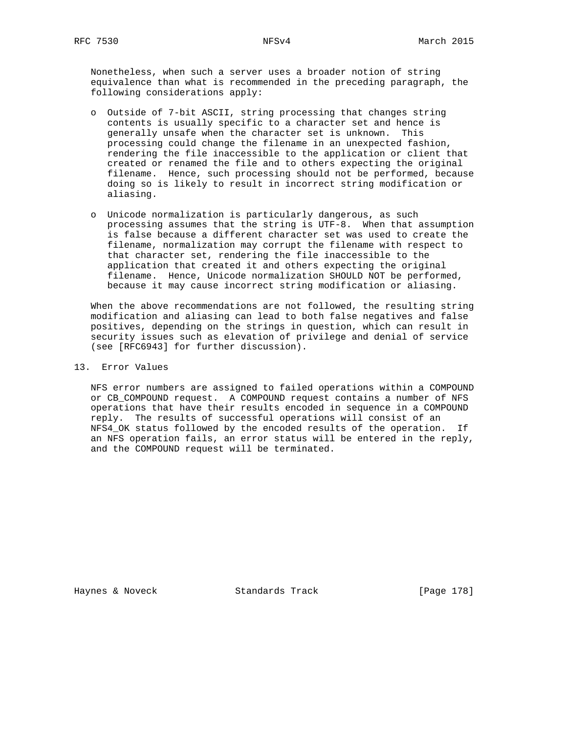Nonetheless, when such a server uses a broader notion of string equivalence than what is recommended in the preceding paragraph, the following considerations apply:

- Outside of 7-bit ASCII, string processing that changes string contents is usually specific to a character set and hence is generally unsafe when the character set is unknown. This processing could change the filename in an unexpected fashion, rendering the file inaccessible to the application or client that created or renamed the file and to others expecting the original filename. Hence, such processing should not be performed, because doing so is likely to result in incorrect string modification or aliasing.

- Unicode normalization is particularly dangerous, as such processing assumes that the string is UTF-8. When that assumption is false because a different character set was used to create the filename, normalization may corrupt the filename with respect to that character set, rendering the file inaccessible to the application that created it and others expecting the original filename. Hence, Unicode normalization SHOULD NOT be performed, because it may cause incorrect string modification or aliasing.

When the above recommendations are not followed, the resulting string modification and aliasing can lead to both false negatives and false positives, depending on the strings in question, which can result in security issues such as elevation of privilege and denial of service (see [RFC6943] for further discussion).

## 13. Error Values

NFS error numbers are assigned to failed operations within a COMPOUND or CB_COMPOUND request. A COMPOUND request contains a number of NFS operations that have their results encoded in sequence in a COMPOUND reply. The results of successful operations will consist of an NFS4_OK status followed by the encoded results of the operation. If an NFS operation fails, an error status will be entered in the reply, and the COMPOUND request will be terminated.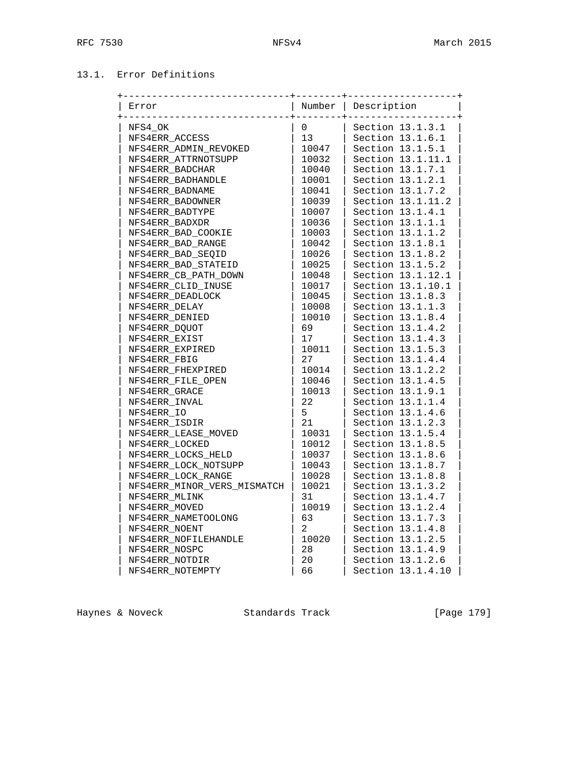## 13.1. Error Definitions

| Error | Number | Description |
|---|---|---|
| NFS4_OK | 0 | Section 13.1.3.1 |
| NFS4ERR_ACCESS | 13 | Section 13.1.6.1 |
| NFS4ERR_ADMIN_REVOKED | 10047 | Section 13.1.5.1 |
| NFS4ERR_ATTRNOTSUPP | 10032 | Section 13.1.11.1 |
| NFS4ERR_BADCHAR | 10040 | Section 13.1.7.1 |
| NFS4ERR_BADHANDLE | 10001 | Section 13.1.2.1 |
| NFS4ERR_BADNAME | 10041 | Section 13.1.7.2 |
| NFS4ERR_BADOWNER | 10039 | Section 13.1.11.2 |
| NFS4ERR_BADTYPE | 10007 | Section 13.1.4.1 |
| NFS4ERR_BADXDR | 10036 | Section 13.1.1.1 |
| NFS4ERR_BAD_COOKIE | 10003 | Section 13.1.1.2 |
| NFS4ERR_BAD_RANGE | 10042 | Section 13.1.8.1 |
| NFS4ERR_BAD_SEQID | 10026 | Section 13.1.8.2 |
| NFS4ERR_BAD_STATEID | 10025 | Section 13.1.5.2 |
| NFS4ERR_CB_PATH_DOWN | 10048 | Section 13.1.12.1 |
| NFS4ERR_CLID_INUSE | 10017 | Section 13.1.10.1 |
| NFS4ERR_DEADLOCK | 10045 | Section 13.1.8.3 |
| NFS4ERR_DELAY | 10008 | Section 13.1.1.3 |
| NFS4ERR_DENIED | 10010 | Section 13.1.8.4 |
| NFS4ERR_DQUOT | 69 | Section 13.1.4.2 |
| NFS4ERR_EXIST | 17 | Section 13.1.4.3 |
| NFS4ERR_EXPIRED | 10011 | Section 13.1.5.3 |
| NFS4ERR_FBIG | 27 | Section 13.1.4.4 |
| NFS4ERR_FHEXPIRED | 10014 | Section 13.1.2.2 |
| NFS4ERR_FILE_OPEN | 10046 | Section 13.1.4.5 |
| NFS4ERR_GRACE | 10013 | Section 13.1.9.1 |
| NFS4ERR_INVAL | 22 | Section 13.1.1.4 |
| NFS4ERR_IO | 5 | Section 13.1.4.6 |
| NFS4ERR_ISDIR | 21 | Section 13.1.2.3 |
| NFS4ERR_LEASE_MOVED | 10031 | Section 13.1.5.4 |
| NFS4ERR_LOCKED | 10012 | Section 13.1.8.5 |
| NFS4ERR_LOCKS_HELD | 10037 | Section 13.1.8.6 |
| NFS4ERR_LOCK_NOTSUPP | 10043 | Section 13.1.8.7 |
| NFS4ERR_LOCK_RANGE | 10028 | Section 13.1.8.8 |
| NFS4ERR_MINOR_VERS_MISMATCH | 10021 | Section 13.1.3.2 |
| NFS4ERR_MLINK | 31 | Section 13.1.4.7 |
| NFS4ERR_MOVED | 10019 | Section 13.1.2.4 |
| NFS4ERR_NAMETOOLONG | 63 | Section 13.1.7.3 |
| NFS4ERR_NOENT | 2 | Section 13.1.4.8 |
| NFS4ERR_NOFILEHANDLE | 10020 | Section 13.1.2.5 |
| NFS4ERR_NOSPC | 28 | Section 13.1.4.9 |
| NFS4ERR_NOTDIR | 20 | Section 13.1.2.6 |
| NFS4ERR_NOTEMPTY | 66 | Section 13.1.4.10 |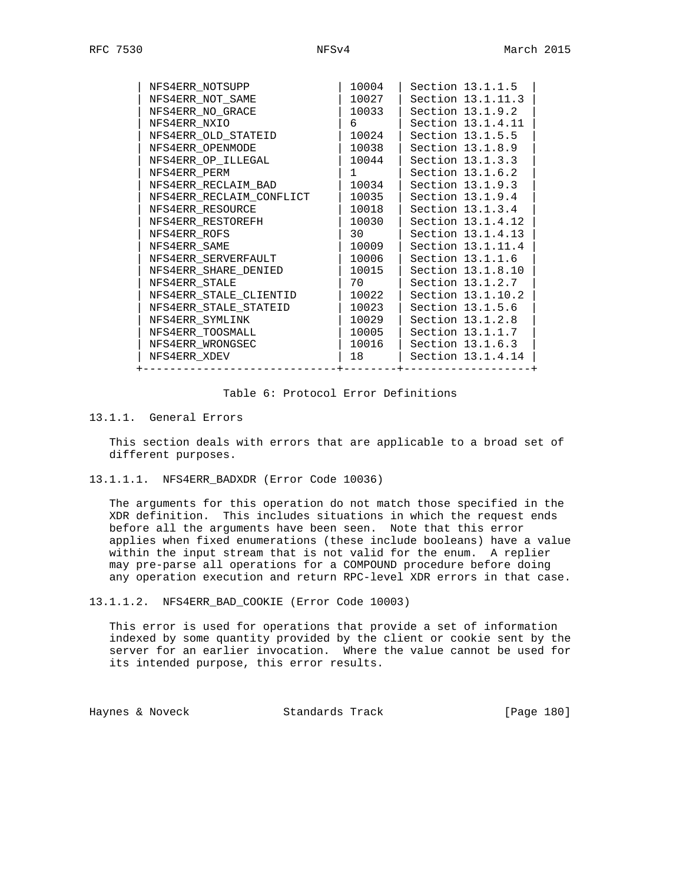| Error | Number | Description |
|---|---|---|
| NFS4ERR_NOTSUPP | 10004 | Section 13.1.1.5 |
| NFS4ERR_NOT_SAME | 10027 | Section 13.1.11.3 |
| NFS4ERR_NO_GRACE | 10033 | Section 13.1.9.2 |
| NFS4ERR_NXIO | 6 | Section 13.1.4.11 |
| NFS4ERR_OLD_STATEID | 10024 | Section 13.1.5.5 |
| NFS4ERR_OPENMODE | 10038 | Section 13.1.8.9 |
| NFS4ERR_OP_ILLEGAL | 10044 | Section 13.1.3.3 |
| NFS4ERR_PERM | 1 | Section 13.1.6.2 |
| NFS4ERR_RECLAIM_BAD | 10034 | Section 13.1.9.3 |
| NFS4ERR_RECLAIM_CONFLICT | 10035 | Section 13.1.9.4 |
| NFS4ERR_RESOURCE | 10018 | Section 13.1.3.4 |
| NFS4ERR_RESTOREFH | 10030 | Section 13.1.4.12 |
| NFS4ERR_ROFS | 30 | Section 13.1.4.13 |
| NFS4ERR_SAME | 10009 | Section 13.1.11.4 |
| NFS4ERR_SERVERFAULT | 10006 | Section 13.1.1.6 |
| NFS4ERR_SHARE_DENIED | 10015 | Section 13.1.8.10 |
| NFS4ERR_STALE | 70 | Section 13.1.2.7 |
| NFS4ERR_STALE_CLIENTID | 10022 | Section 13.1.10.2 |
| NFS4ERR_STALE_STATEID | 10023 | Section 13.1.5.6 |
| NFS4ERR_SYMLINK | 10029 | Section 13.1.2.8 |
| NFS4ERR_TOOSMALL | 10005 | Section 13.1.1.7 |
| NFS4ERR_WRONGSEC | 10016 | Section 13.1.6.3 |
| NFS4ERR_XDEV | 18 | Section 13.1.4.14 |

Table 6: Protocol Error Definitions

#### 13.1.1. General Errors

This section deals with errors that are applicable to a broad set of different purposes.

##### 13.1.1.1. NFS4ERR_BADXDR (Error Code 10036)

The arguments for this operation do not match those specified in the XDR definition. This includes situations in which the request ends before all the arguments have been seen. Note that this error applies when fixed enumerations (these include booleans) have a value within the input stream that is not valid for the enum. A replier may pre-parse all operations for a COMPOUND procedure before doing any operation execution and return RPC-level XDR errors in that case.

##### 13.1.1.2. NFS4ERR_BAD_COOKIE (Error Code 10003)

This error is used for operations that provide a set of information indexed by some quantity provided by the client or cookie sent by the server for an earlier invocation. Where the value cannot be used for its intended purpose, this error results.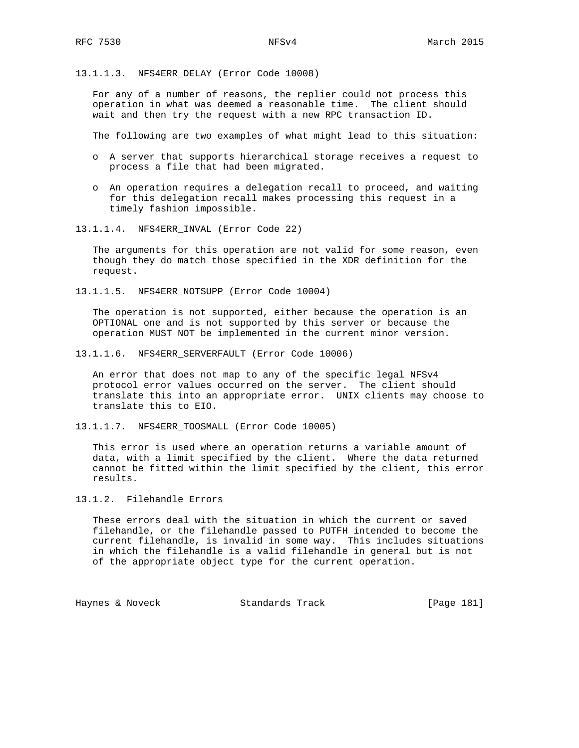#### 13.1.1.3. NFS4ERR_DELAY (Error Code 10008)

For any of a number of reasons, the replier could not process this operation in what was deemed a reasonable time. The client should wait and then try the request with a new RPC transaction ID.

The following are two examples of what might lead to this situation:

- A server that supports hierarchical storage receives a request to process a file that had been migrated.
- An operation requires a delegation recall to proceed, and waiting for this delegation recall makes processing this request in a timely fashion impossible.

#### 13.1.1.4. NFS4ERR_INVAL (Error Code 22)

The arguments for this operation are not valid for some reason, even though they do match those specified in the XDR definition for the request.

#### 13.1.1.5. NFS4ERR_NOTSUPP (Error Code 10004)

The operation is not supported, either because the operation is an OPTIONAL one and is not supported by this server or because the operation MUST NOT be implemented in the current minor version.

#### 13.1.1.6. NFS4ERR_SERVERFAULT (Error Code 10006)

An error that does not map to any of the specific legal NFSv4 protocol error values occurred on the server. The client should translate this into an appropriate error. UNIX clients may choose to translate this to EIO.

#### 13.1.1.7. NFS4ERR_TOOSMALL (Error Code 10005)

This error is used where an operation returns a variable amount of data, with a limit specified by the client. Where the data returned cannot be fitted within the limit specified by the client, this error results.

### 13.1.2. Filehandle Errors

These errors deal with the situation in which the current or saved filehandle, or the filehandle passed to PUTFH intended to become the current filehandle, is invalid in some way. This includes situations in which the filehandle is a valid filehandle in general but is not of the appropriate object type for the current operation.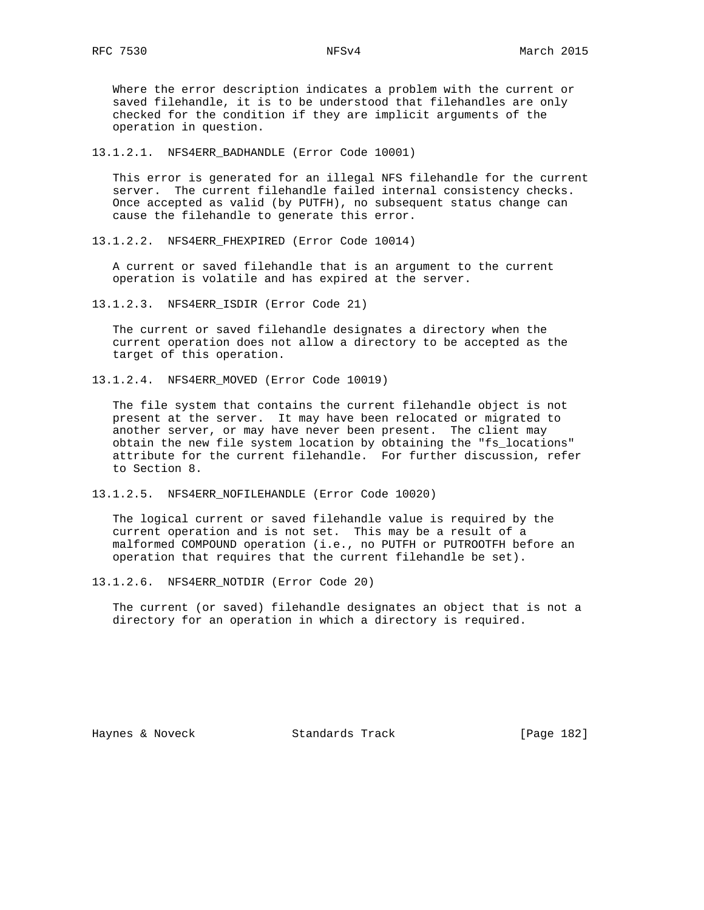Where the error description indicates a problem with the current or saved filehandle, it is to be understood that filehandles are only checked for the condition if they are implicit arguments of the operation in question.

#### 13.1.2.1. NFS4ERR_BADHANDLE (Error Code 10001)

This error is generated for an illegal NFS filehandle for the current server. The current filehandle failed internal consistency checks. Once accepted as valid (by PUTFH), no subsequent status change can cause the filehandle to generate this error.

#### 13.1.2.2. NFS4ERR_FHEXPIRED (Error Code 10014)

A current or saved filehandle that is an argument to the current operation is volatile and has expired at the server.

#### 13.1.2.3. NFS4ERR_ISDIR (Error Code 21)

The current or saved filehandle designates a directory when the current operation does not allow a directory to be accepted as the target of this operation.

#### 13.1.2.4. NFS4ERR_MOVED (Error Code 10019)

The file system that contains the current filehandle object is not present at the server. It may have been relocated or migrated to another server, or may have never been present. The client may obtain the new file system location by obtaining the "fs_locations" attribute for the current filehandle. For further discussion, refer to Section 8.

#### 13.1.2.5. NFS4ERR_NOFILEHANDLE (Error Code 10020)

The logical current or saved filehandle value is required by the current operation and is not set. This may be a result of a malformed COMPOUND operation (i.e., no PUTFH or PUTROOTFH before an operation that requires that the current filehandle be set).

#### 13.1.2.6. NFS4ERR_NOTDIR (Error Code 20)

The current (or saved) filehandle designates an object that is not a directory for an operation in which a directory is required.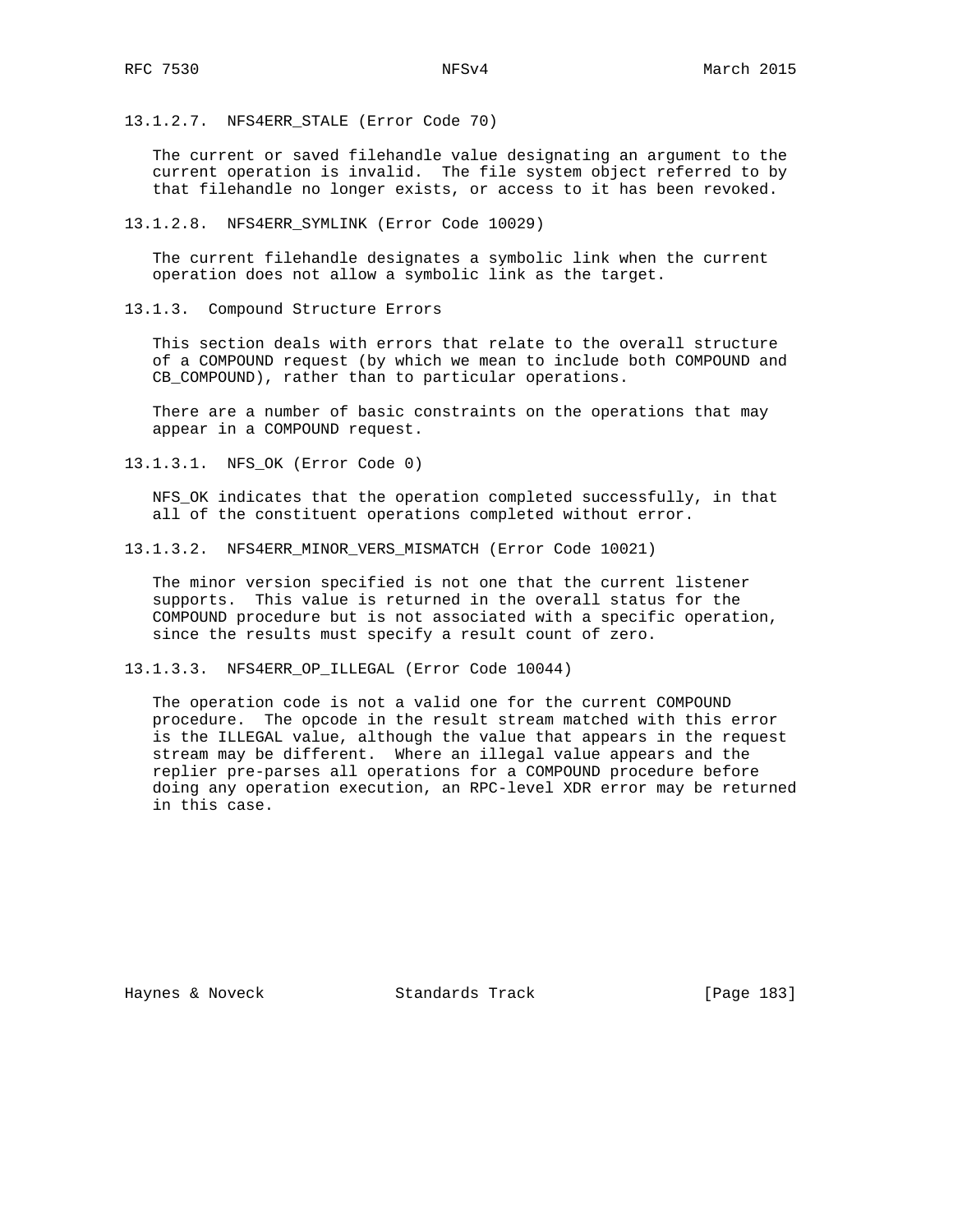#### 13.1.2.7. NFS4ERR_STALE (Error Code 70)

The current or saved filehandle value designating an argument to the current operation is invalid. The file system object referred to by that filehandle no longer exists, or access to it has been revoked.

#### 13.1.2.8. NFS4ERR_SYMLINK (Error Code 10029)

The current filehandle designates a symbolic link when the current operation does not allow a symbolic link as the target.

### 13.1.3. Compound Structure Errors

This section deals with errors that relate to the overall structure of a COMPOUND request (by which we mean to include both COMPOUND and CB_COMPOUND), rather than to particular operations.

There are a number of basic constraints on the operations that may appear in a COMPOUND request.

#### 13.1.3.1. NFS_OK (Error Code 0)

NFS_OK indicates that the operation completed successfully, in that all of the constituent operations completed without error.

#### 13.1.3.2. NFS4ERR_MINOR_VERS_MISMATCH (Error Code 10021)

The minor version specified is not one that the current listener supports. This value is returned in the overall status for the COMPOUND procedure but is not associated with a specific operation, since the results must specify a result count of zero.

#### 13.1.3.3. NFS4ERR_OP_ILLEGAL (Error Code 10044)

The operation code is not a valid one for the current COMPOUND procedure. The opcode in the result stream matched with this error is the ILLEGAL value, although the value that appears in the request stream may be different. Where an illegal value appears and the replier pre-parses all operations for a COMPOUND procedure before doing any operation execution, an RPC-level XDR error may be returned in this case.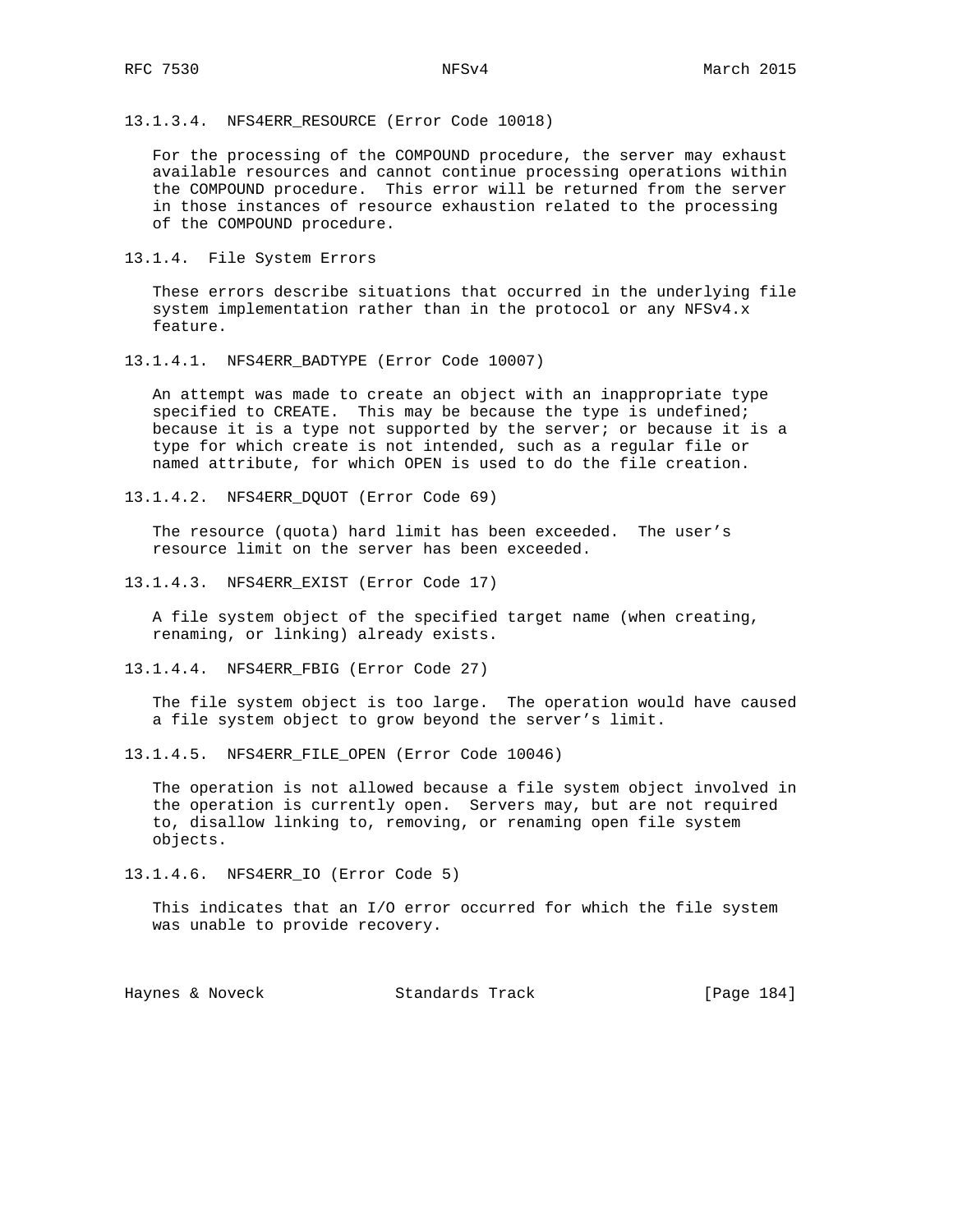#### 13.1.3.4. NFS4ERR_RESOURCE (Error Code 10018)

For the processing of the COMPOUND procedure, the server may exhaust available resources and cannot continue processing operations within the COMPOUND procedure. This error will be returned from the server in those instances of resource exhaustion related to the processing of the COMPOUND procedure.

### 13.1.4. File System Errors

These errors describe situations that occurred in the underlying file system implementation rather than in the protocol or any NFSv4.x feature.

#### 13.1.4.1. NFS4ERR_BADTYPE (Error Code 10007)

An attempt was made to create an object with an inappropriate type specified to CREATE. This may be because the type is undefined; because it is a type not supported by the server; or because it is a type for which create is not intended, such as a regular file or named attribute, for which OPEN is used to do the file creation.

#### 13.1.4.2. NFS4ERR_DQUOT (Error Code 69)

The resource (quota) hard limit has been exceeded. The user's resource limit on the server has been exceeded.

#### 13.1.4.3. NFS4ERR_EXIST (Error Code 17)

A file system object of the specified target name (when creating, renaming, or linking) already exists.

#### 13.1.4.4. NFS4ERR_FBIG (Error Code 27)

The file system object is too large. The operation would have caused a file system object to grow beyond the server's limit.

#### 13.1.4.5. NFS4ERR_FILE_OPEN (Error Code 10046)

The operation is not allowed because a file system object involved in the operation is currently open. Servers may, but are not required to, disallow linking to, removing, or renaming open file system objects.

#### 13.1.4.6. NFS4ERR_IO (Error Code 5)

This indicates that an I/O error occurred for which the file system was unable to provide recovery.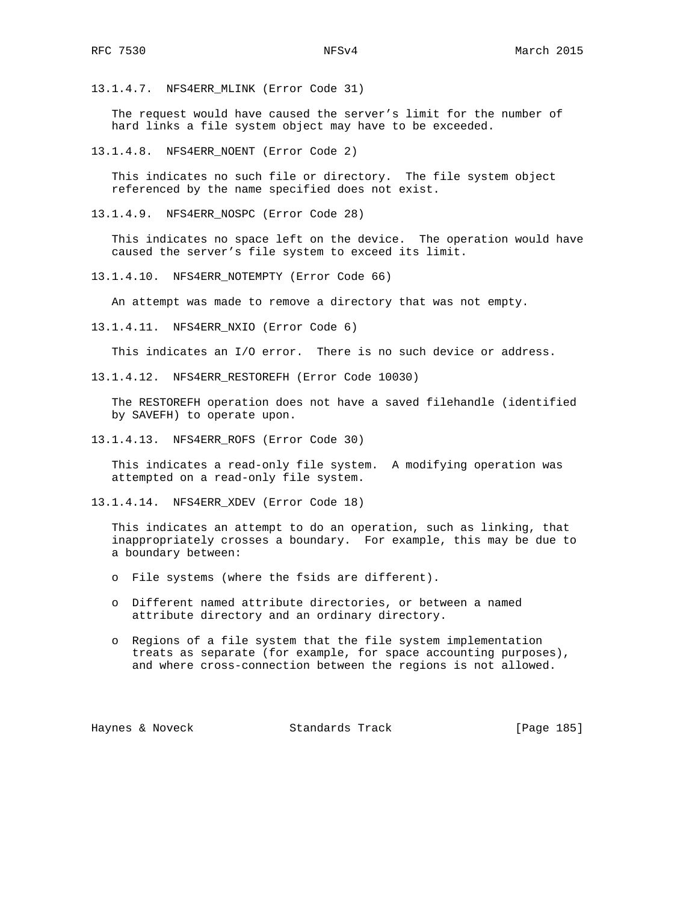#### 13.1.4.7. NFS4ERR_MLINK (Error Code 31)

The request would have caused the server's limit for the number of hard links a file system object may have to be exceeded.

#### 13.1.4.8. NFS4ERR_NOENT (Error Code 2)

This indicates no such file or directory. The file system object referenced by the name specified does not exist.

#### 13.1.4.9. NFS4ERR_NOSPC (Error Code 28)

This indicates no space left on the device. The operation would have caused the server's file system to exceed its limit.

#### 13.1.4.10. NFS4ERR_NOTEMPTY (Error Code 66)

An attempt was made to remove a directory that was not empty.

#### 13.1.4.11. NFS4ERR_NXIO (Error Code 6)

This indicates an I/O error. There is no such device or address.

#### 13.1.4.12. NFS4ERR_RESTOREFH (Error Code 10030)

The RESTOREFH operation does not have a saved filehandle (identified by SAVEFH) to operate upon.

#### 13.1.4.13. NFS4ERR_ROFS (Error Code 30)

This indicates a read-only file system. A modifying operation was attempted on a read-only file system.

#### 13.1.4.14. NFS4ERR_XDEV (Error Code 18)

This indicates an attempt to do an operation, such as linking, that inappropriately crosses a boundary. For example, this may be due to a boundary between:

- File systems (where the fsids are different).
- Different named attribute directories, or between a named attribute directory and an ordinary directory.
- Regions of a file system that the file system implementation treats as separate (for example, for space accounting purposes), and where cross-connection between the regions is not allowed.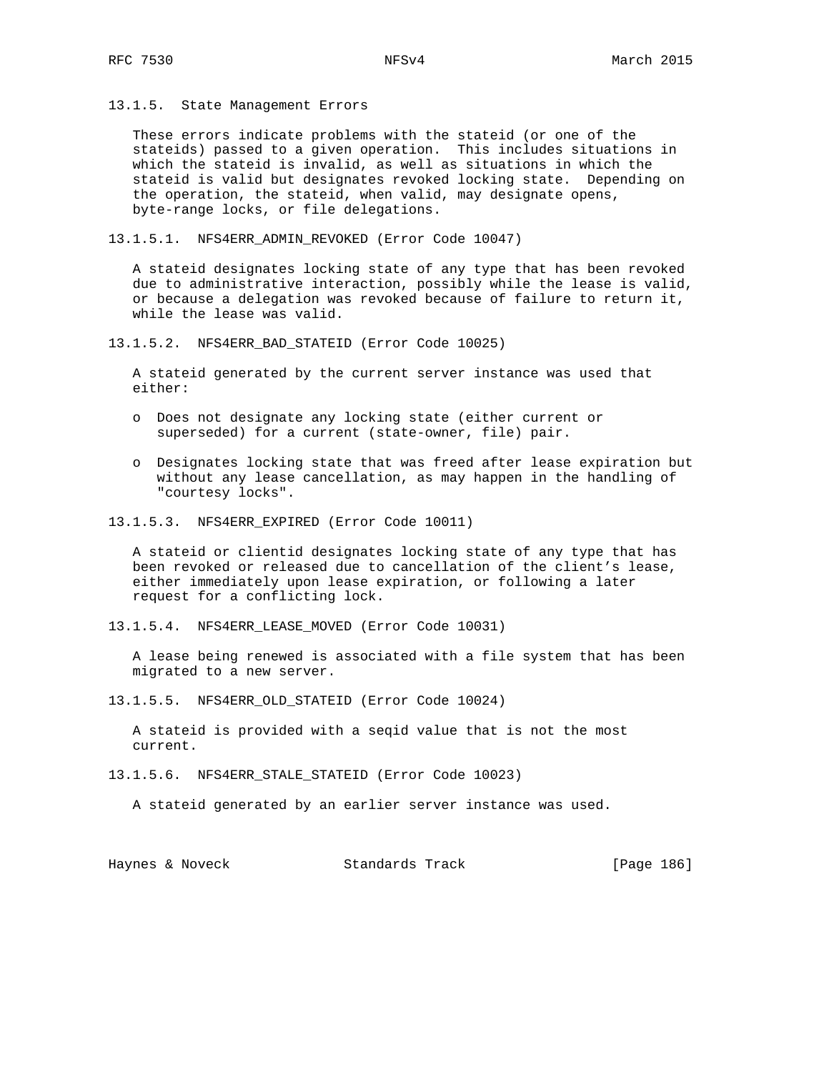#### 13.1.5. State Management Errors

These errors indicate problems with the stateid (or one of the stateids) passed to a given operation. This includes situations in which the stateid is invalid, as well as situations in which the stateid is valid but designates revoked locking state. Depending on the operation, the stateid, when valid, may designate opens, byte-range locks, or file delegations.

##### 13.1.5.1. NFS4ERR_ADMIN_REVOKED (Error Code 10047)

A stateid designates locking state of any type that has been revoked due to administrative interaction, possibly while the lease is valid, or because a delegation was revoked because of failure to return it, while the lease was valid.

##### 13.1.5.2. NFS4ERR_BAD_STATEID (Error Code 10025)

A stateid generated by the current server instance was used that either:

- Does not designate any locking state (either current or superseded) for a current (state-owner, file) pair.
- Designates locking state that was freed after lease expiration but without any lease cancellation, as may happen in the handling of "courtesy locks".

##### 13.1.5.3. NFS4ERR_EXPIRED (Error Code 10011)

A stateid or clientid designates locking state of any type that has been revoked or released due to cancellation of the client's lease, either immediately upon lease expiration, or following a later request for a conflicting lock.

##### 13.1.5.4. NFS4ERR_LEASE_MOVED (Error Code 10031)

A lease being renewed is associated with a file system that has been migrated to a new server.

##### 13.1.5.5. NFS4ERR_OLD_STATEID (Error Code 10024)

A stateid is provided with a seqid value that is not the most current.

##### 13.1.5.6. NFS4ERR_STALE_STATEID (Error Code 10023)

A stateid generated by an earlier server instance was used.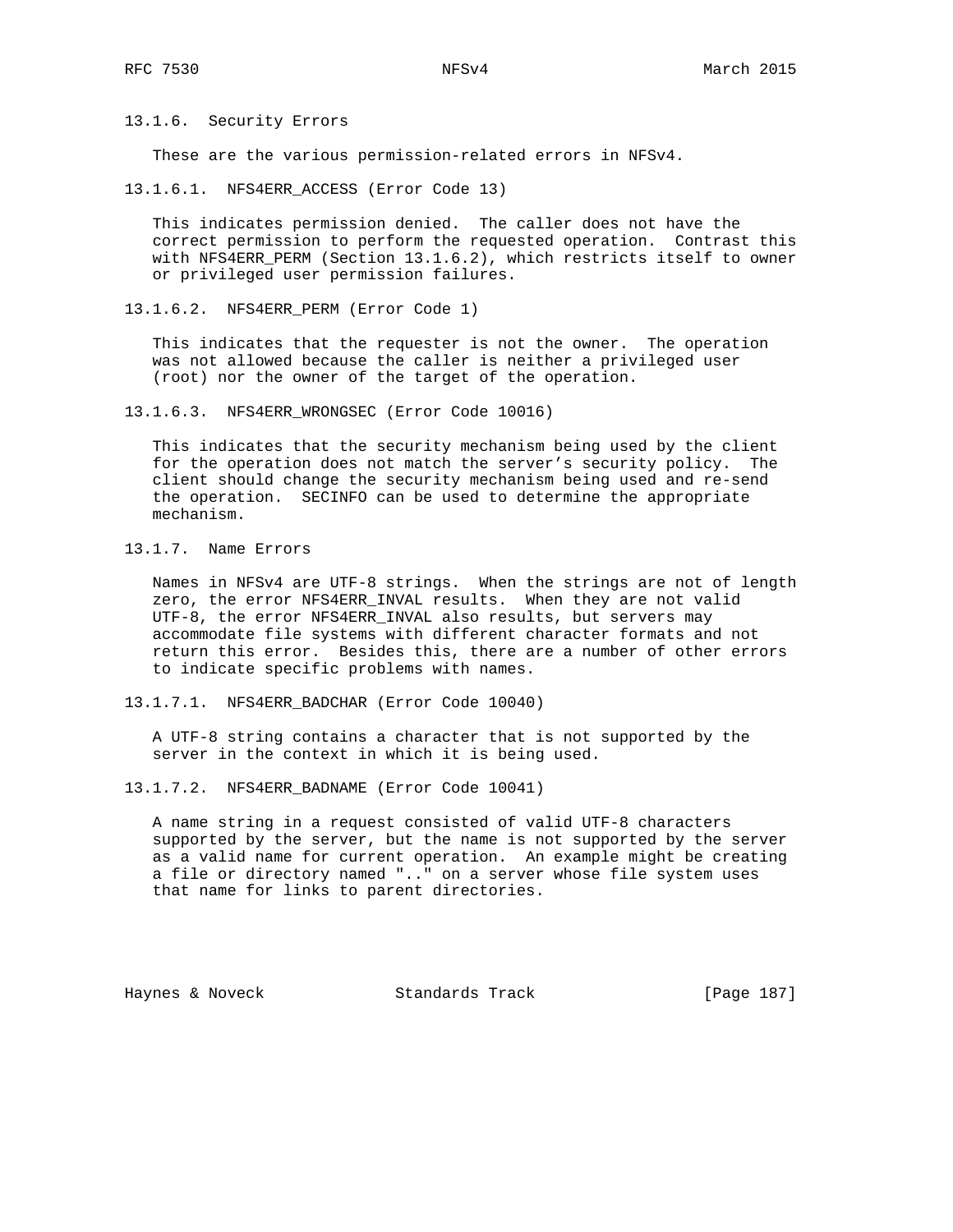#### 13.1.6. Security Errors

These are the various permission-related errors in NFSv4.

##### 13.1.6.1. NFS4ERR_ACCESS (Error Code 13)

This indicates permission denied. The caller does not have the correct permission to perform the requested operation. Contrast this with NFS4ERR_PERM (Section 13.1.6.2), which restricts itself to owner or privileged user permission failures.

##### 13.1.6.2. NFS4ERR_PERM (Error Code 1)

This indicates that the requester is not the owner. The operation was not allowed because the caller is neither a privileged user (root) nor the owner of the target of the operation.

##### 13.1.6.3. NFS4ERR_WRONGSEC (Error Code 10016)

This indicates that the security mechanism being used by the client for the operation does not match the server's security policy. The client should change the security mechanism being used and re-send the operation. SECINFO can be used to determine the appropriate mechanism.

#### 13.1.7. Name Errors

Names in NFSv4 are UTF-8 strings. When the strings are not of length zero, the error NFS4ERR_INVAL results. When they are not valid UTF-8, the error NFS4ERR_INVAL also results, but servers may accommodate file systems with different character formats and not return this error. Besides this, there are a number of other errors to indicate specific problems with names.

##### 13.1.7.1. NFS4ERR_BADCHAR (Error Code 10040)

A UTF-8 string contains a character that is not supported by the server in the context in which it is being used.

##### 13.1.7.2. NFS4ERR_BADNAME (Error Code 10041)

A name string in a request consisted of valid UTF-8 characters supported by the server, but the name is not supported by the server as a valid name for current operation. An example might be creating a file or directory named ".." on a server whose file system uses that name for links to parent directories.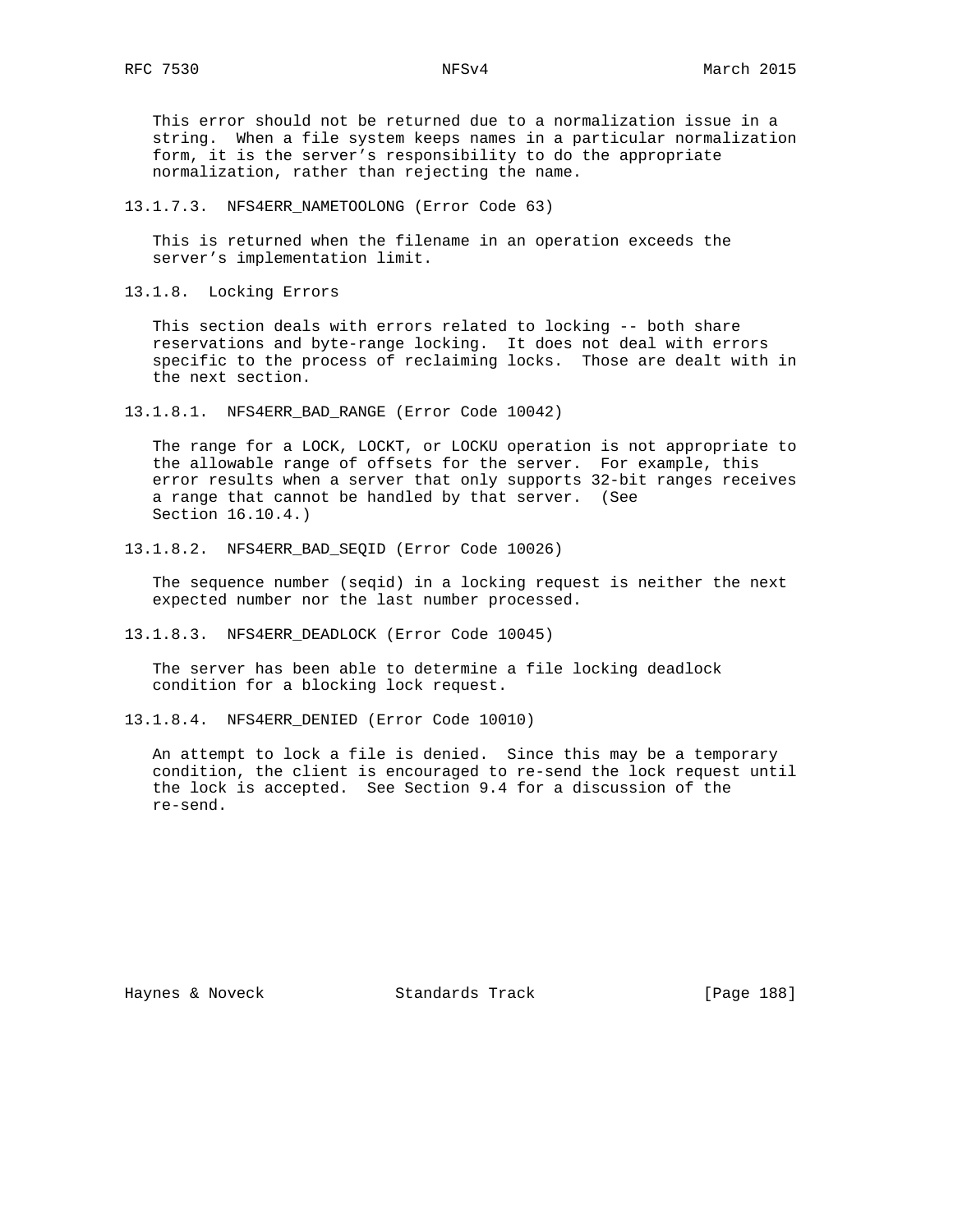This error should not be returned due to a normalization issue in a string. When a file system keeps names in a particular normalization form, it is the server's responsibility to do the appropriate normalization, rather than rejecting the name.

#### 13.1.7.3. NFS4ERR_NAMETOOLONG (Error Code 63)

This is returned when the filename in an operation exceeds the server's implementation limit.

### 13.1.8. Locking Errors

This section deals with errors related to locking -- both share reservations and byte-range locking. It does not deal with errors specific to the process of reclaiming locks. Those are dealt with in the next section.

#### 13.1.8.1. NFS4ERR_BAD_RANGE (Error Code 10042)

The range for a LOCK, LOCKT, or LOCKU operation is not appropriate to the allowable range of offsets for the server. For example, this error results when a server that only supports 32-bit ranges receives a range that cannot be handled by that server. (See Section 16.10.4.)

#### 13.1.8.2. NFS4ERR_BAD_SEQID (Error Code 10026)

The sequence number (seqid) in a locking request is neither the next expected number nor the last number processed.

#### 13.1.8.3. NFS4ERR_DEADLOCK (Error Code 10045)

The server has been able to determine a file locking deadlock condition for a blocking lock request.

#### 13.1.8.4. NFS4ERR_DENIED (Error Code 10010)

An attempt to lock a file is denied. Since this may be a temporary condition, the client is encouraged to re-send the lock request until the lock is accepted. See Section 9.4 for a discussion of the re-send.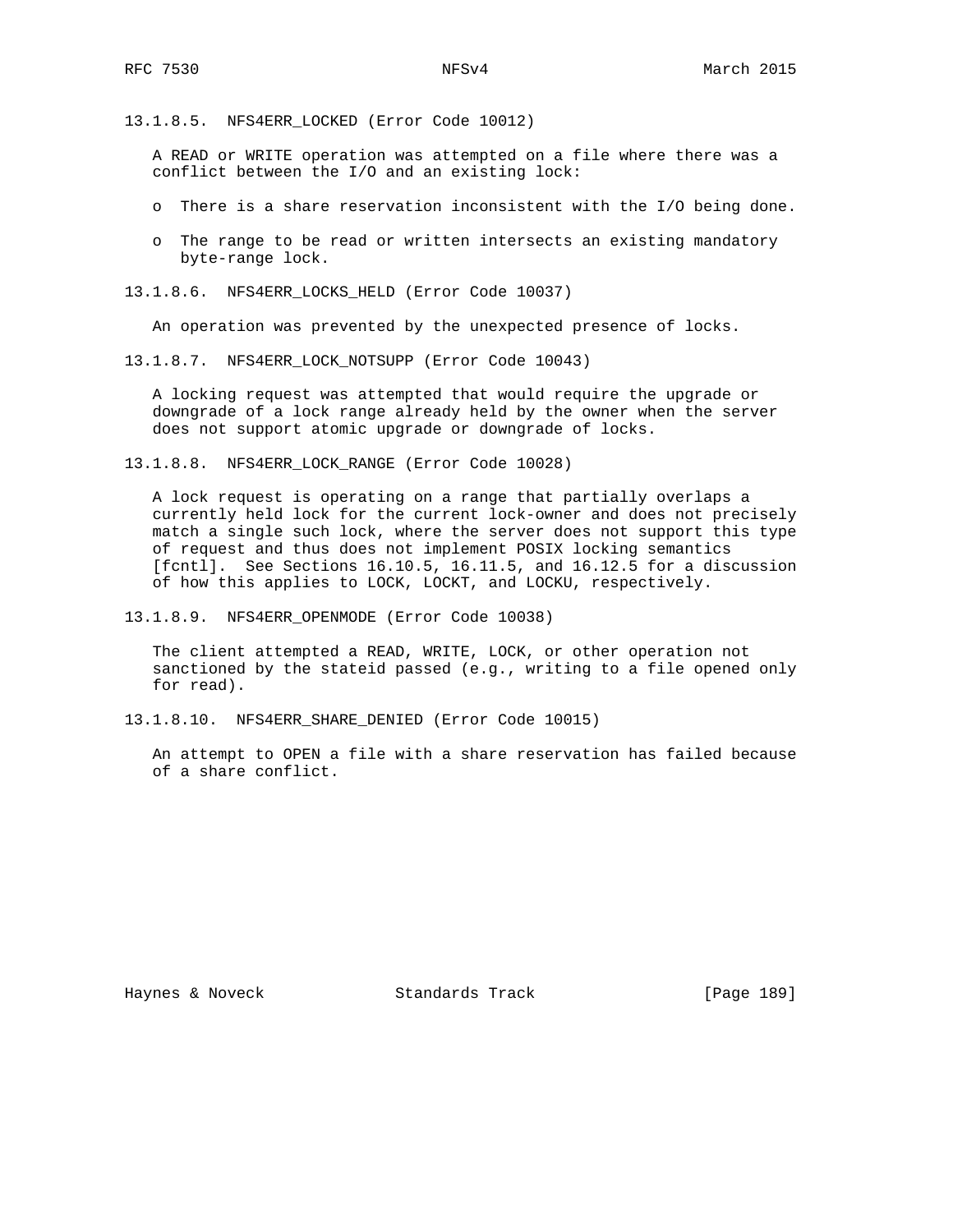#### 13.1.8.5. NFS4ERR_LOCKED (Error Code 10012)

A READ or WRITE operation was attempted on a file where there was a conflict between the I/O and an existing lock:

- There is a share reservation inconsistent with the I/O being done.
- The range to be read or written intersects an existing mandatory byte-range lock.

#### 13.1.8.6. NFS4ERR_LOCKS_HELD (Error Code 10037)

An operation was prevented by the unexpected presence of locks.

#### 13.1.8.7. NFS4ERR_LOCK_NOTSUPP (Error Code 10043)

A locking request was attempted that would require the upgrade or downgrade of a lock range already held by the owner when the server does not support atomic upgrade or downgrade of locks.

#### 13.1.8.8. NFS4ERR_LOCK_RANGE (Error Code 10028)

A lock request is operating on a range that partially overlaps a currently held lock for the current lock-owner and does not precisely match a single such lock, where the server does not support this type of request and thus does not implement POSIX locking semantics [fcntl]. See Sections 16.10.5, 16.11.5, and 16.12.5 for a discussion of how this applies to LOCK, LOCKT, and LOCKU, respectively.

#### 13.1.8.9. NFS4ERR_OPENMODE (Error Code 10038)

The client attempted a READ, WRITE, LOCK, or other operation not sanctioned by the stateid passed (e.g., writing to a file opened only for read).

#### 13.1.8.10. NFS4ERR_SHARE_DENIED (Error Code 10015)

An attempt to OPEN a file with a share reservation has failed because of a share conflict.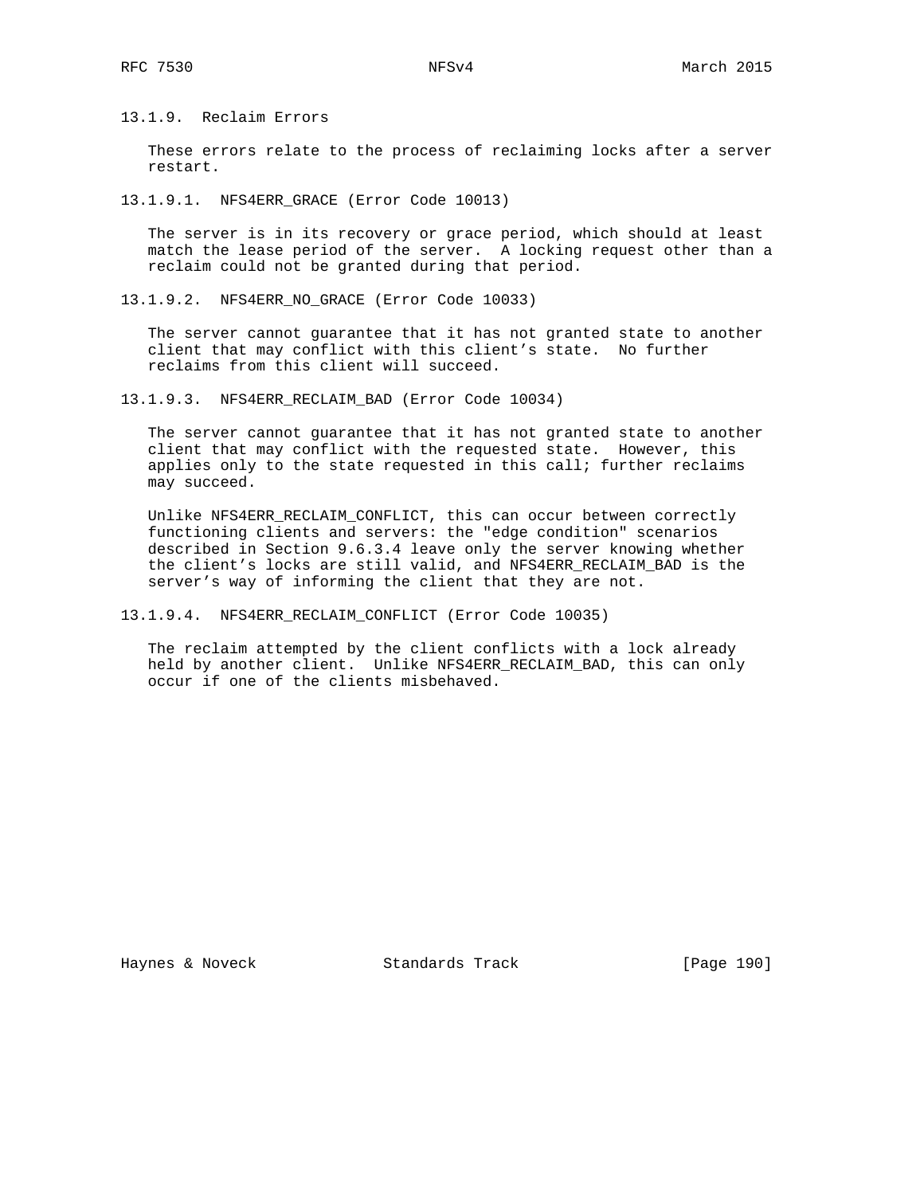### 13.1.9. Reclaim Errors

These errors relate to the process of reclaiming locks after a server restart.

#### 13.1.9.1. NFS4ERR_GRACE (Error Code 10013)

The server is in its recovery or grace period, which should at least match the lease period of the server. A locking request other than a reclaim could not be granted during that period.

#### 13.1.9.2. NFS4ERR_NO_GRACE (Error Code 10033)

The server cannot guarantee that it has not granted state to another client that may conflict with this client's state. No further reclaims from this client will succeed.

#### 13.1.9.3. NFS4ERR_RECLAIM_BAD (Error Code 10034)

The server cannot guarantee that it has not granted state to another client that may conflict with the requested state. However, this applies only to the state requested in this call; further reclaims may succeed.

Unlike NFS4ERR_RECLAIM_CONFLICT, this can occur between correctly functioning clients and servers: the "edge condition" scenarios described in Section 9.6.3.4 leave only the server knowing whether the client's locks are still valid, and NFS4ERR_RECLAIM_BAD is the server's way of informing the client that they are not.

#### 13.1.9.4. NFS4ERR_RECLAIM_CONFLICT (Error Code 10035)

The reclaim attempted by the client conflicts with a lock already held by another client. Unlike NFS4ERR_RECLAIM_BAD, this can only occur if one of the clients misbehaved.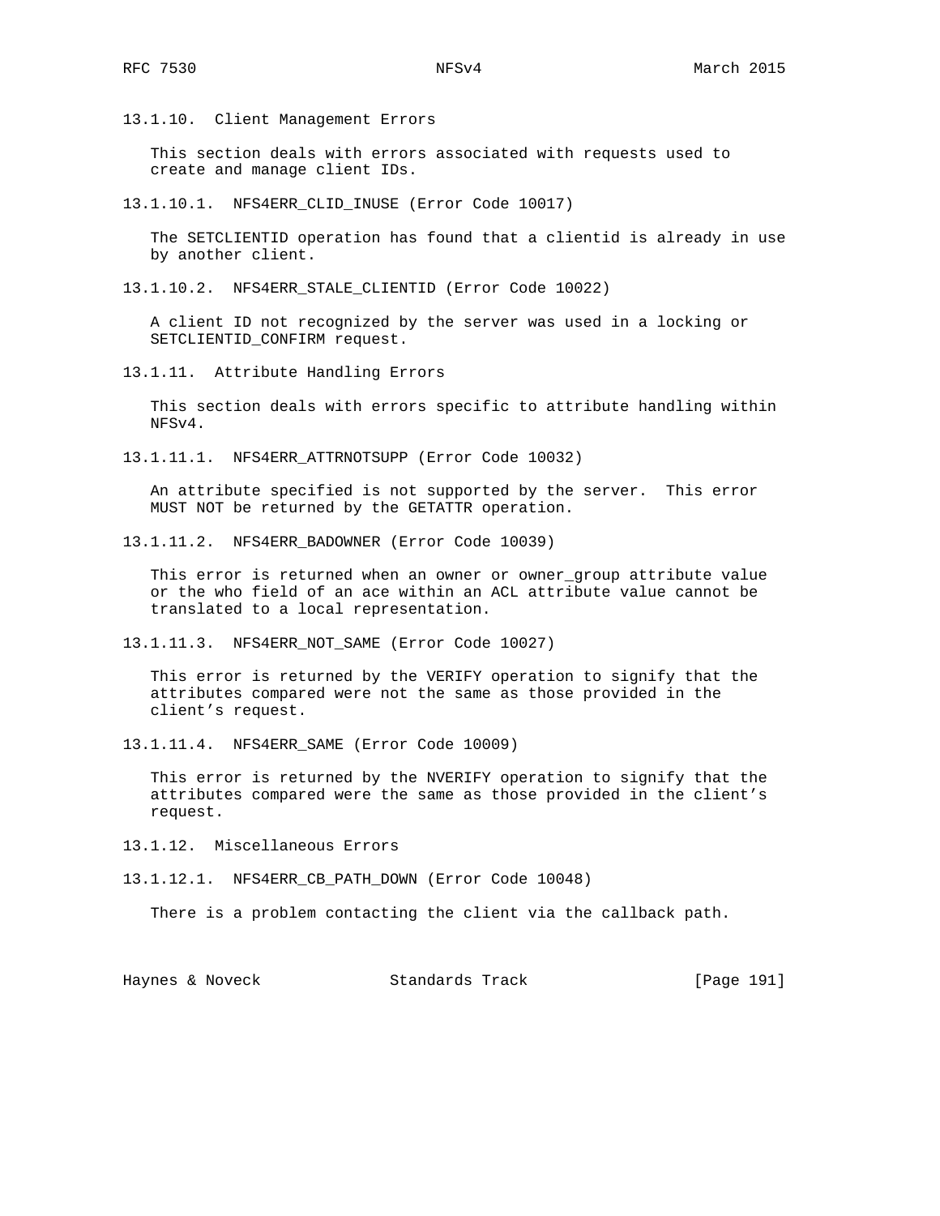#### 13.1.10. Client Management Errors

This section deals with errors associated with requests used to create and manage client IDs.

##### 13.1.10.1. NFS4ERR_CLID_INUSE (Error Code 10017)

The SETCLIENTID operation has found that a clientid is already in use by another client.

##### 13.1.10.2. NFS4ERR_STALE_CLIENTID (Error Code 10022)

A client ID not recognized by the server was used in a locking or SETCLIENTID_CONFIRM request.

#### 13.1.11. Attribute Handling Errors

This section deals with errors specific to attribute handling within NFSv4.

##### 13.1.11.1. NFS4ERR_ATTRNOTSUPP (Error Code 10032)

An attribute specified is not supported by the server. This error MUST NOT be returned by the GETATTR operation.

##### 13.1.11.2. NFS4ERR_BADOWNER (Error Code 10039)

This error is returned when an owner or owner_group attribute value or the who field of an ace within an ACL attribute value cannot be translated to a local representation.

##### 13.1.11.3. NFS4ERR_NOT_SAME (Error Code 10027)

This error is returned by the VERIFY operation to signify that the attributes compared were not the same as those provided in the client's request.

##### 13.1.11.4. NFS4ERR_SAME (Error Code 10009)

This error is returned by the NVERIFY operation to signify that the attributes compared were the same as those provided in the client's request.

#### 13.1.12. Miscellaneous Errors

##### 13.1.12.1. NFS4ERR_CB_PATH_DOWN (Error Code 10048)

There is a problem contacting the client via the callback path.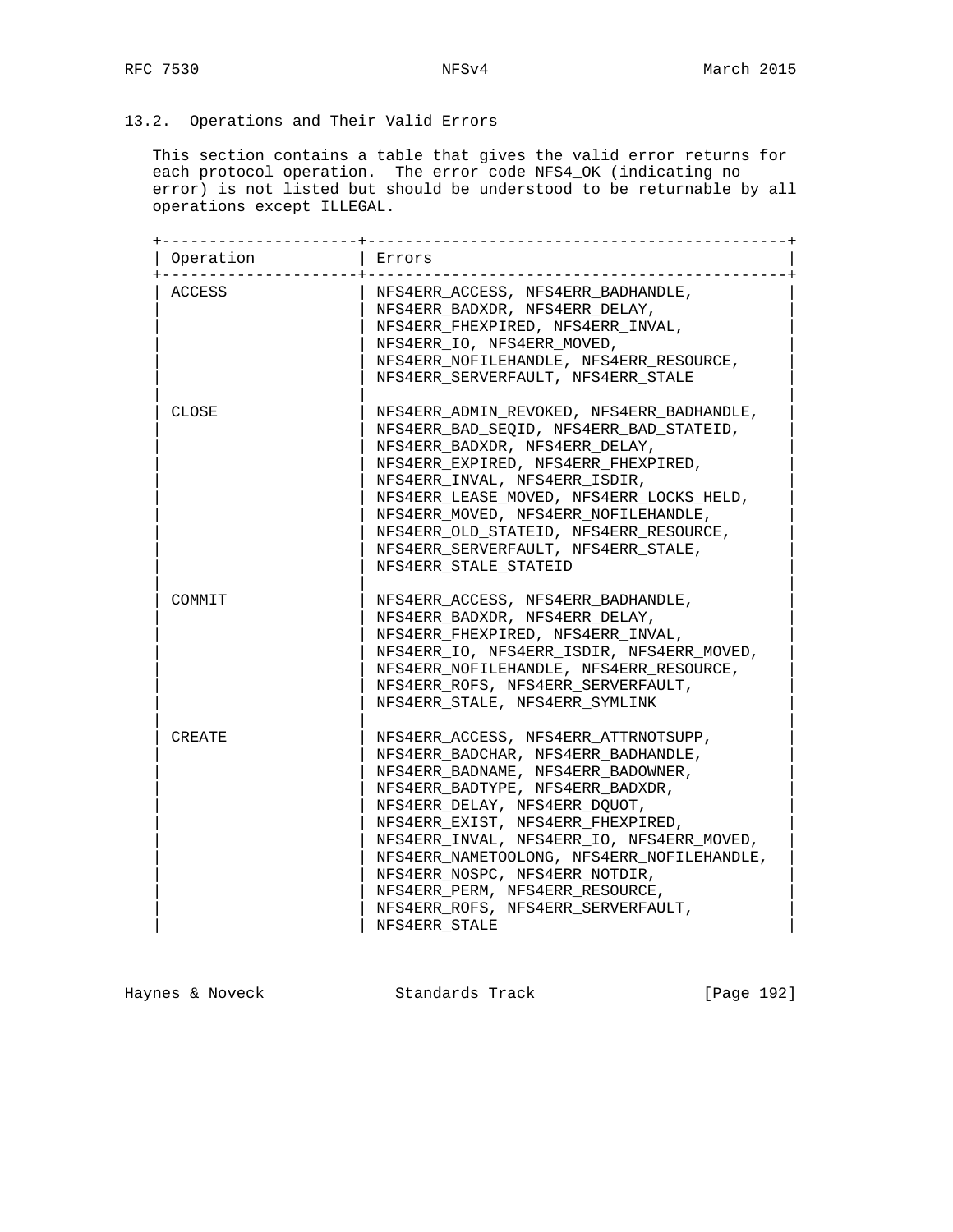## 13.2. Operations and Their Valid Errors

This section contains a table that gives the valid error returns for each protocol operation. The error code NFS4_OK (indicating no error) is not listed but should be understood to be returnable by all operations except ILLEGAL.

| Operation | Errors |
|---|---|
| ACCESS | NFS4ERR_ACCESS, NFS4ERR_BADHANDLE, NFS4ERR_BADXDR, NFS4ERR_DELAY, NFS4ERR_FHEXPIRED, NFS4ERR_INVAL, NFS4ERR_IO, NFS4ERR_MOVED, NFS4ERR_NOFILEHANDLE, NFS4ERR_RESOURCE, NFS4ERR_SERVERFAULT, NFS4ERR_STALE |
| CLOSE | NFS4ERR_ADMIN_REVOKED, NFS4ERR_BADHANDLE, NFS4ERR_BAD_SEQID, NFS4ERR_BAD_STATEID, NFS4ERR_BADXDR, NFS4ERR_DELAY, NFS4ERR_EXPIRED, NFS4ERR_FHEXPIRED, NFS4ERR_INVAL, NFS4ERR_ISDIR, NFS4ERR_LEASE_MOVED, NFS4ERR_LOCKS_HELD, NFS4ERR_MOVED, NFS4ERR_NOFILEHANDLE, NFS4ERR_OLD_STATEID, NFS4ERR_RESOURCE, NFS4ERR_SERVERFAULT, NFS4ERR_STALE, NFS4ERR_STALE_STATEID |
| COMMIT | NFS4ERR_ACCESS, NFS4ERR_BADHANDLE, NFS4ERR_BADXDR, NFS4ERR_DELAY, NFS4ERR_FHEXPIRED, NFS4ERR_INVAL, NFS4ERR_IO, NFS4ERR_ISDIR, NFS4ERR_MOVED, NFS4ERR_NOFILEHANDLE, NFS4ERR_RESOURCE, NFS4ERR_ROFS, NFS4ERR_SERVERFAULT, NFS4ERR_STALE, NFS4ERR_SYMLINK |
| CREATE | NFS4ERR_ACCESS, NFS4ERR_ATTRNOTSUPP, NFS4ERR_BADCHAR, NFS4ERR_BADHANDLE, NFS4ERR_BADNAME, NFS4ERR_BADOWNER, NFS4ERR_BADTYPE, NFS4ERR_BADXDR, NFS4ERR_DELAY, NFS4ERR_DQUOT, NFS4ERR_EXIST, NFS4ERR_FHEXPIRED, NFS4ERR_INVAL, NFS4ERR_IO, NFS4ERR_MOVED, NFS4ERR_NAMETOOLONG, NFS4ERR_NOFILEHANDLE, NFS4ERR_NOSPC, NFS4ERR_NOTDIR, NFS4ERR_PERM, NFS4ERR_RESOURCE, NFS4ERR_ROFS, NFS4ERR_SERVERFAULT, NFS4ERR_STALE |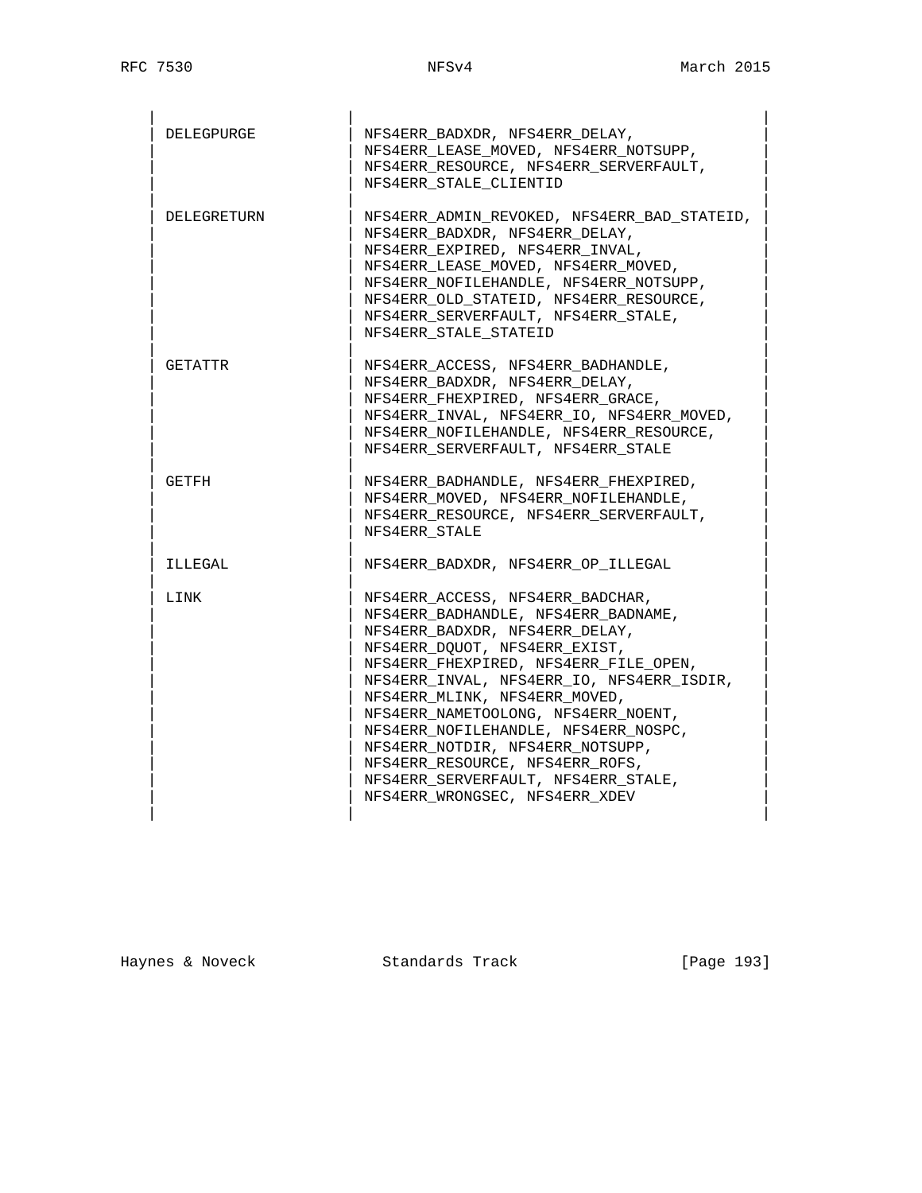| Operation | Errors |
|---|---|
| DELEGPURGE | NFS4ERR_BADXDR, NFS4ERR_DELAY, NFS4ERR_LEASE_MOVED, NFS4ERR_NOTSUPP, NFS4ERR_RESOURCE, NFS4ERR_SERVERFAULT, NFS4ERR_STALE_CLIENTID |
| DELEGRETURN | NFS4ERR_ADMIN_REVOKED, NFS4ERR_BAD_STATEID, NFS4ERR_BADXDR, NFS4ERR_DELAY, NFS4ERR_EXPIRED, NFS4ERR_INVAL, NFS4ERR_LEASE_MOVED, NFS4ERR_MOVED, NFS4ERR_NOFILEHANDLE, NFS4ERR_NOTSUPP, NFS4ERR_OLD_STATEID, NFS4ERR_RESOURCE, NFS4ERR_SERVERFAULT, NFS4ERR_STALE, NFS4ERR_STALE_STATEID |
| GETATTR | NFS4ERR_ACCESS, NFS4ERR_BADHANDLE, NFS4ERR_BADXDR, NFS4ERR_DELAY, NFS4ERR_FHEXPIRED, NFS4ERR_GRACE, NFS4ERR_INVAL, NFS4ERR_IO, NFS4ERR_MOVED, NFS4ERR_NOFILEHANDLE, NFS4ERR_RESOURCE, NFS4ERR_SERVERFAULT, NFS4ERR_STALE |
| GETFH | NFS4ERR_BADHANDLE, NFS4ERR_FHEXPIRED, NFS4ERR_MOVED, NFS4ERR_NOFILEHANDLE, NFS4ERR_RESOURCE, NFS4ERR_SERVERFAULT, NFS4ERR_STALE |
| ILLEGAL | NFS4ERR_BADXDR, NFS4ERR_OP_ILLEGAL |
| LINK | NFS4ERR_ACCESS, NFS4ERR_BADCHAR, NFS4ERR_BADHANDLE, NFS4ERR_BADNAME, NFS4ERR_BADXDR, NFS4ERR_DELAY, NFS4ERR_DQUOT, NFS4ERR_EXIST, NFS4ERR_FHEXPIRED, NFS4ERR_FILE_OPEN, NFS4ERR_INVAL, NFS4ERR_IO, NFS4ERR_ISDIR, NFS4ERR_MLINK, NFS4ERR_MOVED, NFS4ERR_NAMETOOLONG, NFS4ERR_NOENT, NFS4ERR_NOFILEHANDLE, NFS4ERR_NOSPC, NFS4ERR_NOTDIR, NFS4ERR_NOTSUPP, NFS4ERR_RESOURCE, NFS4ERR_ROFS, NFS4ERR_SERVERFAULT, NFS4ERR_STALE, NFS4ERR_WRONGSEC, NFS4ERR_XDEV |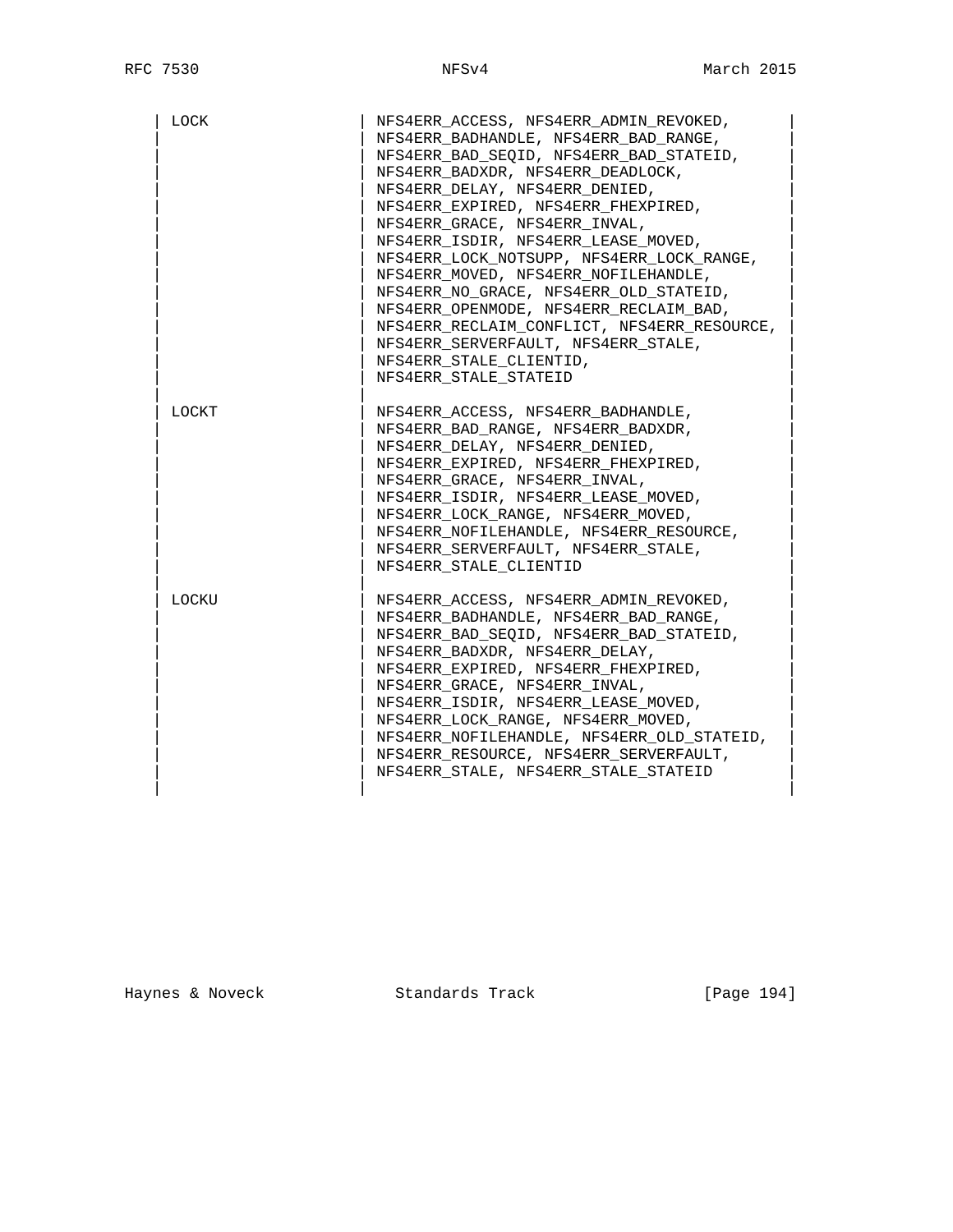| | |
|---|---|
| LOCK | NFS4ERR_ACCESS, NFS4ERR_ADMIN_REVOKED, NFS4ERR_BADHANDLE, NFS4ERR_BAD_RANGE, NFS4ERR_BAD_SEQID, NFS4ERR_BAD_STATEID, NFS4ERR_BADXDR, NFS4ERR_DEADLOCK, NFS4ERR_DELAY, NFS4ERR_DENIED, NFS4ERR_EXPIRED, NFS4ERR_FHEXPIRED, NFS4ERR_GRACE, NFS4ERR_INVAL, NFS4ERR_ISDIR, NFS4ERR_LEASE_MOVED, NFS4ERR_LOCK_NOTSUPP, NFS4ERR_LOCK_RANGE, NFS4ERR_MOVED, NFS4ERR_NOFILEHANDLE, NFS4ERR_NO_GRACE, NFS4ERR_OLD_STATEID, NFS4ERR_OPENMODE, NFS4ERR_RECLAIM_BAD, NFS4ERR_RECLAIM_CONFLICT, NFS4ERR_RESOURCE, NFS4ERR_SERVERFAULT, NFS4ERR_STALE, NFS4ERR_STALE_CLIENTID, NFS4ERR_STALE_STATEID |
| LOCKT | NFS4ERR_ACCESS, NFS4ERR_BADHANDLE, NFS4ERR_BAD_RANGE, NFS4ERR_BADXDR, NFS4ERR_DELAY, NFS4ERR_DENIED, NFS4ERR_EXPIRED, NFS4ERR_FHEXPIRED, NFS4ERR_GRACE, NFS4ERR_INVAL, NFS4ERR_ISDIR, NFS4ERR_LEASE_MOVED, NFS4ERR_LOCK_RANGE, NFS4ERR_MOVED, NFS4ERR_NOFILEHANDLE, NFS4ERR_RESOURCE, NFS4ERR_SERVERFAULT, NFS4ERR_STALE, NFS4ERR_STALE_CLIENTID |
| LOCKU | NFS4ERR_ACCESS, NFS4ERR_ADMIN_REVOKED, NFS4ERR_BADHANDLE, NFS4ERR_BAD_RANGE, NFS4ERR_BAD_SEQID, NFS4ERR_BAD_STATEID, NFS4ERR_BADXDR, NFS4ERR_DELAY, NFS4ERR_EXPIRED, NFS4ERR_FHEXPIRED, NFS4ERR_GRACE, NFS4ERR_INVAL, NFS4ERR_ISDIR, NFS4ERR_LEASE_MOVED, NFS4ERR_LOCK_RANGE, NFS4ERR_MOVED, NFS4ERR_NOFILEHANDLE, NFS4ERR_OLD_STATEID, NFS4ERR_RESOURCE, NFS4ERR_SERVERFAULT, NFS4ERR_STALE, NFS4ERR_STALE_STATEID |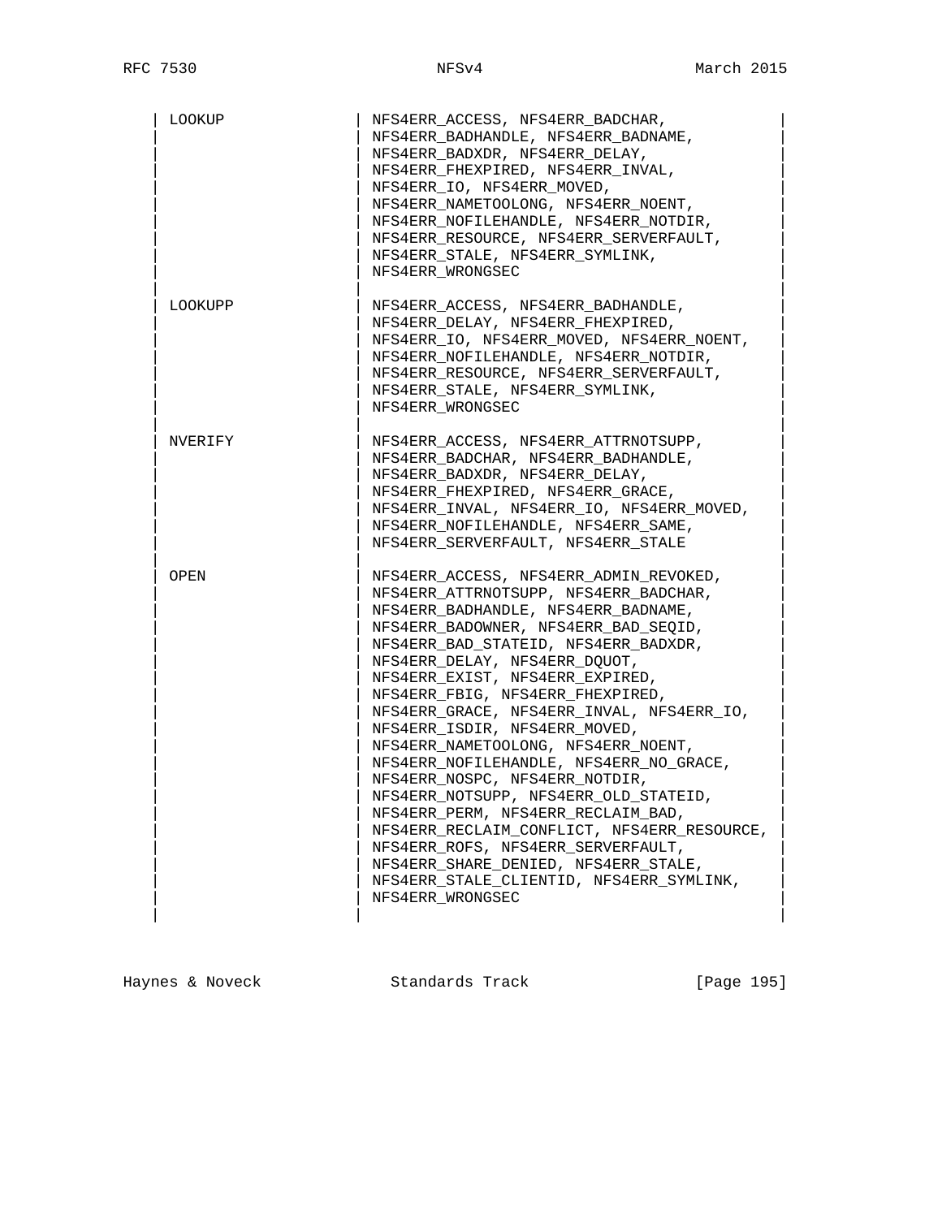| | |
|---|---|
| LOOKUP | NFS4ERR_ACCESS, NFS4ERR_BADCHAR, NFS4ERR_BADHANDLE, NFS4ERR_BADNAME, NFS4ERR_BADXDR, NFS4ERR_DELAY, NFS4ERR_FHEXPIRED, NFS4ERR_INVAL, NFS4ERR_IO, NFS4ERR_MOVED, NFS4ERR_NAMETOOLONG, NFS4ERR_NOENT, NFS4ERR_NOFILEHANDLE, NFS4ERR_NOTDIR, NFS4ERR_RESOURCE, NFS4ERR_SERVERFAULT, NFS4ERR_STALE, NFS4ERR_SYMLINK, NFS4ERR_WRONGSEC |
| LOOKUPP | NFS4ERR_ACCESS, NFS4ERR_BADHANDLE, NFS4ERR_DELAY, NFS4ERR_FHEXPIRED, NFS4ERR_IO, NFS4ERR_MOVED, NFS4ERR_NOENT, NFS4ERR_NOFILEHANDLE, NFS4ERR_NOTDIR, NFS4ERR_RESOURCE, NFS4ERR_SERVERFAULT, NFS4ERR_STALE, NFS4ERR_SYMLINK, NFS4ERR_WRONGSEC |
| NVERIFY | NFS4ERR_ACCESS, NFS4ERR_ATTRNOTSUPP, NFS4ERR_BADCHAR, NFS4ERR_BADHANDLE, NFS4ERR_BADXDR, NFS4ERR_DELAY, NFS4ERR_FHEXPIRED, NFS4ERR_GRACE, NFS4ERR_INVAL, NFS4ERR_IO, NFS4ERR_MOVED, NFS4ERR_NOFILEHANDLE, NFS4ERR_SAME, NFS4ERR_SERVERFAULT, NFS4ERR_STALE |
| OPEN | NFS4ERR_ACCESS, NFS4ERR_ADMIN_REVOKED, NFS4ERR_ATTRNOTSUPP, NFS4ERR_BADCHAR, NFS4ERR_BADHANDLE, NFS4ERR_BADNAME, NFS4ERR_BADOWNER, NFS4ERR_BAD_SEQID, NFS4ERR_BAD_STATEID, NFS4ERR_BADXDR, NFS4ERR_DELAY, NFS4ERR_DQUOT, NFS4ERR_EXIST, NFS4ERR_EXPIRED, NFS4ERR_FBIG, NFS4ERR_FHEXPIRED, NFS4ERR_GRACE, NFS4ERR_INVAL, NFS4ERR_IO, NFS4ERR_ISDIR, NFS4ERR_MOVED, NFS4ERR_NAMETOOLONG, NFS4ERR_NOENT, NFS4ERR_NOFILEHANDLE, NFS4ERR_NO_GRACE, NFS4ERR_NOSPC, NFS4ERR_NOTDIR, NFS4ERR_NOTSUPP, NFS4ERR_OLD_STATEID, NFS4ERR_PERM, NFS4ERR_RECLAIM_BAD, NFS4ERR_RECLAIM_CONFLICT, NFS4ERR_RESOURCE, NFS4ERR_ROFS, NFS4ERR_SERVERFAULT, NFS4ERR_SHARE_DENIED, NFS4ERR_STALE, NFS4ERR_STALE_CLIENTID, NFS4ERR_SYMLINK, NFS4ERR_WRONGSEC |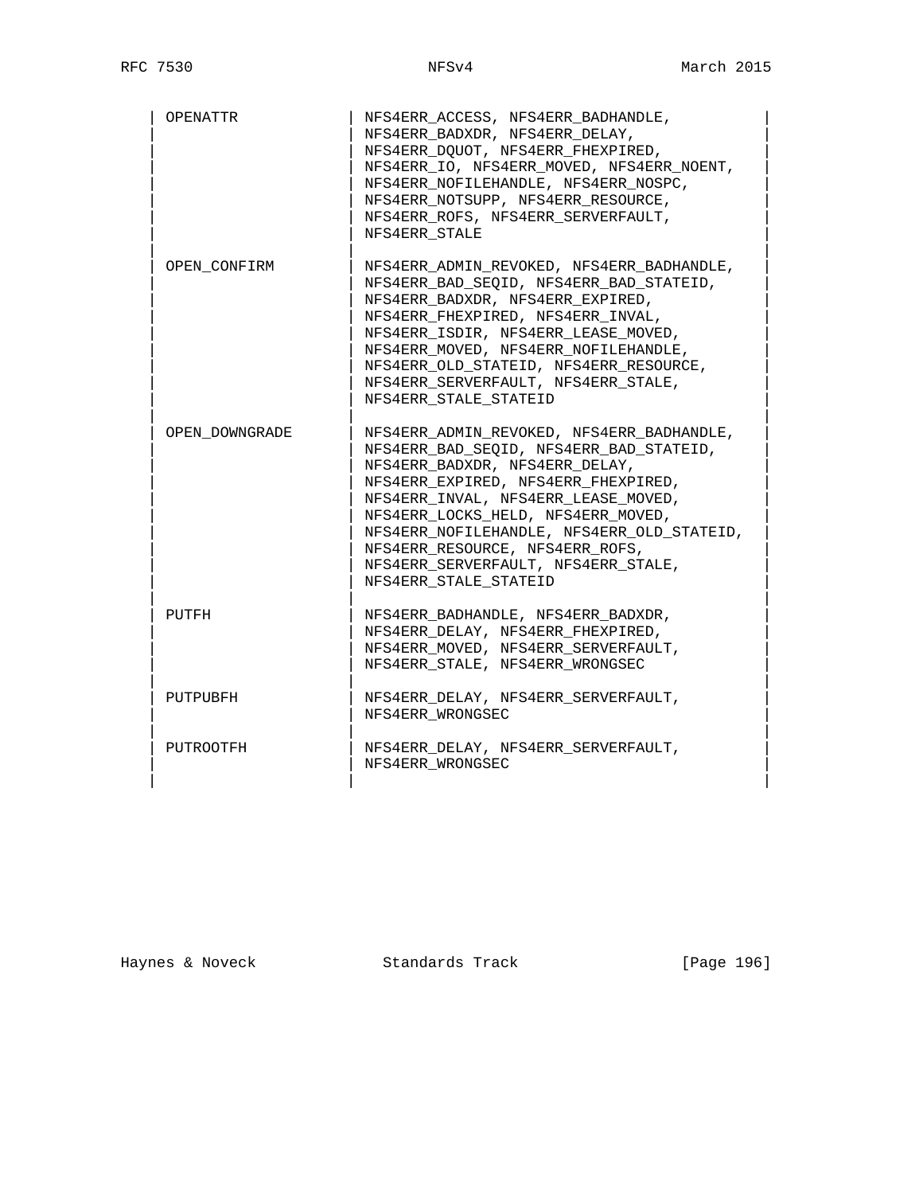| Operation | Errors |
| --- | --- |
| OPENATTR | NFS4ERR_ACCESS, NFS4ERR_BADHANDLE, NFS4ERR_BADXDR, NFS4ERR_DELAY, NFS4ERR_DQUOT, NFS4ERR_FHEXPIRED, NFS4ERR_IO, NFS4ERR_MOVED, NFS4ERR_NOENT, NFS4ERR_NOFILEHANDLE, NFS4ERR_NOSPC, NFS4ERR_NOTSUPP, NFS4ERR_RESOURCE, NFS4ERR_ROFS, NFS4ERR_SERVERFAULT, NFS4ERR_STALE |
| OPEN_CONFIRM | NFS4ERR_ADMIN_REVOKED, NFS4ERR_BADHANDLE, NFS4ERR_BAD_SEQID, NFS4ERR_BAD_STATEID, NFS4ERR_BADXDR, NFS4ERR_EXPIRED, NFS4ERR_FHEXPIRED, NFS4ERR_INVAL, NFS4ERR_ISDIR, NFS4ERR_LEASE_MOVED, NFS4ERR_MOVED, NFS4ERR_NOFILEHANDLE, NFS4ERR_OLD_STATEID, NFS4ERR_RESOURCE, NFS4ERR_SERVERFAULT, NFS4ERR_STALE, NFS4ERR_STALE_STATEID |
| OPEN_DOWNGRADE | NFS4ERR_ADMIN_REVOKED, NFS4ERR_BADHANDLE, NFS4ERR_BAD_SEQID, NFS4ERR_BAD_STATEID, NFS4ERR_BADXDR, NFS4ERR_DELAY, NFS4ERR_EXPIRED, NFS4ERR_FHEXPIRED, NFS4ERR_INVAL, NFS4ERR_LEASE_MOVED, NFS4ERR_LOCKS_HELD, NFS4ERR_MOVED, NFS4ERR_NOFILEHANDLE, NFS4ERR_OLD_STATEID, NFS4ERR_RESOURCE, NFS4ERR_ROFS, NFS4ERR_SERVERFAULT, NFS4ERR_STALE, NFS4ERR_STALE_STATEID |
| PUTFH | NFS4ERR_BADHANDLE, NFS4ERR_BADXDR, NFS4ERR_DELAY, NFS4ERR_FHEXPIRED, NFS4ERR_MOVED, NFS4ERR_SERVERFAULT, NFS4ERR_STALE, NFS4ERR_WRONGSEC |
| PUTPUBFH | NFS4ERR_DELAY, NFS4ERR_SERVERFAULT, NFS4ERR_WRONGSEC |
| PUTROOTFH | NFS4ERR_DELAY, NFS4ERR_SERVERFAULT, NFS4ERR_WRONGSEC |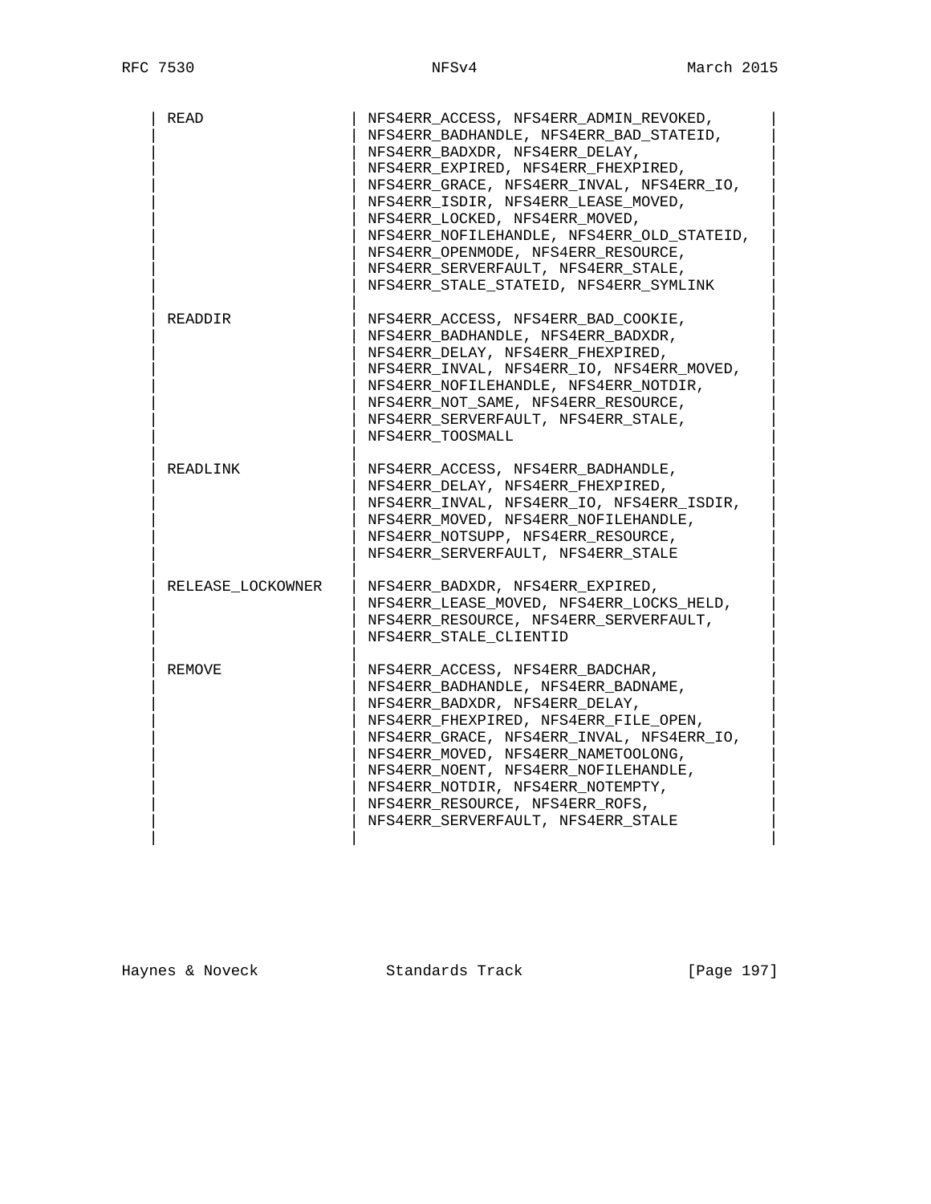| | |
|---|---|
| READ | NFS4ERR_ACCESS, NFS4ERR_ADMIN_REVOKED, NFS4ERR_BADHANDLE, NFS4ERR_BAD_STATEID, NFS4ERR_BADXDR, NFS4ERR_DELAY, NFS4ERR_EXPIRED, NFS4ERR_FHEXPIRED, NFS4ERR_GRACE, NFS4ERR_INVAL, NFS4ERR_IO, NFS4ERR_ISDIR, NFS4ERR_LEASE_MOVED, NFS4ERR_LOCKED, NFS4ERR_MOVED, NFS4ERR_NOFILEHANDLE, NFS4ERR_OLD_STATEID, NFS4ERR_OPENMODE, NFS4ERR_RESOURCE, NFS4ERR_SERVERFAULT, NFS4ERR_STALE, NFS4ERR_STALE_STATEID, NFS4ERR_SYMLINK |
| READDIR | NFS4ERR_ACCESS, NFS4ERR_BAD_COOKIE, NFS4ERR_BADHANDLE, NFS4ERR_BADXDR, NFS4ERR_DELAY, NFS4ERR_FHEXPIRED, NFS4ERR_INVAL, NFS4ERR_IO, NFS4ERR_MOVED, NFS4ERR_NOFILEHANDLE, NFS4ERR_NOTDIR, NFS4ERR_NOT_SAME, NFS4ERR_RESOURCE, NFS4ERR_SERVERFAULT, NFS4ERR_STALE, NFS4ERR_TOOSMALL |
| READLINK | NFS4ERR_ACCESS, NFS4ERR_BADHANDLE, NFS4ERR_DELAY, NFS4ERR_FHEXPIRED, NFS4ERR_INVAL, NFS4ERR_IO, NFS4ERR_ISDIR, NFS4ERR_MOVED, NFS4ERR_NOFILEHANDLE, NFS4ERR_NOTSUPP, NFS4ERR_RESOURCE, NFS4ERR_SERVERFAULT, NFS4ERR_STALE |
| RELEASE_LOCKOWNER | NFS4ERR_BADXDR, NFS4ERR_EXPIRED, NFS4ERR_LEASE_MOVED, NFS4ERR_LOCKS_HELD, NFS4ERR_RESOURCE, NFS4ERR_SERVERFAULT, NFS4ERR_STALE_CLIENTID |
| REMOVE | NFS4ERR_ACCESS, NFS4ERR_BADCHAR, NFS4ERR_BADHANDLE, NFS4ERR_BADNAME, NFS4ERR_BADXDR, NFS4ERR_DELAY, NFS4ERR_FHEXPIRED, NFS4ERR_FILE_OPEN, NFS4ERR_GRACE, NFS4ERR_INVAL, NFS4ERR_IO, NFS4ERR_MOVED, NFS4ERR_NAMETOOLONG, NFS4ERR_NOENT, NFS4ERR_NOFILEHANDLE, NFS4ERR_NOTDIR, NFS4ERR_NOTEMPTY, NFS4ERR_RESOURCE, NFS4ERR_ROFS, NFS4ERR_SERVERFAULT, NFS4ERR_STALE |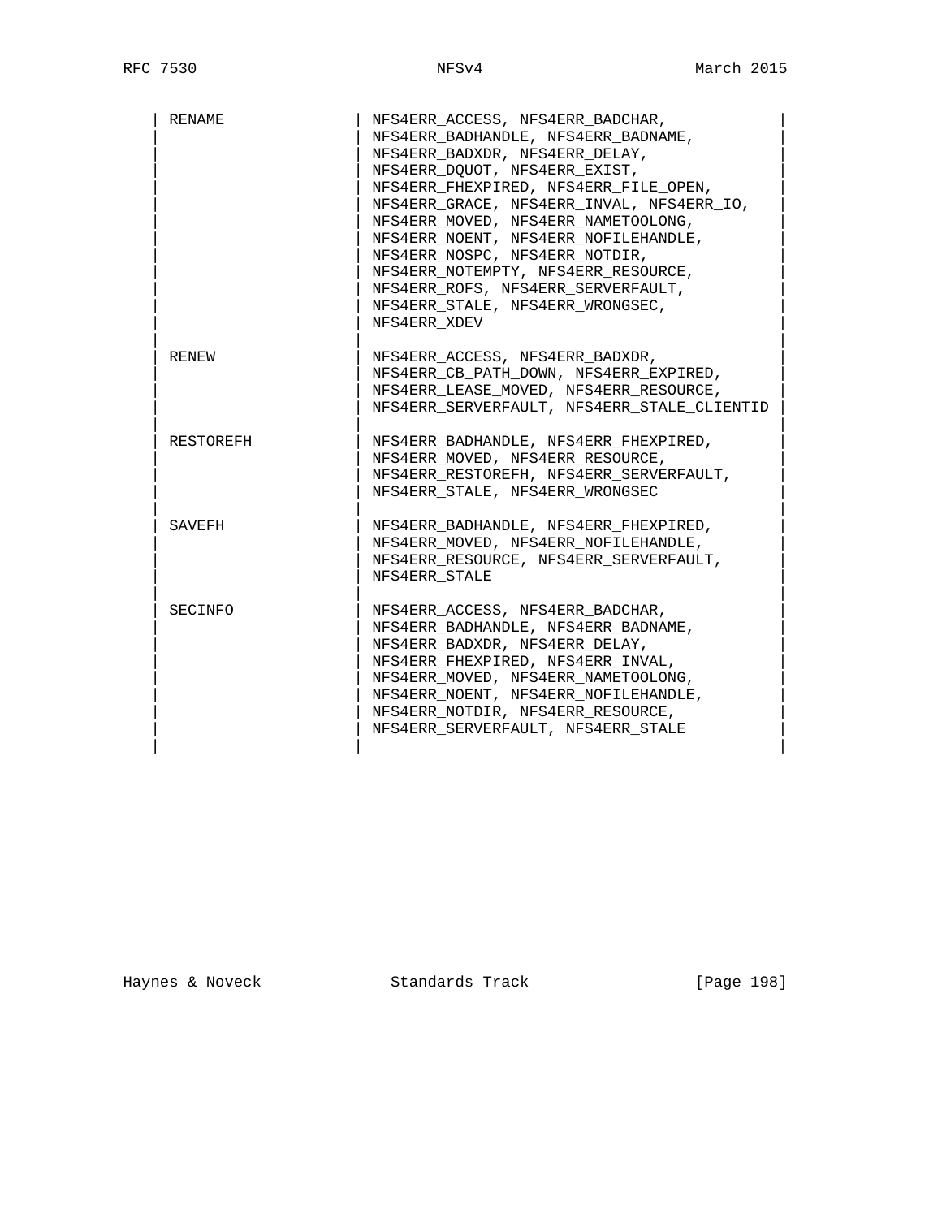| | |
|---|---|
| RENAME | NFS4ERR_ACCESS, NFS4ERR_BADCHAR, NFS4ERR_BADHANDLE, NFS4ERR_BADNAME, NFS4ERR_BADXDR, NFS4ERR_DELAY, NFS4ERR_DQUOT, NFS4ERR_EXIST, NFS4ERR_FHEXPIRED, NFS4ERR_FILE_OPEN, NFS4ERR_GRACE, NFS4ERR_INVAL, NFS4ERR_IO, NFS4ERR_MOVED, NFS4ERR_NAMETOOLONG, NFS4ERR_NOENT, NFS4ERR_NOFILEHANDLE, NFS4ERR_NOSPC, NFS4ERR_NOTDIR, NFS4ERR_NOTEMPTY, NFS4ERR_RESOURCE, NFS4ERR_ROFS, NFS4ERR_SERVERFAULT, NFS4ERR_STALE, NFS4ERR_WRONGSEC, NFS4ERR_XDEV |
| RENEW | NFS4ERR_ACCESS, NFS4ERR_BADXDR, NFS4ERR_CB_PATH_DOWN, NFS4ERR_EXPIRED, NFS4ERR_LEASE_MOVED, NFS4ERR_RESOURCE, NFS4ERR_SERVERFAULT, NFS4ERR_STALE_CLIENTID |
| RESTOREFH | NFS4ERR_BADHANDLE, NFS4ERR_FHEXPIRED, NFS4ERR_MOVED, NFS4ERR_RESOURCE, NFS4ERR_RESTOREFH, NFS4ERR_SERVERFAULT, NFS4ERR_STALE, NFS4ERR_WRONGSEC |
| SAVEFH | NFS4ERR_BADHANDLE, NFS4ERR_FHEXPIRED, NFS4ERR_MOVED, NFS4ERR_NOFILEHANDLE, NFS4ERR_RESOURCE, NFS4ERR_SERVERFAULT, NFS4ERR_STALE |
| SECINFO | NFS4ERR_ACCESS, NFS4ERR_BADCHAR, NFS4ERR_BADHANDLE, NFS4ERR_BADNAME, NFS4ERR_BADXDR, NFS4ERR_DELAY, NFS4ERR_FHEXPIRED, NFS4ERR_INVAL, NFS4ERR_MOVED, NFS4ERR_NAMETOOLONG, NFS4ERR_NOENT, NFS4ERR_NOFILEHANDLE, NFS4ERR_NOTDIR, NFS4ERR_RESOURCE, NFS4ERR_SERVERFAULT, NFS4ERR_STALE |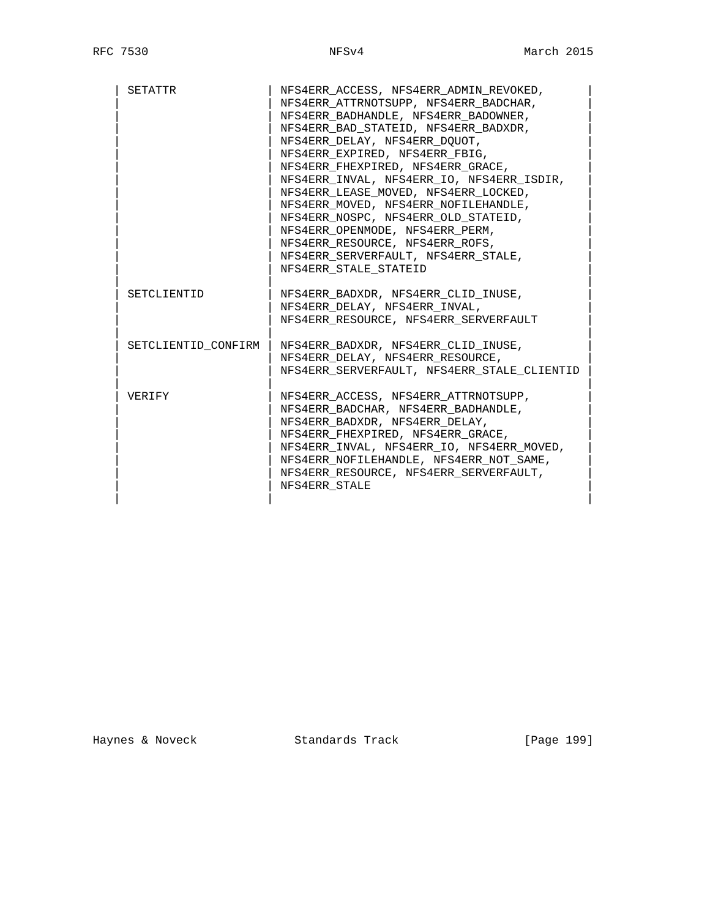| | |
|---|---|
| SETATTR | NFS4ERR_ACCESS, NFS4ERR_ADMIN_REVOKED, NFS4ERR_ATTRNOTSUPP, NFS4ERR_BADCHAR, NFS4ERR_BADHANDLE, NFS4ERR_BADOWNER, NFS4ERR_BAD_STATEID, NFS4ERR_BADXDR, NFS4ERR_DELAY, NFS4ERR_DQUOT, NFS4ERR_EXPIRED, NFS4ERR_FBIG, NFS4ERR_FHEXPIRED, NFS4ERR_GRACE, NFS4ERR_INVAL, NFS4ERR_IO, NFS4ERR_ISDIR, NFS4ERR_LEASE_MOVED, NFS4ERR_LOCKED, NFS4ERR_MOVED, NFS4ERR_NOFILEHANDLE, NFS4ERR_NOSPC, NFS4ERR_OLD_STATEID, NFS4ERR_OPENMODE, NFS4ERR_PERM, NFS4ERR_RESOURCE, NFS4ERR_ROFS, NFS4ERR_SERVERFAULT, NFS4ERR_STALE, NFS4ERR_STALE_STATEID |
| SETCLIENTID | NFS4ERR_BADXDR, NFS4ERR_CLID_INUSE, NFS4ERR_DELAY, NFS4ERR_INVAL, NFS4ERR_RESOURCE, NFS4ERR_SERVERFAULT |
| SETCLIENTID_CONFIRM | NFS4ERR_BADXDR, NFS4ERR_CLID_INUSE, NFS4ERR_DELAY, NFS4ERR_RESOURCE, NFS4ERR_SERVERFAULT, NFS4ERR_STALE_CLIENTID |
| VERIFY | NFS4ERR_ACCESS, NFS4ERR_ATTRNOTSUPP, NFS4ERR_BADCHAR, NFS4ERR_BADHANDLE, NFS4ERR_BADXDR, NFS4ERR_DELAY, NFS4ERR_FHEXPIRED, NFS4ERR_GRACE, NFS4ERR_INVAL, NFS4ERR_IO, NFS4ERR_MOVED, NFS4ERR_NOFILEHANDLE, NFS4ERR_NOT_SAME, NFS4ERR_RESOURCE, NFS4ERR_SERVERFAULT, NFS4ERR_STALE |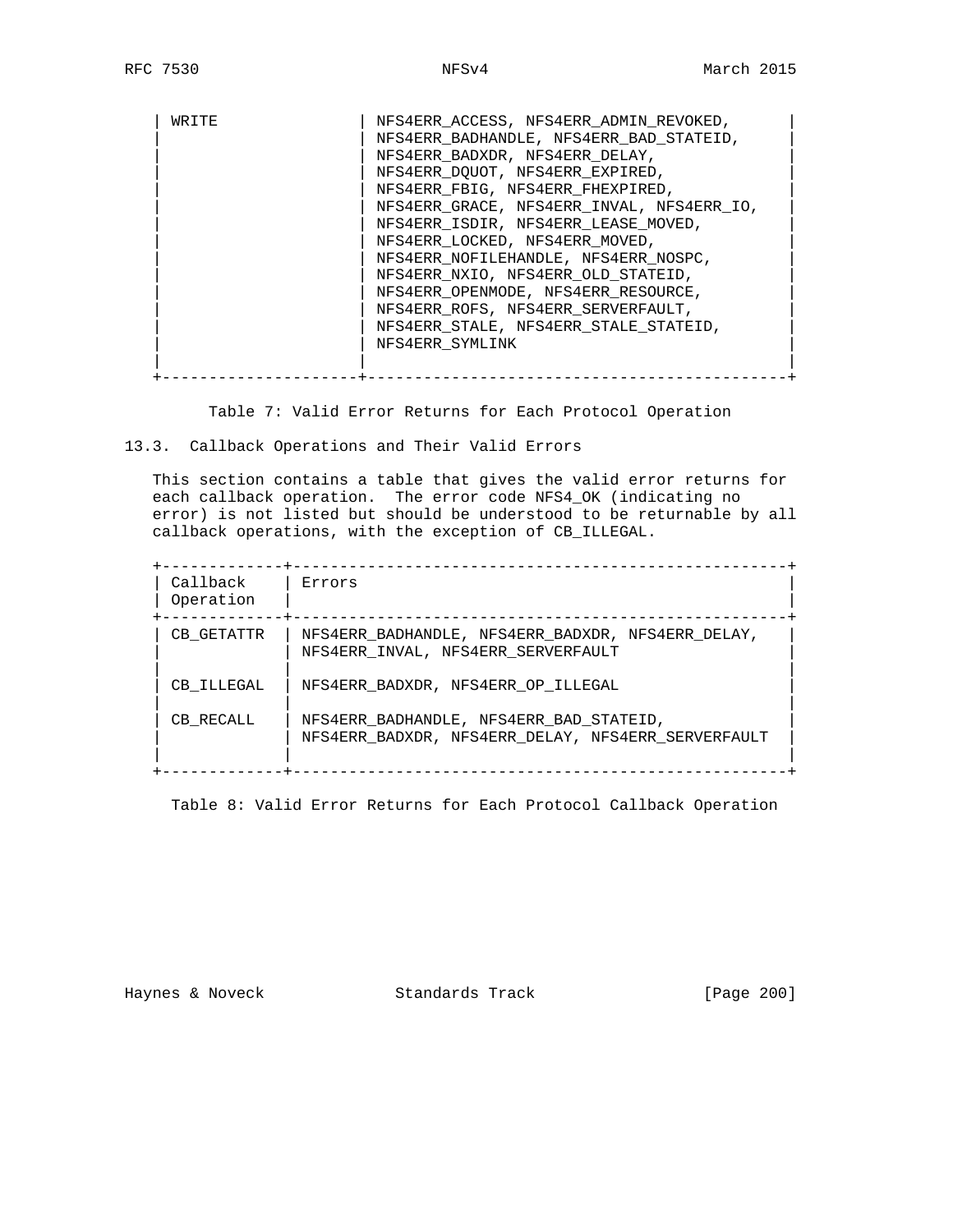| Operation | Errors |
|---|---|
| WRITE | NFS4ERR_ACCESS, NFS4ERR_ADMIN_REVOKED, NFS4ERR_BADHANDLE, NFS4ERR_BAD_STATEID, NFS4ERR_BADXDR, NFS4ERR_DELAY, NFS4ERR_DQUOT, NFS4ERR_EXPIRED, NFS4ERR_FBIG, NFS4ERR_FHEXPIRED, NFS4ERR_GRACE, NFS4ERR_INVAL, NFS4ERR_IO, NFS4ERR_ISDIR, NFS4ERR_LEASE_MOVED, NFS4ERR_LOCKED, NFS4ERR_MOVED, NFS4ERR_NOFILEHANDLE, NFS4ERR_NOSPC, NFS4ERR_NXIO, NFS4ERR_OLD_STATEID, NFS4ERR_OPENMODE, NFS4ERR_RESOURCE, NFS4ERR_ROFS, NFS4ERR_SERVERFAULT, NFS4ERR_STALE, NFS4ERR_STALE_STATEID, NFS4ERR_SYMLINK |

Table 7: Valid Error Returns for Each Protocol Operation

## 13.3. Callback Operations and Their Valid Errors

This section contains a table that gives the valid error returns for each callback operation. The error code NFS4_OK (indicating no error) is not listed but should be understood to be returnable by all callback operations, with the exception of CB_ILLEGAL.

| Callback Operation | Errors |
|---|---|
| CB_GETATTR | NFS4ERR_BADHANDLE, NFS4ERR_BADXDR, NFS4ERR_DELAY, NFS4ERR_INVAL, NFS4ERR_SERVERFAULT |
| CB_ILLEGAL | NFS4ERR_BADXDR, NFS4ERR_OP_ILLEGAL |
| CB_RECALL | NFS4ERR_BADHANDLE, NFS4ERR_BAD_STATEID, NFS4ERR_BADXDR, NFS4ERR_DELAY, NFS4ERR_SERVERFAULT |

Table 8: Valid Error Returns for Each Protocol Callback Operation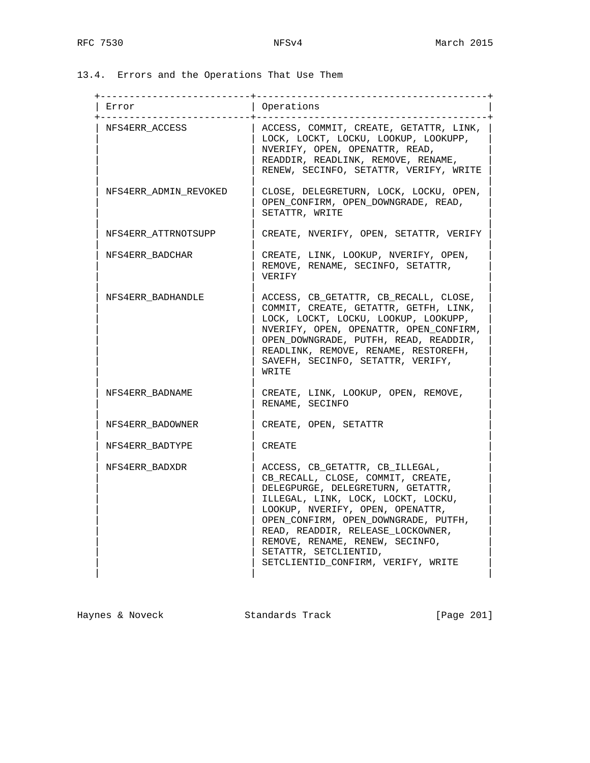### 13.4. Errors and the Operations That Use Them

| Error | Operations |
| --- | --- |
| NFS4ERR_ACCESS | ACCESS, COMMIT, CREATE, GETATTR, LINK, LOCK, LOCKT, LOCKU, LOOKUP, LOOKUPP, NVERIFY, OPEN, OPENATTR, READ, READDIR, READLINK, REMOVE, RENAME, RENEW, SECINFO, SETATTR, VERIFY, WRITE |
| NFS4ERR_ADMIN_REVOKED | CLOSE, DELEGRETURN, LOCK, LOCKU, OPEN, OPEN_CONFIRM, OPEN_DOWNGRADE, READ, SETATTR, WRITE |
| NFS4ERR_ATTRNOTSUPP | CREATE, NVERIFY, OPEN, SETATTR, VERIFY |
| NFS4ERR_BADCHAR | CREATE, LINK, LOOKUP, NVERIFY, OPEN, REMOVE, RENAME, SECINFO, SETATTR, VERIFY |
| NFS4ERR_BADHANDLE | ACCESS, CB_GETATTR, CB_RECALL, CLOSE, COMMIT, CREATE, GETATTR, GETFH, LINK, LOCK, LOCKT, LOCKU, LOOKUP, LOOKUPP, NVERIFY, OPEN, OPENATTR, OPEN_CONFIRM, OPEN_DOWNGRADE, PUTFH, READ, READDIR, READLINK, REMOVE, RENAME, RESTOREFH, SAVEFH, SECINFO, SETATTR, VERIFY, WRITE |
| NFS4ERR_BADNAME | CREATE, LINK, LOOKUP, OPEN, REMOVE, RENAME, SECINFO |
| NFS4ERR_BADOWNER | CREATE, OPEN, SETATTR |
| NFS4ERR_BADTYPE | CREATE |
| NFS4ERR_BADXDR | ACCESS, CB_GETATTR, CB_ILLEGAL, CB_RECALL, CLOSE, COMMIT, CREATE, DELEGPURGE, DELEGRETURN, GETATTR, ILLEGAL, LINK, LOCK, LOCKT, LOCKU, LOOKUP, NVERIFY, OPEN, OPENATTR, OPEN_CONFIRM, OPEN_DOWNGRADE, PUTFH, READ, READDIR, RELEASE_LOCKOWNER, REMOVE, RENAME, RENEW, SECINFO, SETATTR, SETCLIENTID, SETCLIENTID_CONFIRM, VERIFY, WRITE |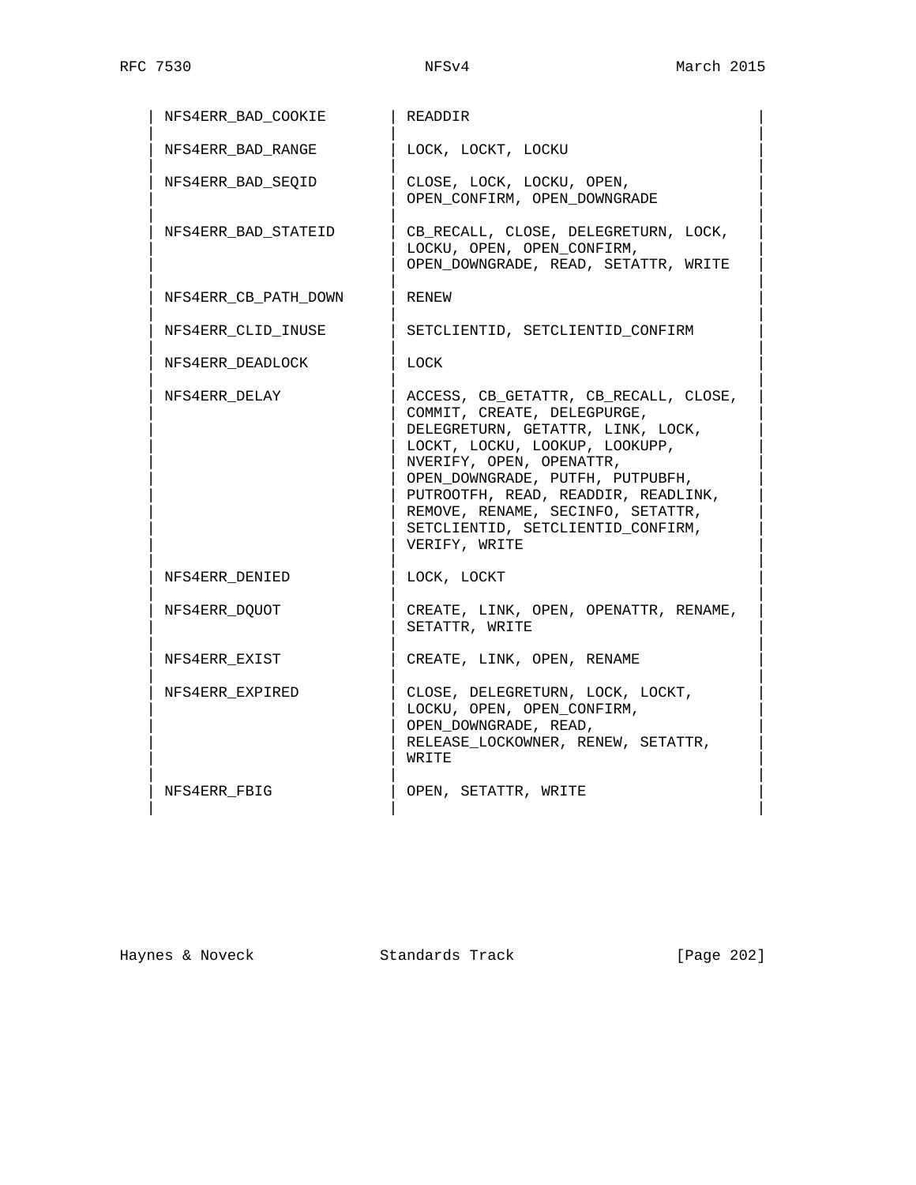| Error | Operations |
|---|---|
| NFS4ERR_BAD_COOKIE | READDIR |
| NFS4ERR_BAD_RANGE | LOCK, LOCKT, LOCKU |
| NFS4ERR_BAD_SEQID | CLOSE, LOCK, LOCKU, OPEN, OPEN_CONFIRM, OPEN_DOWNGRADE |
| NFS4ERR_BAD_STATEID | CB_RECALL, CLOSE, DELEGRETURN, LOCK, LOCKU, OPEN, OPEN_CONFIRM, OPEN_DOWNGRADE, READ, SETATTR, WRITE |
| NFS4ERR_CB_PATH_DOWN | RENEW |
| NFS4ERR_CLID_INUSE | SETCLIENTID, SETCLIENTID_CONFIRM |
| NFS4ERR_DEADLOCK | LOCK |
| NFS4ERR_DELAY | ACCESS, CB_GETATTR, CB_RECALL, CLOSE, COMMIT, CREATE, DELEGPURGE, DELEGRETURN, GETATTR, LINK, LOCK, LOCKT, LOCKU, LOOKUP, LOOKUPP, NVERIFY, OPEN, OPENATTR, OPEN_DOWNGRADE, PUTFH, PUTPUBFH, PUTROOTFH, READ, READDIR, READLINK, REMOVE, RENAME, SECINFO, SETATTR, SETCLIENTID, SETCLIENTID_CONFIRM, VERIFY, WRITE |
| NFS4ERR_DENIED | LOCK, LOCKT |
| NFS4ERR_DQUOT | CREATE, LINK, OPEN, OPENATTR, RENAME, SETATTR, WRITE |
| NFS4ERR_EXIST | CREATE, LINK, OPEN, RENAME |
| NFS4ERR_EXPIRED | CLOSE, DELEGRETURN, LOCK, LOCKT, LOCKU, OPEN, OPEN_CONFIRM, OPEN_DOWNGRADE, READ, RELEASE_LOCKOWNER, RENEW, SETATTR, WRITE |
| NFS4ERR_FBIG | OPEN, SETATTR, WRITE |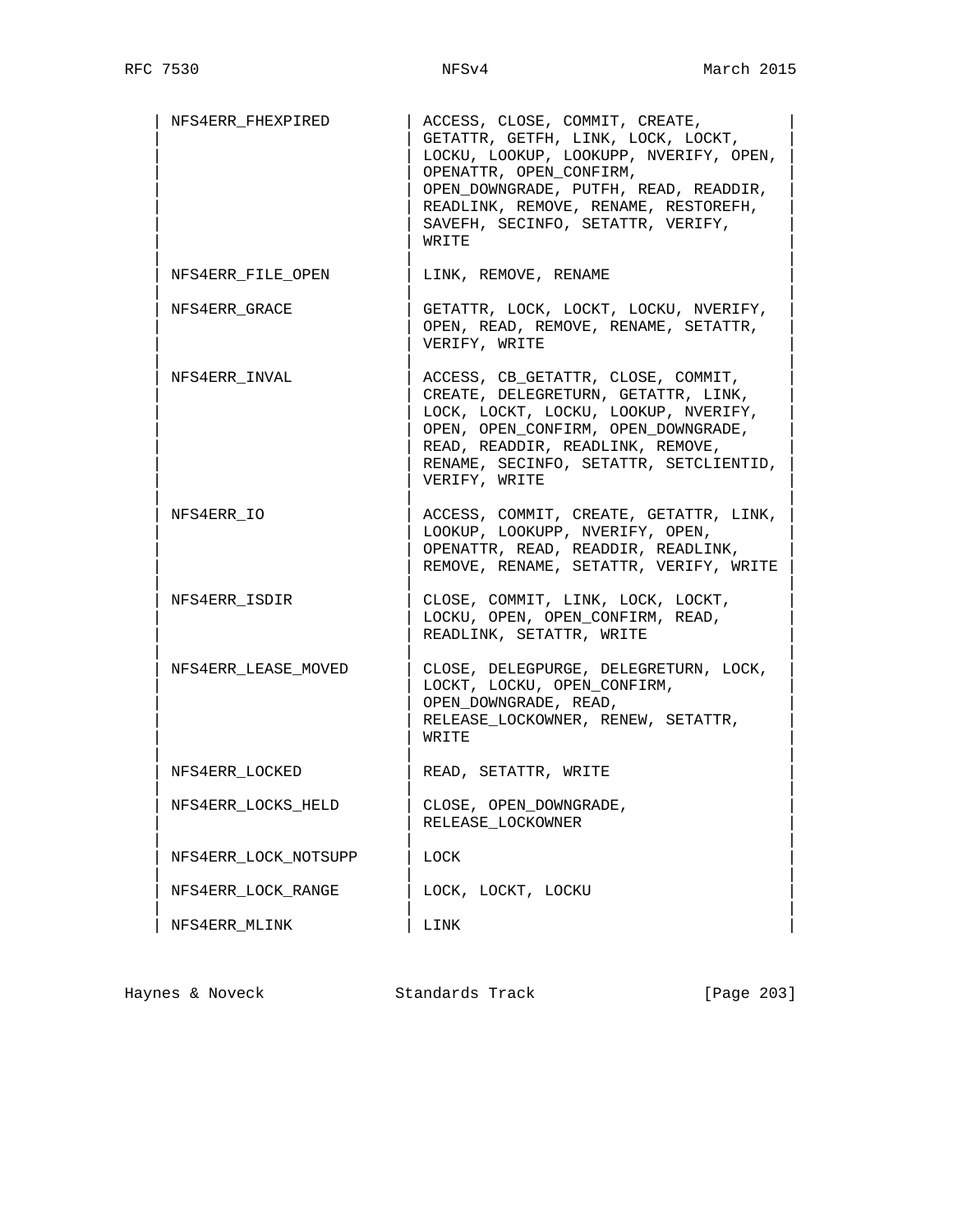| | |
|---|---|
| NFS4ERR_FHEXPIRED | ACCESS, CLOSE, COMMIT, CREATE, GETATTR, GETFH, LINK, LOCK, LOCKT, LOCKU, LOOKUP, LOOKUPP, NVERIFY, OPEN, OPENATTR, OPEN_CONFIRM, OPEN_DOWNGRADE, PUTFH, READ, READDIR, READLINK, REMOVE, RENAME, RESTOREFH, SAVEFH, SECINFO, SETATTR, VERIFY, WRITE |
| NFS4ERR_FILE_OPEN | LINK, REMOVE, RENAME |
| NFS4ERR_GRACE | GETATTR, LOCK, LOCKT, LOCKU, NVERIFY, OPEN, READ, REMOVE, RENAME, SETATTR, VERIFY, WRITE |
| NFS4ERR_INVAL | ACCESS, CB_GETATTR, CLOSE, COMMIT, CREATE, DELEGRETURN, GETATTR, LINK, LOCK, LOCKT, LOCKU, LOOKUP, NVERIFY, OPEN, OPEN_CONFIRM, OPEN_DOWNGRADE, READ, READDIR, READLINK, REMOVE, RENAME, SECINFO, SETATTR, SETCLIENTID, VERIFY, WRITE |
| NFS4ERR_IO | ACCESS, COMMIT, CREATE, GETATTR, LINK, LOOKUP, LOOKUPP, NVERIFY, OPEN, OPENATTR, READ, READDIR, READLINK, REMOVE, RENAME, SETATTR, VERIFY, WRITE |
| NFS4ERR_ISDIR | CLOSE, COMMIT, LINK, LOCK, LOCKT, LOCKU, OPEN, OPEN_CONFIRM, READ, READLINK, SETATTR, WRITE |
| NFS4ERR_LEASE_MOVED | CLOSE, DELEGPURGE, DELEGRETURN, LOCK, LOCKT, LOCKU, OPEN_CONFIRM, OPEN_DOWNGRADE, READ, RELEASE_LOCKOWNER, RENEW, SETATTR, WRITE |
| NFS4ERR_LOCKED | READ, SETATTR, WRITE |
| NFS4ERR_LOCKS_HELD | CLOSE, OPEN_DOWNGRADE, RELEASE_LOCKOWNER |
| NFS4ERR_LOCK_NOTSUPP | LOCK |
| NFS4ERR_LOCK_RANGE | LOCK, LOCKT, LOCKU |
| NFS4ERR_MLINK | LINK |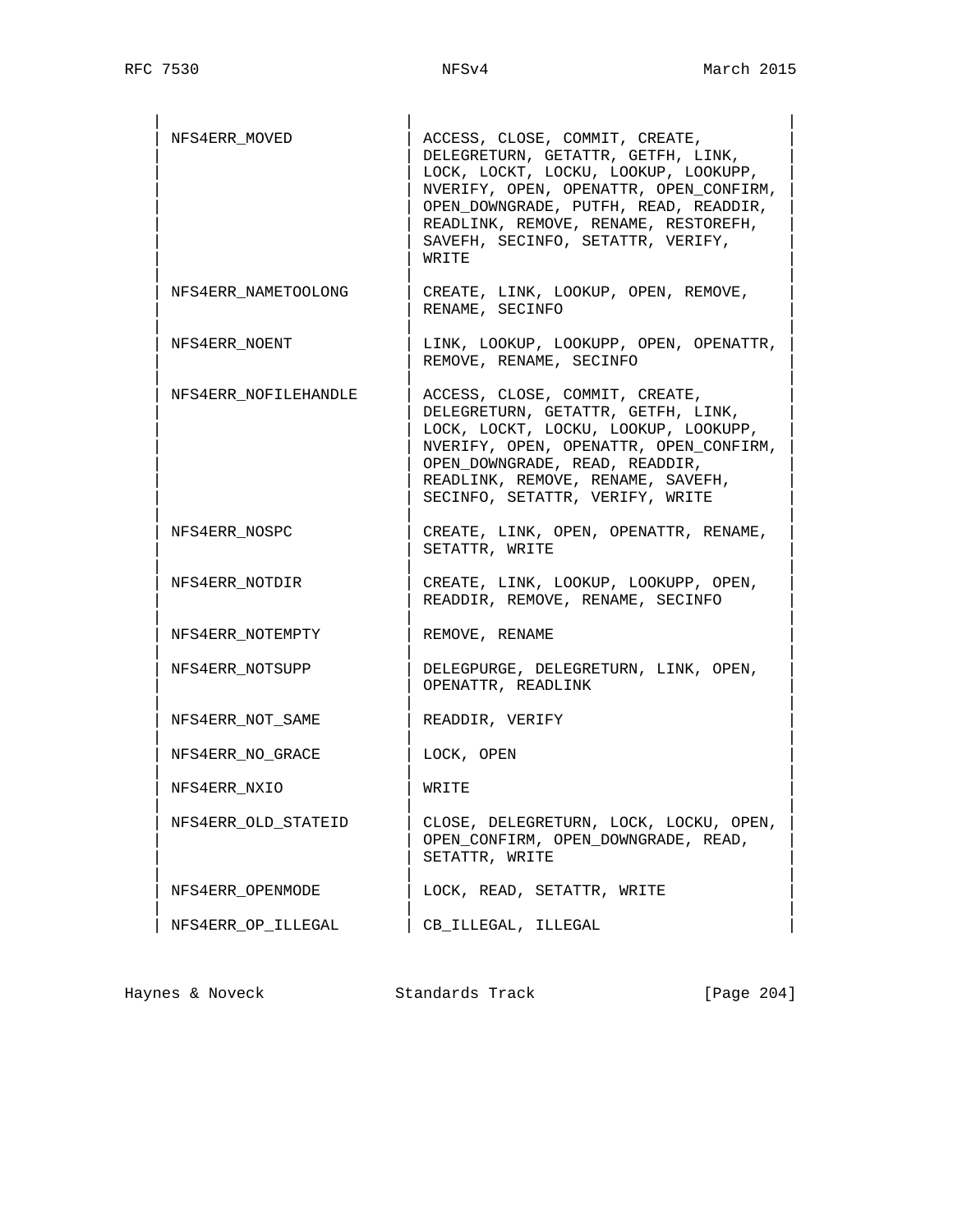| | |
|---|---|
| NFS4ERR_MOVED | ACCESS, CLOSE, COMMIT, CREATE, DELEGRETURN, GETATTR, GETFH, LINK, LOCK, LOCKT, LOCKU, LOOKUP, LOOKUPP, NVERIFY, OPEN, OPENATTR, OPEN_CONFIRM, OPEN_DOWNGRADE, PUTFH, READ, READDIR, READLINK, REMOVE, RENAME, RESTOREFH, SAVEFH, SECINFO, SETATTR, VERIFY, WRITE |
| NFS4ERR_NAMETOOLONG | CREATE, LINK, LOOKUP, OPEN, REMOVE, RENAME, SECINFO |
| NFS4ERR_NOENT | LINK, LOOKUP, LOOKUPP, OPEN, OPENATTR, REMOVE, RENAME, SECINFO |
| NFS4ERR_NOFILEHANDLE | ACCESS, CLOSE, COMMIT, CREATE, DELEGRETURN, GETATTR, GETFH, LINK, LOCK, LOCKT, LOCKU, LOOKUP, LOOKUPP, NVERIFY, OPEN, OPENATTR, OPEN_CONFIRM, OPEN_DOWNGRADE, READ, READDIR, READLINK, REMOVE, RENAME, SAVEFH, SECINFO, SETATTR, VERIFY, WRITE |
| NFS4ERR_NOSPC | CREATE, LINK, OPEN, OPENATTR, RENAME, SETATTR, WRITE |
| NFS4ERR_NOTDIR | CREATE, LINK, LOOKUP, LOOKUPP, OPEN, READDIR, REMOVE, RENAME, SECINFO |
| NFS4ERR_NOTEMPTY | REMOVE, RENAME |
| NFS4ERR_NOTSUPP | DELEGPURGE, DELEGRETURN, LINK, OPEN, OPENATTR, READLINK |
| NFS4ERR_NOT_SAME | READDIR, VERIFY |
| NFS4ERR_NO_GRACE | LOCK, OPEN |
| NFS4ERR_NXIO | WRITE |
| NFS4ERR_OLD_STATEID | CLOSE, DELEGRETURN, LOCK, LOCKU, OPEN, OPEN_CONFIRM, OPEN_DOWNGRADE, READ, SETATTR, WRITE |
| NFS4ERR_OPENMODE | LOCK, READ, SETATTR, WRITE |
| NFS4ERR_OP_ILLEGAL | CB_ILLEGAL, ILLEGAL |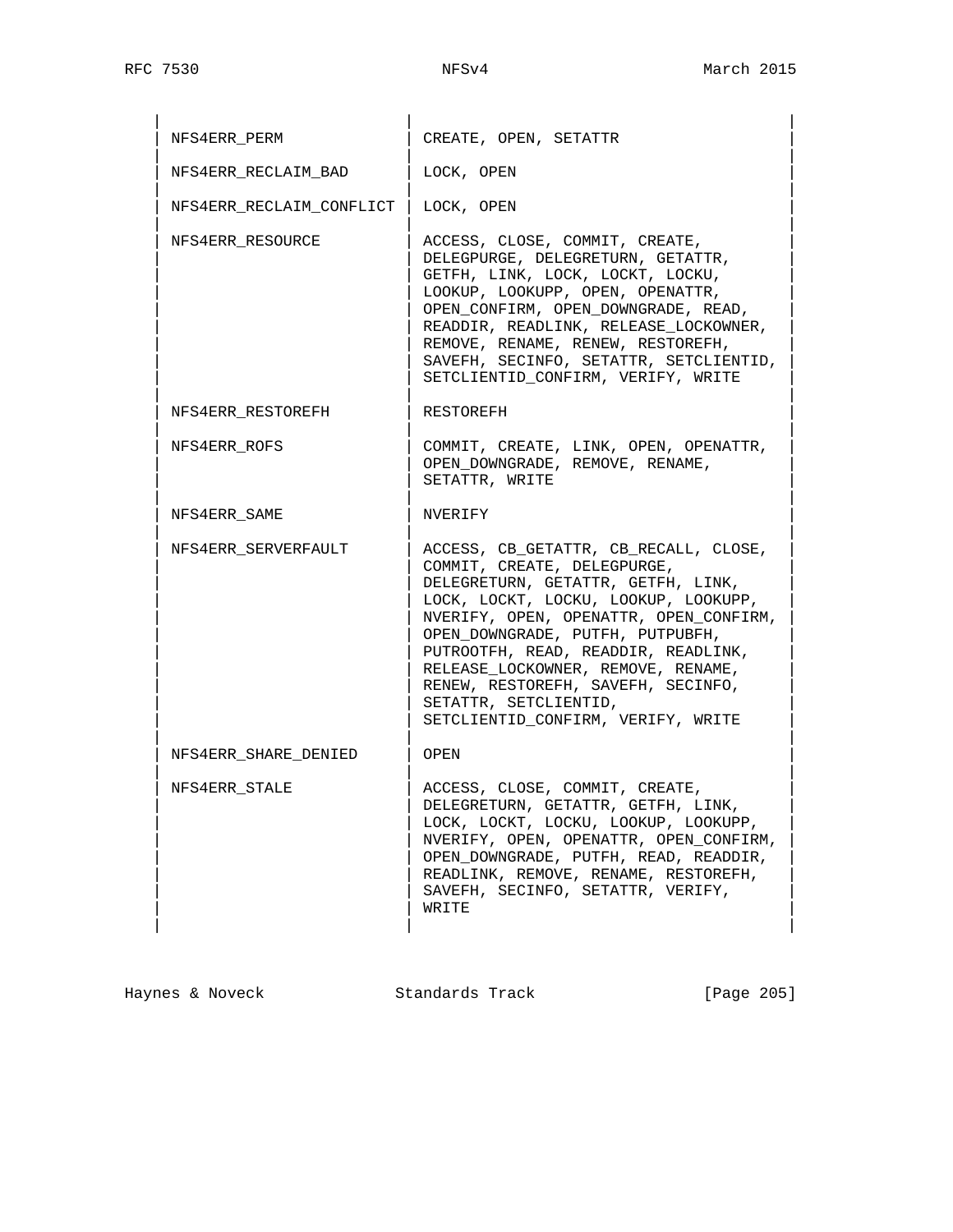| Error | Operations |
|---|---|
| NFS4ERR_PERM | CREATE, OPEN, SETATTR |
| NFS4ERR_RECLAIM_BAD | LOCK, OPEN |
| NFS4ERR_RECLAIM_CONFLICT | LOCK, OPEN |
| NFS4ERR_RESOURCE | ACCESS, CLOSE, COMMIT, CREATE, DELEGPURGE, DELEGRETURN, GETATTR, GETFH, LINK, LOCK, LOCKT, LOCKU, LOOKUP, LOOKUPP, OPEN, OPENATTR, OPEN_CONFIRM, OPEN_DOWNGRADE, READ, READDIR, READLINK, RELEASE_LOCKOWNER, REMOVE, RENAME, RENEW, RESTOREFH, SAVEFH, SECINFO, SETATTR, SETCLIENTID, SETCLIENTID_CONFIRM, VERIFY, WRITE |
| NFS4ERR_RESTOREFH | RESTOREFH |
| NFS4ERR_ROFS | COMMIT, CREATE, LINK, OPEN, OPENATTR, OPEN_DOWNGRADE, REMOVE, RENAME, SETATTR, WRITE |
| NFS4ERR_SAME | NVERIFY |
| NFS4ERR_SERVERFAULT | ACCESS, CB_GETATTR, CB_RECALL, CLOSE, COMMIT, CREATE, DELEGPURGE, DELEGRETURN, GETATTR, GETFH, LINK, LOCK, LOCKT, LOCKU, LOOKUP, LOOKUPP, NVERIFY, OPEN, OPENATTR, OPEN_CONFIRM, OPEN_DOWNGRADE, PUTFH, PUTPUBFH, PUTROOTFH, READ, READDIR, READLINK, RELEASE_LOCKOWNER, REMOVE, RENAME, RENEW, RESTOREFH, SAVEFH, SECINFO, SETATTR, SETCLIENTID, SETCLIENTID_CONFIRM, VERIFY, WRITE |
| NFS4ERR_SHARE_DENIED | OPEN |
| NFS4ERR_STALE | ACCESS, CLOSE, COMMIT, CREATE, DELEGRETURN, GETATTR, GETFH, LINK, LOCK, LOCKT, LOCKU, LOOKUP, LOOKUPP, NVERIFY, OPEN, OPENATTR, OPEN_CONFIRM, OPEN_DOWNGRADE, PUTFH, READ, READDIR, READLINK, REMOVE, RENAME, RESTOREFH, SAVEFH, SECINFO, SETATTR, VERIFY, WRITE |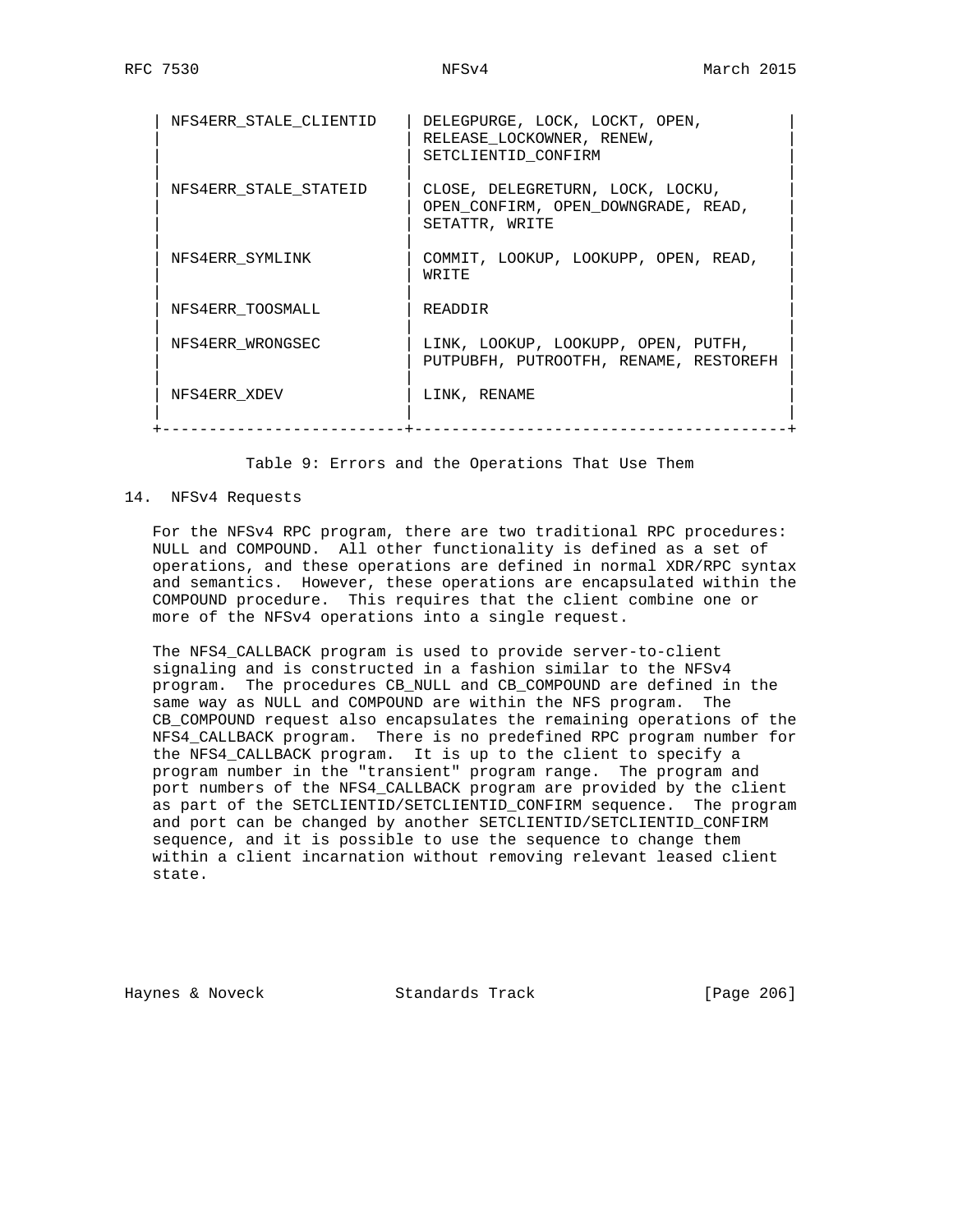| Error | Operations |
| --- | --- |
| NFS4ERR_STALE_CLIENTID | DELEGPURGE, LOCK, LOCKT, OPEN, RELEASE_LOCKOWNER, RENEW, SETCLIENTID_CONFIRM |
| NFS4ERR_STALE_STATEID | CLOSE, DELEGRETURN, LOCK, LOCKU, OPEN_CONFIRM, OPEN_DOWNGRADE, READ, SETATTR, WRITE |
| NFS4ERR_SYMLINK | COMMIT, LOOKUP, LOOKUPP, OPEN, READ, WRITE |
| NFS4ERR_TOOSMALL | READDIR |
| NFS4ERR_WRONGSEC | LINK, LOOKUP, LOOKUPP, OPEN, PUTFH, PUTPUBFH, PUTROOTFH, RENAME, RESTOREFH |
| NFS4ERR_XDEV | LINK, RENAME |

Table 9: Errors and the Operations That Use Them

## 14. NFSv4 Requests

For the NFSv4 RPC program, there are two traditional RPC procedures: NULL and COMPOUND. All other functionality is defined as a set of operations, and these operations are defined in normal XDR/RPC syntax and semantics. However, these operations are encapsulated within the COMPOUND procedure. This requires that the client combine one or more of the NFSv4 operations into a single request.

The NFS4_CALLBACK program is used to provide server-to-client signaling and is constructed in a fashion similar to the NFSv4 program. The procedures CB_NULL and CB_COMPOUND are defined in the same way as NULL and COMPOUND are within the NFS program. The CB_COMPOUND request also encapsulates the remaining operations of the NFS4_CALLBACK program. There is no predefined RPC program number for the NFS4_CALLBACK program. It is up to the client to specify a program number in the "transient" program range. The program and port numbers of the NFS4_CALLBACK program are provided by the client as part of the SETCLIENTID/SETCLIENTID_CONFIRM sequence. The program and port can be changed by another SETCLIENTID/SETCLIENTID_CONFIRM sequence, and it is possible to use the sequence to change them within a client incarnation without removing relevant leased client state.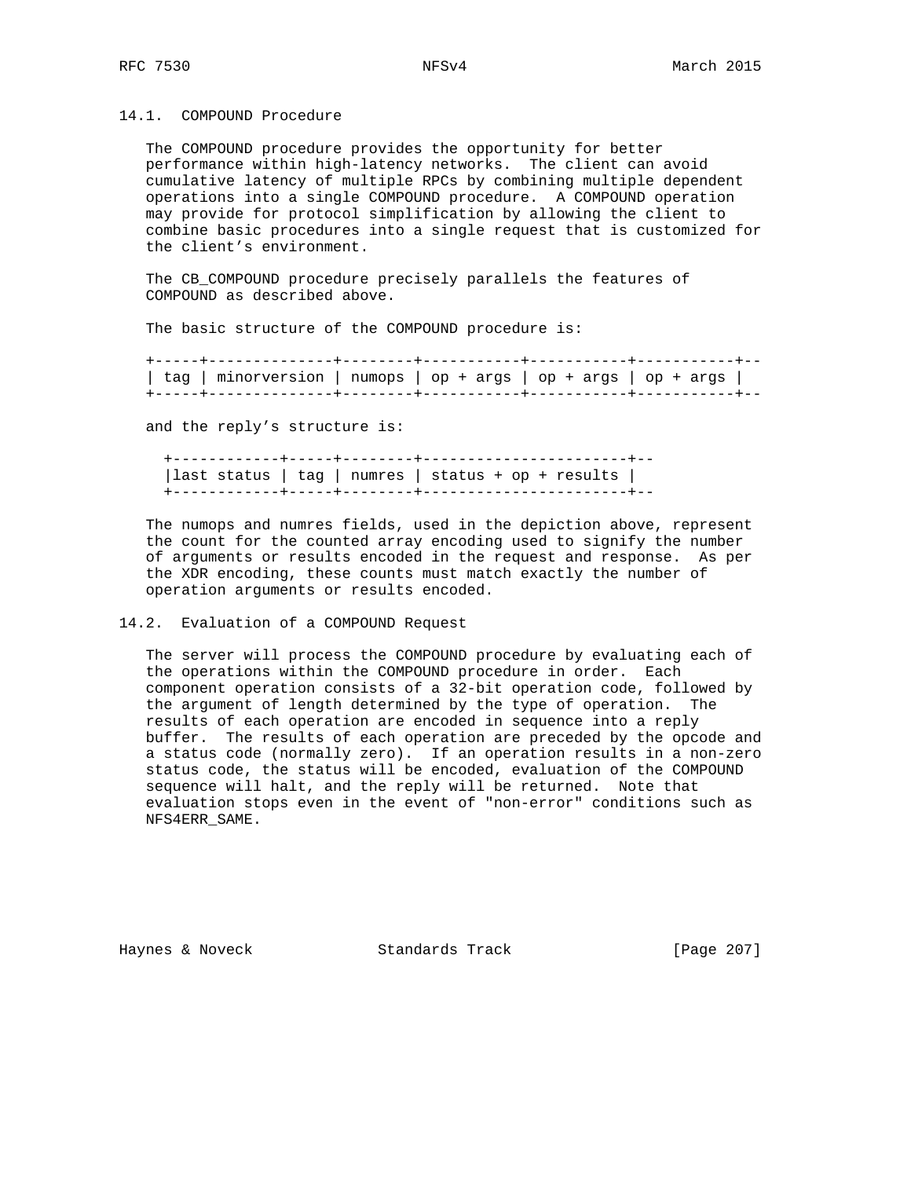## 14.1. COMPOUND Procedure

The COMPOUND procedure provides the opportunity for better performance within high-latency networks. The client can avoid cumulative latency of multiple RPCs by combining multiple dependent operations into a single COMPOUND procedure. A COMPOUND operation may provide for protocol simplification by allowing the client to combine basic procedures into a single request that is customized for the client's environment.

The CB_COMPOUND procedure precisely parallels the features of COMPOUND as described above.

The basic structure of the COMPOUND procedure is:

```
+-----+--------------+--------+-----------+-----------+-----------+--
| tag | minorversion | numops | op + args | op + args | op + args |
+-----+--------------+--------+-----------+-----------+-----------+--
```

and the reply's structure is:

```
+------------+-----+--------+-----------------------+--
|last status | tag | numres | status + op + results |
+------------+-----+--------+-----------------------+--
```

The numops and numres fields, used in the depiction above, represent the count for the counted array encoding used to signify the number of arguments or results encoded in the request and response. As per the XDR encoding, these counts must match exactly the number of operation arguments or results encoded.

## 14.2. Evaluation of a COMPOUND Request

The server will process the COMPOUND procedure by evaluating each of the operations within the COMPOUND procedure in order. Each component operation consists of a 32-bit operation code, followed by the argument of length determined by the type of operation. The results of each operation are encoded in sequence into a reply buffer. The results of each operation are preceded by the opcode and a status code (normally zero). If an operation results in a non-zero status code, the status will be encoded, evaluation of the COMPOUND sequence will halt, and the reply will be returned. Note that evaluation stops even in the event of "non-error" conditions such as NFS4ERR_SAME.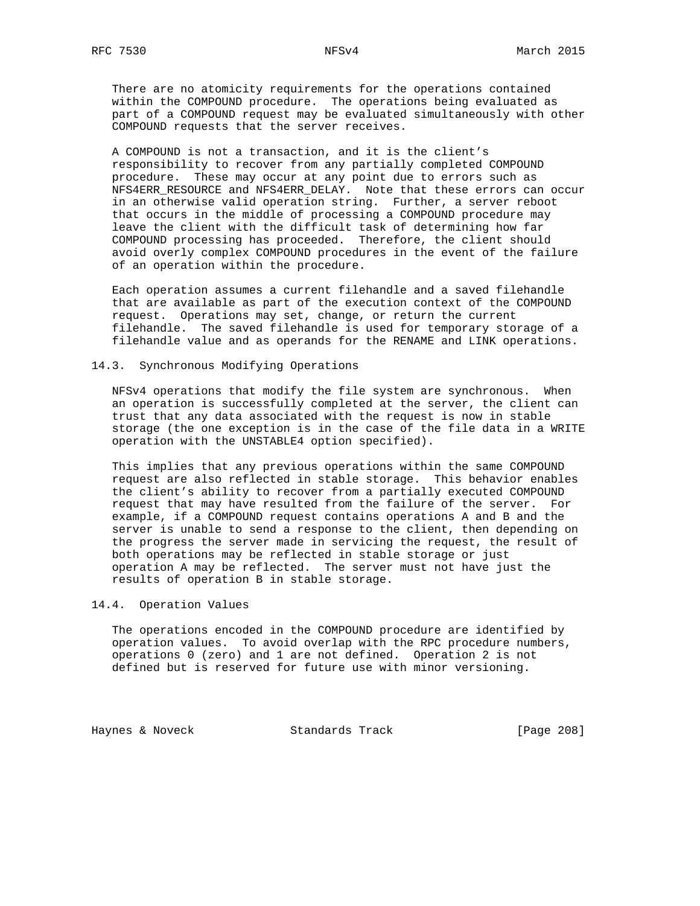There are no atomicity requirements for the operations contained within the COMPOUND procedure. The operations being evaluated as part of a COMPOUND request may be evaluated simultaneously with other COMPOUND requests that the server receives.

A COMPOUND is not a transaction, and it is the client's responsibility to recover from any partially completed COMPOUND procedure. These may occur at any point due to errors such as NFS4ERR_RESOURCE and NFS4ERR_DELAY. Note that these errors can occur in an otherwise valid operation string. Further, a server reboot that occurs in the middle of processing a COMPOUND procedure may leave the client with the difficult task of determining how far COMPOUND processing has proceeded. Therefore, the client should avoid overly complex COMPOUND procedures in the event of the failure of an operation within the procedure.

Each operation assumes a current filehandle and a saved filehandle that are available as part of the execution context of the COMPOUND request. Operations may set, change, or return the current filehandle. The saved filehandle is used for temporary storage of a filehandle value and as operands for the RENAME and LINK operations.

## 14.3. Synchronous Modifying Operations

NFSv4 operations that modify the file system are synchronous. When an operation is successfully completed at the server, the client can trust that any data associated with the request is now in stable storage (the one exception is in the case of the file data in a WRITE operation with the UNSTABLE4 option specified).

This implies that any previous operations within the same COMPOUND request are also reflected in stable storage. This behavior enables the client's ability to recover from a partially executed COMPOUND request that may have resulted from the failure of the server. For example, if a COMPOUND request contains operations A and B and the server is unable to send a response to the client, then depending on the progress the server made in servicing the request, the result of both operations may be reflected in stable storage or just operation A may be reflected. The server must not have just the results of operation B in stable storage.

## 14.4. Operation Values

The operations encoded in the COMPOUND procedure are identified by operation values. To avoid overlap with the RPC procedure numbers, operations 0 (zero) and 1 are not defined. Operation 2 is not defined but is reserved for future use with minor versioning.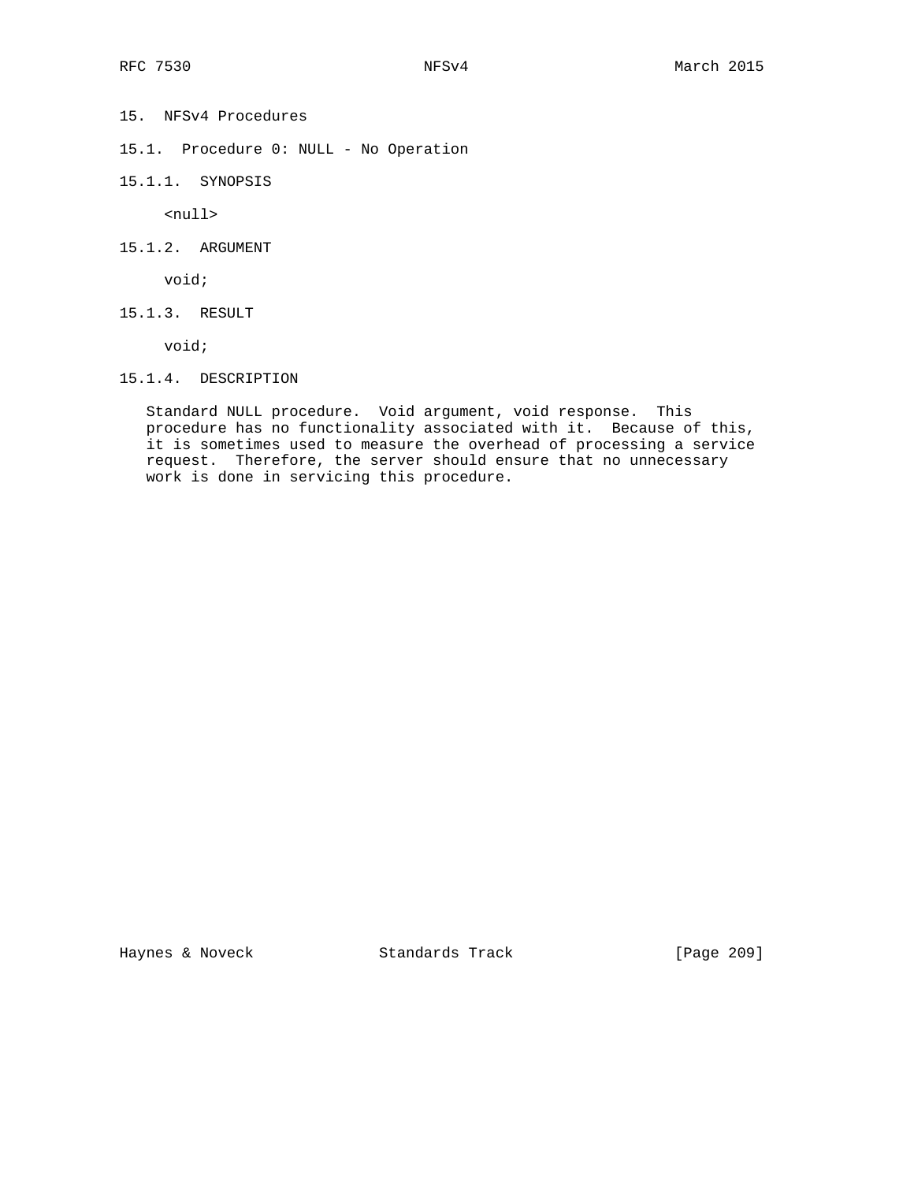# 15. NFSv4 Procedures

## 15.1. Procedure 0: NULL - No Operation

### 15.1.1. SYNOPSIS

```
<null>
```

### 15.1.2. ARGUMENT

```
void;
```

### 15.1.3. RESULT

```
void;
```

### 15.1.4. DESCRIPTION

Standard NULL procedure. Void argument, void response. This procedure has no functionality associated with it. Because of this, it is sometimes used to measure the overhead of processing a service request. Therefore, the server should ensure that no unnecessary work is done in servicing this procedure.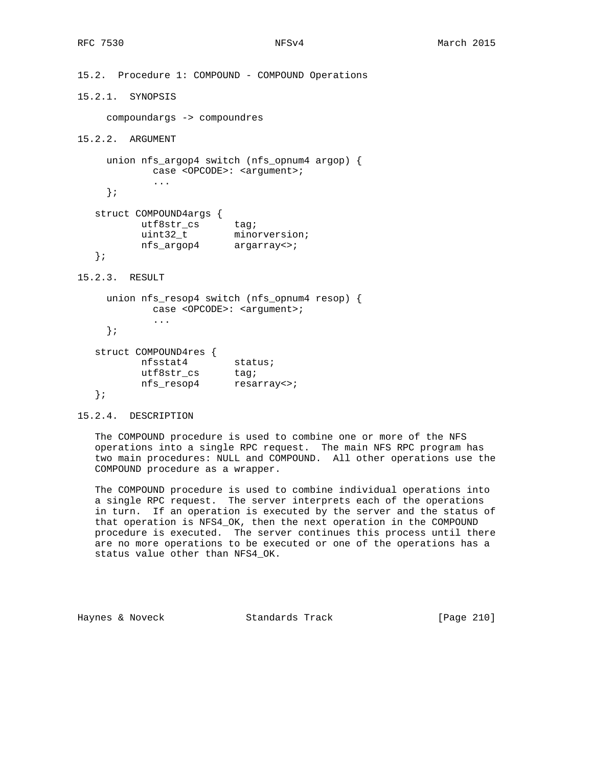## 15.2. Procedure 1: COMPOUND - COMPOUND Operations

### 15.2.1. SYNOPSIS

```
compoundargs -> compoundres
```

### 15.2.2. ARGUMENT

```
  union nfs_argop4 switch (nfs_opnum4 argop) {
          case <OPCODE>: <argument>;
          ...
  };

struct COMPOUND4args {
        utf8str_cs      tag;
        uint32_t        minorversion;
        nfs_argop4      argarray<>;
};
```

### 15.2.3. RESULT

```
  union nfs_resop4 switch (nfs_opnum4 resop) {
          case <OPCODE>: <argument>;
          ...
  };

struct COMPOUND4res {
        nfsstat4        status;
        utf8str_cs      tag;
        nfs_resop4      resarray<>;
};
```

### 15.2.4. DESCRIPTION

The COMPOUND procedure is used to combine one or more of the NFS operations into a single RPC request. The main NFS RPC program has two main procedures: NULL and COMPOUND. All other operations use the COMPOUND procedure as a wrapper.

The COMPOUND procedure is used to combine individual operations into a single RPC request. The server interprets each of the operations in turn. If an operation is executed by the server and the status of that operation is NFS4_OK, then the next operation in the COMPOUND procedure is executed. The server continues this process until there are no more operations to be executed or one of the operations has a status value other than NFS4_OK.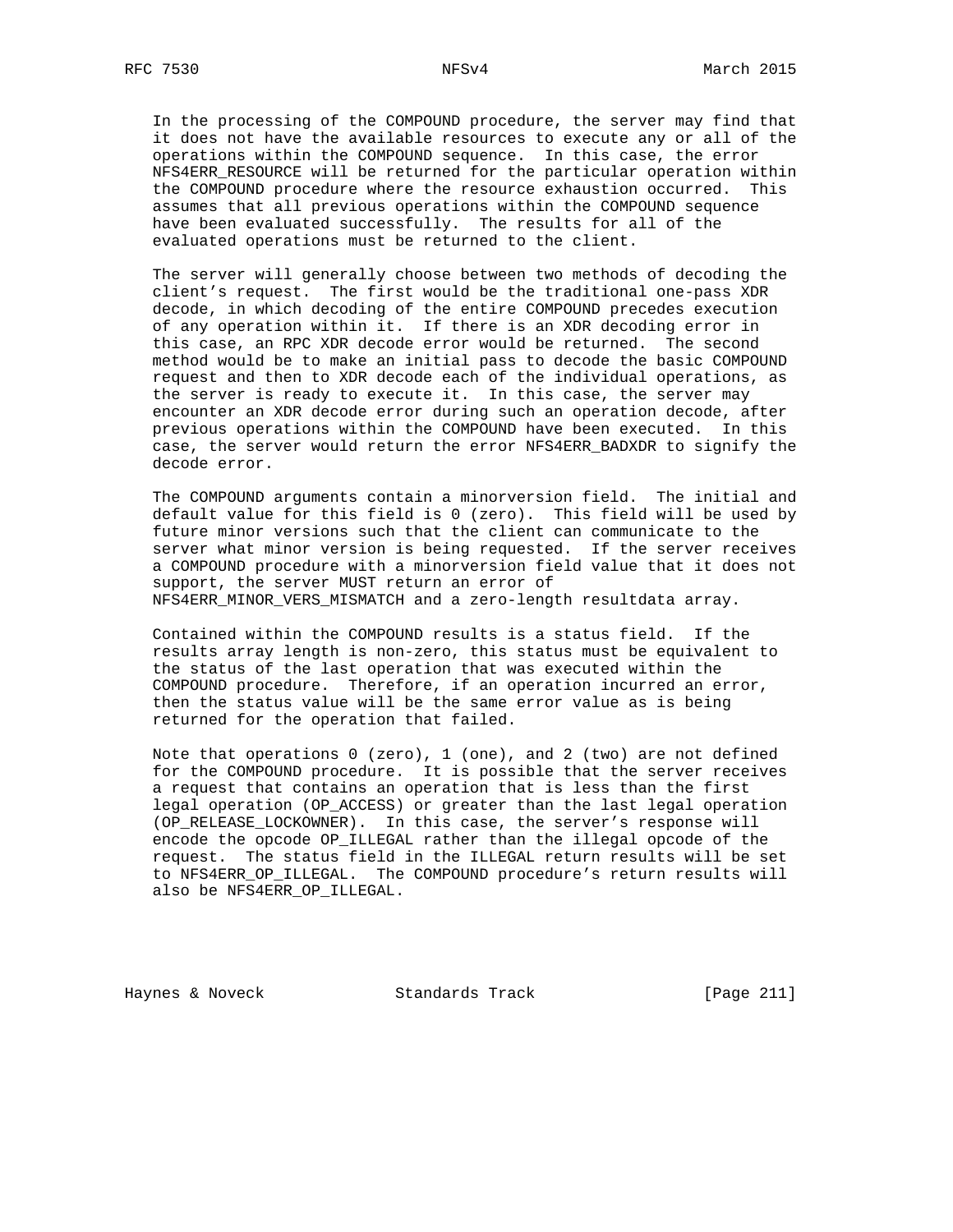In the processing of the COMPOUND procedure, the server may find that it does not have the available resources to execute any or all of the operations within the COMPOUND sequence. In this case, the error NFS4ERR_RESOURCE will be returned for the particular operation within the COMPOUND procedure where the resource exhaustion occurred. This assumes that all previous operations within the COMPOUND sequence have been evaluated successfully. The results for all of the evaluated operations must be returned to the client.

The server will generally choose between two methods of decoding the client's request. The first would be the traditional one-pass XDR decode, in which decoding of the entire COMPOUND precedes execution of any operation within it. If there is an XDR decoding error in this case, an RPC XDR decode error would be returned. The second method would be to make an initial pass to decode the basic COMPOUND request and then to XDR decode each of the individual operations, as the server is ready to execute it. In this case, the server may encounter an XDR decode error during such an operation decode, after previous operations within the COMPOUND have been executed. In this case, the server would return the error NFS4ERR_BADXDR to signify the decode error.

The COMPOUND arguments contain a minorversion field. The initial and default value for this field is 0 (zero). This field will be used by future minor versions such that the client can communicate to the server what minor version is being requested. If the server receives a COMPOUND procedure with a minorversion field value that it does not support, the server MUST return an error of NFS4ERR_MINOR_VERS_MISMATCH and a zero-length resultdata array.

Contained within the COMPOUND results is a status field. If the results array length is non-zero, this status must be equivalent to the status of the last operation that was executed within the COMPOUND procedure. Therefore, if an operation incurred an error, then the status value will be the same error value as is being returned for the operation that failed.

Note that operations 0 (zero), 1 (one), and 2 (two) are not defined for the COMPOUND procedure. It is possible that the server receives a request that contains an operation that is less than the first legal operation (OP_ACCESS) or greater than the last legal operation (OP_RELEASE_LOCKOWNER). In this case, the server's response will encode the opcode OP_ILLEGAL rather than the illegal opcode of the request. The status field in the ILLEGAL return results will be set to NFS4ERR_OP_ILLEGAL. The COMPOUND procedure's return results will also be NFS4ERR_OP_ILLEGAL.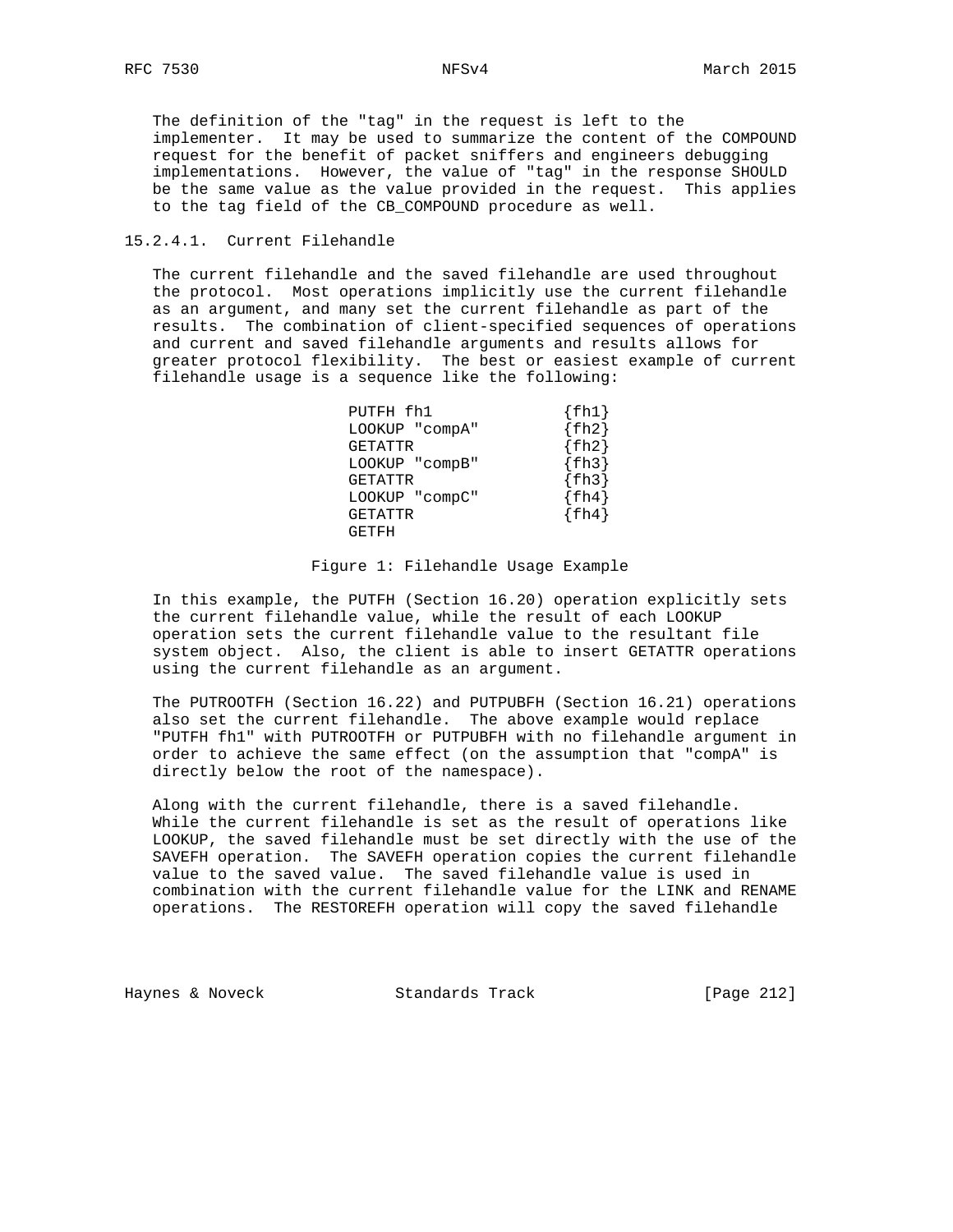The definition of the "tag" in the request is left to the implementer. It may be used to summarize the content of the COMPOUND request for the benefit of packet sniffers and engineers debugging implementations. However, the value of "tag" in the response SHOULD be the same value as the value provided in the request. This applies to the tag field of the CB_COMPOUND procedure as well.

### 15.2.4.1. Current Filehandle

The current filehandle and the saved filehandle are used throughout the protocol. Most operations implicitly use the current filehandle as an argument, and many set the current filehandle as part of the results. The combination of client-specified sequences of operations and current and saved filehandle arguments and results allows for greater protocol flexibility. The best or easiest example of current filehandle usage is a sequence like the following:

```
PUTFH fh1              {fh1}
LOOKUP "compA"         {fh2}
GETATTR                {fh2}
LOOKUP "compB"         {fh3}
GETATTR                {fh3}
LOOKUP "compC"         {fh4}
GETATTR                {fh4}
GETFH
```

Figure 1: Filehandle Usage Example

In this example, the PUTFH (Section 16.20) operation explicitly sets the current filehandle value, while the result of each LOOKUP operation sets the current filehandle value to the resultant file system object. Also, the client is able to insert GETATTR operations using the current filehandle as an argument.

The PUTROOTFH (Section 16.22) and PUTPUBFH (Section 16.21) operations also set the current filehandle. The above example would replace "PUTFH fh1" with PUTROOTFH or PUTPUBFH with no filehandle argument in order to achieve the same effect (on the assumption that "compA" is directly below the root of the namespace).

Along with the current filehandle, there is a saved filehandle. While the current filehandle is set as the result of operations like LOOKUP, the saved filehandle must be set directly with the use of the SAVEFH operation. The SAVEFH operation copies the current filehandle value to the saved value. The saved filehandle value is used in combination with the current filehandle value for the LINK and RENAME operations. The RESTOREFH operation will copy the saved filehandle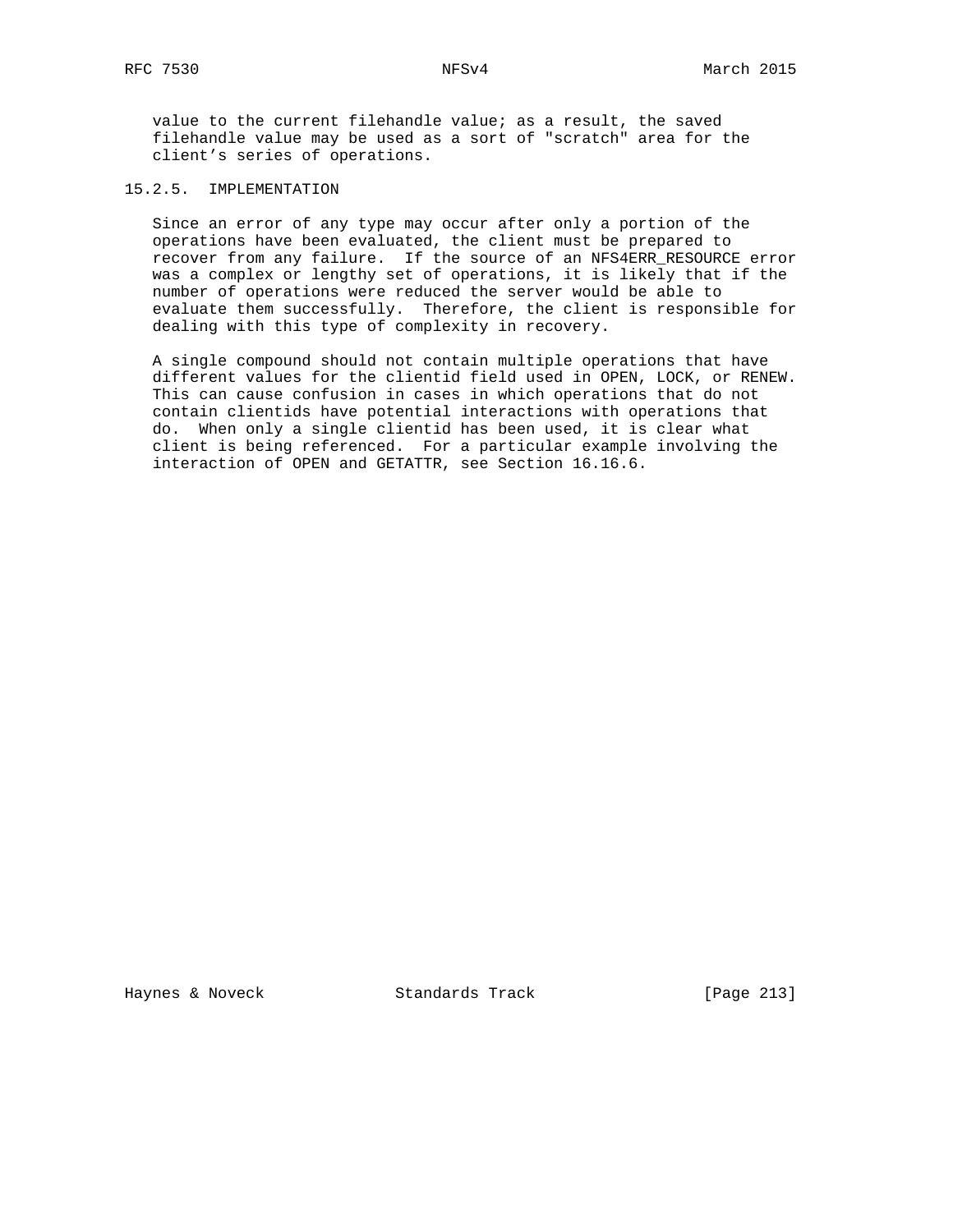value to the current filehandle value; as a result, the saved filehandle value may be used as a sort of "scratch" area for the client's series of operations.

### 15.2.5. IMPLEMENTATION

Since an error of any type may occur after only a portion of the operations have been evaluated, the client must be prepared to recover from any failure. If the source of an NFS4ERR_RESOURCE error was a complex or lengthy set of operations, it is likely that if the number of operations were reduced the server would be able to evaluate them successfully. Therefore, the client is responsible for dealing with this type of complexity in recovery.

A single compound should not contain multiple operations that have different values for the clientid field used in OPEN, LOCK, or RENEW. This can cause confusion in cases in which operations that do not contain clientids have potential interactions with operations that do. When only a single clientid has been used, it is clear what client is being referenced. For a particular example involving the interaction of OPEN and GETATTR, see Section 16.16.6.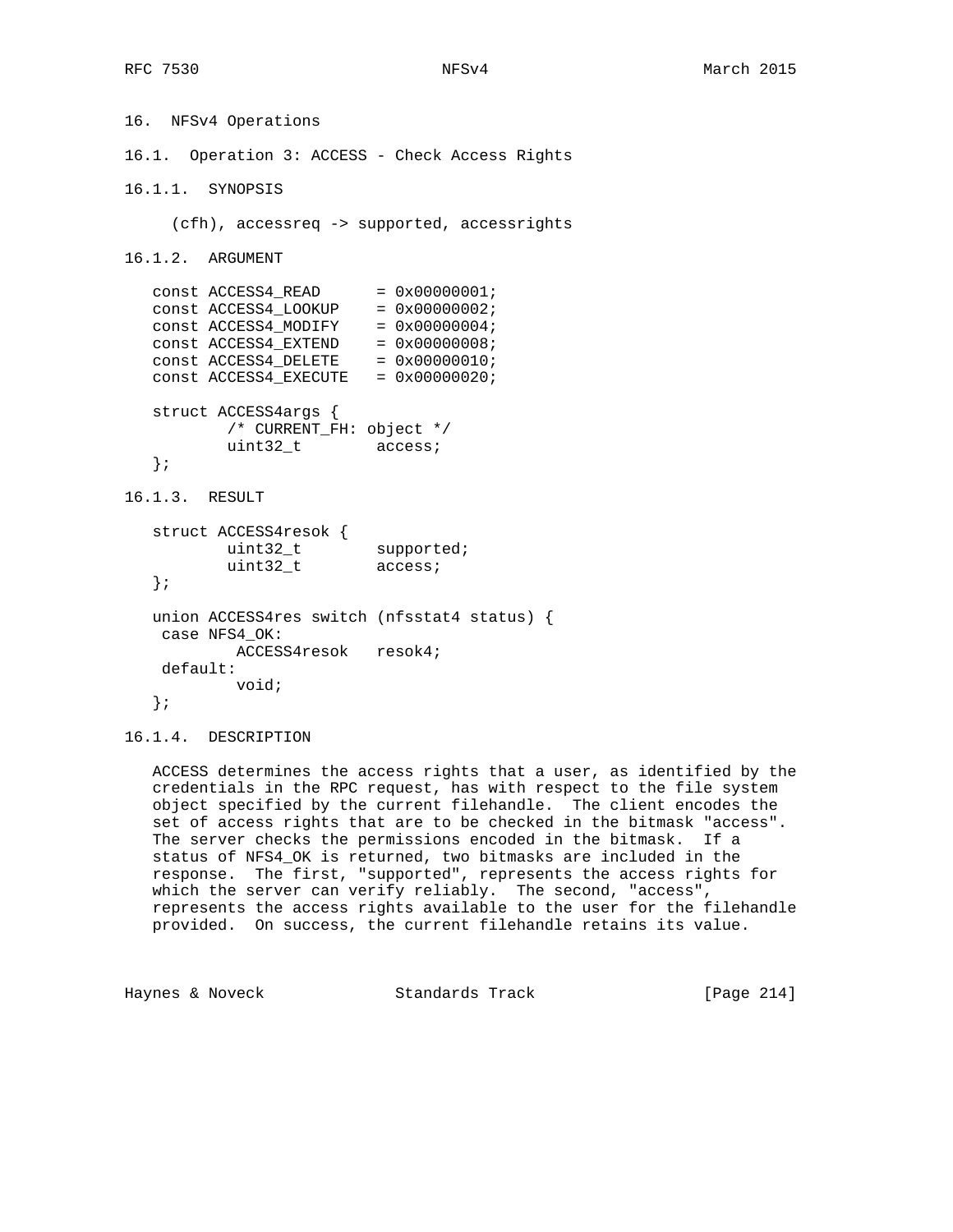# 16. NFSv4 Operations

## 16.1. Operation 3: ACCESS - Check Access Rights

### 16.1.1. SYNOPSIS

```
(cfh), accessreq -> supported, accessrights
```

### 16.1.2. ARGUMENT

```
const ACCESS4_READ      = 0x00000001;
const ACCESS4_LOOKUP    = 0x00000002;
const ACCESS4_MODIFY    = 0x00000004;
const ACCESS4_EXTEND    = 0x00000008;
const ACCESS4_DELETE    = 0x00000010;
const ACCESS4_EXECUTE   = 0x00000020;

struct ACCESS4args {
        /* CURRENT_FH: object */
        uint32_t        access;
};
```

### 16.1.3. RESULT

```
struct ACCESS4resok {
        uint32_t        supported;
        uint32_t        access;
};

union ACCESS4res switch (nfsstat4 status) {
 case NFS4_OK:
         ACCESS4resok   resok4;
 default:
         void;
};
```

### 16.1.4. DESCRIPTION

ACCESS determines the access rights that a user, as identified by the credentials in the RPC request, has with respect to the file system object specified by the current filehandle. The client encodes the set of access rights that are to be checked in the bitmask "access". The server checks the permissions encoded in the bitmask. If a status of NFS4_OK is returned, two bitmasks are included in the response. The first, "supported", represents the access rights for which the server can verify reliably. The second, "access", represents the access rights available to the user for the filehandle provided. On success, the current filehandle retains its value.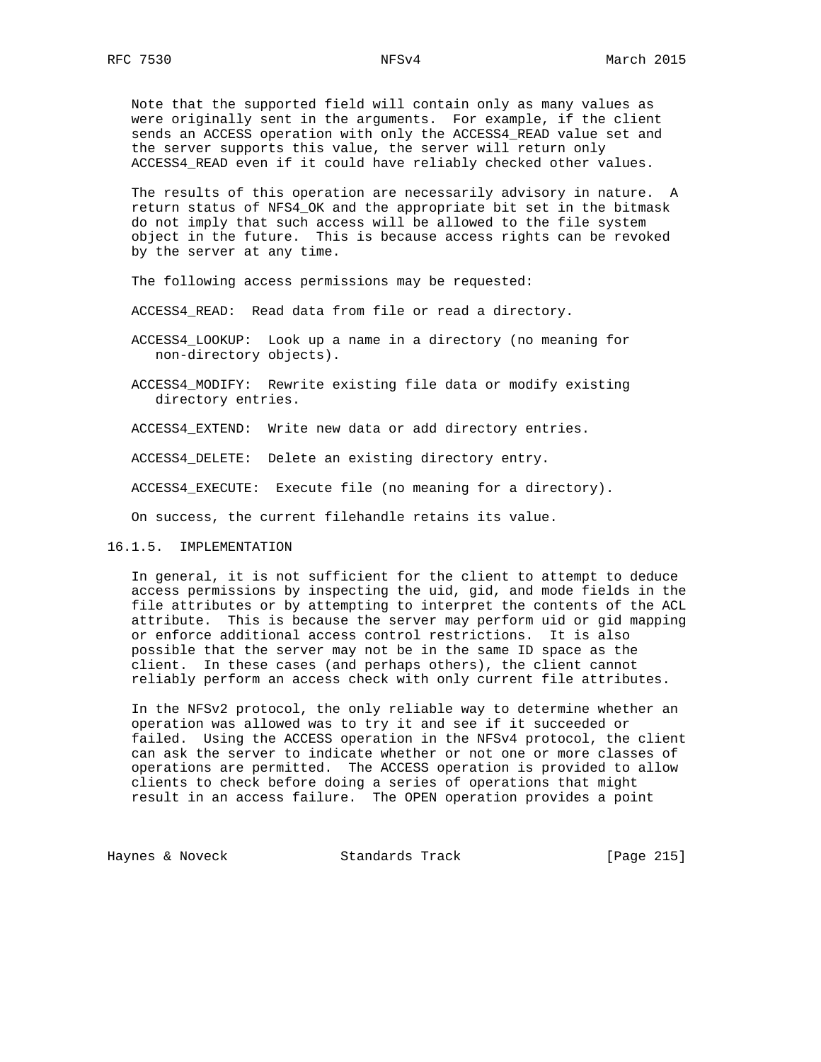Note that the supported field will contain only as many values as were originally sent in the arguments. For example, if the client sends an ACCESS operation with only the ACCESS4_READ value set and the server supports this value, the server will return only ACCESS4_READ even if it could have reliably checked other values.

The results of this operation are necessarily advisory in nature. A return status of NFS4_OK and the appropriate bit set in the bitmask do not imply that such access will be allowed to the file system object in the future. This is because access rights can be revoked by the server at any time.

The following access permissions may be requested:

ACCESS4_READ: Read data from file or read a directory.

ACCESS4_LOOKUP: Look up a name in a directory (no meaning for non-directory objects).

ACCESS4_MODIFY: Rewrite existing file data or modify existing directory entries.

ACCESS4_EXTEND: Write new data or add directory entries.

ACCESS4_DELETE: Delete an existing directory entry.

ACCESS4_EXECUTE: Execute file (no meaning for a directory).

On success, the current filehandle retains its value.

### 16.1.5. IMPLEMENTATION

In general, it is not sufficient for the client to attempt to deduce access permissions by inspecting the uid, gid, and mode fields in the file attributes or by attempting to interpret the contents of the ACL attribute. This is because the server may perform uid or gid mapping or enforce additional access control restrictions. It is also possible that the server may not be in the same ID space as the client. In these cases (and perhaps others), the client cannot reliably perform an access check with only current file attributes.

In the NFSv2 protocol, the only reliable way to determine whether an operation was allowed was to try it and see if it succeeded or failed. Using the ACCESS operation in the NFSv4 protocol, the client can ask the server to indicate whether or not one or more classes of operations are permitted. The ACCESS operation is provided to allow clients to check before doing a series of operations that might result in an access failure. The OPEN operation provides a point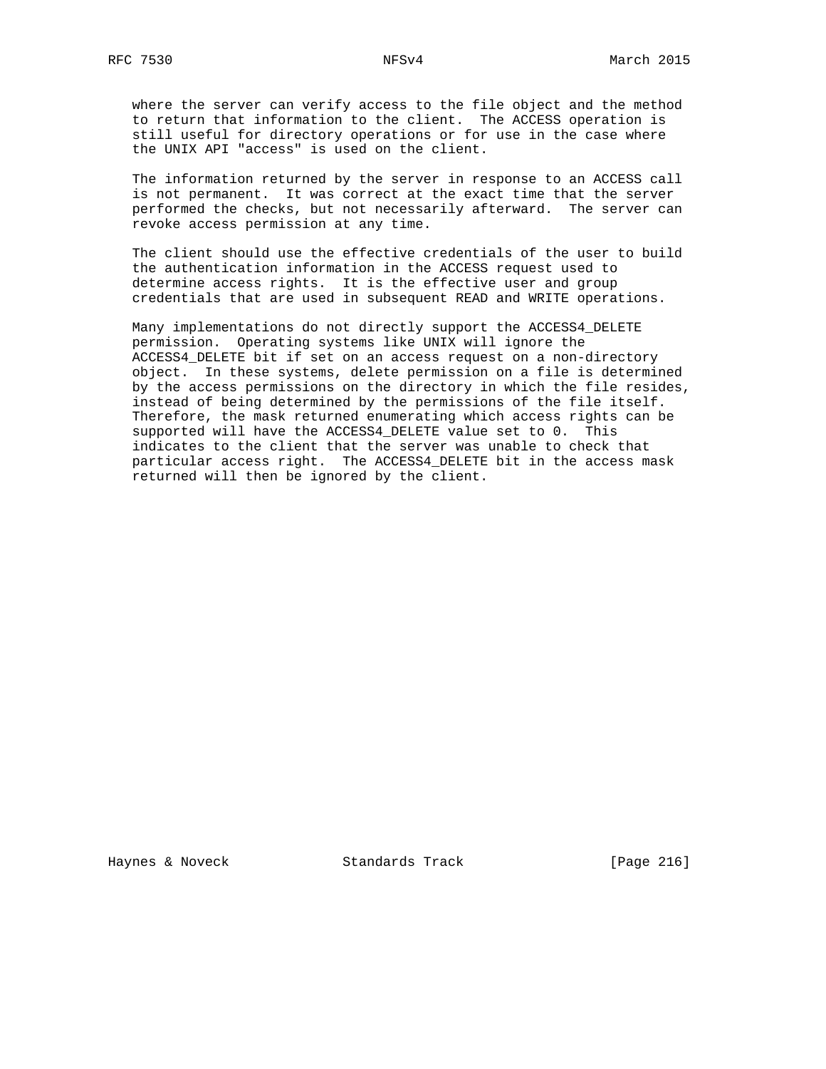where the server can verify access to the file object and the method to return that information to the client. The ACCESS operation is still useful for directory operations or for use in the case where the UNIX API "access" is used on the client.

The information returned by the server in response to an ACCESS call is not permanent. It was correct at the exact time that the server performed the checks, but not necessarily afterward. The server can revoke access permission at any time.

The client should use the effective credentials of the user to build the authentication information in the ACCESS request used to determine access rights. It is the effective user and group credentials that are used in subsequent READ and WRITE operations.

Many implementations do not directly support the ACCESS4_DELETE permission. Operating systems like UNIX will ignore the ACCESS4_DELETE bit if set on an access request on a non-directory object. In these systems, delete permission on a file is determined by the access permissions on the directory in which the file resides, instead of being determined by the permissions of the file itself. Therefore, the mask returned enumerating which access rights can be supported will have the ACCESS4_DELETE value set to 0. This indicates to the client that the server was unable to check that particular access right. The ACCESS4_DELETE bit in the access mask returned will then be ignored by the client.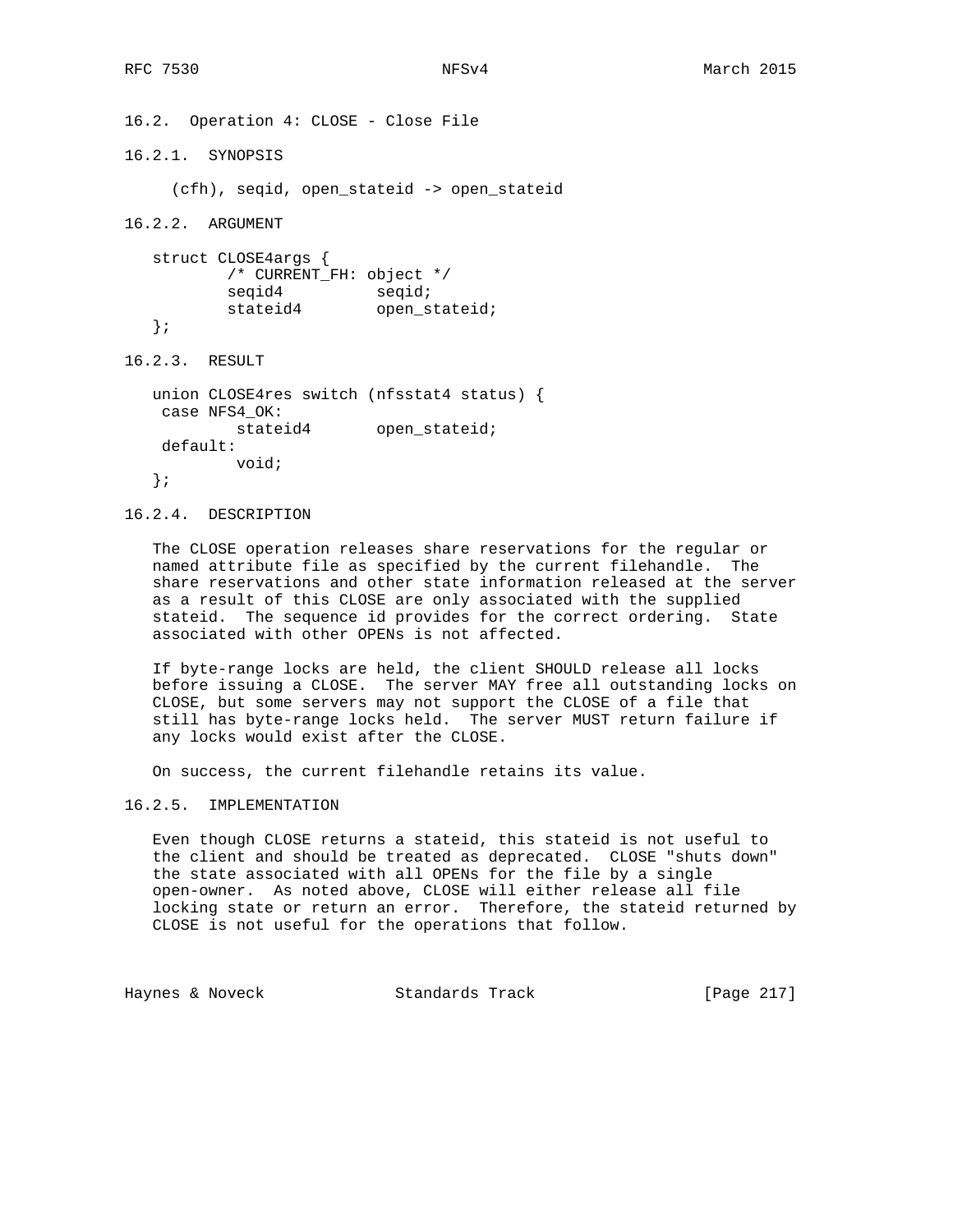### 16.2. Operation 4: CLOSE - Close File

#### 16.2.1. SYNOPSIS

```
(cfh), seqid, open_stateid -> open_stateid
```

#### 16.2.2. ARGUMENT

```
struct CLOSE4args {
        /* CURRENT_FH: object */
        seqid4          seqid;
        stateid4        open_stateid;
};
```

#### 16.2.3. RESULT

```
union CLOSE4res switch (nfsstat4 status) {
 case NFS4_OK:
         stateid4       open_stateid;
 default:
         void;
};
```

#### 16.2.4. DESCRIPTION

The CLOSE operation releases share reservations for the regular or named attribute file as specified by the current filehandle. The share reservations and other state information released at the server as a result of this CLOSE are only associated with the supplied stateid. The sequence id provides for the correct ordering. State associated with other OPENs is not affected.

If byte-range locks are held, the client SHOULD release all locks before issuing a CLOSE. The server MAY free all outstanding locks on CLOSE, but some servers may not support the CLOSE of a file that still has byte-range locks held. The server MUST return failure if any locks would exist after the CLOSE.

On success, the current filehandle retains its value.

#### 16.2.5. IMPLEMENTATION

Even though CLOSE returns a stateid, this stateid is not useful to the client and should be treated as deprecated. CLOSE "shuts down" the state associated with all OPENs for the file by a single open-owner. As noted above, CLOSE will either release all file locking state or return an error. Therefore, the stateid returned by CLOSE is not useful for the operations that follow.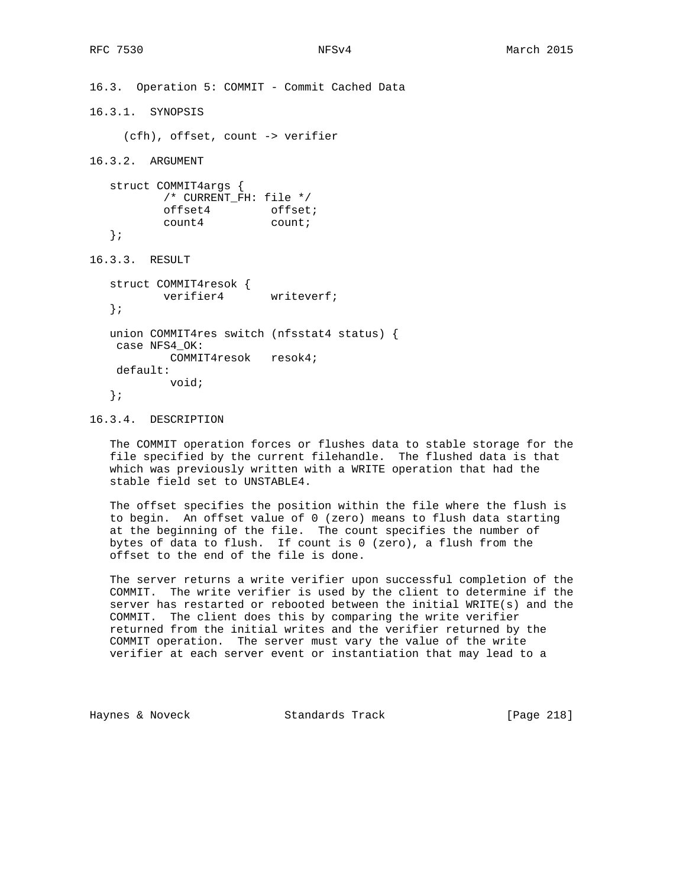### 16.3. Operation 5: COMMIT - Commit Cached Data

#### 16.3.1. SYNOPSIS

```
(cfh), offset, count -> verifier
```

#### 16.3.2. ARGUMENT

```
struct COMMIT4args {
        /* CURRENT_FH: file */
        offset4         offset;
        count4          count;
};
```

#### 16.3.3. RESULT

```
struct COMMIT4resok {
        verifier4       writeverf;
};

union COMMIT4res switch (nfsstat4 status) {
 case NFS4_OK:
         COMMIT4resok   resok4;
 default:
         void;
};
```

#### 16.3.4. DESCRIPTION

The COMMIT operation forces or flushes data to stable storage for the file specified by the current filehandle. The flushed data is that which was previously written with a WRITE operation that had the stable field set to UNSTABLE4.

The offset specifies the position within the file where the flush is to begin. An offset value of 0 (zero) means to flush data starting at the beginning of the file. The count specifies the number of bytes of data to flush. If count is 0 (zero), a flush from the offset to the end of the file is done.

The server returns a write verifier upon successful completion of the COMMIT. The write verifier is used by the client to determine if the server has restarted or rebooted between the initial WRITE(s) and the COMMIT. The client does this by comparing the write verifier returned from the initial writes and the verifier returned by the COMMIT operation. The server must vary the value of the write verifier at each server event or instantiation that may lead to a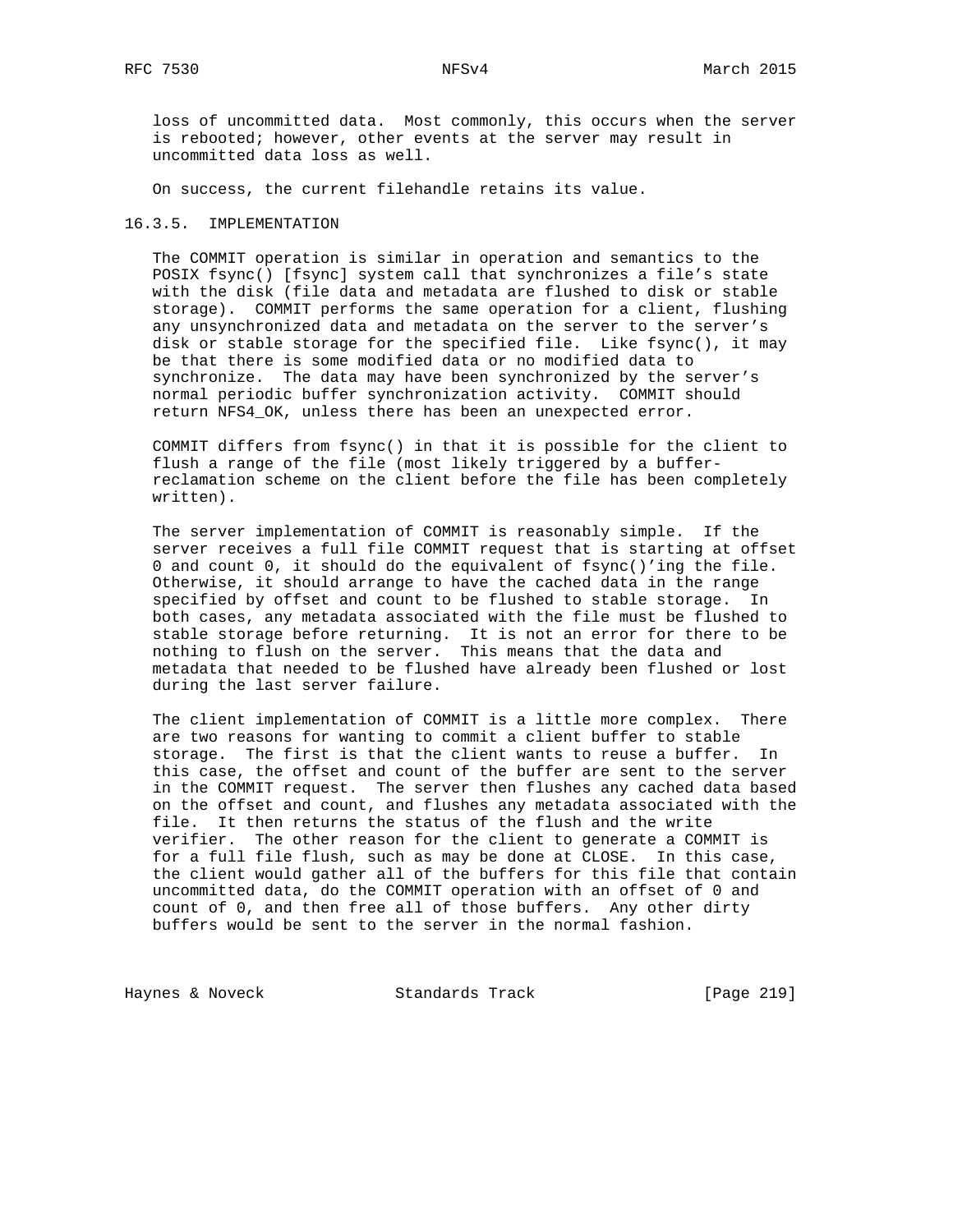loss of uncommitted data. Most commonly, this occurs when the server is rebooted; however, other events at the server may result in uncommitted data loss as well.

On success, the current filehandle retains its value.

### 16.3.5. IMPLEMENTATION

The COMMIT operation is similar in operation and semantics to the POSIX fsync() [fsync] system call that synchronizes a file's state with the disk (file data and metadata are flushed to disk or stable storage). COMMIT performs the same operation for a client, flushing any unsynchronized data and metadata on the server to the server's disk or stable storage for the specified file. Like fsync(), it may be that there is some modified data or no modified data to synchronize. The data may have been synchronized by the server's normal periodic buffer synchronization activity. COMMIT should return NFS4_OK, unless there has been an unexpected error.

COMMIT differs from fsync() in that it is possible for the client to flush a range of the file (most likely triggered by a buffer-reclamation scheme on the client before the file has been completely written).

The server implementation of COMMIT is reasonably simple. If the server receives a full file COMMIT request that is starting at offset 0 and count 0, it should do the equivalent of fsync()'ing the file. Otherwise, it should arrange to have the cached data in the range specified by offset and count to be flushed to stable storage. In both cases, any metadata associated with the file must be flushed to stable storage before returning. It is not an error for there to be nothing to flush on the server. This means that the data and metadata that needed to be flushed have already been flushed or lost during the last server failure.

The client implementation of COMMIT is a little more complex. There are two reasons for wanting to commit a client buffer to stable storage. The first is that the client wants to reuse a buffer. In this case, the offset and count of the buffer are sent to the server in the COMMIT request. The server then flushes any cached data based on the offset and count, and flushes any metadata associated with the file. It then returns the status of the flush and the write verifier. The other reason for the client to generate a COMMIT is for a full file flush, such as may be done at CLOSE. In this case, the client would gather all of the buffers for this file that contain uncommitted data, do the COMMIT operation with an offset of 0 and count of 0, and then free all of those buffers. Any other dirty buffers would be sent to the server in the normal fashion.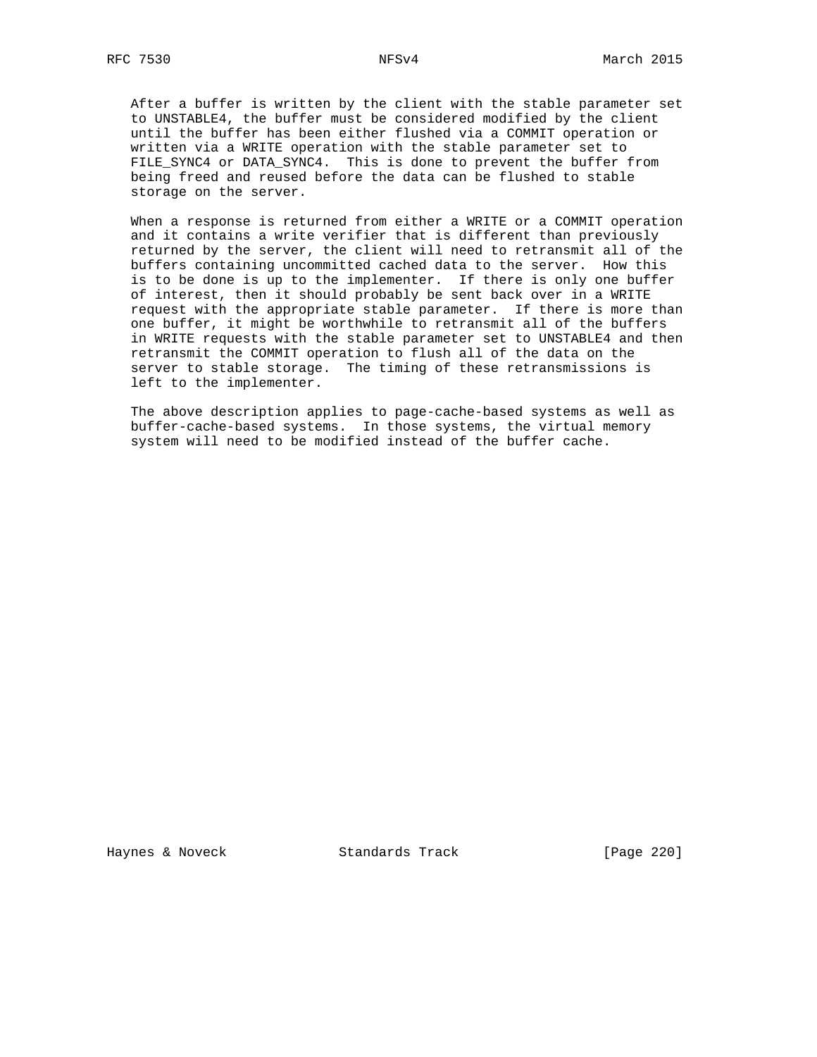After a buffer is written by the client with the stable parameter set to UNSTABLE4, the buffer must be considered modified by the client until the buffer has been either flushed via a COMMIT operation or written via a WRITE operation with the stable parameter set to FILE_SYNC4 or DATA_SYNC4. This is done to prevent the buffer from being freed and reused before the data can be flushed to stable storage on the server.

When a response is returned from either a WRITE or a COMMIT operation and it contains a write verifier that is different than previously returned by the server, the client will need to retransmit all of the buffers containing uncommitted cached data to the server. How this is to be done is up to the implementer. If there is only one buffer of interest, then it should probably be sent back over in a WRITE request with the appropriate stable parameter. If there is more than one buffer, it might be worthwhile to retransmit all of the buffers in WRITE requests with the stable parameter set to UNSTABLE4 and then retransmit the COMMIT operation to flush all of the data on the server to stable storage. The timing of these retransmissions is left to the implementer.

The above description applies to page-cache-based systems as well as buffer-cache-based systems. In those systems, the virtual memory system will need to be modified instead of the buffer cache.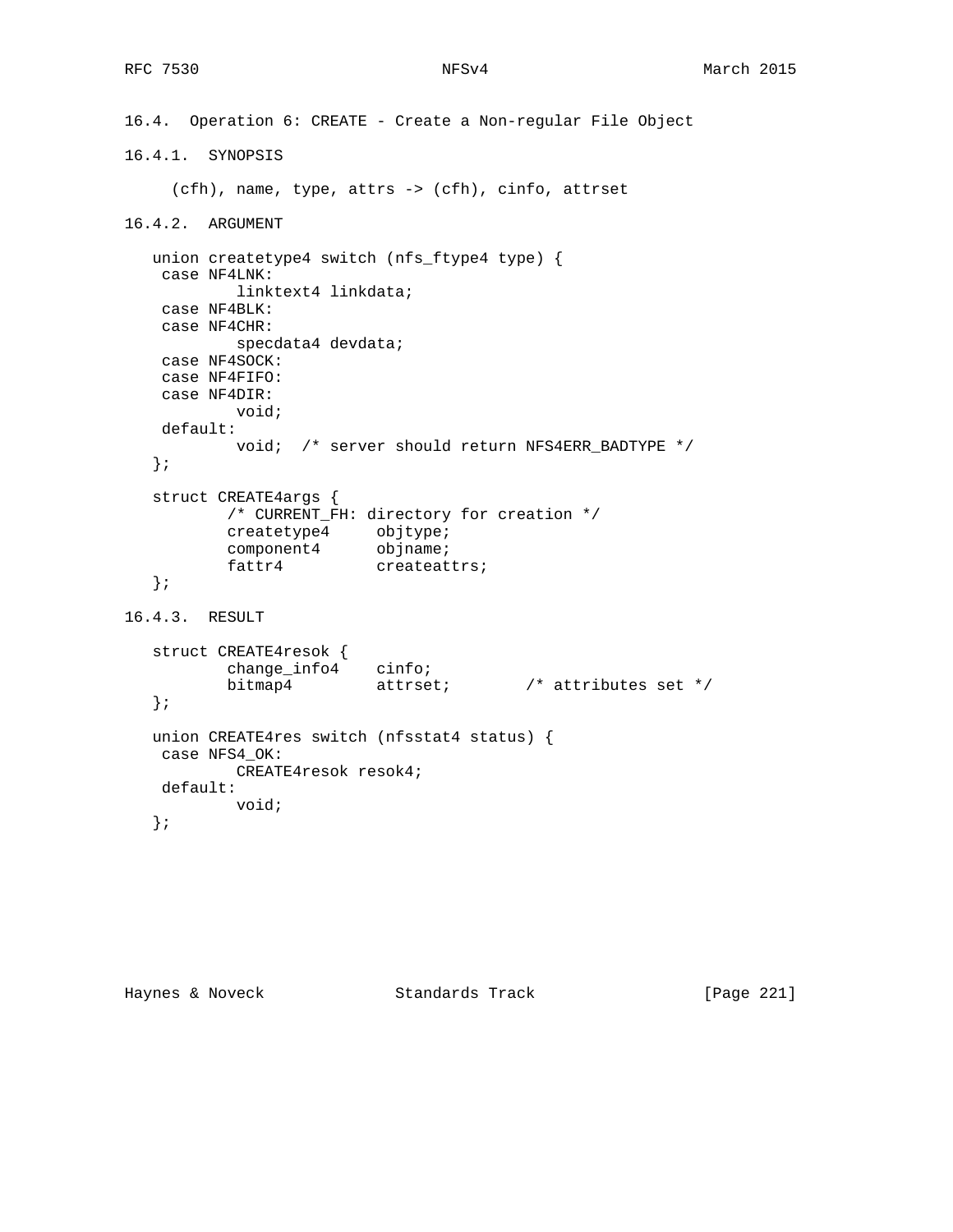### 16.4. Operation 6: CREATE - Create a Non-regular File Object

#### 16.4.1. SYNOPSIS

```
(cfh), name, type, attrs -> (cfh), cinfo, attrset
```

#### 16.4.2. ARGUMENT

```
union createtype4 switch (nfs_ftype4 type) {
 case NF4LNK:
         linktext4 linkdata;
 case NF4BLK:
 case NF4CHR:
         specdata4 devdata;
 case NF4SOCK:
 case NF4FIFO:
 case NF4DIR:
         void;
 default:
         void;  /* server should return NFS4ERR_BADTYPE */
};

struct CREATE4args {
        /* CURRENT_FH: directory for creation */
        createtype4     objtype;
        component4      objname;
        fattr4          createattrs;
};
```

#### 16.4.3. RESULT

```
struct CREATE4resok {
        change_info4    cinfo;
        bitmap4         attrset;        /* attributes set */
};

union CREATE4res switch (nfsstat4 status) {
 case NFS4_OK:
         CREATE4resok resok4;
 default:
         void;
};
```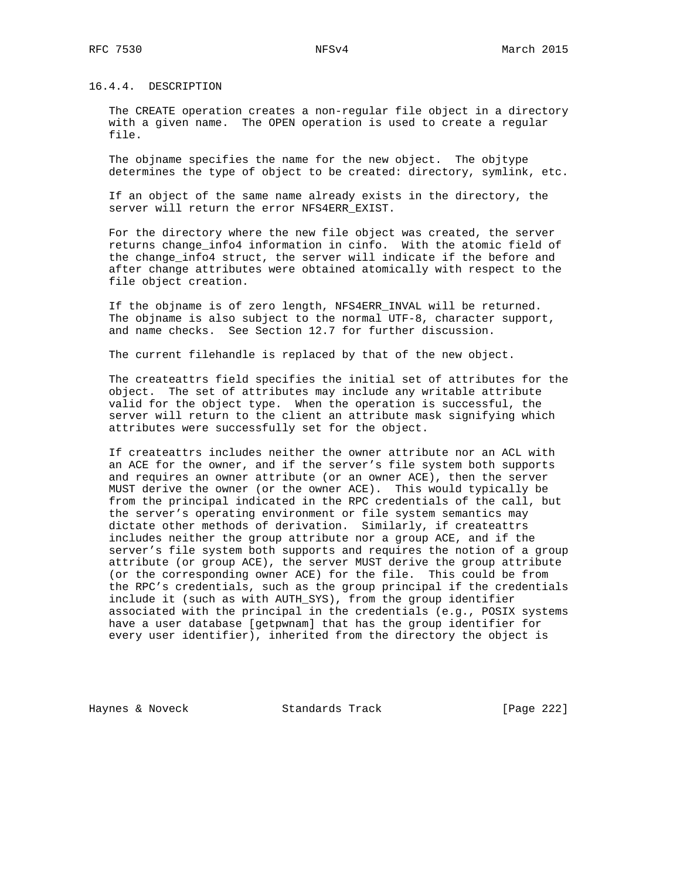### 16.4.4. DESCRIPTION

The CREATE operation creates a non-regular file object in a directory with a given name. The OPEN operation is used to create a regular file.

The objname specifies the name for the new object. The objtype determines the type of object to be created: directory, symlink, etc.

If an object of the same name already exists in the directory, the server will return the error NFS4ERR_EXIST.

For the directory where the new file object was created, the server returns change_info4 information in cinfo. With the atomic field of the change_info4 struct, the server will indicate if the before and after change attributes were obtained atomically with respect to the file object creation.

If the objname is of zero length, NFS4ERR_INVAL will be returned. The objname is also subject to the normal UTF-8, character support, and name checks. See Section 12.7 for further discussion.

The current filehandle is replaced by that of the new object.

The createattrs field specifies the initial set of attributes for the object. The set of attributes may include any writable attribute valid for the object type. When the operation is successful, the server will return to the client an attribute mask signifying which attributes were successfully set for the object.

If createattrs includes neither the owner attribute nor an ACL with an ACE for the owner, and if the server's file system both supports and requires an owner attribute (or an owner ACE), then the server MUST derive the owner (or the owner ACE). This would typically be from the principal indicated in the RPC credentials of the call, but the server's operating environment or file system semantics may dictate other methods of derivation. Similarly, if createattrs includes neither the group attribute nor a group ACE, and if the server's file system both supports and requires the notion of a group attribute (or group ACE), the server MUST derive the group attribute (or the corresponding owner ACE) for the file. This could be from the RPC's credentials, such as the group principal if the credentials include it (such as with AUTH_SYS), from the group identifier associated with the principal in the credentials (e.g., POSIX systems have a user database [getpwnam] that has the group identifier for every user identifier), inherited from the directory the object is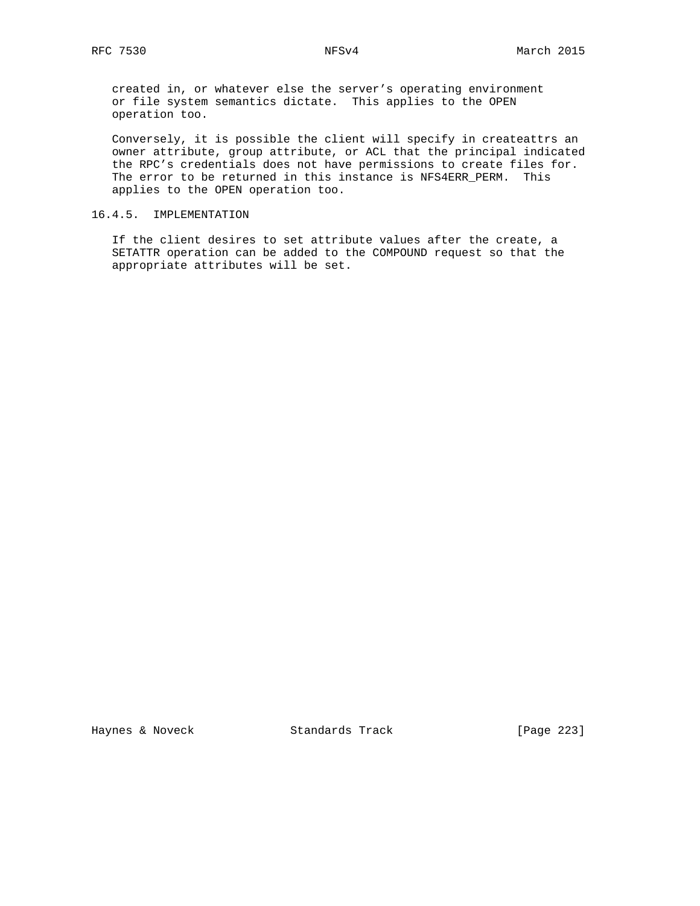created in, or whatever else the server's operating environment or file system semantics dictate. This applies to the OPEN operation too.

Conversely, it is possible the client will specify in createattrs an owner attribute, group attribute, or ACL that the principal indicated the RPC's credentials does not have permissions to create files for. The error to be returned in this instance is NFS4ERR_PERM. This applies to the OPEN operation too.

### 16.4.5. IMPLEMENTATION

If the client desires to set attribute values after the create, a SETATTR operation can be added to the COMPOUND request so that the appropriate attributes will be set.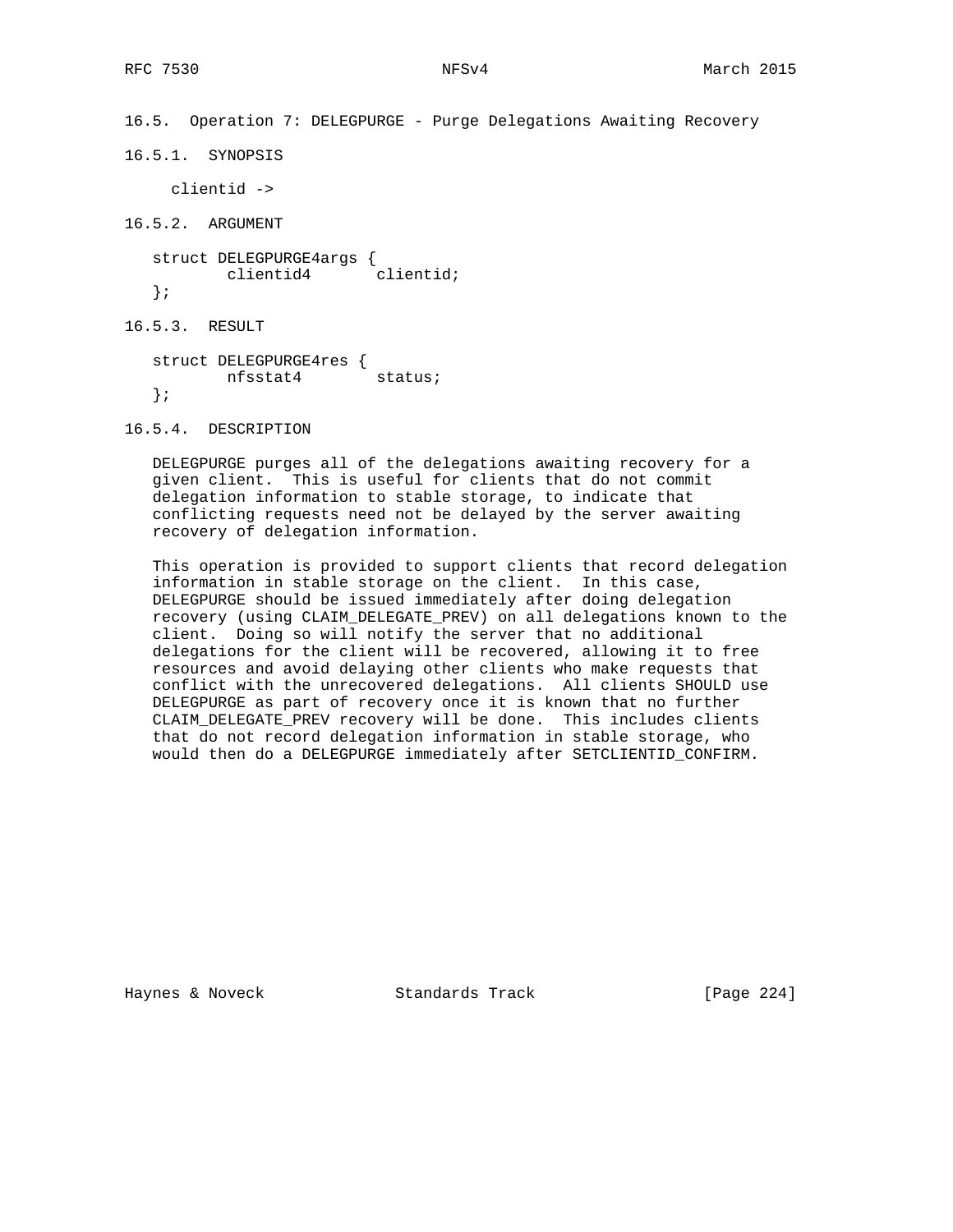### 16.5. Operation 7: DELEGPURGE - Purge Delegations Awaiting Recovery

#### 16.5.1. SYNOPSIS

```
clientid ->
```

#### 16.5.2. ARGUMENT

```
struct DELEGPURGE4args {
        clientid4       clientid;
};
```

#### 16.5.3. RESULT

```
struct DELEGPURGE4res {
        nfsstat4        status;
};
```

#### 16.5.4. DESCRIPTION

DELEGPURGE purges all of the delegations awaiting recovery for a given client. This is useful for clients that do not commit delegation information to stable storage, to indicate that conflicting requests need not be delayed by the server awaiting recovery of delegation information.

This operation is provided to support clients that record delegation information in stable storage on the client. In this case, DELEGPURGE should be issued immediately after doing delegation recovery (using CLAIM_DELEGATE_PREV) on all delegations known to the client. Doing so will notify the server that no additional delegations for the client will be recovered, allowing it to free resources and avoid delaying other clients who make requests that conflict with the unrecovered delegations. All clients SHOULD use DELEGPURGE as part of recovery once it is known that no further CLAIM_DELEGATE_PREV recovery will be done. This includes clients that do not record delegation information in stable storage, who would then do a DELEGPURGE immediately after SETCLIENTID_CONFIRM.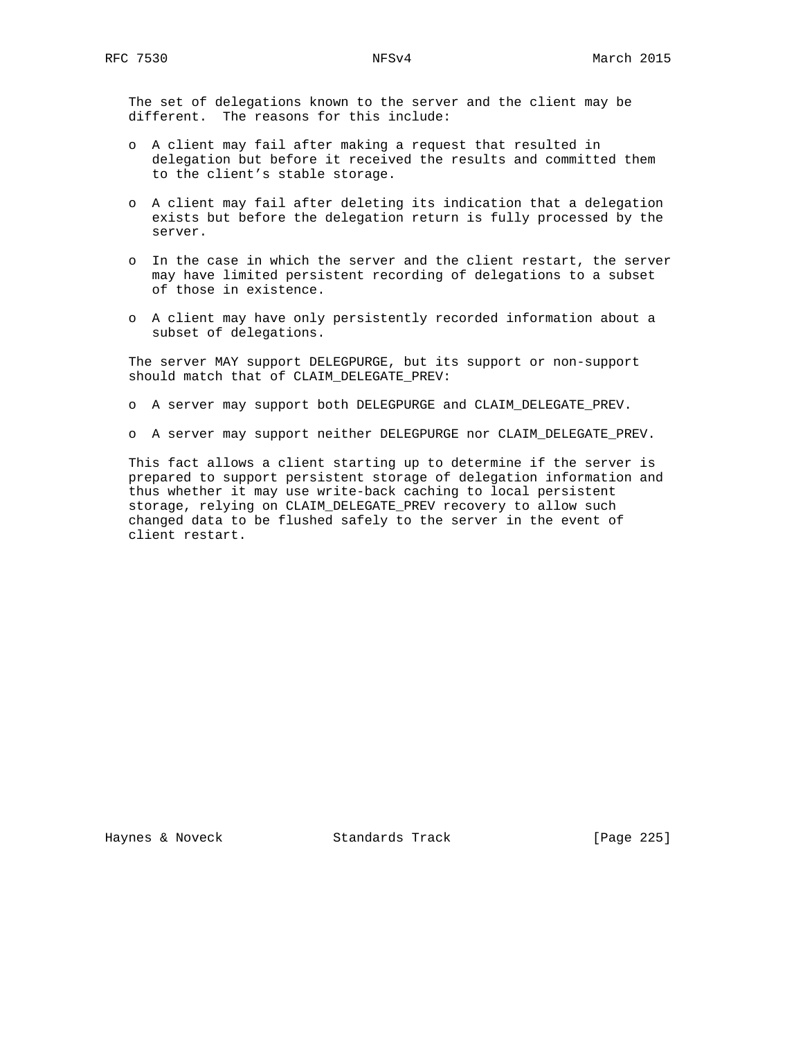The set of delegations known to the server and the client may be different. The reasons for this include:

- A client may fail after making a request that resulted in delegation but before it received the results and committed them to the client's stable storage.

- A client may fail after deleting its indication that a delegation exists but before the delegation return is fully processed by the server.

- In the case in which the server and the client restart, the server may have limited persistent recording of delegations to a subset of those in existence.

- A client may have only persistently recorded information about a subset of delegations.

The server MAY support DELEGPURGE, but its support or non-support should match that of CLAIM_DELEGATE_PREV:

- A server may support both DELEGPURGE and CLAIM_DELEGATE_PREV.

- A server may support neither DELEGPURGE nor CLAIM_DELEGATE_PREV.

This fact allows a client starting up to determine if the server is prepared to support persistent storage of delegation information and thus whether it may use write-back caching to local persistent storage, relying on CLAIM_DELEGATE_PREV recovery to allow such changed data to be flushed safely to the server in the event of client restart.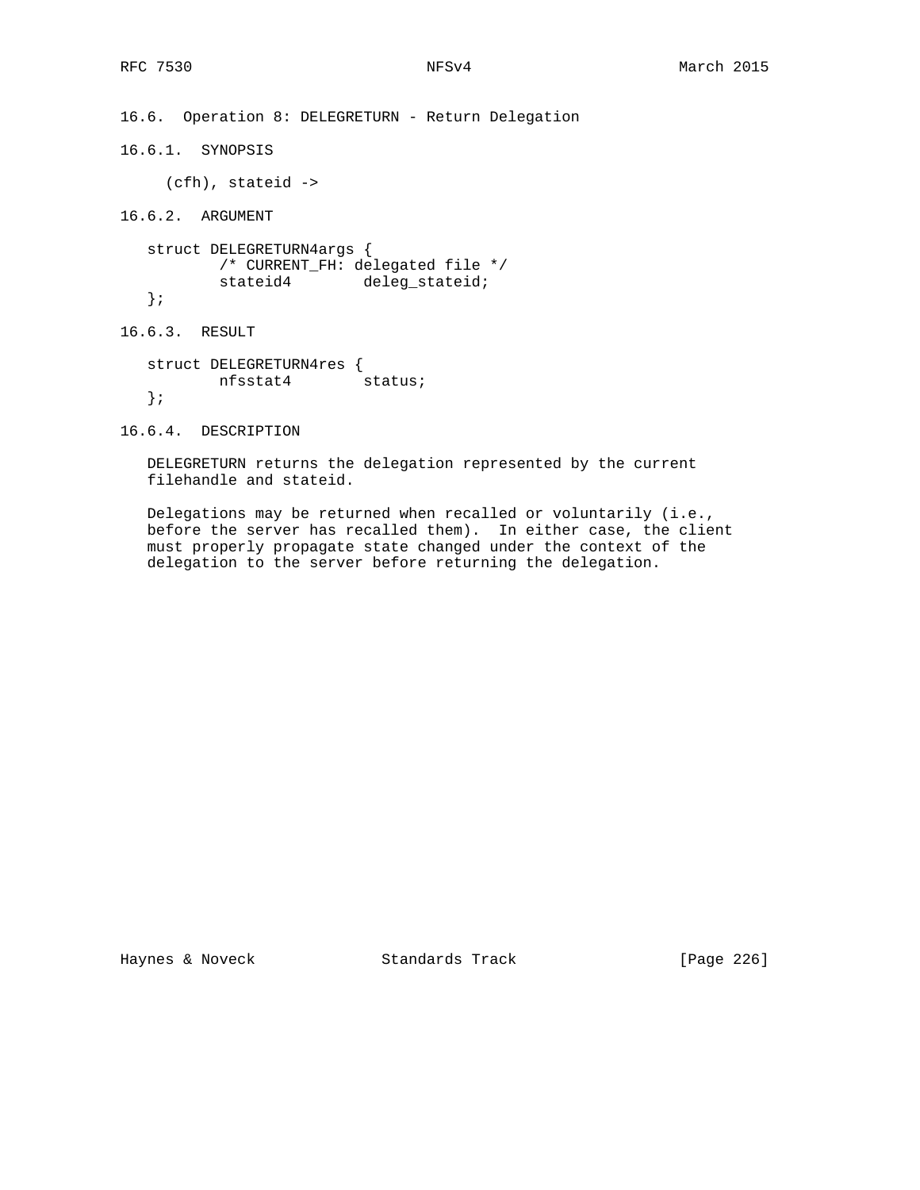### 16.6. Operation 8: DELEGRETURN - Return Delegation

#### 16.6.1. SYNOPSIS

```
(cfh), stateid ->
```

#### 16.6.2. ARGUMENT

```
struct DELEGRETURN4args {
        /* CURRENT_FH: delegated file */
        stateid4        deleg_stateid;
};
```

#### 16.6.3. RESULT

```
struct DELEGRETURN4res {
        nfsstat4        status;
};
```

#### 16.6.4. DESCRIPTION

DELEGRETURN returns the delegation represented by the current filehandle and stateid.

Delegations may be returned when recalled or voluntarily (i.e., before the server has recalled them). In either case, the client must properly propagate state changed under the context of the delegation to the server before returning the delegation.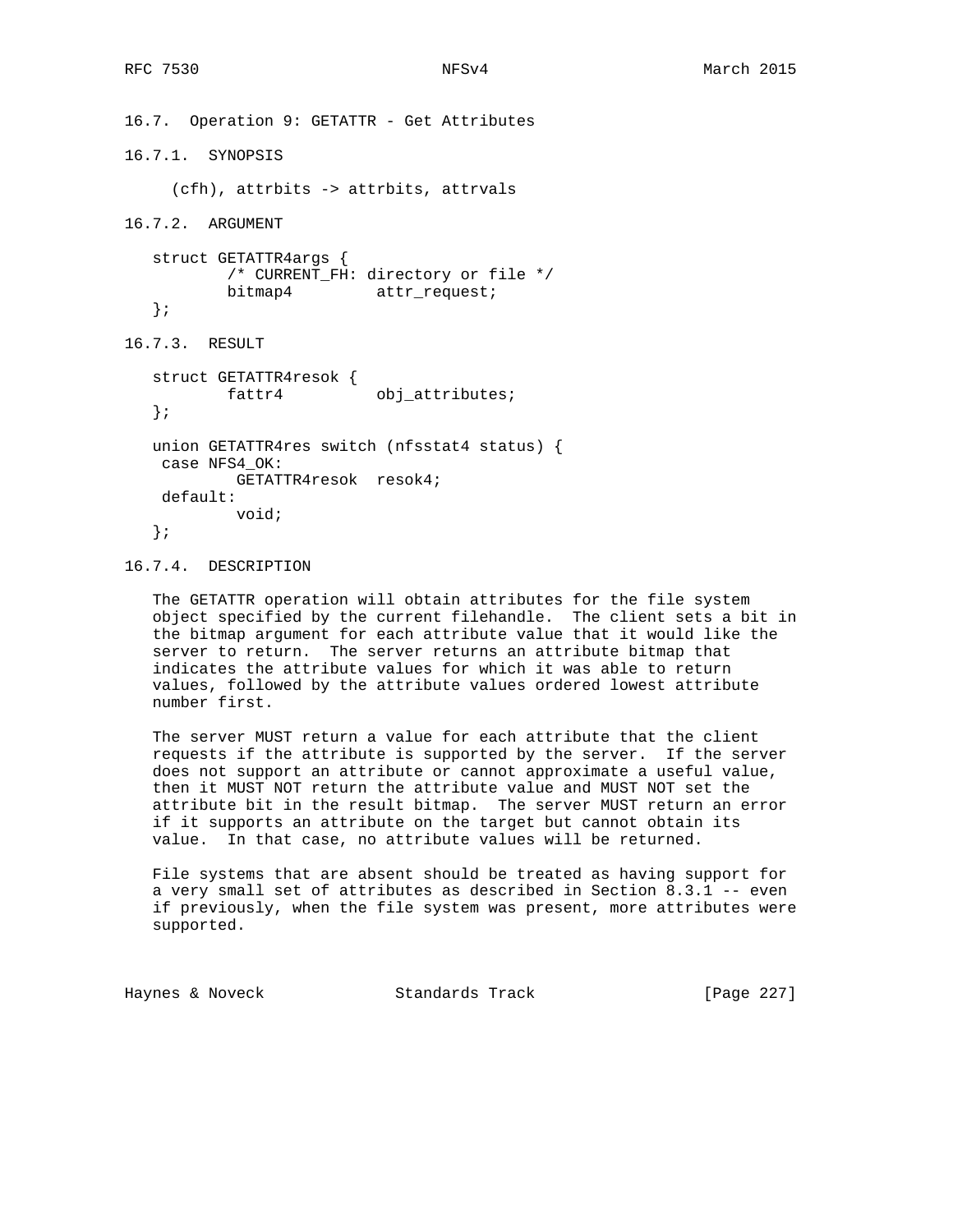### 16.7. Operation 9: GETATTR - Get Attributes

#### 16.7.1. SYNOPSIS

```
(cfh), attrbits -> attrbits, attrvals
```

#### 16.7.2. ARGUMENT

```
struct GETATTR4args {
        /* CURRENT_FH: directory or file */
        bitmap4         attr_request;
};
```

#### 16.7.3. RESULT

```
struct GETATTR4resok {
        fattr4          obj_attributes;
};

union GETATTR4res switch (nfsstat4 status) {
 case NFS4_OK:
         GETATTR4resok  resok4;
 default:
         void;
};
```

#### 16.7.4. DESCRIPTION

The GETATTR operation will obtain attributes for the file system object specified by the current filehandle. The client sets a bit in the bitmap argument for each attribute value that it would like the server to return. The server returns an attribute bitmap that indicates the attribute values for which it was able to return values, followed by the attribute values ordered lowest attribute number first.

The server MUST return a value for each attribute that the client requests if the attribute is supported by the server. If the server does not support an attribute or cannot approximate a useful value, then it MUST NOT return the attribute value and MUST NOT set the attribute bit in the result bitmap. The server MUST return an error if it supports an attribute on the target but cannot obtain its value. In that case, no attribute values will be returned.

File systems that are absent should be treated as having support for a very small set of attributes as described in Section 8.3.1 -- even if previously, when the file system was present, more attributes were supported.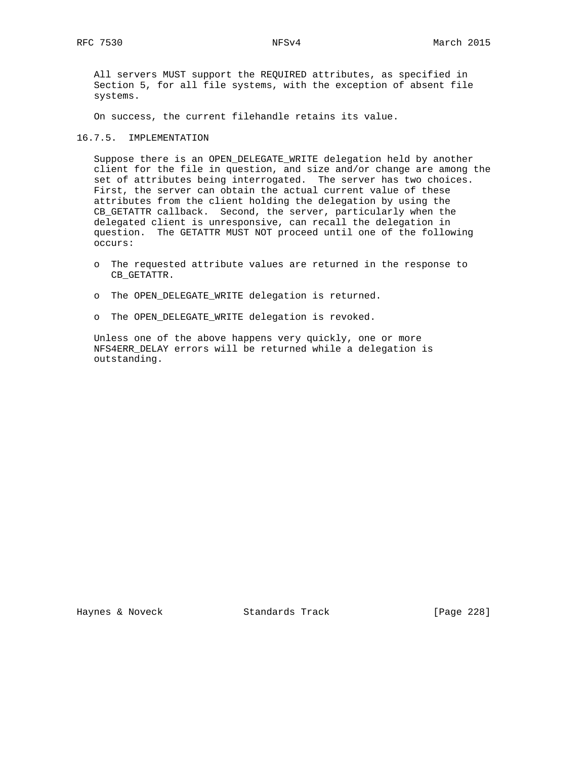All servers MUST support the REQUIRED attributes, as specified in Section 5, for all file systems, with the exception of absent file systems.

On success, the current filehandle retains its value.

### 16.7.5. IMPLEMENTATION

Suppose there is an OPEN_DELEGATE_WRITE delegation held by another client for the file in question, and size and/or change are among the set of attributes being interrogated. The server has two choices. First, the server can obtain the actual current value of these attributes from the client holding the delegation by using the CB_GETATTR callback. Second, the server, particularly when the delegated client is unresponsive, can recall the delegation in question. The GETATTR MUST NOT proceed until one of the following occurs:

- The requested attribute values are returned in the response to CB_GETATTR.

- The OPEN_DELEGATE_WRITE delegation is returned.

- The OPEN_DELEGATE_WRITE delegation is revoked.

Unless one of the above happens very quickly, one or more NFS4ERR_DELAY errors will be returned while a delegation is outstanding.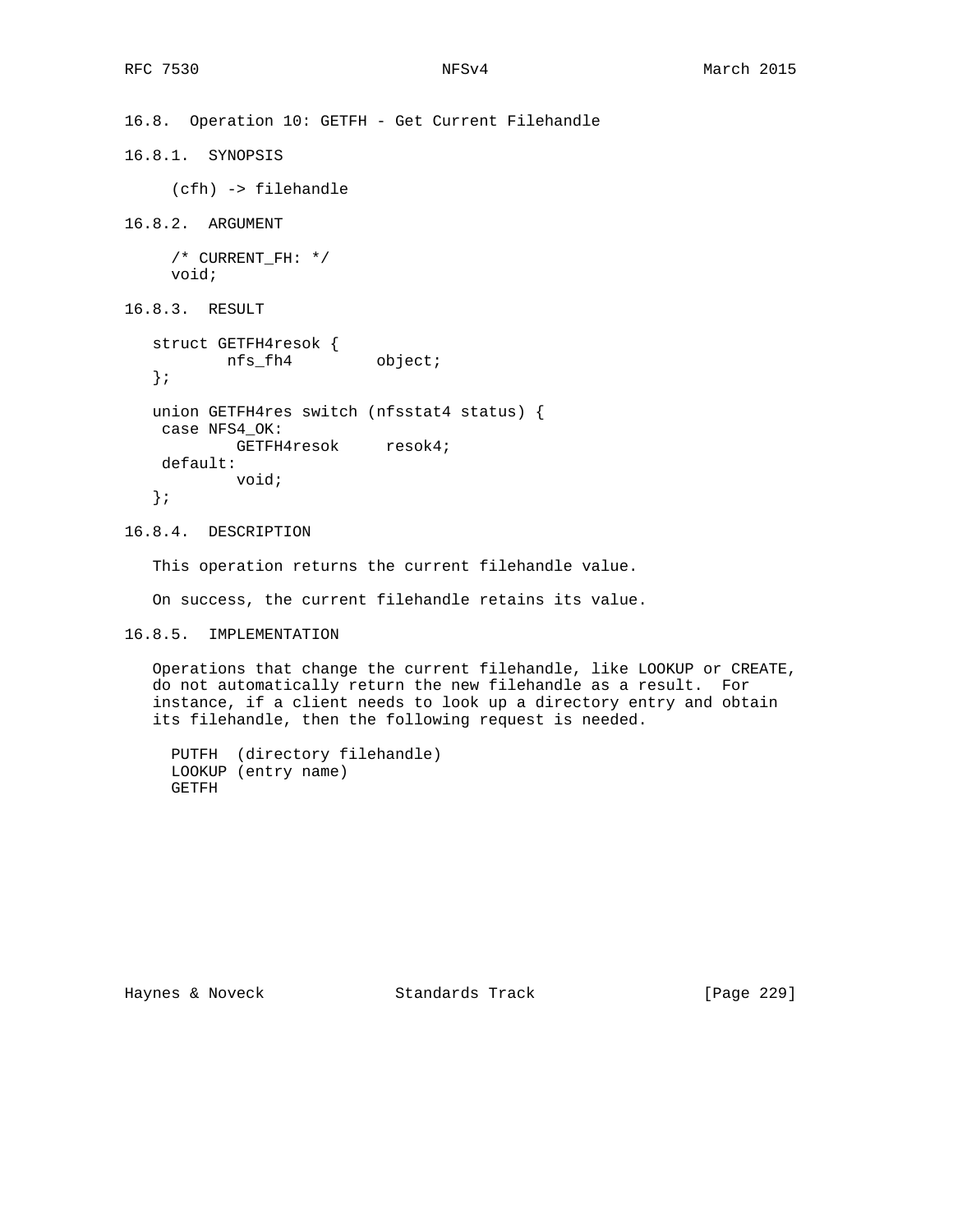### 16.8. Operation 10: GETFH - Get Current Filehandle

#### 16.8.1. SYNOPSIS

```
(cfh) -> filehandle
```

#### 16.8.2. ARGUMENT

```
/* CURRENT_FH: */
void;
```

#### 16.8.3. RESULT

```
struct GETFH4resok {
        nfs_fh4         object;
};

union GETFH4res switch (nfsstat4 status) {
 case NFS4_OK:
         GETFH4resok     resok4;
 default:
         void;
};
```

#### 16.8.4. DESCRIPTION

This operation returns the current filehandle value.

On success, the current filehandle retains its value.

#### 16.8.5. IMPLEMENTATION

Operations that change the current filehandle, like LOOKUP or CREATE, do not automatically return the new filehandle as a result. For instance, if a client needs to look up a directory entry and obtain its filehandle, then the following request is needed.

```
PUTFH  (directory filehandle)
LOOKUP (entry name)
GETFH
```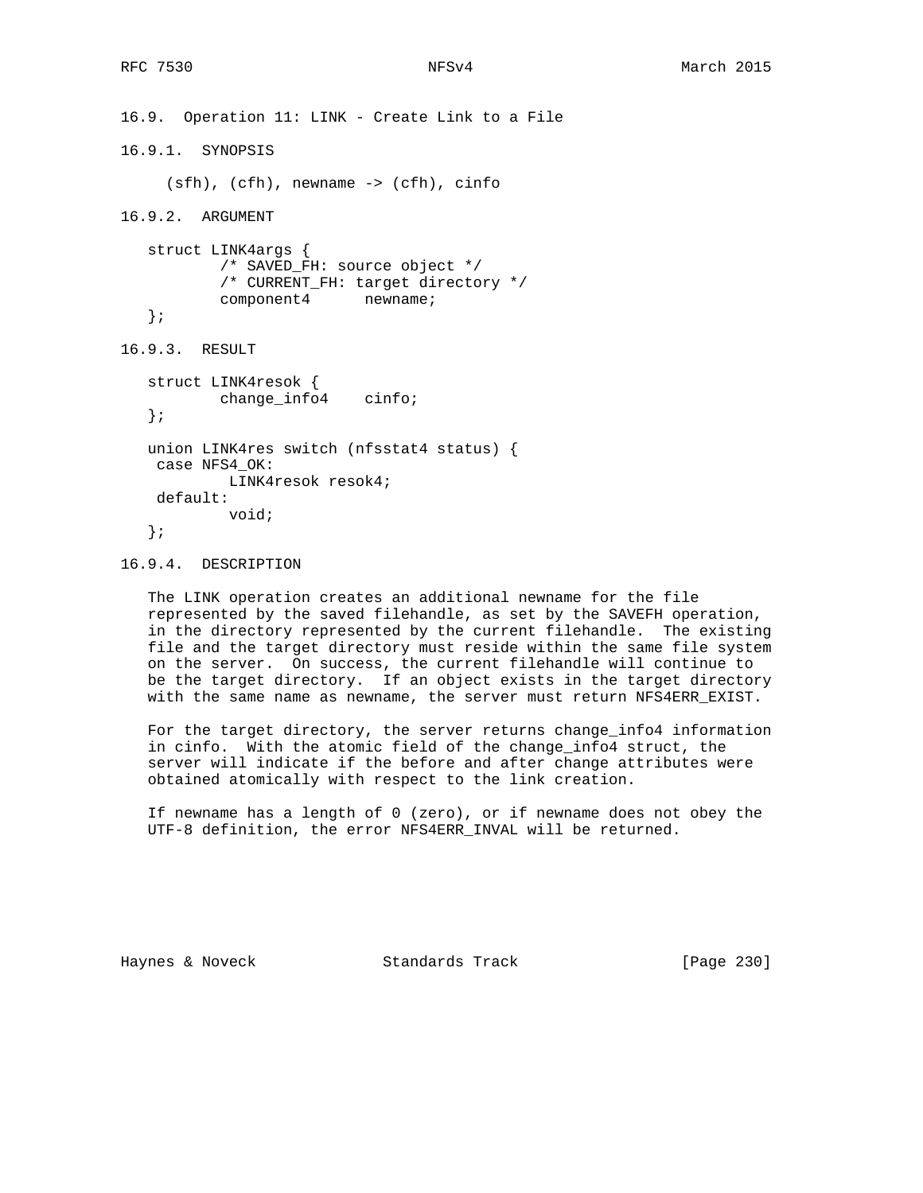### 16.9. Operation 11: LINK - Create Link to a File

#### 16.9.1. SYNOPSIS

```
(sfh), (cfh), newname -> (cfh), cinfo
```

#### 16.9.2. ARGUMENT

```
struct LINK4args {
        /* SAVED_FH: source object */
        /* CURRENT_FH: target directory */
        component4      newname;
};
```

#### 16.9.3. RESULT

```
struct LINK4resok {
        change_info4    cinfo;
};

union LINK4res switch (nfsstat4 status) {
 case NFS4_OK:
         LINK4resok resok4;
 default:
         void;
};
```

#### 16.9.4. DESCRIPTION

The LINK operation creates an additional newname for the file represented by the saved filehandle, as set by the SAVEFH operation, in the directory represented by the current filehandle. The existing file and the target directory must reside within the same file system on the server. On success, the current filehandle will continue to be the target directory. If an object exists in the target directory with the same name as newname, the server must return NFS4ERR_EXIST.

For the target directory, the server returns change_info4 information in cinfo. With the atomic field of the change_info4 struct, the server will indicate if the before and after change attributes were obtained atomically with respect to the link creation.

If newname has a length of 0 (zero), or if newname does not obey the UTF-8 definition, the error NFS4ERR_INVAL will be returned.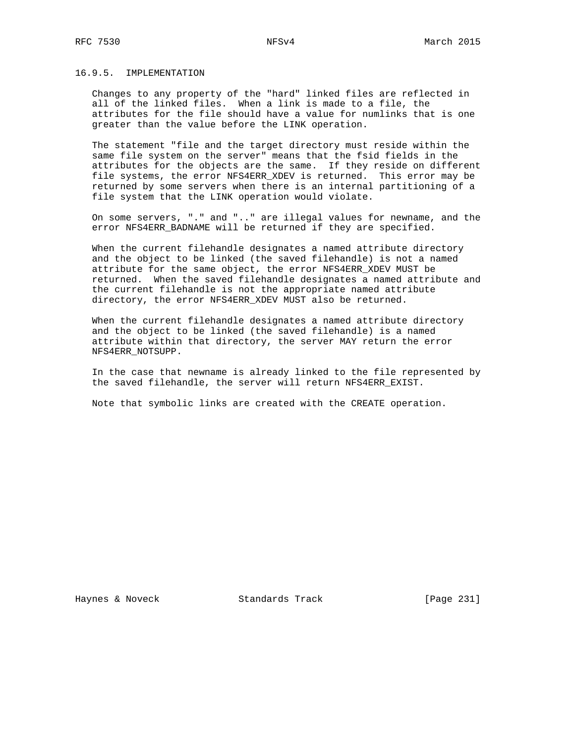### 16.9.5. IMPLEMENTATION

Changes to any property of the "hard" linked files are reflected in all of the linked files. When a link is made to a file, the attributes for the file should have a value for numlinks that is one greater than the value before the LINK operation.

The statement "file and the target directory must reside within the same file system on the server" means that the fsid fields in the attributes for the objects are the same. If they reside on different file systems, the error NFS4ERR_XDEV is returned. This error may be returned by some servers when there is an internal partitioning of a file system that the LINK operation would violate.

On some servers, "." and ".." are illegal values for newname, and the error NFS4ERR_BADNAME will be returned if they are specified.

When the current filehandle designates a named attribute directory and the object to be linked (the saved filehandle) is not a named attribute for the same object, the error NFS4ERR_XDEV MUST be returned. When the saved filehandle designates a named attribute and the current filehandle is not the appropriate named attribute directory, the error NFS4ERR_XDEV MUST also be returned.

When the current filehandle designates a named attribute directory and the object to be linked (the saved filehandle) is a named attribute within that directory, the server MAY return the error NFS4ERR_NOTSUPP.

In the case that newname is already linked to the file represented by the saved filehandle, the server will return NFS4ERR_EXIST.

Note that symbolic links are created with the CREATE operation.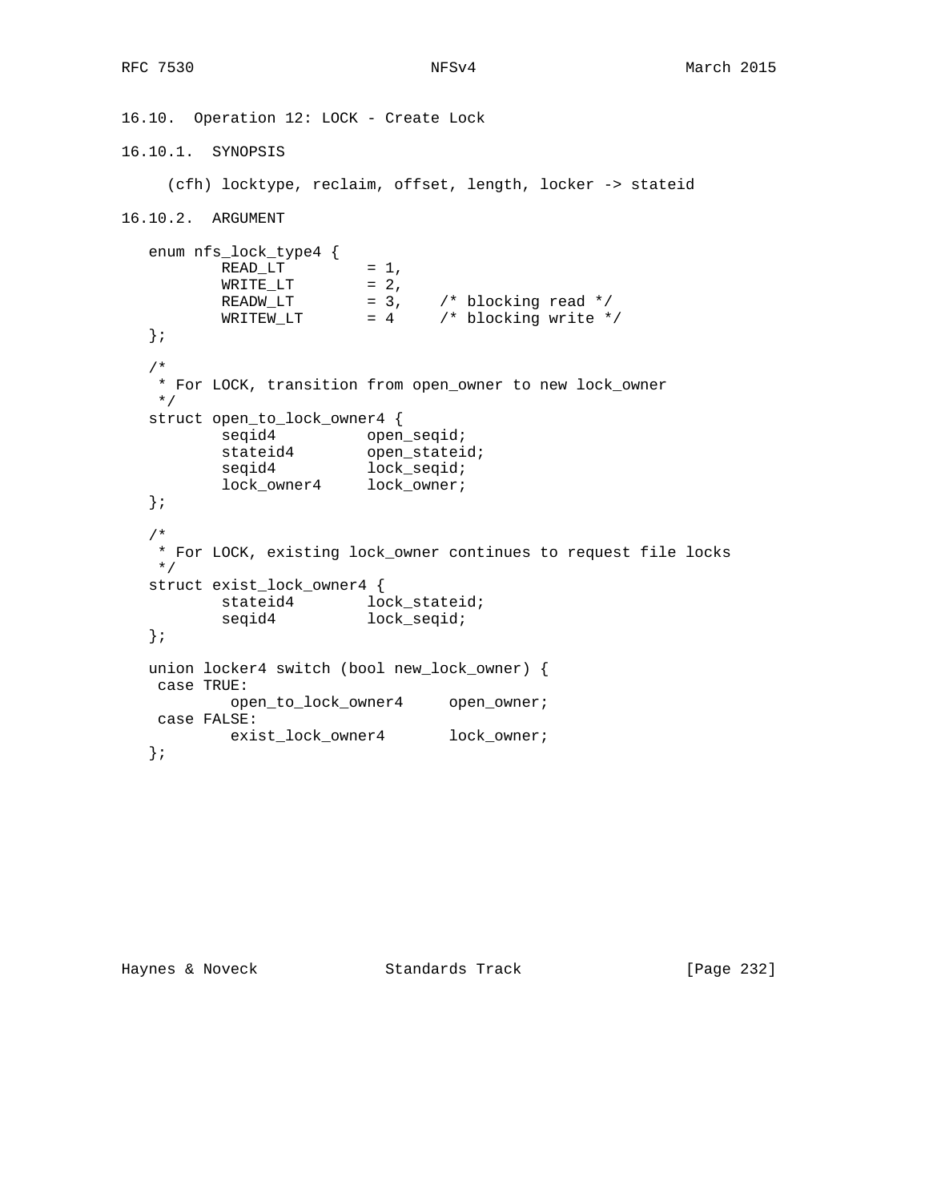### 16.10. Operation 12: LOCK - Create Lock

#### 16.10.1. SYNOPSIS

```
(cfh) locktype, reclaim, offset, length, locker -> stateid
```

#### 16.10.2. ARGUMENT

```
enum nfs_lock_type4 {
        READ_LT         = 1,
        WRITE_LT        = 2,
        READW_LT        = 3,    /* blocking read */
        WRITEW_LT       = 4     /* blocking write */
};

/*
 * For LOCK, transition from open_owner to new lock_owner
 */
struct open_to_lock_owner4 {
        seqid4          open_seqid;
        stateid4        open_stateid;
        seqid4          lock_seqid;
        lock_owner4     lock_owner;
};

/*
 * For LOCK, existing lock_owner continues to request file locks
 */
struct exist_lock_owner4 {
        stateid4        lock_stateid;
        seqid4          lock_seqid;
};

union locker4 switch (bool new_lock_owner) {
 case TRUE:
         open_to_lock_owner4     open_owner;
 case FALSE:
         exist_lock_owner4       lock_owner;
};
```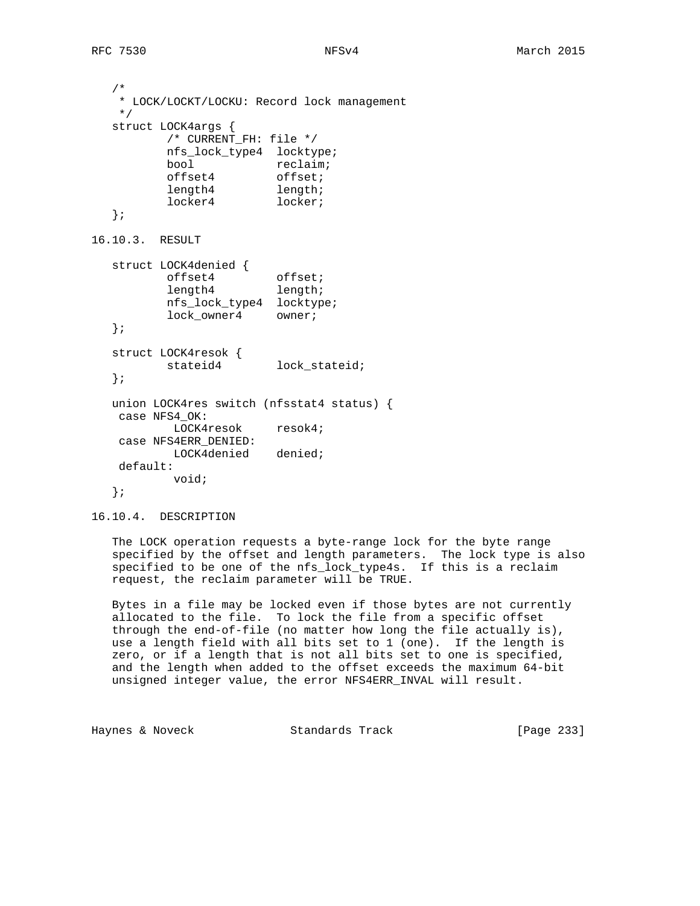```
/*
 * LOCK/LOCKT/LOCKU: Record lock management
 */
struct LOCK4args {
        /* CURRENT_FH: file */
        nfs_lock_type4  locktype;
        bool            reclaim;
        offset4         offset;
        length4         length;
        locker4         locker;
};
```

### 16.10.3. RESULT

```
struct LOCK4denied {
        offset4         offset;
        length4         length;
        nfs_lock_type4  locktype;
        lock_owner4     owner;
};

struct LOCK4resok {
        stateid4        lock_stateid;
};

union LOCK4res switch (nfsstat4 status) {
 case NFS4_OK:
         LOCK4resok     resok4;
 case NFS4ERR_DENIED:
         LOCK4denied    denied;
 default:
         void;
};
```

### 16.10.4. DESCRIPTION

The LOCK operation requests a byte-range lock for the byte range specified by the offset and length parameters. The lock type is also specified to be one of the nfs_lock_type4s. If this is a reclaim request, the reclaim parameter will be TRUE.

Bytes in a file may be locked even if those bytes are not currently allocated to the file. To lock the file from a specific offset through the end-of-file (no matter how long the file actually is), use a length field with all bits set to 1 (one). If the length is zero, or if a length that is not all bits set to one is specified, and the length when added to the offset exceeds the maximum 64-bit unsigned integer value, the error NFS4ERR_INVAL will result.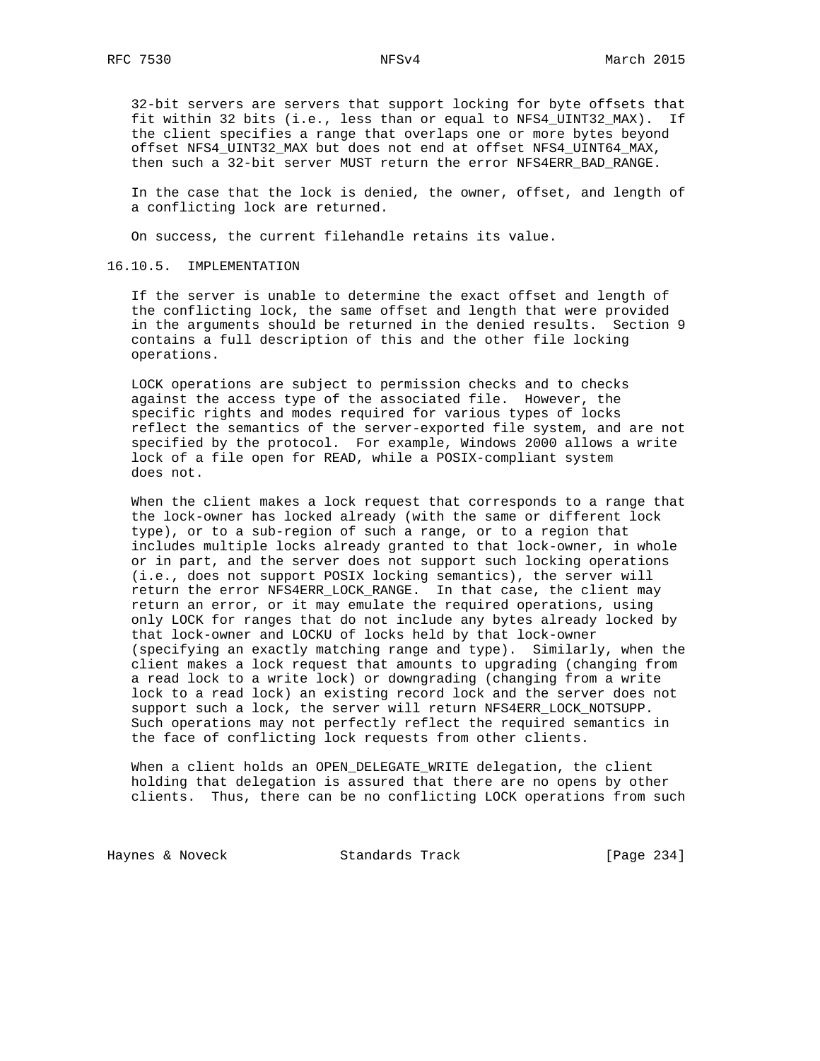32-bit servers are servers that support locking for byte offsets that fit within 32 bits (i.e., less than or equal to NFS4_UINT32_MAX). If the client specifies a range that overlaps one or more bytes beyond offset NFS4_UINT32_MAX but does not end at offset NFS4_UINT64_MAX, then such a 32-bit server MUST return the error NFS4ERR_BAD_RANGE.

In the case that the lock is denied, the owner, offset, and length of a conflicting lock are returned.

On success, the current filehandle retains its value.

### 16.10.5. IMPLEMENTATION

If the server is unable to determine the exact offset and length of the conflicting lock, the same offset and length that were provided in the arguments should be returned in the denied results. Section 9 contains a full description of this and the other file locking operations.

LOCK operations are subject to permission checks and to checks against the access type of the associated file. However, the specific rights and modes required for various types of locks reflect the semantics of the server-exported file system, and are not specified by the protocol. For example, Windows 2000 allows a write lock of a file open for READ, while a POSIX-compliant system does not.

When the client makes a lock request that corresponds to a range that the lock-owner has locked already (with the same or different lock type), or to a sub-region of such a range, or to a region that includes multiple locks already granted to that lock-owner, in whole or in part, and the server does not support such locking operations (i.e., does not support POSIX locking semantics), the server will return the error NFS4ERR_LOCK_RANGE. In that case, the client may return an error, or it may emulate the required operations, using only LOCK for ranges that do not include any bytes already locked by that lock-owner and LOCKU of locks held by that lock-owner (specifying an exactly matching range and type). Similarly, when the client makes a lock request that amounts to upgrading (changing from a read lock to a write lock) or downgrading (changing from a write lock to a read lock) an existing record lock and the server does not support such a lock, the server will return NFS4ERR_LOCK_NOTSUPP. Such operations may not perfectly reflect the required semantics in the face of conflicting lock requests from other clients.

When a client holds an OPEN_DELEGATE_WRITE delegation, the client holding that delegation is assured that there are no opens by other clients. Thus, there can be no conflicting LOCK operations from such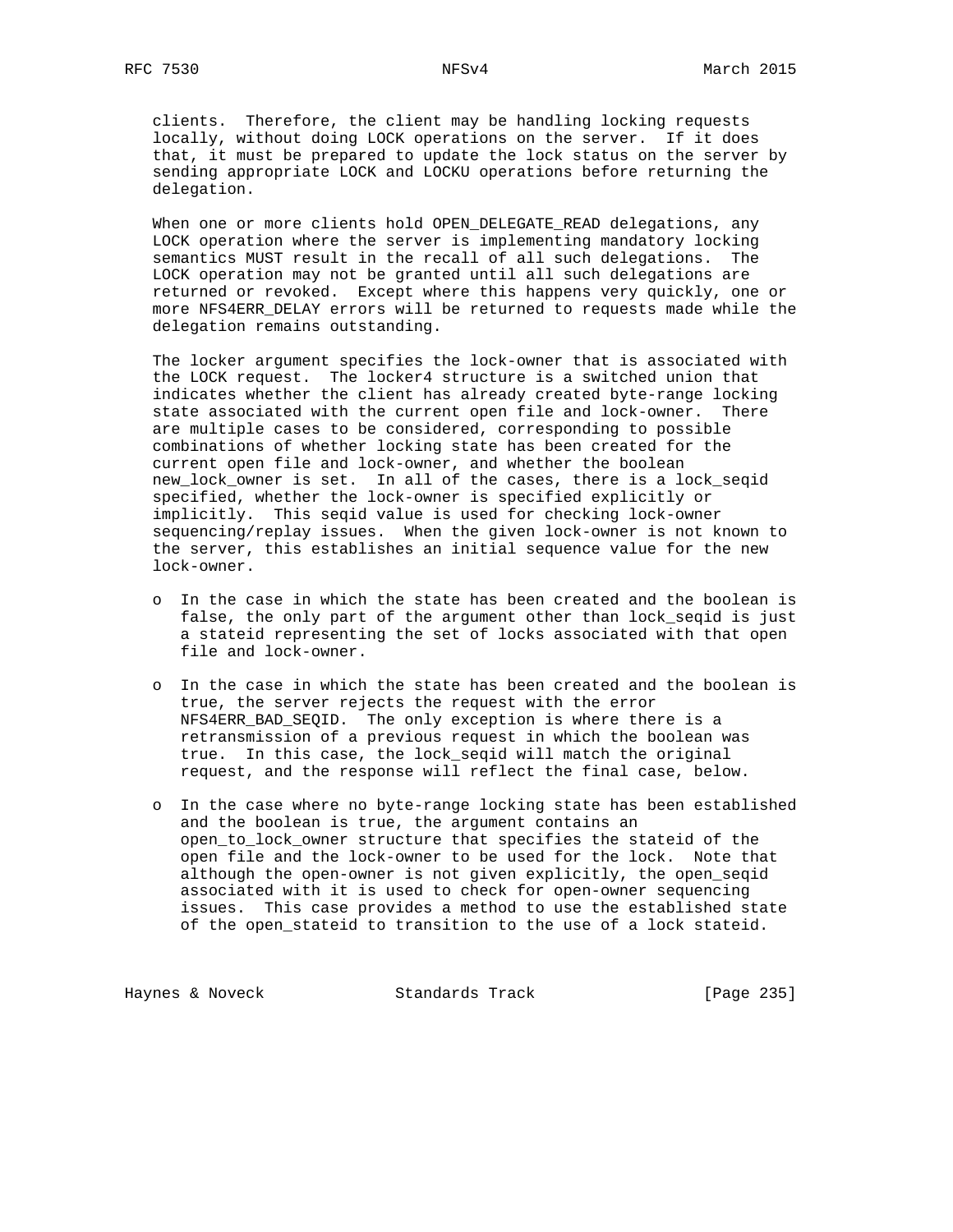clients. Therefore, the client may be handling locking requests locally, without doing LOCK operations on the server. If it does that, it must be prepared to update the lock status on the server by sending appropriate LOCK and LOCKU operations before returning the delegation.

When one or more clients hold OPEN_DELEGATE_READ delegations, any LOCK operation where the server is implementing mandatory locking semantics MUST result in the recall of all such delegations. The LOCK operation may not be granted until all such delegations are returned or revoked. Except where this happens very quickly, one or more NFS4ERR_DELAY errors will be returned to requests made while the delegation remains outstanding.

The locker argument specifies the lock-owner that is associated with the LOCK request. The locker4 structure is a switched union that indicates whether the client has already created byte-range locking state associated with the current open file and lock-owner. There are multiple cases to be considered, corresponding to possible combinations of whether locking state has been created for the current open file and lock-owner, and whether the boolean new_lock_owner is set. In all of the cases, there is a lock_seqid specified, whether the lock-owner is specified explicitly or implicitly. This seqid value is used for checking lock-owner sequencing/replay issues. When the given lock-owner is not known to the server, this establishes an initial sequence value for the new lock-owner.

- In the case in which the state has been created and the boolean is false, the only part of the argument other than lock_seqid is just a stateid representing the set of locks associated with that open file and lock-owner.

- In the case in which the state has been created and the boolean is true, the server rejects the request with the error NFS4ERR_BAD_SEQID. The only exception is where there is a retransmission of a previous request in which the boolean was true. In this case, the lock_seqid will match the original request, and the response will reflect the final case, below.

- In the case where no byte-range locking state has been established and the boolean is true, the argument contains an open_to_lock_owner structure that specifies the stateid of the open file and the lock-owner to be used for the lock. Note that although the open-owner is not given explicitly, the open_seqid associated with it is used to check for open-owner sequencing issues. This case provides a method to use the established state of the open_stateid to transition to the use of a lock stateid.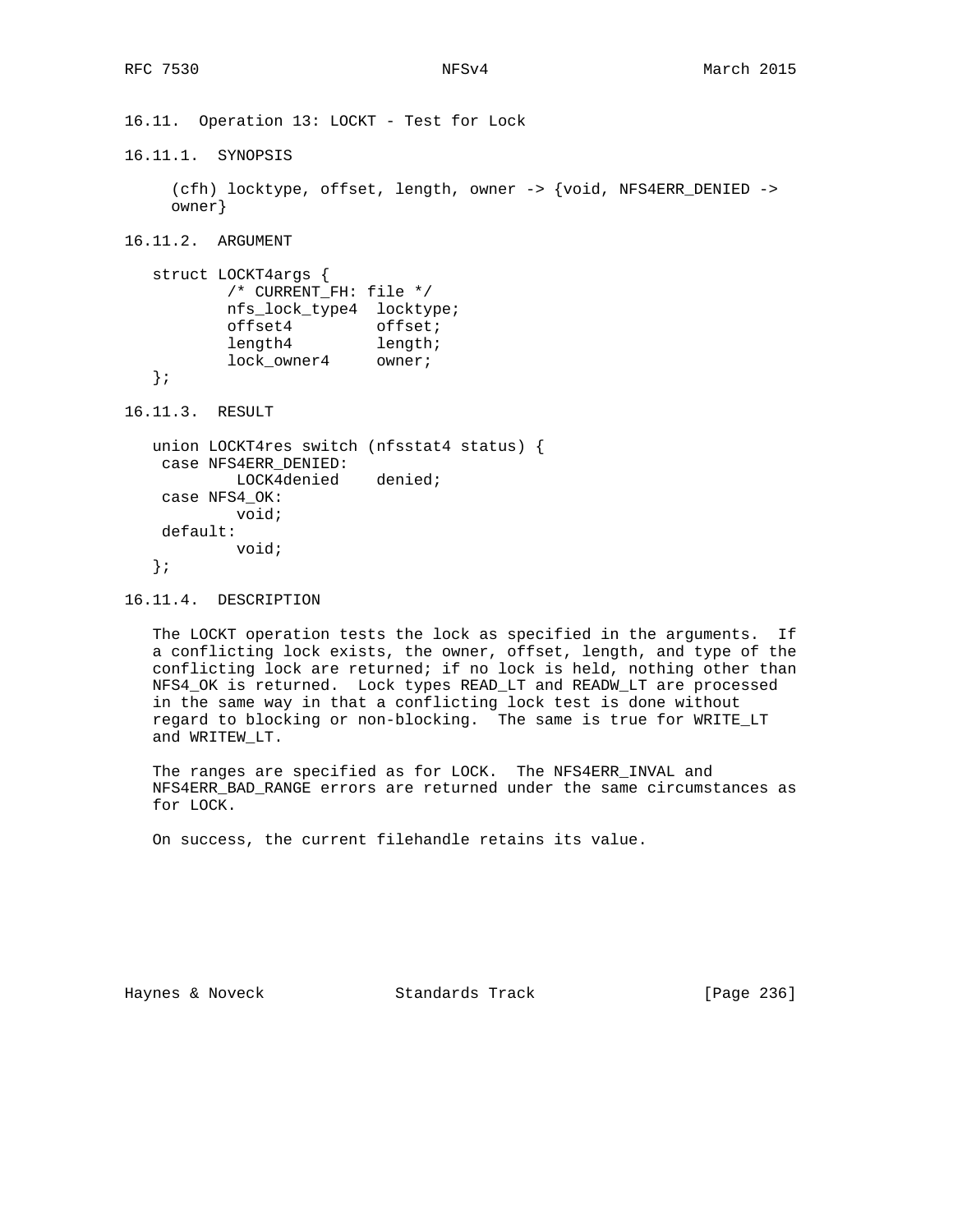### 16.11. Operation 13: LOCKT - Test for Lock

#### 16.11.1. SYNOPSIS

```
(cfh) locktype, offset, length, owner -> {void, NFS4ERR_DENIED ->
owner}
```

#### 16.11.2. ARGUMENT

```
struct LOCKT4args {
        /* CURRENT_FH: file */
        nfs_lock_type4  locktype;
        offset4         offset;
        length4         length;
        lock_owner4     owner;
};
```

#### 16.11.3. RESULT

```
union LOCKT4res switch (nfsstat4 status) {
 case NFS4ERR_DENIED:
         LOCK4denied    denied;
 case NFS4_OK:
         void;
 default:
         void;
};
```

#### 16.11.4. DESCRIPTION

The LOCKT operation tests the lock as specified in the arguments. If a conflicting lock exists, the owner, offset, length, and type of the conflicting lock are returned; if no lock is held, nothing other than NFS4_OK is returned. Lock types READ_LT and READW_LT are processed in the same way in that a conflicting lock test is done without regard to blocking or non-blocking. The same is true for WRITE_LT and WRITEW_LT.

The ranges are specified as for LOCK. The NFS4ERR_INVAL and NFS4ERR_BAD_RANGE errors are returned under the same circumstances as for LOCK.

On success, the current filehandle retains its value.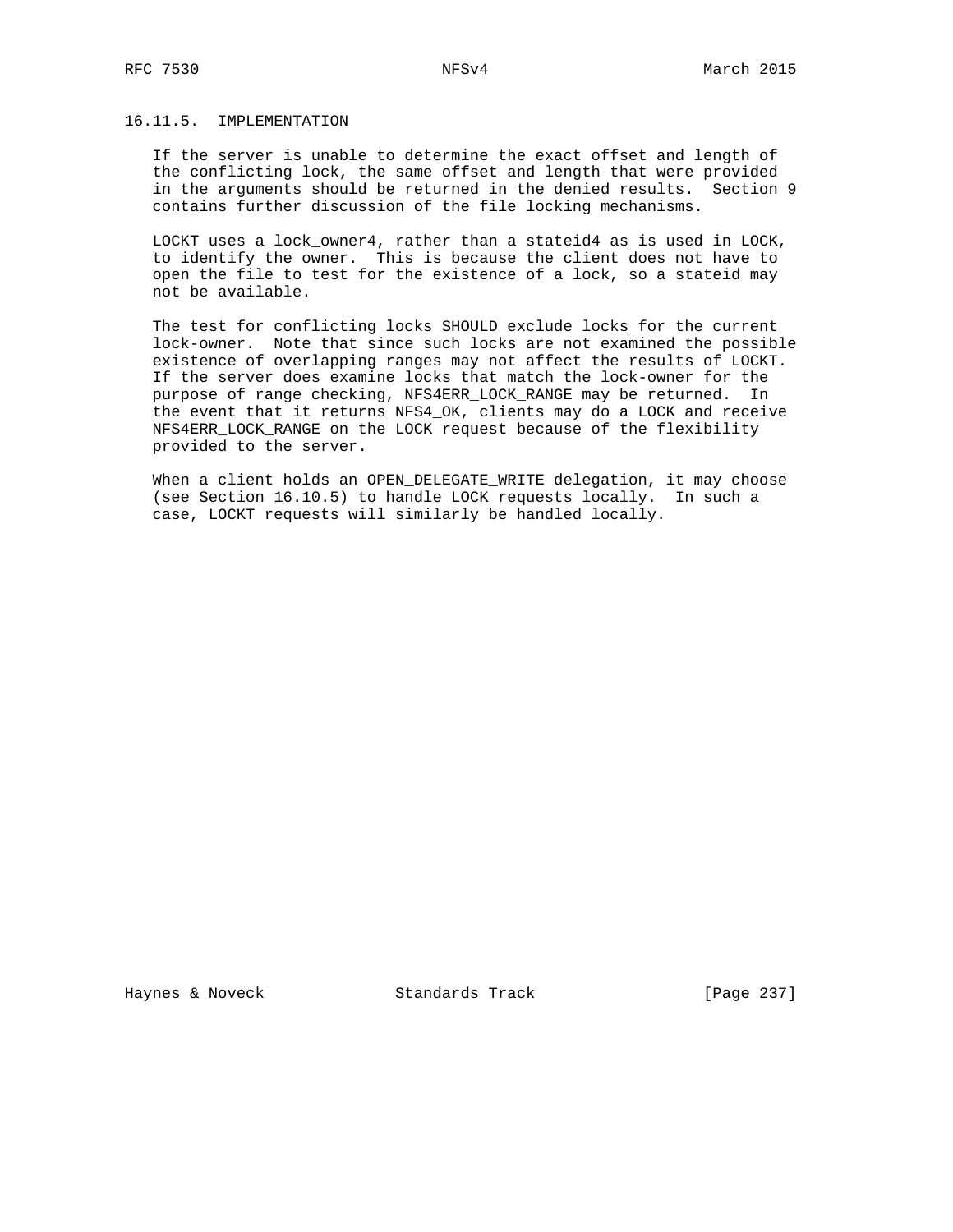### 16.11.5. IMPLEMENTATION

If the server is unable to determine the exact offset and length of the conflicting lock, the same offset and length that were provided in the arguments should be returned in the denied results. Section 9 contains further discussion of the file locking mechanisms.

LOCKT uses a lock_owner4, rather than a stateid4 as is used in LOCK, to identify the owner. This is because the client does not have to open the file to test for the existence of a lock, so a stateid may not be available.

The test for conflicting locks SHOULD exclude locks for the current lock-owner. Note that since such locks are not examined the possible existence of overlapping ranges may not affect the results of LOCKT. If the server does examine locks that match the lock-owner for the purpose of range checking, NFS4ERR_LOCK_RANGE may be returned. In the event that it returns NFS4_OK, clients may do a LOCK and receive NFS4ERR_LOCK_RANGE on the LOCK request because of the flexibility provided to the server.

When a client holds an OPEN_DELEGATE_WRITE delegation, it may choose (see Section 16.10.5) to handle LOCK requests locally. In such a case, LOCKT requests will similarly be handled locally.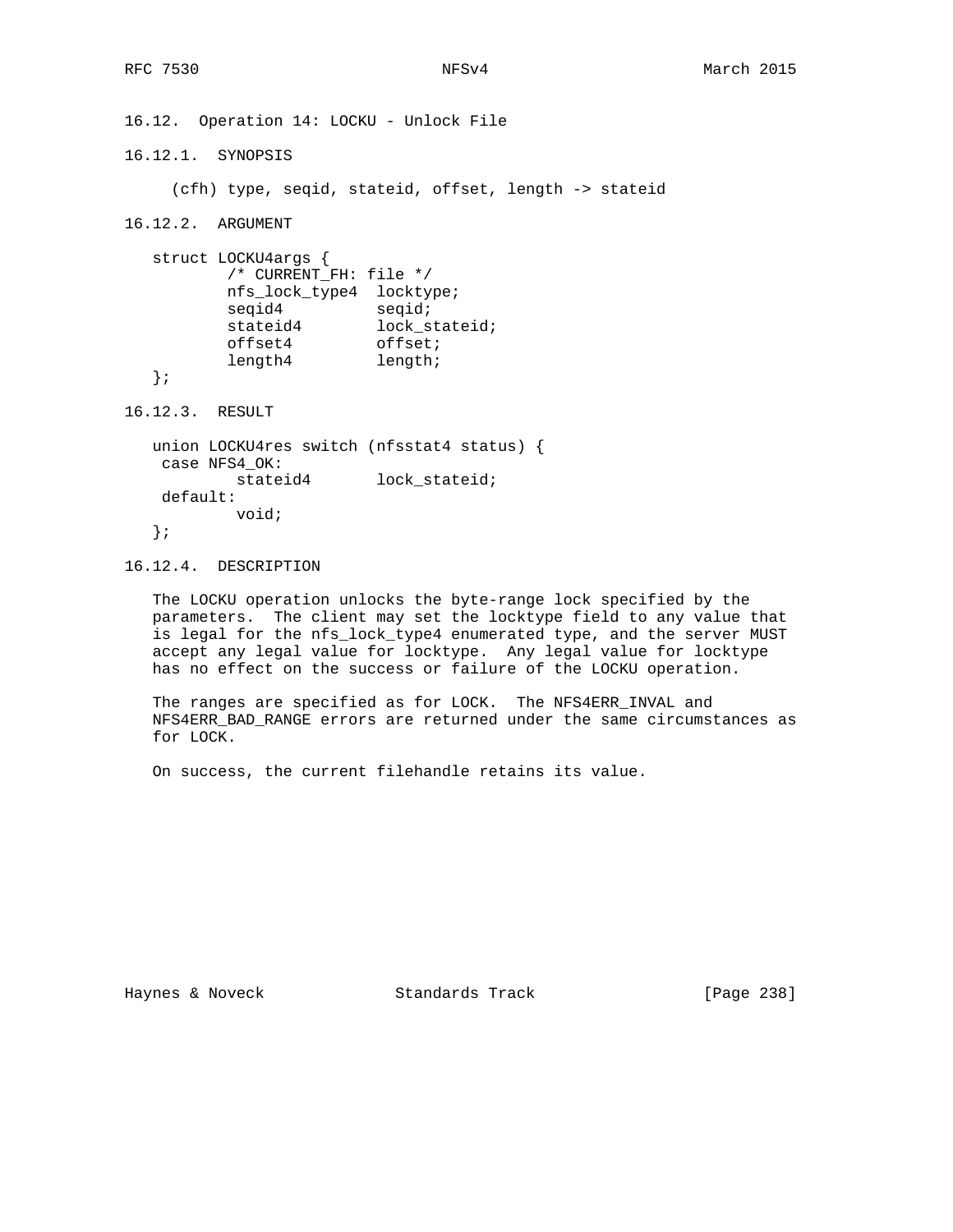### 16.12. Operation 14: LOCKU - Unlock File

#### 16.12.1. SYNOPSIS

```
(cfh) type, seqid, stateid, offset, length -> stateid
```

#### 16.12.2. ARGUMENT

```
struct LOCKU4args {
        /* CURRENT_FH: file */
        nfs_lock_type4  locktype;
        seqid4          seqid;
        stateid4        lock_stateid;
        offset4         offset;
        length4         length;
};
```

#### 16.12.3. RESULT

```
union LOCKU4res switch (nfsstat4 status) {
 case NFS4_OK:
         stateid4       lock_stateid;
 default:
         void;
};
```

#### 16.12.4. DESCRIPTION

The LOCKU operation unlocks the byte-range lock specified by the parameters. The client may set the locktype field to any value that is legal for the nfs_lock_type4 enumerated type, and the server MUST accept any legal value for locktype. Any legal value for locktype has no effect on the success or failure of the LOCKU operation.

The ranges are specified as for LOCK. The NFS4ERR_INVAL and NFS4ERR_BAD_RANGE errors are returned under the same circumstances as for LOCK.

On success, the current filehandle retains its value.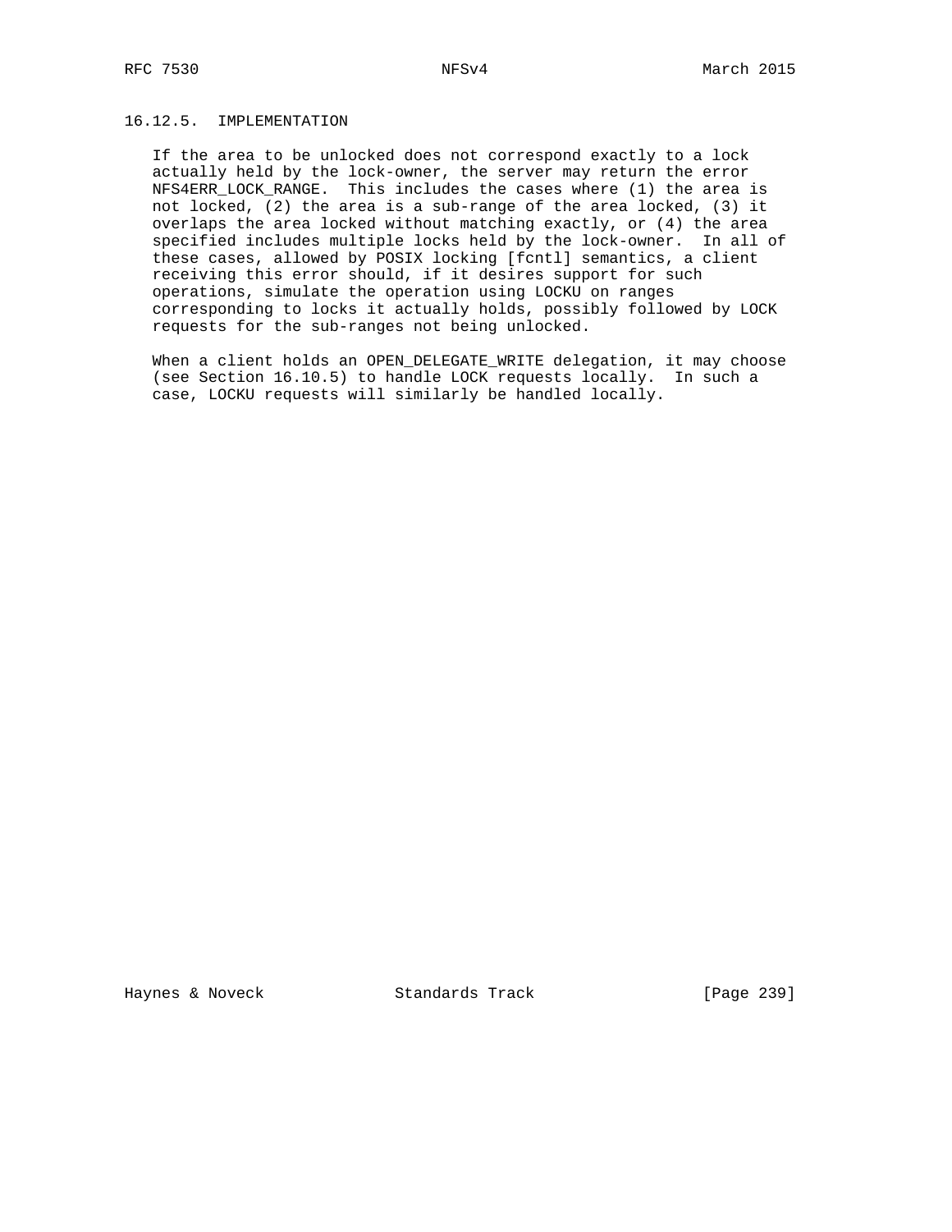### 16.12.5. IMPLEMENTATION

If the area to be unlocked does not correspond exactly to a lock actually held by the lock-owner, the server may return the error NFS4ERR_LOCK_RANGE. This includes the cases where (1) the area is not locked, (2) the area is a sub-range of the area locked, (3) it overlaps the area locked without matching exactly, or (4) the area specified includes multiple locks held by the lock-owner. In all of these cases, allowed by POSIX locking [fcntl] semantics, a client receiving this error should, if it desires support for such operations, simulate the operation using LOCKU on ranges corresponding to locks it actually holds, possibly followed by LOCK requests for the sub-ranges not being unlocked.

When a client holds an OPEN_DELEGATE_WRITE delegation, it may choose (see Section 16.10.5) to handle LOCK requests locally. In such a case, LOCKU requests will similarly be handled locally.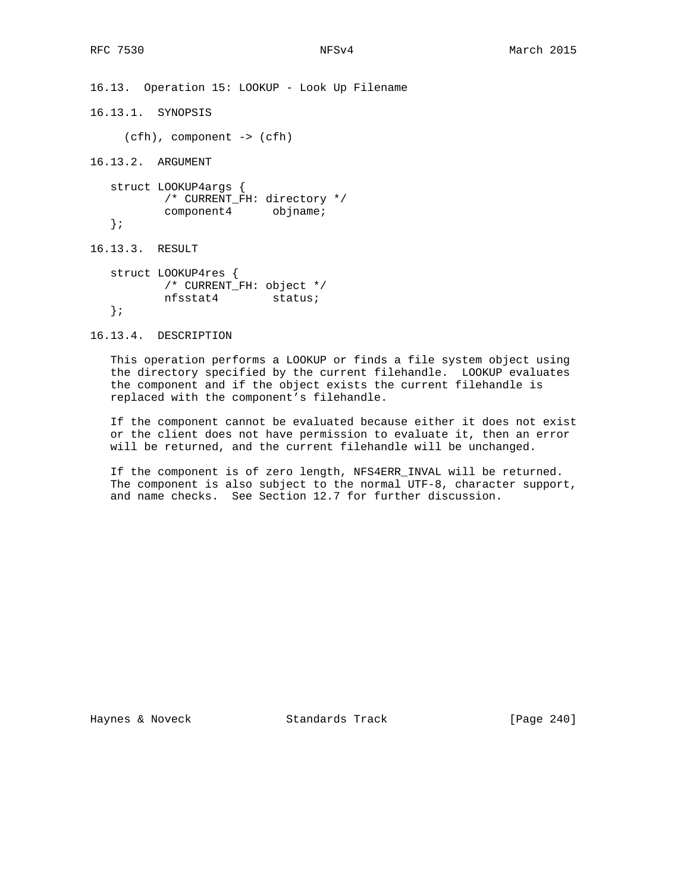## 16.13. Operation 15: LOOKUP - Look Up Filename

### 16.13.1. SYNOPSIS

```
(cfh), component -> (cfh)
```

### 16.13.2. ARGUMENT

```
struct LOOKUP4args {
        /* CURRENT_FH: directory */
        component4      objname;
};
```

### 16.13.3. RESULT

```
struct LOOKUP4res {
        /* CURRENT_FH: object */
        nfsstat4        status;
};
```

### 16.13.4. DESCRIPTION

This operation performs a LOOKUP or finds a file system object using the directory specified by the current filehandle. LOOKUP evaluates the component and if the object exists the current filehandle is replaced with the component's filehandle.

If the component cannot be evaluated because either it does not exist or the client does not have permission to evaluate it, then an error will be returned, and the current filehandle will be unchanged.

If the component is of zero length, NFS4ERR_INVAL will be returned. The component is also subject to the normal UTF-8, character support, and name checks. See Section 12.7 for further discussion.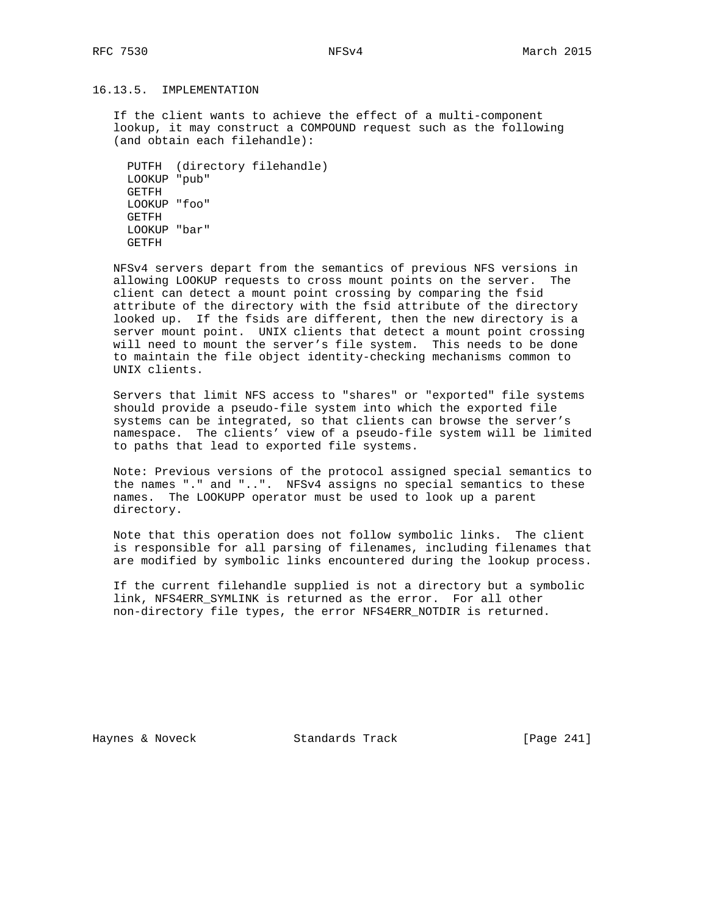### 16.13.5. IMPLEMENTATION

If the client wants to achieve the effect of a multi-component lookup, it may construct a COMPOUND request such as the following (and obtain each filehandle):

```
PUTFH  (directory filehandle)
LOOKUP "pub"
GETFH
LOOKUP "foo"
GETFH
LOOKUP "bar"
GETFH
```

NFSv4 servers depart from the semantics of previous NFS versions in allowing LOOKUP requests to cross mount points on the server. The client can detect a mount point crossing by comparing the fsid attribute of the directory with the fsid attribute of the directory looked up. If the fsids are different, then the new directory is a server mount point. UNIX clients that detect a mount point crossing will need to mount the server's file system. This needs to be done to maintain the file object identity-checking mechanisms common to UNIX clients.

Servers that limit NFS access to "shares" or "exported" file systems should provide a pseudo-file system into which the exported file systems can be integrated, so that clients can browse the server's namespace. The clients' view of a pseudo-file system will be limited to paths that lead to exported file systems.

Note: Previous versions of the protocol assigned special semantics to the names "." and "..". NFSv4 assigns no special semantics to these names. The LOOKUPP operator must be used to look up a parent directory.

Note that this operation does not follow symbolic links. The client is responsible for all parsing of filenames, including filenames that are modified by symbolic links encountered during the lookup process.

If the current filehandle supplied is not a directory but a symbolic link, NFS4ERR_SYMLINK is returned as the error. For all other non-directory file types, the error NFS4ERR_NOTDIR is returned.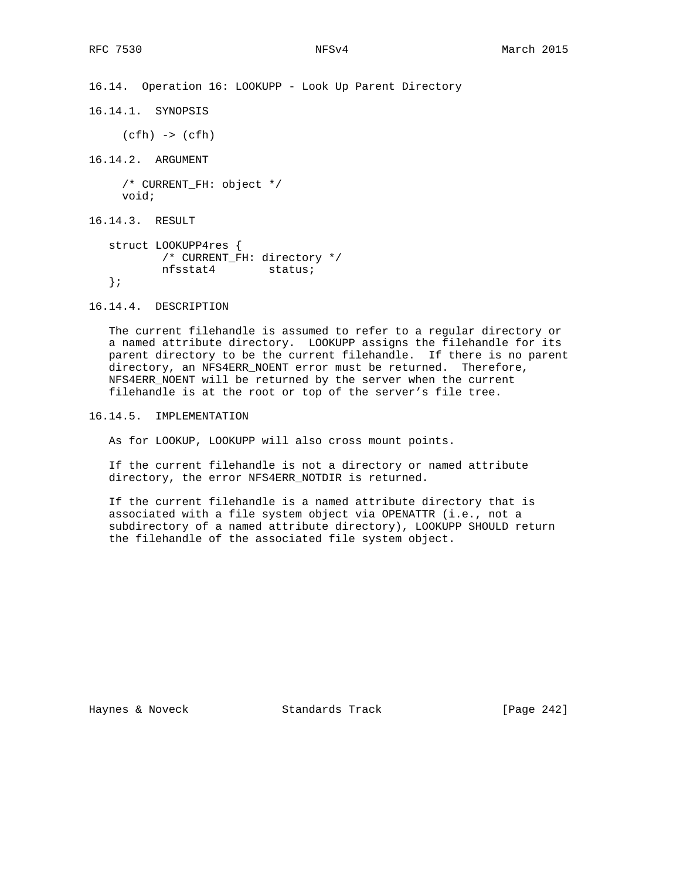### 16.14. Operation 16: LOOKUPP - Look Up Parent Directory

#### 16.14.1. SYNOPSIS

```
(cfh) -> (cfh)
```

#### 16.14.2. ARGUMENT

```
/* CURRENT_FH: object */
void;
```

#### 16.14.3. RESULT

```
struct LOOKUPP4res {
        /* CURRENT_FH: directory */
        nfsstat4        status;
};
```

#### 16.14.4. DESCRIPTION

The current filehandle is assumed to refer to a regular directory or a named attribute directory. LOOKUPP assigns the filehandle for its parent directory to be the current filehandle. If there is no parent directory, an NFS4ERR_NOENT error must be returned. Therefore, NFS4ERR_NOENT will be returned by the server when the current filehandle is at the root or top of the server's file tree.

#### 16.14.5. IMPLEMENTATION

As for LOOKUP, LOOKUPP will also cross mount points.

If the current filehandle is not a directory or named attribute directory, the error NFS4ERR_NOTDIR is returned.

If the current filehandle is a named attribute directory that is associated with a file system object via OPENATTR (i.e., not a subdirectory of a named attribute directory), LOOKUPP SHOULD return the filehandle of the associated file system object.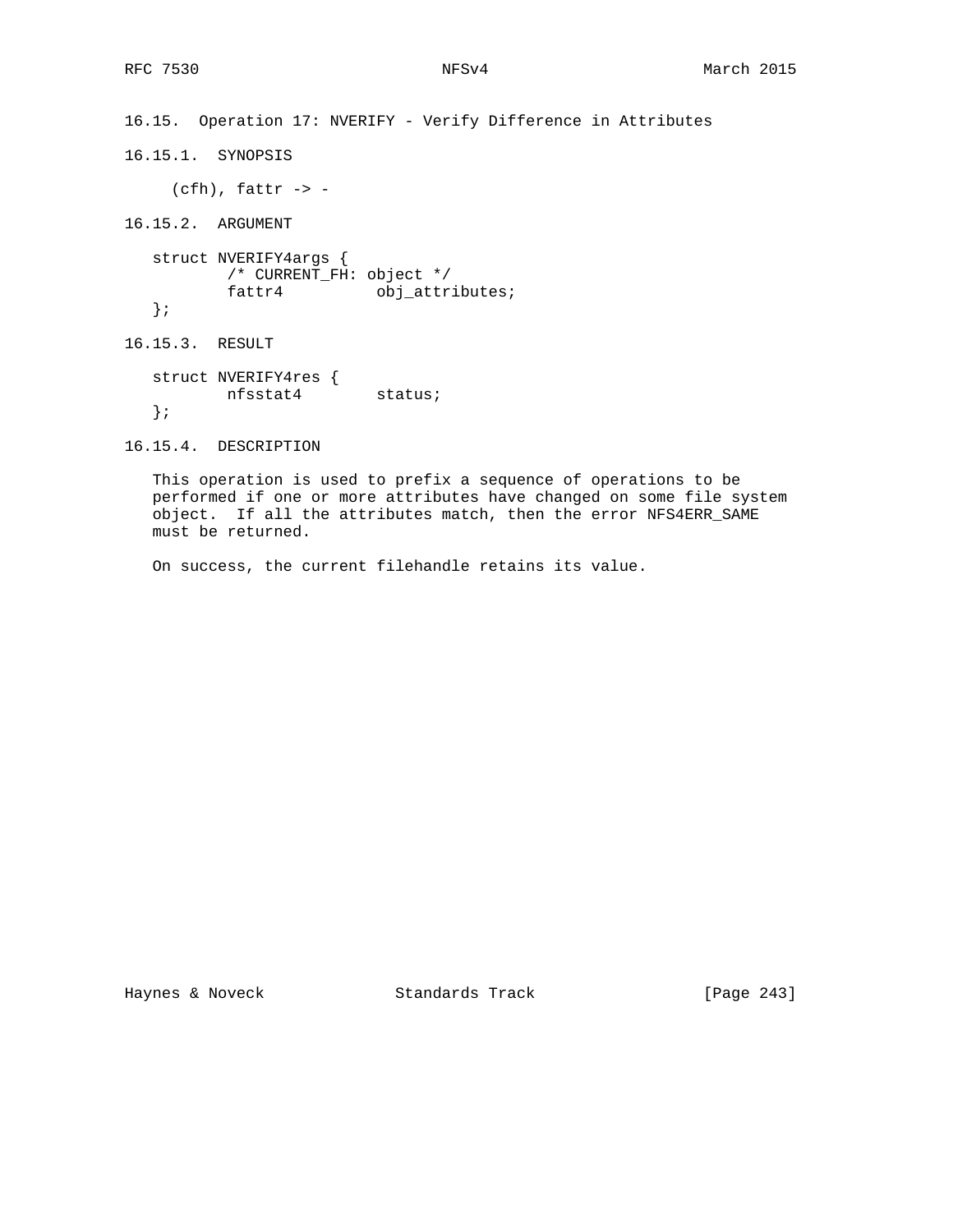### 16.15. Operation 17: NVERIFY - Verify Difference in Attributes

#### 16.15.1. SYNOPSIS

```
(cfh), fattr -> -
```

#### 16.15.2. ARGUMENT

```
struct NVERIFY4args {
        /* CURRENT_FH: object */
        fattr4          obj_attributes;
};
```

#### 16.15.3. RESULT

```
struct NVERIFY4res {
        nfsstat4        status;
};
```

#### 16.15.4. DESCRIPTION

This operation is used to prefix a sequence of operations to be performed if one or more attributes have changed on some file system object. If all the attributes match, then the error NFS4ERR_SAME must be returned.

On success, the current filehandle retains its value.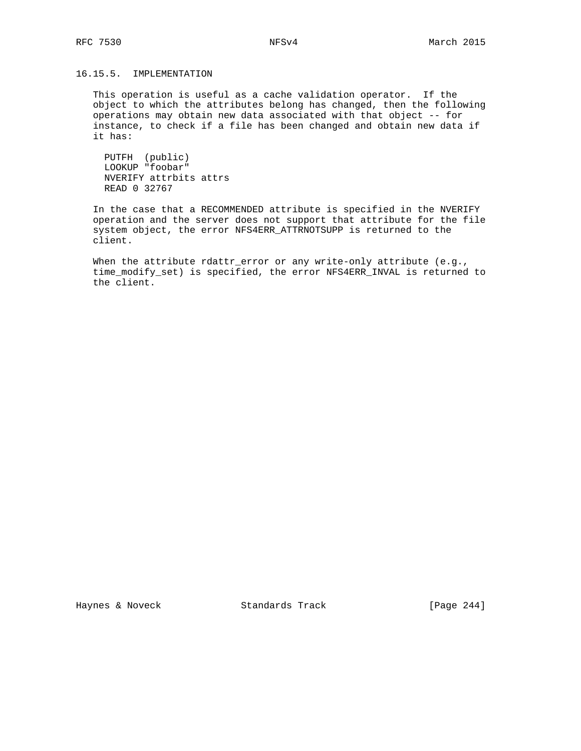### 16.15.5. IMPLEMENTATION

This operation is useful as a cache validation operator. If the object to which the attributes belong has changed, then the following operations may obtain new data associated with that object -- for instance, to check if a file has been changed and obtain new data if it has:

```
PUTFH  (public)
LOOKUP "foobar"
NVERIFY attrbits attrs
READ 0 32767
```

In the case that a RECOMMENDED attribute is specified in the NVERIFY operation and the server does not support that attribute for the file system object, the error NFS4ERR_ATTRNOTSUPP is returned to the client.

When the attribute rdattr_error or any write-only attribute (e.g., time_modify_set) is specified, the error NFS4ERR_INVAL is returned to the client.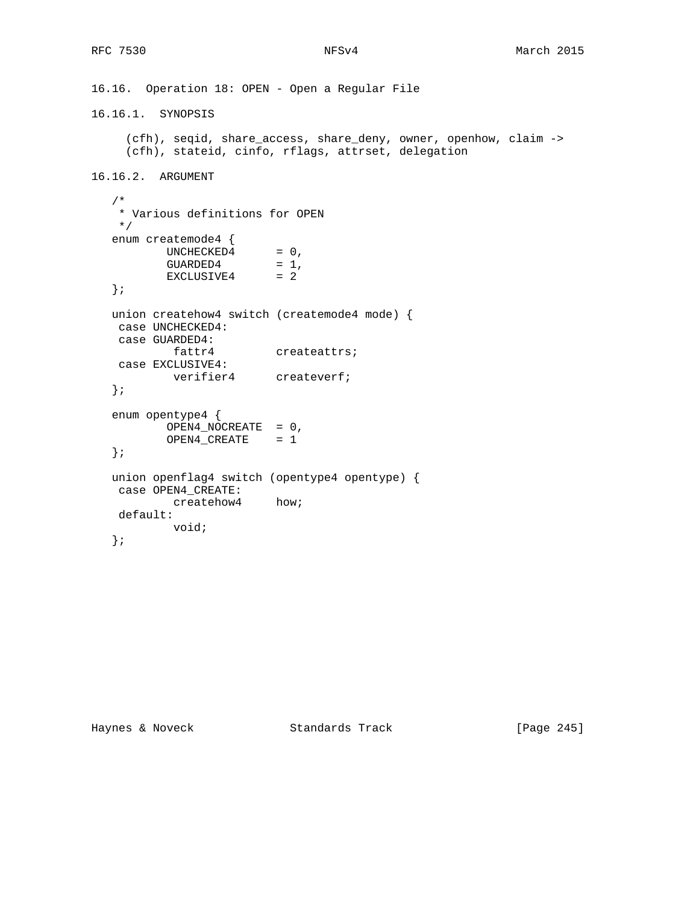### 16.16. Operation 18: OPEN - Open a Regular File

#### 16.16.1. SYNOPSIS

```
(cfh), seqid, share_access, share_deny, owner, openhow, claim ->
(cfh), stateid, cinfo, rflags, attrset, delegation
```

#### 16.16.2. ARGUMENT

```
/*
 * Various definitions for OPEN
 */
enum createmode4 {
        UNCHECKED4      = 0,
        GUARDED4        = 1,
        EXCLUSIVE4      = 2
};

union createhow4 switch (createmode4 mode) {
 case UNCHECKED4:
 case GUARDED4:
         fattr4         createattrs;
 case EXCLUSIVE4:
         verifier4      createverf;
};

enum opentype4 {
        OPEN4_NOCREATE  = 0,
        OPEN4_CREATE    = 1
};

union openflag4 switch (opentype4 opentype) {
 case OPEN4_CREATE:
         createhow4     how;
 default:
         void;
};
```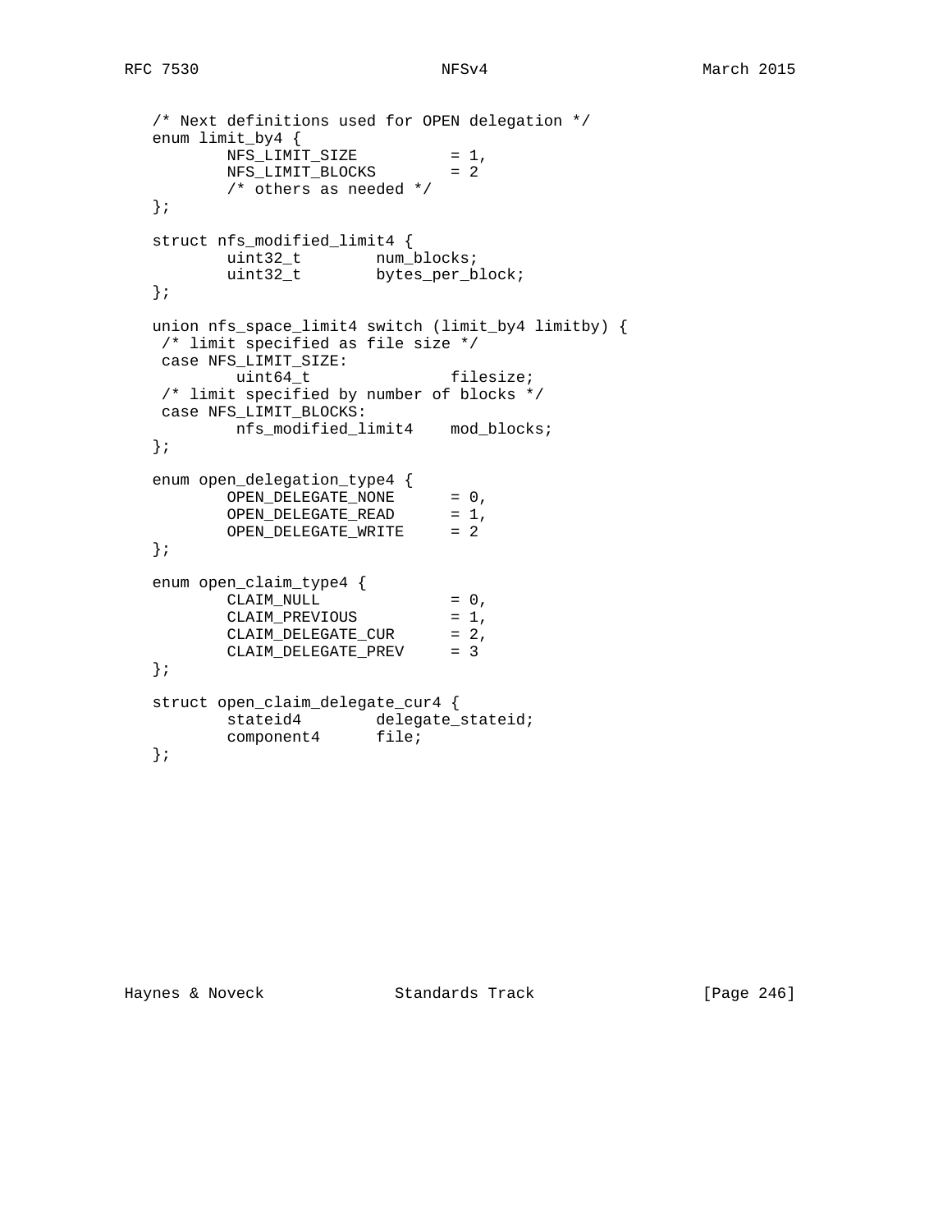```
   /* Next definitions used for OPEN delegation */
   enum limit_by4 {
           NFS_LIMIT_SIZE          = 1,
           NFS_LIMIT_BLOCKS        = 2
           /* others as needed */
   };

   struct nfs_modified_limit4 {
           uint32_t        num_blocks;
           uint32_t        bytes_per_block;
   };

   union nfs_space_limit4 switch (limit_by4 limitby) {
    /* limit specified as file size */
    case NFS_LIMIT_SIZE:
            uint64_t               filesize;
    /* limit specified by number of blocks */
    case NFS_LIMIT_BLOCKS:
            nfs_modified_limit4    mod_blocks;
   };

   enum open_delegation_type4 {
           OPEN_DELEGATE_NONE      = 0,
           OPEN_DELEGATE_READ      = 1,
           OPEN_DELEGATE_WRITE     = 2
   };

   enum open_claim_type4 {
           CLAIM_NULL              = 0,
           CLAIM_PREVIOUS          = 1,
           CLAIM_DELEGATE_CUR      = 2,
           CLAIM_DELEGATE_PREV     = 3
   };

   struct open_claim_delegate_cur4 {
           stateid4        delegate_stateid;
           component4      file;
   };
```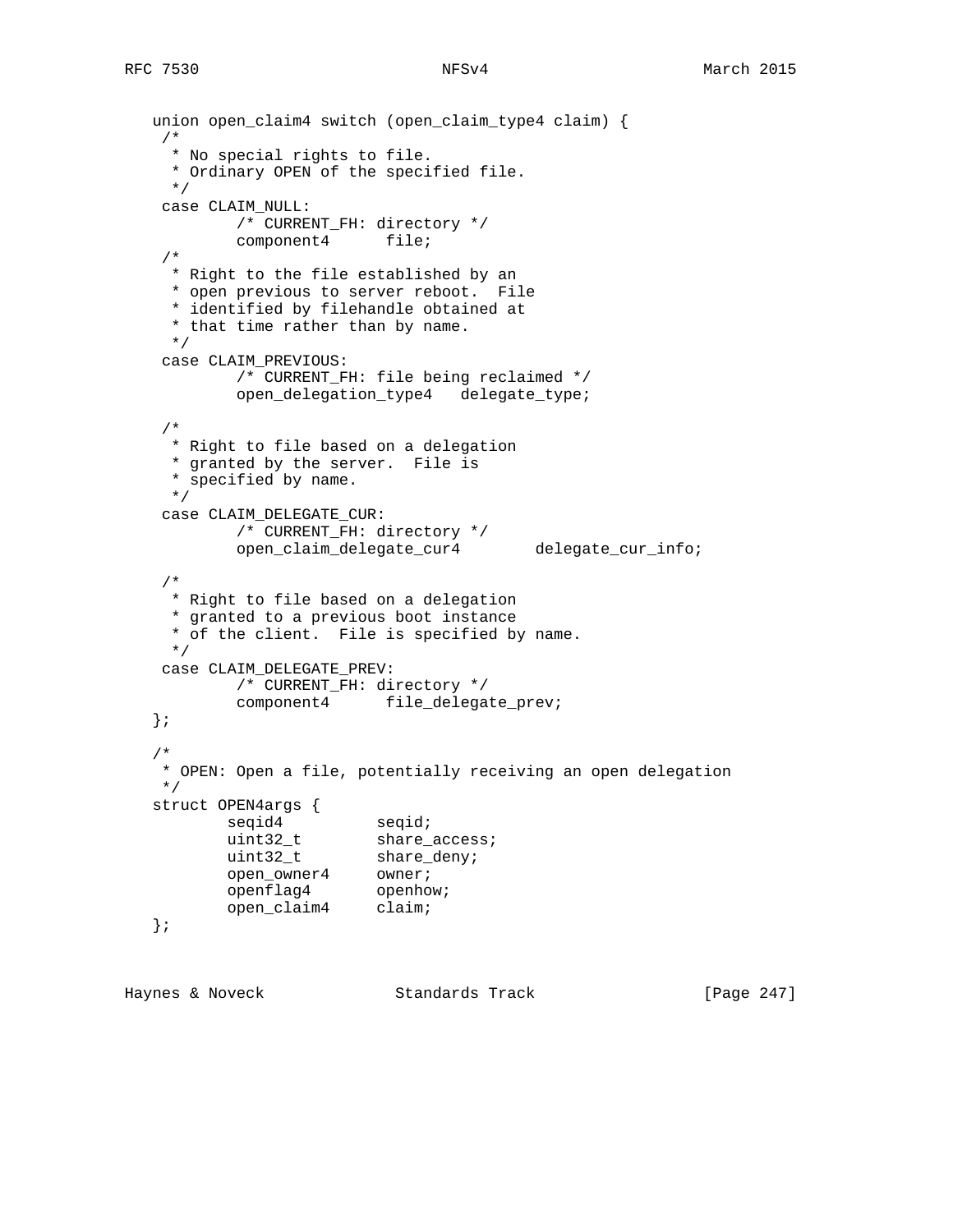```
   union open_claim4 switch (open_claim_type4 claim) {
    /*
     * No special rights to file.
     * Ordinary OPEN of the specified file.
     */
    case CLAIM_NULL:
            /* CURRENT_FH: directory */
            component4      file;
    /*
     * Right to the file established by an
     * open previous to server reboot.  File
     * identified by filehandle obtained at
     * that time rather than by name.
     */
    case CLAIM_PREVIOUS:
            /* CURRENT_FH: file being reclaimed */
            open_delegation_type4   delegate_type;

    /*
     * Right to file based on a delegation
     * granted by the server.  File is
     * specified by name.
     */
    case CLAIM_DELEGATE_CUR:
            /* CURRENT_FH: directory */
            open_claim_delegate_cur4        delegate_cur_info;

    /*
     * Right to file based on a delegation
     * granted to a previous boot instance
     * of the client.  File is specified by name.
     */
    case CLAIM_DELEGATE_PREV:
            /* CURRENT_FH: directory */
            component4      file_delegate_prev;
   };

   /*
    * OPEN: Open a file, potentially receiving an open delegation
    */
   struct OPEN4args {
           seqid4          seqid;
           uint32_t        share_access;
           uint32_t        share_deny;
           open_owner4     owner;
           openflag4       openhow;
           open_claim4     claim;
   };
```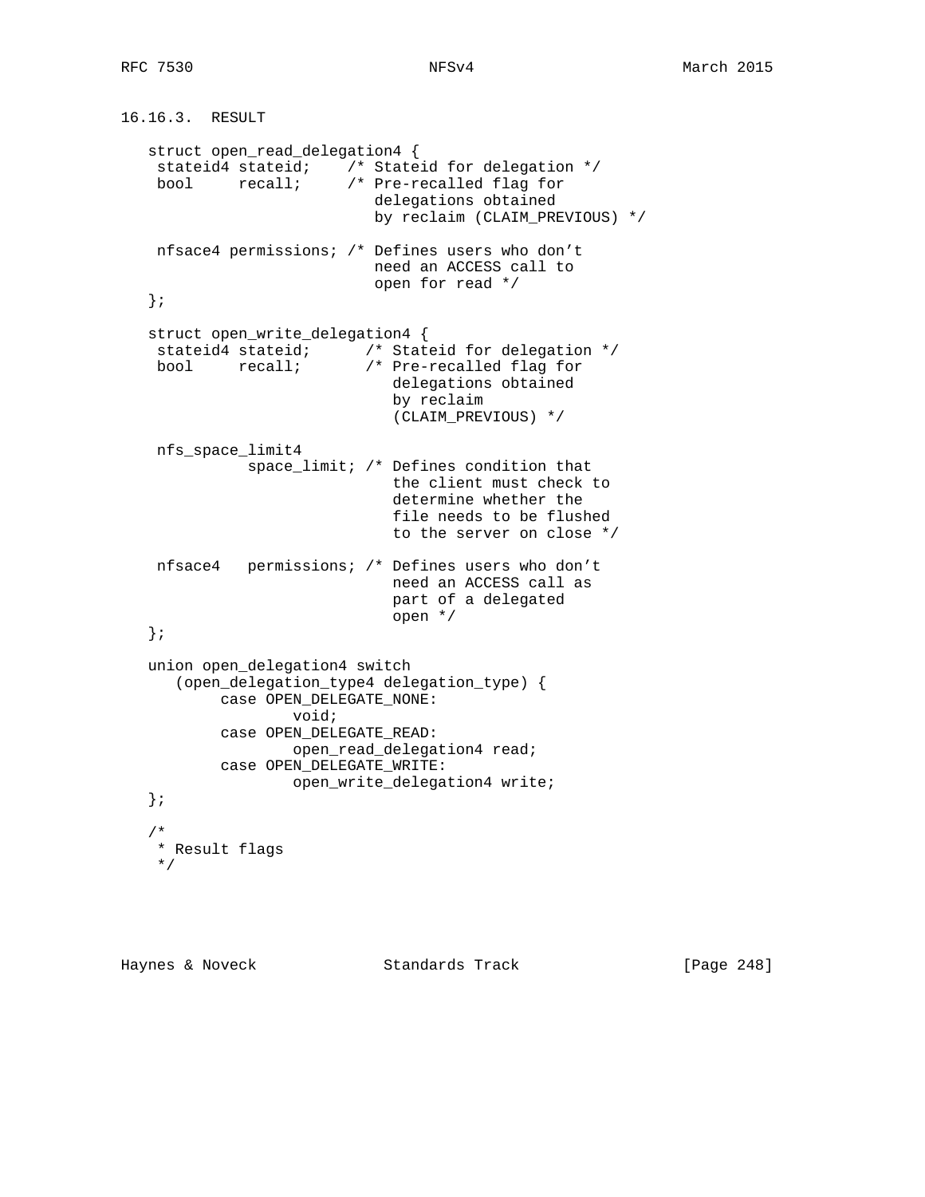### 16.16.3. RESULT

```
struct open_read_delegation4 {
 stateid4 stateid;    /* Stateid for delegation */
 bool     recall;     /* Pre-recalled flag for
                         delegations obtained
                         by reclaim (CLAIM_PREVIOUS) */

 nfsace4 permissions; /* Defines users who don't
                         need an ACCESS call to
                         open for read */
};

struct open_write_delegation4 {
 stateid4 stateid;      /* Stateid for delegation */
 bool     recall;       /* Pre-recalled flag for
                           delegations obtained
                           by reclaim
                           (CLAIM_PREVIOUS) */

 nfs_space_limit4
           space_limit; /* Defines condition that
                           the client must check to
                           determine whether the
                           file needs to be flushed
                           to the server on close */

 nfsace4   permissions; /* Defines users who don't
                           need an ACCESS call as
                           part of a delegated
                           open */
};

union open_delegation4 switch
   (open_delegation_type4 delegation_type) {
        case OPEN_DELEGATE_NONE:
                void;
        case OPEN_DELEGATE_READ:
                open_read_delegation4 read;
        case OPEN_DELEGATE_WRITE:
                open_write_delegation4 write;
};

/*
 * Result flags
 */
```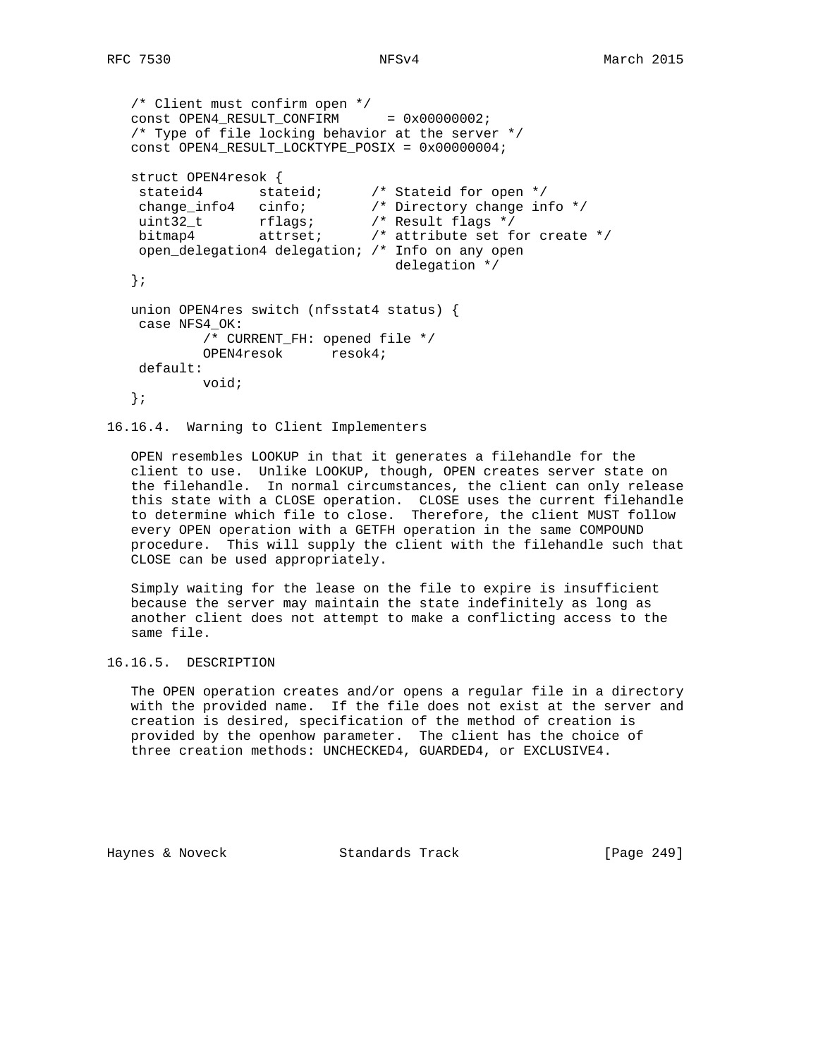```
/* Client must confirm open */
const OPEN4_RESULT_CONFIRM      = 0x00000002;
/* Type of file locking behavior at the server */
const OPEN4_RESULT_LOCKTYPE_POSIX = 0x00000004;

struct OPEN4resok {
 stateid4       stateid;      /* Stateid for open */
 change_info4   cinfo;        /* Directory change info */
 uint32_t       rflags;       /* Result flags */
 bitmap4        attrset;      /* attribute set for create */
 open_delegation4 delegation; /* Info on any open
                                 delegation */
};

union OPEN4res switch (nfsstat4 status) {
 case NFS4_OK:
         /* CURRENT_FH: opened file */
         OPEN4resok      resok4;
 default:
         void;
};
```

### 16.16.4. Warning to Client Implementers

OPEN resembles LOOKUP in that it generates a filehandle for the client to use. Unlike LOOKUP, though, OPEN creates server state on the filehandle. In normal circumstances, the client can only release this state with a CLOSE operation. CLOSE uses the current filehandle to determine which file to close. Therefore, the client MUST follow every OPEN operation with a GETFH operation in the same COMPOUND procedure. This will supply the client with the filehandle such that CLOSE can be used appropriately.

Simply waiting for the lease on the file to expire is insufficient because the server may maintain the state indefinitely as long as another client does not attempt to make a conflicting access to the same file.

### 16.16.5. DESCRIPTION

The OPEN operation creates and/or opens a regular file in a directory with the provided name. If the file does not exist at the server and creation is desired, specification of the method of creation is provided by the openhow parameter. The client has the choice of three creation methods: UNCHECKED4, GUARDED4, or EXCLUSIVE4.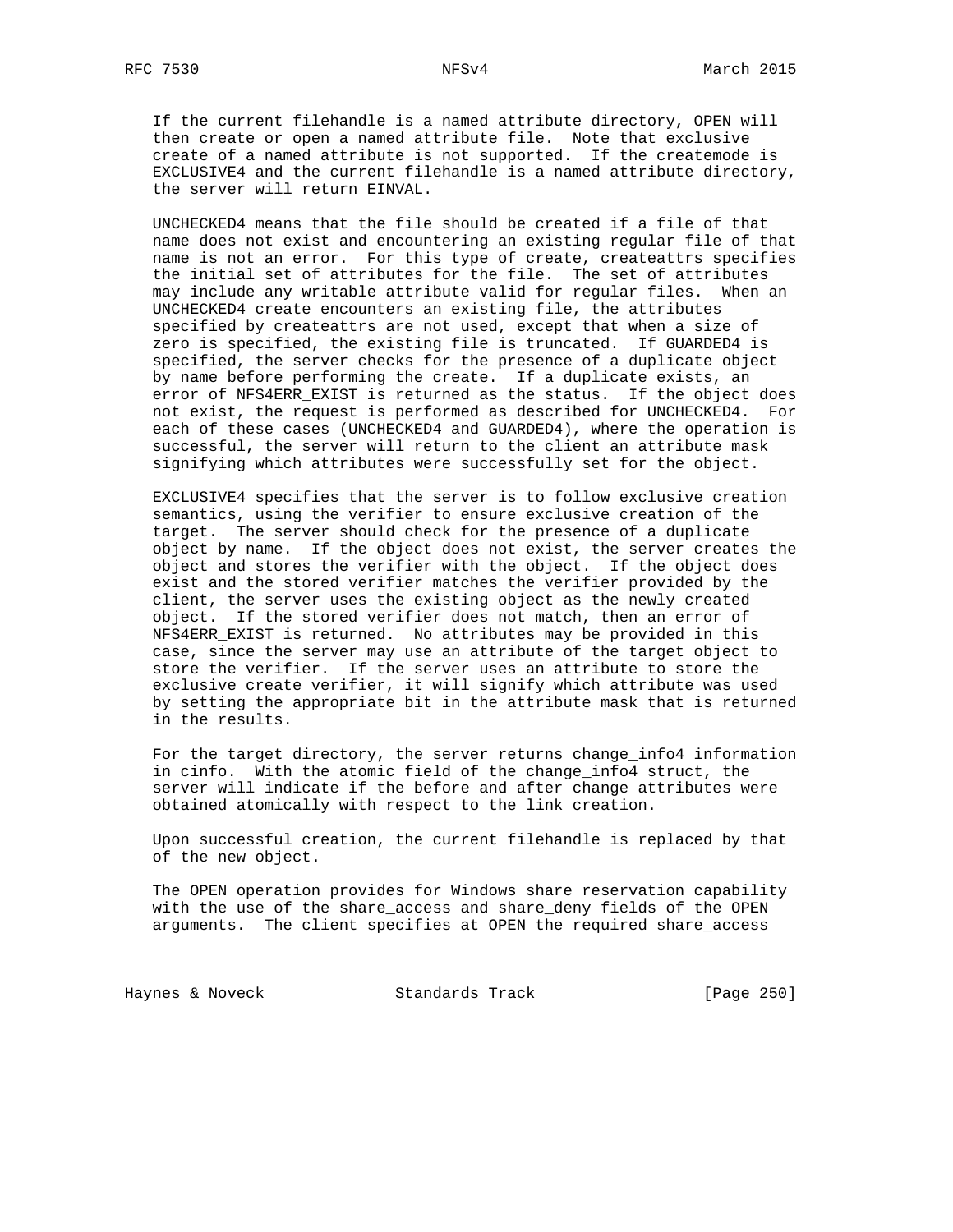If the current filehandle is a named attribute directory, OPEN will then create or open a named attribute file. Note that exclusive create of a named attribute is not supported. If the createmode is EXCLUSIVE4 and the current filehandle is a named attribute directory, the server will return EINVAL.

UNCHECKED4 means that the file should be created if a file of that name does not exist and encountering an existing regular file of that name is not an error. For this type of create, createattrs specifies the initial set of attributes for the file. The set of attributes may include any writable attribute valid for regular files. When an UNCHECKED4 create encounters an existing file, the attributes specified by createattrs are not used, except that when a size of zero is specified, the existing file is truncated. If GUARDED4 is specified, the server checks for the presence of a duplicate object by name before performing the create. If a duplicate exists, an error of NFS4ERR_EXIST is returned as the status. If the object does not exist, the request is performed as described for UNCHECKED4. For each of these cases (UNCHECKED4 and GUARDED4), where the operation is successful, the server will return to the client an attribute mask signifying which attributes were successfully set for the object.

EXCLUSIVE4 specifies that the server is to follow exclusive creation semantics, using the verifier to ensure exclusive creation of the target. The server should check for the presence of a duplicate object by name. If the object does not exist, the server creates the object and stores the verifier with the object. If the object does exist and the stored verifier matches the verifier provided by the client, the server uses the existing object as the newly created object. If the stored verifier does not match, then an error of NFS4ERR_EXIST is returned. No attributes may be provided in this case, since the server may use an attribute of the target object to store the verifier. If the server uses an attribute to store the exclusive create verifier, it will signify which attribute was used by setting the appropriate bit in the attribute mask that is returned in the results.

For the target directory, the server returns change_info4 information in cinfo. With the atomic field of the change_info4 struct, the server will indicate if the before and after change attributes were obtained atomically with respect to the link creation.

Upon successful creation, the current filehandle is replaced by that of the new object.

The OPEN operation provides for Windows share reservation capability with the use of the share_access and share_deny fields of the OPEN arguments. The client specifies at OPEN the required share_access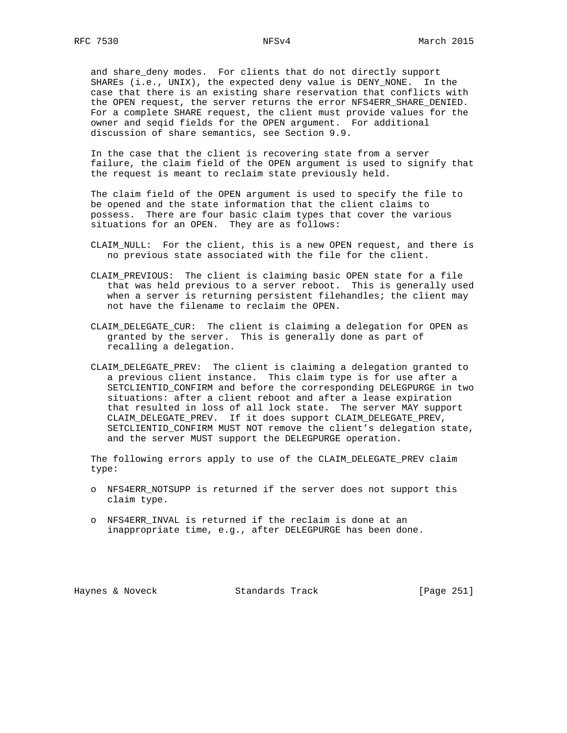and share_deny modes. For clients that do not directly support SHAREs (i.e., UNIX), the expected deny value is DENY_NONE. In the case that there is an existing share reservation that conflicts with the OPEN request, the server returns the error NFS4ERR_SHARE_DENIED. For a complete SHARE request, the client must provide values for the owner and seqid fields for the OPEN argument. For additional discussion of share semantics, see Section 9.9.

In the case that the client is recovering state from a server failure, the claim field of the OPEN argument is used to signify that the request is meant to reclaim state previously held.

The claim field of the OPEN argument is used to specify the file to be opened and the state information that the client claims to possess. There are four basic claim types that cover the various situations for an OPEN. They are as follows:

CLAIM_NULL: For the client, this is a new OPEN request, and there is no previous state associated with the file for the client.

CLAIM_PREVIOUS: The client is claiming basic OPEN state for a file that was held previous to a server reboot. This is generally used when a server is returning persistent filehandles; the client may not have the filename to reclaim the OPEN.

CLAIM_DELEGATE_CUR: The client is claiming a delegation for OPEN as granted by the server. This is generally done as part of recalling a delegation.

CLAIM_DELEGATE_PREV: The client is claiming a delegation granted to a previous client instance. This claim type is for use after a SETCLIENTID_CONFIRM and before the corresponding DELEGPURGE in two situations: after a client reboot and after a lease expiration that resulted in loss of all lock state. The server MAY support CLAIM_DELEGATE_PREV. If it does support CLAIM_DELEGATE_PREV, SETCLIENTID_CONFIRM MUST NOT remove the client's delegation state, and the server MUST support the DELEGPURGE operation.

The following errors apply to use of the CLAIM_DELEGATE_PREV claim type:

- NFS4ERR_NOTSUPP is returned if the server does not support this claim type.
- NFS4ERR_INVAL is returned if the reclaim is done at an inappropriate time, e.g., after DELEGPURGE has been done.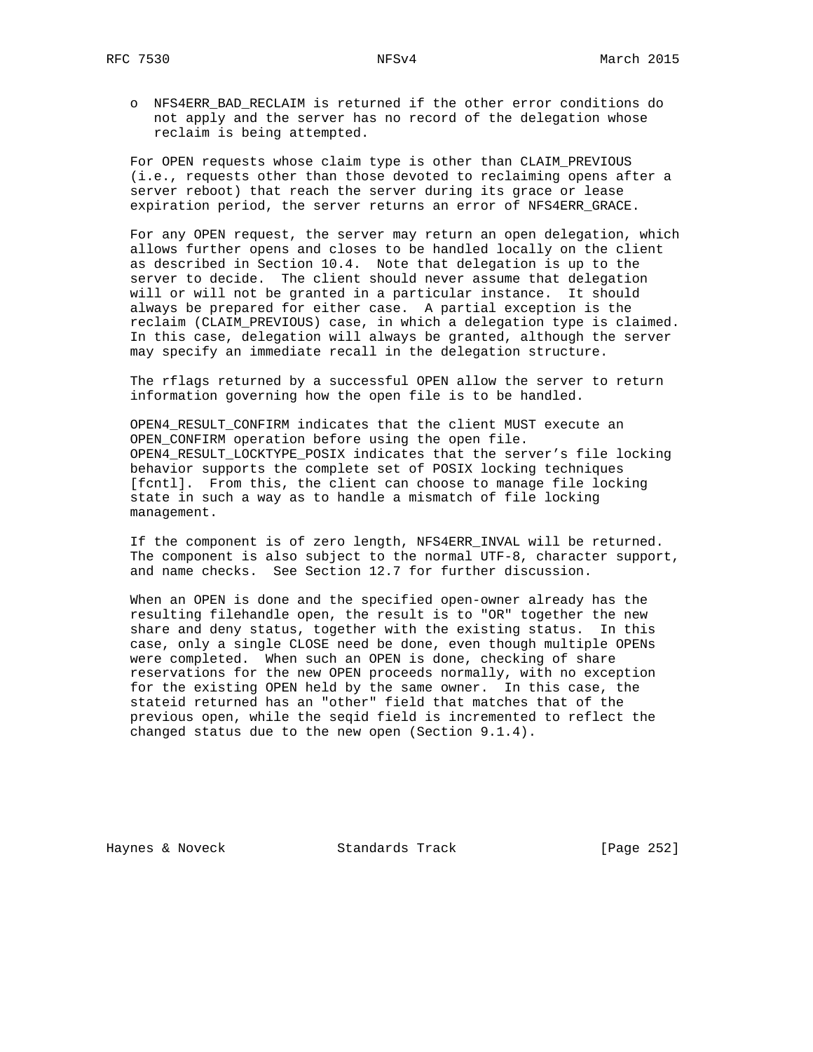- NFS4ERR_BAD_RECLAIM is returned if the other error conditions do not apply and the server has no record of the delegation whose reclaim is being attempted.

For OPEN requests whose claim type is other than CLAIM_PREVIOUS (i.e., requests other than those devoted to reclaiming opens after a server reboot) that reach the server during its grace or lease expiration period, the server returns an error of NFS4ERR_GRACE.

For any OPEN request, the server may return an open delegation, which allows further opens and closes to be handled locally on the client as described in Section 10.4. Note that delegation is up to the server to decide. The client should never assume that delegation will or will not be granted in a particular instance. It should always be prepared for either case. A partial exception is the reclaim (CLAIM_PREVIOUS) case, in which a delegation type is claimed. In this case, delegation will always be granted, although the server may specify an immediate recall in the delegation structure.

The rflags returned by a successful OPEN allow the server to return information governing how the open file is to be handled.

OPEN4_RESULT_CONFIRM indicates that the client MUST execute an OPEN_CONFIRM operation before using the open file. OPEN4_RESULT_LOCKTYPE_POSIX indicates that the server's file locking behavior supports the complete set of POSIX locking techniques [fcntl]. From this, the client can choose to manage file locking state in such a way as to handle a mismatch of file locking management.

If the component is of zero length, NFS4ERR_INVAL will be returned. The component is also subject to the normal UTF-8, character support, and name checks. See Section 12.7 for further discussion.

When an OPEN is done and the specified open-owner already has the resulting filehandle open, the result is to "OR" together the new share and deny status, together with the existing status. In this case, only a single CLOSE need be done, even though multiple OPENs were completed. When such an OPEN is done, checking of share reservations for the new OPEN proceeds normally, with no exception for the existing OPEN held by the same owner. In this case, the stateid returned has an "other" field that matches that of the previous open, while the seqid field is incremented to reflect the changed status due to the new open (Section 9.1.4).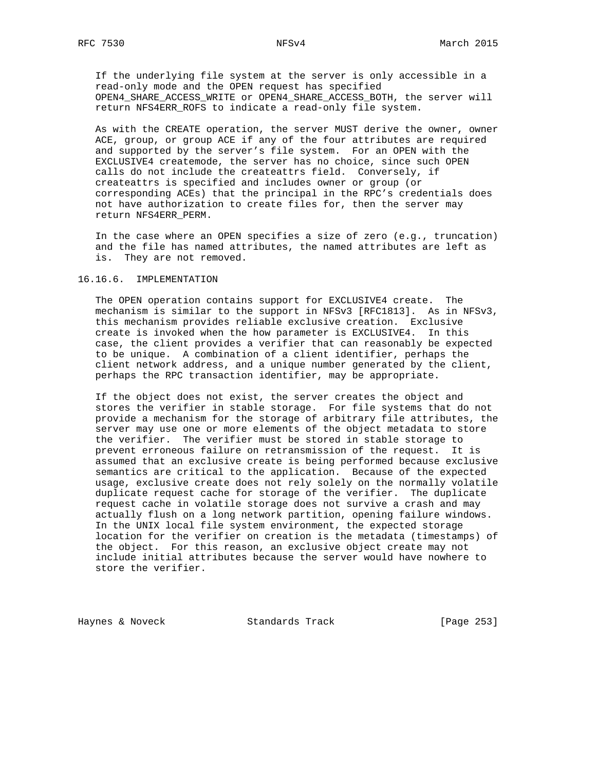If the underlying file system at the server is only accessible in a read-only mode and the OPEN request has specified OPEN4_SHARE_ACCESS_WRITE or OPEN4_SHARE_ACCESS_BOTH, the server will return NFS4ERR_ROFS to indicate a read-only file system.

As with the CREATE operation, the server MUST derive the owner, owner ACE, group, or group ACE if any of the four attributes are required and supported by the server's file system. For an OPEN with the EXCLUSIVE4 createmode, the server has no choice, since such OPEN calls do not include the createattrs field. Conversely, if createattrs is specified and includes owner or group (or corresponding ACEs) that the principal in the RPC's credentials does not have authorization to create files for, then the server may return NFS4ERR_PERM.

In the case where an OPEN specifies a size of zero (e.g., truncation) and the file has named attributes, the named attributes are left as is. They are not removed.

### 16.16.6. IMPLEMENTATION

The OPEN operation contains support for EXCLUSIVE4 create. The mechanism is similar to the support in NFSv3 [RFC1813]. As in NFSv3, this mechanism provides reliable exclusive creation. Exclusive create is invoked when the how parameter is EXCLUSIVE4. In this case, the client provides a verifier that can reasonably be expected to be unique. A combination of a client identifier, perhaps the client network address, and a unique number generated by the client, perhaps the RPC transaction identifier, may be appropriate.

If the object does not exist, the server creates the object and stores the verifier in stable storage. For file systems that do not provide a mechanism for the storage of arbitrary file attributes, the server may use one or more elements of the object metadata to store the verifier. The verifier must be stored in stable storage to prevent erroneous failure on retransmission of the request. It is assumed that an exclusive create is being performed because exclusive semantics are critical to the application. Because of the expected usage, exclusive create does not rely solely on the normally volatile duplicate request cache for storage of the verifier. The duplicate request cache in volatile storage does not survive a crash and may actually flush on a long network partition, opening failure windows. In the UNIX local file system environment, the expected storage location for the verifier on creation is the metadata (timestamps) of the object. For this reason, an exclusive object create may not include initial attributes because the server would have nowhere to store the verifier.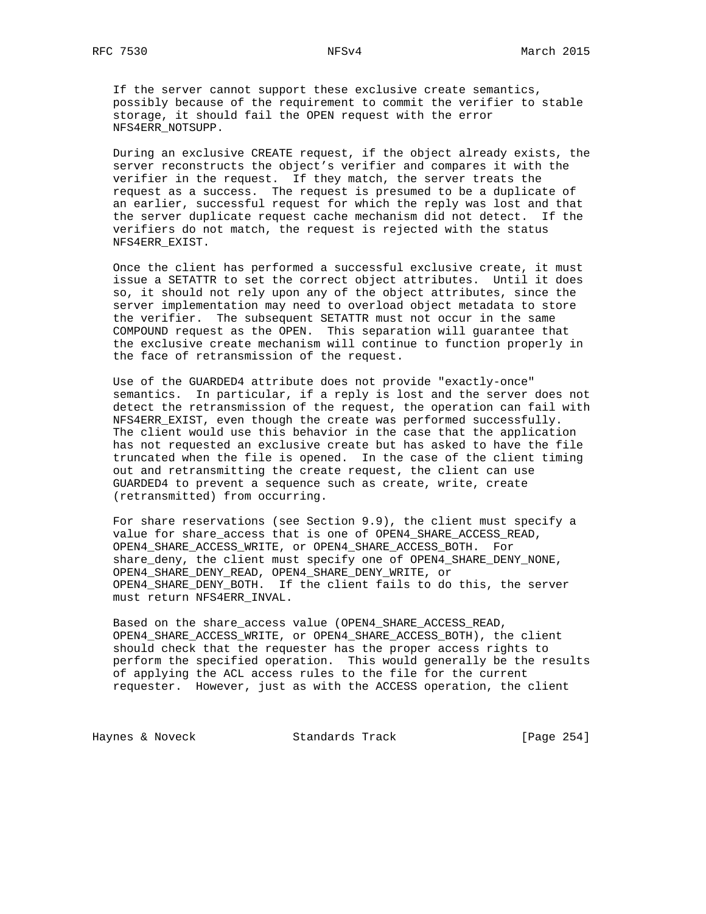If the server cannot support these exclusive create semantics, possibly because of the requirement to commit the verifier to stable storage, it should fail the OPEN request with the error NFS4ERR_NOTSUPP.

During an exclusive CREATE request, if the object already exists, the server reconstructs the object's verifier and compares it with the verifier in the request. If they match, the server treats the request as a success. The request is presumed to be a duplicate of an earlier, successful request for which the reply was lost and that the server duplicate request cache mechanism did not detect. If the verifiers do not match, the request is rejected with the status NFS4ERR_EXIST.

Once the client has performed a successful exclusive create, it must issue a SETATTR to set the correct object attributes. Until it does so, it should not rely upon any of the object attributes, since the server implementation may need to overload object metadata to store the verifier. The subsequent SETATTR must not occur in the same COMPOUND request as the OPEN. This separation will guarantee that the exclusive create mechanism will continue to function properly in the face of retransmission of the request.

Use of the GUARDED4 attribute does not provide "exactly-once" semantics. In particular, if a reply is lost and the server does not detect the retransmission of the request, the operation can fail with NFS4ERR_EXIST, even though the create was performed successfully. The client would use this behavior in the case that the application has not requested an exclusive create but has asked to have the file truncated when the file is opened. In the case of the client timing out and retransmitting the create request, the client can use GUARDED4 to prevent a sequence such as create, write, create (retransmitted) from occurring.

For share reservations (see Section 9.9), the client must specify a value for share_access that is one of OPEN4_SHARE_ACCESS_READ, OPEN4_SHARE_ACCESS_WRITE, or OPEN4_SHARE_ACCESS_BOTH. For share_deny, the client must specify one of OPEN4_SHARE_DENY_NONE, OPEN4_SHARE_DENY_READ, OPEN4_SHARE_DENY_WRITE, or OPEN4_SHARE_DENY_BOTH. If the client fails to do this, the server must return NFS4ERR_INVAL.

Based on the share_access value (OPEN4_SHARE_ACCESS_READ, OPEN4_SHARE_ACCESS_WRITE, or OPEN4_SHARE_ACCESS_BOTH), the client should check that the requester has the proper access rights to perform the specified operation. This would generally be the results of applying the ACL access rules to the file for the current requester. However, just as with the ACCESS operation, the client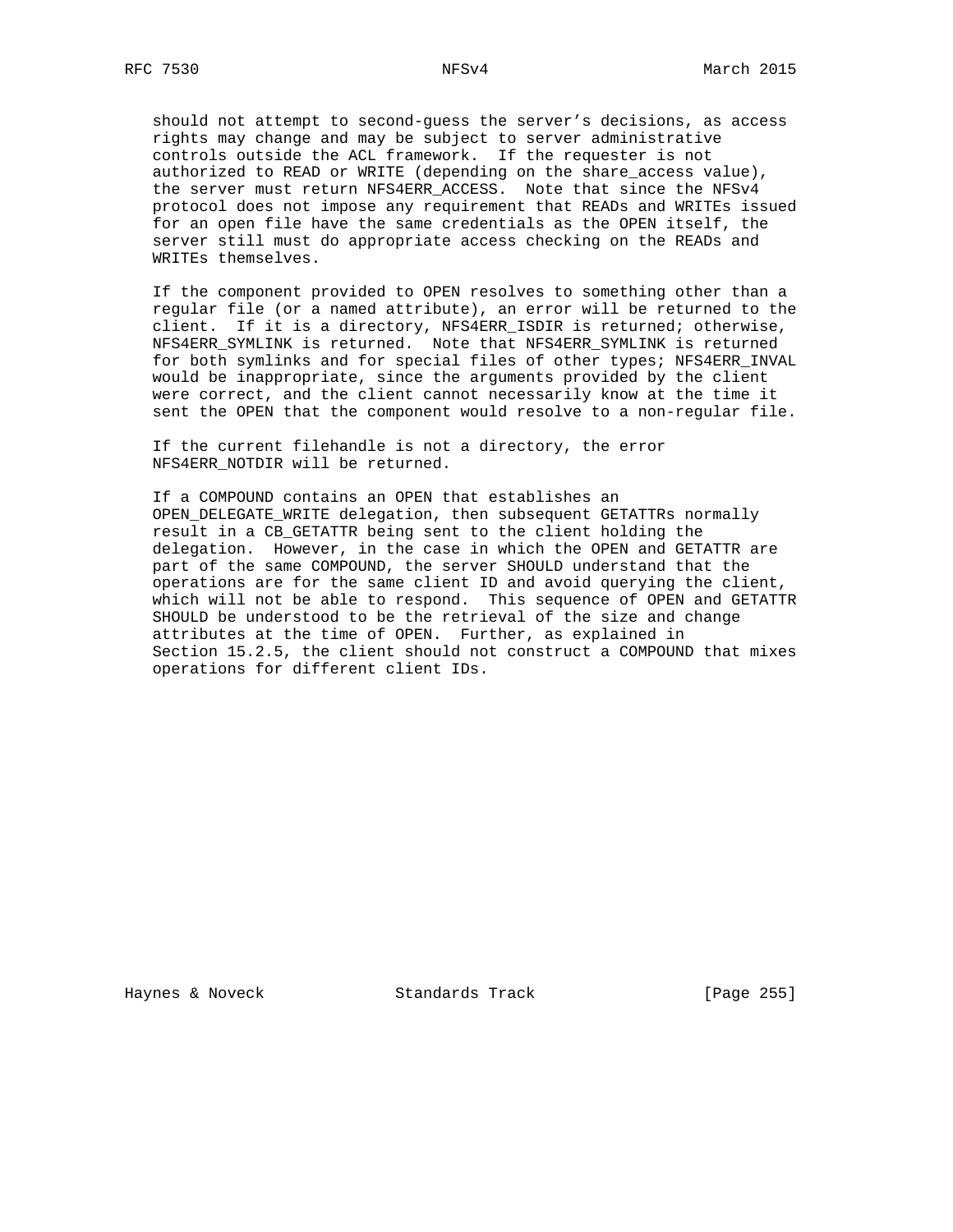should not attempt to second-guess the server's decisions, as access rights may change and may be subject to server administrative controls outside the ACL framework. If the requester is not authorized to READ or WRITE (depending on the share_access value), the server must return NFS4ERR_ACCESS. Note that since the NFSv4 protocol does not impose any requirement that READs and WRITEs issued for an open file have the same credentials as the OPEN itself, the server still must do appropriate access checking on the READs and WRITEs themselves.

If the component provided to OPEN resolves to something other than a regular file (or a named attribute), an error will be returned to the client. If it is a directory, NFS4ERR_ISDIR is returned; otherwise, NFS4ERR_SYMLINK is returned. Note that NFS4ERR_SYMLINK is returned for both symlinks and for special files of other types; NFS4ERR_INVAL would be inappropriate, since the arguments provided by the client were correct, and the client cannot necessarily know at the time it sent the OPEN that the component would resolve to a non-regular file.

If the current filehandle is not a directory, the error NFS4ERR_NOTDIR will be returned.

If a COMPOUND contains an OPEN that establishes an OPEN_DELEGATE_WRITE delegation, then subsequent GETATTRs normally result in a CB_GETATTR being sent to the client holding the delegation. However, in the case in which the OPEN and GETATTR are part of the same COMPOUND, the server SHOULD understand that the operations are for the same client ID and avoid querying the client, which will not be able to respond. This sequence of OPEN and GETATTR SHOULD be understood to be the retrieval of the size and change attributes at the time of OPEN. Further, as explained in Section 15.2.5, the client should not construct a COMPOUND that mixes operations for different client IDs.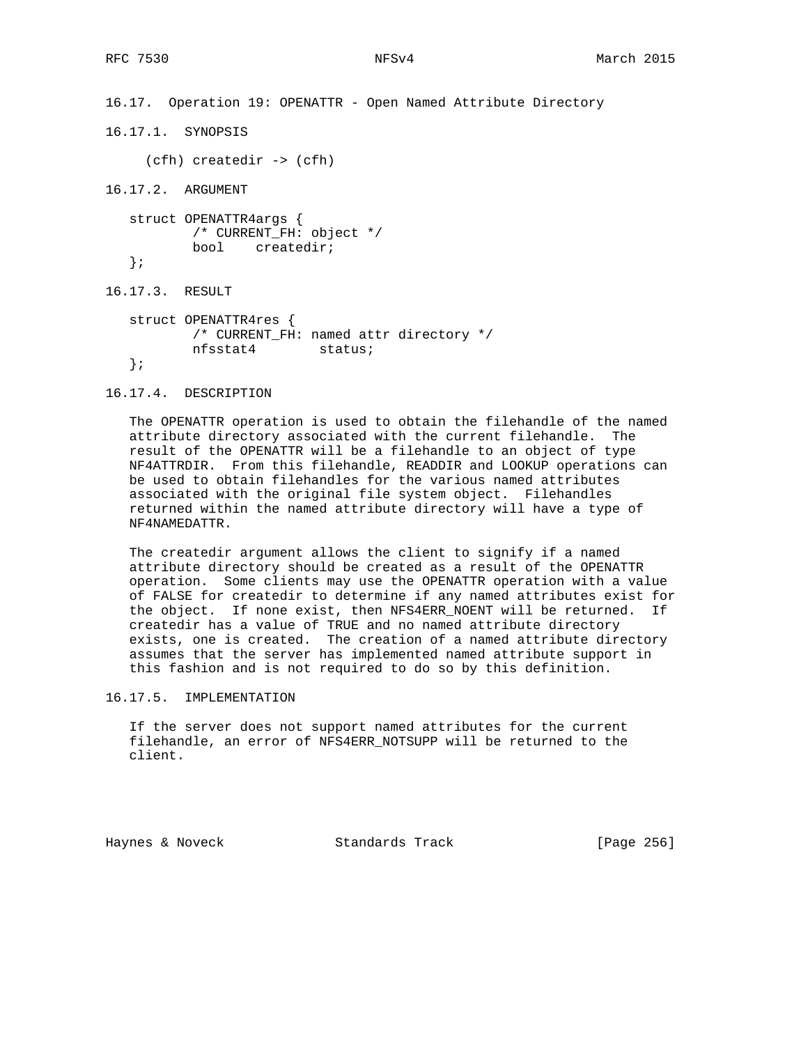### 16.17. Operation 19: OPENATTR - Open Named Attribute Directory

#### 16.17.1. SYNOPSIS

```
(cfh) createdir -> (cfh)
```

#### 16.17.2. ARGUMENT

```
struct OPENATTR4args {
        /* CURRENT_FH: object */
        bool    createdir;
};
```

#### 16.17.3. RESULT

```
struct OPENATTR4res {
        /* CURRENT_FH: named attr directory */
        nfsstat4        status;
};
```

#### 16.17.4. DESCRIPTION

The OPENATTR operation is used to obtain the filehandle of the named attribute directory associated with the current filehandle. The result of the OPENATTR will be a filehandle to an object of type NF4ATTRDIR. From this filehandle, READDIR and LOOKUP operations can be used to obtain filehandles for the various named attributes associated with the original file system object. Filehandles returned within the named attribute directory will have a type of NF4NAMEDATTR.

The createdir argument allows the client to signify if a named attribute directory should be created as a result of the OPENATTR operation. Some clients may use the OPENATTR operation with a value of FALSE for createdir to determine if any named attributes exist for the object. If none exist, then NFS4ERR_NOENT will be returned. If createdir has a value of TRUE and no named attribute directory exists, one is created. The creation of a named attribute directory assumes that the server has implemented named attribute support in this fashion and is not required to do so by this definition.

#### 16.17.5. IMPLEMENTATION

If the server does not support named attributes for the current filehandle, an error of NFS4ERR_NOTSUPP will be returned to the client.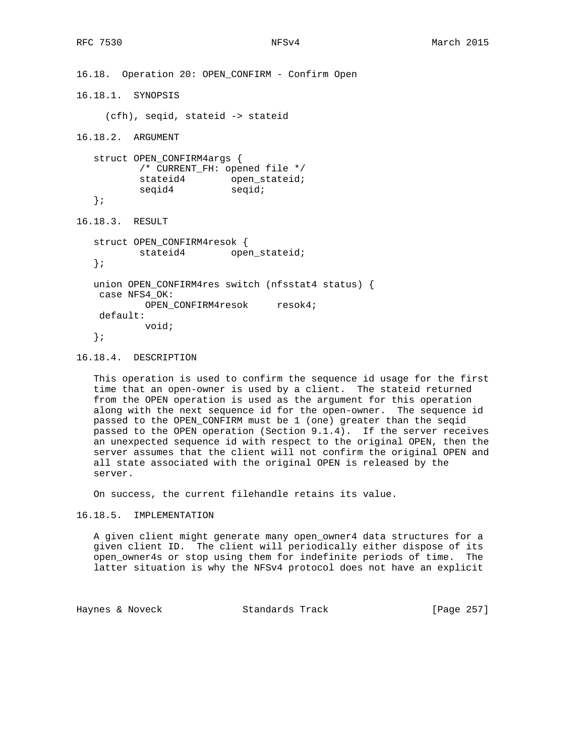### 16.18. Operation 20: OPEN_CONFIRM - Confirm Open

#### 16.18.1. SYNOPSIS

```
(cfh), seqid, stateid -> stateid
```

#### 16.18.2. ARGUMENT

```
struct OPEN_CONFIRM4args {
        /* CURRENT_FH: opened file */
        stateid4        open_stateid;
        seqid4          seqid;
};
```

#### 16.18.3. RESULT

```
struct OPEN_CONFIRM4resok {
        stateid4        open_stateid;
};

union OPEN_CONFIRM4res switch (nfsstat4 status) {
 case NFS4_OK:
         OPEN_CONFIRM4resok     resok4;
 default:
         void;
};
```

#### 16.18.4. DESCRIPTION

This operation is used to confirm the sequence id usage for the first time that an open-owner is used by a client. The stateid returned from the OPEN operation is used as the argument for this operation along with the next sequence id for the open-owner. The sequence id passed to the OPEN_CONFIRM must be 1 (one) greater than the seqid passed to the OPEN operation (Section 9.1.4). If the server receives an unexpected sequence id with respect to the original OPEN, then the server assumes that the client will not confirm the original OPEN and all state associated with the original OPEN is released by the server.

On success, the current filehandle retains its value.

#### 16.18.5. IMPLEMENTATION

A given client might generate many open_owner4 data structures for a given client ID. The client will periodically either dispose of its open_owner4s or stop using them for indefinite periods of time. The latter situation is why the NFSv4 protocol does not have an explicit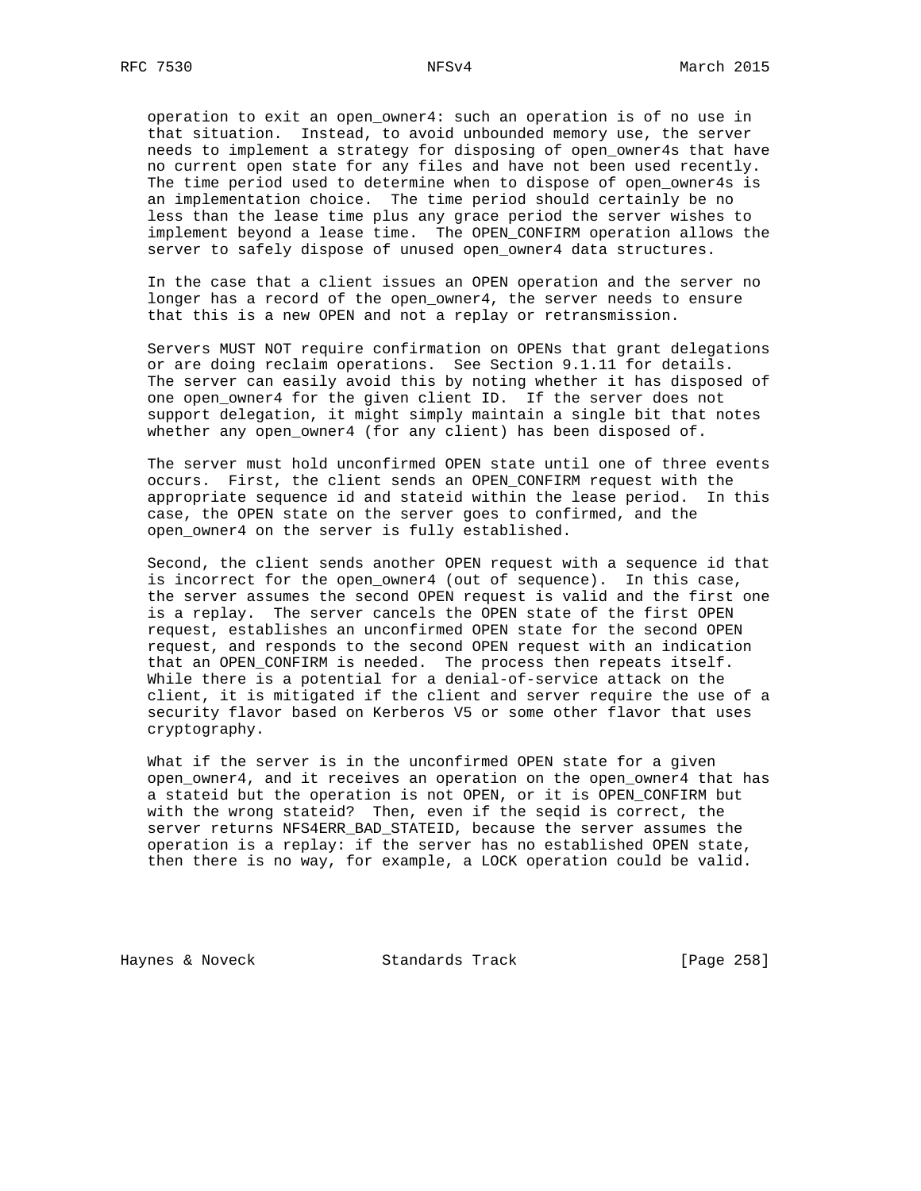operation to exit an open_owner4: such an operation is of no use in that situation. Instead, to avoid unbounded memory use, the server needs to implement a strategy for disposing of open_owner4s that have no current open state for any files and have not been used recently. The time period used to determine when to dispose of open_owner4s is an implementation choice. The time period should certainly be no less than the lease time plus any grace period the server wishes to implement beyond a lease time. The OPEN_CONFIRM operation allows the server to safely dispose of unused open_owner4 data structures.

In the case that a client issues an OPEN operation and the server no longer has a record of the open_owner4, the server needs to ensure that this is a new OPEN and not a replay or retransmission.

Servers MUST NOT require confirmation on OPENs that grant delegations or are doing reclaim operations. See Section 9.1.11 for details. The server can easily avoid this by noting whether it has disposed of one open_owner4 for the given client ID. If the server does not support delegation, it might simply maintain a single bit that notes whether any open_owner4 (for any client) has been disposed of.

The server must hold unconfirmed OPEN state until one of three events occurs. First, the client sends an OPEN_CONFIRM request with the appropriate sequence id and stateid within the lease period. In this case, the OPEN state on the server goes to confirmed, and the open_owner4 on the server is fully established.

Second, the client sends another OPEN request with a sequence id that is incorrect for the open_owner4 (out of sequence). In this case, the server assumes the second OPEN request is valid and the first one is a replay. The server cancels the OPEN state of the first OPEN request, establishes an unconfirmed OPEN state for the second OPEN request, and responds to the second OPEN request with an indication that an OPEN_CONFIRM is needed. The process then repeats itself. While there is a potential for a denial-of-service attack on the client, it is mitigated if the client and server require the use of a security flavor based on Kerberos V5 or some other flavor that uses cryptography.

What if the server is in the unconfirmed OPEN state for a given open_owner4, and it receives an operation on the open_owner4 that has a stateid but the operation is not OPEN, or it is OPEN_CONFIRM but with the wrong stateid? Then, even if the seqid is correct, the server returns NFS4ERR_BAD_STATEID, because the server assumes the operation is a replay: if the server has no established OPEN state, then there is no way, for example, a LOCK operation could be valid.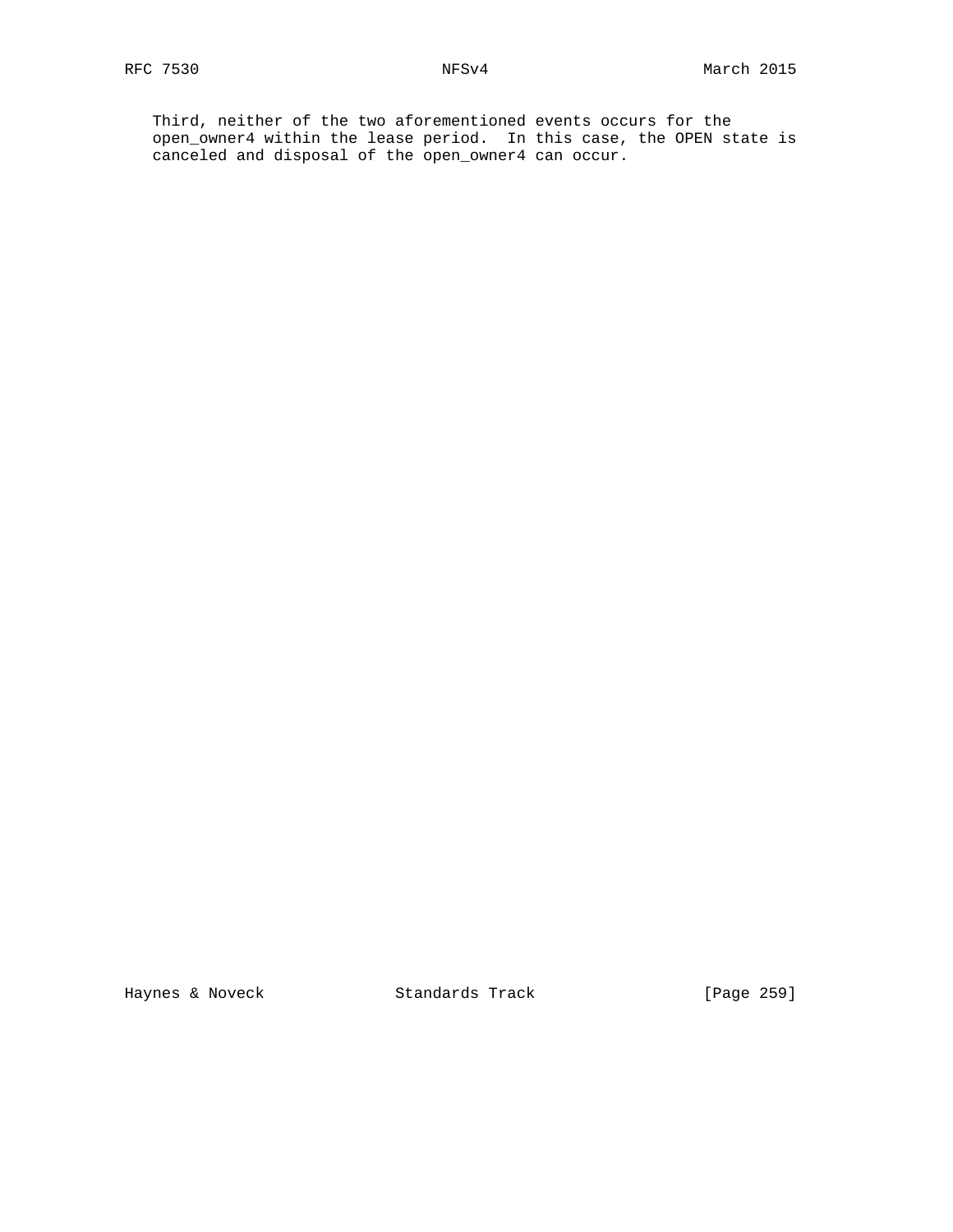Third, neither of the two aforementioned events occurs for the open_owner4 within the lease period. In this case, the OPEN state is canceled and disposal of the open_owner4 can occur.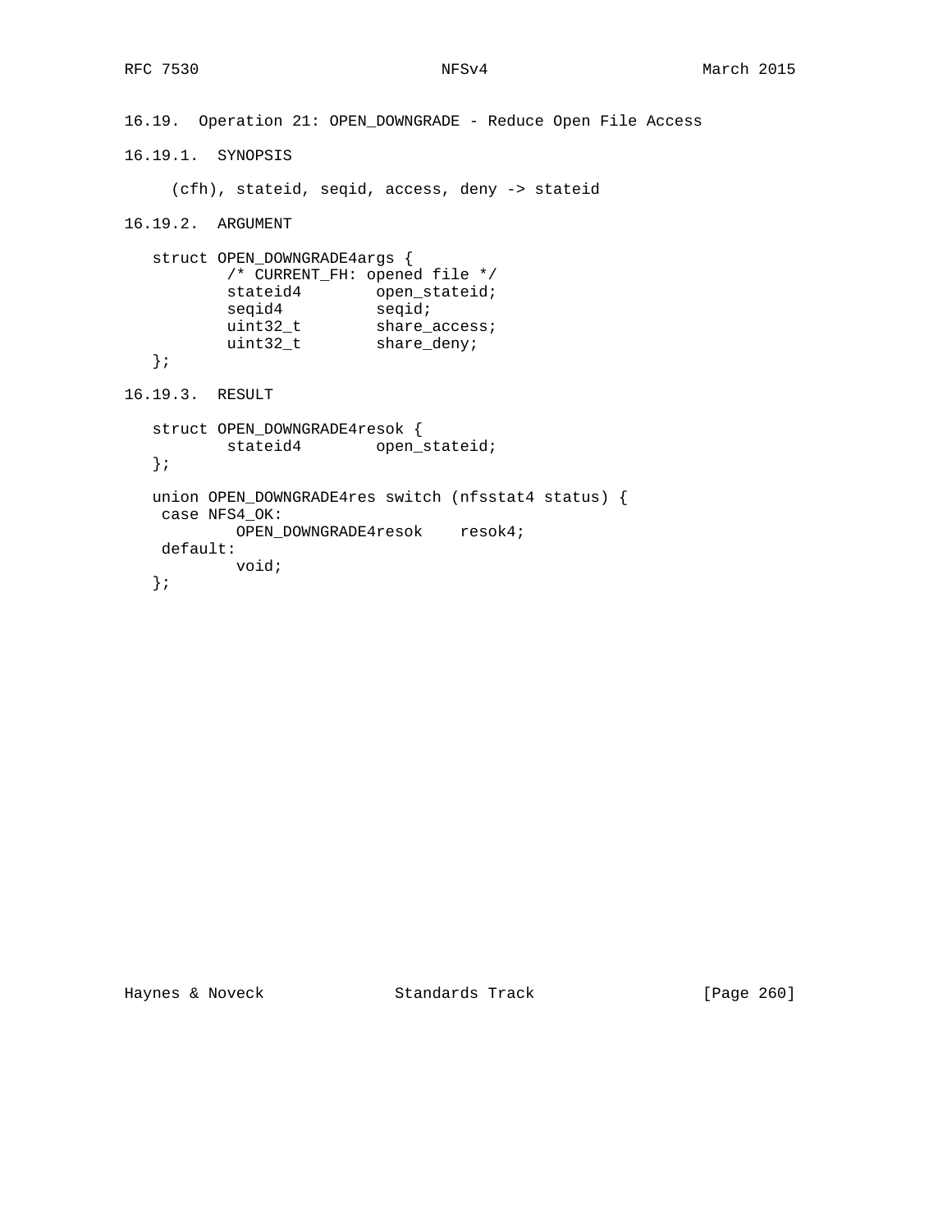### 16.19. Operation 21: OPEN_DOWNGRADE - Reduce Open File Access

#### 16.19.1. SYNOPSIS

```
(cfh), stateid, seqid, access, deny -> stateid
```

#### 16.19.2. ARGUMENT

```
struct OPEN_DOWNGRADE4args {
        /* CURRENT_FH: opened file */
        stateid4        open_stateid;
        seqid4          seqid;
        uint32_t        share_access;
        uint32_t        share_deny;
};
```

#### 16.19.3. RESULT

```
struct OPEN_DOWNGRADE4resok {
        stateid4        open_stateid;
};

union OPEN_DOWNGRADE4res switch (nfsstat4 status) {
 case NFS4_OK:
         OPEN_DOWNGRADE4resok    resok4;
 default:
         void;
};
```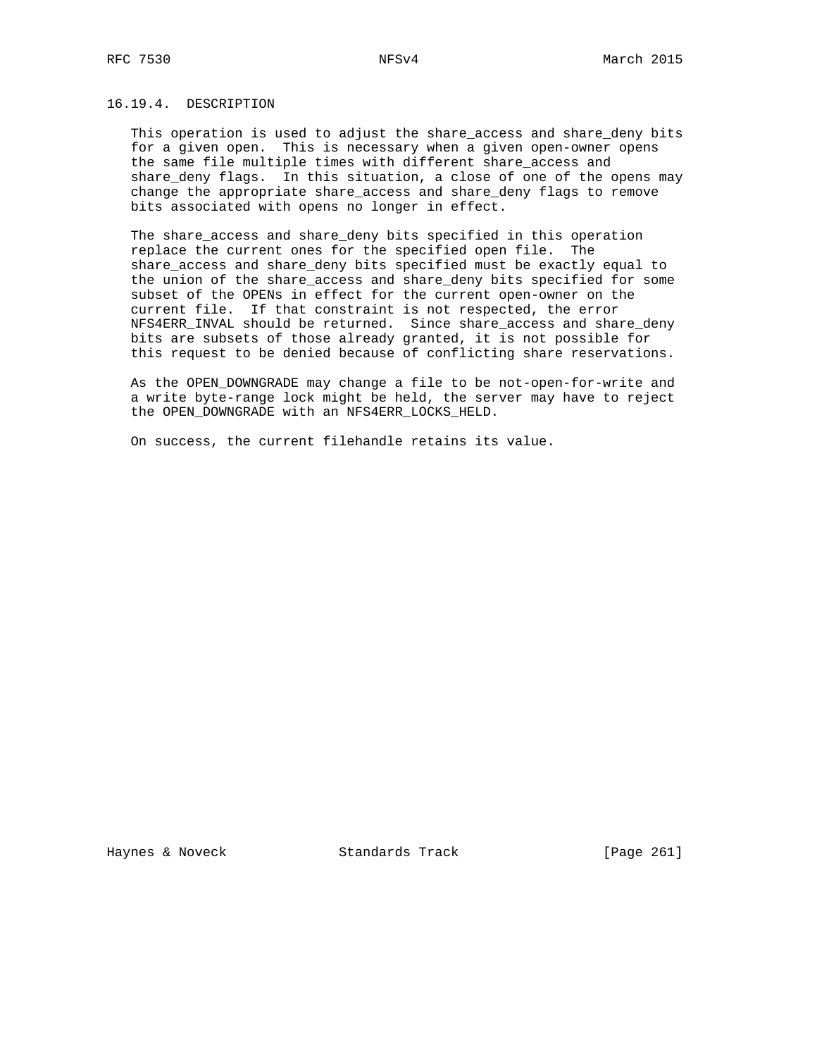#### 16.19.4. DESCRIPTION

This operation is used to adjust the share_access and share_deny bits for a given open. This is necessary when a given open-owner opens the same file multiple times with different share_access and share_deny flags. In this situation, a close of one of the opens may change the appropriate share_access and share_deny flags to remove bits associated with opens no longer in effect.

The share_access and share_deny bits specified in this operation replace the current ones for the specified open file. The share_access and share_deny bits specified must be exactly equal to the union of the share_access and share_deny bits specified for some subset of the OPENs in effect for the current open-owner on the current file. If that constraint is not respected, the error NFS4ERR_INVAL should be returned. Since share_access and share_deny bits are subsets of those already granted, it is not possible for this request to be denied because of conflicting share reservations.

As the OPEN_DOWNGRADE may change a file to be not-open-for-write and a write byte-range lock might be held, the server may have to reject the OPEN_DOWNGRADE with an NFS4ERR_LOCKS_HELD.

On success, the current filehandle retains its value.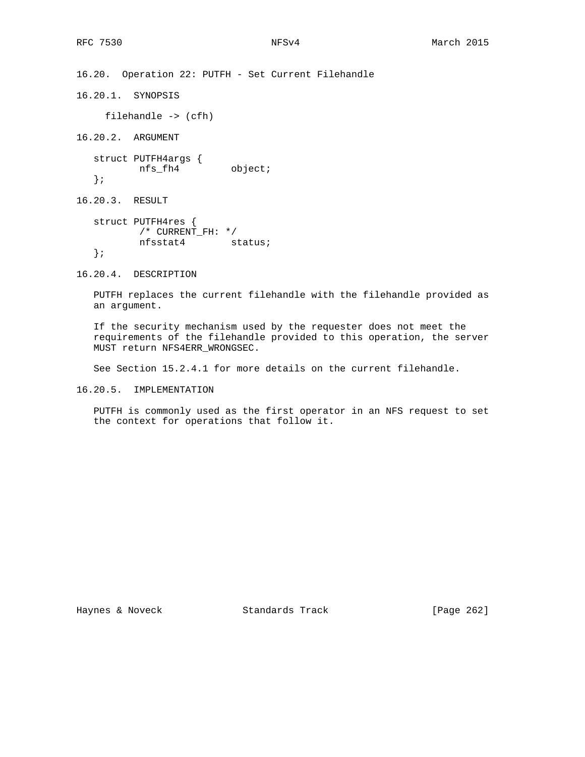### 16.20. Operation 22: PUTFH - Set Current Filehandle

#### 16.20.1. SYNOPSIS

```
filehandle -> (cfh)
```

#### 16.20.2. ARGUMENT

```
struct PUTFH4args {
        nfs_fh4         object;
};
```

#### 16.20.3. RESULT

```
struct PUTFH4res {
        /* CURRENT_FH: */
        nfsstat4        status;
};
```

#### 16.20.4. DESCRIPTION

PUTFH replaces the current filehandle with the filehandle provided as an argument.

If the security mechanism used by the requester does not meet the requirements of the filehandle provided to this operation, the server MUST return NFS4ERR_WRONGSEC.

See Section 15.2.4.1 for more details on the current filehandle.

#### 16.20.5. IMPLEMENTATION

PUTFH is commonly used as the first operator in an NFS request to set the context for operations that follow it.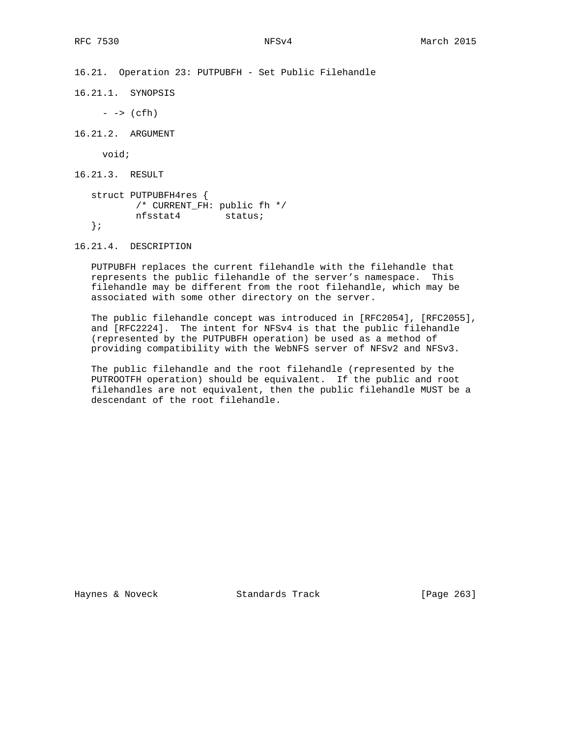### 16.21. Operation 23: PUTPUBFH - Set Public Filehandle

#### 16.21.1. SYNOPSIS

```
- -> (cfh)
```

#### 16.21.2. ARGUMENT

```
void;
```

#### 16.21.3. RESULT

```
struct PUTPUBFH4res {
        /* CURRENT_FH: public fh */
        nfsstat4        status;
};
```

#### 16.21.4. DESCRIPTION

PUTPUBFH replaces the current filehandle with the filehandle that represents the public filehandle of the server's namespace. This filehandle may be different from the root filehandle, which may be associated with some other directory on the server.

The public filehandle concept was introduced in [RFC2054], [RFC2055], and [RFC2224]. The intent for NFSv4 is that the public filehandle (represented by the PUTPUBFH operation) be used as a method of providing compatibility with the WebNFS server of NFSv2 and NFSv3.

The public filehandle and the root filehandle (represented by the PUTROOTFH operation) should be equivalent. If the public and root filehandles are not equivalent, then the public filehandle MUST be a descendant of the root filehandle.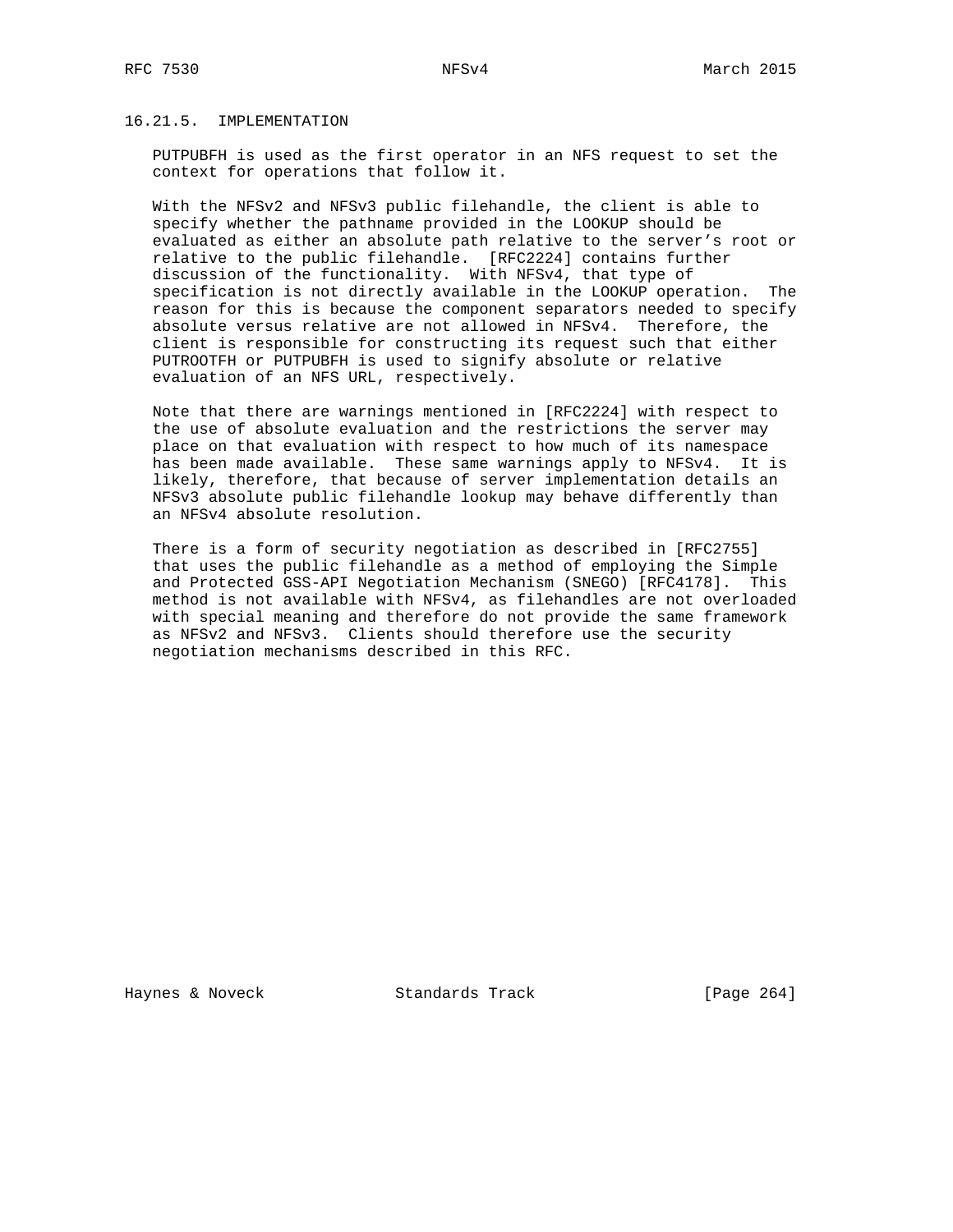### 16.21.5. IMPLEMENTATION

PUTPUBFH is used as the first operator in an NFS request to set the context for operations that follow it.

With the NFSv2 and NFSv3 public filehandle, the client is able to specify whether the pathname provided in the LOOKUP should be evaluated as either an absolute path relative to the server's root or relative to the public filehandle. [RFC2224] contains further discussion of the functionality. With NFSv4, that type of specification is not directly available in the LOOKUP operation. The reason for this is because the component separators needed to specify absolute versus relative are not allowed in NFSv4. Therefore, the client is responsible for constructing its request such that either PUTROOTFH or PUTPUBFH is used to signify absolute or relative evaluation of an NFS URL, respectively.

Note that there are warnings mentioned in [RFC2224] with respect to the use of absolute evaluation and the restrictions the server may place on that evaluation with respect to how much of its namespace has been made available. These same warnings apply to NFSv4. It is likely, therefore, that because of server implementation details an NFSv3 absolute public filehandle lookup may behave differently than an NFSv4 absolute resolution.

There is a form of security negotiation as described in [RFC2755] that uses the public filehandle as a method of employing the Simple and Protected GSS-API Negotiation Mechanism (SNEGO) [RFC4178]. This method is not available with NFSv4, as filehandles are not overloaded with special meaning and therefore do not provide the same framework as NFSv2 and NFSv3. Clients should therefore use the security negotiation mechanisms described in this RFC.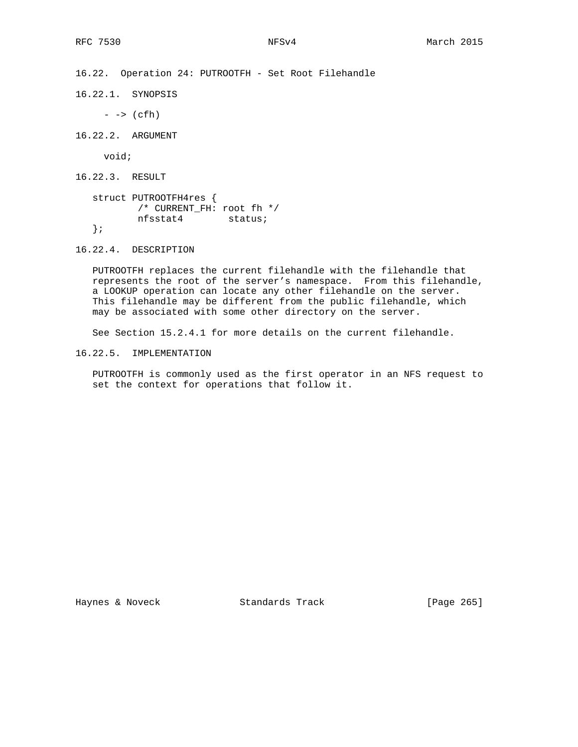## 16.22. Operation 24: PUTROOTFH - Set Root Filehandle

### 16.22.1. SYNOPSIS

```
- -> (cfh)
```

### 16.22.2. ARGUMENT

```
void;
```

### 16.22.3. RESULT

```
struct PUTROOTFH4res {
        /* CURRENT_FH: root fh */
        nfsstat4        status;
};
```

### 16.22.4. DESCRIPTION

PUTROOTFH replaces the current filehandle with the filehandle that represents the root of the server's namespace. From this filehandle, a LOOKUP operation can locate any other filehandle on the server. This filehandle may be different from the public filehandle, which may be associated with some other directory on the server.

See Section 15.2.4.1 for more details on the current filehandle.

### 16.22.5. IMPLEMENTATION

PUTROOTFH is commonly used as the first operator in an NFS request to set the context for operations that follow it.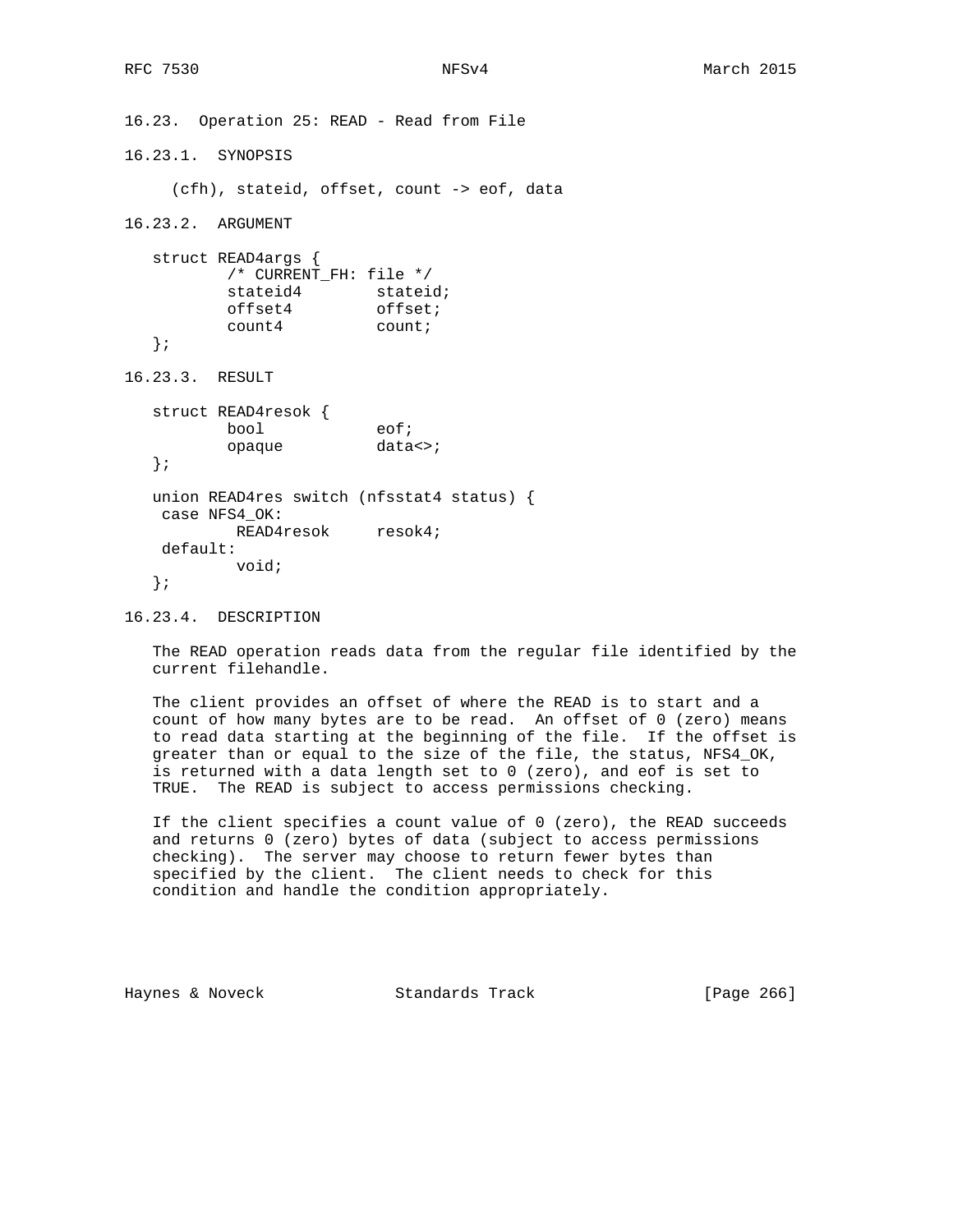### 16.23. Operation 25: READ - Read from File

#### 16.23.1. SYNOPSIS

```
(cfh), stateid, offset, count -> eof, data
```

#### 16.23.2. ARGUMENT

```
struct READ4args {
        /* CURRENT_FH: file */
        stateid4        stateid;
        offset4         offset;
        count4          count;
};
```

#### 16.23.3. RESULT

```
struct READ4resok {
        bool            eof;
        opaque          data<>;
};

union READ4res switch (nfsstat4 status) {
 case NFS4_OK:
         READ4resok     resok4;
 default:
         void;
};
```

#### 16.23.4. DESCRIPTION

The READ operation reads data from the regular file identified by the current filehandle.

The client provides an offset of where the READ is to start and a count of how many bytes are to be read. An offset of 0 (zero) means to read data starting at the beginning of the file. If the offset is greater than or equal to the size of the file, the status, NFS4_OK, is returned with a data length set to 0 (zero), and eof is set to TRUE. The READ is subject to access permissions checking.

If the client specifies a count value of 0 (zero), the READ succeeds and returns 0 (zero) bytes of data (subject to access permissions checking). The server may choose to return fewer bytes than specified by the client. The client needs to check for this condition and handle the condition appropriately.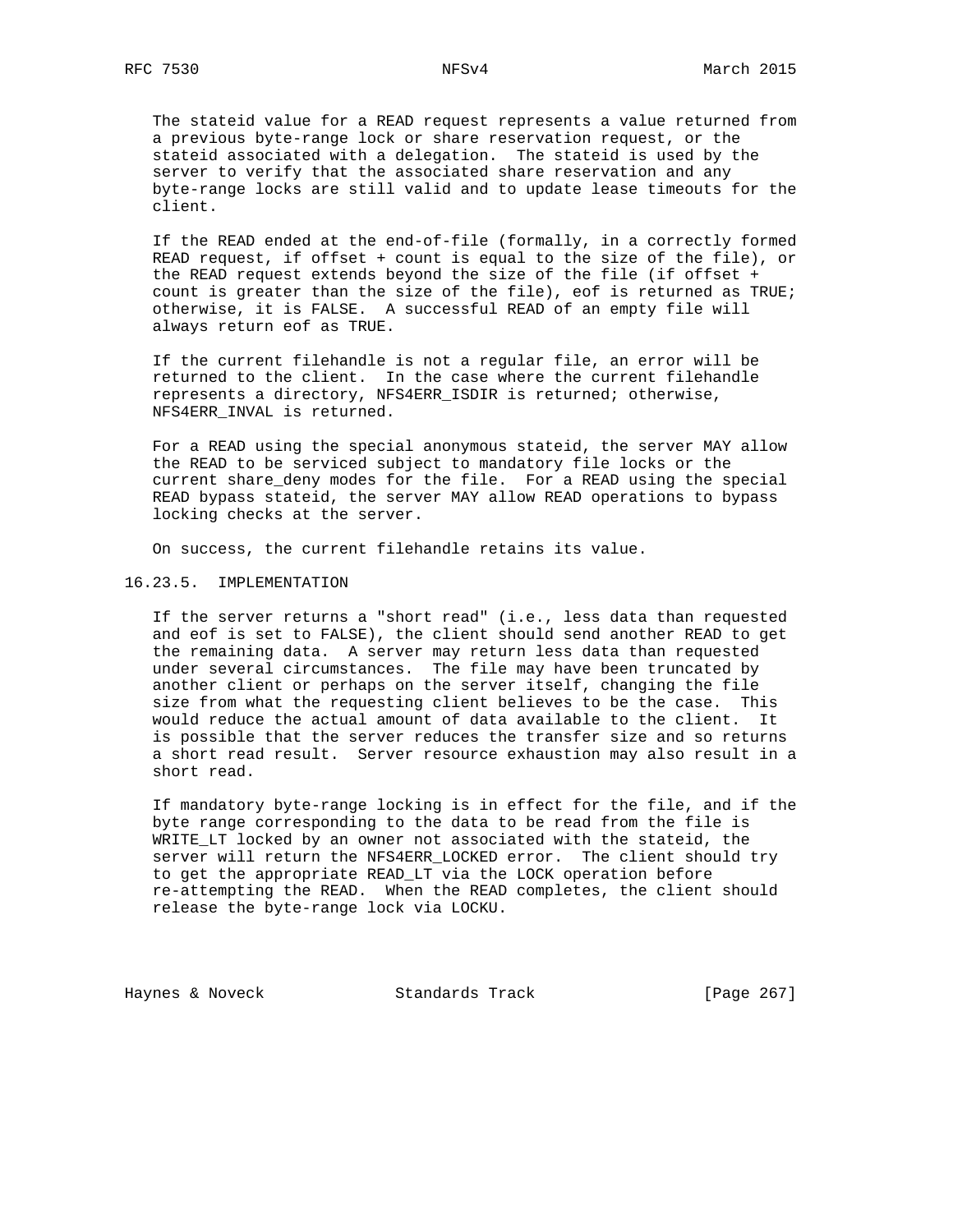The stateid value for a READ request represents a value returned from a previous byte-range lock or share reservation request, or the stateid associated with a delegation. The stateid is used by the server to verify that the associated share reservation and any byte-range locks are still valid and to update lease timeouts for the client.

If the READ ended at the end-of-file (formally, in a correctly formed READ request, if offset + count is equal to the size of the file), or the READ request extends beyond the size of the file (if offset + count is greater than the size of the file), eof is returned as TRUE; otherwise, it is FALSE. A successful READ of an empty file will always return eof as TRUE.

If the current filehandle is not a regular file, an error will be returned to the client. In the case where the current filehandle represents a directory, NFS4ERR_ISDIR is returned; otherwise, NFS4ERR_INVAL is returned.

For a READ using the special anonymous stateid, the server MAY allow the READ to be serviced subject to mandatory file locks or the current share_deny modes for the file. For a READ using the special READ bypass stateid, the server MAY allow READ operations to bypass locking checks at the server.

On success, the current filehandle retains its value.

### 16.23.5. IMPLEMENTATION

If the server returns a "short read" (i.e., less data than requested and eof is set to FALSE), the client should send another READ to get the remaining data. A server may return less data than requested under several circumstances. The file may have been truncated by another client or perhaps on the server itself, changing the file size from what the requesting client believes to be the case. This would reduce the actual amount of data available to the client. It is possible that the server reduces the transfer size and so returns a short read result. Server resource exhaustion may also result in a short read.

If mandatory byte-range locking is in effect for the file, and if the byte range corresponding to the data to be read from the file is WRITE_LT locked by an owner not associated with the stateid, the server will return the NFS4ERR_LOCKED error. The client should try to get the appropriate READ_LT via the LOCK operation before re-attempting the READ. When the READ completes, the client should release the byte-range lock via LOCKU.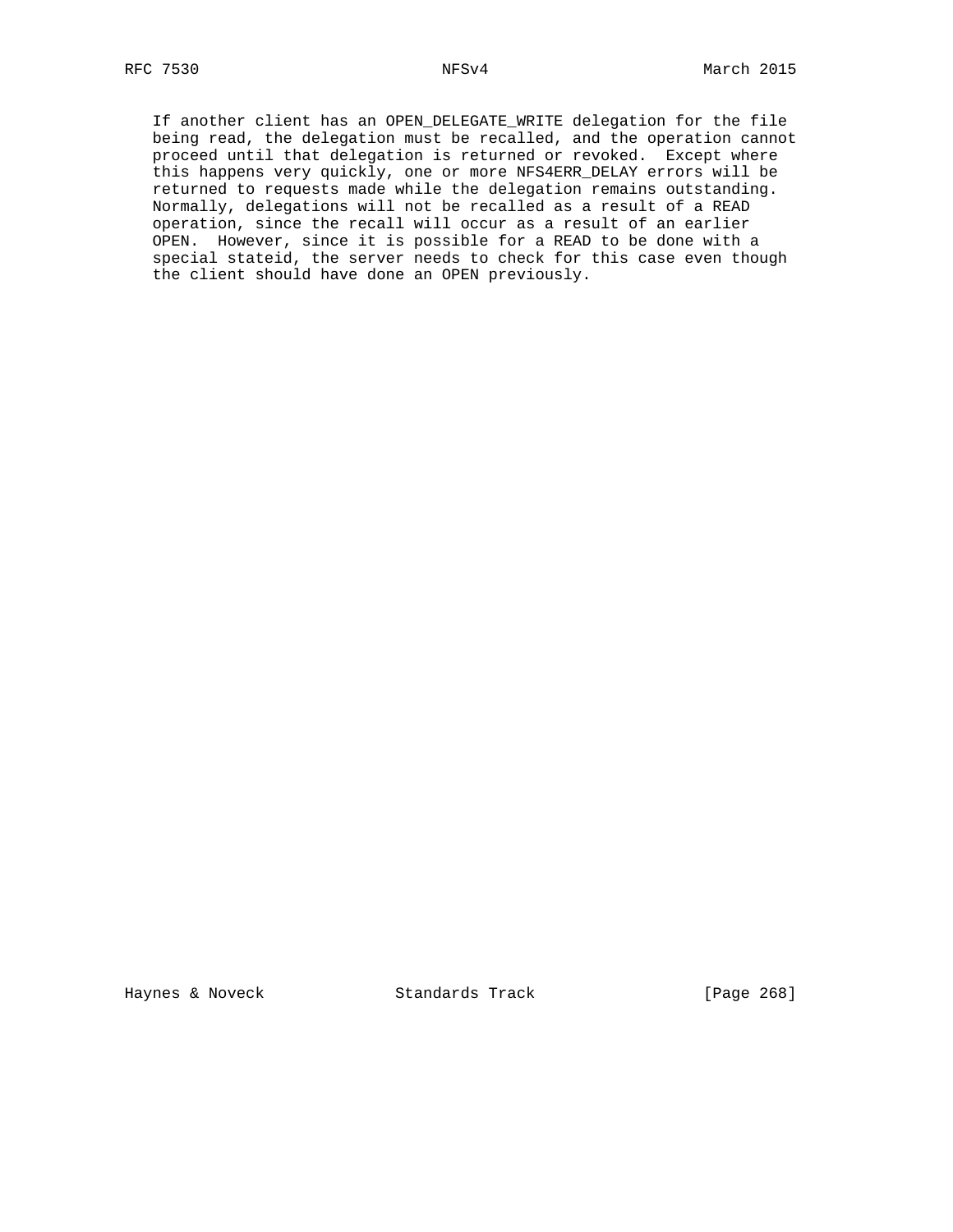If another client has an OPEN_DELEGATE_WRITE delegation for the file being read, the delegation must be recalled, and the operation cannot proceed until that delegation is returned or revoked. Except where this happens very quickly, one or more NFS4ERR_DELAY errors will be returned to requests made while the delegation remains outstanding. Normally, delegations will not be recalled as a result of a READ operation, since the recall will occur as a result of an earlier OPEN. However, since it is possible for a READ to be done with a special stateid, the server needs to check for this case even though the client should have done an OPEN previously.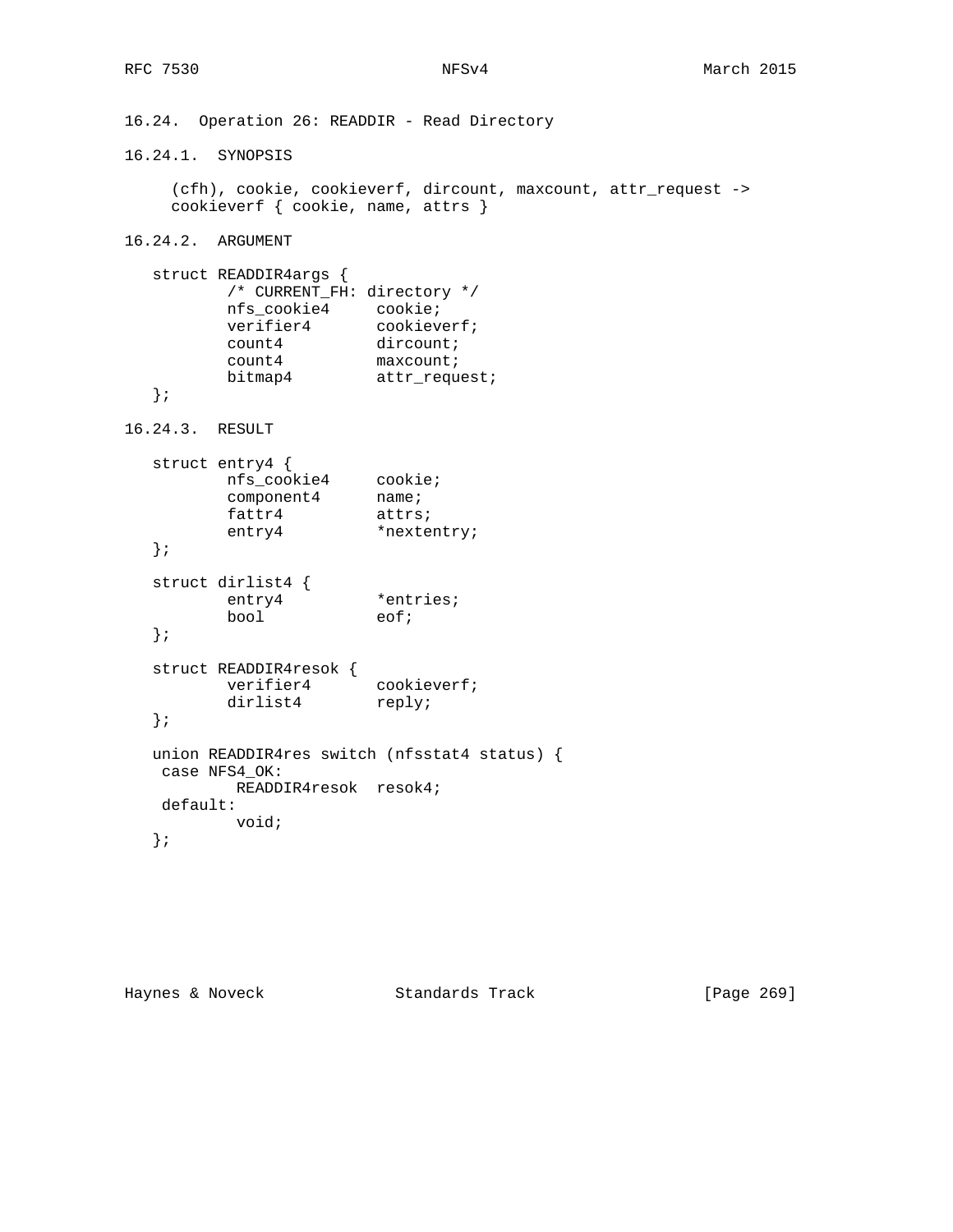## 16.24. Operation 26: READDIR - Read Directory

### 16.24.1. SYNOPSIS

```
  (cfh), cookie, cookieverf, dircount, maxcount, attr_request ->
  cookieverf { cookie, name, attrs }
```

### 16.24.2. ARGUMENT

```
struct READDIR4args {
        /* CURRENT_FH: directory */
        nfs_cookie4     cookie;
        verifier4       cookieverf;
        count4          dircount;
        count4          maxcount;
        bitmap4         attr_request;
};
```

### 16.24.3. RESULT

```
struct entry4 {
        nfs_cookie4     cookie;
        component4      name;
        fattr4          attrs;
        entry4          *nextentry;
};

struct dirlist4 {
        entry4          *entries;
        bool            eof;
};

struct READDIR4resok {
        verifier4       cookieverf;
        dirlist4        reply;
};

union READDIR4res switch (nfsstat4 status) {
 case NFS4_OK:
         READDIR4resok  resok4;
 default:
         void;
};
```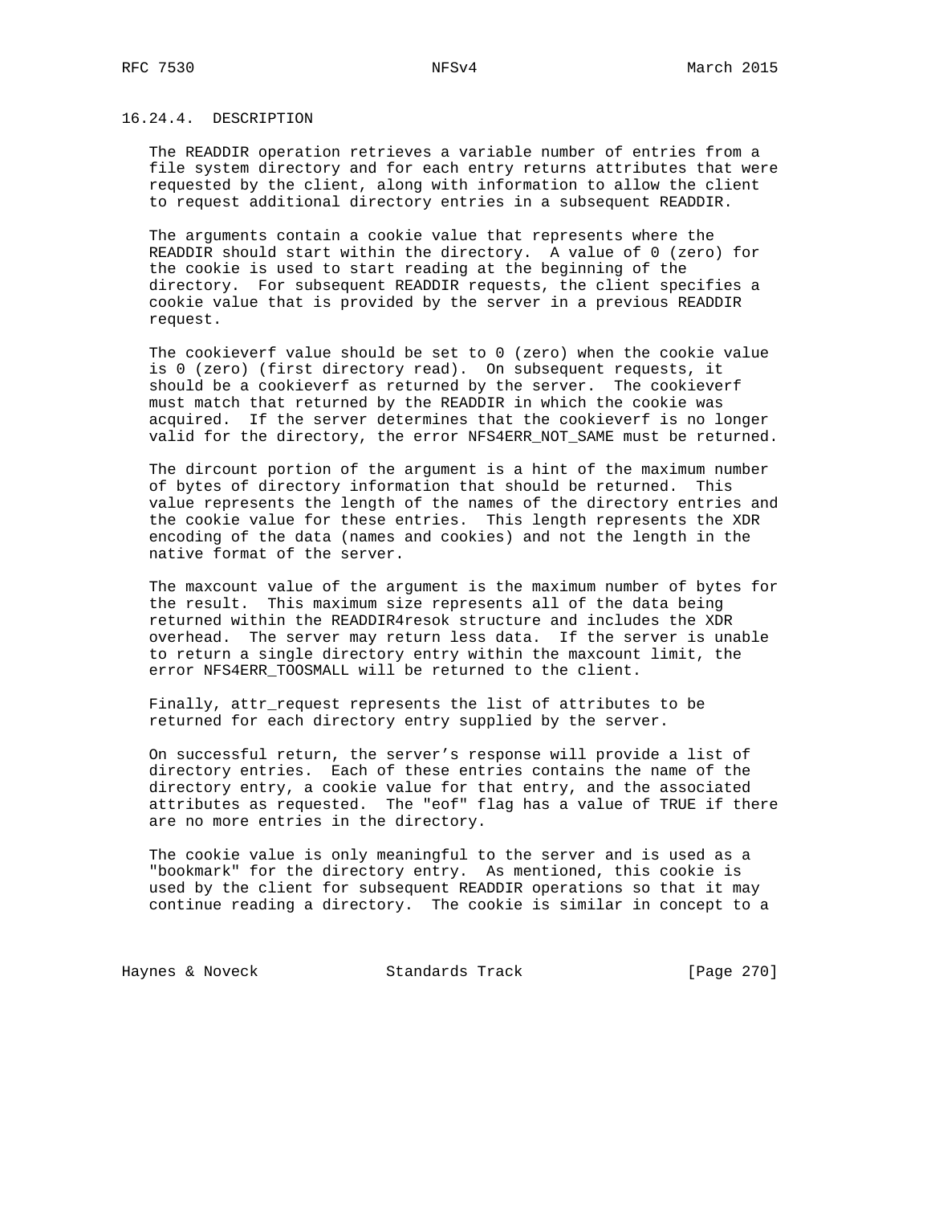### 16.24.4. DESCRIPTION

The READDIR operation retrieves a variable number of entries from a file system directory and for each entry returns attributes that were requested by the client, along with information to allow the client to request additional directory entries in a subsequent READDIR.

The arguments contain a cookie value that represents where the READDIR should start within the directory. A value of 0 (zero) for the cookie is used to start reading at the beginning of the directory. For subsequent READDIR requests, the client specifies a cookie value that is provided by the server in a previous READDIR request.

The cookieverf value should be set to 0 (zero) when the cookie value is 0 (zero) (first directory read). On subsequent requests, it should be a cookieverf as returned by the server. The cookieverf must match that returned by the READDIR in which the cookie was acquired. If the server determines that the cookieverf is no longer valid for the directory, the error NFS4ERR_NOT_SAME must be returned.

The dircount portion of the argument is a hint of the maximum number of bytes of directory information that should be returned. This value represents the length of the names of the directory entries and the cookie value for these entries. This length represents the XDR encoding of the data (names and cookies) and not the length in the native format of the server.

The maxcount value of the argument is the maximum number of bytes for the result. This maximum size represents all of the data being returned within the READDIR4resok structure and includes the XDR overhead. The server may return less data. If the server is unable to return a single directory entry within the maxcount limit, the error NFS4ERR_TOOSMALL will be returned to the client.

Finally, attr_request represents the list of attributes to be returned for each directory entry supplied by the server.

On successful return, the server's response will provide a list of directory entries. Each of these entries contains the name of the directory entry, a cookie value for that entry, and the associated attributes as requested. The "eof" flag has a value of TRUE if there are no more entries in the directory.

The cookie value is only meaningful to the server and is used as a "bookmark" for the directory entry. As mentioned, this cookie is used by the client for subsequent READDIR operations so that it may continue reading a directory. The cookie is similar in concept to a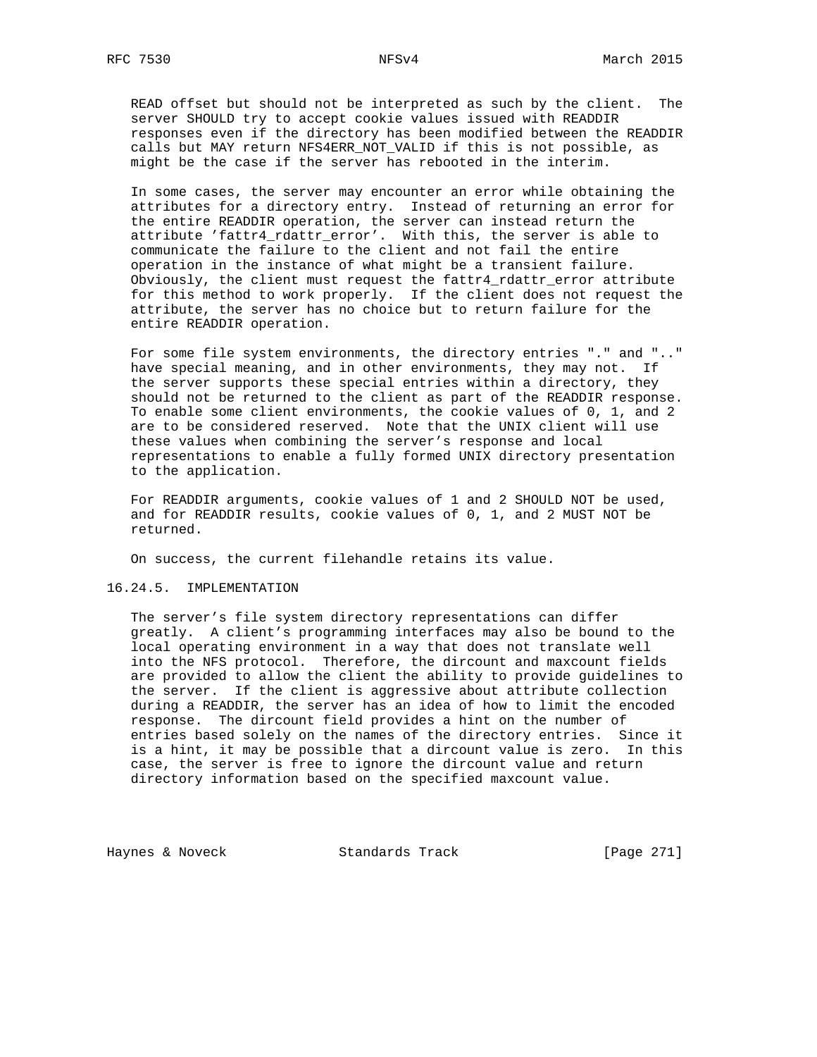READ offset but should not be interpreted as such by the client. The server SHOULD try to accept cookie values issued with READDIR responses even if the directory has been modified between the READDIR calls but MAY return NFS4ERR_NOT_VALID if this is not possible, as might be the case if the server has rebooted in the interim.

In some cases, the server may encounter an error while obtaining the attributes for a directory entry. Instead of returning an error for the entire READDIR operation, the server can instead return the attribute 'fattr4_rdattr_error'. With this, the server is able to communicate the failure to the client and not fail the entire operation in the instance of what might be a transient failure. Obviously, the client must request the fattr4_rdattr_error attribute for this method to work properly. If the client does not request the attribute, the server has no choice but to return failure for the entire READDIR operation.

For some file system environments, the directory entries "." and ".." have special meaning, and in other environments, they may not. If the server supports these special entries within a directory, they should not be returned to the client as part of the READDIR response. To enable some client environments, the cookie values of 0, 1, and 2 are to be considered reserved. Note that the UNIX client will use these values when combining the server's response and local representations to enable a fully formed UNIX directory presentation to the application.

For READDIR arguments, cookie values of 1 and 2 SHOULD NOT be used, and for READDIR results, cookie values of 0, 1, and 2 MUST NOT be returned.

On success, the current filehandle retains its value.

### 16.24.5. IMPLEMENTATION

The server's file system directory representations can differ greatly. A client's programming interfaces may also be bound to the local operating environment in a way that does not translate well into the NFS protocol. Therefore, the dircount and maxcount fields are provided to allow the client the ability to provide guidelines to the server. If the client is aggressive about attribute collection during a READDIR, the server has an idea of how to limit the encoded response. The dircount field provides a hint on the number of entries based solely on the names of the directory entries. Since it is a hint, it may be possible that a dircount value is zero. In this case, the server is free to ignore the dircount value and return directory information based on the specified maxcount value.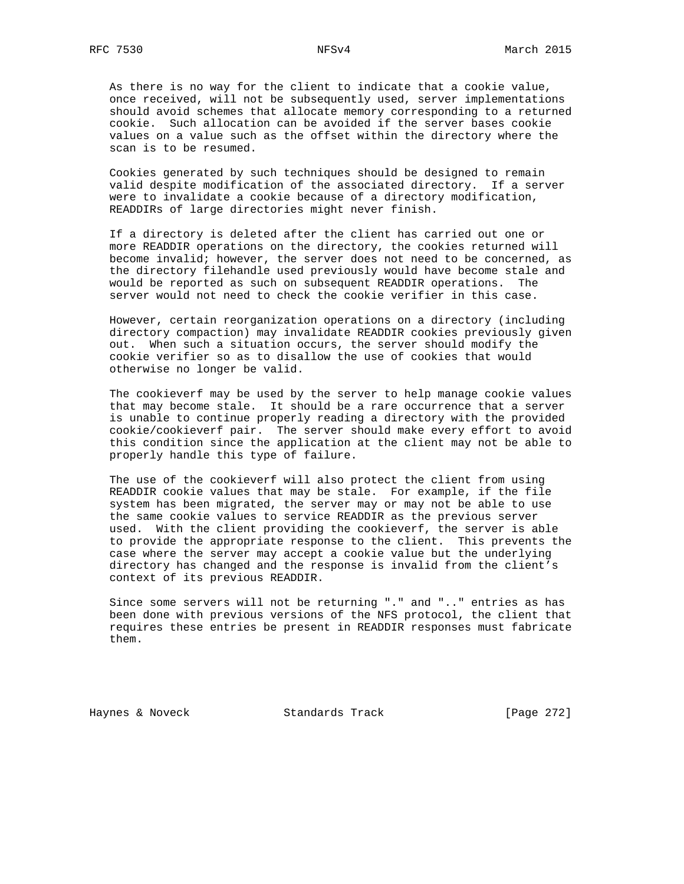As there is no way for the client to indicate that a cookie value, once received, will not be subsequently used, server implementations should avoid schemes that allocate memory corresponding to a returned cookie. Such allocation can be avoided if the server bases cookie values on a value such as the offset within the directory where the scan is to be resumed.

Cookies generated by such techniques should be designed to remain valid despite modification of the associated directory. If a server were to invalidate a cookie because of a directory modification, READDIRs of large directories might never finish.

If a directory is deleted after the client has carried out one or more READDIR operations on the directory, the cookies returned will become invalid; however, the server does not need to be concerned, as the directory filehandle used previously would have become stale and would be reported as such on subsequent READDIR operations. The server would not need to check the cookie verifier in this case.

However, certain reorganization operations on a directory (including directory compaction) may invalidate READDIR cookies previously given out. When such a situation occurs, the server should modify the cookie verifier so as to disallow the use of cookies that would otherwise no longer be valid.

The cookieverf may be used by the server to help manage cookie values that may become stale. It should be a rare occurrence that a server is unable to continue properly reading a directory with the provided cookie/cookieverf pair. The server should make every effort to avoid this condition since the application at the client may not be able to properly handle this type of failure.

The use of the cookieverf will also protect the client from using READDIR cookie values that may be stale. For example, if the file system has been migrated, the server may or may not be able to use the same cookie values to service READDIR as the previous server used. With the client providing the cookieverf, the server is able to provide the appropriate response to the client. This prevents the case where the server may accept a cookie value but the underlying directory has changed and the response is invalid from the client's context of its previous READDIR.

Since some servers will not be returning "." and ".." entries as has been done with previous versions of the NFS protocol, the client that requires these entries be present in READDIR responses must fabricate them.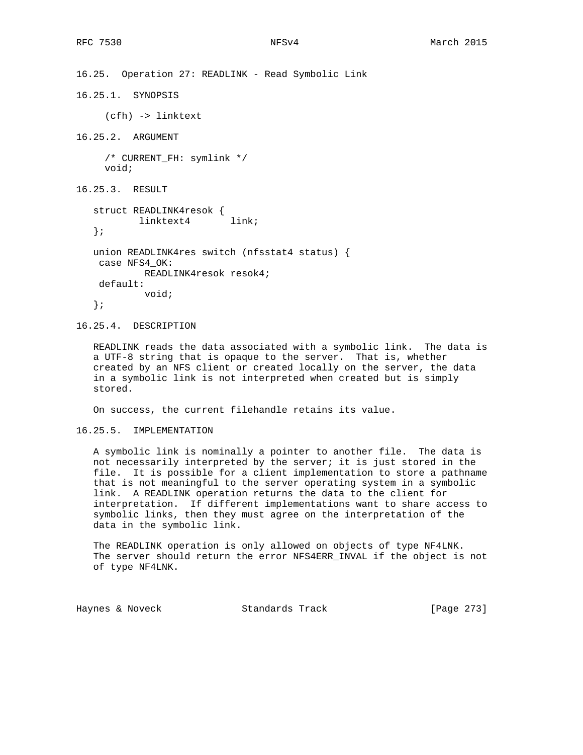### 16.25. Operation 27: READLINK - Read Symbolic Link

#### 16.25.1. SYNOPSIS

```
(cfh) -> linktext
```

#### 16.25.2. ARGUMENT

```
/* CURRENT_FH: symlink */
void;
```

#### 16.25.3. RESULT

```
struct READLINK4resok {
        linktext4       link;
};

union READLINK4res switch (nfsstat4 status) {
 case NFS4_OK:
         READLINK4resok resok4;
 default:
         void;
};
```

#### 16.25.4. DESCRIPTION

READLINK reads the data associated with a symbolic link. The data is a UTF-8 string that is opaque to the server. That is, whether created by an NFS client or created locally on the server, the data in a symbolic link is not interpreted when created but is simply stored.

On success, the current filehandle retains its value.

#### 16.25.5. IMPLEMENTATION

A symbolic link is nominally a pointer to another file. The data is not necessarily interpreted by the server; it is just stored in the file. It is possible for a client implementation to store a pathname that is not meaningful to the server operating system in a symbolic link. A READLINK operation returns the data to the client for interpretation. If different implementations want to share access to symbolic links, then they must agree on the interpretation of the data in the symbolic link.

The READLINK operation is only allowed on objects of type NF4LNK. The server should return the error NFS4ERR_INVAL if the object is not of type NF4LNK.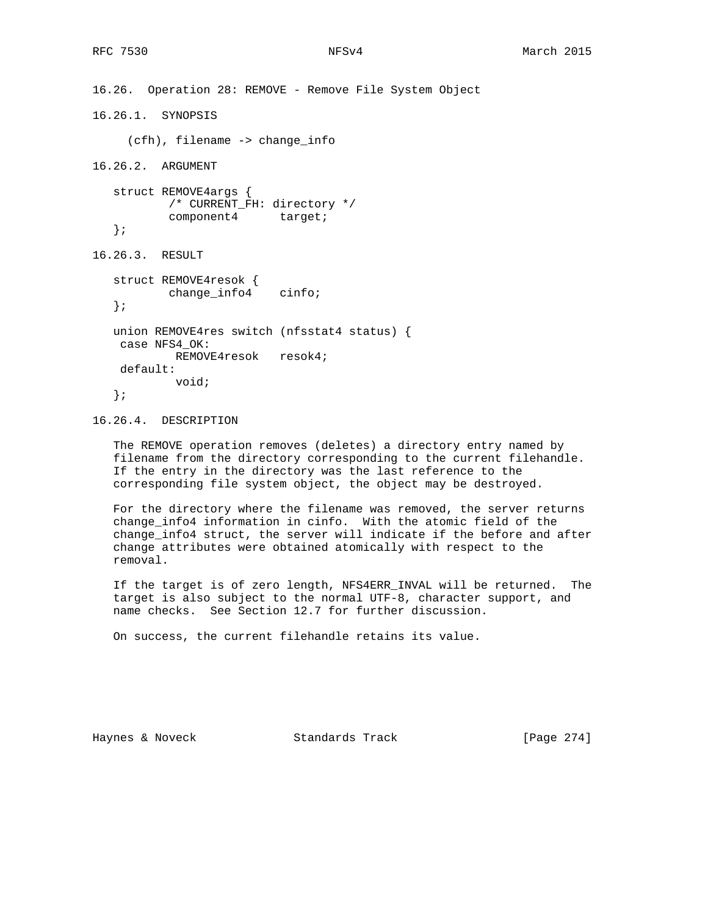### 16.26. Operation 28: REMOVE - Remove File System Object

#### 16.26.1. SYNOPSIS

```
(cfh), filename -> change_info
```

#### 16.26.2. ARGUMENT

```
struct REMOVE4args {
        /* CURRENT_FH: directory */
        component4      target;
};
```

#### 16.26.3. RESULT

```
struct REMOVE4resok {
        change_info4    cinfo;
};

union REMOVE4res switch (nfsstat4 status) {
 case NFS4_OK:
         REMOVE4resok   resok4;
 default:
         void;
};
```

#### 16.26.4. DESCRIPTION

The REMOVE operation removes (deletes) a directory entry named by filename from the directory corresponding to the current filehandle. If the entry in the directory was the last reference to the corresponding file system object, the object may be destroyed.

For the directory where the filename was removed, the server returns change_info4 information in cinfo. With the atomic field of the change_info4 struct, the server will indicate if the before and after change attributes were obtained atomically with respect to the removal.

If the target is of zero length, NFS4ERR_INVAL will be returned. The target is also subject to the normal UTF-8, character support, and name checks. See Section 12.7 for further discussion.

On success, the current filehandle retains its value.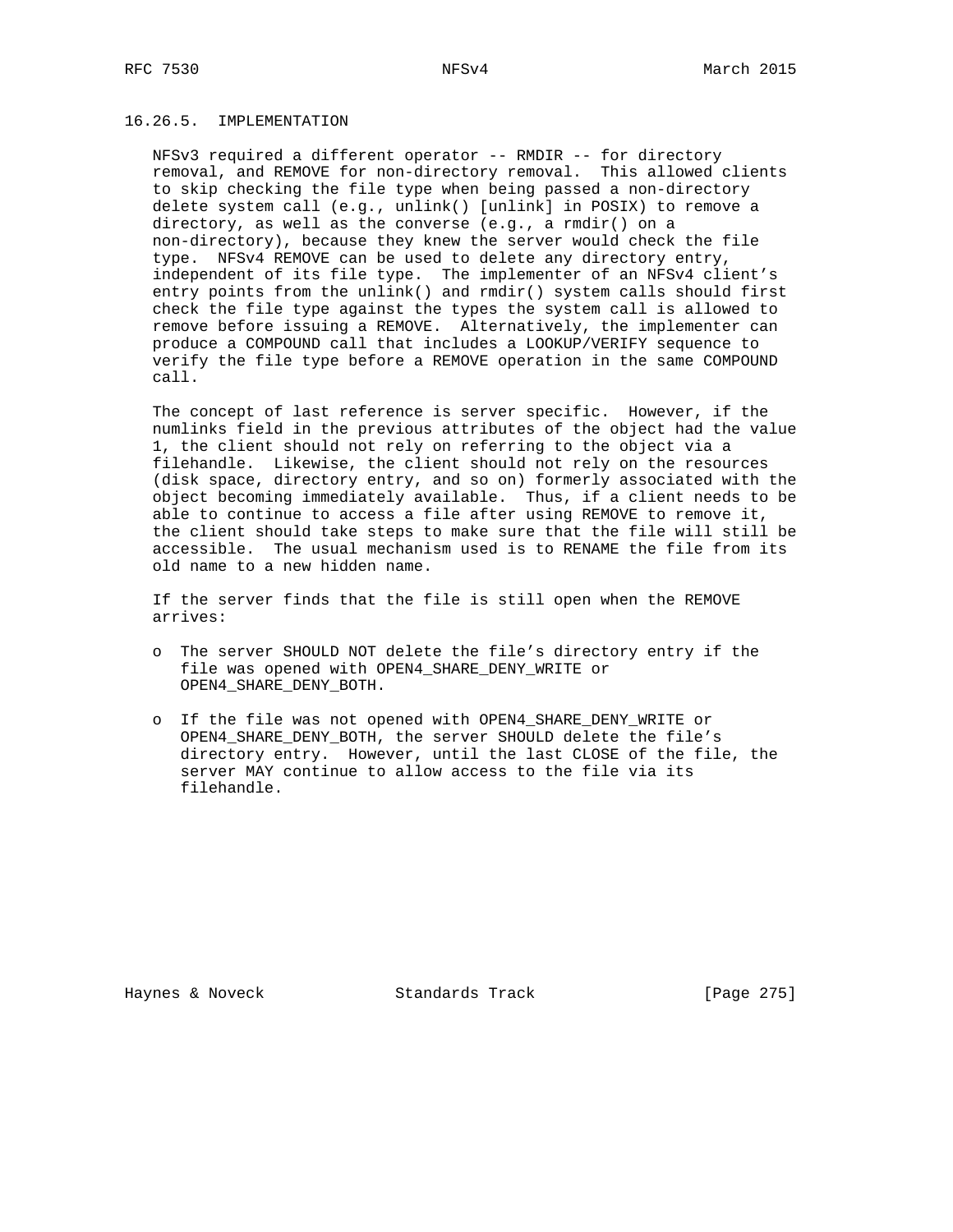#### 16.26.5. IMPLEMENTATION

NFSv3 required a different operator -- RMDIR -- for directory removal, and REMOVE for non-directory removal. This allowed clients to skip checking the file type when being passed a non-directory delete system call (e.g., unlink() [unlink] in POSIX) to remove a directory, as well as the converse (e.g., a rmdir() on a non-directory), because they knew the server would check the file type. NFSv4 REMOVE can be used to delete any directory entry, independent of its file type. The implementer of an NFSv4 client's entry points from the unlink() and rmdir() system calls should first check the file type against the types the system call is allowed to remove before issuing a REMOVE. Alternatively, the implementer can produce a COMPOUND call that includes a LOOKUP/VERIFY sequence to verify the file type before a REMOVE operation in the same COMPOUND call.

The concept of last reference is server specific. However, if the numlinks field in the previous attributes of the object had the value 1, the client should not rely on referring to the object via a filehandle. Likewise, the client should not rely on the resources (disk space, directory entry, and so on) formerly associated with the object becoming immediately available. Thus, if a client needs to be able to continue to access a file after using REMOVE to remove it, the client should take steps to make sure that the file will still be accessible. The usual mechanism used is to RENAME the file from its old name to a new hidden name.

If the server finds that the file is still open when the REMOVE arrives:

- The server SHOULD NOT delete the file's directory entry if the file was opened with OPEN4_SHARE_DENY_WRITE or OPEN4_SHARE_DENY_BOTH.

- If the file was not opened with OPEN4_SHARE_DENY_WRITE or OPEN4_SHARE_DENY_BOTH, the server SHOULD delete the file's directory entry. However, until the last CLOSE of the file, the server MAY continue to allow access to the file via its filehandle.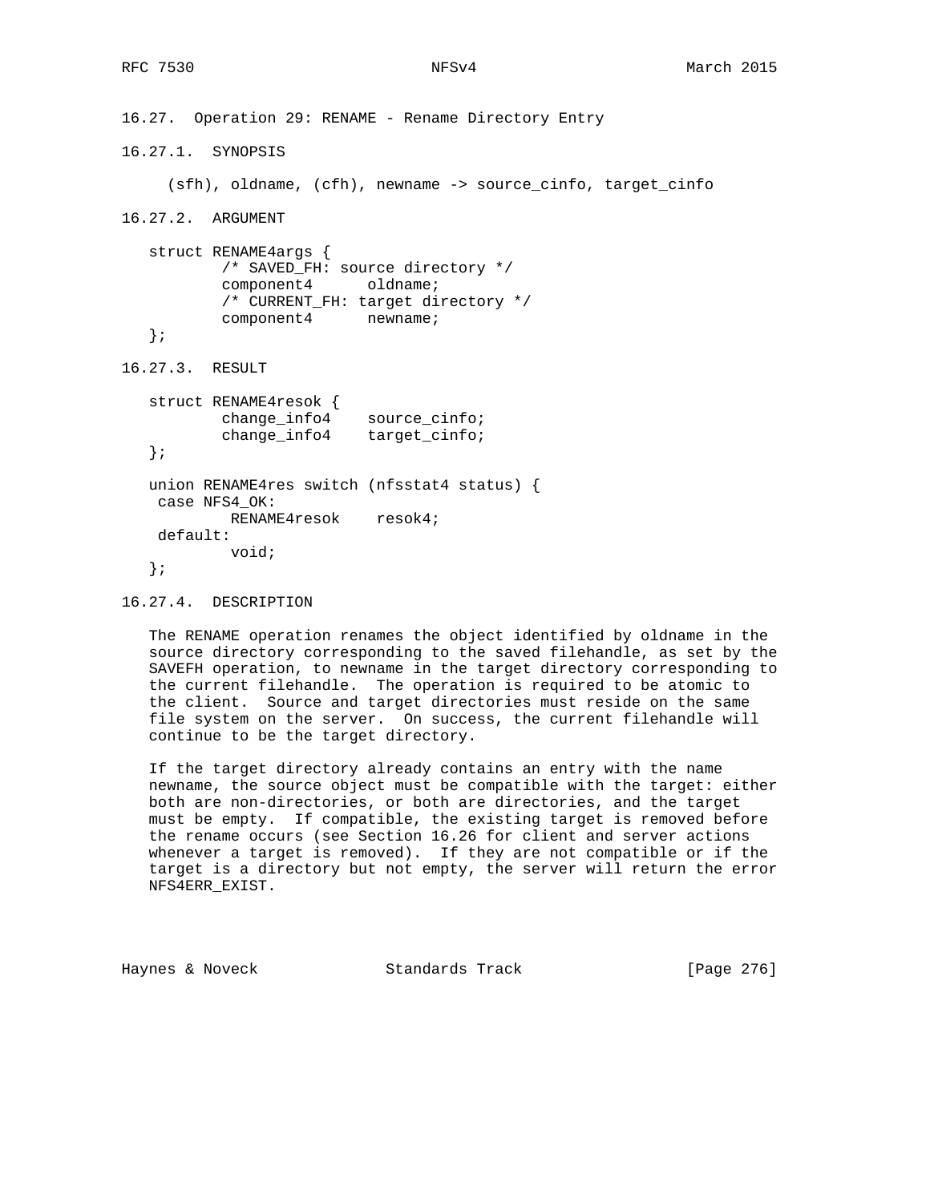### 16.27. Operation 29: RENAME - Rename Directory Entry

#### 16.27.1. SYNOPSIS

```
(sfh), oldname, (cfh), newname -> source_cinfo, target_cinfo
```

#### 16.27.2. ARGUMENT

```
struct RENAME4args {
        /* SAVED_FH: source directory */
        component4      oldname;
        /* CURRENT_FH: target directory */
        component4      newname;
};
```

#### 16.27.3. RESULT

```
struct RENAME4resok {
        change_info4    source_cinfo;
        change_info4    target_cinfo;
};

union RENAME4res switch (nfsstat4 status) {
 case NFS4_OK:
         RENAME4resok    resok4;
 default:
         void;
};
```

#### 16.27.4. DESCRIPTION

The RENAME operation renames the object identified by oldname in the source directory corresponding to the saved filehandle, as set by the SAVEFH operation, to newname in the target directory corresponding to the current filehandle. The operation is required to be atomic to the client. Source and target directories must reside on the same file system on the server. On success, the current filehandle will continue to be the target directory.

If the target directory already contains an entry with the name newname, the source object must be compatible with the target: either both are non-directories, or both are directories, and the target must be empty. If compatible, the existing target is removed before the rename occurs (see Section 16.26 for client and server actions whenever a target is removed). If they are not compatible or if the target is a directory but not empty, the server will return the error NFS4ERR_EXIST.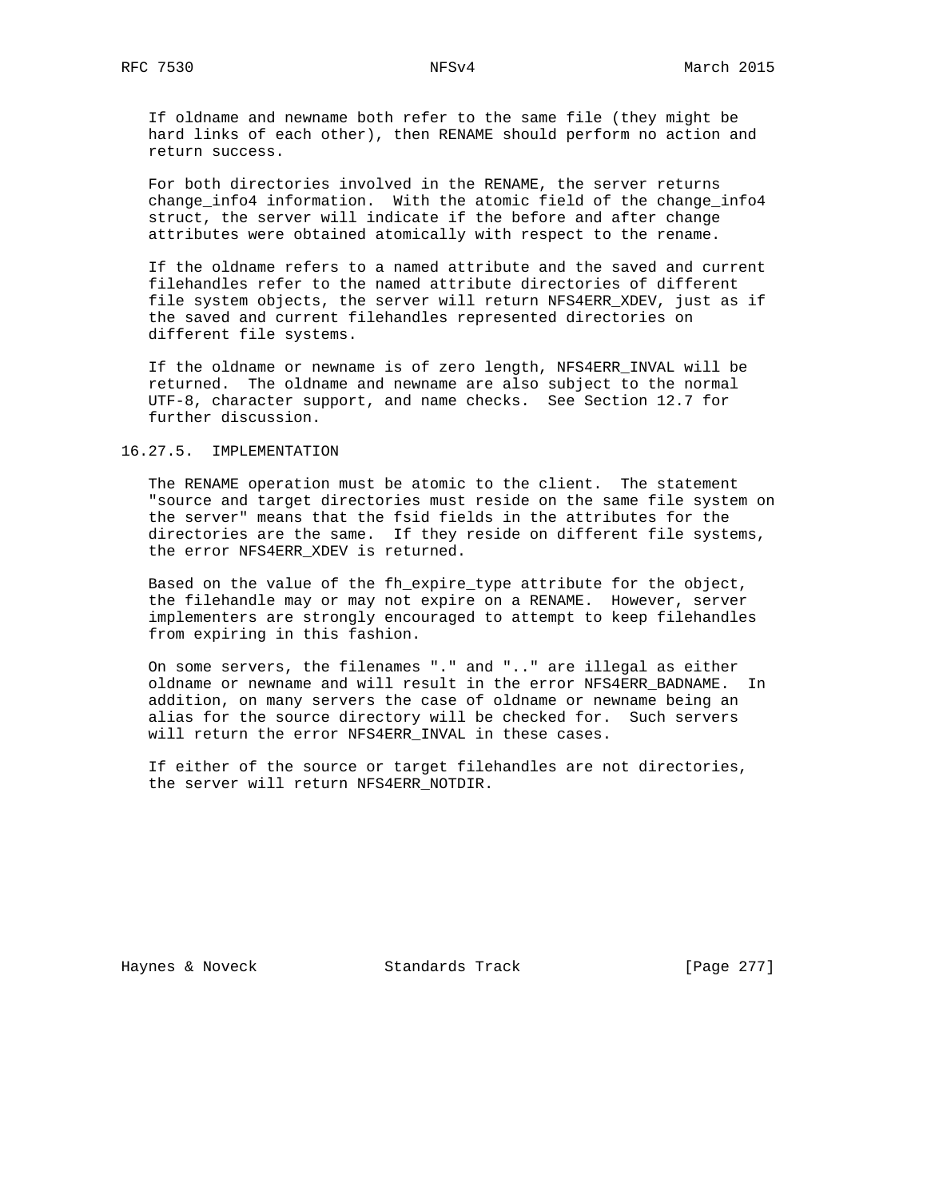If oldname and newname both refer to the same file (they might be hard links of each other), then RENAME should perform no action and return success.

For both directories involved in the RENAME, the server returns change_info4 information. With the atomic field of the change_info4 struct, the server will indicate if the before and after change attributes were obtained atomically with respect to the rename.

If the oldname refers to a named attribute and the saved and current filehandles refer to the named attribute directories of different file system objects, the server will return NFS4ERR_XDEV, just as if the saved and current filehandles represented directories on different file systems.

If the oldname or newname is of zero length, NFS4ERR_INVAL will be returned. The oldname and newname are also subject to the normal UTF-8, character support, and name checks. See Section 12.7 for further discussion.

### 16.27.5. IMPLEMENTATION

The RENAME operation must be atomic to the client. The statement "source and target directories must reside on the same file system on the server" means that the fsid fields in the attributes for the directories are the same. If they reside on different file systems, the error NFS4ERR_XDEV is returned.

Based on the value of the fh_expire_type attribute for the object, the filehandle may or may not expire on a RENAME. However, server implementers are strongly encouraged to attempt to keep filehandles from expiring in this fashion.

On some servers, the filenames "." and ".." are illegal as either oldname or newname and will result in the error NFS4ERR_BADNAME. In addition, on many servers the case of oldname or newname being an alias for the source directory will be checked for. Such servers will return the error NFS4ERR_INVAL in these cases.

If either of the source or target filehandles are not directories, the server will return NFS4ERR_NOTDIR.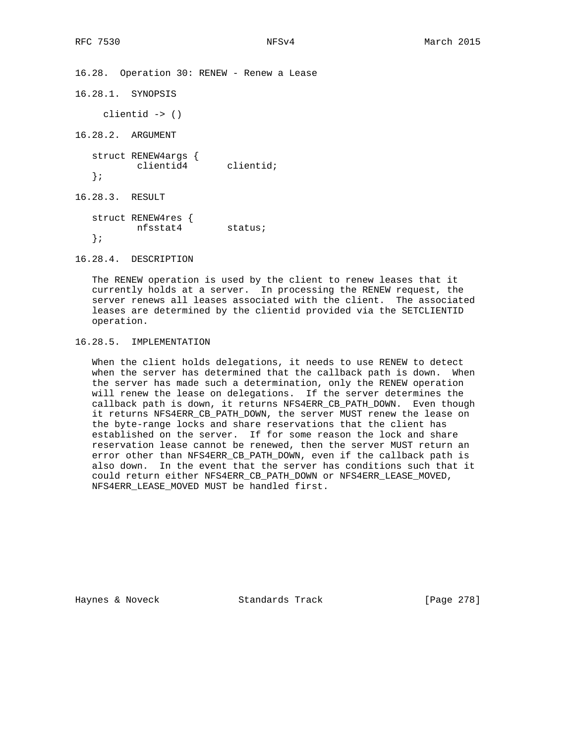### 16.28. Operation 30: RENEW - Renew a Lease

#### 16.28.1. SYNOPSIS

```
clientid -> ()
```

#### 16.28.2. ARGUMENT

```
struct RENEW4args {
        clientid4       clientid;
};
```

#### 16.28.3. RESULT

```
struct RENEW4res {
        nfsstat4        status;
};
```

#### 16.28.4. DESCRIPTION

The RENEW operation is used by the client to renew leases that it currently holds at a server. In processing the RENEW request, the server renews all leases associated with the client. The associated leases are determined by the clientid provided via the SETCLIENTID operation.

#### 16.28.5. IMPLEMENTATION

When the client holds delegations, it needs to use RENEW to detect when the server has determined that the callback path is down. When the server has made such a determination, only the RENEW operation will renew the lease on delegations. If the server determines the callback path is down, it returns NFS4ERR_CB_PATH_DOWN. Even though it returns NFS4ERR_CB_PATH_DOWN, the server MUST renew the lease on the byte-range locks and share reservations that the client has established on the server. If for some reason the lock and share reservation lease cannot be renewed, then the server MUST return an error other than NFS4ERR_CB_PATH_DOWN, even if the callback path is also down. In the event that the server has conditions such that it could return either NFS4ERR_CB_PATH_DOWN or NFS4ERR_LEASE_MOVED, NFS4ERR_LEASE_MOVED MUST be handled first.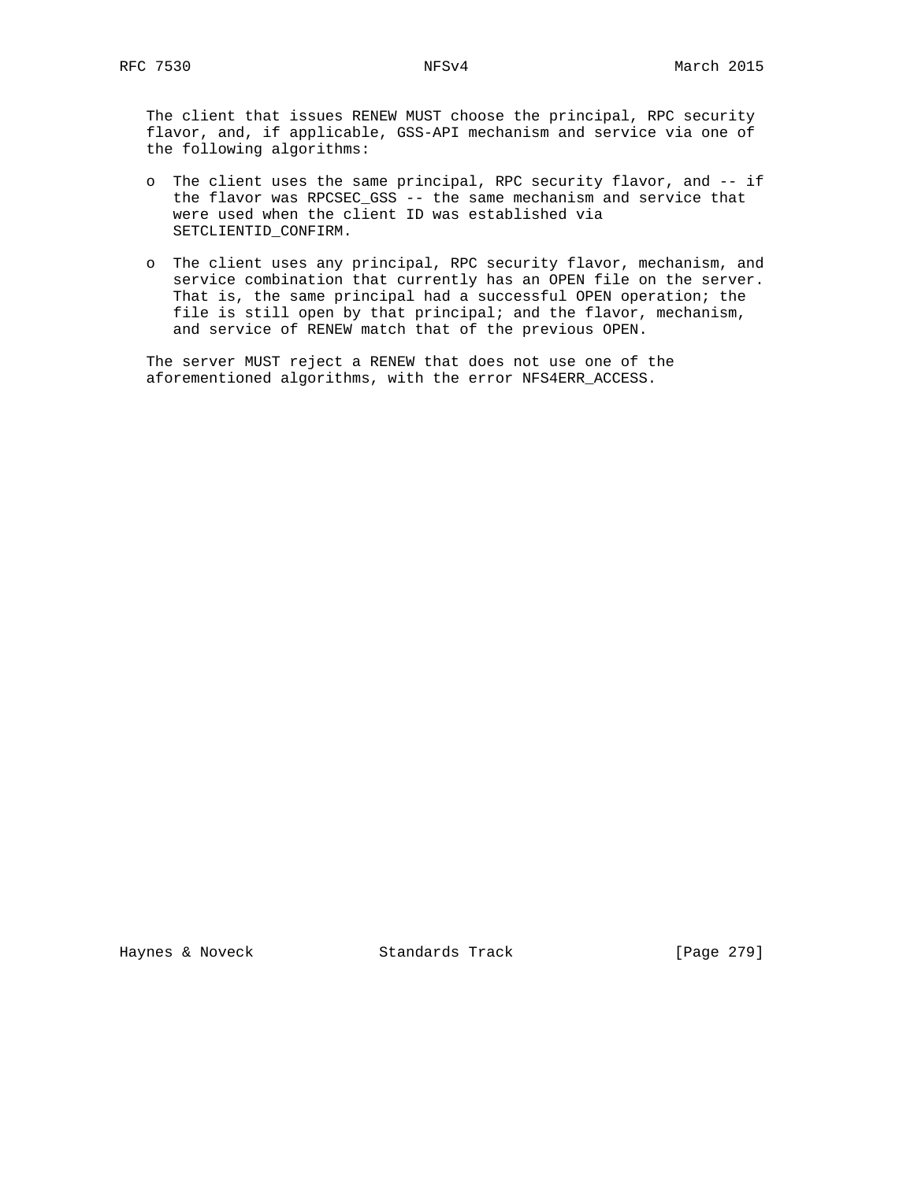The client that issues RENEW MUST choose the principal, RPC security flavor, and, if applicable, GSS-API mechanism and service via one of the following algorithms:

- The client uses the same principal, RPC security flavor, and -- if the flavor was RPCSEC_GSS -- the same mechanism and service that were used when the client ID was established via SETCLIENTID_CONFIRM.
- The client uses any principal, RPC security flavor, mechanism, and service combination that currently has an OPEN file on the server. That is, the same principal had a successful OPEN operation; the file is still open by that principal; and the flavor, mechanism, and service of RENEW match that of the previous OPEN.

The server MUST reject a RENEW that does not use one of the aforementioned algorithms, with the error NFS4ERR_ACCESS.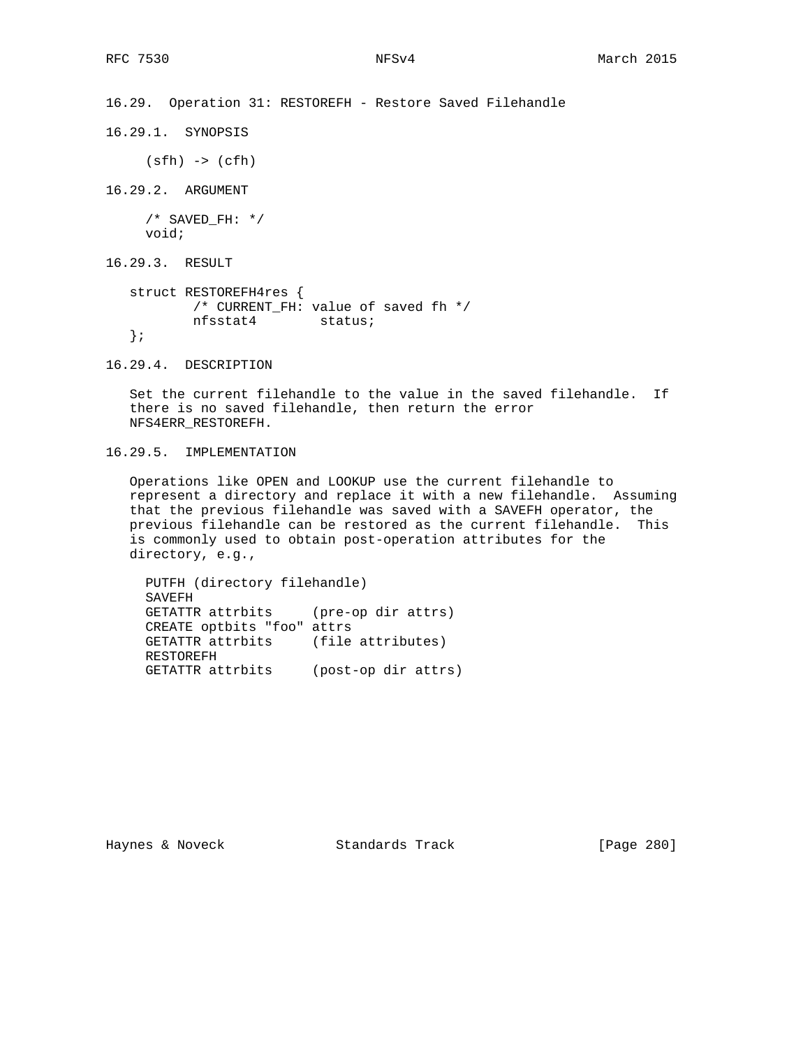### 16.29. Operation 31: RESTOREFH - Restore Saved Filehandle

#### 16.29.1. SYNOPSIS

```
(sfh) -> (cfh)
```

#### 16.29.2. ARGUMENT

```
/* SAVED_FH: */
void;
```

#### 16.29.3. RESULT

```
struct RESTOREFH4res {
        /* CURRENT_FH: value of saved fh */
        nfsstat4        status;
};
```

#### 16.29.4. DESCRIPTION

Set the current filehandle to the value in the saved filehandle. If there is no saved filehandle, then return the error NFS4ERR_RESTOREFH.

#### 16.29.5. IMPLEMENTATION

Operations like OPEN and LOOKUP use the current filehandle to represent a directory and replace it with a new filehandle. Assuming that the previous filehandle was saved with a SAVEFH operator, the previous filehandle can be restored as the current filehandle. This is commonly used to obtain post-operation attributes for the directory, e.g.,

```
PUTFH (directory filehandle)
SAVEFH
GETATTR attrbits     (pre-op dir attrs)
CREATE optbits "foo" attrs
GETATTR attrbits     (file attributes)
RESTOREFH
GETATTR attrbits     (post-op dir attrs)
```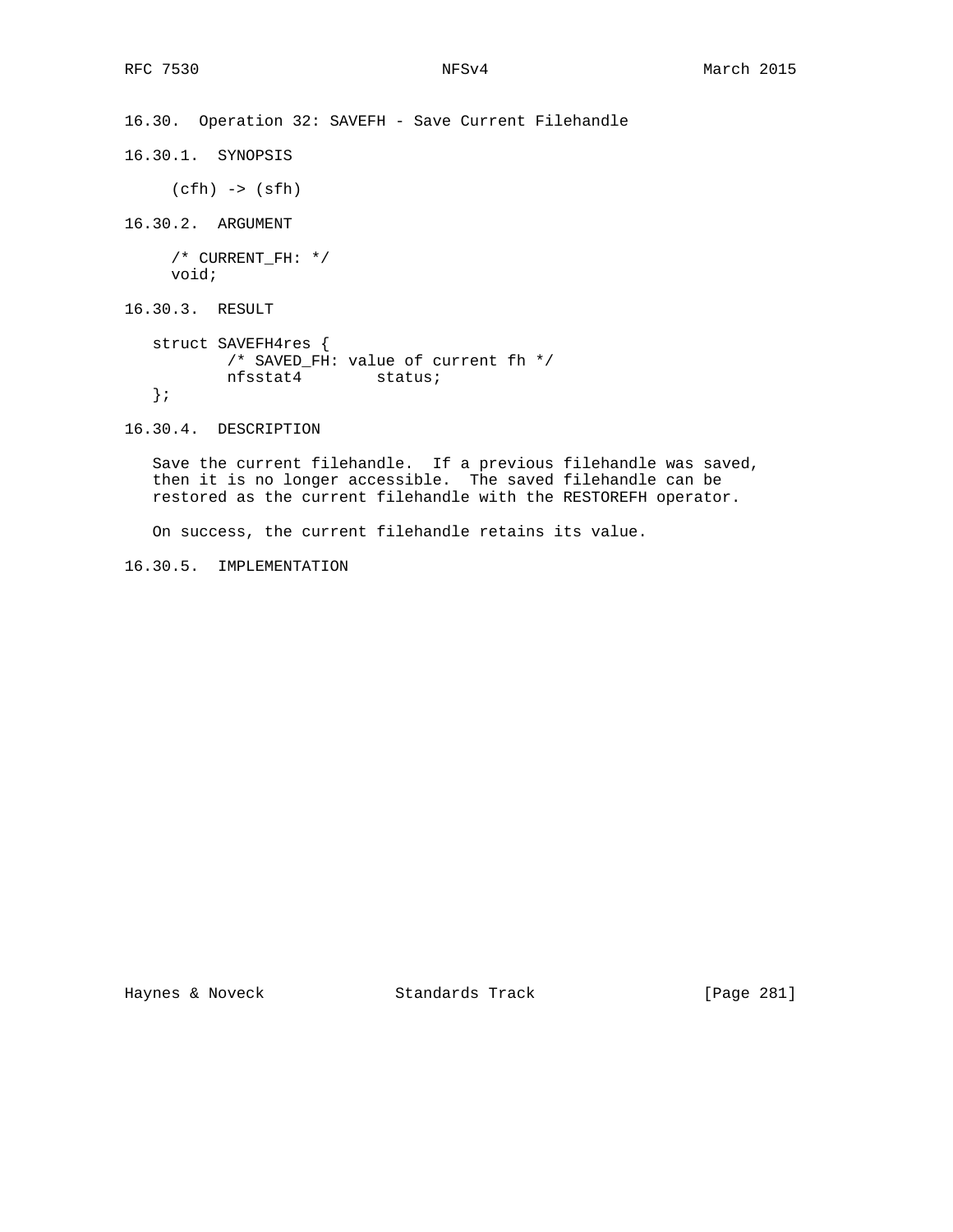## 16.30. Operation 32: SAVEFH - Save Current Filehandle

### 16.30.1. SYNOPSIS

```
(cfh) -> (sfh)
```

### 16.30.2. ARGUMENT

```
/* CURRENT_FH: */
void;
```

### 16.30.3. RESULT

```
struct SAVEFH4res {
        /* SAVED_FH: value of current fh */
        nfsstat4        status;
};
```

### 16.30.4. DESCRIPTION

Save the current filehandle. If a previous filehandle was saved, then it is no longer accessible. The saved filehandle can be restored as the current filehandle with the RESTOREFH operator.

On success, the current filehandle retains its value.

### 16.30.5. IMPLEMENTATION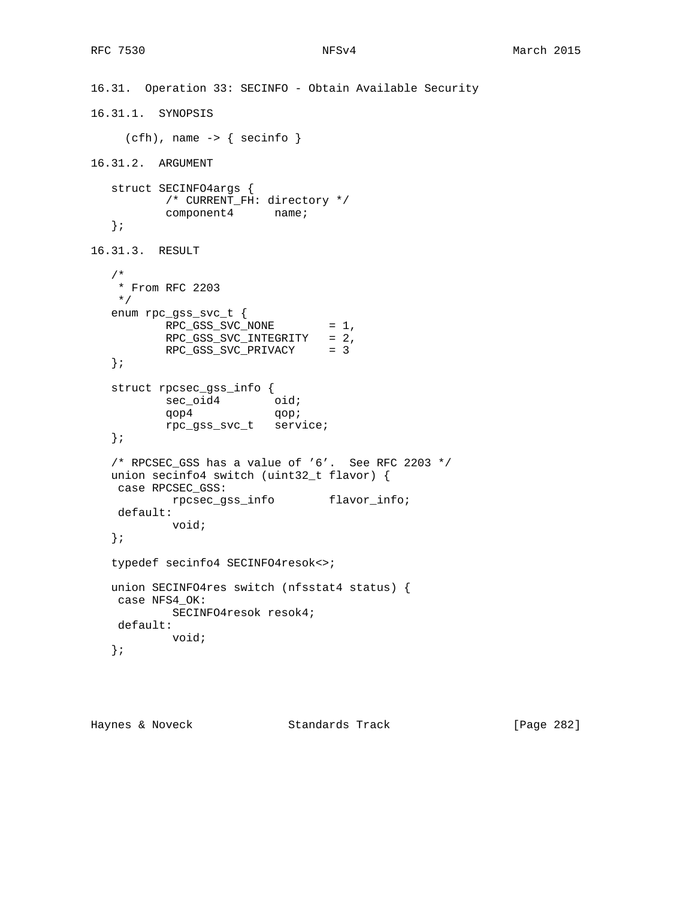### 16.31. Operation 33: SECINFO - Obtain Available Security

#### 16.31.1. SYNOPSIS

```
(cfh), name -> { secinfo }
```

#### 16.31.2. ARGUMENT

```
struct SECINFO4args {
        /* CURRENT_FH: directory */
        component4      name;
};
```

#### 16.31.3. RESULT

```
/*
 * From RFC 2203
 */
enum rpc_gss_svc_t {
        RPC_GSS_SVC_NONE        = 1,
        RPC_GSS_SVC_INTEGRITY   = 2,
        RPC_GSS_SVC_PRIVACY     = 3
};

struct rpcsec_gss_info {
        sec_oid4        oid;
        qop4            qop;
        rpc_gss_svc_t   service;
};

/* RPCSEC_GSS has a value of '6'.  See RFC 2203 */
union secinfo4 switch (uint32_t flavor) {
 case RPCSEC_GSS:
         rpcsec_gss_info        flavor_info;
 default:
         void;
};

typedef secinfo4 SECINFO4resok<>;

union SECINFO4res switch (nfsstat4 status) {
 case NFS4_OK:
         SECINFO4resok resok4;
 default:
         void;
};
```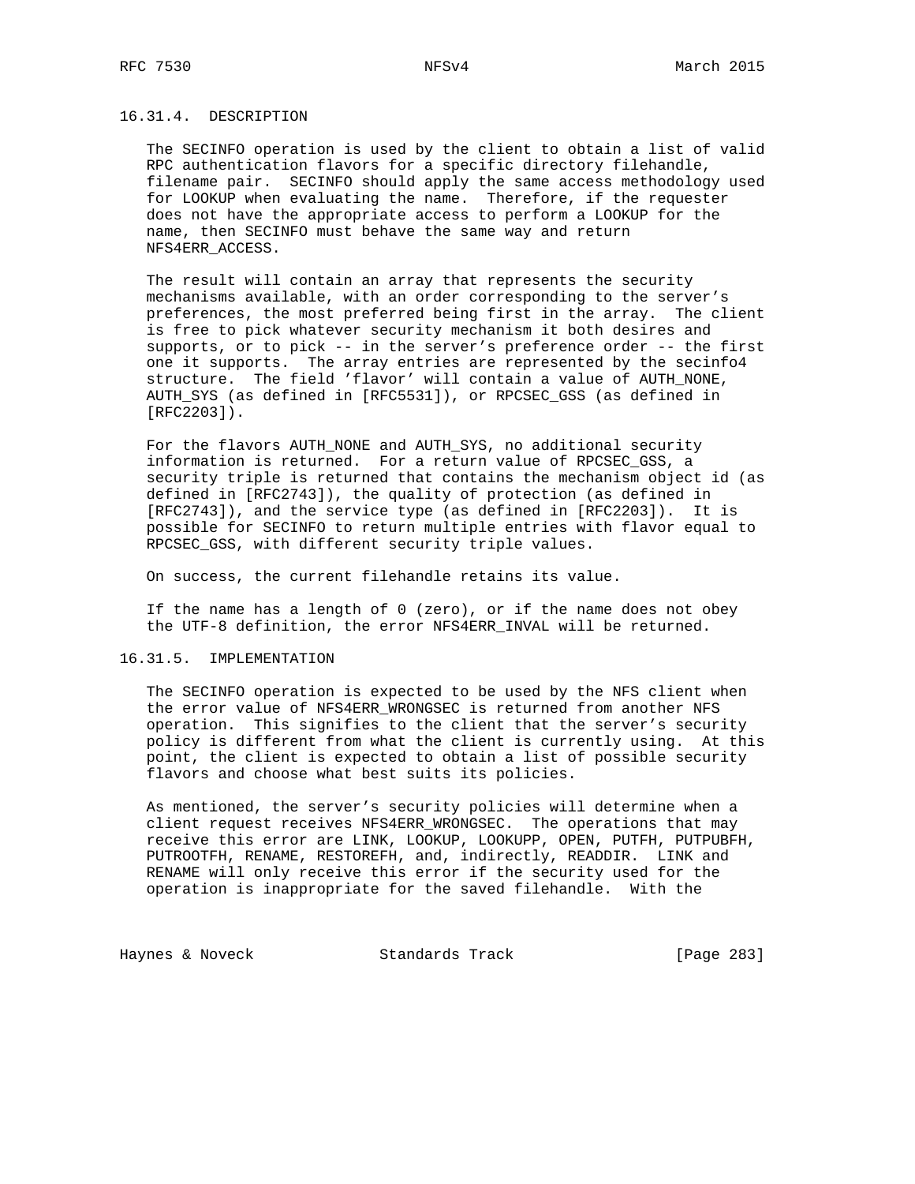### 16.31.4. DESCRIPTION

The SECINFO operation is used by the client to obtain a list of valid RPC authentication flavors for a specific directory filehandle, filename pair. SECINFO should apply the same access methodology used for LOOKUP when evaluating the name. Therefore, if the requester does not have the appropriate access to perform a LOOKUP for the name, then SECINFO must behave the same way and return NFS4ERR_ACCESS.

The result will contain an array that represents the security mechanisms available, with an order corresponding to the server's preferences, the most preferred being first in the array. The client is free to pick whatever security mechanism it both desires and supports, or to pick -- in the server's preference order -- the first one it supports. The array entries are represented by the secinfo4 structure. The field 'flavor' will contain a value of AUTH_NONE, AUTH_SYS (as defined in [RFC5531]), or RPCSEC_GSS (as defined in [RFC2203]).

For the flavors AUTH_NONE and AUTH_SYS, no additional security information is returned. For a return value of RPCSEC_GSS, a security triple is returned that contains the mechanism object id (as defined in [RFC2743]), the quality of protection (as defined in [RFC2743]), and the service type (as defined in [RFC2203]). It is possible for SECINFO to return multiple entries with flavor equal to RPCSEC_GSS, with different security triple values.

On success, the current filehandle retains its value.

If the name has a length of 0 (zero), or if the name does not obey the UTF-8 definition, the error NFS4ERR_INVAL will be returned.

### 16.31.5. IMPLEMENTATION

The SECINFO operation is expected to be used by the NFS client when the error value of NFS4ERR_WRONGSEC is returned from another NFS operation. This signifies to the client that the server's security policy is different from what the client is currently using. At this point, the client is expected to obtain a list of possible security flavors and choose what best suits its policies.

As mentioned, the server's security policies will determine when a client request receives NFS4ERR_WRONGSEC. The operations that may receive this error are LINK, LOOKUP, LOOKUPP, OPEN, PUTFH, PUTPUBFH, PUTROOTFH, RENAME, RESTOREFH, and, indirectly, READDIR. LINK and RENAME will only receive this error if the security used for the operation is inappropriate for the saved filehandle. With the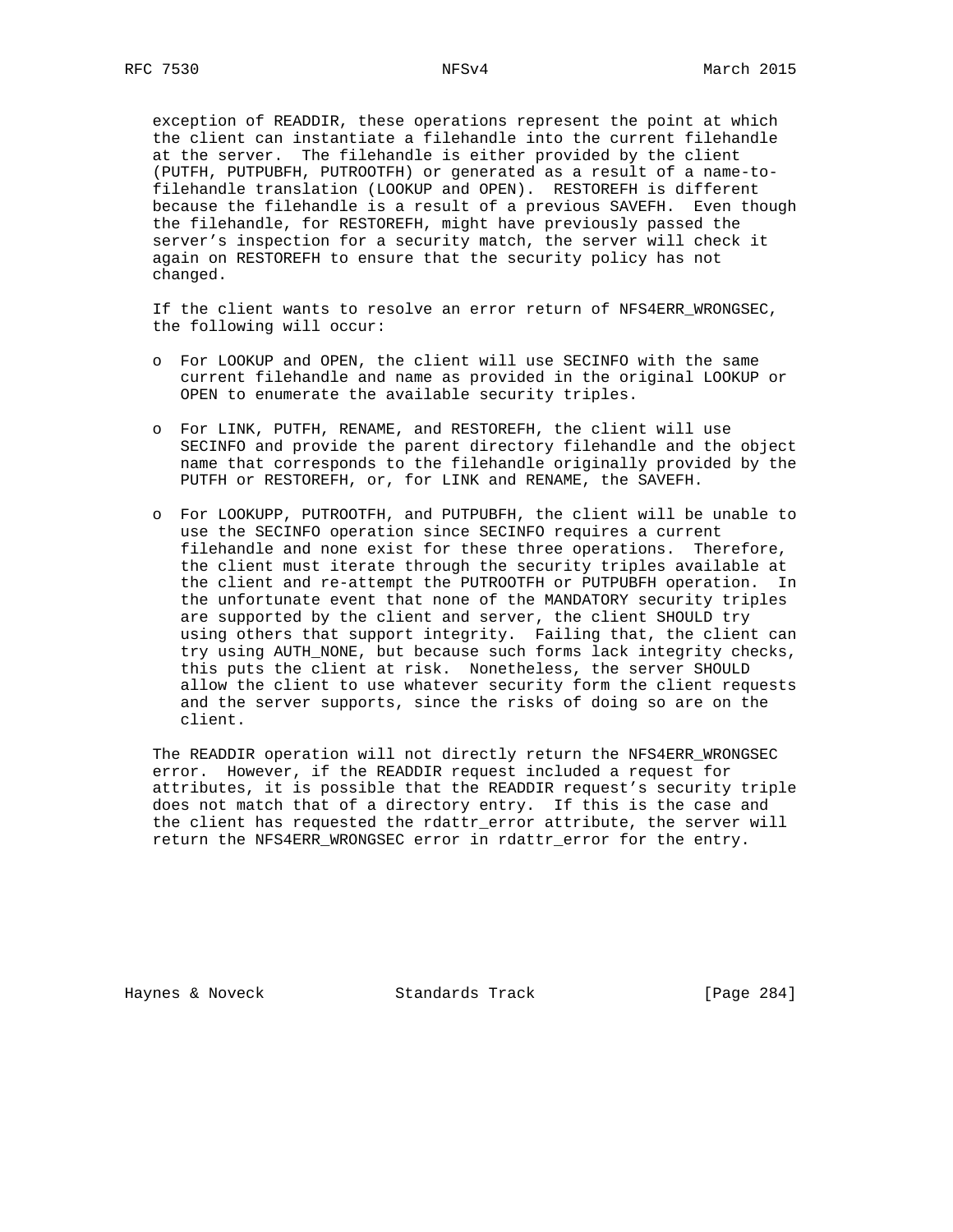exception of READDIR, these operations represent the point at which the client can instantiate a filehandle into the current filehandle at the server. The filehandle is either provided by the client (PUTFH, PUTPUBFH, PUTROOTFH) or generated as a result of a name-to-filehandle translation (LOOKUP and OPEN). RESTOREFH is different because the filehandle is a result of a previous SAVEFH. Even though the filehandle, for RESTOREFH, might have previously passed the server's inspection for a security match, the server will check it again on RESTOREFH to ensure that the security policy has not changed.

If the client wants to resolve an error return of NFS4ERR_WRONGSEC, the following will occur:

- For LOOKUP and OPEN, the client will use SECINFO with the same current filehandle and name as provided in the original LOOKUP or OPEN to enumerate the available security triples.

- For LINK, PUTFH, RENAME, and RESTOREFH, the client will use SECINFO and provide the parent directory filehandle and the object name that corresponds to the filehandle originally provided by the PUTFH or RESTOREFH, or, for LINK and RENAME, the SAVEFH.

- For LOOKUPP, PUTROOTFH, and PUTPUBFH, the client will be unable to use the SECINFO operation since SECINFO requires a current filehandle and none exist for these three operations. Therefore, the client must iterate through the security triples available at the client and re-attempt the PUTROOTFH or PUTPUBFH operation. In the unfortunate event that none of the MANDATORY security triples are supported by the client and server, the client SHOULD try using others that support integrity. Failing that, the client can try using AUTH_NONE, but because such forms lack integrity checks, this puts the client at risk. Nonetheless, the server SHOULD allow the client to use whatever security form the client requests and the server supports, since the risks of doing so are on the client.

The READDIR operation will not directly return the NFS4ERR_WRONGSEC error. However, if the READDIR request included a request for attributes, it is possible that the READDIR request's security triple does not match that of a directory entry. If this is the case and the client has requested the rdattr_error attribute, the server will return the NFS4ERR_WRONGSEC error in rdattr_error for the entry.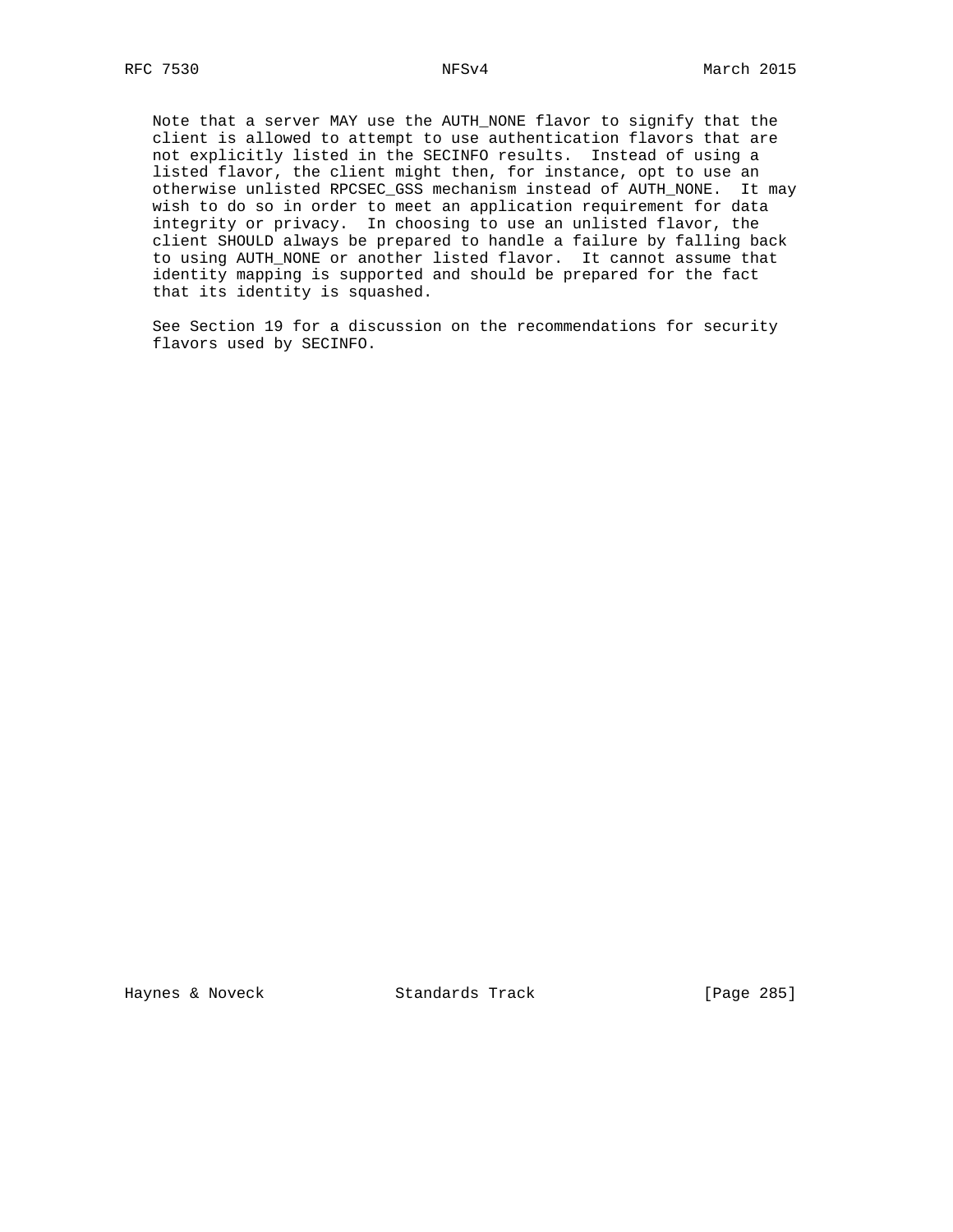Note that a server MAY use the AUTH_NONE flavor to signify that the client is allowed to attempt to use authentication flavors that are not explicitly listed in the SECINFO results. Instead of using a listed flavor, the client might then, for instance, opt to use an otherwise unlisted RPCSEC_GSS mechanism instead of AUTH_NONE. It may wish to do so in order to meet an application requirement for data integrity or privacy. In choosing to use an unlisted flavor, the client SHOULD always be prepared to handle a failure by falling back to using AUTH_NONE or another listed flavor. It cannot assume that identity mapping is supported and should be prepared for the fact that its identity is squashed.

See Section 19 for a discussion on the recommendations for security flavors used by SECINFO.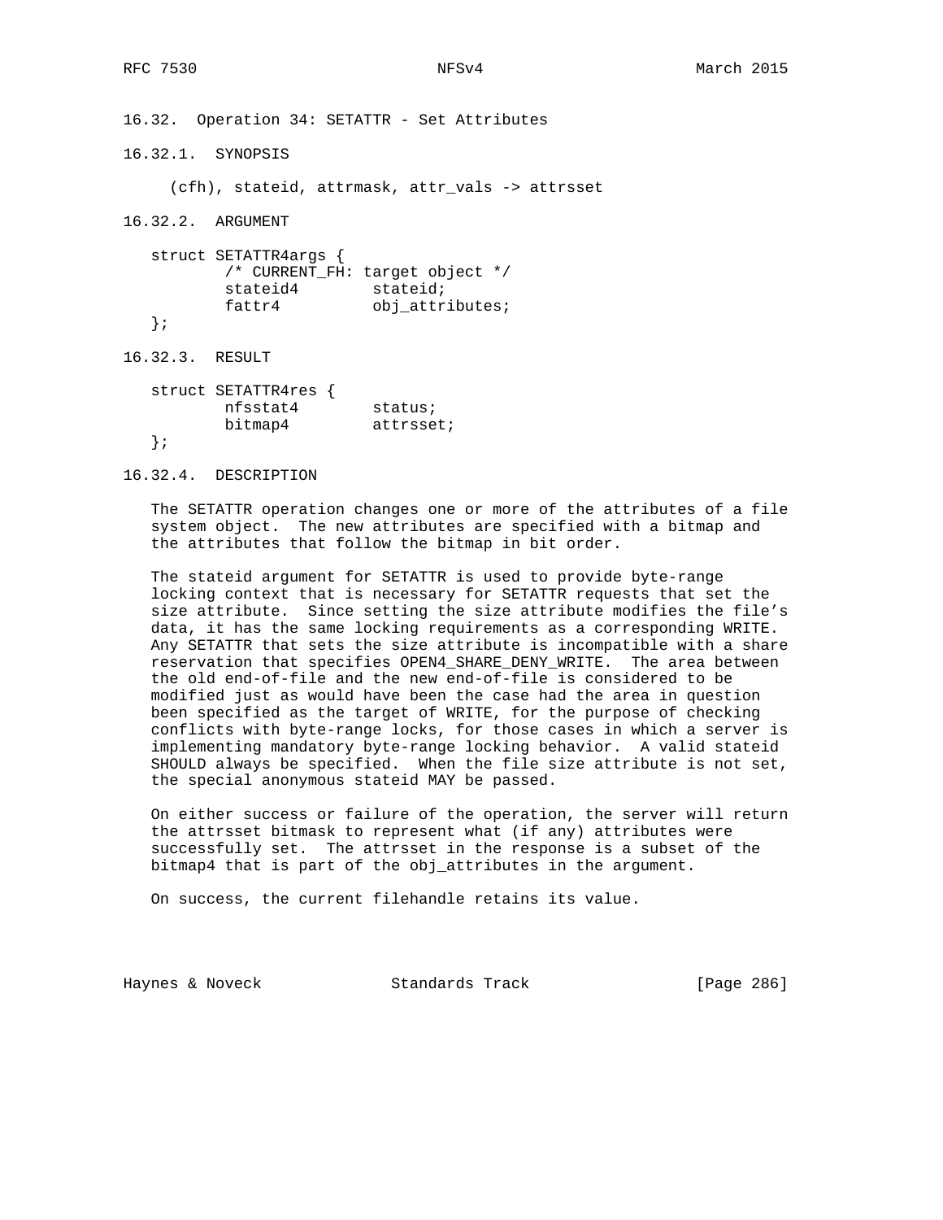### 16.32. Operation 34: SETATTR - Set Attributes

#### 16.32.1. SYNOPSIS

```
(cfh), stateid, attrmask, attr_vals -> attrsset
```

#### 16.32.2. ARGUMENT

```
struct SETATTR4args {
        /* CURRENT_FH: target object */
        stateid4        stateid;
        fattr4          obj_attributes;
};
```

#### 16.32.3. RESULT

```
struct SETATTR4res {
        nfsstat4        status;
        bitmap4         attrsset;
};
```

#### 16.32.4. DESCRIPTION

The SETATTR operation changes one or more of the attributes of a file system object. The new attributes are specified with a bitmap and the attributes that follow the bitmap in bit order.

The stateid argument for SETATTR is used to provide byte-range locking context that is necessary for SETATTR requests that set the size attribute. Since setting the size attribute modifies the file's data, it has the same locking requirements as a corresponding WRITE. Any SETATTR that sets the size attribute is incompatible with a share reservation that specifies OPEN4_SHARE_DENY_WRITE. The area between the old end-of-file and the new end-of-file is considered to be modified just as would have been the case had the area in question been specified as the target of WRITE, for the purpose of checking conflicts with byte-range locks, for those cases in which a server is implementing mandatory byte-range locking behavior. A valid stateid SHOULD always be specified. When the file size attribute is not set, the special anonymous stateid MAY be passed.

On either success or failure of the operation, the server will return the attrsset bitmask to represent what (if any) attributes were successfully set. The attrsset in the response is a subset of the bitmap4 that is part of the obj_attributes in the argument.

On success, the current filehandle retains its value.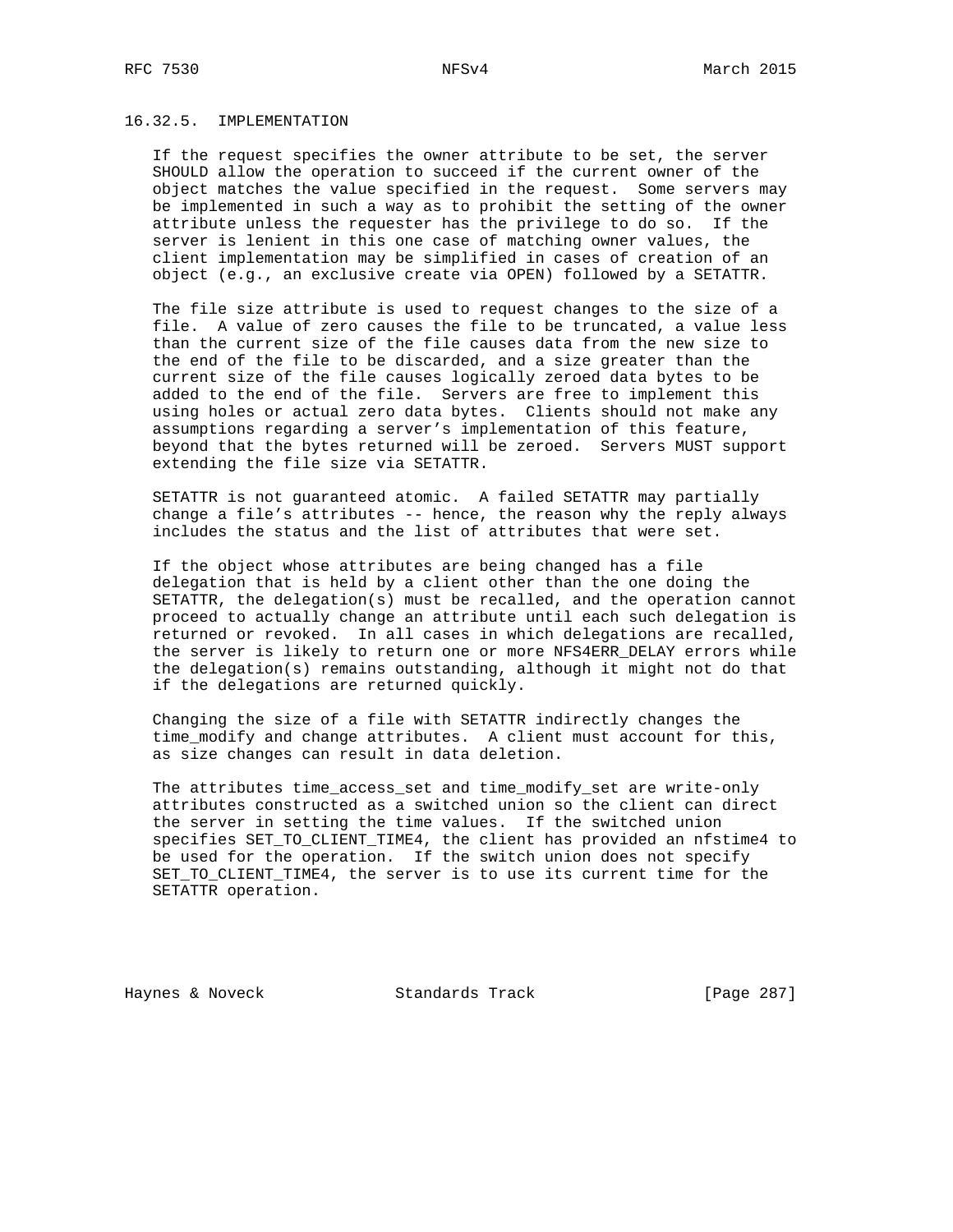### 16.32.5. IMPLEMENTATION

If the request specifies the owner attribute to be set, the server SHOULD allow the operation to succeed if the current owner of the object matches the value specified in the request. Some servers may be implemented in such a way as to prohibit the setting of the owner attribute unless the requester has the privilege to do so. If the server is lenient in this one case of matching owner values, the client implementation may be simplified in cases of creation of an object (e.g., an exclusive create via OPEN) followed by a SETATTR.

The file size attribute is used to request changes to the size of a file. A value of zero causes the file to be truncated, a value less than the current size of the file causes data from the new size to the end of the file to be discarded, and a size greater than the current size of the file causes logically zeroed data bytes to be added to the end of the file. Servers are free to implement this using holes or actual zero data bytes. Clients should not make any assumptions regarding a server's implementation of this feature, beyond that the bytes returned will be zeroed. Servers MUST support extending the file size via SETATTR.

SETATTR is not guaranteed atomic. A failed SETATTR may partially change a file's attributes -- hence, the reason why the reply always includes the status and the list of attributes that were set.

If the object whose attributes are being changed has a file delegation that is held by a client other than the one doing the SETATTR, the delegation(s) must be recalled, and the operation cannot proceed to actually change an attribute until each such delegation is returned or revoked. In all cases in which delegations are recalled, the server is likely to return one or more NFS4ERR_DELAY errors while the delegation(s) remains outstanding, although it might not do that if the delegations are returned quickly.

Changing the size of a file with SETATTR indirectly changes the time_modify and change attributes. A client must account for this, as size changes can result in data deletion.

The attributes time_access_set and time_modify_set are write-only attributes constructed as a switched union so the client can direct the server in setting the time values. If the switched union specifies SET_TO_CLIENT_TIME4, the client has provided an nfstime4 to be used for the operation. If the switch union does not specify SET_TO_CLIENT_TIME4, the server is to use its current time for the SETATTR operation.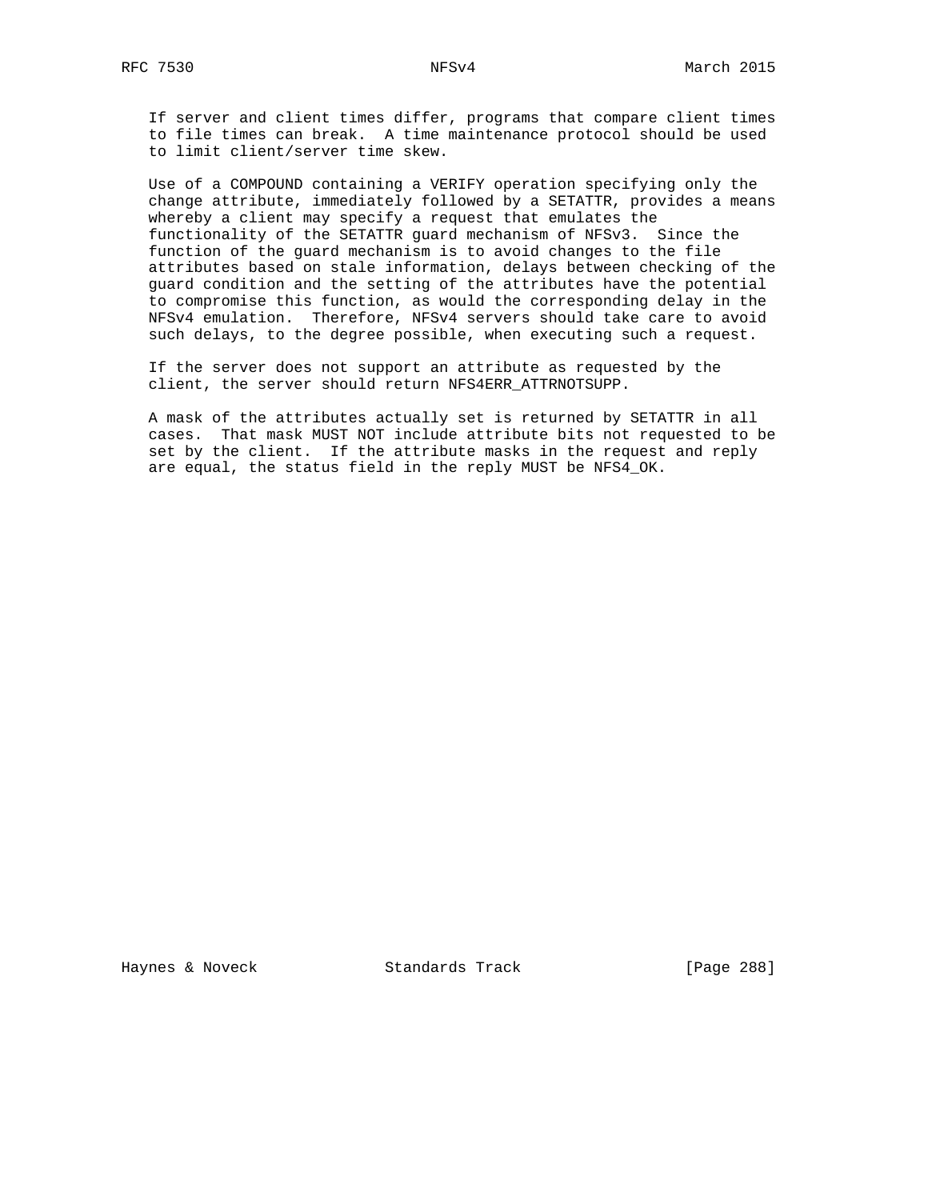If server and client times differ, programs that compare client times to file times can break. A time maintenance protocol should be used to limit client/server time skew.

Use of a COMPOUND containing a VERIFY operation specifying only the change attribute, immediately followed by a SETATTR, provides a means whereby a client may specify a request that emulates the functionality of the SETATTR guard mechanism of NFSv3. Since the function of the guard mechanism is to avoid changes to the file attributes based on stale information, delays between checking of the guard condition and the setting of the attributes have the potential to compromise this function, as would the corresponding delay in the NFSv4 emulation. Therefore, NFSv4 servers should take care to avoid such delays, to the degree possible, when executing such a request.

If the server does not support an attribute as requested by the client, the server should return NFS4ERR_ATTRNOTSUPP.

A mask of the attributes actually set is returned by SETATTR in all cases. That mask MUST NOT include attribute bits not requested to be set by the client. If the attribute masks in the request and reply are equal, the status field in the reply MUST be NFS4_OK.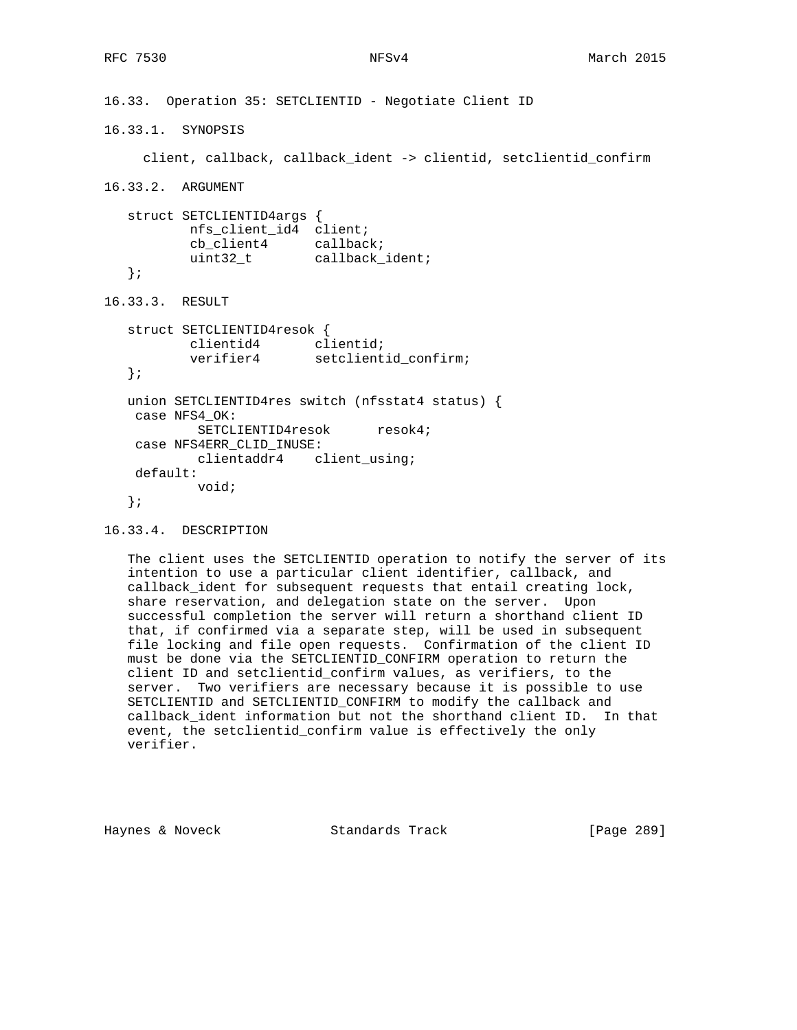### 16.33. Operation 35: SETCLIENTID - Negotiate Client ID

#### 16.33.1. SYNOPSIS

```
client, callback, callback_ident -> clientid, setclientid_confirm
```

#### 16.33.2. ARGUMENT

```
struct SETCLIENTID4args {
        nfs_client_id4  client;
        cb_client4      callback;
        uint32_t        callback_ident;
};
```

#### 16.33.3. RESULT

```
struct SETCLIENTID4resok {
        clientid4       clientid;
        verifier4       setclientid_confirm;
};

union SETCLIENTID4res switch (nfsstat4 status) {
 case NFS4_OK:
         SETCLIENTID4resok      resok4;
 case NFS4ERR_CLID_INUSE:
         clientaddr4    client_using;
 default:
         void;
};
```

#### 16.33.4. DESCRIPTION

The client uses the SETCLIENTID operation to notify the server of its intention to use a particular client identifier, callback, and callback_ident for subsequent requests that entail creating lock, share reservation, and delegation state on the server. Upon successful completion the server will return a shorthand client ID that, if confirmed via a separate step, will be used in subsequent file locking and file open requests. Confirmation of the client ID must be done via the SETCLIENTID_CONFIRM operation to return the client ID and setclientid_confirm values, as verifiers, to the server. Two verifiers are necessary because it is possible to use SETCLIENTID and SETCLIENTID_CONFIRM to modify the callback and callback_ident information but not the shorthand client ID. In that event, the setclientid_confirm value is effectively the only verifier.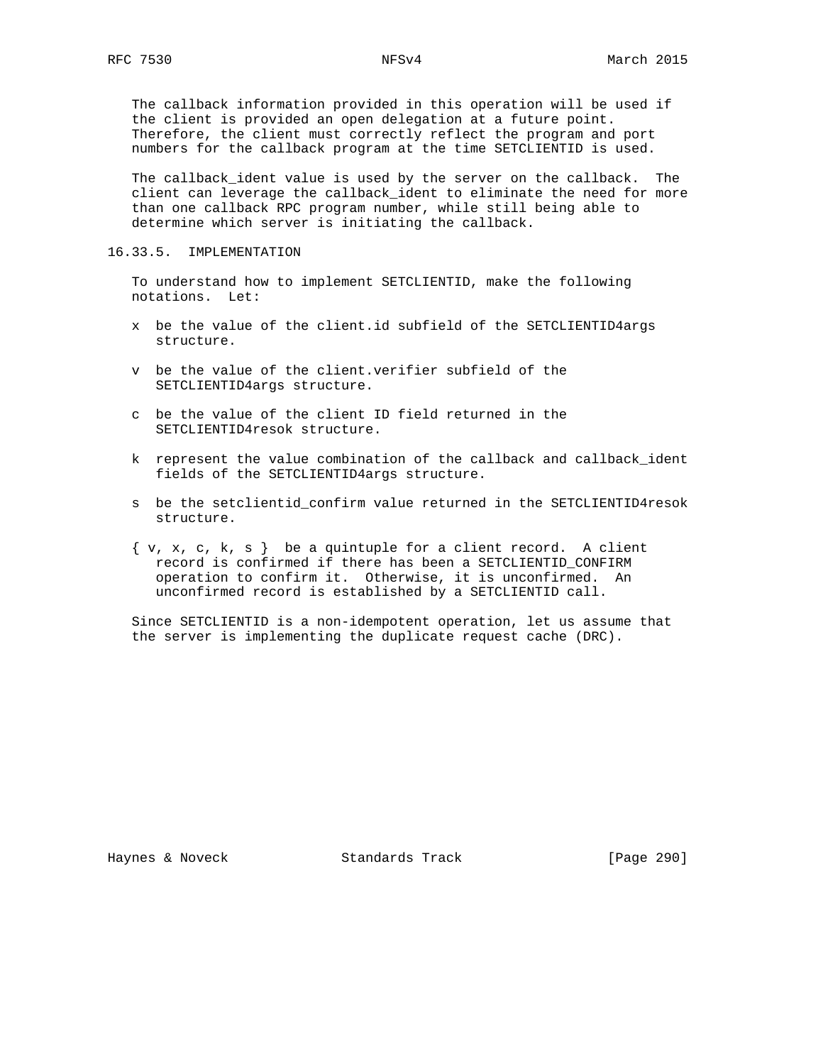The callback information provided in this operation will be used if the client is provided an open delegation at a future point. Therefore, the client must correctly reflect the program and port numbers for the callback program at the time SETCLIENTID is used.

The callback_ident value is used by the server on the callback. The client can leverage the callback_ident to eliminate the need for more than one callback RPC program number, while still being able to determine which server is initiating the callback.

### 16.33.5. IMPLEMENTATION

To understand how to implement SETCLIENTID, make the following notations. Let:

- x be the value of the client.id subfield of the SETCLIENTID4args structure.

- v be the value of the client.verifier subfield of the SETCLIENTID4args structure.

- c be the value of the client ID field returned in the SETCLIENTID4resok structure.

- k represent the value combination of the callback and callback_ident fields of the SETCLIENTID4args structure.

- s be the setclientid_confirm value returned in the SETCLIENTID4resok structure.

- { v, x, c, k, s } be a quintuple for a client record. A client record is confirmed if there has been a SETCLIENTID_CONFIRM operation to confirm it. Otherwise, it is unconfirmed. An unconfirmed record is established by a SETCLIENTID call.

Since SETCLIENTID is a non-idempotent operation, let us assume that the server is implementing the duplicate request cache (DRC).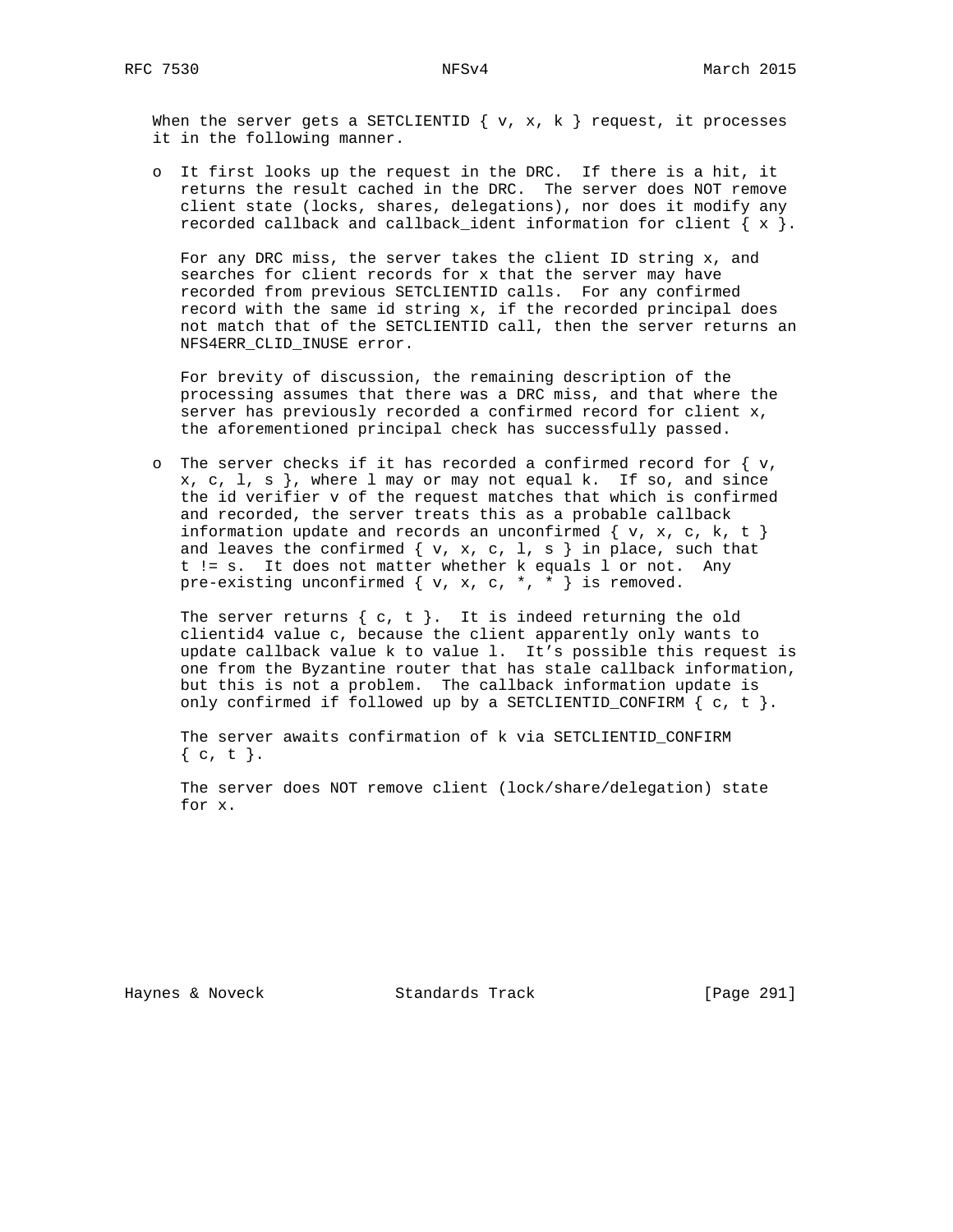When the server gets a SETCLIENTID { v, x, k } request, it processes it in the following manner.

- It first looks up the request in the DRC. If there is a hit, it returns the result cached in the DRC. The server does NOT remove client state (locks, shares, delegations), nor does it modify any recorded callback and callback_ident information for client { x }.

  For any DRC miss, the server takes the client ID string x, and searches for client records for x that the server may have recorded from previous SETCLIENTID calls. For any confirmed record with the same id string x, if the recorded principal does not match that of the SETCLIENTID call, then the server returns an NFS4ERR_CLID_INUSE error.

  For brevity of discussion, the remaining description of the processing assumes that there was a DRC miss, and that where the server has previously recorded a confirmed record for client x, the aforementioned principal check has successfully passed.

- The server checks if it has recorded a confirmed record for { v, x, c, l, s }, where l may or may not equal k. If so, and since the id verifier v of the request matches that which is confirmed and recorded, the server treats this as a probable callback information update and records an unconfirmed { v, x, c, k, t } and leaves the confirmed { v, x, c, l, s } in place, such that t != s. It does not matter whether k equals l or not. Any pre-existing unconfirmed { v, x, c, *, * } is removed.

  The server returns { c, t }. It is indeed returning the old clientid4 value c, because the client apparently only wants to update callback value k to value l. It's possible this request is one from the Byzantine router that has stale callback information, but this is not a problem. The callback information update is only confirmed if followed up by a SETCLIENTID_CONFIRM { c, t }.

  The server awaits confirmation of k via SETCLIENTID_CONFIRM { c, t }.

  The server does NOT remove client (lock/share/delegation) state for x.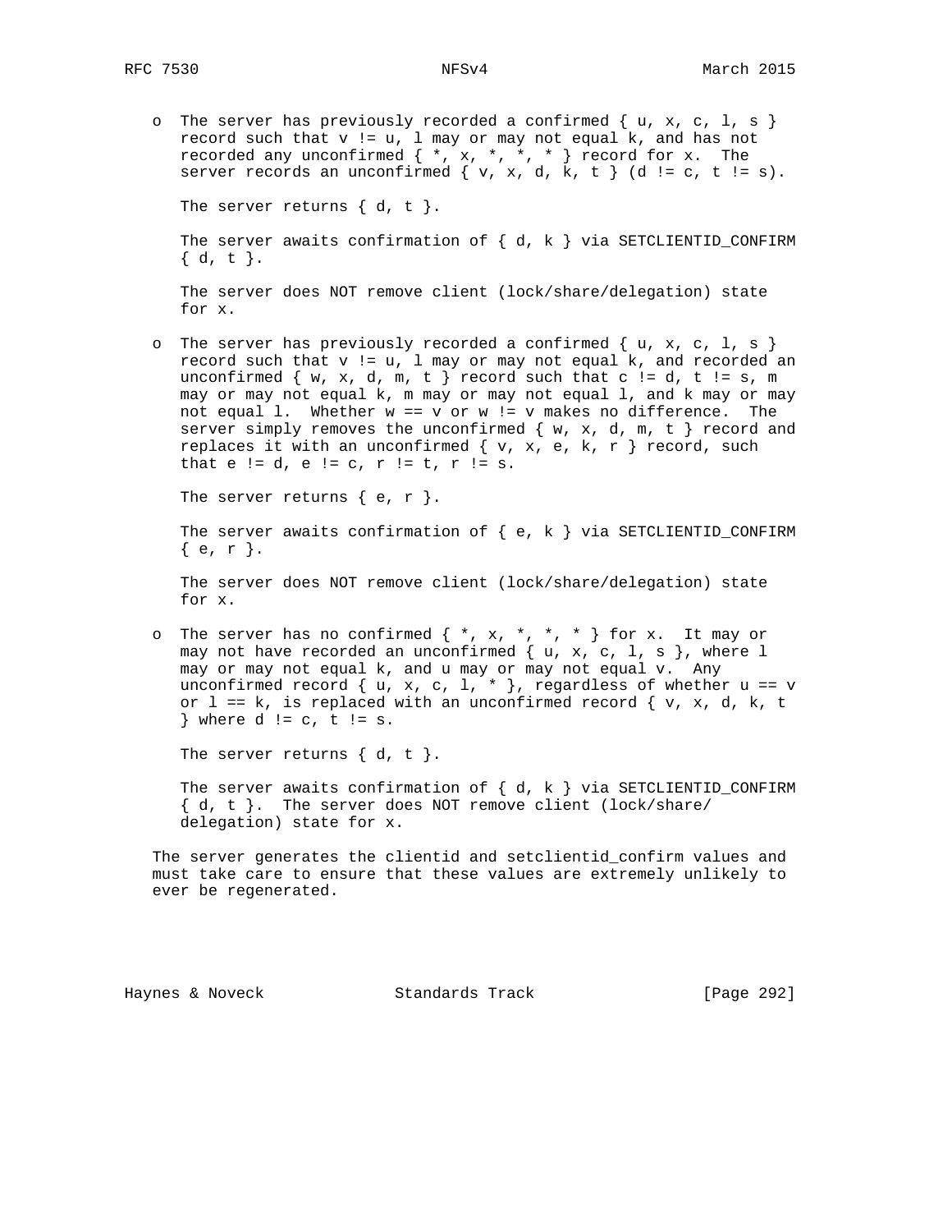- The server has previously recorded a confirmed { u, x, c, l, s } record such that v != u, l may or may not equal k, and has not recorded any unconfirmed { *, x, *, *, * } record for x. The server records an unconfirmed { v, x, d, k, t } (d != c, t != s).

  The server returns { d, t }.

  The server awaits confirmation of { d, k } via SETCLIENTID_CONFIRM { d, t }.

  The server does NOT remove client (lock/share/delegation) state for x.

- The server has previously recorded a confirmed { u, x, c, l, s } record such that v != u, l may or may not equal k, and recorded an unconfirmed { w, x, d, m, t } record such that c != d, t != s, m may or may not equal k, m may or may not equal l, and k may or may not equal l. Whether w == v or w != v makes no difference. The server simply removes the unconfirmed { w, x, d, m, t } record and replaces it with an unconfirmed { v, x, e, k, r } record, such that e != d, e != c, r != t, r != s.

  The server returns { e, r }.

  The server awaits confirmation of { e, k } via SETCLIENTID_CONFIRM { e, r }.

  The server does NOT remove client (lock/share/delegation) state for x.

- The server has no confirmed { *, x, *, *, * } for x. It may or may not have recorded an unconfirmed { u, x, c, l, s }, where l may or may not equal k, and u may or may not equal v. Any unconfirmed record { u, x, c, l, * }, regardless of whether u == v or l == k, is replaced with an unconfirmed record { v, x, d, k, t } where d != c, t != s.

  The server returns { d, t }.

  The server awaits confirmation of { d, k } via SETCLIENTID_CONFIRM { d, t }. The server does NOT remove client (lock/share/delegation) state for x.

The server generates the clientid and setclientid_confirm values and must take care to ensure that these values are extremely unlikely to ever be regenerated.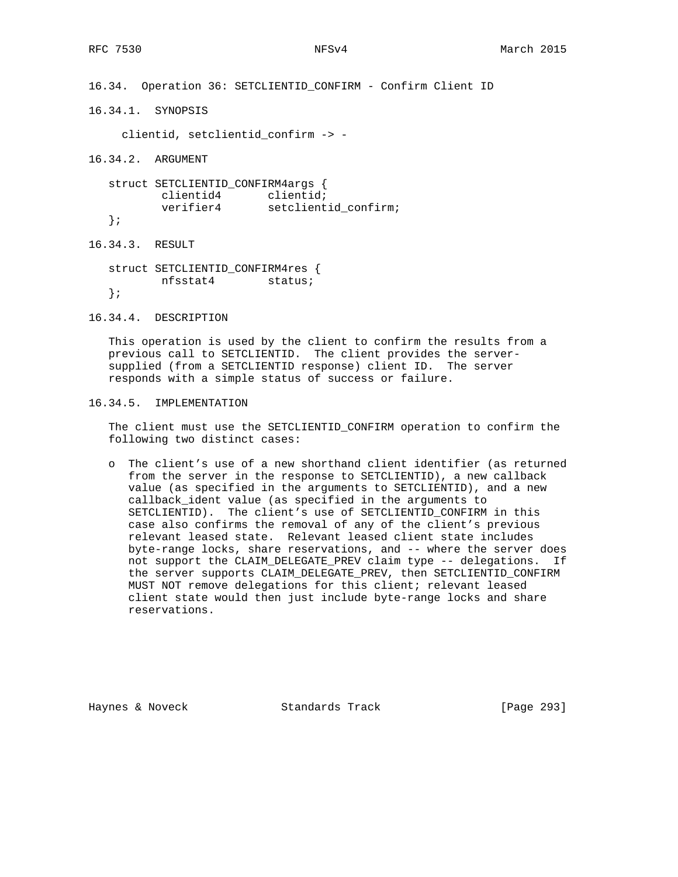### 16.34. Operation 36: SETCLIENTID_CONFIRM - Confirm Client ID

#### 16.34.1. SYNOPSIS

```
clientid, setclientid_confirm -> -
```

#### 16.34.2. ARGUMENT

```
struct SETCLIENTID_CONFIRM4args {
        clientid4       clientid;
        verifier4       setclientid_confirm;
};
```

#### 16.34.3. RESULT

```
struct SETCLIENTID_CONFIRM4res {
        nfsstat4        status;
};
```

#### 16.34.4. DESCRIPTION

This operation is used by the client to confirm the results from a previous call to SETCLIENTID. The client provides the server-supplied (from a SETCLIENTID response) client ID. The server responds with a simple status of success or failure.

#### 16.34.5. IMPLEMENTATION

The client must use the SETCLIENTID_CONFIRM operation to confirm the following two distinct cases:

- The client's use of a new shorthand client identifier (as returned from the server in the response to SETCLIENTID), a new callback value (as specified in the arguments to SETCLIENTID), and a new callback_ident value (as specified in the arguments to SETCLIENTID). The client's use of SETCLIENTID_CONFIRM in this case also confirms the removal of any of the client's previous relevant leased state. Relevant leased client state includes byte-range locks, share reservations, and -- where the server does not support the CLAIM_DELEGATE_PREV claim type -- delegations. If the server supports CLAIM_DELEGATE_PREV, then SETCLIENTID_CONFIRM MUST NOT remove delegations for this client; relevant leased client state would then just include byte-range locks and share reservations.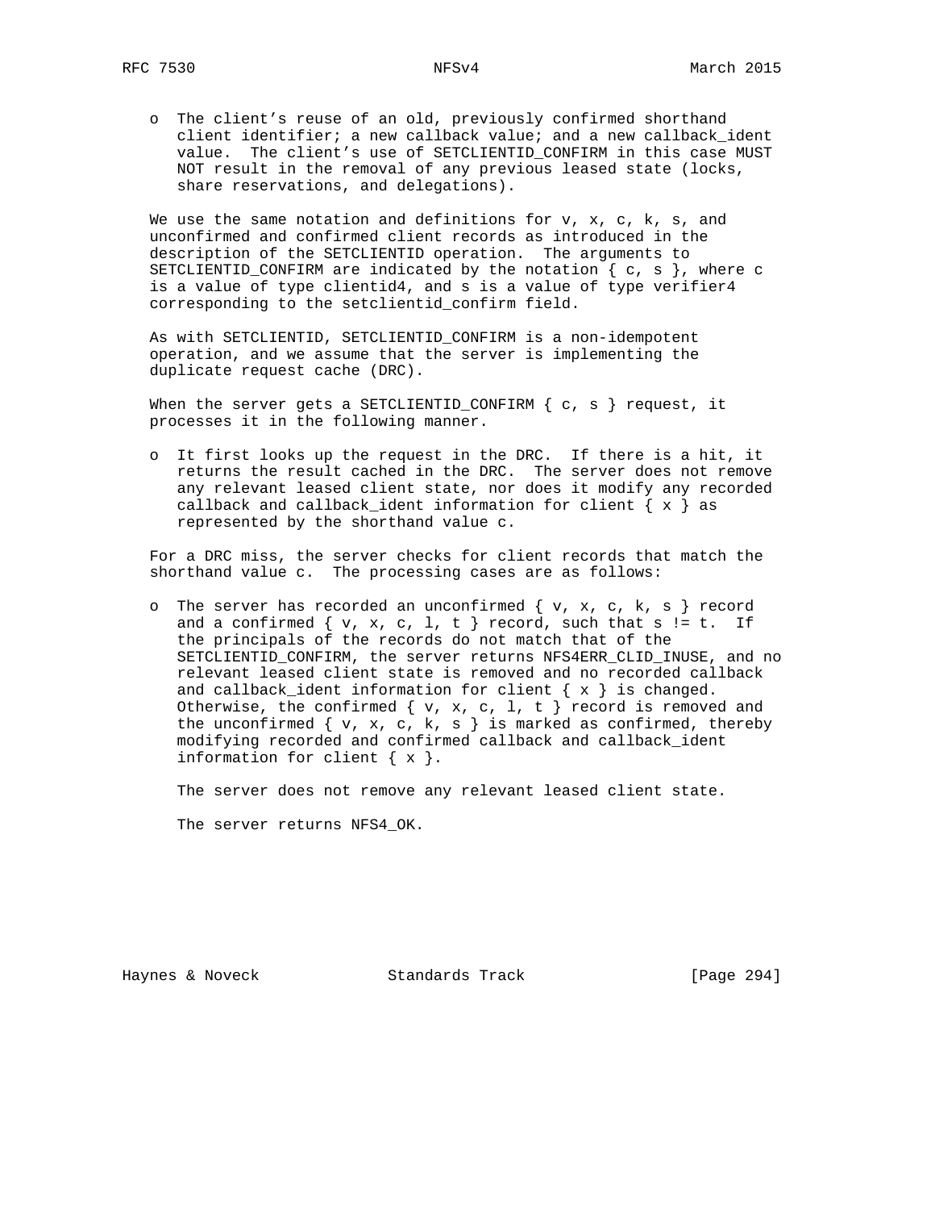- The client's reuse of an old, previously confirmed shorthand client identifier; a new callback value; and a new callback_ident value. The client's use of SETCLIENTID_CONFIRM in this case MUST NOT result in the removal of any previous leased state (locks, share reservations, and delegations).

We use the same notation and definitions for v, x, c, k, s, and unconfirmed and confirmed client records as introduced in the description of the SETCLIENTID operation. The arguments to SETCLIENTID_CONFIRM are indicated by the notation { c, s }, where c is a value of type clientid4, and s is a value of type verifier4 corresponding to the setclientid_confirm field.

As with SETCLIENTID, SETCLIENTID_CONFIRM is a non-idempotent operation, and we assume that the server is implementing the duplicate request cache (DRC).

When the server gets a SETCLIENTID_CONFIRM { c, s } request, it processes it in the following manner.

- It first looks up the request in the DRC. If there is a hit, it returns the result cached in the DRC. The server does not remove any relevant leased client state, nor does it modify any recorded callback and callback_ident information for client { x } as represented by the shorthand value c.

For a DRC miss, the server checks for client records that match the shorthand value c. The processing cases are as follows:

- The server has recorded an unconfirmed { v, x, c, k, s } record and a confirmed { v, x, c, l, t } record, such that s != t. If the principals of the records do not match that of the SETCLIENTID_CONFIRM, the server returns NFS4ERR_CLID_INUSE, and no relevant leased client state is removed and no recorded callback and callback_ident information for client { x } is changed. Otherwise, the confirmed { v, x, c, l, t } record is removed and the unconfirmed { v, x, c, k, s } is marked as confirmed, thereby modifying recorded and confirmed callback and callback_ident information for client { x }.

  The server does not remove any relevant leased client state.

  The server returns NFS4_OK.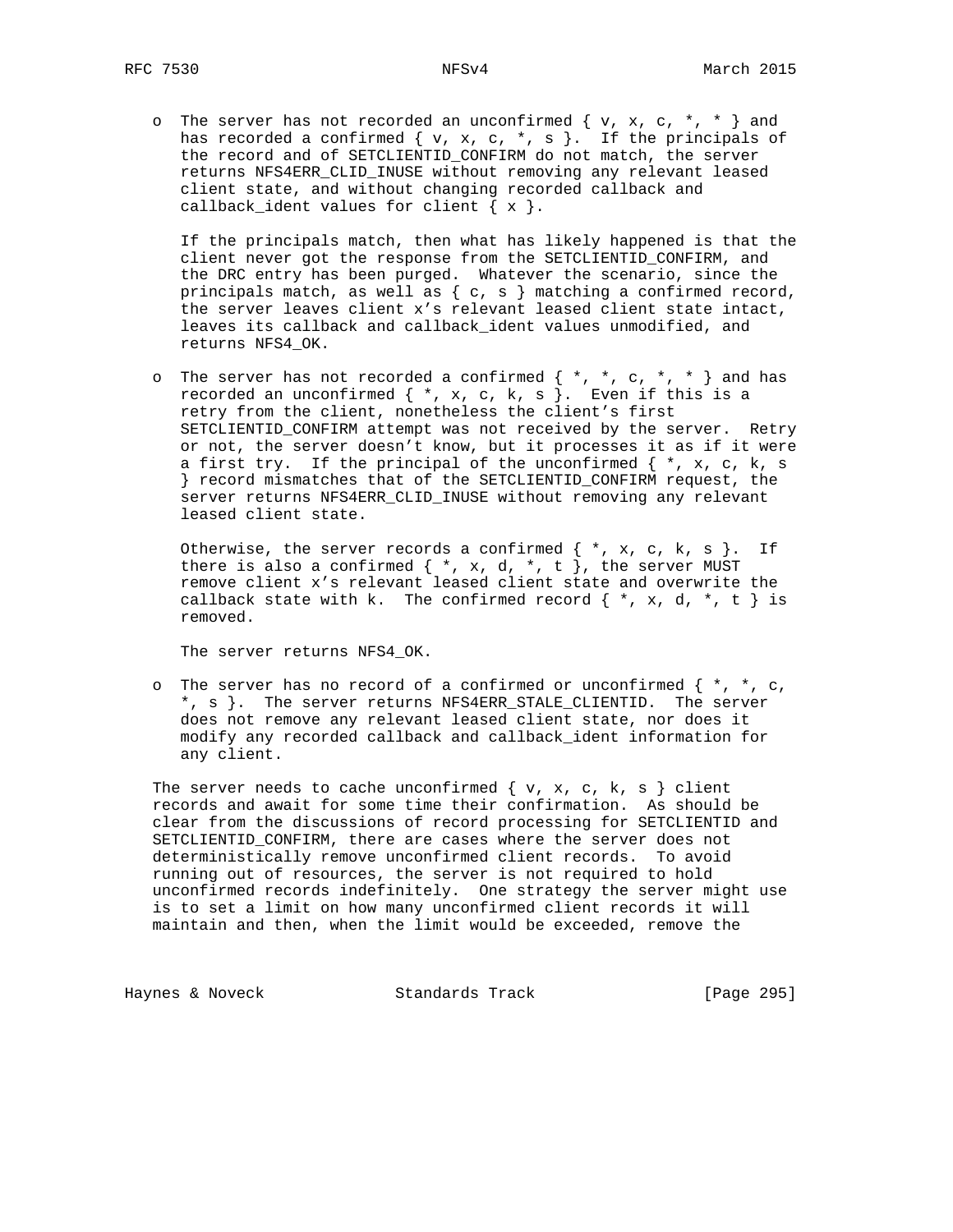- The server has not recorded an unconfirmed { v, x, c, *, * } and has recorded a confirmed { v, x, c, *, s }. If the principals of the record and of SETCLIENTID_CONFIRM do not match, the server returns NFS4ERR_CLID_INUSE without removing any relevant leased client state, and without changing recorded callback and callback_ident values for client { x }.

  If the principals match, then what has likely happened is that the client never got the response from the SETCLIENTID_CONFIRM, and the DRC entry has been purged. Whatever the scenario, since the principals match, as well as { c, s } matching a confirmed record, the server leaves client x's relevant leased client state intact, leaves its callback and callback_ident values unmodified, and returns NFS4_OK.

- The server has not recorded a confirmed { *, *, c, *, * } and has recorded an unconfirmed { *, x, c, k, s }. Even if this is a retry from the client, nonetheless the client's first SETCLIENTID_CONFIRM attempt was not received by the server. Retry or not, the server doesn't know, but it processes it as if it were a first try. If the principal of the unconfirmed { *, x, c, k, s } record mismatches that of the SETCLIENTID_CONFIRM request, the server returns NFS4ERR_CLID_INUSE without removing any relevant leased client state.

  Otherwise, the server records a confirmed { *, x, c, k, s }. If there is also a confirmed { *, x, d, *, t }, the server MUST remove client x's relevant leased client state and overwrite the callback state with k. The confirmed record { *, x, d, *, t } is removed.

  The server returns NFS4_OK.

- The server has no record of a confirmed or unconfirmed { *, *, c, *, s }. The server returns NFS4ERR_STALE_CLIENTID. The server does not remove any relevant leased client state, nor does it modify any recorded callback and callback_ident information for any client.

The server needs to cache unconfirmed { v, x, c, k, s } client records and await for some time their confirmation. As should be clear from the discussions of record processing for SETCLIENTID and SETCLIENTID_CONFIRM, there are cases where the server does not deterministically remove unconfirmed client records. To avoid running out of resources, the server is not required to hold unconfirmed records indefinitely. One strategy the server might use is to set a limit on how many unconfirmed client records it will maintain and then, when the limit would be exceeded, remove the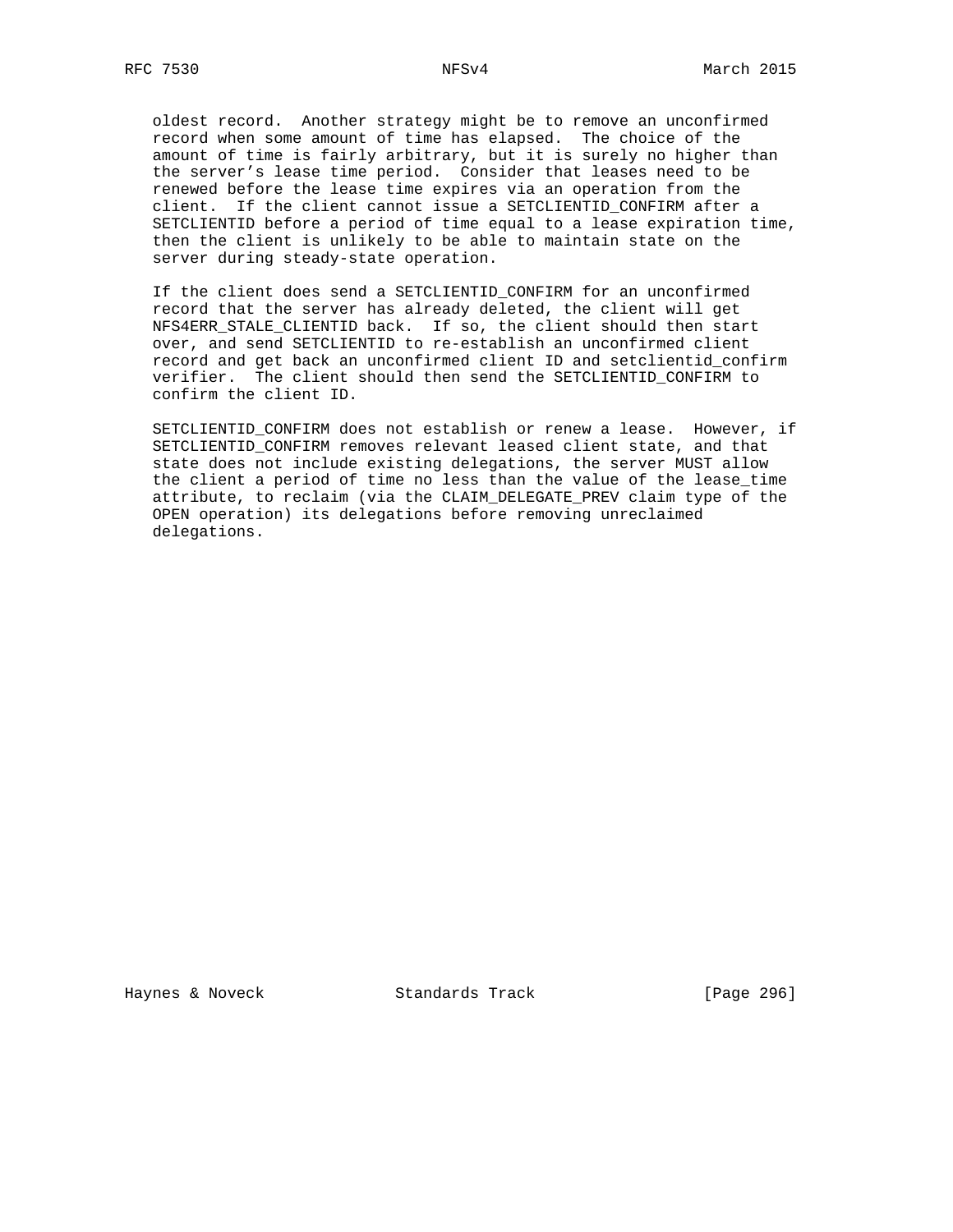oldest record. Another strategy might be to remove an unconfirmed record when some amount of time has elapsed. The choice of the amount of time is fairly arbitrary, but it is surely no higher than the server's lease time period. Consider that leases need to be renewed before the lease time expires via an operation from the client. If the client cannot issue a SETCLIENTID_CONFIRM after a SETCLIENTID before a period of time equal to a lease expiration time, then the client is unlikely to be able to maintain state on the server during steady-state operation.

If the client does send a SETCLIENTID_CONFIRM for an unconfirmed record that the server has already deleted, the client will get NFS4ERR_STALE_CLIENTID back. If so, the client should then start over, and send SETCLIENTID to re-establish an unconfirmed client record and get back an unconfirmed client ID and setclientid_confirm verifier. The client should then send the SETCLIENTID_CONFIRM to confirm the client ID.

SETCLIENTID_CONFIRM does not establish or renew a lease. However, if SETCLIENTID_CONFIRM removes relevant leased client state, and that state does not include existing delegations, the server MUST allow the client a period of time no less than the value of the lease_time attribute, to reclaim (via the CLAIM_DELEGATE_PREV claim type of the OPEN operation) its delegations before removing unreclaimed delegations.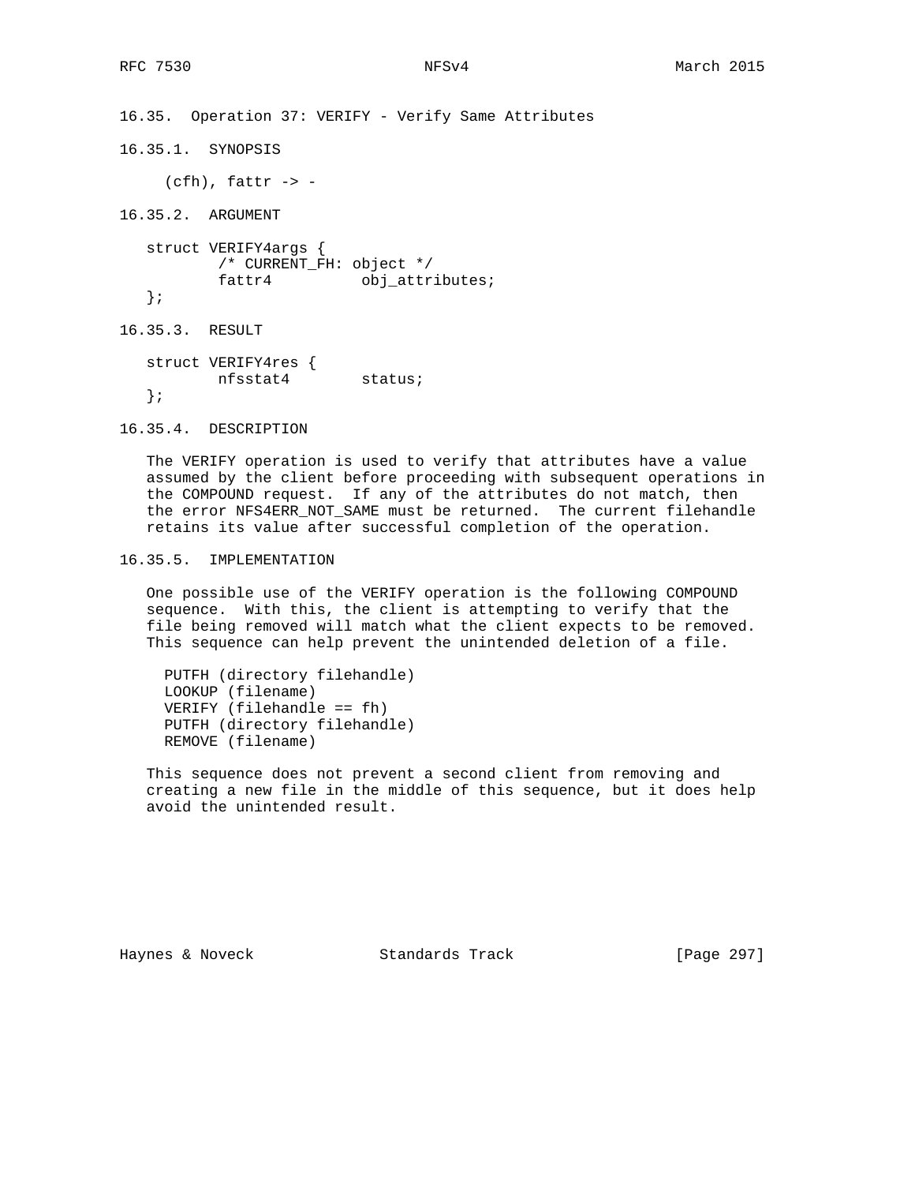### 16.35. Operation 37: VERIFY - Verify Same Attributes

#### 16.35.1. SYNOPSIS

```
(cfh), fattr -> -
```

#### 16.35.2. ARGUMENT

```
struct VERIFY4args {
        /* CURRENT_FH: object */
        fattr4          obj_attributes;
};
```

#### 16.35.3. RESULT

```
struct VERIFY4res {
        nfsstat4        status;
};
```

#### 16.35.4. DESCRIPTION

The VERIFY operation is used to verify that attributes have a value assumed by the client before proceeding with subsequent operations in the COMPOUND request. If any of the attributes do not match, then the error NFS4ERR_NOT_SAME must be returned. The current filehandle retains its value after successful completion of the operation.

#### 16.35.5. IMPLEMENTATION

One possible use of the VERIFY operation is the following COMPOUND sequence. With this, the client is attempting to verify that the file being removed will match what the client expects to be removed. This sequence can help prevent the unintended deletion of a file.

```
PUTFH (directory filehandle)
LOOKUP (filename)
VERIFY (filehandle == fh)
PUTFH (directory filehandle)
REMOVE (filename)
```

This sequence does not prevent a second client from removing and creating a new file in the middle of this sequence, but it does help avoid the unintended result.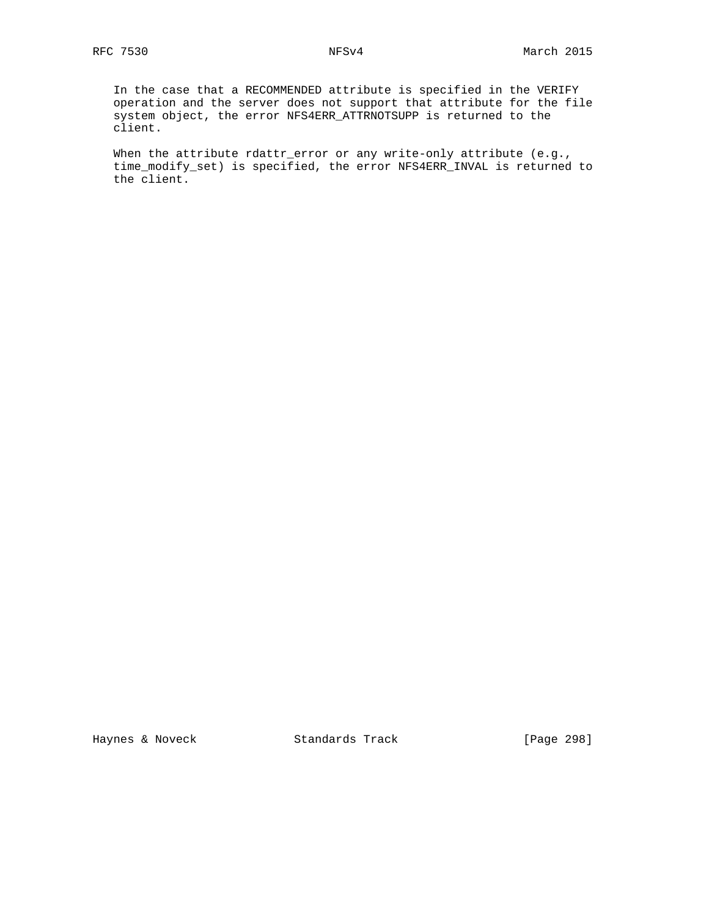In the case that a RECOMMENDED attribute is specified in the VERIFY operation and the server does not support that attribute for the file system object, the error NFS4ERR_ATTRNOTSUPP is returned to the client.

When the attribute rdattr_error or any write-only attribute (e.g., time_modify_set) is specified, the error NFS4ERR_INVAL is returned to the client.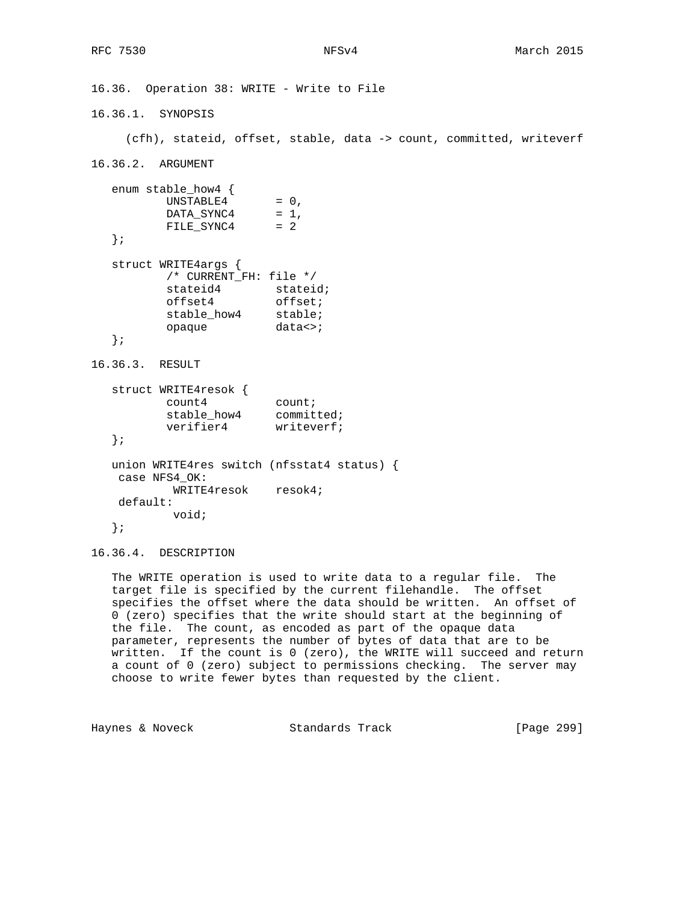### 16.36. Operation 38: WRITE - Write to File

#### 16.36.1. SYNOPSIS

```
(cfh), stateid, offset, stable, data -> count, committed, writeverf
```

#### 16.36.2. ARGUMENT

```
enum stable_how4 {
        UNSTABLE4       = 0,
        DATA_SYNC4      = 1,
        FILE_SYNC4      = 2
};

struct WRITE4args {
        /* CURRENT_FH: file */
        stateid4        stateid;
        offset4         offset;
        stable_how4     stable;
        opaque          data<>;
};
```

#### 16.36.3. RESULT

```
struct WRITE4resok {
        count4          count;
        stable_how4     committed;
        verifier4       writeverf;
};

union WRITE4res switch (nfsstat4 status) {
 case NFS4_OK:
         WRITE4resok    resok4;
 default:
         void;
};
```

#### 16.36.4. DESCRIPTION

The WRITE operation is used to write data to a regular file. The target file is specified by the current filehandle. The offset specifies the offset where the data should be written. An offset of 0 (zero) specifies that the write should start at the beginning of the file. The count, as encoded as part of the opaque data parameter, represents the number of bytes of data that are to be written. If the count is 0 (zero), the WRITE will succeed and return a count of 0 (zero) subject to permissions checking. The server may choose to write fewer bytes than requested by the client.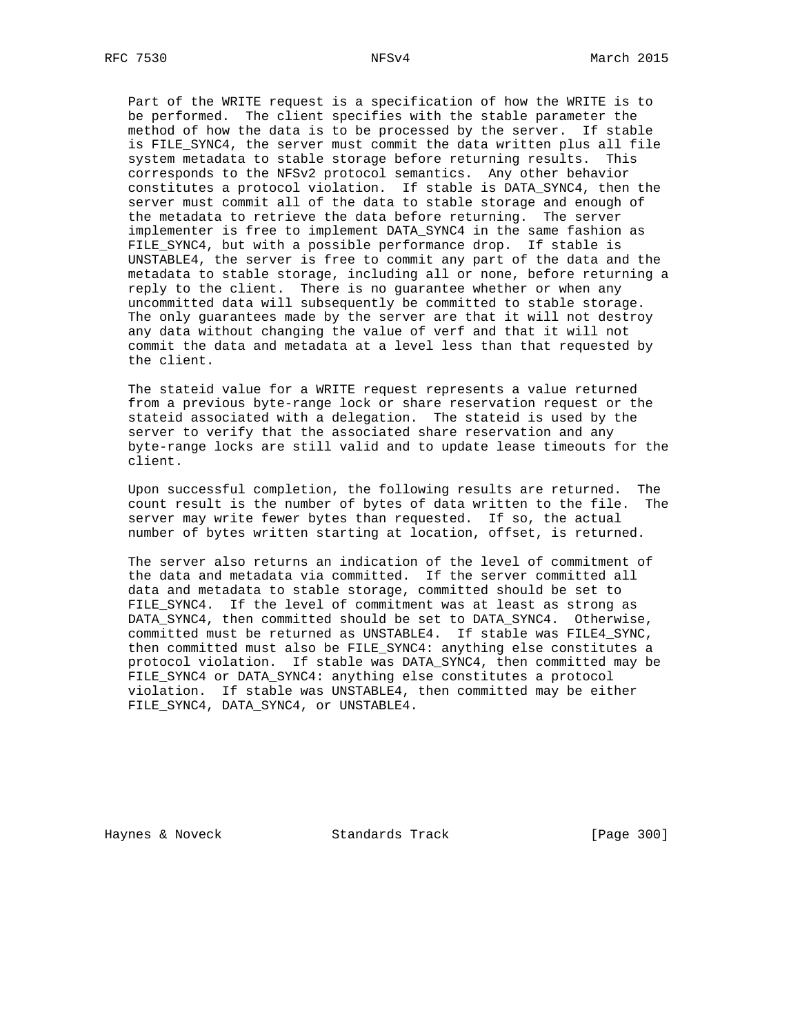Part of the WRITE request is a specification of how the WRITE is to be performed. The client specifies with the stable parameter the method of how the data is to be processed by the server. If stable is FILE_SYNC4, the server must commit the data written plus all file system metadata to stable storage before returning results. This corresponds to the NFSv2 protocol semantics. Any other behavior constitutes a protocol violation. If stable is DATA_SYNC4, then the server must commit all of the data to stable storage and enough of the metadata to retrieve the data before returning. The server implementer is free to implement DATA_SYNC4 in the same fashion as FILE_SYNC4, but with a possible performance drop. If stable is UNSTABLE4, the server is free to commit any part of the data and the metadata to stable storage, including all or none, before returning a reply to the client. There is no guarantee whether or when any uncommitted data will subsequently be committed to stable storage. The only guarantees made by the server are that it will not destroy any data without changing the value of verf and that it will not commit the data and metadata at a level less than that requested by the client.

The stateid value for a WRITE request represents a value returned from a previous byte-range lock or share reservation request or the stateid associated with a delegation. The stateid is used by the server to verify that the associated share reservation and any byte-range locks are still valid and to update lease timeouts for the client.

Upon successful completion, the following results are returned. The count result is the number of bytes of data written to the file. The server may write fewer bytes than requested. If so, the actual number of bytes written starting at location, offset, is returned.

The server also returns an indication of the level of commitment of the data and metadata via committed. If the server committed all data and metadata to stable storage, committed should be set to FILE_SYNC4. If the level of commitment was at least as strong as DATA_SYNC4, then committed should be set to DATA_SYNC4. Otherwise, committed must be returned as UNSTABLE4. If stable was FILE4_SYNC, then committed must also be FILE_SYNC4: anything else constitutes a protocol violation. If stable was DATA_SYNC4, then committed may be FILE_SYNC4 or DATA_SYNC4: anything else constitutes a protocol violation. If stable was UNSTABLE4, then committed may be either FILE_SYNC4, DATA_SYNC4, or UNSTABLE4.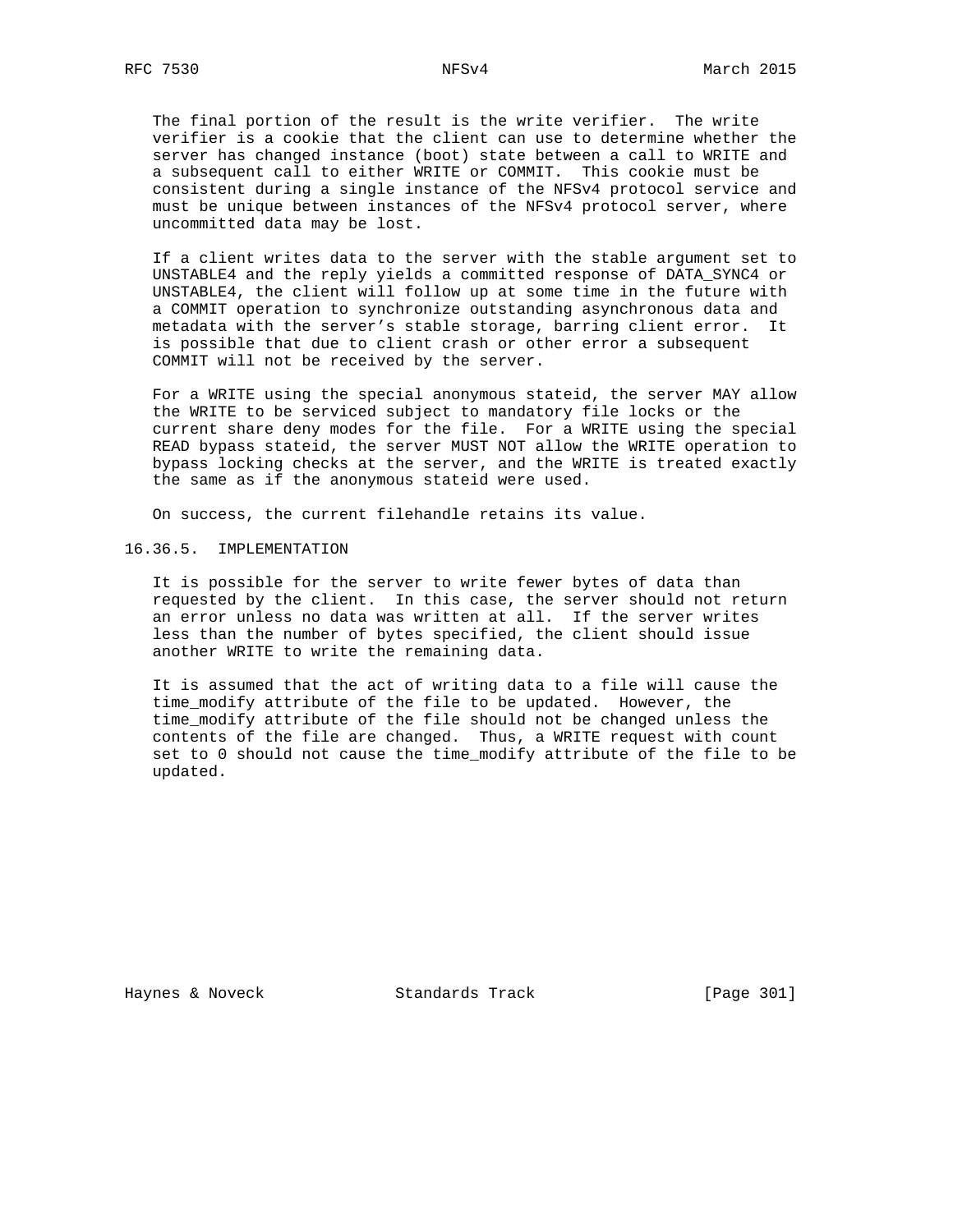The final portion of the result is the write verifier. The write verifier is a cookie that the client can use to determine whether the server has changed instance (boot) state between a call to WRITE and a subsequent call to either WRITE or COMMIT. This cookie must be consistent during a single instance of the NFSv4 protocol service and must be unique between instances of the NFSv4 protocol server, where uncommitted data may be lost.

If a client writes data to the server with the stable argument set to UNSTABLE4 and the reply yields a committed response of DATA_SYNC4 or UNSTABLE4, the client will follow up at some time in the future with a COMMIT operation to synchronize outstanding asynchronous data and metadata with the server's stable storage, barring client error. It is possible that due to client crash or other error a subsequent COMMIT will not be received by the server.

For a WRITE using the special anonymous stateid, the server MAY allow the WRITE to be serviced subject to mandatory file locks or the current share deny modes for the file. For a WRITE using the special READ bypass stateid, the server MUST NOT allow the WRITE operation to bypass locking checks at the server, and the WRITE is treated exactly the same as if the anonymous stateid were used.

On success, the current filehandle retains its value.

### 16.36.5. IMPLEMENTATION

It is possible for the server to write fewer bytes of data than requested by the client. In this case, the server should not return an error unless no data was written at all. If the server writes less than the number of bytes specified, the client should issue another WRITE to write the remaining data.

It is assumed that the act of writing data to a file will cause the time_modify attribute of the file to be updated. However, the time_modify attribute of the file should not be changed unless the contents of the file are changed. Thus, a WRITE request with count set to 0 should not cause the time_modify attribute of the file to be updated.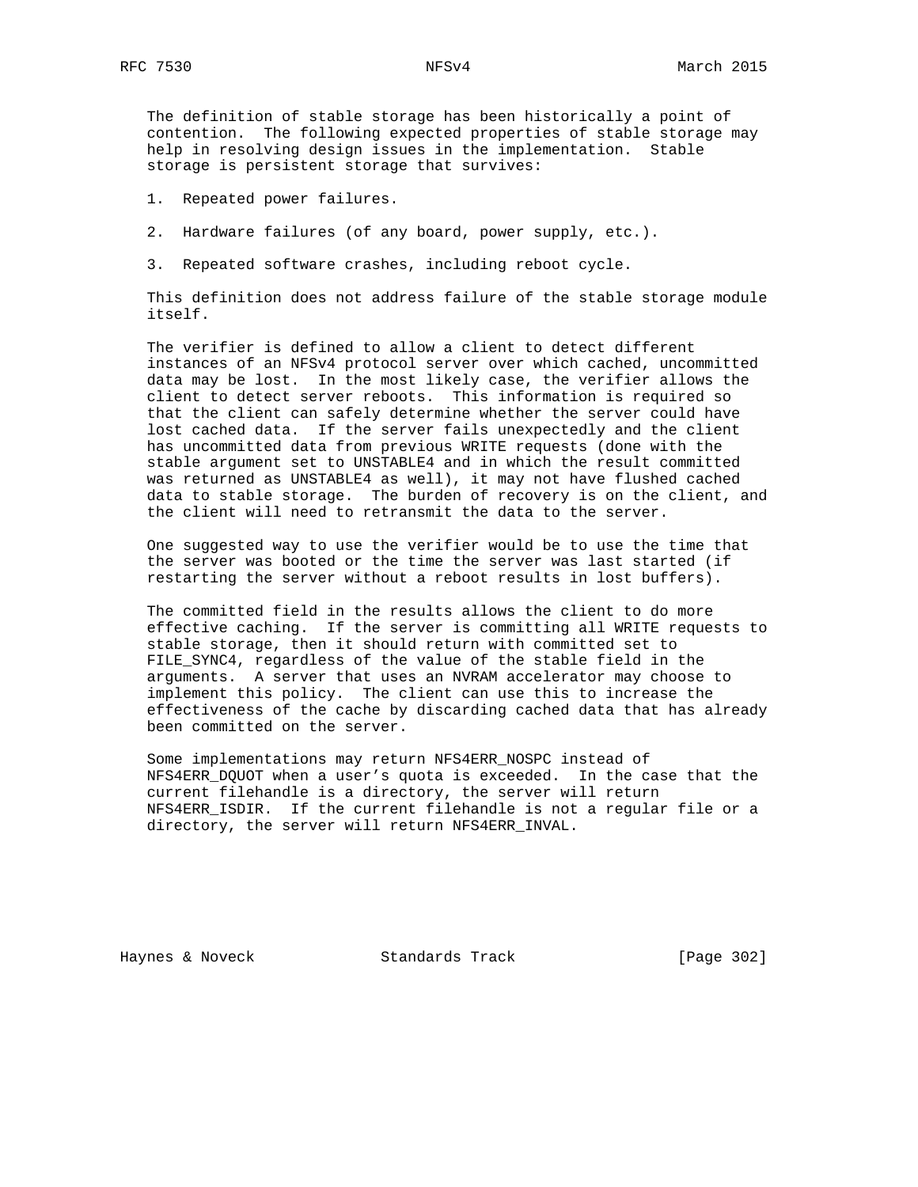The definition of stable storage has been historically a point of contention. The following expected properties of stable storage may help in resolving design issues in the implementation. Stable storage is persistent storage that survives:

1. Repeated power failures.

2. Hardware failures (of any board, power supply, etc.).

3. Repeated software crashes, including reboot cycle.

This definition does not address failure of the stable storage module itself.

The verifier is defined to allow a client to detect different instances of an NFSv4 protocol server over which cached, uncommitted data may be lost. In the most likely case, the verifier allows the client to detect server reboots. This information is required so that the client can safely determine whether the server could have lost cached data. If the server fails unexpectedly and the client has uncommitted data from previous WRITE requests (done with the stable argument set to UNSTABLE4 and in which the result committed was returned as UNSTABLE4 as well), it may not have flushed cached data to stable storage. The burden of recovery is on the client, and the client will need to retransmit the data to the server.

One suggested way to use the verifier would be to use the time that the server was booted or the time the server was last started (if restarting the server without a reboot results in lost buffers).

The committed field in the results allows the client to do more effective caching. If the server is committing all WRITE requests to stable storage, then it should return with committed set to FILE_SYNC4, regardless of the value of the stable field in the arguments. A server that uses an NVRAM accelerator may choose to implement this policy. The client can use this to increase the effectiveness of the cache by discarding cached data that has already been committed on the server.

Some implementations may return NFS4ERR_NOSPC instead of NFS4ERR_DQUOT when a user's quota is exceeded. In the case that the current filehandle is a directory, the server will return NFS4ERR_ISDIR. If the current filehandle is not a regular file or a directory, the server will return NFS4ERR_INVAL.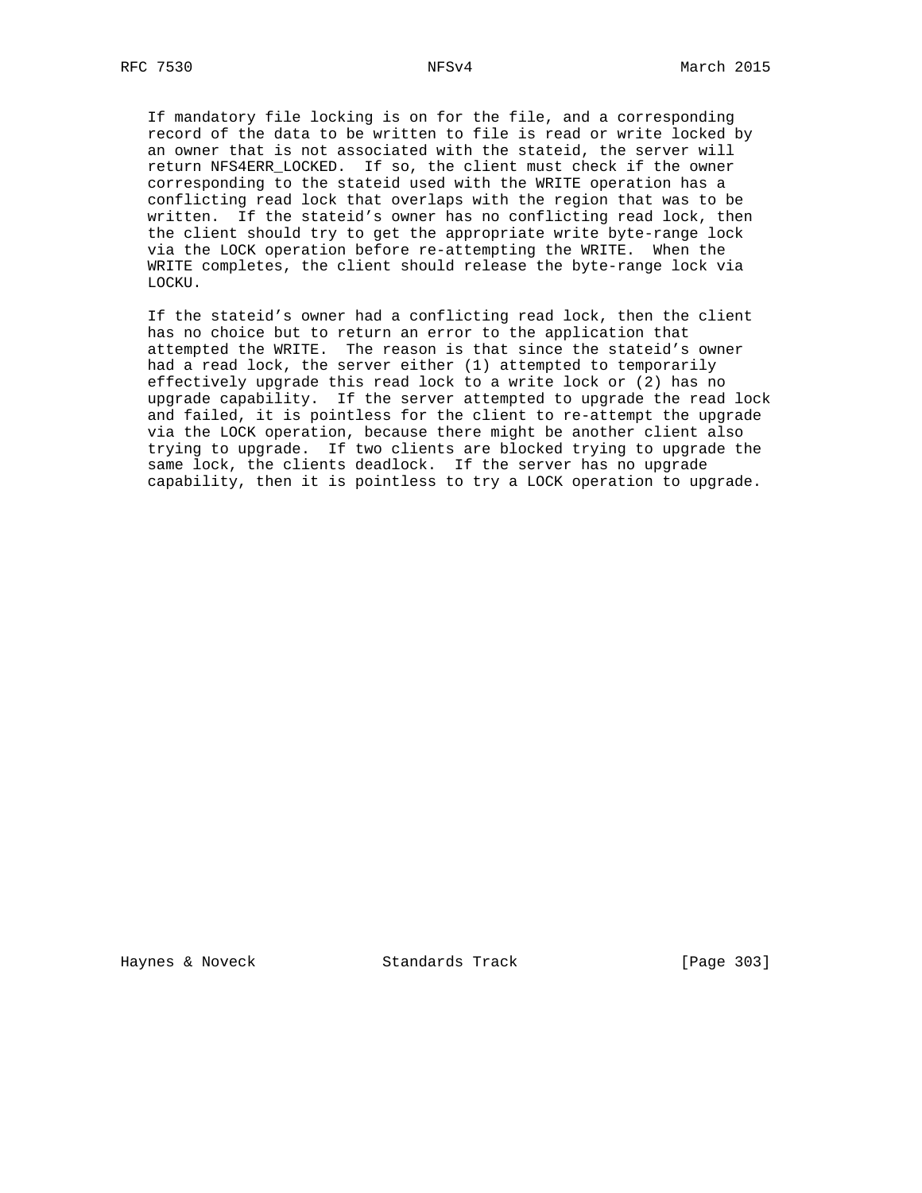If mandatory file locking is on for the file, and a corresponding record of the data to be written to file is read or write locked by an owner that is not associated with the stateid, the server will return NFS4ERR_LOCKED. If so, the client must check if the owner corresponding to the stateid used with the WRITE operation has a conflicting read lock that overlaps with the region that was to be written. If the stateid's owner has no conflicting read lock, then the client should try to get the appropriate write byte-range lock via the LOCK operation before re-attempting the WRITE. When the WRITE completes, the client should release the byte-range lock via LOCKU.

If the stateid's owner had a conflicting read lock, then the client has no choice but to return an error to the application that attempted the WRITE. The reason is that since the stateid's owner had a read lock, the server either (1) attempted to temporarily effectively upgrade this read lock to a write lock or (2) has no upgrade capability. If the server attempted to upgrade the read lock and failed, it is pointless for the client to re-attempt the upgrade via the LOCK operation, because there might be another client also trying to upgrade. If two clients are blocked trying to upgrade the same lock, the clients deadlock. If the server has no upgrade capability, then it is pointless to try a LOCK operation to upgrade.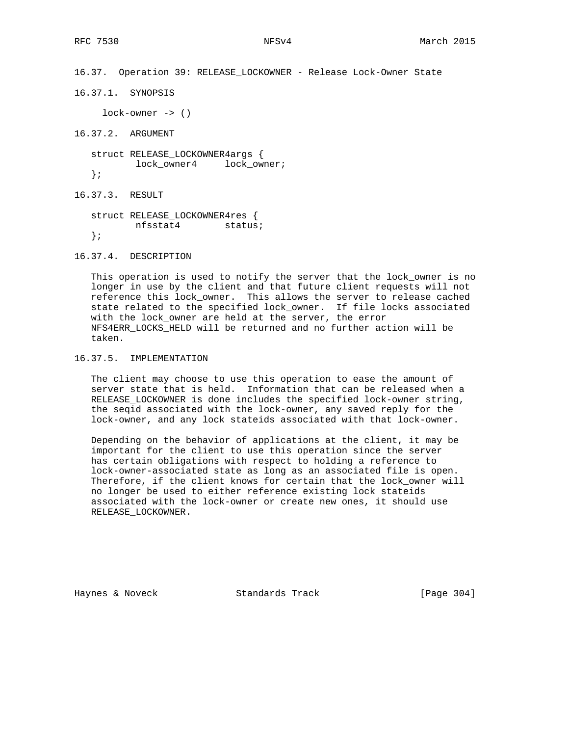### 16.37. Operation 39: RELEASE_LOCKOWNER - Release Lock-Owner State

#### 16.37.1. SYNOPSIS

```
lock-owner -> ()
```

#### 16.37.2. ARGUMENT

```
struct RELEASE_LOCKOWNER4args {
        lock_owner4     lock_owner;
};
```

#### 16.37.3. RESULT

```
struct RELEASE_LOCKOWNER4res {
        nfsstat4        status;
};
```

#### 16.37.4. DESCRIPTION

This operation is used to notify the server that the lock_owner is no longer in use by the client and that future client requests will not reference this lock_owner. This allows the server to release cached state related to the specified lock_owner. If file locks associated with the lock_owner are held at the server, the error NFS4ERR_LOCKS_HELD will be returned and no further action will be taken.

#### 16.37.5. IMPLEMENTATION

The client may choose to use this operation to ease the amount of server state that is held. Information that can be released when a RELEASE_LOCKOWNER is done includes the specified lock-owner string, the seqid associated with the lock-owner, any saved reply for the lock-owner, and any lock stateids associated with that lock-owner.

Depending on the behavior of applications at the client, it may be important for the client to use this operation since the server has certain obligations with respect to holding a reference to lock-owner-associated state as long as an associated file is open. Therefore, if the client knows for certain that the lock_owner will no longer be used to either reference existing lock stateids associated with the lock-owner or create new ones, it should use RELEASE_LOCKOWNER.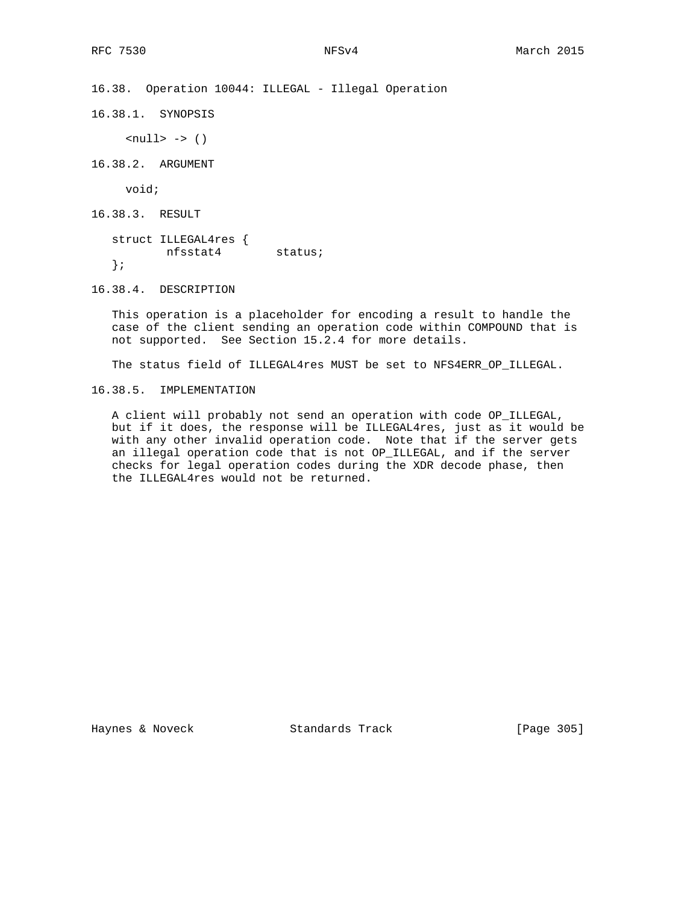## 16.38. Operation 10044: ILLEGAL - Illegal Operation

### 16.38.1. SYNOPSIS

```
<null> -> ()
```

### 16.38.2. ARGUMENT

```
void;
```

### 16.38.3. RESULT

```
struct ILLEGAL4res {
        nfsstat4        status;
};
```

### 16.38.4. DESCRIPTION

This operation is a placeholder for encoding a result to handle the case of the client sending an operation code within COMPOUND that is not supported. See Section 15.2.4 for more details.

The status field of ILLEGAL4res MUST be set to NFS4ERR_OP_ILLEGAL.

### 16.38.5. IMPLEMENTATION

A client will probably not send an operation with code OP_ILLEGAL, but if it does, the response will be ILLEGAL4res, just as it would be with any other invalid operation code. Note that if the server gets an illegal operation code that is not OP_ILLEGAL, and if the server checks for legal operation codes during the XDR decode phase, then the ILLEGAL4res would not be returned.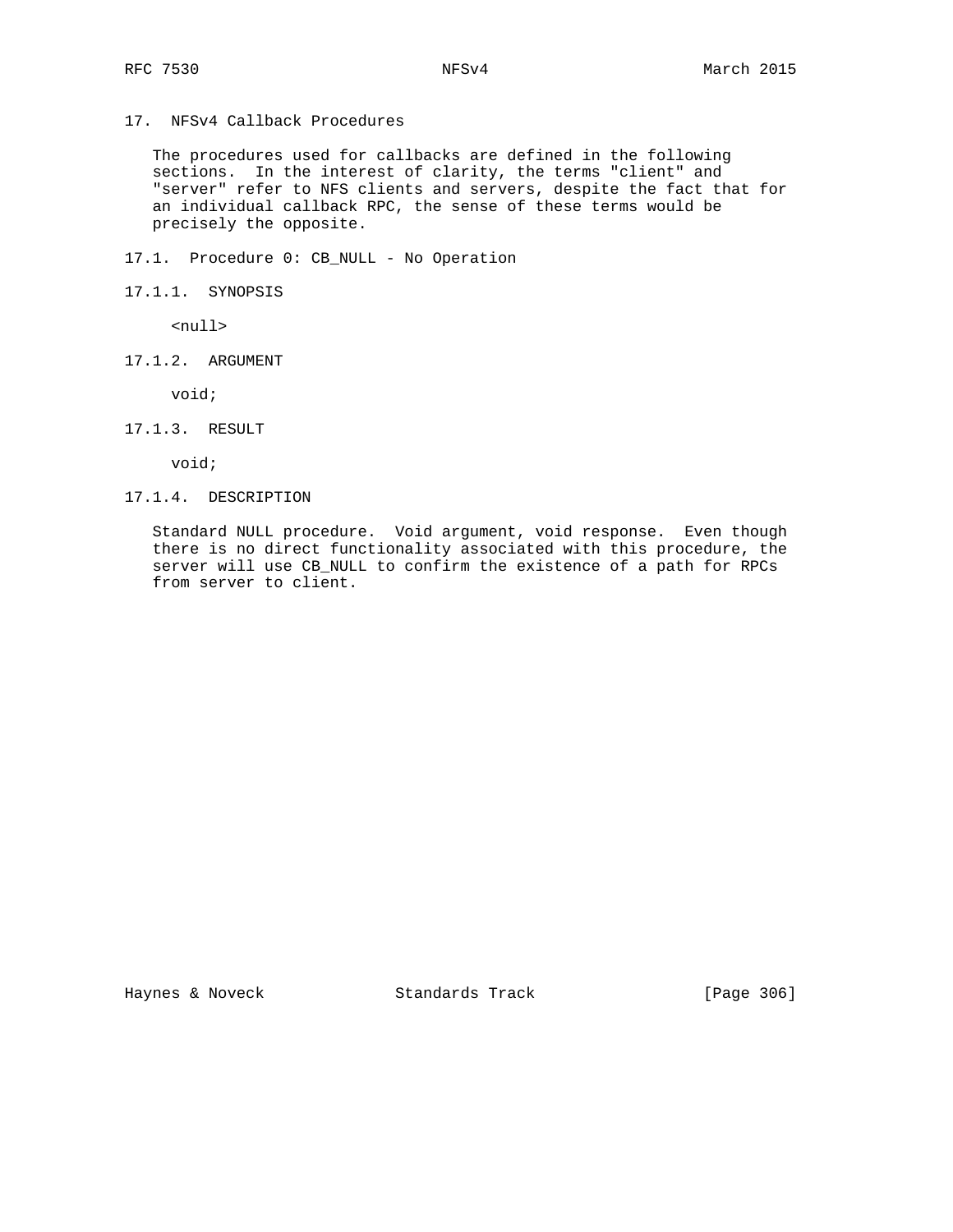# 17. NFSv4 Callback Procedures

The procedures used for callbacks are defined in the following sections. In the interest of clarity, the terms "client" and "server" refer to NFS clients and servers, despite the fact that for an individual callback RPC, the sense of these terms would be precisely the opposite.

## 17.1. Procedure 0: CB_NULL - No Operation

### 17.1.1. SYNOPSIS

```
<null>
```

### 17.1.2. ARGUMENT

```
void;
```

### 17.1.3. RESULT

```
void;
```

### 17.1.4. DESCRIPTION

Standard NULL procedure. Void argument, void response. Even though there is no direct functionality associated with this procedure, the server will use CB_NULL to confirm the existence of a path for RPCs from server to client.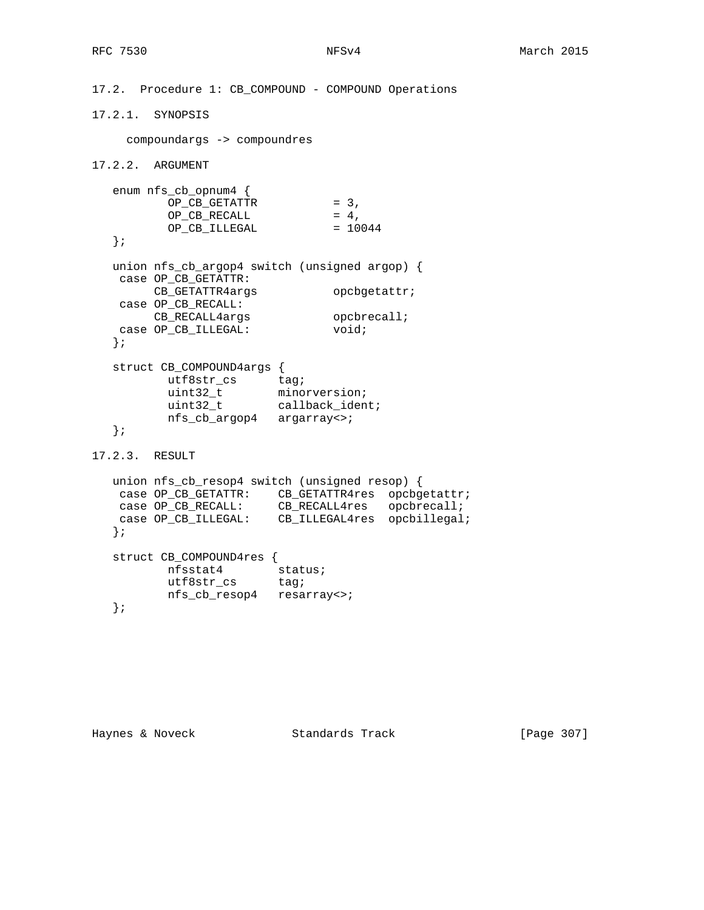### 17.2. Procedure 1: CB_COMPOUND - COMPOUND Operations

#### 17.2.1. SYNOPSIS

```
compoundargs -> compoundres
```

#### 17.2.2. ARGUMENT

```
enum nfs_cb_opnum4 {
        OP_CB_GETATTR           = 3,
        OP_CB_RECALL            = 4,
        OP_CB_ILLEGAL           = 10044
};

union nfs_cb_argop4 switch (unsigned argop) {
 case OP_CB_GETATTR:
      CB_GETATTR4args           opcbgetattr;
 case OP_CB_RECALL:
      CB_RECALL4args            opcbrecall;
 case OP_CB_ILLEGAL:            void;
};

struct CB_COMPOUND4args {
        utf8str_cs      tag;
        uint32_t        minorversion;
        uint32_t        callback_ident;
        nfs_cb_argop4   argarray<>;
};
```

#### 17.2.3. RESULT

```
union nfs_cb_resop4 switch (unsigned resop) {
 case OP_CB_GETATTR:    CB_GETATTR4res  opcbgetattr;
 case OP_CB_RECALL:     CB_RECALL4res   opcbrecall;
 case OP_CB_ILLEGAL:    CB_ILLEGAL4res  opcbillegal;
};

struct CB_COMPOUND4res {
        nfsstat4        status;
        utf8str_cs      tag;
        nfs_cb_resop4   resarray<>;
};
```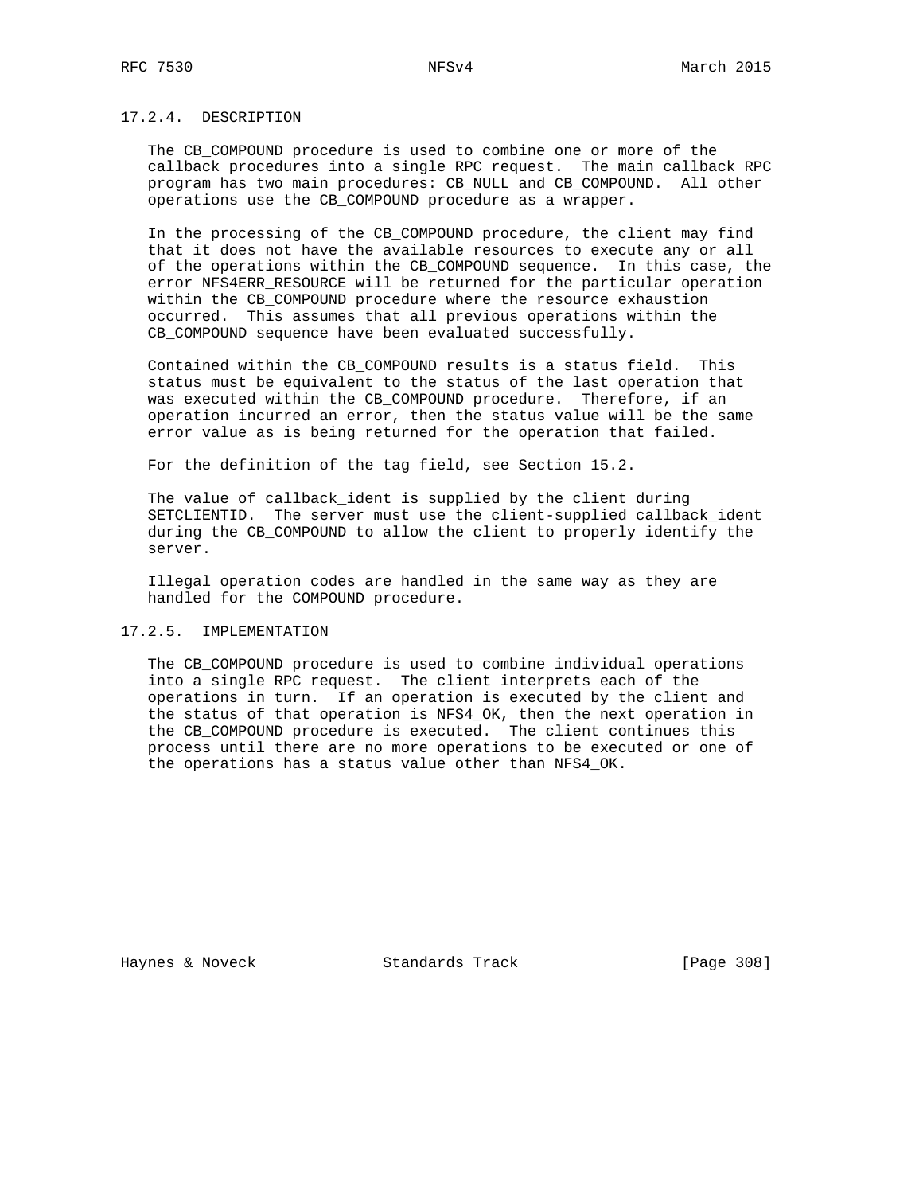### 17.2.4. DESCRIPTION

The CB_COMPOUND procedure is used to combine one or more of the callback procedures into a single RPC request. The main callback RPC program has two main procedures: CB_NULL and CB_COMPOUND. All other operations use the CB_COMPOUND procedure as a wrapper.

In the processing of the CB_COMPOUND procedure, the client may find that it does not have the available resources to execute any or all of the operations within the CB_COMPOUND sequence. In this case, the error NFS4ERR_RESOURCE will be returned for the particular operation within the CB_COMPOUND procedure where the resource exhaustion occurred. This assumes that all previous operations within the CB_COMPOUND sequence have been evaluated successfully.

Contained within the CB_COMPOUND results is a status field. This status must be equivalent to the status of the last operation that was executed within the CB_COMPOUND procedure. Therefore, if an operation incurred an error, then the status value will be the same error value as is being returned for the operation that failed.

For the definition of the tag field, see Section 15.2.

The value of callback_ident is supplied by the client during SETCLIENTID. The server must use the client-supplied callback_ident during the CB_COMPOUND to allow the client to properly identify the server.

Illegal operation codes are handled in the same way as they are handled for the COMPOUND procedure.

### 17.2.5. IMPLEMENTATION

The CB_COMPOUND procedure is used to combine individual operations into a single RPC request. The client interprets each of the operations in turn. If an operation is executed by the client and the status of that operation is NFS4_OK, then the next operation in the CB_COMPOUND procedure is executed. The client continues this process until there are no more operations to be executed or one of the operations has a status value other than NFS4_OK.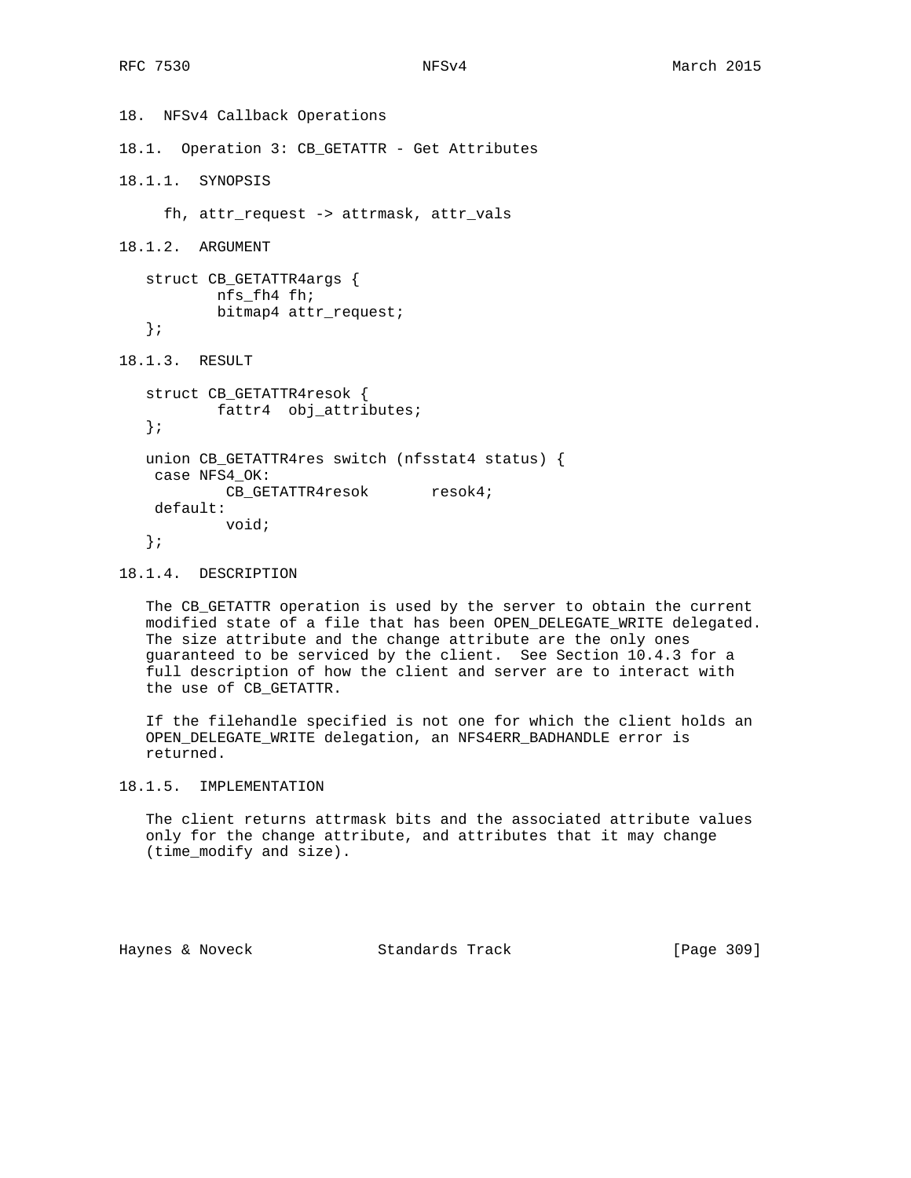# 18. NFSv4 Callback Operations

## 18.1. Operation 3: CB_GETATTR - Get Attributes

### 18.1.1. SYNOPSIS

```
fh, attr_request -> attrmask, attr_vals
```

### 18.1.2. ARGUMENT

```
struct CB_GETATTR4args {
        nfs_fh4 fh;
        bitmap4 attr_request;
};
```

### 18.1.3. RESULT

```
struct CB_GETATTR4resok {
        fattr4  obj_attributes;
};

union CB_GETATTR4res switch (nfsstat4 status) {
 case NFS4_OK:
         CB_GETATTR4resok       resok4;
 default:
         void;
};
```

### 18.1.4. DESCRIPTION

The CB_GETATTR operation is used by the server to obtain the current modified state of a file that has been OPEN_DELEGATE_WRITE delegated. The size attribute and the change attribute are the only ones guaranteed to be serviced by the client. See Section 10.4.3 for a full description of how the client and server are to interact with the use of CB_GETATTR.

If the filehandle specified is not one for which the client holds an OPEN_DELEGATE_WRITE delegation, an NFS4ERR_BADHANDLE error is returned.

### 18.1.5. IMPLEMENTATION

The client returns attrmask bits and the associated attribute values only for the change attribute, and attributes that it may change (time_modify and size).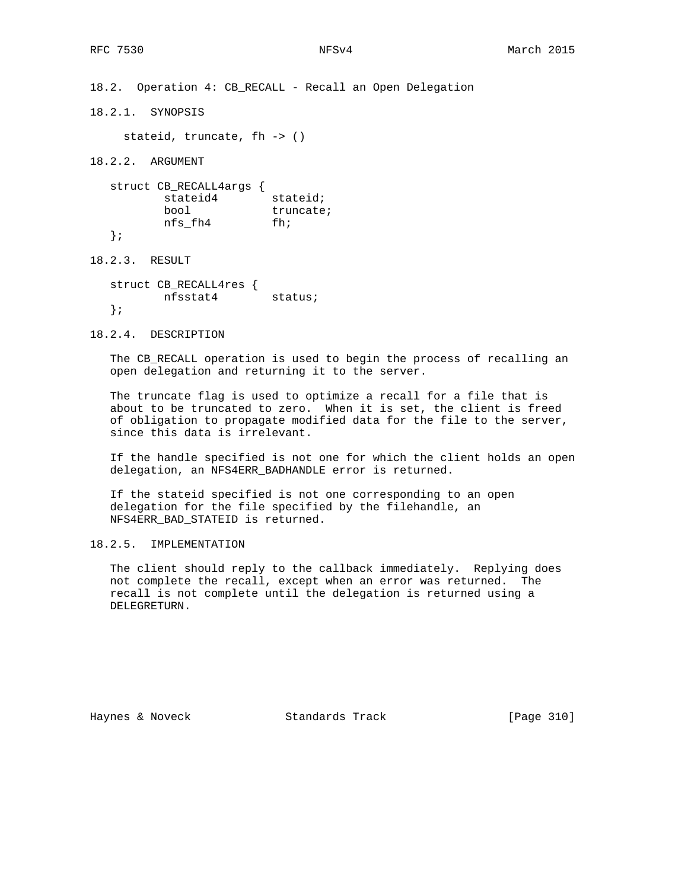### 18.2. Operation 4: CB_RECALL - Recall an Open Delegation

#### 18.2.1. SYNOPSIS

```
stateid, truncate, fh -> ()
```

#### 18.2.2. ARGUMENT

```
struct CB_RECALL4args {
        stateid4        stateid;
        bool            truncate;
        nfs_fh4         fh;
};
```

#### 18.2.3. RESULT

```
struct CB_RECALL4res {
        nfsstat4        status;
};
```

#### 18.2.4. DESCRIPTION

The CB_RECALL operation is used to begin the process of recalling an open delegation and returning it to the server.

The truncate flag is used to optimize a recall for a file that is about to be truncated to zero. When it is set, the client is freed of obligation to propagate modified data for the file to the server, since this data is irrelevant.

If the handle specified is not one for which the client holds an open delegation, an NFS4ERR_BADHANDLE error is returned.

If the stateid specified is not one corresponding to an open delegation for the file specified by the filehandle, an NFS4ERR_BAD_STATEID is returned.

#### 18.2.5. IMPLEMENTATION

The client should reply to the callback immediately. Replying does not complete the recall, except when an error was returned. The recall is not complete until the delegation is returned using a DELEGRETURN.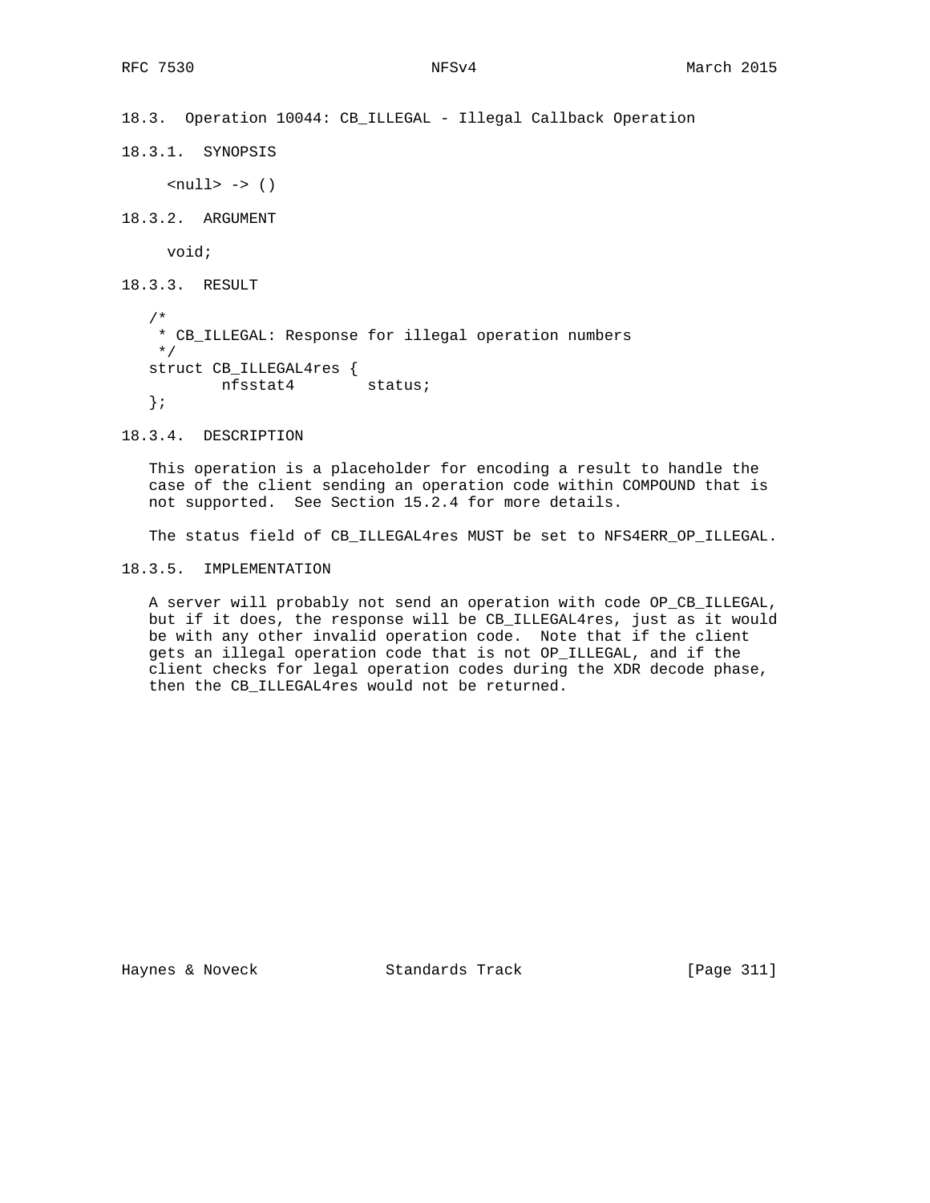### 18.3. Operation 10044: CB_ILLEGAL - Illegal Callback Operation

#### 18.3.1. SYNOPSIS

```
<null> -> ()
```

#### 18.3.2. ARGUMENT

```
void;
```

#### 18.3.3. RESULT

```
/*
 * CB_ILLEGAL: Response for illegal operation numbers
 */
struct CB_ILLEGAL4res {
        nfsstat4        status;
};
```

#### 18.3.4. DESCRIPTION

This operation is a placeholder for encoding a result to handle the case of the client sending an operation code within COMPOUND that is not supported. See Section 15.2.4 for more details.

The status field of CB_ILLEGAL4res MUST be set to NFS4ERR_OP_ILLEGAL.

#### 18.3.5. IMPLEMENTATION

A server will probably not send an operation with code OP_CB_ILLEGAL, but if it does, the response will be CB_ILLEGAL4res, just as it would be with any other invalid operation code. Note that if the client gets an illegal operation code that is not OP_ILLEGAL, and if the client checks for legal operation codes during the XDR decode phase, then the CB_ILLEGAL4res would not be returned.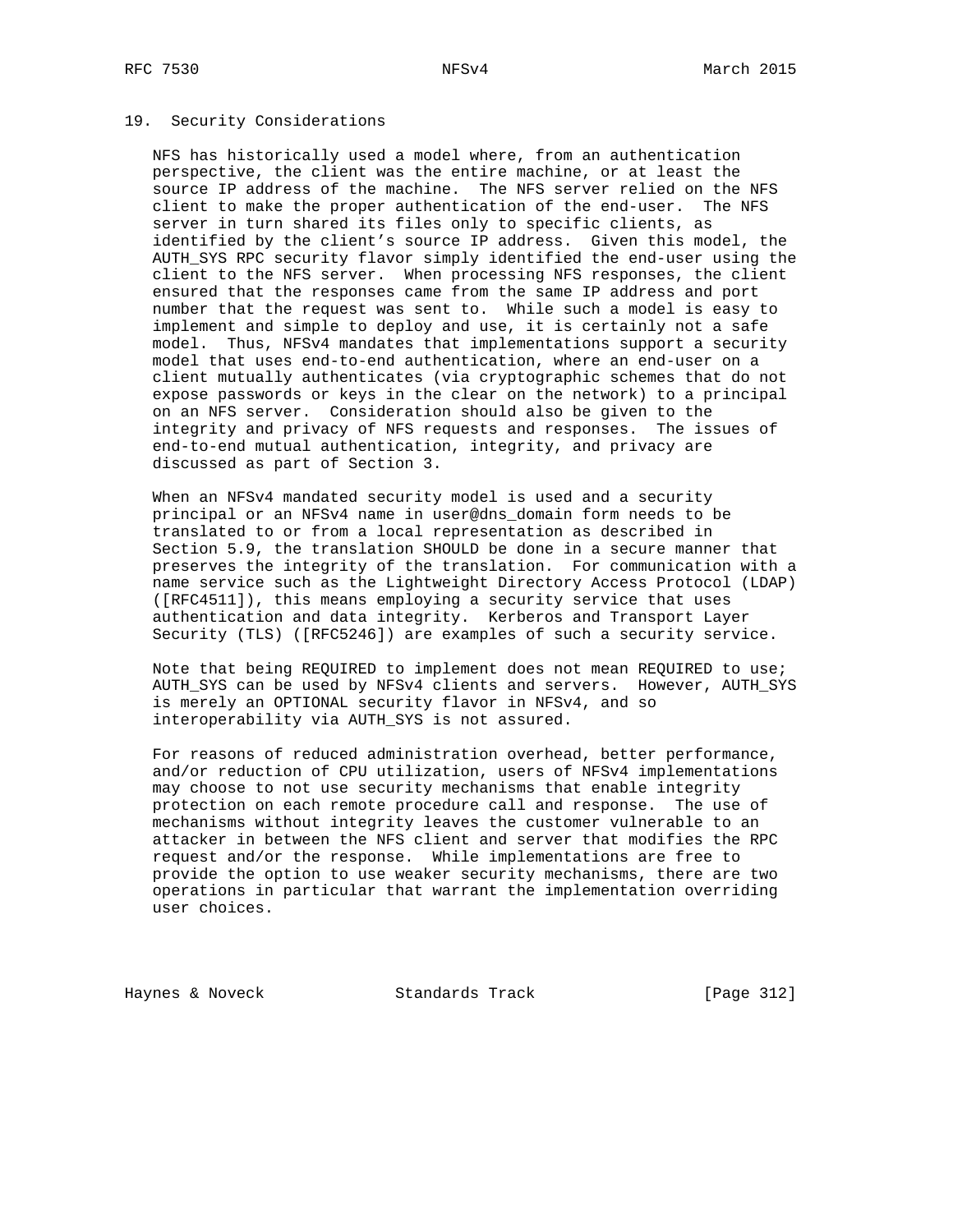## 19. Security Considerations

NFS has historically used a model where, from an authentication perspective, the client was the entire machine, or at least the source IP address of the machine. The NFS server relied on the NFS client to make the proper authentication of the end-user. The NFS server in turn shared its files only to specific clients, as identified by the client's source IP address. Given this model, the AUTH_SYS RPC security flavor simply identified the end-user using the client to the NFS server. When processing NFS responses, the client ensured that the responses came from the same IP address and port number that the request was sent to. While such a model is easy to implement and simple to deploy and use, it is certainly not a safe model. Thus, NFSv4 mandates that implementations support a security model that uses end-to-end authentication, where an end-user on a client mutually authenticates (via cryptographic schemes that do not expose passwords or keys in the clear on the network) to a principal on an NFS server. Consideration should also be given to the integrity and privacy of NFS requests and responses. The issues of end-to-end mutual authentication, integrity, and privacy are discussed as part of Section 3.

When an NFSv4 mandated security model is used and a security principal or an NFSv4 name in user@dns_domain form needs to be translated to or from a local representation as described in Section 5.9, the translation SHOULD be done in a secure manner that preserves the integrity of the translation. For communication with a name service such as the Lightweight Directory Access Protocol (LDAP) ([RFC4511]), this means employing a security service that uses authentication and data integrity. Kerberos and Transport Layer Security (TLS) ([RFC5246]) are examples of such a security service.

Note that being REQUIRED to implement does not mean REQUIRED to use; AUTH_SYS can be used by NFSv4 clients and servers. However, AUTH_SYS is merely an OPTIONAL security flavor in NFSv4, and so interoperability via AUTH_SYS is not assured.

For reasons of reduced administration overhead, better performance, and/or reduction of CPU utilization, users of NFSv4 implementations may choose to not use security mechanisms that enable integrity protection on each remote procedure call and response. The use of mechanisms without integrity leaves the customer vulnerable to an attacker in between the NFS client and server that modifies the RPC request and/or the response. While implementations are free to provide the option to use weaker security mechanisms, there are two operations in particular that warrant the implementation overriding user choices.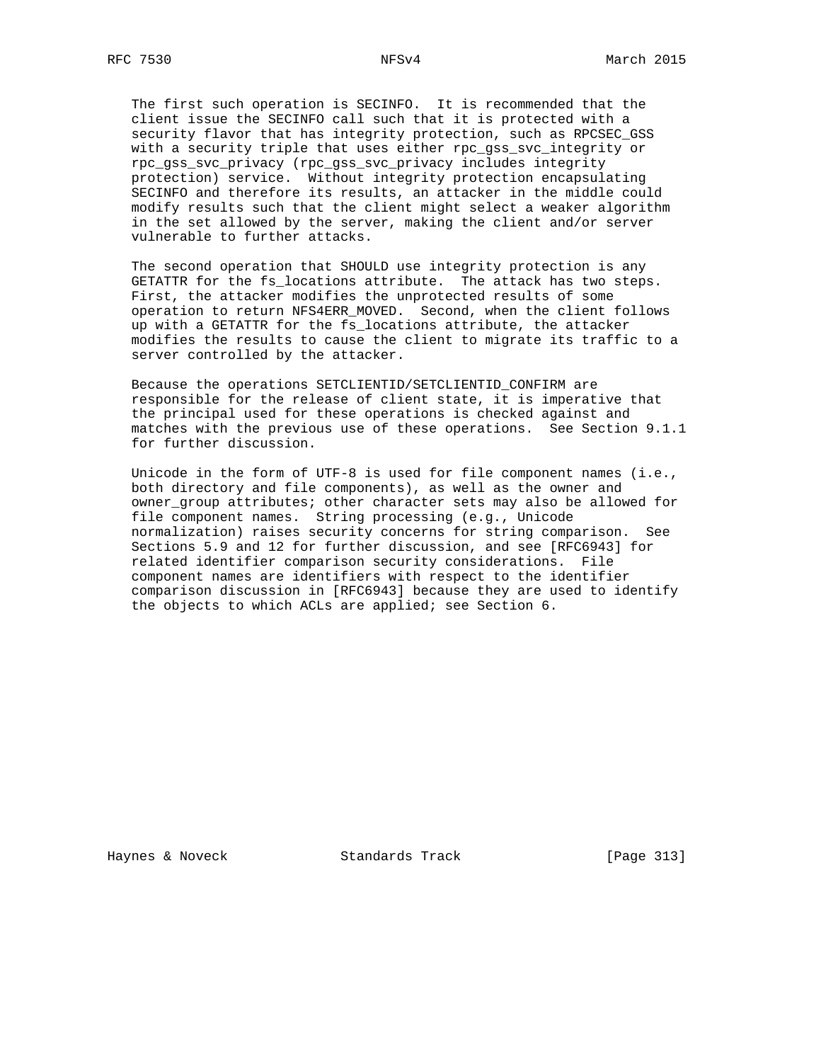The first such operation is SECINFO. It is recommended that the client issue the SECINFO call such that it is protected with a security flavor that has integrity protection, such as RPCSEC_GSS with a security triple that uses either rpc_gss_svc_integrity or rpc_gss_svc_privacy (rpc_gss_svc_privacy includes integrity protection) service. Without integrity protection encapsulating SECINFO and therefore its results, an attacker in the middle could modify results such that the client might select a weaker algorithm in the set allowed by the server, making the client and/or server vulnerable to further attacks.

The second operation that SHOULD use integrity protection is any GETATTR for the fs_locations attribute. The attack has two steps. First, the attacker modifies the unprotected results of some operation to return NFS4ERR_MOVED. Second, when the client follows up with a GETATTR for the fs_locations attribute, the attacker modifies the results to cause the client to migrate its traffic to a server controlled by the attacker.

Because the operations SETCLIENTID/SETCLIENTID_CONFIRM are responsible for the release of client state, it is imperative that the principal used for these operations is checked against and matches with the previous use of these operations. See Section 9.1.1 for further discussion.

Unicode in the form of UTF-8 is used for file component names (i.e., both directory and file components), as well as the owner and owner_group attributes; other character sets may also be allowed for file component names. String processing (e.g., Unicode normalization) raises security concerns for string comparison. See Sections 5.9 and 12 for further discussion, and see [RFC6943] for related identifier comparison security considerations. File component names are identifiers with respect to the identifier comparison discussion in [RFC6943] because they are used to identify the objects to which ACLs are applied; see Section 6.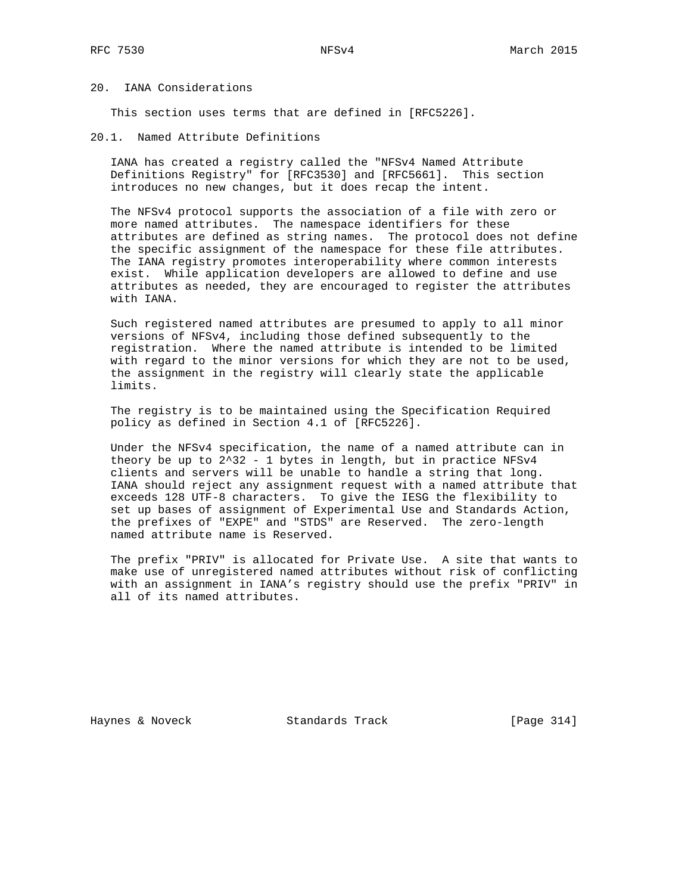## 20. IANA Considerations

This section uses terms that are defined in [RFC5226].

### 20.1. Named Attribute Definitions

IANA has created a registry called the "NFSv4 Named Attribute Definitions Registry" for [RFC3530] and [RFC5661]. This section introduces no new changes, but it does recap the intent.

The NFSv4 protocol supports the association of a file with zero or more named attributes. The namespace identifiers for these attributes are defined as string names. The protocol does not define the specific assignment of the namespace for these file attributes. The IANA registry promotes interoperability where common interests exist. While application developers are allowed to define and use attributes as needed, they are encouraged to register the attributes with IANA.

Such registered named attributes are presumed to apply to all minor versions of NFSv4, including those defined subsequently to the registration. Where the named attribute is intended to be limited with regard to the minor versions for which they are not to be used, the assignment in the registry will clearly state the applicable limits.

The registry is to be maintained using the Specification Required policy as defined in Section 4.1 of [RFC5226].

Under the NFSv4 specification, the name of a named attribute can in theory be up to $2^{32} - 1$ bytes in length, but in practice NFSv4 clients and servers will be unable to handle a string that long. IANA should reject any assignment request with a named attribute that exceeds 128 UTF-8 characters. To give the IESG the flexibility to set up bases of assignment of Experimental Use and Standards Action, the prefixes of "EXPE" and "STDS" are Reserved. The zero-length named attribute name is Reserved.

The prefix "PRIV" is allocated for Private Use. A site that wants to make use of unregistered named attributes without risk of conflicting with an assignment in IANA’s registry should use the prefix "PRIV" in all of its named attributes.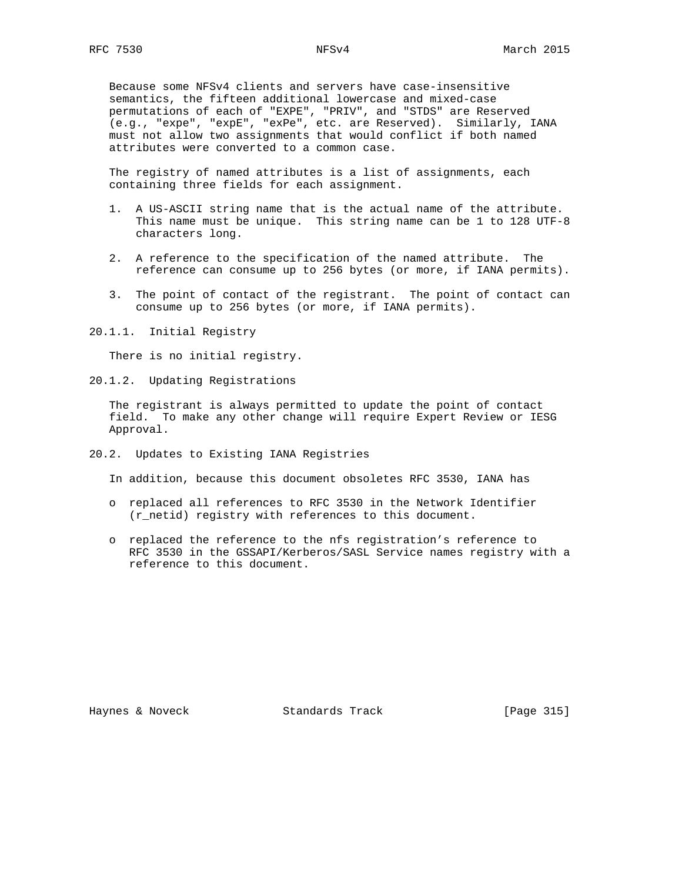Because some NFSv4 clients and servers have case-insensitive semantics, the fifteen additional lowercase and mixed-case permutations of each of "EXPE", "PRIV", and "STDS" are Reserved (e.g., "expe", "expE", "exPe", etc. are Reserved). Similarly, IANA must not allow two assignments that would conflict if both named attributes were converted to a common case.

The registry of named attributes is a list of assignments, each containing three fields for each assignment.

1. A US-ASCII string name that is the actual name of the attribute. This name must be unique. This string name can be 1 to 128 UTF-8 characters long.

2. A reference to the specification of the named attribute. The reference can consume up to 256 bytes (or more, if IANA permits).

3. The point of contact of the registrant. The point of contact can consume up to 256 bytes (or more, if IANA permits).

#### 20.1.1. Initial Registry

There is no initial registry.

#### 20.1.2. Updating Registrations

The registrant is always permitted to update the point of contact field. To make any other change will require Expert Review or IESG Approval.

### 20.2. Updates to Existing IANA Registries

In addition, because this document obsoletes RFC 3530, IANA has

- replaced all references to RFC 3530 in the Network Identifier (r_netid) registry with references to this document.

- replaced the reference to the nfs registration's reference to RFC 3530 in the GSSAPI/Kerberos/SASL Service names registry with a reference to this document.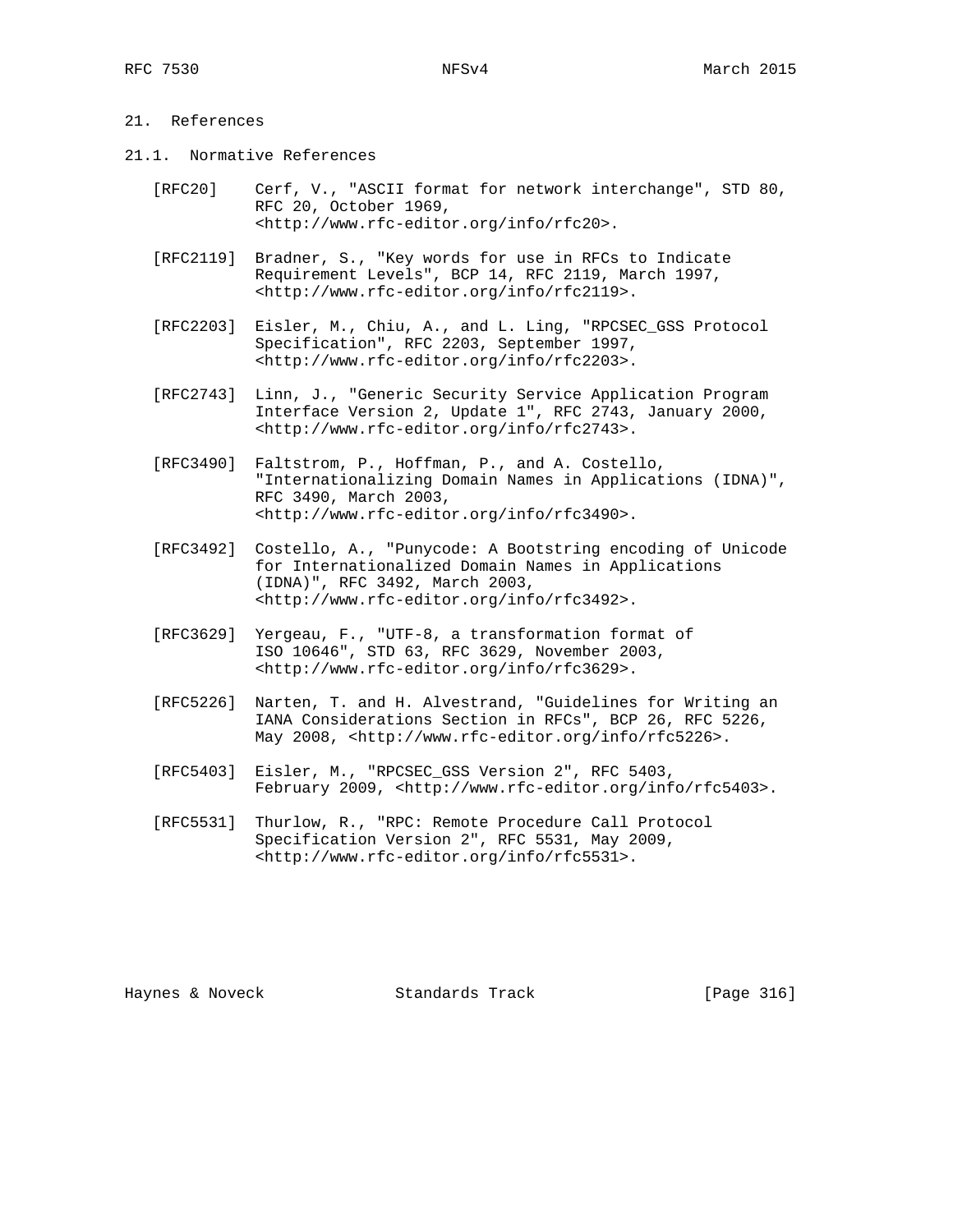# 21. References

## 21.1. Normative References

[RFC20] Cerf, V., "ASCII format for network interchange", STD 80, RFC 20, October 1969, <http://www.rfc-editor.org/info/rfc20>.

[RFC2119] Bradner, S., "Key words for use in RFCs to Indicate Requirement Levels", BCP 14, RFC 2119, March 1997, <http://www.rfc-editor.org/info/rfc2119>.

[RFC2203] Eisler, M., Chiu, A., and L. Ling, "RPCSEC_GSS Protocol Specification", RFC 2203, September 1997, <http://www.rfc-editor.org/info/rfc2203>.

[RFC2743] Linn, J., "Generic Security Service Application Program Interface Version 2, Update 1", RFC 2743, January 2000, <http://www.rfc-editor.org/info/rfc2743>.

[RFC3490] Faltstrom, P., Hoffman, P., and A. Costello, "Internationalizing Domain Names in Applications (IDNA)", RFC 3490, March 2003, <http://www.rfc-editor.org/info/rfc3490>.

[RFC3492] Costello, A., "Punycode: A Bootstring encoding of Unicode for Internationalized Domain Names in Applications (IDNA)", RFC 3492, March 2003, <http://www.rfc-editor.org/info/rfc3492>.

[RFC3629] Yergeau, F., "UTF-8, a transformation format of ISO 10646", STD 63, RFC 3629, November 2003, <http://www.rfc-editor.org/info/rfc3629>.

[RFC5226] Narten, T. and H. Alvestrand, "Guidelines for Writing an IANA Considerations Section in RFCs", BCP 26, RFC 5226, May 2008, <http://www.rfc-editor.org/info/rfc5226>.

[RFC5403] Eisler, M., "RPCSEC_GSS Version 2", RFC 5403, February 2009, <http://www.rfc-editor.org/info/rfc5403>.

[RFC5531] Thurlow, R., "RPC: Remote Procedure Call Protocol Specification Version 2", RFC 5531, May 2009, <http://www.rfc-editor.org/info/rfc5531>.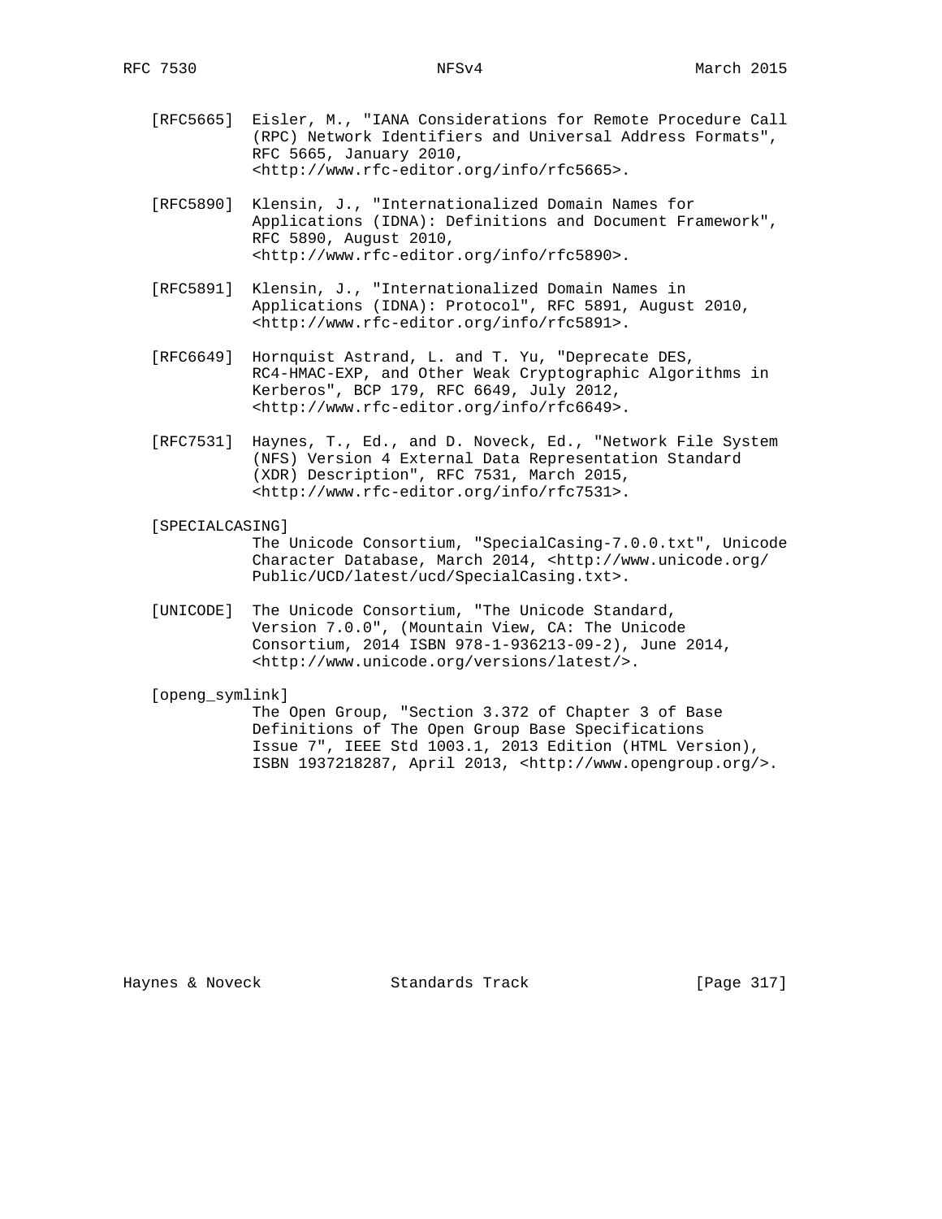[RFC5665] Eisler, M., "IANA Considerations for Remote Procedure Call (RPC) Network Identifiers and Universal Address Formats", RFC 5665, January 2010, <http://www.rfc-editor.org/info/rfc5665>.

[RFC5890] Klensin, J., "Internationalized Domain Names for Applications (IDNA): Definitions and Document Framework", RFC 5890, August 2010, <http://www.rfc-editor.org/info/rfc5890>.

[RFC5891] Klensin, J., "Internationalized Domain Names in Applications (IDNA): Protocol", RFC 5891, August 2010, <http://www.rfc-editor.org/info/rfc5891>.

[RFC6649] Hornquist Astrand, L. and T. Yu, "Deprecate DES, RC4-HMAC-EXP, and Other Weak Cryptographic Algorithms in Kerberos", BCP 179, RFC 6649, July 2012, <http://www.rfc-editor.org/info/rfc6649>.

[RFC7531] Haynes, T., Ed., and D. Noveck, Ed., "Network File System (NFS) Version 4 External Data Representation Standard (XDR) Description", RFC 7531, March 2015, <http://www.rfc-editor.org/info/rfc7531>.

[SPECIALCASING]
The Unicode Consortium, "SpecialCasing-7.0.0.txt", Unicode Character Database, March 2014, <http://www.unicode.org/Public/UCD/latest/ucd/SpecialCasing.txt>.

[UNICODE] The Unicode Consortium, "The Unicode Standard, Version 7.0.0", (Mountain View, CA: The Unicode Consortium, 2014 ISBN 978-1-936213-09-2), June 2014, <http://www.unicode.org/versions/latest/>.

[openg_symlink]
The Open Group, "Section 3.372 of Chapter 3 of Base Definitions of The Open Group Base Specifications Issue 7", IEEE Std 1003.1, 2013 Edition (HTML Version), ISBN 1937218287, April 2013, <http://www.opengroup.org/>.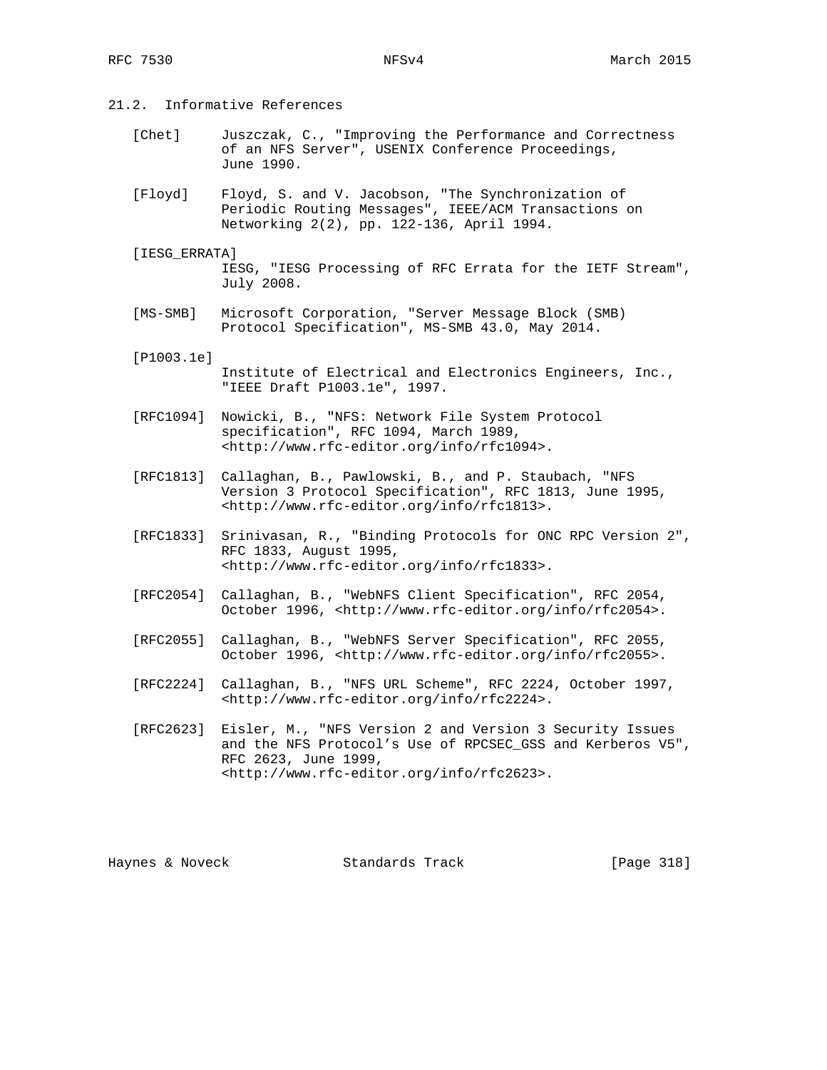## 21.2. Informative References

[Chet] Juszczak, C., "Improving the Performance and Correctness of an NFS Server", USENIX Conference Proceedings, June 1990.

[Floyd] Floyd, S. and V. Jacobson, "The Synchronization of Periodic Routing Messages", IEEE/ACM Transactions on Networking 2(2), pp. 122-136, April 1994.

[IESG_ERRATA] IESG, "IESG Processing of RFC Errata for the IETF Stream", July 2008.

[MS-SMB] Microsoft Corporation, "Server Message Block (SMB) Protocol Specification", MS-SMB 43.0, May 2014.

[P1003.1e] Institute of Electrical and Electronics Engineers, Inc., "IEEE Draft P1003.1e", 1997.

[RFC1094] Nowicki, B., "NFS: Network File System Protocol specification", RFC 1094, March 1989, <http://www.rfc-editor.org/info/rfc1094>.

[RFC1813] Callaghan, B., Pawlowski, B., and P. Staubach, "NFS Version 3 Protocol Specification", RFC 1813, June 1995, <http://www.rfc-editor.org/info/rfc1813>.

[RFC1833] Srinivasan, R., "Binding Protocols for ONC RPC Version 2", RFC 1833, August 1995, <http://www.rfc-editor.org/info/rfc1833>.

[RFC2054] Callaghan, B., "WebNFS Client Specification", RFC 2054, October 1996, <http://www.rfc-editor.org/info/rfc2054>.

[RFC2055] Callaghan, B., "WebNFS Server Specification", RFC 2055, October 1996, <http://www.rfc-editor.org/info/rfc2055>.

[RFC2224] Callaghan, B., "NFS URL Scheme", RFC 2224, October 1997, <http://www.rfc-editor.org/info/rfc2224>.

[RFC2623] Eisler, M., "NFS Version 2 and Version 3 Security Issues and the NFS Protocol's Use of RPCSEC_GSS and Kerberos V5", RFC 2623, June 1999, <http://www.rfc-editor.org/info/rfc2623>.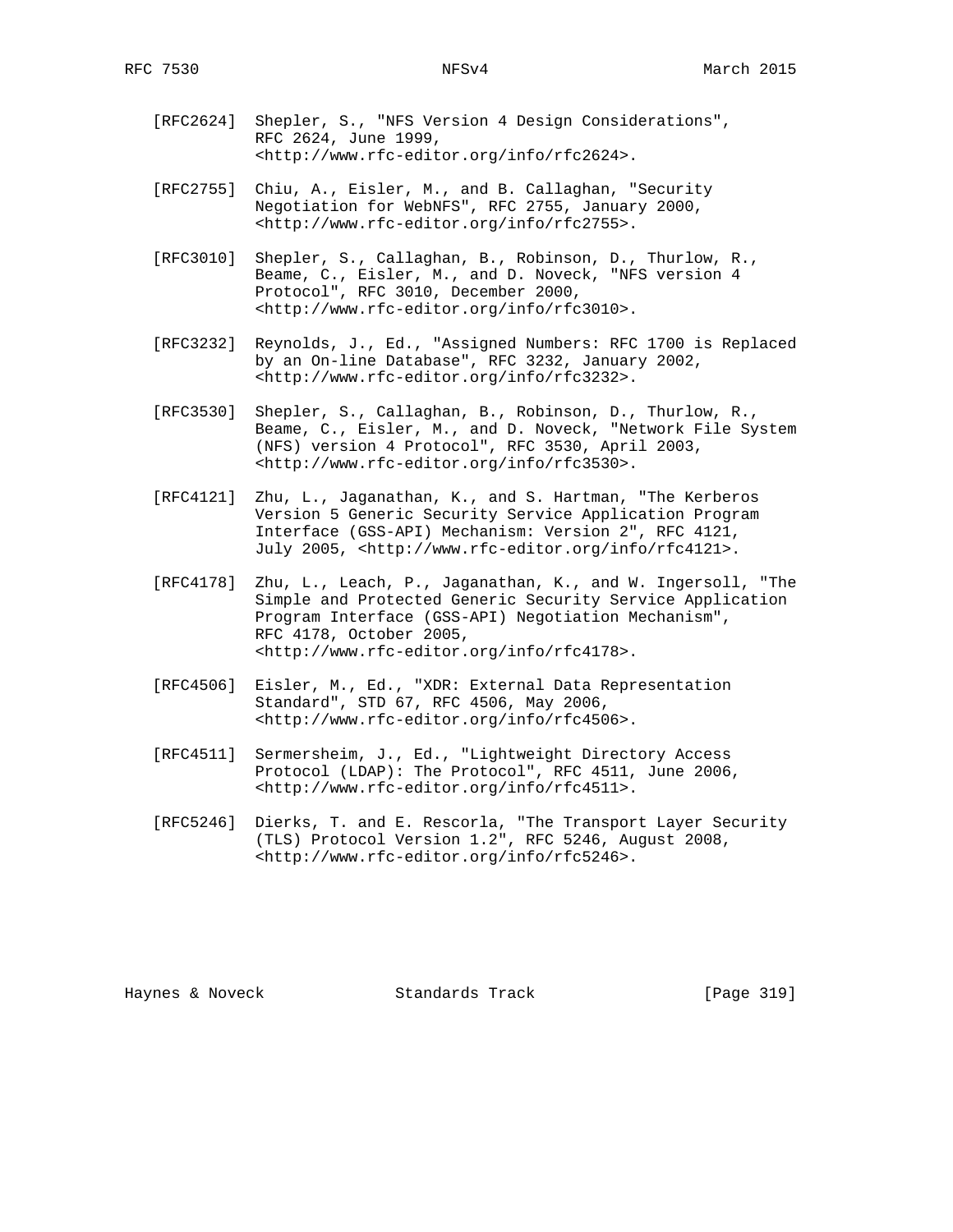[RFC2624] Shepler, S., "NFS Version 4 Design Considerations", RFC 2624, June 1999, <http://www.rfc-editor.org/info/rfc2624>.

[RFC2755] Chiu, A., Eisler, M., and B. Callaghan, "Security Negotiation for WebNFS", RFC 2755, January 2000, <http://www.rfc-editor.org/info/rfc2755>.

[RFC3010] Shepler, S., Callaghan, B., Robinson, D., Thurlow, R., Beame, C., Eisler, M., and D. Noveck, "NFS version 4 Protocol", RFC 3010, December 2000, <http://www.rfc-editor.org/info/rfc3010>.

[RFC3232] Reynolds, J., Ed., "Assigned Numbers: RFC 1700 is Replaced by an On-line Database", RFC 3232, January 2002, <http://www.rfc-editor.org/info/rfc3232>.

[RFC3530] Shepler, S., Callaghan, B., Robinson, D., Thurlow, R., Beame, C., Eisler, M., and D. Noveck, "Network File System (NFS) version 4 Protocol", RFC 3530, April 2003, <http://www.rfc-editor.org/info/rfc3530>.

[RFC4121] Zhu, L., Jaganathan, K., and S. Hartman, "The Kerberos Version 5 Generic Security Service Application Program Interface (GSS-API) Mechanism: Version 2", RFC 4121, July 2005, <http://www.rfc-editor.org/info/rfc4121>.

[RFC4178] Zhu, L., Leach, P., Jaganathan, K., and W. Ingersoll, "The Simple and Protected Generic Security Service Application Program Interface (GSS-API) Negotiation Mechanism", RFC 4178, October 2005, <http://www.rfc-editor.org/info/rfc4178>.

[RFC4506] Eisler, M., Ed., "XDR: External Data Representation Standard", STD 67, RFC 4506, May 2006, <http://www.rfc-editor.org/info/rfc4506>.

[RFC4511] Sermersheim, J., Ed., "Lightweight Directory Access Protocol (LDAP): The Protocol", RFC 4511, June 2006, <http://www.rfc-editor.org/info/rfc4511>.

[RFC5246] Dierks, T. and E. Rescorla, "The Transport Layer Security (TLS) Protocol Version 1.2", RFC 5246, August 2008, <http://www.rfc-editor.org/info/rfc5246>.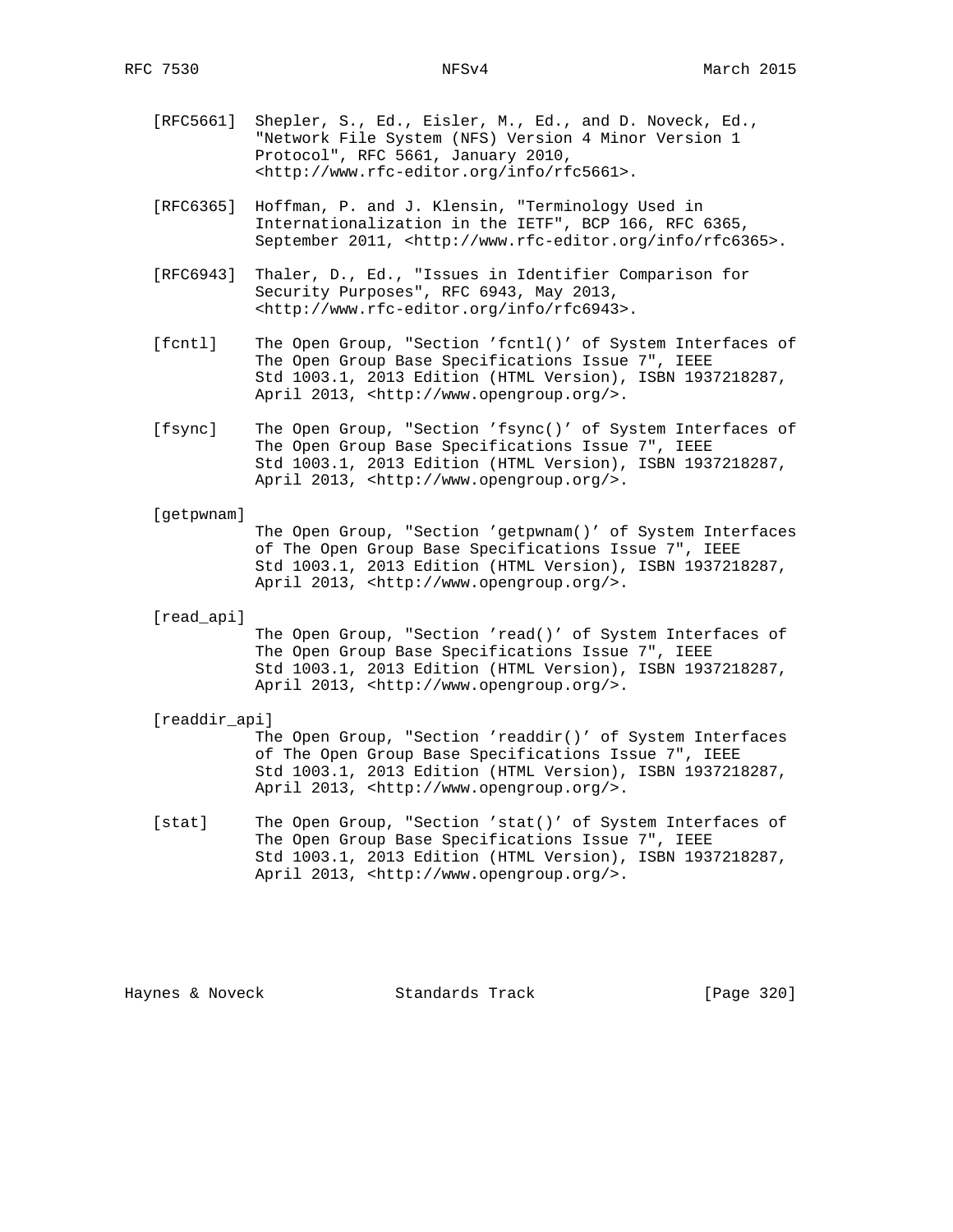[RFC5661] Shepler, S., Ed., Eisler, M., Ed., and D. Noveck, Ed., "Network File System (NFS) Version 4 Minor Version 1 Protocol", RFC 5661, January 2010, <http://www.rfc-editor.org/info/rfc5661>.

[RFC6365] Hoffman, P. and J. Klensin, "Terminology Used in Internationalization in the IETF", BCP 166, RFC 6365, September 2011, <http://www.rfc-editor.org/info/rfc6365>.

[RFC6943] Thaler, D., Ed., "Issues in Identifier Comparison for Security Purposes", RFC 6943, May 2013, <http://www.rfc-editor.org/info/rfc6943>.

[fcntl] The Open Group, "Section 'fcntl()' of System Interfaces of The Open Group Base Specifications Issue 7", IEEE Std 1003.1, 2013 Edition (HTML Version), ISBN 1937218287, April 2013, <http://www.opengroup.org/>.

[fsync] The Open Group, "Section 'fsync()' of System Interfaces of The Open Group Base Specifications Issue 7", IEEE Std 1003.1, 2013 Edition (HTML Version), ISBN 1937218287, April 2013, <http://www.opengroup.org/>.

[getpwnam] The Open Group, "Section 'getpwnam()' of System Interfaces of The Open Group Base Specifications Issue 7", IEEE Std 1003.1, 2013 Edition (HTML Version), ISBN 1937218287, April 2013, <http://www.opengroup.org/>.

[read_api] The Open Group, "Section 'read()' of System Interfaces of The Open Group Base Specifications Issue 7", IEEE Std 1003.1, 2013 Edition (HTML Version), ISBN 1937218287, April 2013, <http://www.opengroup.org/>.

[readdir_api] The Open Group, "Section 'readdir()' of System Interfaces of The Open Group Base Specifications Issue 7", IEEE Std 1003.1, 2013 Edition (HTML Version), ISBN 1937218287, April 2013, <http://www.opengroup.org/>.

[stat] The Open Group, "Section 'stat()' of System Interfaces of The Open Group Base Specifications Issue 7", IEEE Std 1003.1, 2013 Edition (HTML Version), ISBN 1937218287, April 2013, <http://www.opengroup.org/>.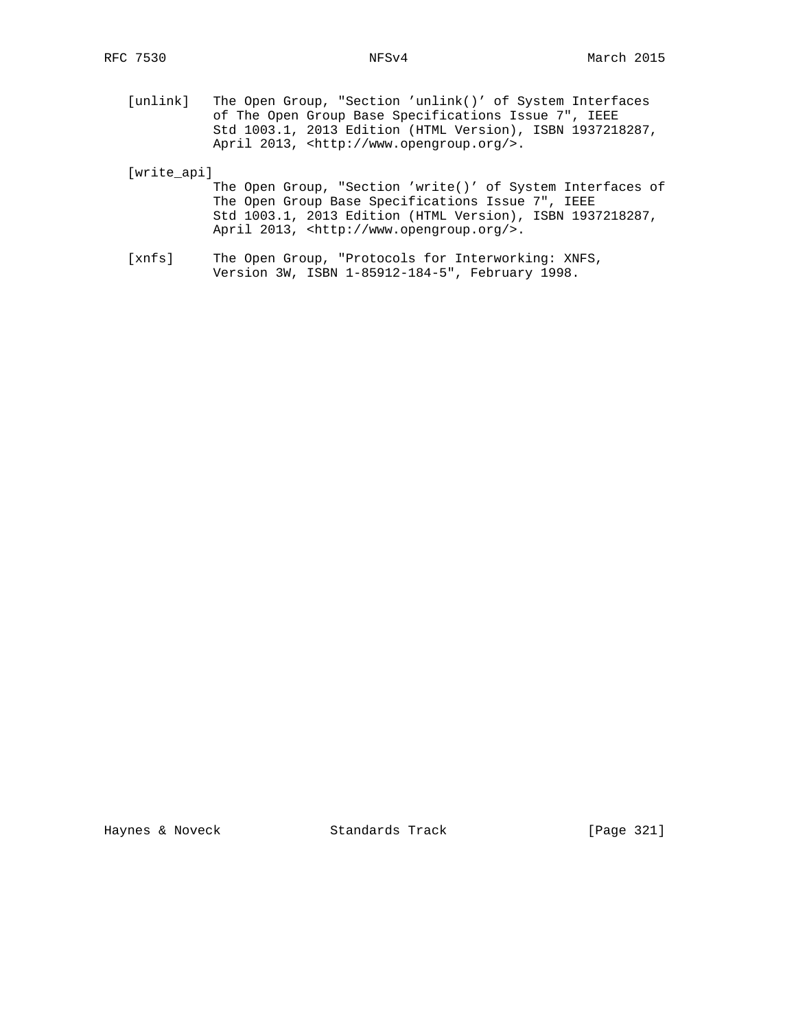[unlink] The Open Group, "Section 'unlink()' of System Interfaces of The Open Group Base Specifications Issue 7", IEEE Std 1003.1, 2013 Edition (HTML Version), ISBN 1937218287, April 2013, <http://www.opengroup.org/>.

[write_api] The Open Group, "Section 'write()' of System Interfaces of The Open Group Base Specifications Issue 7", IEEE Std 1003.1, 2013 Edition (HTML Version), ISBN 1937218287, April 2013, <http://www.opengroup.org/>.

[xnfs] The Open Group, "Protocols for Interworking: XNFS, Version 3W, ISBN 1-85912-184-5", February 1998.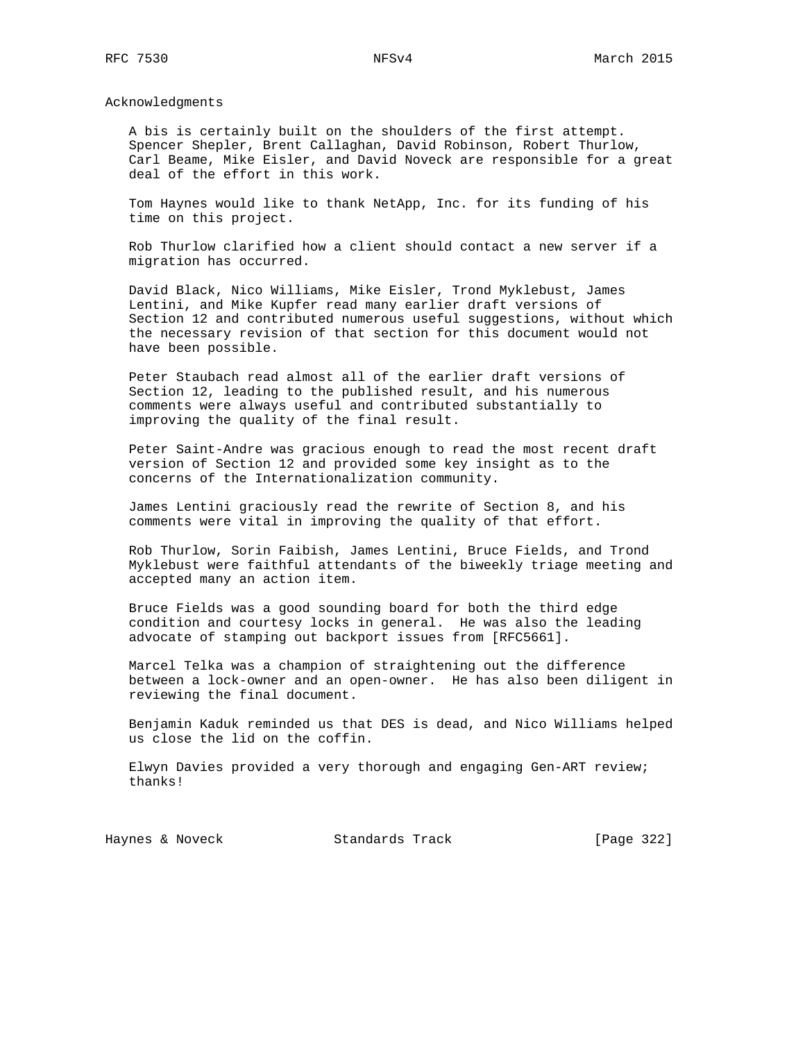## Acknowledgments

A bis is certainly built on the shoulders of the first attempt. Spencer Shepler, Brent Callaghan, David Robinson, Robert Thurlow, Carl Beame, Mike Eisler, and David Noveck are responsible for a great deal of the effort in this work.

Tom Haynes would like to thank NetApp, Inc. for its funding of his time on this project.

Rob Thurlow clarified how a client should contact a new server if a migration has occurred.

David Black, Nico Williams, Mike Eisler, Trond Myklebust, James Lentini, and Mike Kupfer read many earlier draft versions of Section 12 and contributed numerous useful suggestions, without which the necessary revision of that section for this document would not have been possible.

Peter Staubach read almost all of the earlier draft versions of Section 12, leading to the published result, and his numerous comments were always useful and contributed substantially to improving the quality of the final result.

Peter Saint-Andre was gracious enough to read the most recent draft version of Section 12 and provided some key insight as to the concerns of the Internationalization community.

James Lentini graciously read the rewrite of Section 8, and his comments were vital in improving the quality of that effort.

Rob Thurlow, Sorin Faibish, James Lentini, Bruce Fields, and Trond Myklebust were faithful attendants of the biweekly triage meeting and accepted many an action item.

Bruce Fields was a good sounding board for both the third edge condition and courtesy locks in general. He was also the leading advocate of stamping out backport issues from [RFC5661].

Marcel Telka was a champion of straightening out the difference between a lock-owner and an open-owner. He has also been diligent in reviewing the final document.

Benjamin Kaduk reminded us that DES is dead, and Nico Williams helped us close the lid on the coffin.

Elwyn Davies provided a very thorough and engaging Gen-ART review; thanks!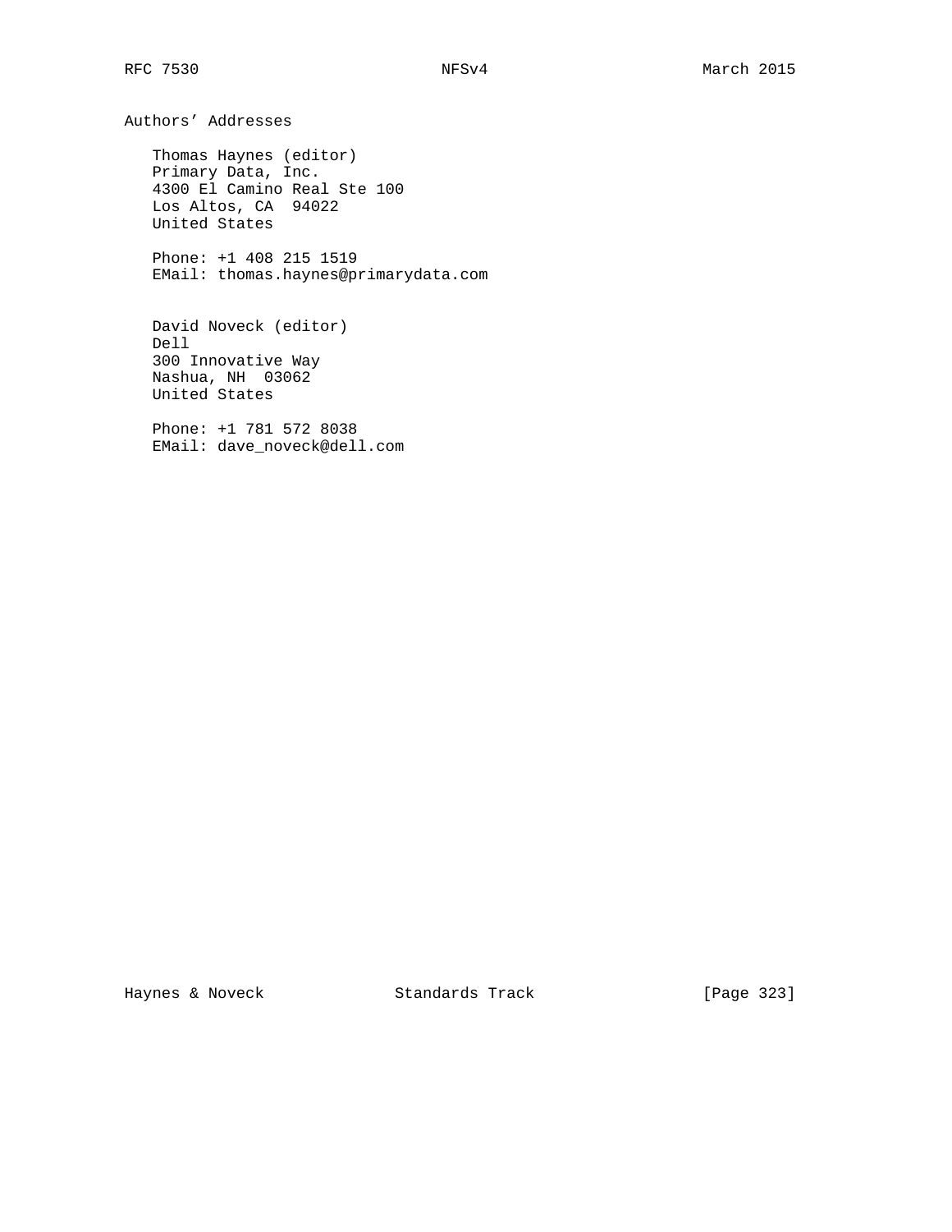## Authors' Addresses

Thomas Haynes (editor)
Primary Data, Inc.
4300 El Camino Real Ste 100
Los Altos, CA  94022
United States

Phone: +1 408 215 1519
EMail: thomas.haynes@primarydata.com

David Noveck (editor)
Dell
300 Innovative Way
Nashua, NH  03062
United States

Phone: +1 781 572 8038
EMail: dave_noveck@dell.com